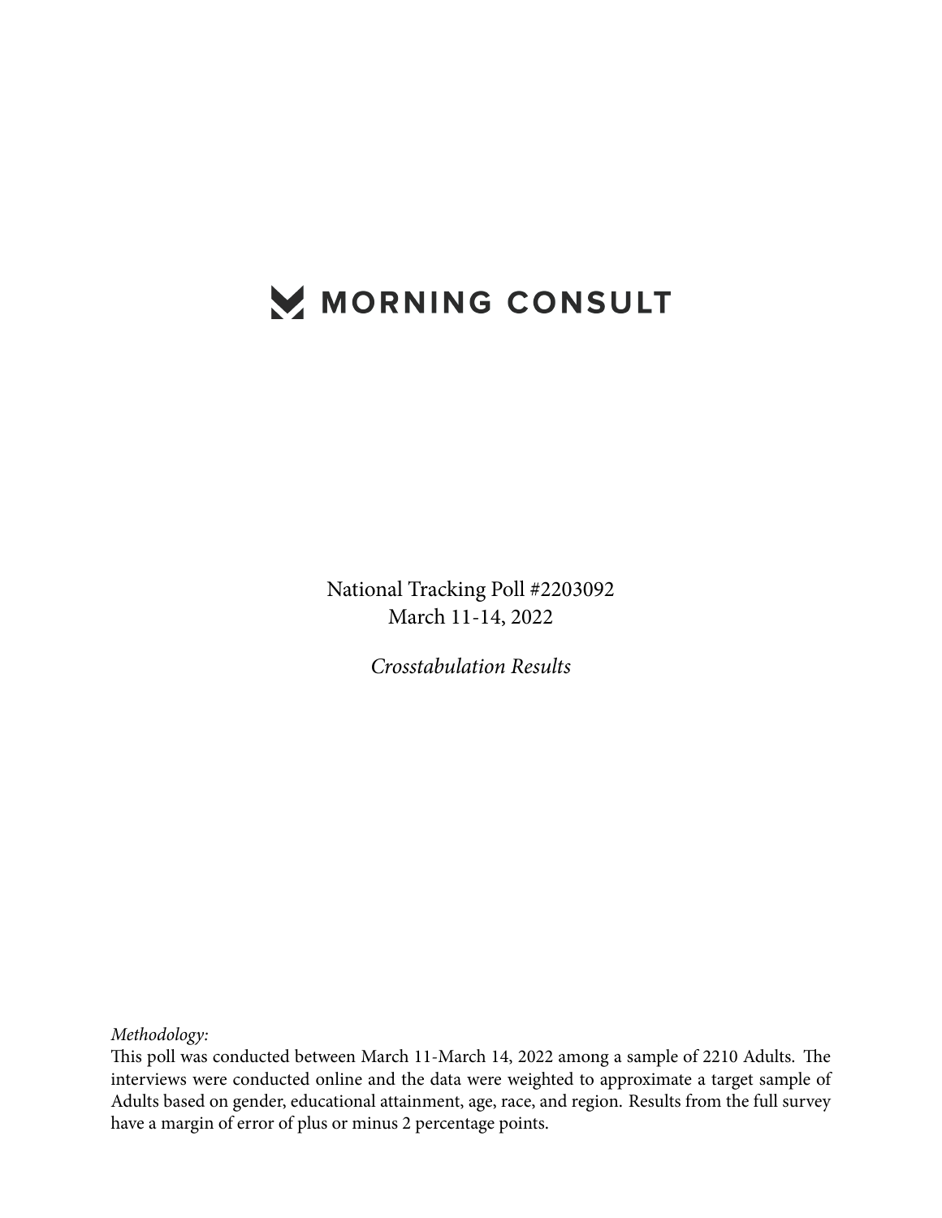# MORNING CONSULT

National Tracking Poll #2203092
March 11-14, 2022

*Crosstabulation Results*

*Methodology:*
This poll was conducted between March 11-March 14, 2022 among a sample of 2210 Adults. The interviews were conducted online and the data were weighted to approximate a target sample of Adults based on gender, educational attainment, age, race, and region. Results from the full survey have a margin of error of plus or minus 2 percentage points.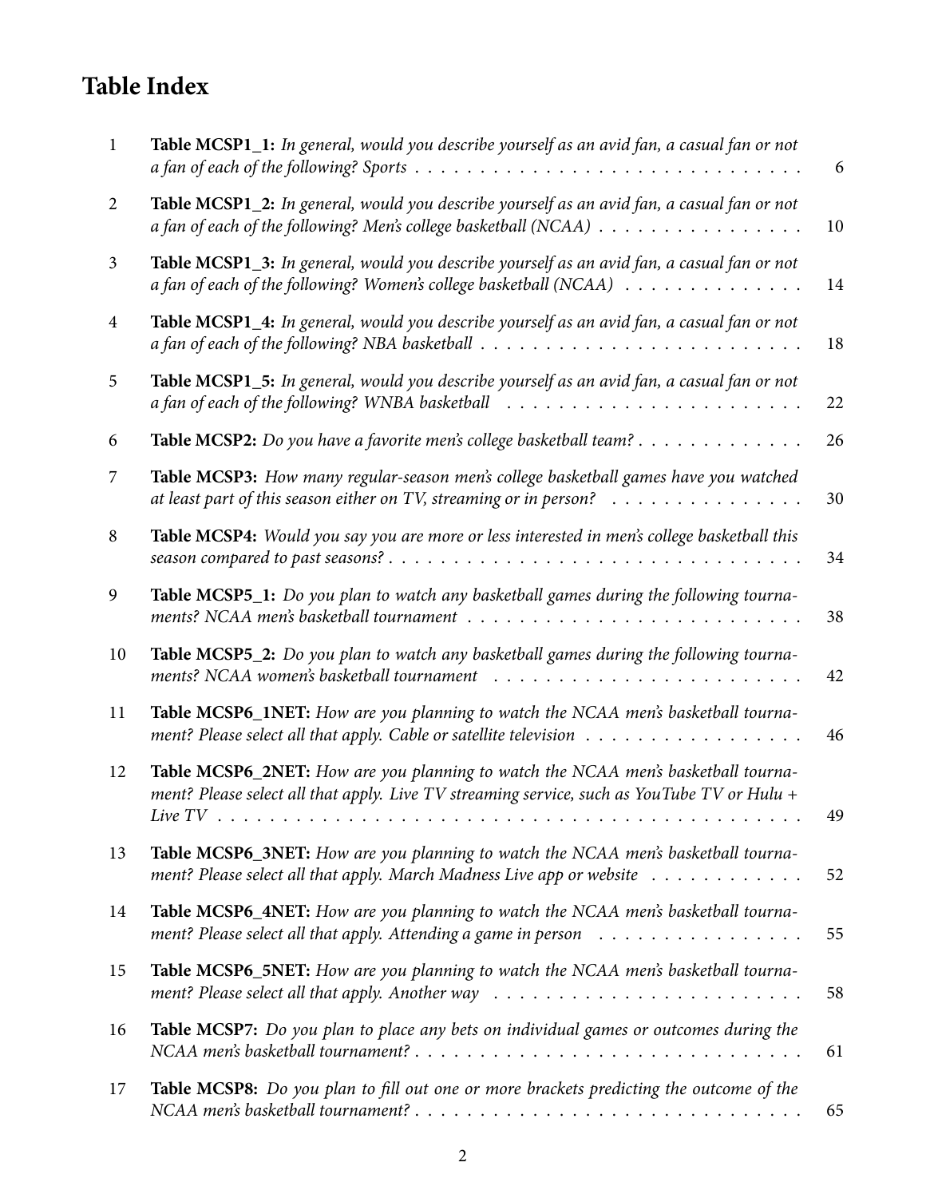# Table Index

| | | |
|---|---|---|
| 1 | **Table MCSP1_1:** *In general, would you describe yourself as an avid fan, a casual fan or not a fan of each of the following? Sports* | 6 |
| 2 | **Table MCSP1_2:** *In general, would you describe yourself as an avid fan, a casual fan or not a fan of each of the following? Men's college basketball (NCAA)* | 10 |
| 3 | **Table MCSP1_3:** *In general, would you describe yourself as an avid fan, a casual fan or not a fan of each of the following? Women's college basketball (NCAA)* | 14 |
| 4 | **Table MCSP1_4:** *In general, would you describe yourself as an avid fan, a casual fan or not a fan of each of the following? NBA basketball* | 18 |
| 5 | **Table MCSP1_5:** *In general, would you describe yourself as an avid fan, a casual fan or not a fan of each of the following? WNBA basketball* | 22 |
| 6 | **Table MCSP2:** *Do you have a favorite men's college basketball team?* | 26 |
| 7 | **Table MCSP3:** *How many regular-season men's college basketball games have you watched at least part of this season either on TV, streaming or in person?* | 30 |
| 8 | **Table MCSP4:** *Would you say you are more or less interested in men's college basketball this season compared to past seasons?* | 34 |
| 9 | **Table MCSP5_1:** *Do you plan to watch any basketball games during the following tournaments? NCAA men's basketball tournament* | 38 |
| 10 | **Table MCSP5_2:** *Do you plan to watch any basketball games during the following tournaments? NCAA women's basketball tournament* | 42 |
| 11 | **Table MCSP6_1NET:** *How are you planning to watch the NCAA men's basketball tournament? Please select all that apply. Cable or satellite television* | 46 |
| 12 | **Table MCSP6_2NET:** *How are you planning to watch the NCAA men's basketball tournament? Please select all that apply. Live TV streaming service, such as YouTube TV or Hulu + Live TV* | 49 |
| 13 | **Table MCSP6_3NET:** *How are you planning to watch the NCAA men's basketball tournament? Please select all that apply. March Madness Live app or website* | 52 |
| 14 | **Table MCSP6_4NET:** *How are you planning to watch the NCAA men's basketball tournament? Please select all that apply. Attending a game in person* | 55 |
| 15 | **Table MCSP6_5NET:** *How are you planning to watch the NCAA men's basketball tournament? Please select all that apply. Another way* | 58 |
| 16 | **Table MCSP7:** *Do you plan to place any bets on individual games or outcomes during the NCAA men's basketball tournament?* | 61 |
| 17 | **Table MCSP8:** *Do you plan to fill out one or more brackets predicting the outcome of the NCAA men's basketball tournament?* | 65 |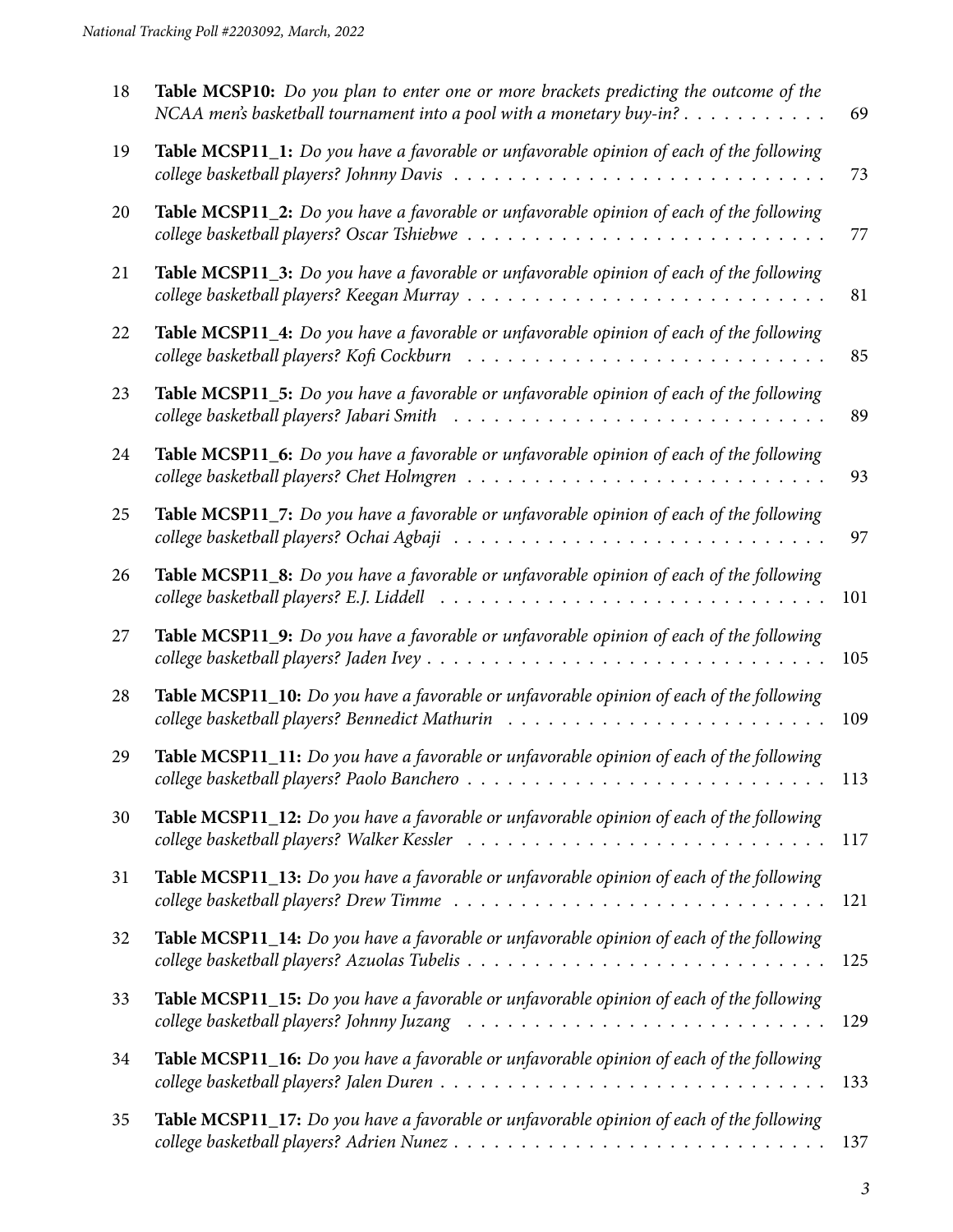| | | |
|---|---|---|
| 18 | **Table MCSP10:** *Do you plan to enter one or more brackets predicting the outcome of the NCAA men's basketball tournament into a pool with a monetary buy-in?* | 69 |
| 19 | **Table MCSP11_1:** *Do you have a favorable or unfavorable opinion of each of the following college basketball players? Johnny Davis* | 73 |
| 20 | **Table MCSP11_2:** *Do you have a favorable or unfavorable opinion of each of the following college basketball players? Oscar Tshiebwe* | 77 |
| 21 | **Table MCSP11_3:** *Do you have a favorable or unfavorable opinion of each of the following college basketball players? Keegan Murray* | 81 |
| 22 | **Table MCSP11_4:** *Do you have a favorable or unfavorable opinion of each of the following college basketball players? Kofi Cockburn* | 85 |
| 23 | **Table MCSP11_5:** *Do you have a favorable or unfavorable opinion of each of the following college basketball players? Jabari Smith* | 89 |
| 24 | **Table MCSP11_6:** *Do you have a favorable or unfavorable opinion of each of the following college basketball players? Chet Holmgren* | 93 |
| 25 | **Table MCSP11_7:** *Do you have a favorable or unfavorable opinion of each of the following college basketball players? Ochai Agbaji* | 97 |
| 26 | **Table MCSP11_8:** *Do you have a favorable or unfavorable opinion of each of the following college basketball players? E.J. Liddell* | 101 |
| 27 | **Table MCSP11_9:** *Do you have a favorable or unfavorable opinion of each of the following college basketball players? Jaden Ivey* | 105 |
| 28 | **Table MCSP11_10:** *Do you have a favorable or unfavorable opinion of each of the following college basketball players? Bennedict Mathurin* | 109 |
| 29 | **Table MCSP11_11:** *Do you have a favorable or unfavorable opinion of each of the following college basketball players? Paolo Banchero* | 113 |
| 30 | **Table MCSP11_12:** *Do you have a favorable or unfavorable opinion of each of the following college basketball players? Walker Kessler* | 117 |
| 31 | **Table MCSP11_13:** *Do you have a favorable or unfavorable opinion of each of the following college basketball players? Drew Timme* | 121 |
| 32 | **Table MCSP11_14:** *Do you have a favorable or unfavorable opinion of each of the following college basketball players? Azuolas Tubelis* | 125 |
| 33 | **Table MCSP11_15:** *Do you have a favorable or unfavorable opinion of each of the following college basketball players? Johnny Juzang* | 129 |
| 34 | **Table MCSP11_16:** *Do you have a favorable or unfavorable opinion of each of the following college basketball players? Jalen Duren* | 133 |
| 35 | **Table MCSP11_17:** *Do you have a favorable or unfavorable opinion of each of the following college basketball players? Adrien Nunez* | 137 |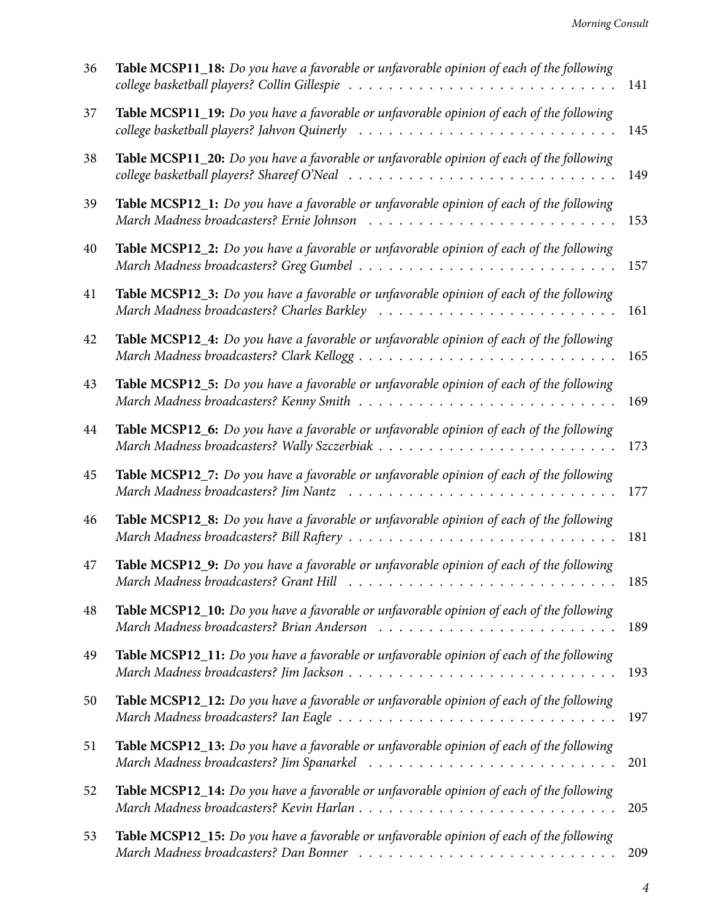| | | |
|---|---|---|
| 36 | **Table MCSP11_18:** *Do you have a favorable or unfavorable opinion of each of the following college basketball players? Collin Gillespie* | 141 |
| 37 | **Table MCSP11_19:** *Do you have a favorable or unfavorable opinion of each of the following college basketball players? Jahvon Quinerly* | 145 |
| 38 | **Table MCSP11_20:** *Do you have a favorable or unfavorable opinion of each of the following college basketball players? Shareef O'Neal* | 149 |
| 39 | **Table MCSP12_1:** *Do you have a favorable or unfavorable opinion of each of the following March Madness broadcasters? Ernie Johnson* | 153 |
| 40 | **Table MCSP12_2:** *Do you have a favorable or unfavorable opinion of each of the following March Madness broadcasters? Greg Gumbel* | 157 |
| 41 | **Table MCSP12_3:** *Do you have a favorable or unfavorable opinion of each of the following March Madness broadcasters? Charles Barkley* | 161 |
| 42 | **Table MCSP12_4:** *Do you have a favorable or unfavorable opinion of each of the following March Madness broadcasters? Clark Kellogg* | 165 |
| 43 | **Table MCSP12_5:** *Do you have a favorable or unfavorable opinion of each of the following March Madness broadcasters? Kenny Smith* | 169 |
| 44 | **Table MCSP12_6:** *Do you have a favorable or unfavorable opinion of each of the following March Madness broadcasters? Wally Szczerbiak* | 173 |
| 45 | **Table MCSP12_7:** *Do you have a favorable or unfavorable opinion of each of the following March Madness broadcasters? Jim Nantz* | 177 |
| 46 | **Table MCSP12_8:** *Do you have a favorable or unfavorable opinion of each of the following March Madness broadcasters? Bill Raftery* | 181 |
| 47 | **Table MCSP12_9:** *Do you have a favorable or unfavorable opinion of each of the following March Madness broadcasters? Grant Hill* | 185 |
| 48 | **Table MCSP12_10:** *Do you have a favorable or unfavorable opinion of each of the following March Madness broadcasters? Brian Anderson* | 189 |
| 49 | **Table MCSP12_11:** *Do you have a favorable or unfavorable opinion of each of the following March Madness broadcasters? Jim Jackson* | 193 |
| 50 | **Table MCSP12_12:** *Do you have a favorable or unfavorable opinion of each of the following March Madness broadcasters? Ian Eagle* | 197 |
| 51 | **Table MCSP12_13:** *Do you have a favorable or unfavorable opinion of each of the following March Madness broadcasters? Jim Spanarkel* | 201 |
| 52 | **Table MCSP12_14:** *Do you have a favorable or unfavorable opinion of each of the following March Madness broadcasters? Kevin Harlan* | 205 |
| 53 | **Table MCSP12_15:** *Do you have a favorable or unfavorable opinion of each of the following March Madness broadcasters? Dan Bonner* | 209 |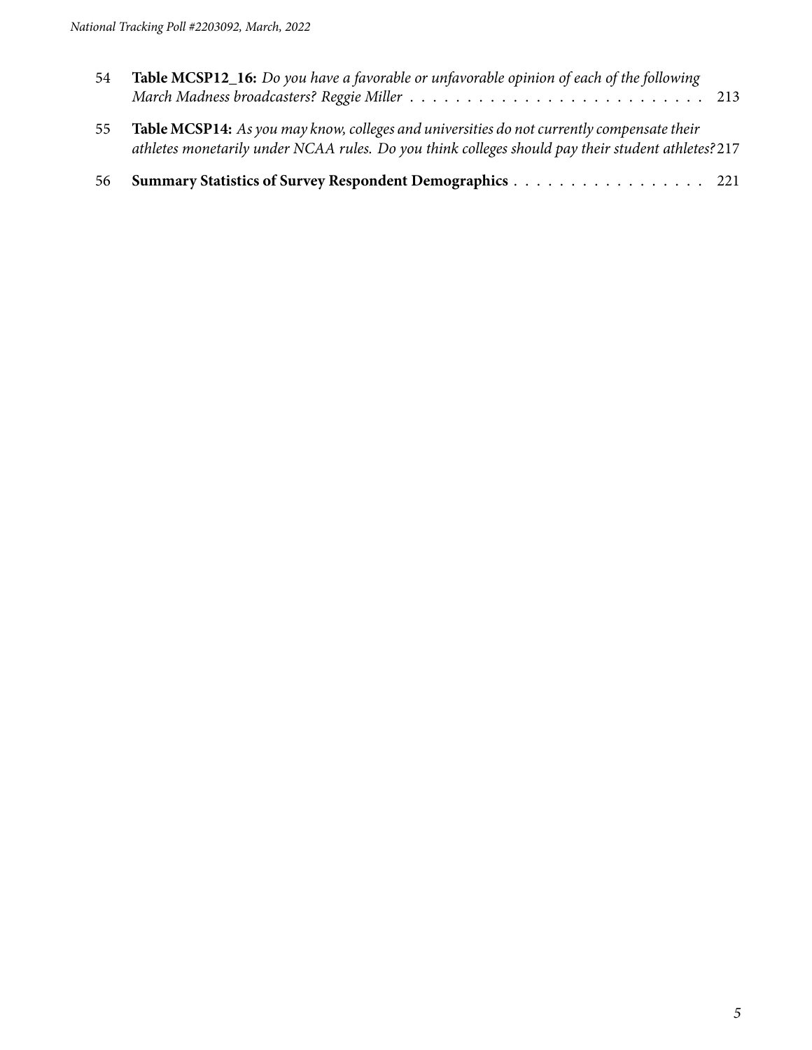54 **Table MCSP12_16:** *Do you have a favorable or unfavorable opinion of each of the following March Madness broadcasters? Reggie Miller* . . . . . . . . . . . . . . . . . . . . . . . . . . . 213

55 **Table MCSP14:** *As you may know, colleges and universities do not currently compensate their athletes monetarily under NCAA rules. Do you think colleges should pay their student athletes?* 217

56 **Summary Statistics of Survey Respondent Demographics** . . . . . . . . . . . . . . . . . . 221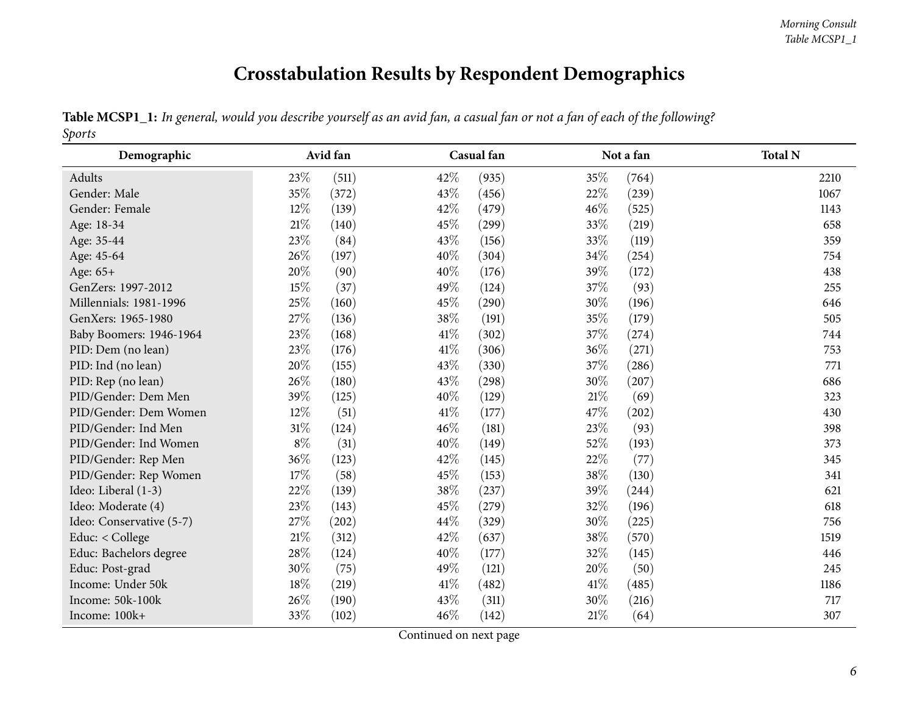# Crosstabulation Results by Respondent Demographics

**Table MCSP1_1:** *In general, would you describe yourself as an avid fan, a casual fan or not a fan of each of the following?*
*Sports*

| Demographic | Avid fan | | Casual fan | | Not a fan | | Total N |
|---|---|---|---|---|---|---|---|
| Adults | 23% | (511) | 42% | (935) | 35% | (764) | 2210 |
| Gender: Male | 35% | (372) | 43% | (456) | 22% | (239) | 1067 |
| Gender: Female | 12% | (139) | 42% | (479) | 46% | (525) | 1143 |
| Age: 18-34 | 21% | (140) | 45% | (299) | 33% | (219) | 658 |
| Age: 35-44 | 23% | (84) | 43% | (156) | 33% | (119) | 359 |
| Age: 45-64 | 26% | (197) | 40% | (304) | 34% | (254) | 754 |
| Age: 65+ | 20% | (90) | 40% | (176) | 39% | (172) | 438 |
| GenZers: 1997-2012 | 15% | (37) | 49% | (124) | 37% | (93) | 255 |
| Millennials: 1981-1996 | 25% | (160) | 45% | (290) | 30% | (196) | 646 |
| GenXers: 1965-1980 | 27% | (136) | 38% | (191) | 35% | (179) | 505 |
| Baby Boomers: 1946-1964 | 23% | (168) | 41% | (302) | 37% | (274) | 744 |
| PID: Dem (no lean) | 23% | (176) | 41% | (306) | 36% | (271) | 753 |
| PID: Ind (no lean) | 20% | (155) | 43% | (330) | 37% | (286) | 771 |
| PID: Rep (no lean) | 26% | (180) | 43% | (298) | 30% | (207) | 686 |
| PID/Gender: Dem Men | 39% | (125) | 40% | (129) | 21% | (69) | 323 |
| PID/Gender: Dem Women | 12% | (51) | 41% | (177) | 47% | (202) | 430 |
| PID/Gender: Ind Men | 31% | (124) | 46% | (181) | 23% | (93) | 398 |
| PID/Gender: Ind Women | 8% | (31) | 40% | (149) | 52% | (193) | 373 |
| PID/Gender: Rep Men | 36% | (123) | 42% | (145) | 22% | (77) | 345 |
| PID/Gender: Rep Women | 17% | (58) | 45% | (153) | 38% | (130) | 341 |
| Ideo: Liberal (1-3) | 22% | (139) | 38% | (237) | 39% | (244) | 621 |
| Ideo: Moderate (4) | 23% | (143) | 45% | (279) | 32% | (196) | 618 |
| Ideo: Conservative (5-7) | 27% | (202) | 44% | (329) | 30% | (225) | 756 |
| Educ: < College | 21% | (312) | 42% | (637) | 38% | (570) | 1519 |
| Educ: Bachelors degree | 28% | (124) | 40% | (177) | 32% | (145) | 446 |
| Educ: Post-grad | 30% | (75) | 49% | (121) | 20% | (50) | 245 |
| Income: Under 50k | 18% | (219) | 41% | (482) | 41% | (485) | 1186 |
| Income: 50k-100k | 26% | (190) | 43% | (311) | 30% | (216) | 717 |
| Income: 100k+ | 33% | (102) | 46% | (142) | 21% | (64) | 307 |

Continued on next page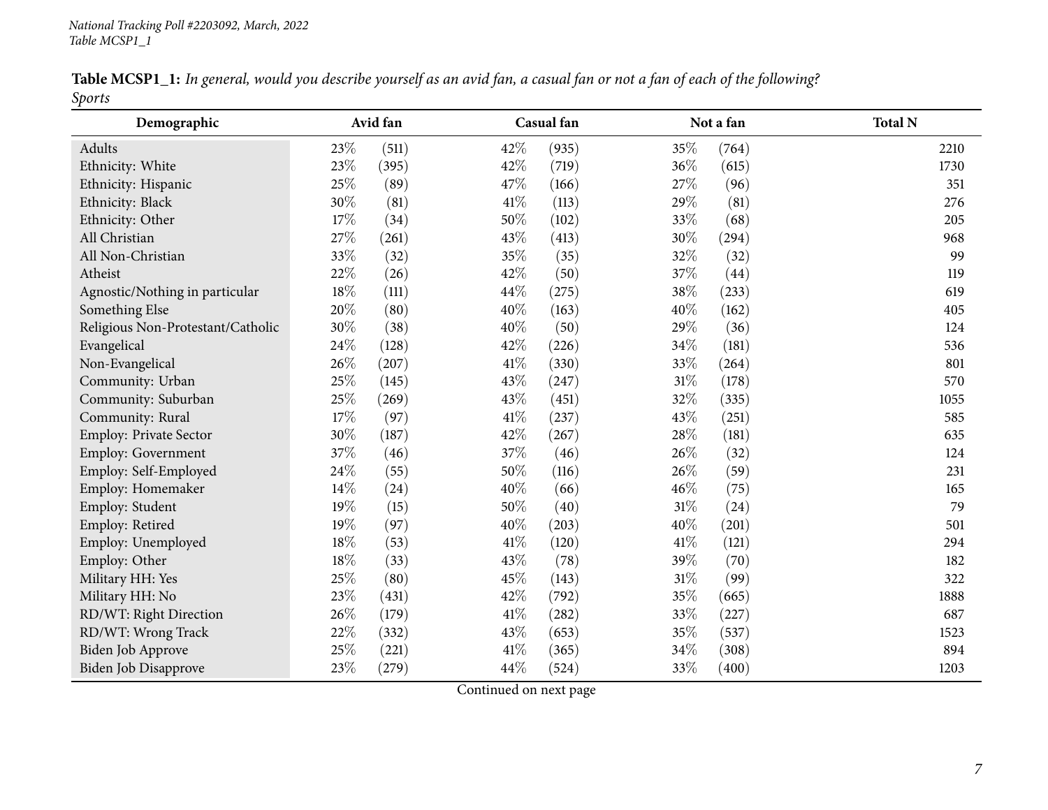National Tracking Poll #2203092, March, 2022
Table MCSP1_1

**Table MCSP1_1:** *In general, would you describe yourself as an avid fan, a casual fan or not a fan of each of the following?*
*Sports*

| Demographic | Avid fan | | Casual fan | | Not a fan | | Total N |
|---|---|---|---|---|---|---|---|
| Adults | 23% | (511) | 42% | (935) | 35% | (764) | 2210 |
| Ethnicity: White | 23% | (395) | 42% | (719) | 36% | (615) | 1730 |
| Ethnicity: Hispanic | 25% | (89) | 47% | (166) | 27% | (96) | 351 |
| Ethnicity: Black | 30% | (81) | 41% | (113) | 29% | (81) | 276 |
| Ethnicity: Other | 17% | (34) | 50% | (102) | 33% | (68) | 205 |
| All Christian | 27% | (261) | 43% | (413) | 30% | (294) | 968 |
| All Non-Christian | 33% | (32) | 35% | (35) | 32% | (32) | 99 |
| Atheist | 22% | (26) | 42% | (50) | 37% | (44) | 119 |
| Agnostic/Nothing in particular | 18% | (111) | 44% | (275) | 38% | (233) | 619 |
| Something Else | 20% | (80) | 40% | (163) | 40% | (162) | 405 |
| Religious Non-Protestant/Catholic | 30% | (38) | 40% | (50) | 29% | (36) | 124 |
| Evangelical | 24% | (128) | 42% | (226) | 34% | (181) | 536 |
| Non-Evangelical | 26% | (207) | 41% | (330) | 33% | (264) | 801 |
| Community: Urban | 25% | (145) | 43% | (247) | 31% | (178) | 570 |
| Community: Suburban | 25% | (269) | 43% | (451) | 32% | (335) | 1055 |
| Community: Rural | 17% | (97) | 41% | (237) | 43% | (251) | 585 |
| Employ: Private Sector | 30% | (187) | 42% | (267) | 28% | (181) | 635 |
| Employ: Government | 37% | (46) | 37% | (46) | 26% | (32) | 124 |
| Employ: Self-Employed | 24% | (55) | 50% | (116) | 26% | (59) | 231 |
| Employ: Homemaker | 14% | (24) | 40% | (66) | 46% | (75) | 165 |
| Employ: Student | 19% | (15) | 50% | (40) | 31% | (24) | 79 |
| Employ: Retired | 19% | (97) | 40% | (203) | 40% | (201) | 501 |
| Employ: Unemployed | 18% | (53) | 41% | (120) | 41% | (121) | 294 |
| Employ: Other | 18% | (33) | 43% | (78) | 39% | (70) | 182 |
| Military HH: Yes | 25% | (80) | 45% | (143) | 31% | (99) | 322 |
| Military HH: No | 23% | (431) | 42% | (792) | 35% | (665) | 1888 |
| RD/WT: Right Direction | 26% | (179) | 41% | (282) | 33% | (227) | 687 |
| RD/WT: Wrong Track | 22% | (332) | 43% | (653) | 35% | (537) | 1523 |
| Biden Job Approve | 25% | (221) | 41% | (365) | 34% | (308) | 894 |
| Biden Job Disapprove | 23% | (279) | 44% | (524) | 33% | (400) | 1203 |

Continued on next page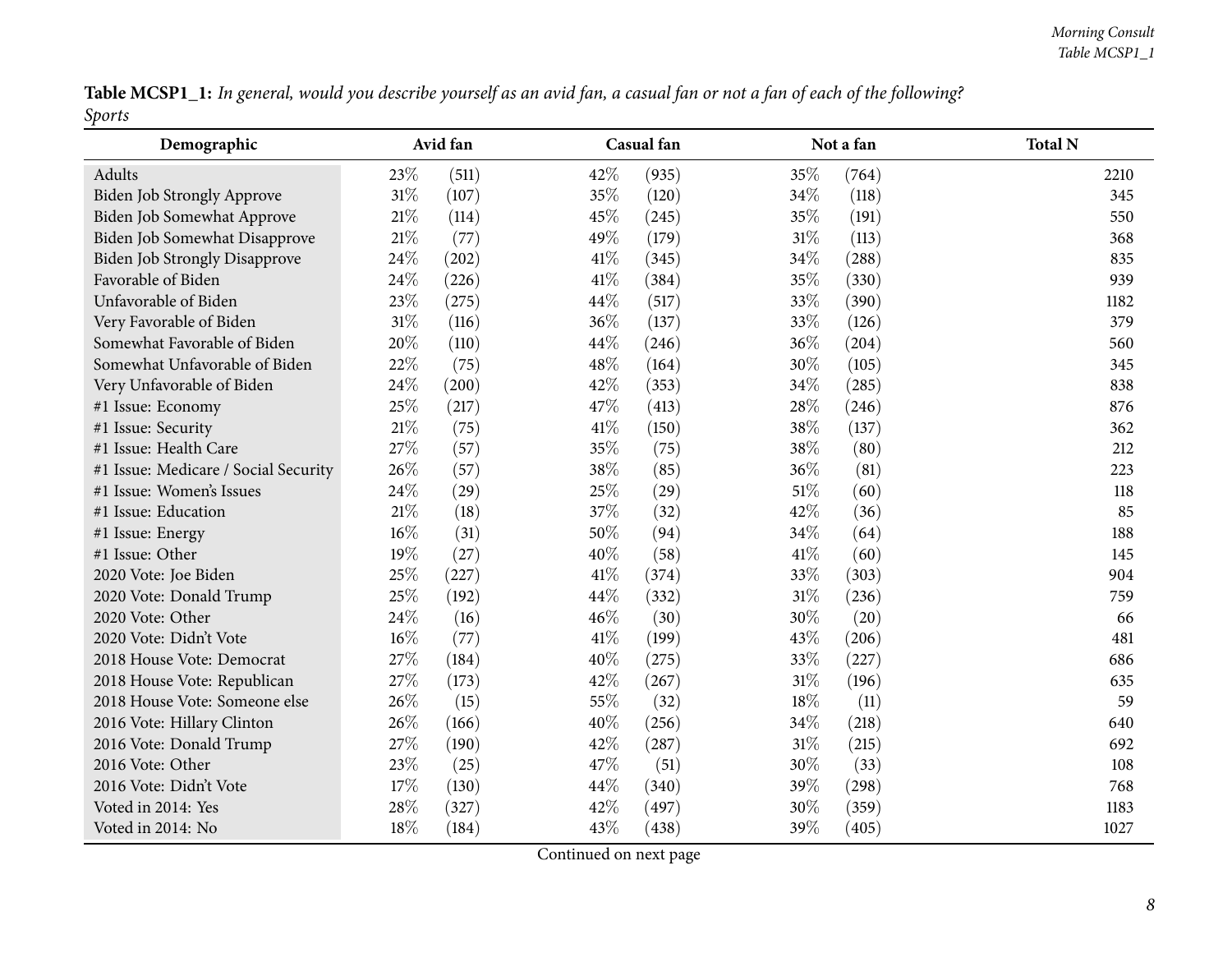**Table MCSP1_1:** *In general, would you describe yourself as an avid fan, a casual fan or not a fan of each of the following? Sports*

| Demographic | Avid fan | | Casual fan | | Not a fan | | Total N |
|---|---|---|---|---|---|---|---|
| Adults | 23% | (511) | 42% | (935) | 35% | (764) | 2210 |
| Biden Job Strongly Approve | 31% | (107) | 35% | (120) | 34% | (118) | 345 |
| Biden Job Somewhat Approve | 21% | (114) | 45% | (245) | 35% | (191) | 550 |
| Biden Job Somewhat Disapprove | 21% | (77) | 49% | (179) | 31% | (113) | 368 |
| Biden Job Strongly Disapprove | 24% | (202) | 41% | (345) | 34% | (288) | 835 |
| Favorable of Biden | 24% | (226) | 41% | (384) | 35% | (330) | 939 |
| Unfavorable of Biden | 23% | (275) | 44% | (517) | 33% | (390) | 1182 |
| Very Favorable of Biden | 31% | (116) | 36% | (137) | 33% | (126) | 379 |
| Somewhat Favorable of Biden | 20% | (110) | 44% | (246) | 36% | (204) | 560 |
| Somewhat Unfavorable of Biden | 22% | (75) | 48% | (164) | 30% | (105) | 345 |
| Very Unfavorable of Biden | 24% | (200) | 42% | (353) | 34% | (285) | 838 |
| #1 Issue: Economy | 25% | (217) | 47% | (413) | 28% | (246) | 876 |
| #1 Issue: Security | 21% | (75) | 41% | (150) | 38% | (137) | 362 |
| #1 Issue: Health Care | 27% | (57) | 35% | (75) | 38% | (80) | 212 |
| #1 Issue: Medicare / Social Security | 26% | (57) | 38% | (85) | 36% | (81) | 223 |
| #1 Issue: Women's Issues | 24% | (29) | 25% | (29) | 51% | (60) | 118 |
| #1 Issue: Education | 21% | (18) | 37% | (32) | 42% | (36) | 85 |
| #1 Issue: Energy | 16% | (31) | 50% | (94) | 34% | (64) | 188 |
| #1 Issue: Other | 19% | (27) | 40% | (58) | 41% | (60) | 145 |
| 2020 Vote: Joe Biden | 25% | (227) | 41% | (374) | 33% | (303) | 904 |
| 2020 Vote: Donald Trump | 25% | (192) | 44% | (332) | 31% | (236) | 759 |
| 2020 Vote: Other | 24% | (16) | 46% | (30) | 30% | (20) | 66 |
| 2020 Vote: Didn't Vote | 16% | (77) | 41% | (199) | 43% | (206) | 481 |
| 2018 House Vote: Democrat | 27% | (184) | 40% | (275) | 33% | (227) | 686 |
| 2018 House Vote: Republican | 27% | (173) | 42% | (267) | 31% | (196) | 635 |
| 2018 House Vote: Someone else | 26% | (15) | 55% | (32) | 18% | (11) | 59 |
| 2016 Vote: Hillary Clinton | 26% | (166) | 40% | (256) | 34% | (218) | 640 |
| 2016 Vote: Donald Trump | 27% | (190) | 42% | (287) | 31% | (215) | 692 |
| 2016 Vote: Other | 23% | (25) | 47% | (51) | 30% | (33) | 108 |
| 2016 Vote: Didn't Vote | 17% | (130) | 44% | (340) | 39% | (298) | 768 |
| Voted in 2014: Yes | 28% | (327) | 42% | (497) | 30% | (359) | 1183 |
| Voted in 2014: No | 18% | (184) | 43% | (438) | 39% | (405) | 1027 |

Continued on next page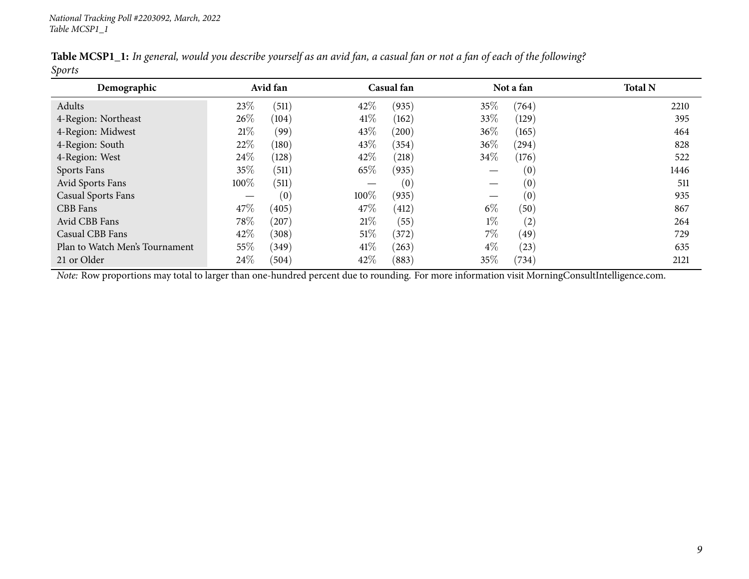*National Tracking Poll #2203092, March, 2022*
*Table MCSP1_1*

**Table MCSP1_1:** *In general, would you describe yourself as an avid fan, a casual fan or not a fan of each of the following?*
*Sports*

| Demographic | Avid fan | | Casual fan | | Not a fan | | Total N |
|---|---|---|---|---|---|---|---|
| Adults | 23% | (511) | 42% | (935) | 35% | (764) | 2210 |
| 4-Region: Northeast | 26% | (104) | 41% | (162) | 33% | (129) | 395 |
| 4-Region: Midwest | 21% | (99) | 43% | (200) | 36% | (165) | 464 |
| 4-Region: South | 22% | (180) | 43% | (354) | 36% | (294) | 828 |
| 4-Region: West | 24% | (128) | 42% | (218) | 34% | (176) | 522 |
| Sports Fans | 35% | (511) | 65% | (935) | — | (0) | 1446 |
| Avid Sports Fans | 100% | (511) | — | (0) | — | (0) | 511 |
| Casual Sports Fans | — | (0) | 100% | (935) | — | (0) | 935 |
| CBB Fans | 47% | (405) | 47% | (412) | 6% | (50) | 867 |
| Avid CBB Fans | 78% | (207) | 21% | (55) | 1% | (2) | 264 |
| Casual CBB Fans | 42% | (308) | 51% | (372) | 7% | (49) | 729 |
| Plan to Watch Men's Tournament | 55% | (349) | 41% | (263) | 4% | (23) | 635 |
| 21 or Older | 24% | (504) | 42% | (883) | 35% | (734) | 2121 |

*Note:* Row proportions may total to larger than one-hundred percent due to rounding. For more information visit MorningConsultIntelligence.com.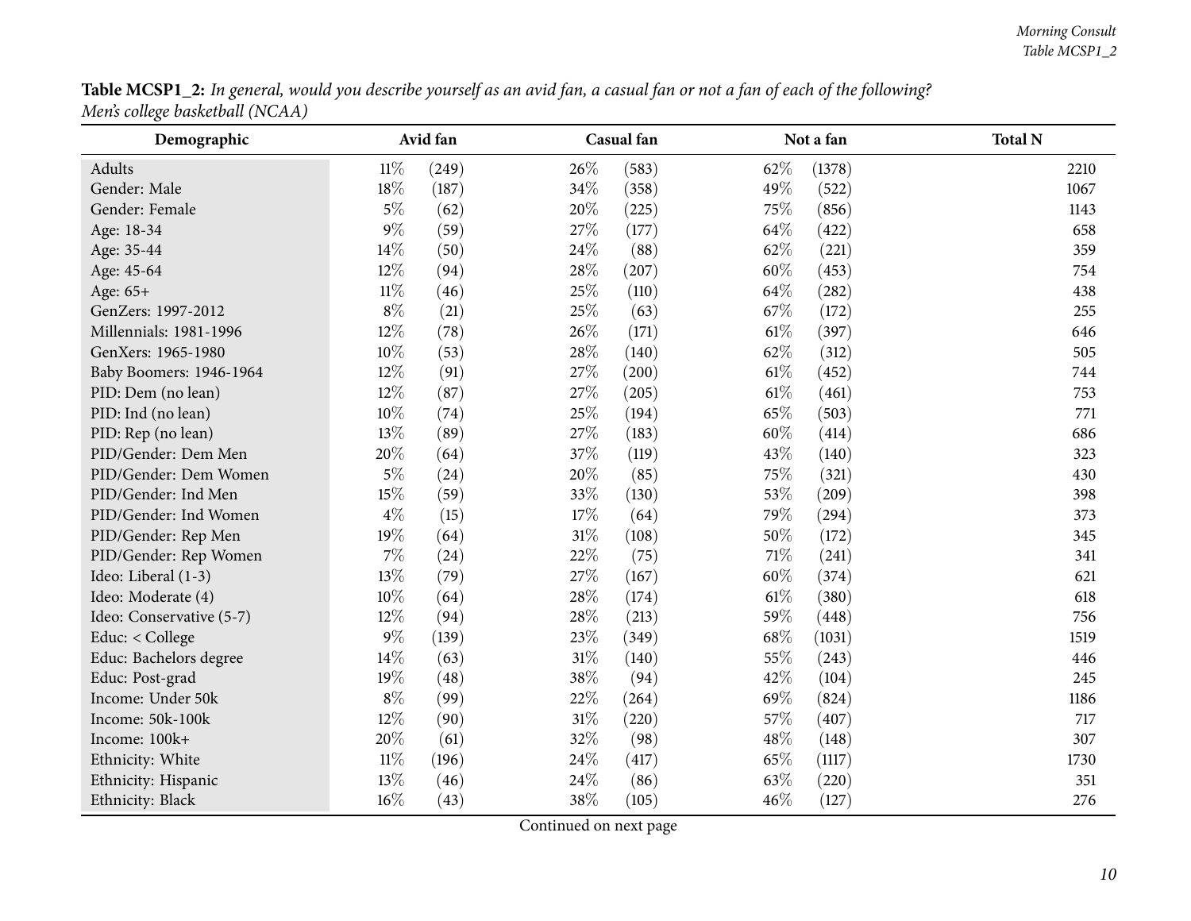**Table MCSP1_2:** *In general, would you describe yourself as an avid fan, a casual fan or not a fan of each of the following? Men's college basketball (NCAA)*

| Demographic | Avid fan | | Casual fan | | Not a fan | | Total N |
|---|---|---|---|---|---|---|---|
| Adults | 11% | (249) | 26% | (583) | 62% | (1378) | 2210 |
| Gender: Male | 18% | (187) | 34% | (358) | 49% | (522) | 1067 |
| Gender: Female | 5% | (62) | 20% | (225) | 75% | (856) | 1143 |
| Age: 18-34 | 9% | (59) | 27% | (177) | 64% | (422) | 658 |
| Age: 35-44 | 14% | (50) | 24% | (88) | 62% | (221) | 359 |
| Age: 45-64 | 12% | (94) | 28% | (207) | 60% | (453) | 754 |
| Age: 65+ | 11% | (46) | 25% | (110) | 64% | (282) | 438 |
| GenZers: 1997-2012 | 8% | (21) | 25% | (63) | 67% | (172) | 255 |
| Millennials: 1981-1996 | 12% | (78) | 26% | (171) | 61% | (397) | 646 |
| GenXers: 1965-1980 | 10% | (53) | 28% | (140) | 62% | (312) | 505 |
| Baby Boomers: 1946-1964 | 12% | (91) | 27% | (200) | 61% | (452) | 744 |
| PID: Dem (no lean) | 12% | (87) | 27% | (205) | 61% | (461) | 753 |
| PID: Ind (no lean) | 10% | (74) | 25% | (194) | 65% | (503) | 771 |
| PID: Rep (no lean) | 13% | (89) | 27% | (183) | 60% | (414) | 686 |
| PID/Gender: Dem Men | 20% | (64) | 37% | (119) | 43% | (140) | 323 |
| PID/Gender: Dem Women | 5% | (24) | 20% | (85) | 75% | (321) | 430 |
| PID/Gender: Ind Men | 15% | (59) | 33% | (130) | 53% | (209) | 398 |
| PID/Gender: Ind Women | 4% | (15) | 17% | (64) | 79% | (294) | 373 |
| PID/Gender: Rep Men | 19% | (64) | 31% | (108) | 50% | (172) | 345 |
| PID/Gender: Rep Women | 7% | (24) | 22% | (75) | 71% | (241) | 341 |
| Ideo: Liberal (1-3) | 13% | (79) | 27% | (167) | 60% | (374) | 621 |
| Ideo: Moderate (4) | 10% | (64) | 28% | (174) | 61% | (380) | 618 |
| Ideo: Conservative (5-7) | 12% | (94) | 28% | (213) | 59% | (448) | 756 |
| Educ: < College | 9% | (139) | 23% | (349) | 68% | (1031) | 1519 |
| Educ: Bachelors degree | 14% | (63) | 31% | (140) | 55% | (243) | 446 |
| Educ: Post-grad | 19% | (48) | 38% | (94) | 42% | (104) | 245 |
| Income: Under 50k | 8% | (99) | 22% | (264) | 69% | (824) | 1186 |
| Income: 50k-100k | 12% | (90) | 31% | (220) | 57% | (407) | 717 |
| Income: 100k+ | 20% | (61) | 32% | (98) | 48% | (148) | 307 |
| Ethnicity: White | 11% | (196) | 24% | (417) | 65% | (1117) | 1730 |
| Ethnicity: Hispanic | 13% | (46) | 24% | (86) | 63% | (220) | 351 |
| Ethnicity: Black | 16% | (43) | 38% | (105) | 46% | (127) | 276 |

Continued on next page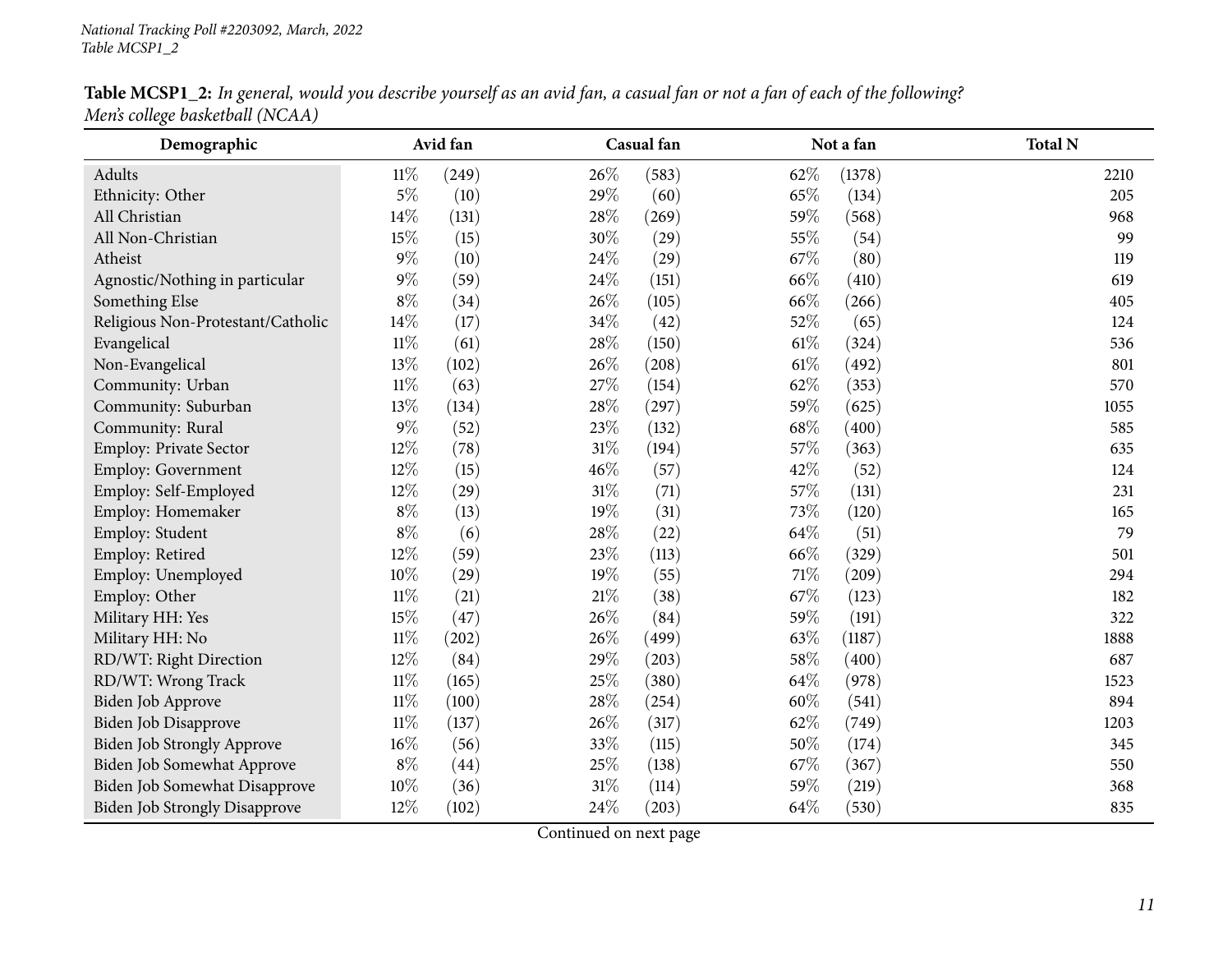National Tracking Poll #2203092, March, 2022
Table MCSP1_2

**Table MCSP1_2:** *In general, would you describe yourself as an avid fan, a casual fan or not a fan of each of the following? Men's college basketball (NCAA)*

| Demographic | Avid fan | | Casual fan | | Not a fan | | Total N |
|---|---|---|---|---|---|---|---|
| Adults | 11% | (249) | 26% | (583) | 62% | (1378) | 2210 |
| Ethnicity: Other | 5% | (10) | 29% | (60) | 65% | (134) | 205 |
| All Christian | 14% | (131) | 28% | (269) | 59% | (568) | 968 |
| All Non-Christian | 15% | (15) | 30% | (29) | 55% | (54) | 99 |
| Atheist | 9% | (10) | 24% | (29) | 67% | (80) | 119 |
| Agnostic/Nothing in particular | 9% | (59) | 24% | (151) | 66% | (410) | 619 |
| Something Else | 8% | (34) | 26% | (105) | 66% | (266) | 405 |
| Religious Non-Protestant/Catholic | 14% | (17) | 34% | (42) | 52% | (65) | 124 |
| Evangelical | 11% | (61) | 28% | (150) | 61% | (324) | 536 |
| Non-Evangelical | 13% | (102) | 26% | (208) | 61% | (492) | 801 |
| Community: Urban | 11% | (63) | 27% | (154) | 62% | (353) | 570 |
| Community: Suburban | 13% | (134) | 28% | (297) | 59% | (625) | 1055 |
| Community: Rural | 9% | (52) | 23% | (132) | 68% | (400) | 585 |
| Employ: Private Sector | 12% | (78) | 31% | (194) | 57% | (363) | 635 |
| Employ: Government | 12% | (15) | 46% | (57) | 42% | (52) | 124 |
| Employ: Self-Employed | 12% | (29) | 31% | (71) | 57% | (131) | 231 |
| Employ: Homemaker | 8% | (13) | 19% | (31) | 73% | (120) | 165 |
| Employ: Student | 8% | (6) | 28% | (22) | 64% | (51) | 79 |
| Employ: Retired | 12% | (59) | 23% | (113) | 66% | (329) | 501 |
| Employ: Unemployed | 10% | (29) | 19% | (55) | 71% | (209) | 294 |
| Employ: Other | 11% | (21) | 21% | (38) | 67% | (123) | 182 |
| Military HH: Yes | 15% | (47) | 26% | (84) | 59% | (191) | 322 |
| Military HH: No | 11% | (202) | 26% | (499) | 63% | (1187) | 1888 |
| RD/WT: Right Direction | 12% | (84) | 29% | (203) | 58% | (400) | 687 |
| RD/WT: Wrong Track | 11% | (165) | 25% | (380) | 64% | (978) | 1523 |
| Biden Job Approve | 11% | (100) | 28% | (254) | 60% | (541) | 894 |
| Biden Job Disapprove | 11% | (137) | 26% | (317) | 62% | (749) | 1203 |
| Biden Job Strongly Approve | 16% | (56) | 33% | (115) | 50% | (174) | 345 |
| Biden Job Somewhat Approve | 8% | (44) | 25% | (138) | 67% | (367) | 550 |
| Biden Job Somewhat Disapprove | 10% | (36) | 31% | (114) | 59% | (219) | 368 |
| Biden Job Strongly Disapprove | 12% | (102) | 24% | (203) | 64% | (530) | 835 |

Continued on next page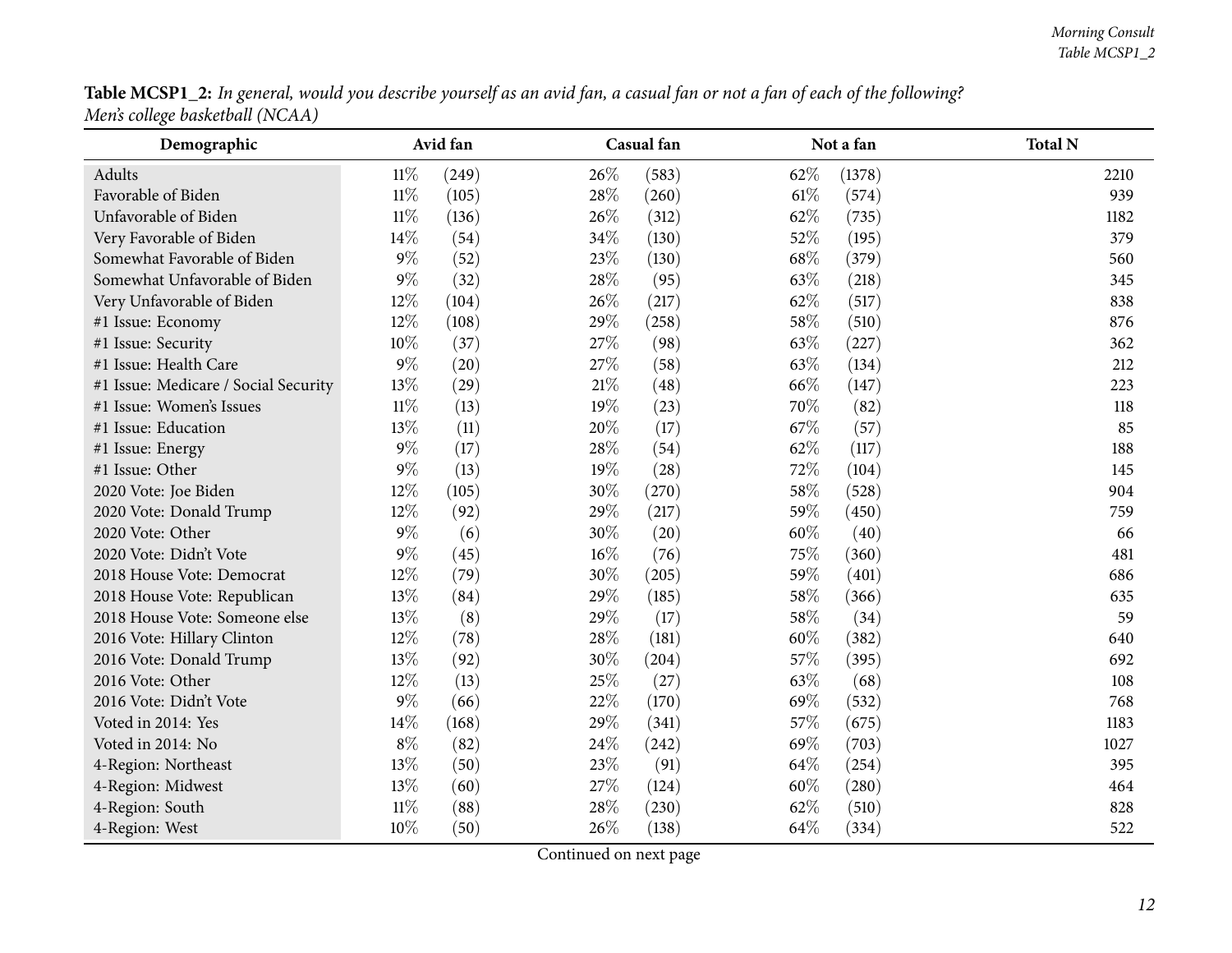**Table MCSP1_2:** *In general, would you describe yourself as an avid fan, a casual fan or not a fan of each of the following? Men's college basketball (NCAA)*

| Demographic | Avid fan | | Casual fan | | Not a fan | | Total N |
|---|---|---|---|---|---|---|---|
| Adults | 11% | (249) | 26% | (583) | 62% | (1378) | 2210 |
| Favorable of Biden | 11% | (105) | 28% | (260) | 61% | (574) | 939 |
| Unfavorable of Biden | 11% | (136) | 26% | (312) | 62% | (735) | 1182 |
| Very Favorable of Biden | 14% | (54) | 34% | (130) | 52% | (195) | 379 |
| Somewhat Favorable of Biden | 9% | (52) | 23% | (130) | 68% | (379) | 560 |
| Somewhat Unfavorable of Biden | 9% | (32) | 28% | (95) | 63% | (218) | 345 |
| Very Unfavorable of Biden | 12% | (104) | 26% | (217) | 62% | (517) | 838 |
| #1 Issue: Economy | 12% | (108) | 29% | (258) | 58% | (510) | 876 |
| #1 Issue: Security | 10% | (37) | 27% | (98) | 63% | (227) | 362 |
| #1 Issue: Health Care | 9% | (20) | 27% | (58) | 63% | (134) | 212 |
| #1 Issue: Medicare / Social Security | 13% | (29) | 21% | (48) | 66% | (147) | 223 |
| #1 Issue: Women's Issues | 11% | (13) | 19% | (23) | 70% | (82) | 118 |
| #1 Issue: Education | 13% | (11) | 20% | (17) | 67% | (57) | 85 |
| #1 Issue: Energy | 9% | (17) | 28% | (54) | 62% | (117) | 188 |
| #1 Issue: Other | 9% | (13) | 19% | (28) | 72% | (104) | 145 |
| 2020 Vote: Joe Biden | 12% | (105) | 30% | (270) | 58% | (528) | 904 |
| 2020 Vote: Donald Trump | 12% | (92) | 29% | (217) | 59% | (450) | 759 |
| 2020 Vote: Other | 9% | (6) | 30% | (20) | 60% | (40) | 66 |
| 2020 Vote: Didn't Vote | 9% | (45) | 16% | (76) | 75% | (360) | 481 |
| 2018 House Vote: Democrat | 12% | (79) | 30% | (205) | 59% | (401) | 686 |
| 2018 House Vote: Republican | 13% | (84) | 29% | (185) | 58% | (366) | 635 |
| 2018 House Vote: Someone else | 13% | (8) | 29% | (17) | 58% | (34) | 59 |
| 2016 Vote: Hillary Clinton | 12% | (78) | 28% | (181) | 60% | (382) | 640 |
| 2016 Vote: Donald Trump | 13% | (92) | 30% | (204) | 57% | (395) | 692 |
| 2016 Vote: Other | 12% | (13) | 25% | (27) | 63% | (68) | 108 |
| 2016 Vote: Didn't Vote | 9% | (66) | 22% | (170) | 69% | (532) | 768 |
| Voted in 2014: Yes | 14% | (168) | 29% | (341) | 57% | (675) | 1183 |
| Voted in 2014: No | 8% | (82) | 24% | (242) | 69% | (703) | 1027 |
| 4-Region: Northeast | 13% | (50) | 23% | (91) | 64% | (254) | 395 |
| 4-Region: Midwest | 13% | (60) | 27% | (124) | 60% | (280) | 464 |
| 4-Region: South | 11% | (88) | 28% | (230) | 62% | (510) | 828 |
| 4-Region: West | 10% | (50) | 26% | (138) | 64% | (334) | 522 |

Continued on next page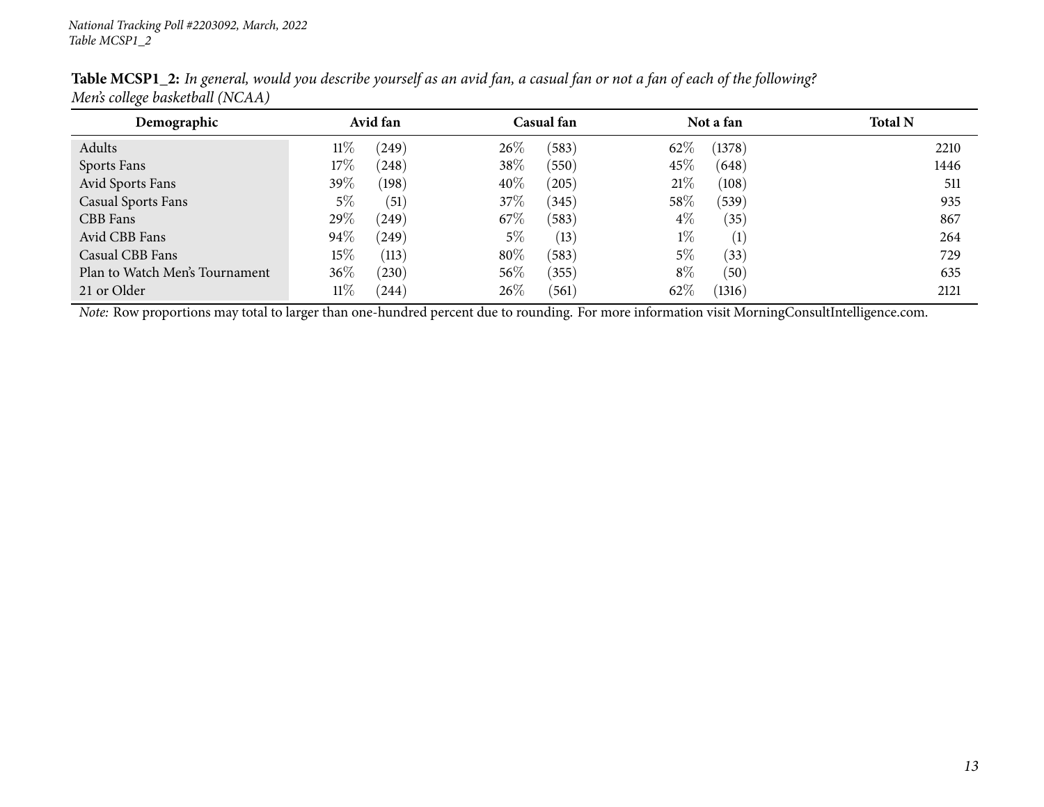**Table MCSP1_2:** *In general, would you describe yourself as an avid fan, a casual fan or not a fan of each of the following? Men's college basketball (NCAA)*

| Demographic | Avid fan | | Casual fan | | Not a fan | | Total N |
|---|---|---|---|---|---|---|---|
| Adults | 11% | (249) | 26% | (583) | 62% | (1378) | 2210 |
| Sports Fans | 17% | (248) | 38% | (550) | 45% | (648) | 1446 |
| Avid Sports Fans | 39% | (198) | 40% | (205) | 21% | (108) | 511 |
| Casual Sports Fans | 5% | (51) | 37% | (345) | 58% | (539) | 935 |
| CBB Fans | 29% | (249) | 67% | (583) | 4% | (35) | 867 |
| Avid CBB Fans | 94% | (249) | 5% | (13) | 1% | (1) | 264 |
| Casual CBB Fans | 15% | (113) | 80% | (583) | 5% | (33) | 729 |
| Plan to Watch Men's Tournament | 36% | (230) | 56% | (355) | 8% | (50) | 635 |
| 21 or Older | 11% | (244) | 26% | (561) | 62% | (1316) | 2121 |

*Note:* Row proportions may total to larger than one-hundred percent due to rounding. For more information visit MorningConsultIntelligence.com.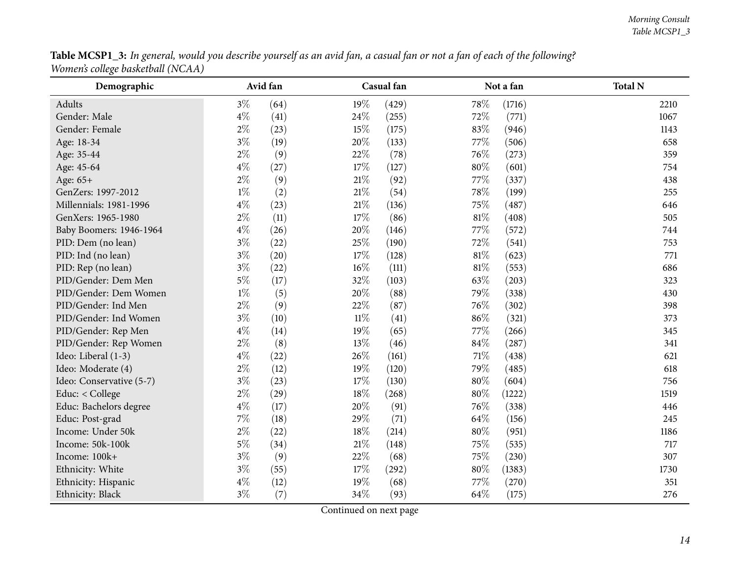**Table MCSP1_3:** *In general, would you describe yourself as an avid fan, a casual fan or not a fan of each of the following? Women's college basketball (NCAA)*

| Demographic | Avid fan | | Casual fan | | Not a fan | | Total N |
|---|---|---|---|---|---|---|---|
| Adults | 3% | (64) | 19% | (429) | 78% | (1716) | 2210 |
| Gender: Male | 4% | (41) | 24% | (255) | 72% | (771) | 1067 |
| Gender: Female | 2% | (23) | 15% | (175) | 83% | (946) | 1143 |
| Age: 18-34 | 3% | (19) | 20% | (133) | 77% | (506) | 658 |
| Age: 35-44 | 2% | (9) | 22% | (78) | 76% | (273) | 359 |
| Age: 45-64 | 4% | (27) | 17% | (127) | 80% | (601) | 754 |
| Age: 65+ | 2% | (9) | 21% | (92) | 77% | (337) | 438 |
| GenZers: 1997-2012 | 1% | (2) | 21% | (54) | 78% | (199) | 255 |
| Millennials: 1981-1996 | 4% | (23) | 21% | (136) | 75% | (487) | 646 |
| GenXers: 1965-1980 | 2% | (11) | 17% | (86) | 81% | (408) | 505 |
| Baby Boomers: 1946-1964 | 4% | (26) | 20% | (146) | 77% | (572) | 744 |
| PID: Dem (no lean) | 3% | (22) | 25% | (190) | 72% | (541) | 753 |
| PID: Ind (no lean) | 3% | (20) | 17% | (128) | 81% | (623) | 771 |
| PID: Rep (no lean) | 3% | (22) | 16% | (111) | 81% | (553) | 686 |
| PID/Gender: Dem Men | 5% | (17) | 32% | (103) | 63% | (203) | 323 |
| PID/Gender: Dem Women | 1% | (5) | 20% | (88) | 79% | (338) | 430 |
| PID/Gender: Ind Men | 2% | (9) | 22% | (87) | 76% | (302) | 398 |
| PID/Gender: Ind Women | 3% | (10) | 11% | (41) | 86% | (321) | 373 |
| PID/Gender: Rep Men | 4% | (14) | 19% | (65) | 77% | (266) | 345 |
| PID/Gender: Rep Women | 2% | (8) | 13% | (46) | 84% | (287) | 341 |
| Ideo: Liberal (1-3) | 4% | (22) | 26% | (161) | 71% | (438) | 621 |
| Ideo: Moderate (4) | 2% | (12) | 19% | (120) | 79% | (485) | 618 |
| Ideo: Conservative (5-7) | 3% | (23) | 17% | (130) | 80% | (604) | 756 |
| Educ: < College | 2% | (29) | 18% | (268) | 80% | (1222) | 1519 |
| Educ: Bachelors degree | 4% | (17) | 20% | (91) | 76% | (338) | 446 |
| Educ: Post-grad | 7% | (18) | 29% | (71) | 64% | (156) | 245 |
| Income: Under 50k | 2% | (22) | 18% | (214) | 80% | (951) | 1186 |
| Income: 50k-100k | 5% | (34) | 21% | (148) | 75% | (535) | 717 |
| Income: 100k+ | 3% | (9) | 22% | (68) | 75% | (230) | 307 |
| Ethnicity: White | 3% | (55) | 17% | (292) | 80% | (1383) | 1730 |
| Ethnicity: Hispanic | 4% | (12) | 19% | (68) | 77% | (270) | 351 |
| Ethnicity: Black | 3% | (7) | 34% | (93) | 64% | (175) | 276 |

Continued on next page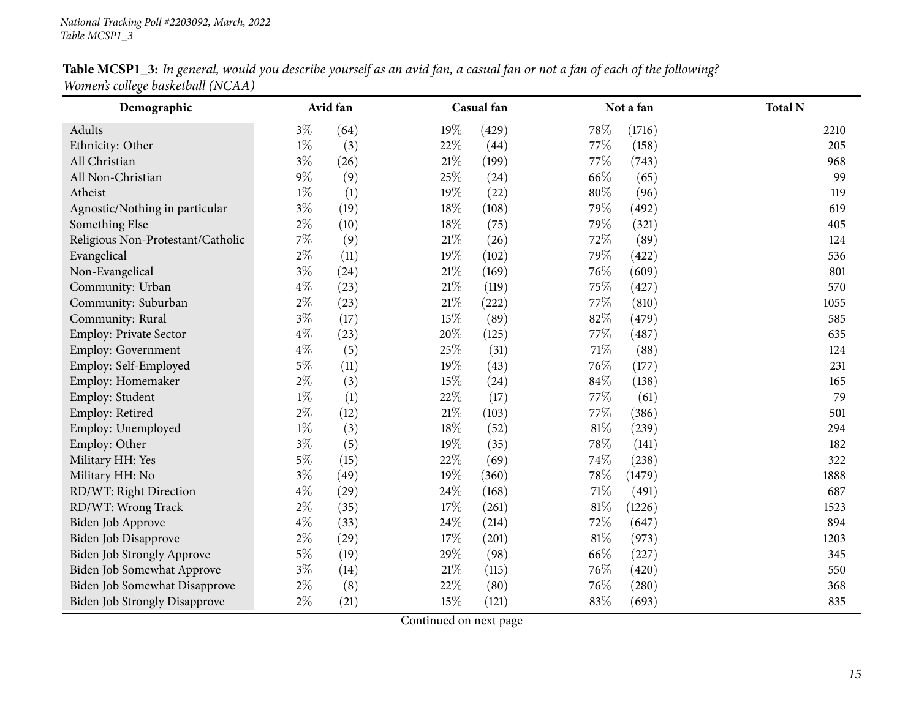National Tracking Poll #2203092, March, 2022
Table MCSP1_3

**Table MCSP1_3:** *In general, would you describe yourself as an avid fan, a casual fan or not a fan of each of the following? Women's college basketball (NCAA)*

| Demographic | Avid fan | | Casual fan | | Not a fan | | Total N |
|---|---|---|---|---|---|---|---|
| Adults | 3% | (64) | 19% | (429) | 78% | (1716) | 2210 |
| Ethnicity: Other | 1% | (3) | 22% | (44) | 77% | (158) | 205 |
| All Christian | 3% | (26) | 21% | (199) | 77% | (743) | 968 |
| All Non-Christian | 9% | (9) | 25% | (24) | 66% | (65) | 99 |
| Atheist | 1% | (1) | 19% | (22) | 80% | (96) | 119 |
| Agnostic/Nothing in particular | 3% | (19) | 18% | (108) | 79% | (492) | 619 |
| Something Else | 2% | (10) | 18% | (75) | 79% | (321) | 405 |
| Religious Non-Protestant/Catholic | 7% | (9) | 21% | (26) | 72% | (89) | 124 |
| Evangelical | 2% | (11) | 19% | (102) | 79% | (422) | 536 |
| Non-Evangelical | 3% | (24) | 21% | (169) | 76% | (609) | 801 |
| Community: Urban | 4% | (23) | 21% | (119) | 75% | (427) | 570 |
| Community: Suburban | 2% | (23) | 21% | (222) | 77% | (810) | 1055 |
| Community: Rural | 3% | (17) | 15% | (89) | 82% | (479) | 585 |
| Employ: Private Sector | 4% | (23) | 20% | (125) | 77% | (487) | 635 |
| Employ: Government | 4% | (5) | 25% | (31) | 71% | (88) | 124 |
| Employ: Self-Employed | 5% | (11) | 19% | (43) | 76% | (177) | 231 |
| Employ: Homemaker | 2% | (3) | 15% | (24) | 84% | (138) | 165 |
| Employ: Student | 1% | (1) | 22% | (17) | 77% | (61) | 79 |
| Employ: Retired | 2% | (12) | 21% | (103) | 77% | (386) | 501 |
| Employ: Unemployed | 1% | (3) | 18% | (52) | 81% | (239) | 294 |
| Employ: Other | 3% | (5) | 19% | (35) | 78% | (141) | 182 |
| Military HH: Yes | 5% | (15) | 22% | (69) | 74% | (238) | 322 |
| Military HH: No | 3% | (49) | 19% | (360) | 78% | (1479) | 1888 |
| RD/WT: Right Direction | 4% | (29) | 24% | (168) | 71% | (491) | 687 |
| RD/WT: Wrong Track | 2% | (35) | 17% | (261) | 81% | (1226) | 1523 |
| Biden Job Approve | 4% | (33) | 24% | (214) | 72% | (647) | 894 |
| Biden Job Disapprove | 2% | (29) | 17% | (201) | 81% | (973) | 1203 |
| Biden Job Strongly Approve | 5% | (19) | 29% | (98) | 66% | (227) | 345 |
| Biden Job Somewhat Approve | 3% | (14) | 21% | (115) | 76% | (420) | 550 |
| Biden Job Somewhat Disapprove | 2% | (8) | 22% | (80) | 76% | (280) | 368 |
| Biden Job Strongly Disapprove | 2% | (21) | 15% | (121) | 83% | (693) | 835 |

Continued on next page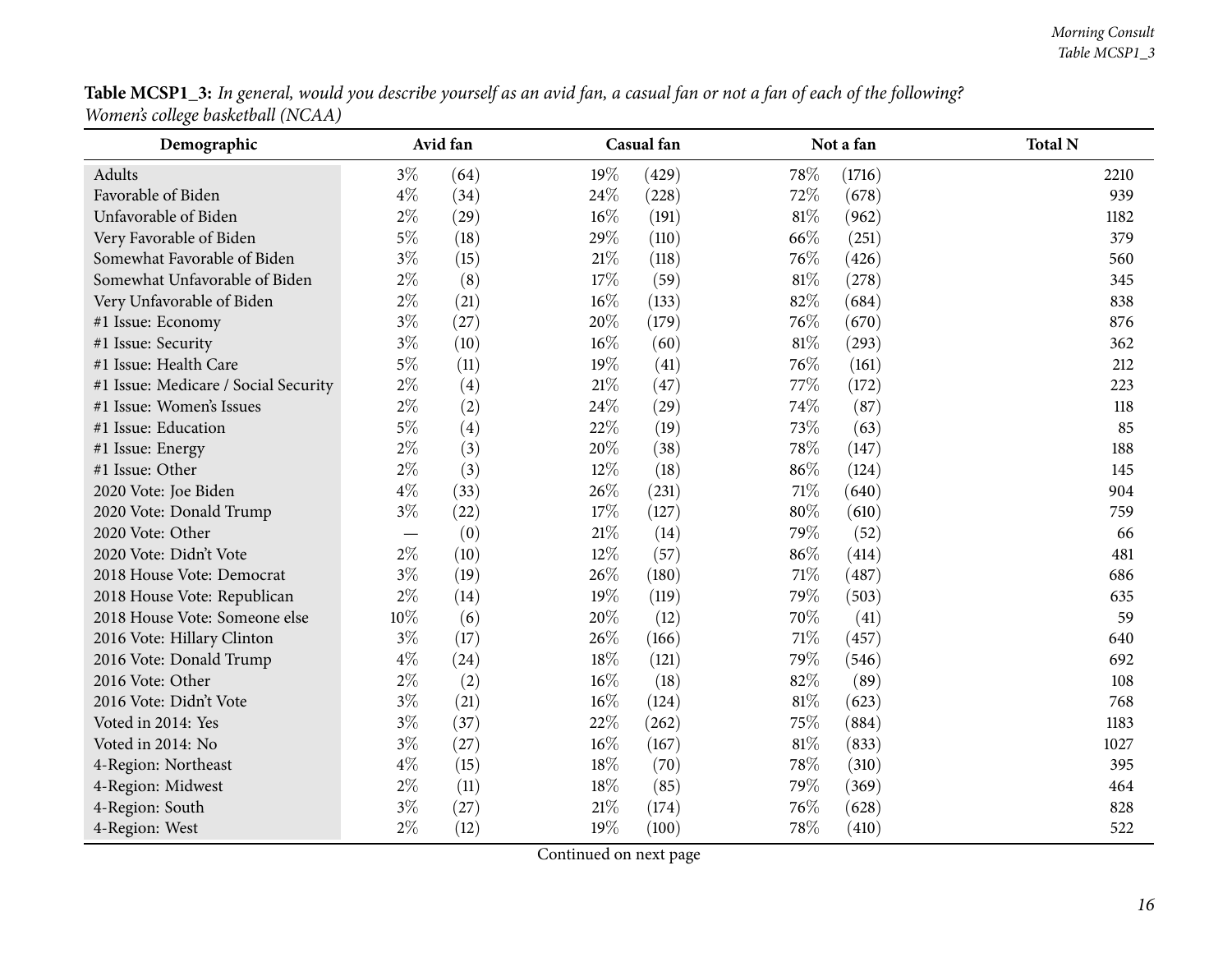**Table MCSP1_3:** *In general, would you describe yourself as an avid fan, a casual fan or not a fan of each of the following? Women's college basketball (NCAA)*

| Demographic | Avid fan | | Casual fan | | Not a fan | | Total N |
|---|---|---|---|---|---|---|---|
| Adults | 3% | (64) | 19% | (429) | 78% | (1716) | 2210 |
| Favorable of Biden | 4% | (34) | 24% | (228) | 72% | (678) | 939 |
| Unfavorable of Biden | 2% | (29) | 16% | (191) | 81% | (962) | 1182 |
| Very Favorable of Biden | 5% | (18) | 29% | (110) | 66% | (251) | 379 |
| Somewhat Favorable of Biden | 3% | (15) | 21% | (118) | 76% | (426) | 560 |
| Somewhat Unfavorable of Biden | 2% | (8) | 17% | (59) | 81% | (278) | 345 |
| Very Unfavorable of Biden | 2% | (21) | 16% | (133) | 82% | (684) | 838 |
| #1 Issue: Economy | 3% | (27) | 20% | (179) | 76% | (670) | 876 |
| #1 Issue: Security | 3% | (10) | 16% | (60) | 81% | (293) | 362 |
| #1 Issue: Health Care | 5% | (11) | 19% | (41) | 76% | (161) | 212 |
| #1 Issue: Medicare / Social Security | 2% | (4) | 21% | (47) | 77% | (172) | 223 |
| #1 Issue: Women's Issues | 2% | (2) | 24% | (29) | 74% | (87) | 118 |
| #1 Issue: Education | 5% | (4) | 22% | (19) | 73% | (63) | 85 |
| #1 Issue: Energy | 2% | (3) | 20% | (38) | 78% | (147) | 188 |
| #1 Issue: Other | 2% | (3) | 12% | (18) | 86% | (124) | 145 |
| 2020 Vote: Joe Biden | 4% | (33) | 26% | (231) | 71% | (640) | 904 |
| 2020 Vote: Donald Trump | 3% | (22) | 17% | (127) | 80% | (610) | 759 |
| 2020 Vote: Other | — | (0) | 21% | (14) | 79% | (52) | 66 |
| 2020 Vote: Didn't Vote | 2% | (10) | 12% | (57) | 86% | (414) | 481 |
| 2018 House Vote: Democrat | 3% | (19) | 26% | (180) | 71% | (487) | 686 |
| 2018 House Vote: Republican | 2% | (14) | 19% | (119) | 79% | (503) | 635 |
| 2018 House Vote: Someone else | 10% | (6) | 20% | (12) | 70% | (41) | 59 |
| 2016 Vote: Hillary Clinton | 3% | (17) | 26% | (166) | 71% | (457) | 640 |
| 2016 Vote: Donald Trump | 4% | (24) | 18% | (121) | 79% | (546) | 692 |
| 2016 Vote: Other | 2% | (2) | 16% | (18) | 82% | (89) | 108 |
| 2016 Vote: Didn't Vote | 3% | (21) | 16% | (124) | 81% | (623) | 768 |
| Voted in 2014: Yes | 3% | (37) | 22% | (262) | 75% | (884) | 1183 |
| Voted in 2014: No | 3% | (27) | 16% | (167) | 81% | (833) | 1027 |
| 4-Region: Northeast | 4% | (15) | 18% | (70) | 78% | (310) | 395 |
| 4-Region: Midwest | 2% | (11) | 18% | (85) | 79% | (369) | 464 |
| 4-Region: South | 3% | (27) | 21% | (174) | 76% | (628) | 828 |
| 4-Region: West | 2% | (12) | 19% | (100) | 78% | (410) | 522 |

Continued on next page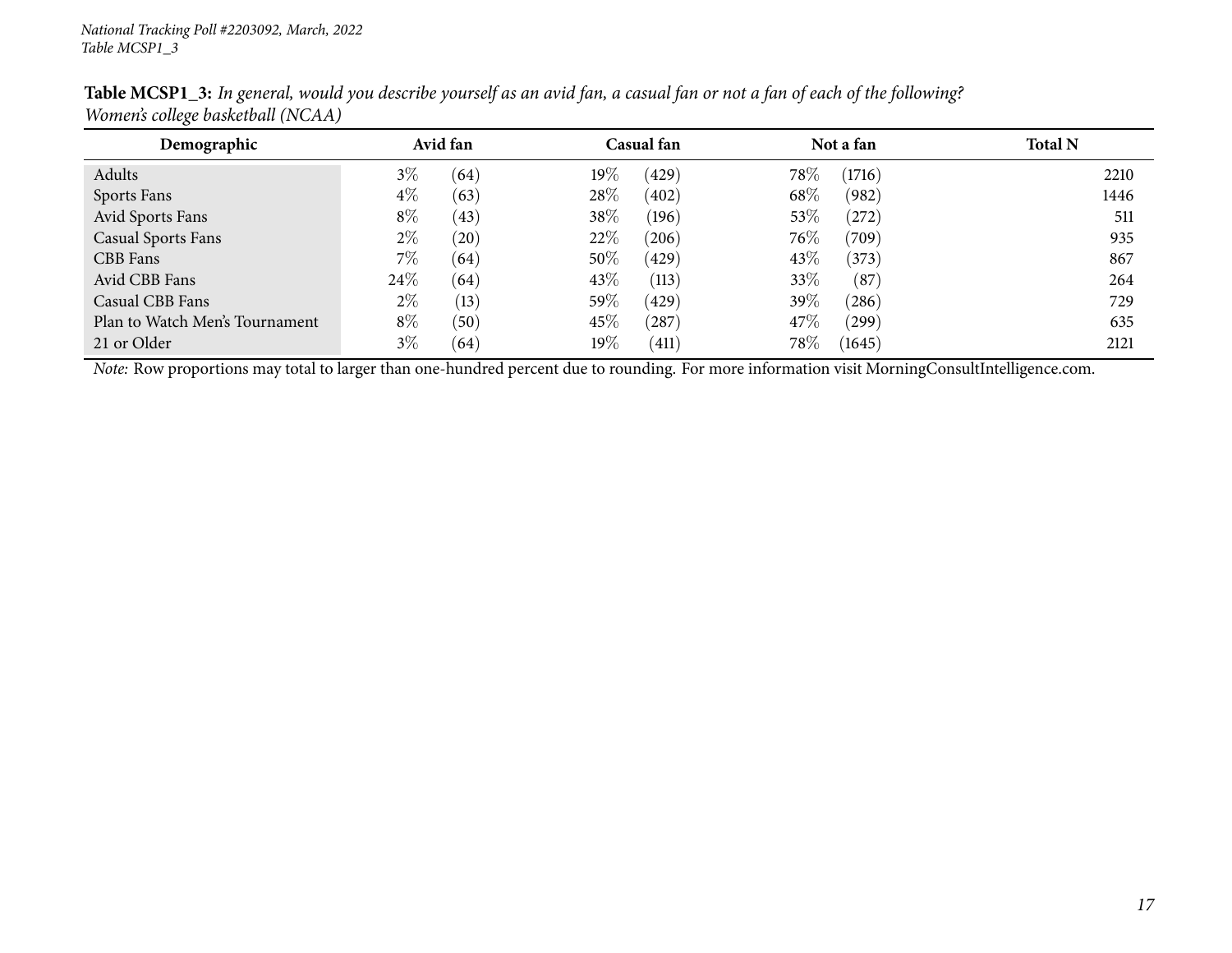National Tracking Poll #2203092, March, 2022
Table MCSP1_3

**Table MCSP1_3:** *In general, would you describe yourself as an avid fan, a casual fan or not a fan of each of the following? Women's college basketball (NCAA)*

| Demographic | Avid fan | | Casual fan | | Not a fan | | Total N |
|---|---|---|---|---|---|---|---|
| Adults | 3% | (64) | 19% | (429) | 78% | (1716) | 2210 |
| Sports Fans | 4% | (63) | 28% | (402) | 68% | (982) | 1446 |
| Avid Sports Fans | 8% | (43) | 38% | (196) | 53% | (272) | 511 |
| Casual Sports Fans | 2% | (20) | 22% | (206) | 76% | (709) | 935 |
| CBB Fans | 7% | (64) | 50% | (429) | 43% | (373) | 867 |
| Avid CBB Fans | 24% | (64) | 43% | (113) | 33% | (87) | 264 |
| Casual CBB Fans | 2% | (13) | 59% | (429) | 39% | (286) | 729 |
| Plan to Watch Men's Tournament | 8% | (50) | 45% | (287) | 47% | (299) | 635 |
| 21 or Older | 3% | (64) | 19% | (411) | 78% | (1645) | 2121 |

*Note:* Row proportions may total to larger than one-hundred percent due to rounding. For more information visit MorningConsultIntelligence.com.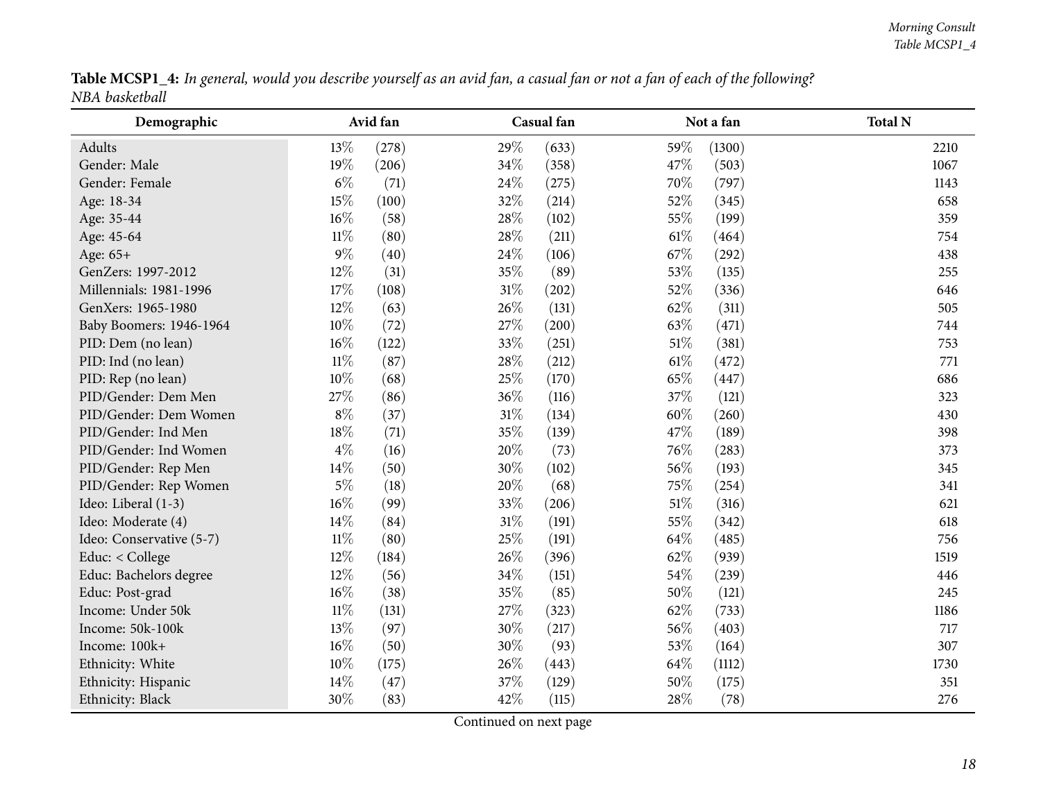**Table MCSP1_4:** *In general, would you describe yourself as an avid fan, a casual fan or not a fan of each of the following?*
*NBA basketball*

| Demographic | Avid fan | | Casual fan | | Not a fan | | Total N |
|---|---|---|---|---|---|---|---|
| Adults | 13% | (278) | 29% | (633) | 59% | (1300) | 2210 |
| Gender: Male | 19% | (206) | 34% | (358) | 47% | (503) | 1067 |
| Gender: Female | 6% | (71) | 24% | (275) | 70% | (797) | 1143 |
| Age: 18-34 | 15% | (100) | 32% | (214) | 52% | (345) | 658 |
| Age: 35-44 | 16% | (58) | 28% | (102) | 55% | (199) | 359 |
| Age: 45-64 | 11% | (80) | 28% | (211) | 61% | (464) | 754 |
| Age: 65+ | 9% | (40) | 24% | (106) | 67% | (292) | 438 |
| GenZers: 1997-2012 | 12% | (31) | 35% | (89) | 53% | (135) | 255 |
| Millennials: 1981-1996 | 17% | (108) | 31% | (202) | 52% | (336) | 646 |
| GenXers: 1965-1980 | 12% | (63) | 26% | (131) | 62% | (311) | 505 |
| Baby Boomers: 1946-1964 | 10% | (72) | 27% | (200) | 63% | (471) | 744 |
| PID: Dem (no lean) | 16% | (122) | 33% | (251) | 51% | (381) | 753 |
| PID: Ind (no lean) | 11% | (87) | 28% | (212) | 61% | (472) | 771 |
| PID: Rep (no lean) | 10% | (68) | 25% | (170) | 65% | (447) | 686 |
| PID/Gender: Dem Men | 27% | (86) | 36% | (116) | 37% | (121) | 323 |
| PID/Gender: Dem Women | 8% | (37) | 31% | (134) | 60% | (260) | 430 |
| PID/Gender: Ind Men | 18% | (71) | 35% | (139) | 47% | (189) | 398 |
| PID/Gender: Ind Women | 4% | (16) | 20% | (73) | 76% | (283) | 373 |
| PID/Gender: Rep Men | 14% | (50) | 30% | (102) | 56% | (193) | 345 |
| PID/Gender: Rep Women | 5% | (18) | 20% | (68) | 75% | (254) | 341 |
| Ideo: Liberal (1-3) | 16% | (99) | 33% | (206) | 51% | (316) | 621 |
| Ideo: Moderate (4) | 14% | (84) | 31% | (191) | 55% | (342) | 618 |
| Ideo: Conservative (5-7) | 11% | (80) | 25% | (191) | 64% | (485) | 756 |
| Educ: < College | 12% | (184) | 26% | (396) | 62% | (939) | 1519 |
| Educ: Bachelors degree | 12% | (56) | 34% | (151) | 54% | (239) | 446 |
| Educ: Post-grad | 16% | (38) | 35% | (85) | 50% | (121) | 245 |
| Income: Under 50k | 11% | (131) | 27% | (323) | 62% | (733) | 1186 |
| Income: 50k-100k | 13% | (97) | 30% | (217) | 56% | (403) | 717 |
| Income: 100k+ | 16% | (50) | 30% | (93) | 53% | (164) | 307 |
| Ethnicity: White | 10% | (175) | 26% | (443) | 64% | (1112) | 1730 |
| Ethnicity: Hispanic | 14% | (47) | 37% | (129) | 50% | (175) | 351 |
| Ethnicity: Black | 30% | (83) | 42% | (115) | 28% | (78) | 276 |

Continued on next page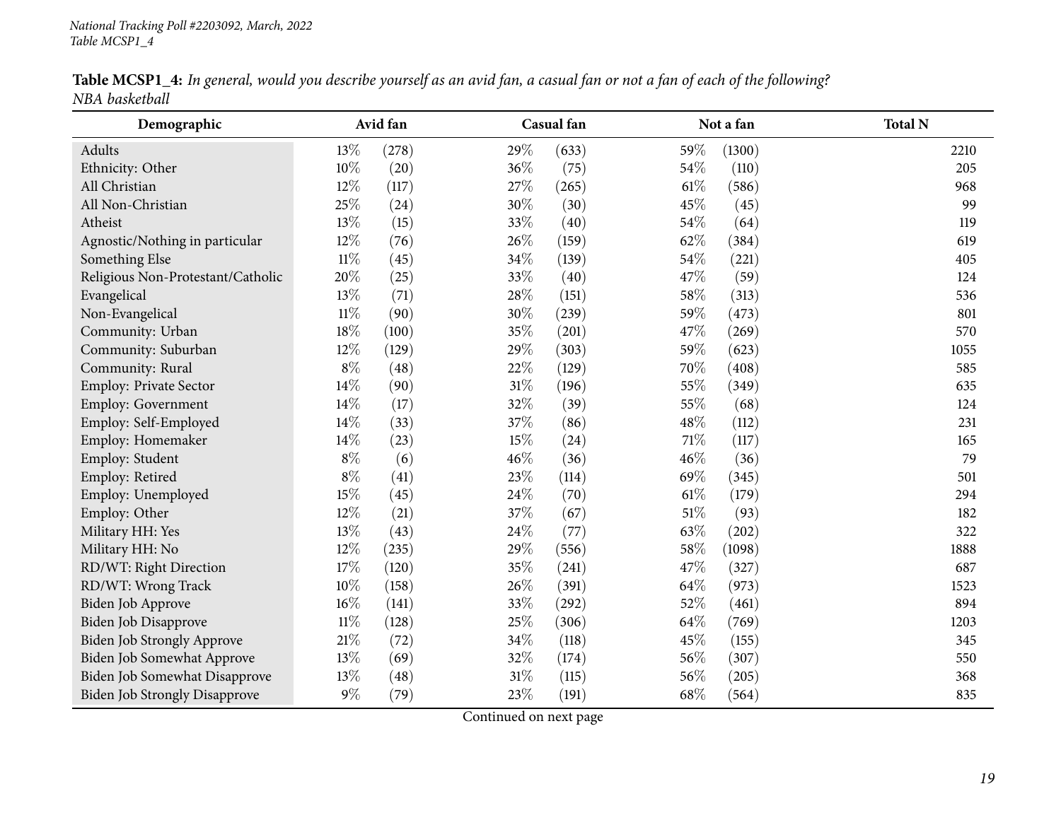National Tracking Poll #2203092, March, 2022
Table MCSP1_4

**Table MCSP1_4:** *In general, would you describe yourself as an avid fan, a casual fan or not a fan of each of the following? NBA basketball*

| Demographic | Avid fan | | Casual fan | | Not a fan | | Total N |
|---|---|---|---|---|---|---|---|
| Adults | 13% | (278) | 29% | (633) | 59% | (1300) | 2210 |
| Ethnicity: Other | 10% | (20) | 36% | (75) | 54% | (110) | 205 |
| All Christian | 12% | (117) | 27% | (265) | 61% | (586) | 968 |
| All Non-Christian | 25% | (24) | 30% | (30) | 45% | (45) | 99 |
| Atheist | 13% | (15) | 33% | (40) | 54% | (64) | 119 |
| Agnostic/Nothing in particular | 12% | (76) | 26% | (159) | 62% | (384) | 619 |
| Something Else | 11% | (45) | 34% | (139) | 54% | (221) | 405 |
| Religious Non-Protestant/Catholic | 20% | (25) | 33% | (40) | 47% | (59) | 124 |
| Evangelical | 13% | (71) | 28% | (151) | 58% | (313) | 536 |
| Non-Evangelical | 11% | (90) | 30% | (239) | 59% | (473) | 801 |
| Community: Urban | 18% | (100) | 35% | (201) | 47% | (269) | 570 |
| Community: Suburban | 12% | (129) | 29% | (303) | 59% | (623) | 1055 |
| Community: Rural | 8% | (48) | 22% | (129) | 70% | (408) | 585 |
| Employ: Private Sector | 14% | (90) | 31% | (196) | 55% | (349) | 635 |
| Employ: Government | 14% | (17) | 32% | (39) | 55% | (68) | 124 |
| Employ: Self-Employed | 14% | (33) | 37% | (86) | 48% | (112) | 231 |
| Employ: Homemaker | 14% | (23) | 15% | (24) | 71% | (117) | 165 |
| Employ: Student | 8% | (6) | 46% | (36) | 46% | (36) | 79 |
| Employ: Retired | 8% | (41) | 23% | (114) | 69% | (345) | 501 |
| Employ: Unemployed | 15% | (45) | 24% | (70) | 61% | (179) | 294 |
| Employ: Other | 12% | (21) | 37% | (67) | 51% | (93) | 182 |
| Military HH: Yes | 13% | (43) | 24% | (77) | 63% | (202) | 322 |
| Military HH: No | 12% | (235) | 29% | (556) | 58% | (1098) | 1888 |
| RD/WT: Right Direction | 17% | (120) | 35% | (241) | 47% | (327) | 687 |
| RD/WT: Wrong Track | 10% | (158) | 26% | (391) | 64% | (973) | 1523 |
| Biden Job Approve | 16% | (141) | 33% | (292) | 52% | (461) | 894 |
| Biden Job Disapprove | 11% | (128) | 25% | (306) | 64% | (769) | 1203 |
| Biden Job Strongly Approve | 21% | (72) | 34% | (118) | 45% | (155) | 345 |
| Biden Job Somewhat Approve | 13% | (69) | 32% | (174) | 56% | (307) | 550 |
| Biden Job Somewhat Disapprove | 13% | (48) | 31% | (115) | 56% | (205) | 368 |
| Biden Job Strongly Disapprove | 9% | (79) | 23% | (191) | 68% | (564) | 835 |

Continued on next page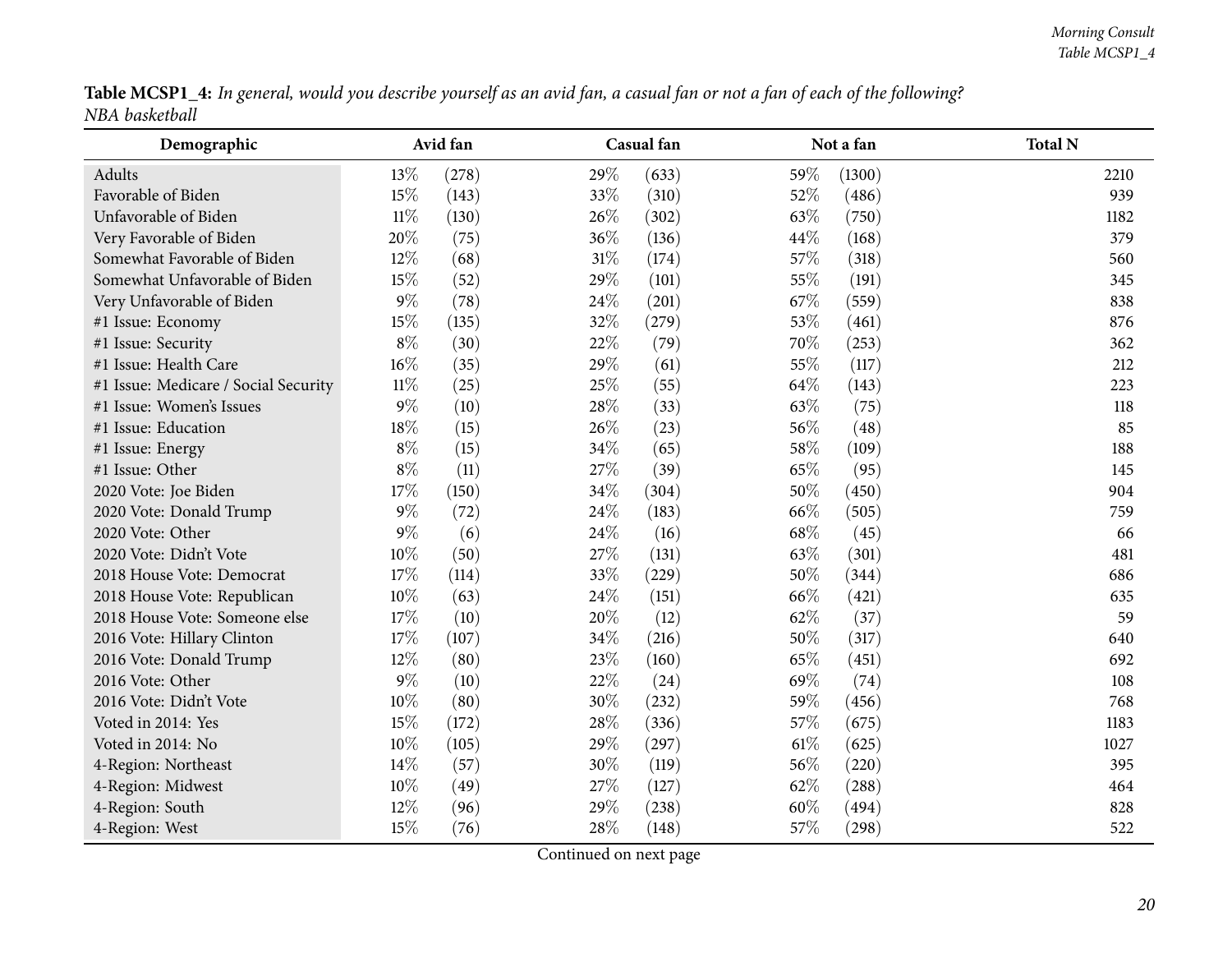**Table MCSP1_4:** *In general, would you describe yourself as an avid fan, a casual fan or not a fan of each of the following? NBA basketball*

| Demographic | Avid fan | | Casual fan | | Not a fan | | Total N |
|---|---|---|---|---|---|---|---|
| Adults | 13% | (278) | 29% | (633) | 59% | (1300) | 2210 |
| Favorable of Biden | 15% | (143) | 33% | (310) | 52% | (486) | 939 |
| Unfavorable of Biden | 11% | (130) | 26% | (302) | 63% | (750) | 1182 |
| Very Favorable of Biden | 20% | (75) | 36% | (136) | 44% | (168) | 379 |
| Somewhat Favorable of Biden | 12% | (68) | 31% | (174) | 57% | (318) | 560 |
| Somewhat Unfavorable of Biden | 15% | (52) | 29% | (101) | 55% | (191) | 345 |
| Very Unfavorable of Biden | 9% | (78) | 24% | (201) | 67% | (559) | 838 |
| #1 Issue: Economy | 15% | (135) | 32% | (279) | 53% | (461) | 876 |
| #1 Issue: Security | 8% | (30) | 22% | (79) | 70% | (253) | 362 |
| #1 Issue: Health Care | 16% | (35) | 29% | (61) | 55% | (117) | 212 |
| #1 Issue: Medicare / Social Security | 11% | (25) | 25% | (55) | 64% | (143) | 223 |
| #1 Issue: Women's Issues | 9% | (10) | 28% | (33) | 63% | (75) | 118 |
| #1 Issue: Education | 18% | (15) | 26% | (23) | 56% | (48) | 85 |
| #1 Issue: Energy | 8% | (15) | 34% | (65) | 58% | (109) | 188 |
| #1 Issue: Other | 8% | (11) | 27% | (39) | 65% | (95) | 145 |
| 2020 Vote: Joe Biden | 17% | (150) | 34% | (304) | 50% | (450) | 904 |
| 2020 Vote: Donald Trump | 9% | (72) | 24% | (183) | 66% | (505) | 759 |
| 2020 Vote: Other | 9% | (6) | 24% | (16) | 68% | (45) | 66 |
| 2020 Vote: Didn't Vote | 10% | (50) | 27% | (131) | 63% | (301) | 481 |
| 2018 House Vote: Democrat | 17% | (114) | 33% | (229) | 50% | (344) | 686 |
| 2018 House Vote: Republican | 10% | (63) | 24% | (151) | 66% | (421) | 635 |
| 2018 House Vote: Someone else | 17% | (10) | 20% | (12) | 62% | (37) | 59 |
| 2016 Vote: Hillary Clinton | 17% | (107) | 34% | (216) | 50% | (317) | 640 |
| 2016 Vote: Donald Trump | 12% | (80) | 23% | (160) | 65% | (451) | 692 |
| 2016 Vote: Other | 9% | (10) | 22% | (24) | 69% | (74) | 108 |
| 2016 Vote: Didn't Vote | 10% | (80) | 30% | (232) | 59% | (456) | 768 |
| Voted in 2014: Yes | 15% | (172) | 28% | (336) | 57% | (675) | 1183 |
| Voted in 2014: No | 10% | (105) | 29% | (297) | 61% | (625) | 1027 |
| 4-Region: Northeast | 14% | (57) | 30% | (119) | 56% | (220) | 395 |
| 4-Region: Midwest | 10% | (49) | 27% | (127) | 62% | (288) | 464 |
| 4-Region: South | 12% | (96) | 29% | (238) | 60% | (494) | 828 |
| 4-Region: West | 15% | (76) | 28% | (148) | 57% | (298) | 522 |

Continued on next page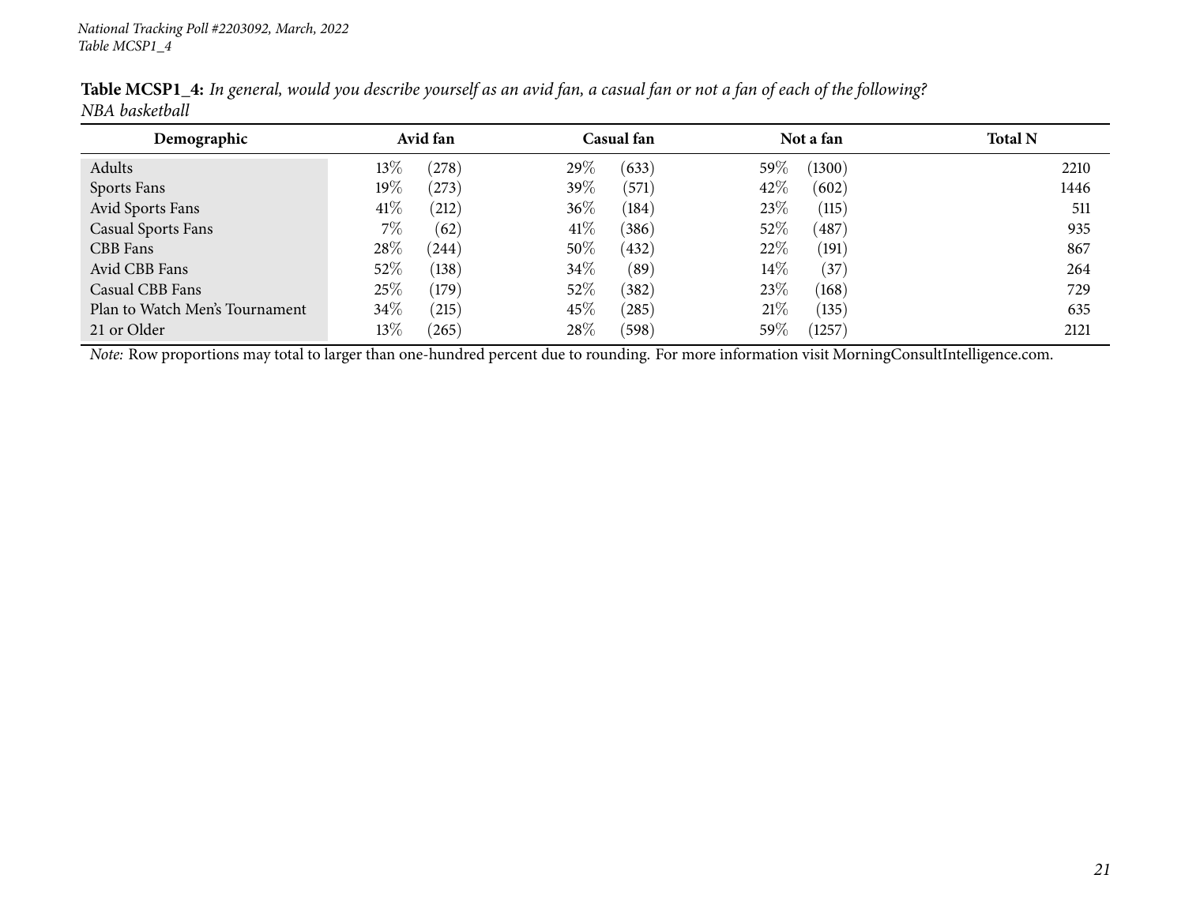**Table MCSP1_4:** *In general, would you describe yourself as an avid fan, a casual fan or not a fan of each of the following?*
*NBA basketball*

| Demographic | Avid fan | | Casual fan | | Not a fan | | Total N |
|---|---|---|---|---|---|---|---|
| Adults | 13% | (278) | 29% | (633) | 59% | (1300) | 2210 |
| Sports Fans | 19% | (273) | 39% | (571) | 42% | (602) | 1446 |
| Avid Sports Fans | 41% | (212) | 36% | (184) | 23% | (115) | 511 |
| Casual Sports Fans | 7% | (62) | 41% | (386) | 52% | (487) | 935 |
| CBB Fans | 28% | (244) | 50% | (432) | 22% | (191) | 867 |
| Avid CBB Fans | 52% | (138) | 34% | (89) | 14% | (37) | 264 |
| Casual CBB Fans | 25% | (179) | 52% | (382) | 23% | (168) | 729 |
| Plan to Watch Men's Tournament | 34% | (215) | 45% | (285) | 21% | (135) | 635 |
| 21 or Older | 13% | (265) | 28% | (598) | 59% | (1257) | 2121 |

*Note:* Row proportions may total to larger than one-hundred percent due to rounding. For more information visit MorningConsultIntelligence.com.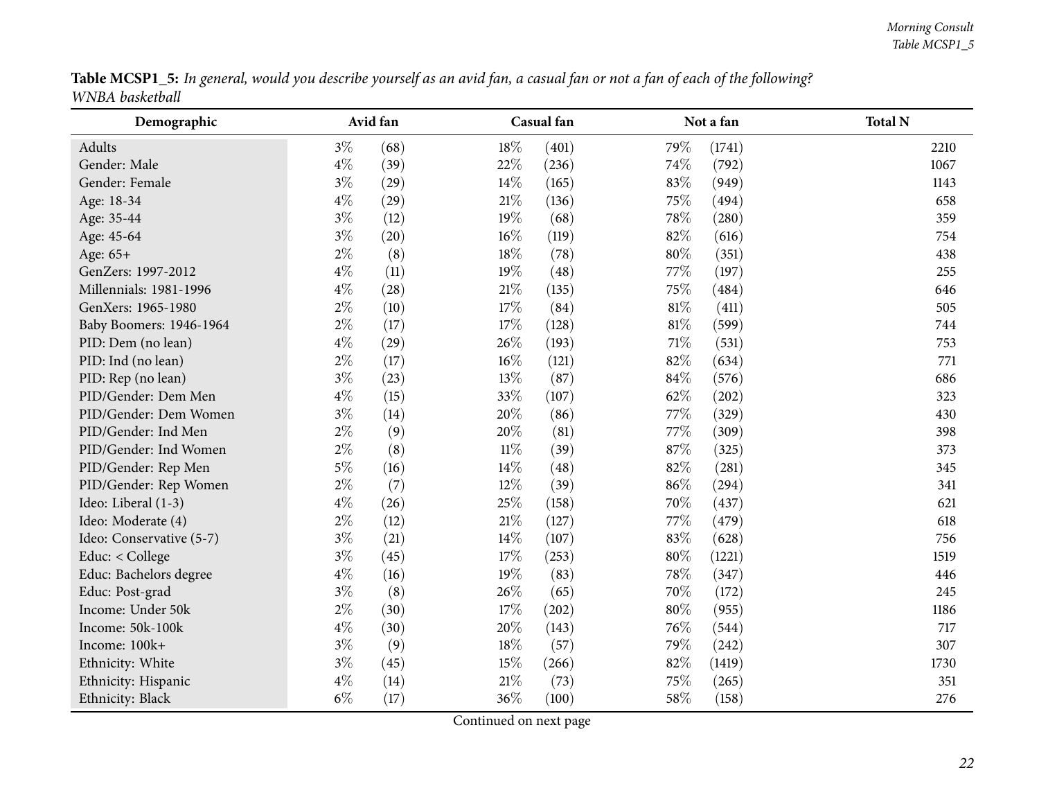**Table MCSP1_5:** *In general, would you describe yourself as an avid fan, a casual fan or not a fan of each of the following? WNBA basketball*

| Demographic | Avid fan | | Casual fan | | Not a fan | | Total N |
|---|---|---|---|---|---|---|---|
| Adults | 3% | (68) | 18% | (401) | 79% | (1741) | 2210 |
| Gender: Male | 4% | (39) | 22% | (236) | 74% | (792) | 1067 |
| Gender: Female | 3% | (29) | 14% | (165) | 83% | (949) | 1143 |
| Age: 18-34 | 4% | (29) | 21% | (136) | 75% | (494) | 658 |
| Age: 35-44 | 3% | (12) | 19% | (68) | 78% | (280) | 359 |
| Age: 45-64 | 3% | (20) | 16% | (119) | 82% | (616) | 754 |
| Age: 65+ | 2% | (8) | 18% | (78) | 80% | (351) | 438 |
| GenZers: 1997-2012 | 4% | (11) | 19% | (48) | 77% | (197) | 255 |
| Millennials: 1981-1996 | 4% | (28) | 21% | (135) | 75% | (484) | 646 |
| GenXers: 1965-1980 | 2% | (10) | 17% | (84) | 81% | (411) | 505 |
| Baby Boomers: 1946-1964 | 2% | (17) | 17% | (128) | 81% | (599) | 744 |
| PID: Dem (no lean) | 4% | (29) | 26% | (193) | 71% | (531) | 753 |
| PID: Ind (no lean) | 2% | (17) | 16% | (121) | 82% | (634) | 771 |
| PID: Rep (no lean) | 3% | (23) | 13% | (87) | 84% | (576) | 686 |
| PID/Gender: Dem Men | 4% | (15) | 33% | (107) | 62% | (202) | 323 |
| PID/Gender: Dem Women | 3% | (14) | 20% | (86) | 77% | (329) | 430 |
| PID/Gender: Ind Men | 2% | (9) | 20% | (81) | 77% | (309) | 398 |
| PID/Gender: Ind Women | 2% | (8) | 11% | (39) | 87% | (325) | 373 |
| PID/Gender: Rep Men | 5% | (16) | 14% | (48) | 82% | (281) | 345 |
| PID/Gender: Rep Women | 2% | (7) | 12% | (39) | 86% | (294) | 341 |
| Ideo: Liberal (1-3) | 4% | (26) | 25% | (158) | 70% | (437) | 621 |
| Ideo: Moderate (4) | 2% | (12) | 21% | (127) | 77% | (479) | 618 |
| Ideo: Conservative (5-7) | 3% | (21) | 14% | (107) | 83% | (628) | 756 |
| Educ: < College | 3% | (45) | 17% | (253) | 80% | (1221) | 1519 |
| Educ: Bachelors degree | 4% | (16) | 19% | (83) | 78% | (347) | 446 |
| Educ: Post-grad | 3% | (8) | 26% | (65) | 70% | (172) | 245 |
| Income: Under 50k | 2% | (30) | 17% | (202) | 80% | (955) | 1186 |
| Income: 50k-100k | 4% | (30) | 20% | (143) | 76% | (544) | 717 |
| Income: 100k+ | 3% | (9) | 18% | (57) | 79% | (242) | 307 |
| Ethnicity: White | 3% | (45) | 15% | (266) | 82% | (1419) | 1730 |
| Ethnicity: Hispanic | 4% | (14) | 21% | (73) | 75% | (265) | 351 |
| Ethnicity: Black | 6% | (17) | 36% | (100) | 58% | (158) | 276 |

Continued on next page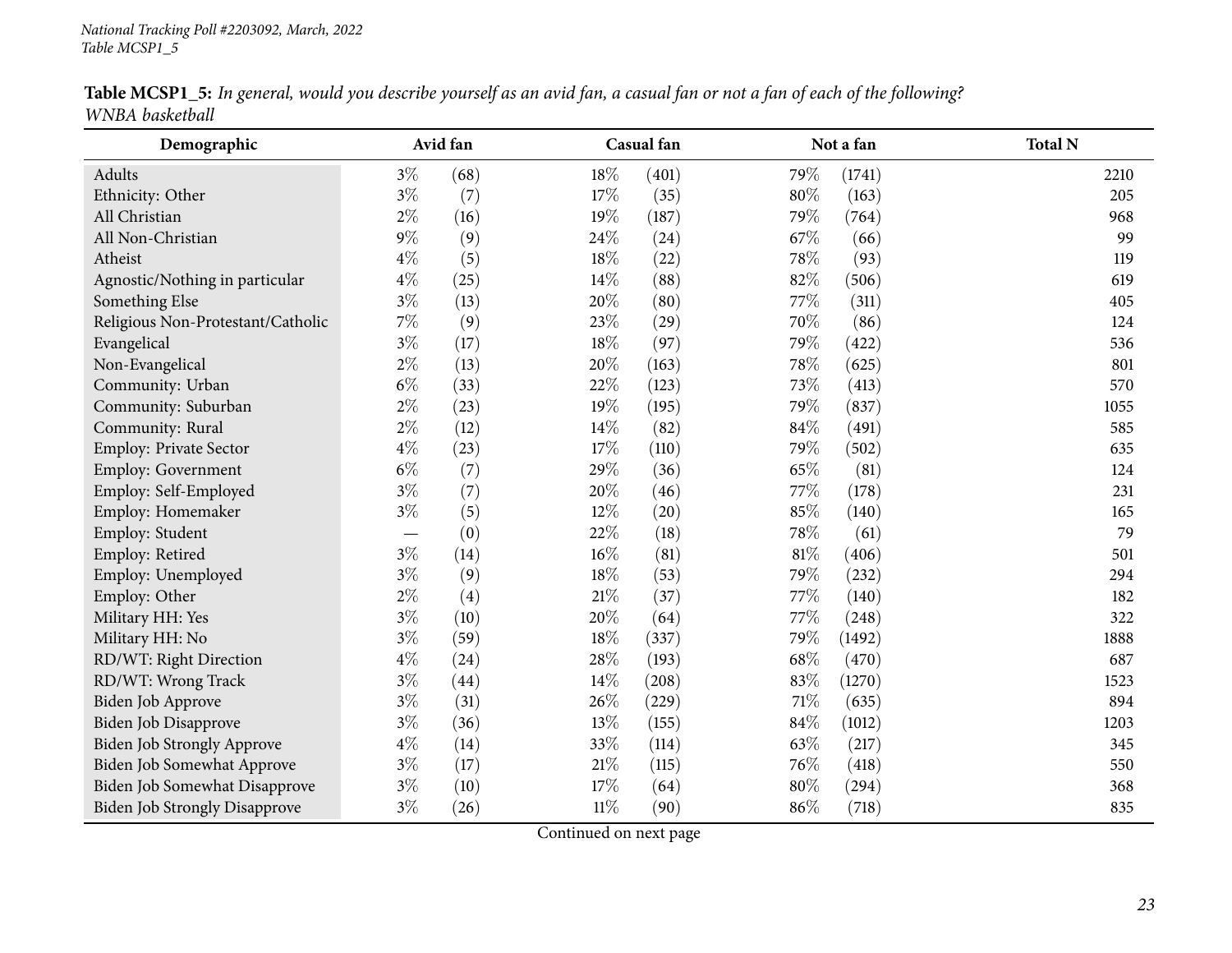**Table MCSP1_5:** *In general, would you describe yourself as an avid fan, a casual fan or not a fan of each of the following? WNBA basketball*

| Demographic | Avid fan | | Casual fan | | Not a fan | | Total N |
|---|---|---|---|---|---|---|---|
| Adults | 3% | (68) | 18% | (401) | 79% | (1741) | 2210 |
| Ethnicity: Other | 3% | (7) | 17% | (35) | 80% | (163) | 205 |
| All Christian | 2% | (16) | 19% | (187) | 79% | (764) | 968 |
| All Non-Christian | 9% | (9) | 24% | (24) | 67% | (66) | 99 |
| Atheist | 4% | (5) | 18% | (22) | 78% | (93) | 119 |
| Agnostic/Nothing in particular | 4% | (25) | 14% | (88) | 82% | (506) | 619 |
| Something Else | 3% | (13) | 20% | (80) | 77% | (311) | 405 |
| Religious Non-Protestant/Catholic | 7% | (9) | 23% | (29) | 70% | (86) | 124 |
| Evangelical | 3% | (17) | 18% | (97) | 79% | (422) | 536 |
| Non-Evangelical | 2% | (13) | 20% | (163) | 78% | (625) | 801 |
| Community: Urban | 6% | (33) | 22% | (123) | 73% | (413) | 570 |
| Community: Suburban | 2% | (23) | 19% | (195) | 79% | (837) | 1055 |
| Community: Rural | 2% | (12) | 14% | (82) | 84% | (491) | 585 |
| Employ: Private Sector | 4% | (23) | 17% | (110) | 79% | (502) | 635 |
| Employ: Government | 6% | (7) | 29% | (36) | 65% | (81) | 124 |
| Employ: Self-Employed | 3% | (7) | 20% | (46) | 77% | (178) | 231 |
| Employ: Homemaker | 3% | (5) | 12% | (20) | 85% | (140) | 165 |
| Employ: Student | — | (0) | 22% | (18) | 78% | (61) | 79 |
| Employ: Retired | 3% | (14) | 16% | (81) | 81% | (406) | 501 |
| Employ: Unemployed | 3% | (9) | 18% | (53) | 79% | (232) | 294 |
| Employ: Other | 2% | (4) | 21% | (37) | 77% | (140) | 182 |
| Military HH: Yes | 3% | (10) | 20% | (64) | 77% | (248) | 322 |
| Military HH: No | 3% | (59) | 18% | (337) | 79% | (1492) | 1888 |
| RD/WT: Right Direction | 4% | (24) | 28% | (193) | 68% | (470) | 687 |
| RD/WT: Wrong Track | 3% | (44) | 14% | (208) | 83% | (1270) | 1523 |
| Biden Job Approve | 3% | (31) | 26% | (229) | 71% | (635) | 894 |
| Biden Job Disapprove | 3% | (36) | 13% | (155) | 84% | (1012) | 1203 |
| Biden Job Strongly Approve | 4% | (14) | 33% | (114) | 63% | (217) | 345 |
| Biden Job Somewhat Approve | 3% | (17) | 21% | (115) | 76% | (418) | 550 |
| Biden Job Somewhat Disapprove | 3% | (10) | 17% | (64) | 80% | (294) | 368 |
| Biden Job Strongly Disapprove | 3% | (26) | 11% | (90) | 86% | (718) | 835 |

Continued on next page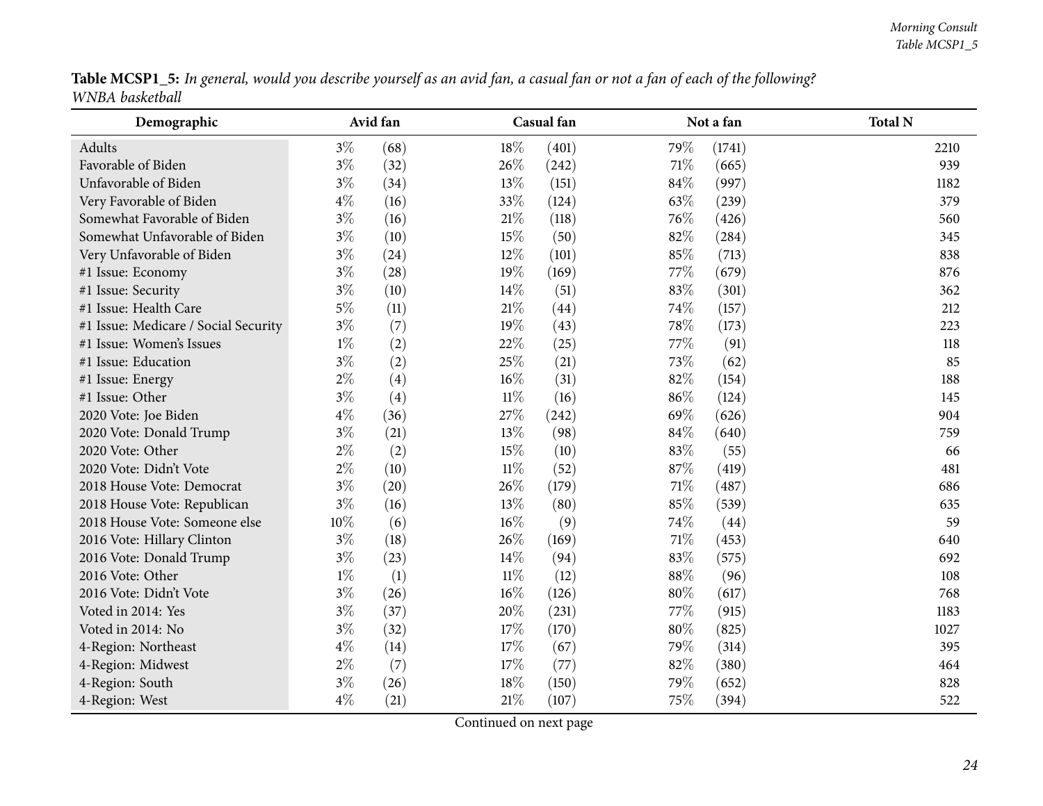**Table MCSP1_5:** *In general, would you describe yourself as an avid fan, a casual fan or not a fan of each of the following? WNBA basketball*

| Demographic | Avid fan | | Casual fan | | Not a fan | | Total N |
|---|---|---|---|---|---|---|---|
| Adults | 3% | (68) | 18% | (401) | 79% | (1741) | 2210 |
| Favorable of Biden | 3% | (32) | 26% | (242) | 71% | (665) | 939 |
| Unfavorable of Biden | 3% | (34) | 13% | (151) | 84% | (997) | 1182 |
| Very Favorable of Biden | 4% | (16) | 33% | (124) | 63% | (239) | 379 |
| Somewhat Favorable of Biden | 3% | (16) | 21% | (118) | 76% | (426) | 560 |
| Somewhat Unfavorable of Biden | 3% | (10) | 15% | (50) | 82% | (284) | 345 |
| Very Unfavorable of Biden | 3% | (24) | 12% | (101) | 85% | (713) | 838 |
| #1 Issue: Economy | 3% | (28) | 19% | (169) | 77% | (679) | 876 |
| #1 Issue: Security | 3% | (10) | 14% | (51) | 83% | (301) | 362 |
| #1 Issue: Health Care | 5% | (11) | 21% | (44) | 74% | (157) | 212 |
| #1 Issue: Medicare / Social Security | 3% | (7) | 19% | (43) | 78% | (173) | 223 |
| #1 Issue: Women's Issues | 1% | (2) | 22% | (25) | 77% | (91) | 118 |
| #1 Issue: Education | 3% | (2) | 25% | (21) | 73% | (62) | 85 |
| #1 Issue: Energy | 2% | (4) | 16% | (31) | 82% | (154) | 188 |
| #1 Issue: Other | 3% | (4) | 11% | (16) | 86% | (124) | 145 |
| 2020 Vote: Joe Biden | 4% | (36) | 27% | (242) | 69% | (626) | 904 |
| 2020 Vote: Donald Trump | 3% | (21) | 13% | (98) | 84% | (640) | 759 |
| 2020 Vote: Other | 2% | (2) | 15% | (10) | 83% | (55) | 66 |
| 2020 Vote: Didn't Vote | 2% | (10) | 11% | (52) | 87% | (419) | 481 |
| 2018 House Vote: Democrat | 3% | (20) | 26% | (179) | 71% | (487) | 686 |
| 2018 House Vote: Republican | 3% | (16) | 13% | (80) | 85% | (539) | 635 |
| 2018 House Vote: Someone else | 10% | (6) | 16% | (9) | 74% | (44) | 59 |
| 2016 Vote: Hillary Clinton | 3% | (18) | 26% | (169) | 71% | (453) | 640 |
| 2016 Vote: Donald Trump | 3% | (23) | 14% | (94) | 83% | (575) | 692 |
| 2016 Vote: Other | 1% | (1) | 11% | (12) | 88% | (96) | 108 |
| 2016 Vote: Didn't Vote | 3% | (26) | 16% | (126) | 80% | (617) | 768 |
| Voted in 2014: Yes | 3% | (37) | 20% | (231) | 77% | (915) | 1183 |
| Voted in 2014: No | 3% | (32) | 17% | (170) | 80% | (825) | 1027 |
| 4-Region: Northeast | 4% | (14) | 17% | (67) | 79% | (314) | 395 |
| 4-Region: Midwest | 2% | (7) | 17% | (77) | 82% | (380) | 464 |
| 4-Region: South | 3% | (26) | 18% | (150) | 79% | (652) | 828 |
| 4-Region: West | 4% | (21) | 21% | (107) | 75% | (394) | 522 |

Continued on next page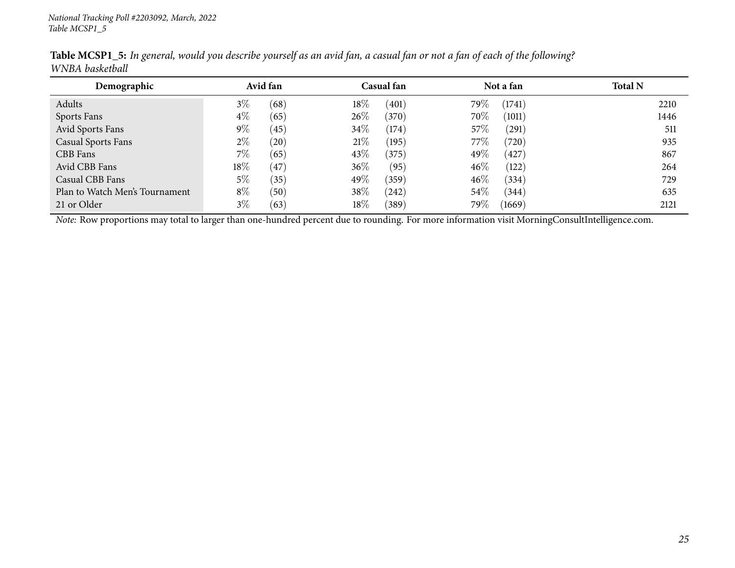*National Tracking Poll #2203092, March, 2022*
*Table MCSP1_5*

**Table MCSP1_5:** *In general, would you describe yourself as an avid fan, a casual fan or not a fan of each of the following? WNBA basketball*

| Demographic | Avid fan | | Casual fan | | Not a fan | | Total N |
|---|---|---|---|---|---|---|---|
| Adults | 3% | (68) | 18% | (401) | 79% | (1741) | 2210 |
| Sports Fans | 4% | (65) | 26% | (370) | 70% | (1011) | 1446 |
| Avid Sports Fans | 9% | (45) | 34% | (174) | 57% | (291) | 511 |
| Casual Sports Fans | 2% | (20) | 21% | (195) | 77% | (720) | 935 |
| CBB Fans | 7% | (65) | 43% | (375) | 49% | (427) | 867 |
| Avid CBB Fans | 18% | (47) | 36% | (95) | 46% | (122) | 264 |
| Casual CBB Fans | 5% | (35) | 49% | (359) | 46% | (334) | 729 |
| Plan to Watch Men's Tournament | 8% | (50) | 38% | (242) | 54% | (344) | 635 |
| 21 or Older | 3% | (63) | 18% | (389) | 79% | (1669) | 2121 |

*Note:* Row proportions may total to larger than one-hundred percent due to rounding. For more information visit MorningConsultIntelligence.com.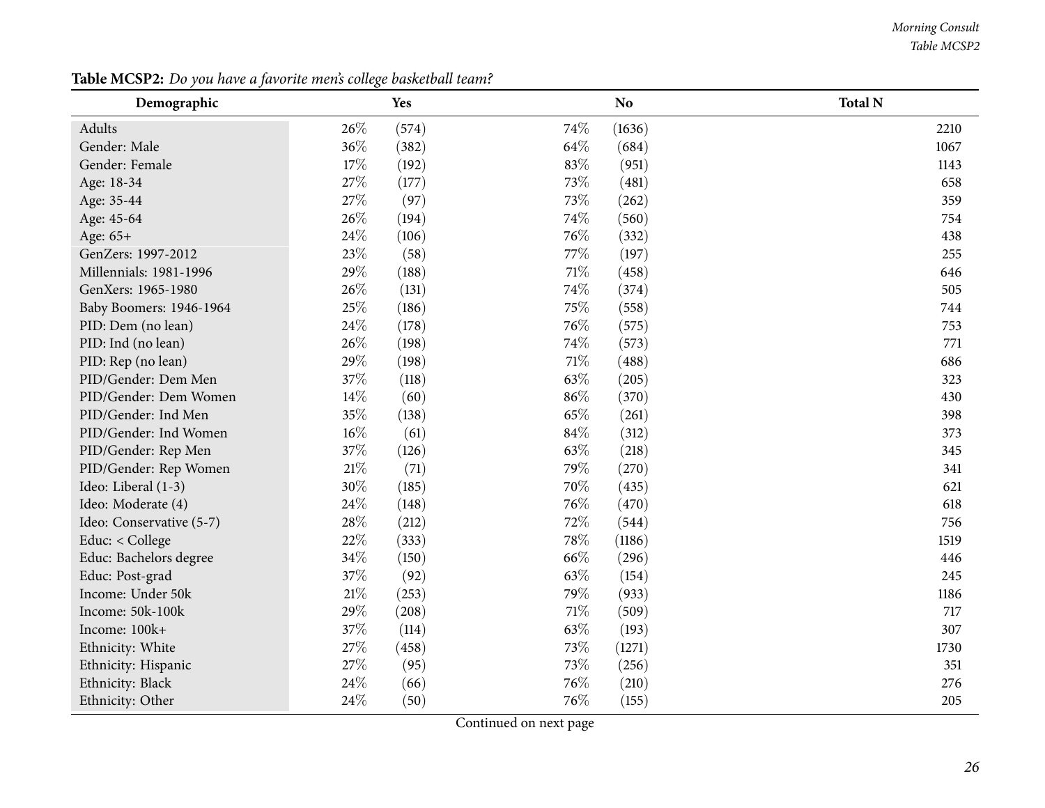**Table MCSP2:** *Do you have a favorite men's college basketball team?*

| Demographic | Yes | | No | | Total N |
|---|---|---|---|---|---|
| Adults | 26% | (574) | 74% | (1636) | 2210 |
| Gender: Male | 36% | (382) | 64% | (684) | 1067 |
| Gender: Female | 17% | (192) | 83% | (951) | 1143 |
| Age: 18-34 | 27% | (177) | 73% | (481) | 658 |
| Age: 35-44 | 27% | (97) | 73% | (262) | 359 |
| Age: 45-64 | 26% | (194) | 74% | (560) | 754 |
| Age: 65+ | 24% | (106) | 76% | (332) | 438 |
| GenZers: 1997-2012 | 23% | (58) | 77% | (197) | 255 |
| Millennials: 1981-1996 | 29% | (188) | 71% | (458) | 646 |
| GenXers: 1965-1980 | 26% | (131) | 74% | (374) | 505 |
| Baby Boomers: 1946-1964 | 25% | (186) | 75% | (558) | 744 |
| PID: Dem (no lean) | 24% | (178) | 76% | (575) | 753 |
| PID: Ind (no lean) | 26% | (198) | 74% | (573) | 771 |
| PID: Rep (no lean) | 29% | (198) | 71% | (488) | 686 |
| PID/Gender: Dem Men | 37% | (118) | 63% | (205) | 323 |
| PID/Gender: Dem Women | 14% | (60) | 86% | (370) | 430 |
| PID/Gender: Ind Men | 35% | (138) | 65% | (261) | 398 |
| PID/Gender: Ind Women | 16% | (61) | 84% | (312) | 373 |
| PID/Gender: Rep Men | 37% | (126) | 63% | (218) | 345 |
| PID/Gender: Rep Women | 21% | (71) | 79% | (270) | 341 |
| Ideo: Liberal (1-3) | 30% | (185) | 70% | (435) | 621 |
| Ideo: Moderate (4) | 24% | (148) | 76% | (470) | 618 |
| Ideo: Conservative (5-7) | 28% | (212) | 72% | (544) | 756 |
| Educ: < College | 22% | (333) | 78% | (1186) | 1519 |
| Educ: Bachelors degree | 34% | (150) | 66% | (296) | 446 |
| Educ: Post-grad | 37% | (92) | 63% | (154) | 245 |
| Income: Under 50k | 21% | (253) | 79% | (933) | 1186 |
| Income: 50k-100k | 29% | (208) | 71% | (509) | 717 |
| Income: 100k+ | 37% | (114) | 63% | (193) | 307 |
| Ethnicity: White | 27% | (458) | 73% | (1271) | 1730 |
| Ethnicity: Hispanic | 27% | (95) | 73% | (256) | 351 |
| Ethnicity: Black | 24% | (66) | 76% | (210) | 276 |
| Ethnicity: Other | 24% | (50) | 76% | (155) | 205 |

Continued on next page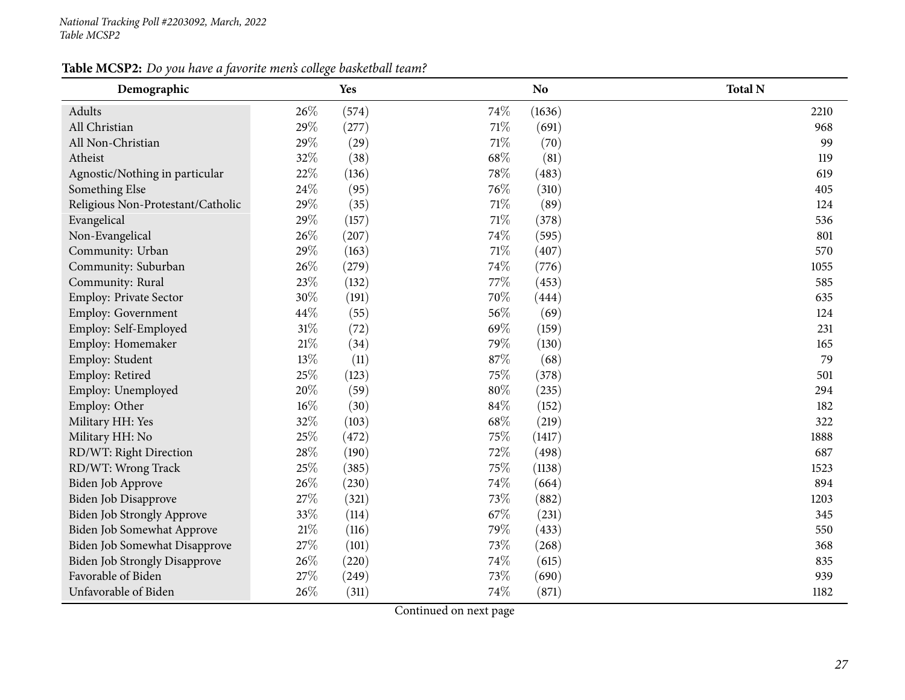**Table MCSP2:** *Do you have a favorite men's college basketball team?*

| Demographic | Yes | | No | | Total N |
|---|---|---|---|---|---|
| Adults | 26% | (574) | 74% | (1636) | 2210 |
| All Christian | 29% | (277) | 71% | (691) | 968 |
| All Non-Christian | 29% | (29) | 71% | (70) | 99 |
| Atheist | 32% | (38) | 68% | (81) | 119 |
| Agnostic/Nothing in particular | 22% | (136) | 78% | (483) | 619 |
| Something Else | 24% | (95) | 76% | (310) | 405 |
| Religious Non-Protestant/Catholic | 29% | (35) | 71% | (89) | 124 |
| Evangelical | 29% | (157) | 71% | (378) | 536 |
| Non-Evangelical | 26% | (207) | 74% | (595) | 801 |
| Community: Urban | 29% | (163) | 71% | (407) | 570 |
| Community: Suburban | 26% | (279) | 74% | (776) | 1055 |
| Community: Rural | 23% | (132) | 77% | (453) | 585 |
| Employ: Private Sector | 30% | (191) | 70% | (444) | 635 |
| Employ: Government | 44% | (55) | 56% | (69) | 124 |
| Employ: Self-Employed | 31% | (72) | 69% | (159) | 231 |
| Employ: Homemaker | 21% | (34) | 79% | (130) | 165 |
| Employ: Student | 13% | (11) | 87% | (68) | 79 |
| Employ: Retired | 25% | (123) | 75% | (378) | 501 |
| Employ: Unemployed | 20% | (59) | 80% | (235) | 294 |
| Employ: Other | 16% | (30) | 84% | (152) | 182 |
| Military HH: Yes | 32% | (103) | 68% | (219) | 322 |
| Military HH: No | 25% | (472) | 75% | (1417) | 1888 |
| RD/WT: Right Direction | 28% | (190) | 72% | (498) | 687 |
| RD/WT: Wrong Track | 25% | (385) | 75% | (1138) | 1523 |
| Biden Job Approve | 26% | (230) | 74% | (664) | 894 |
| Biden Job Disapprove | 27% | (321) | 73% | (882) | 1203 |
| Biden Job Strongly Approve | 33% | (114) | 67% | (231) | 345 |
| Biden Job Somewhat Approve | 21% | (116) | 79% | (433) | 550 |
| Biden Job Somewhat Disapprove | 27% | (101) | 73% | (268) | 368 |
| Biden Job Strongly Disapprove | 26% | (220) | 74% | (615) | 835 |
| Favorable of Biden | 27% | (249) | 73% | (690) | 939 |
| Unfavorable of Biden | 26% | (311) | 74% | (871) | 1182 |

Continued on next page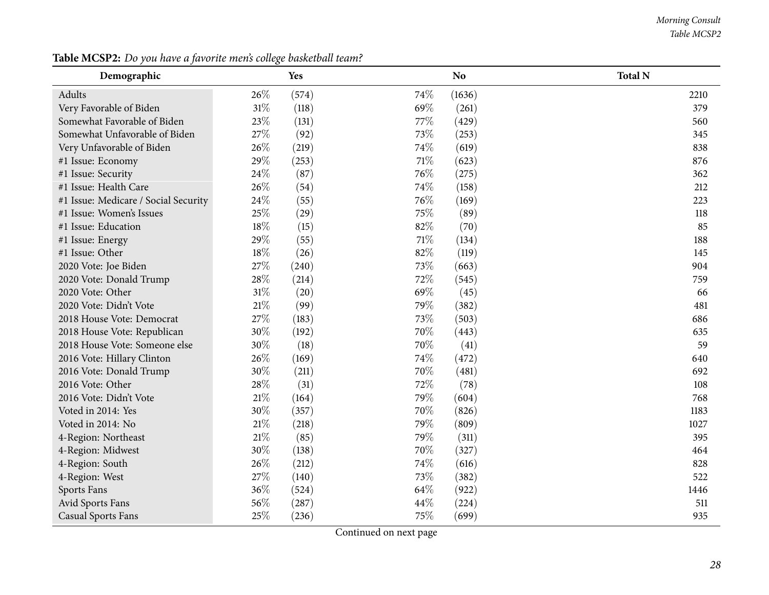**Table MCSP2:** *Do you have a favorite men's college basketball team?*

| Demographic | Yes | | No | | Total N |
|---|---|---|---|---|---|
| Adults | 26% | (574) | 74% | (1636) | 2210 |
| Very Favorable of Biden | 31% | (118) | 69% | (261) | 379 |
| Somewhat Favorable of Biden | 23% | (131) | 77% | (429) | 560 |
| Somewhat Unfavorable of Biden | 27% | (92) | 73% | (253) | 345 |
| Very Unfavorable of Biden | 26% | (219) | 74% | (619) | 838 |
| #1 Issue: Economy | 29% | (253) | 71% | (623) | 876 |
| #1 Issue: Security | 24% | (87) | 76% | (275) | 362 |
| #1 Issue: Health Care | 26% | (54) | 74% | (158) | 212 |
| #1 Issue: Medicare / Social Security | 24% | (55) | 76% | (169) | 223 |
| #1 Issue: Women's Issues | 25% | (29) | 75% | (89) | 118 |
| #1 Issue: Education | 18% | (15) | 82% | (70) | 85 |
| #1 Issue: Energy | 29% | (55) | 71% | (134) | 188 |
| #1 Issue: Other | 18% | (26) | 82% | (119) | 145 |
| 2020 Vote: Joe Biden | 27% | (240) | 73% | (663) | 904 |
| 2020 Vote: Donald Trump | 28% | (214) | 72% | (545) | 759 |
| 2020 Vote: Other | 31% | (20) | 69% | (45) | 66 |
| 2020 Vote: Didn't Vote | 21% | (99) | 79% | (382) | 481 |
| 2018 House Vote: Democrat | 27% | (183) | 73% | (503) | 686 |
| 2018 House Vote: Republican | 30% | (192) | 70% | (443) | 635 |
| 2018 House Vote: Someone else | 30% | (18) | 70% | (41) | 59 |
| 2016 Vote: Hillary Clinton | 26% | (169) | 74% | (472) | 640 |
| 2016 Vote: Donald Trump | 30% | (211) | 70% | (481) | 692 |
| 2016 Vote: Other | 28% | (31) | 72% | (78) | 108 |
| 2016 Vote: Didn't Vote | 21% | (164) | 79% | (604) | 768 |
| Voted in 2014: Yes | 30% | (357) | 70% | (826) | 1183 |
| Voted in 2014: No | 21% | (218) | 79% | (809) | 1027 |
| 4-Region: Northeast | 21% | (85) | 79% | (311) | 395 |
| 4-Region: Midwest | 30% | (138) | 70% | (327) | 464 |
| 4-Region: South | 26% | (212) | 74% | (616) | 828 |
| 4-Region: West | 27% | (140) | 73% | (382) | 522 |
| Sports Fans | 36% | (524) | 64% | (922) | 1446 |
| Avid Sports Fans | 56% | (287) | 44% | (224) | 511 |
| Casual Sports Fans | 25% | (236) | 75% | (699) | 935 |

Continued on next page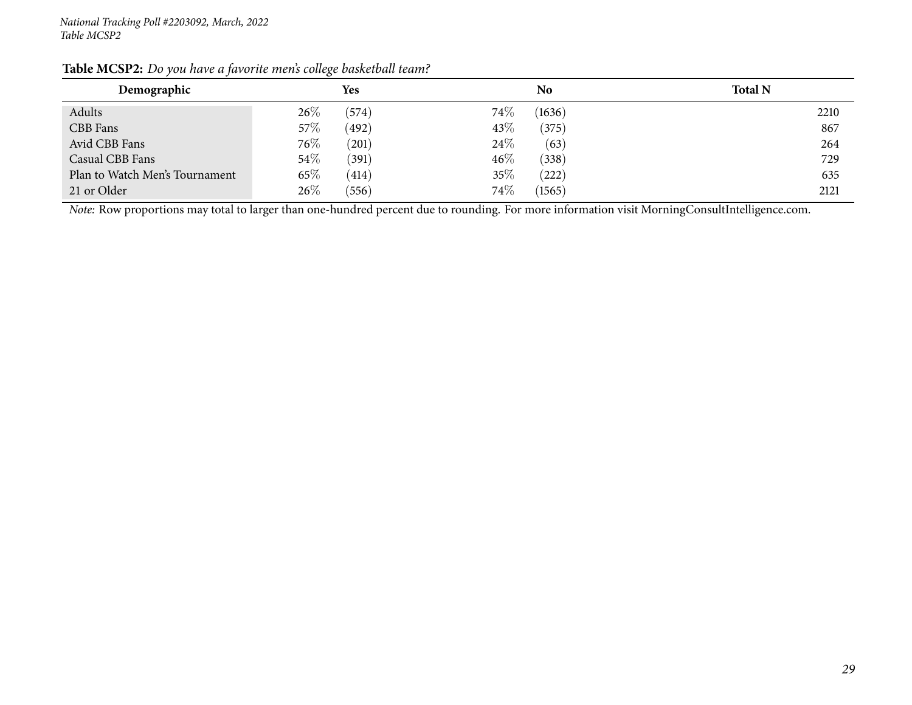**Table MCSP2:** *Do you have a favorite men's college basketball team?*

| Demographic | Yes | | No | | Total N |
|---|---|---|---|---|---|
| Adults | 26% | (574) | 74% | (1636) | 2210 |
| CBB Fans | 57% | (492) | 43% | (375) | 867 |
| Avid CBB Fans | 76% | (201) | 24% | (63) | 264 |
| Casual CBB Fans | 54% | (391) | 46% | (338) | 729 |
| Plan to Watch Men's Tournament | 65% | (414) | 35% | (222) | 635 |
| 21 or Older | 26% | (556) | 74% | (1565) | 2121 |

*Note:* Row proportions may total to larger than one-hundred percent due to rounding. For more information visit MorningConsultIntelligence.com.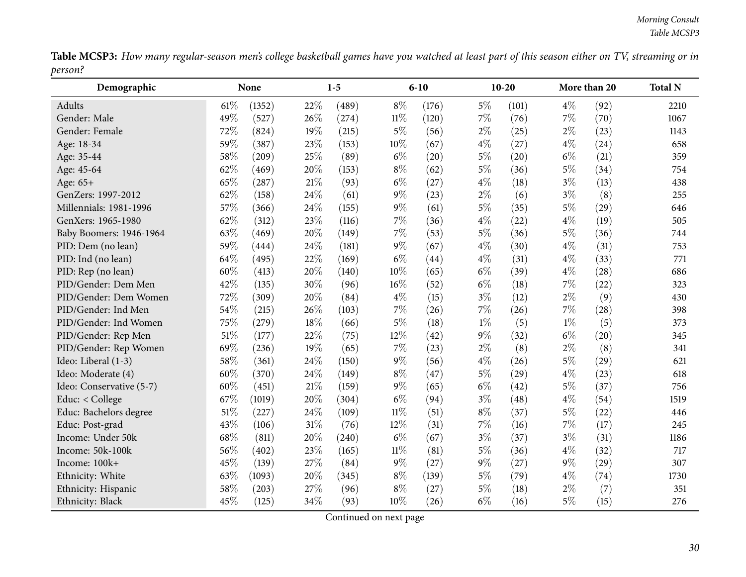**Table MCSP3:** *How many regular-season men's college basketball games have you watched at least part of this season either on TV, streaming or in person?*

| Demographic | None | | 1-5 | | 6-10 | | 10-20 | | More than 20 | | Total N |
|---|---|---|---|---|---|---|---|---|---|---|---|
| Adults | 61% | (1352) | 22% | (489) | 8% | (176) | 5% | (101) | 4% | (92) | 2210 |
| Gender: Male | 49% | (527) | 26% | (274) | 11% | (120) | 7% | (76) | 7% | (70) | 1067 |
| Gender: Female | 72% | (824) | 19% | (215) | 5% | (56) | 2% | (25) | 2% | (23) | 1143 |
| Age: 18-34 | 59% | (387) | 23% | (153) | 10% | (67) | 4% | (27) | 4% | (24) | 658 |
| Age: 35-44 | 58% | (209) | 25% | (89) | 6% | (20) | 5% | (20) | 6% | (21) | 359 |
| Age: 45-64 | 62% | (469) | 20% | (153) | 8% | (62) | 5% | (36) | 5% | (34) | 754 |
| Age: 65+ | 65% | (287) | 21% | (93) | 6% | (27) | 4% | (18) | 3% | (13) | 438 |
| GenZers: 1997-2012 | 62% | (158) | 24% | (61) | 9% | (23) | 2% | (6) | 3% | (8) | 255 |
| Millennials: 1981-1996 | 57% | (366) | 24% | (155) | 9% | (61) | 5% | (35) | 5% | (29) | 646 |
| GenXers: 1965-1980 | 62% | (312) | 23% | (116) | 7% | (36) | 4% | (22) | 4% | (19) | 505 |
| Baby Boomers: 1946-1964 | 63% | (469) | 20% | (149) | 7% | (53) | 5% | (36) | 5% | (36) | 744 |
| PID: Dem (no lean) | 59% | (444) | 24% | (181) | 9% | (67) | 4% | (30) | 4% | (31) | 753 |
| PID: Ind (no lean) | 64% | (495) | 22% | (169) | 6% | (44) | 4% | (31) | 4% | (33) | 771 |
| PID: Rep (no lean) | 60% | (413) | 20% | (140) | 10% | (65) | 6% | (39) | 4% | (28) | 686 |
| PID/Gender: Dem Men | 42% | (135) | 30% | (96) | 16% | (52) | 6% | (18) | 7% | (22) | 323 |
| PID/Gender: Dem Women | 72% | (309) | 20% | (84) | 4% | (15) | 3% | (12) | 2% | (9) | 430 |
| PID/Gender: Ind Men | 54% | (215) | 26% | (103) | 7% | (26) | 7% | (26) | 7% | (28) | 398 |
| PID/Gender: Ind Women | 75% | (279) | 18% | (66) | 5% | (18) | 1% | (5) | 1% | (5) | 373 |
| PID/Gender: Rep Men | 51% | (177) | 22% | (75) | 12% | (42) | 9% | (32) | 6% | (20) | 345 |
| PID/Gender: Rep Women | 69% | (236) | 19% | (65) | 7% | (23) | 2% | (8) | 2% | (8) | 341 |
| Ideo: Liberal (1-3) | 58% | (361) | 24% | (150) | 9% | (56) | 4% | (26) | 5% | (29) | 621 |
| Ideo: Moderate (4) | 60% | (370) | 24% | (149) | 8% | (47) | 5% | (29) | 4% | (23) | 618 |
| Ideo: Conservative (5-7) | 60% | (451) | 21% | (159) | 9% | (65) | 6% | (42) | 5% | (37) | 756 |
| Educ: < College | 67% | (1019) | 20% | (304) | 6% | (94) | 3% | (48) | 4% | (54) | 1519 |
| Educ: Bachelors degree | 51% | (227) | 24% | (109) | 11% | (51) | 8% | (37) | 5% | (22) | 446 |
| Educ: Post-grad | 43% | (106) | 31% | (76) | 12% | (31) | 7% | (16) | 7% | (17) | 245 |
| Income: Under 50k | 68% | (811) | 20% | (240) | 6% | (67) | 3% | (37) | 3% | (31) | 1186 |
| Income: 50k-100k | 56% | (402) | 23% | (165) | 11% | (81) | 5% | (36) | 4% | (32) | 717 |
| Income: 100k+ | 45% | (139) | 27% | (84) | 9% | (27) | 9% | (27) | 9% | (29) | 307 |
| Ethnicity: White | 63% | (1093) | 20% | (345) | 8% | (139) | 5% | (79) | 4% | (74) | 1730 |
| Ethnicity: Hispanic | 58% | (203) | 27% | (96) | 8% | (27) | 5% | (18) | 2% | (7) | 351 |
| Ethnicity: Black | 45% | (125) | 34% | (93) | 10% | (26) | 6% | (16) | 5% | (15) | 276 |

Continued on next page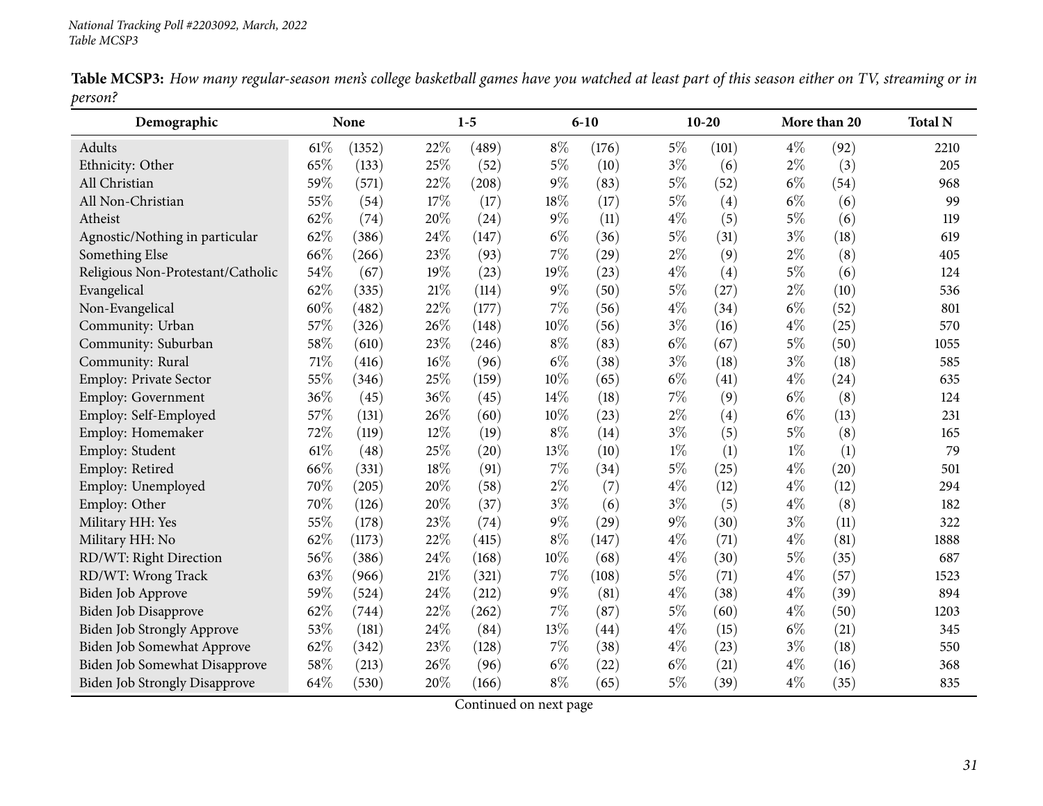**Table MCSP3:** *How many regular-season men's college basketball games have you watched at least part of this season either on TV, streaming or in person?*

| Demographic | None | | 1-5 | | 6-10 | | 10-20 | | More than 20 | | Total N |
|---|---|---|---|---|---|---|---|---|---|---|---|
| Adults | 61% | (1352) | 22% | (489) | 8% | (176) | 5% | (101) | 4% | (92) | 2210 |
| Ethnicity: Other | 65% | (133) | 25% | (52) | 5% | (10) | 3% | (6) | 2% | (3) | 205 |
| All Christian | 59% | (571) | 22% | (208) | 9% | (83) | 5% | (52) | 6% | (54) | 968 |
| All Non-Christian | 55% | (54) | 17% | (17) | 18% | (17) | 5% | (4) | 6% | (6) | 99 |
| Atheist | 62% | (74) | 20% | (24) | 9% | (11) | 4% | (5) | 5% | (6) | 119 |
| Agnostic/Nothing in particular | 62% | (386) | 24% | (147) | 6% | (36) | 5% | (31) | 3% | (18) | 619 |
| Something Else | 66% | (266) | 23% | (93) | 7% | (29) | 2% | (9) | 2% | (8) | 405 |
| Religious Non-Protestant/Catholic | 54% | (67) | 19% | (23) | 19% | (23) | 4% | (4) | 5% | (6) | 124 |
| Evangelical | 62% | (335) | 21% | (114) | 9% | (50) | 5% | (27) | 2% | (10) | 536 |
| Non-Evangelical | 60% | (482) | 22% | (177) | 7% | (56) | 4% | (34) | 6% | (52) | 801 |
| Community: Urban | 57% | (326) | 26% | (148) | 10% | (56) | 3% | (16) | 4% | (25) | 570 |
| Community: Suburban | 58% | (610) | 23% | (246) | 8% | (83) | 6% | (67) | 5% | (50) | 1055 |
| Community: Rural | 71% | (416) | 16% | (96) | 6% | (38) | 3% | (18) | 3% | (18) | 585 |
| Employ: Private Sector | 55% | (346) | 25% | (159) | 10% | (65) | 6% | (41) | 4% | (24) | 635 |
| Employ: Government | 36% | (45) | 36% | (45) | 14% | (18) | 7% | (9) | 6% | (8) | 124 |
| Employ: Self-Employed | 57% | (131) | 26% | (60) | 10% | (23) | 2% | (4) | 6% | (13) | 231 |
| Employ: Homemaker | 72% | (119) | 12% | (19) | 8% | (14) | 3% | (5) | 5% | (8) | 165 |
| Employ: Student | 61% | (48) | 25% | (20) | 13% | (10) | 1% | (1) | 1% | (1) | 79 |
| Employ: Retired | 66% | (331) | 18% | (91) | 7% | (34) | 5% | (25) | 4% | (20) | 501 |
| Employ: Unemployed | 70% | (205) | 20% | (58) | 2% | (7) | 4% | (12) | 4% | (12) | 294 |
| Employ: Other | 70% | (126) | 20% | (37) | 3% | (6) | 3% | (5) | 4% | (8) | 182 |
| Military HH: Yes | 55% | (178) | 23% | (74) | 9% | (29) | 9% | (30) | 3% | (11) | 322 |
| Military HH: No | 62% | (1173) | 22% | (415) | 8% | (147) | 4% | (71) | 4% | (81) | 1888 |
| RD/WT: Right Direction | 56% | (386) | 24% | (168) | 10% | (68) | 4% | (30) | 5% | (35) | 687 |
| RD/WT: Wrong Track | 63% | (966) | 21% | (321) | 7% | (108) | 5% | (71) | 4% | (57) | 1523 |
| Biden Job Approve | 59% | (524) | 24% | (212) | 9% | (81) | 4% | (38) | 4% | (39) | 894 |
| Biden Job Disapprove | 62% | (744) | 22% | (262) | 7% | (87) | 5% | (60) | 4% | (50) | 1203 |
| Biden Job Strongly Approve | 53% | (181) | 24% | (84) | 13% | (44) | 4% | (15) | 6% | (21) | 345 |
| Biden Job Somewhat Approve | 62% | (342) | 23% | (128) | 7% | (38) | 4% | (23) | 3% | (18) | 550 |
| Biden Job Somewhat Disapprove | 58% | (213) | 26% | (96) | 6% | (22) | 6% | (21) | 4% | (16) | 368 |
| Biden Job Strongly Disapprove | 64% | (530) | 20% | (166) | 8% | (65) | 5% | (39) | 4% | (35) | 835 |

Continued on next page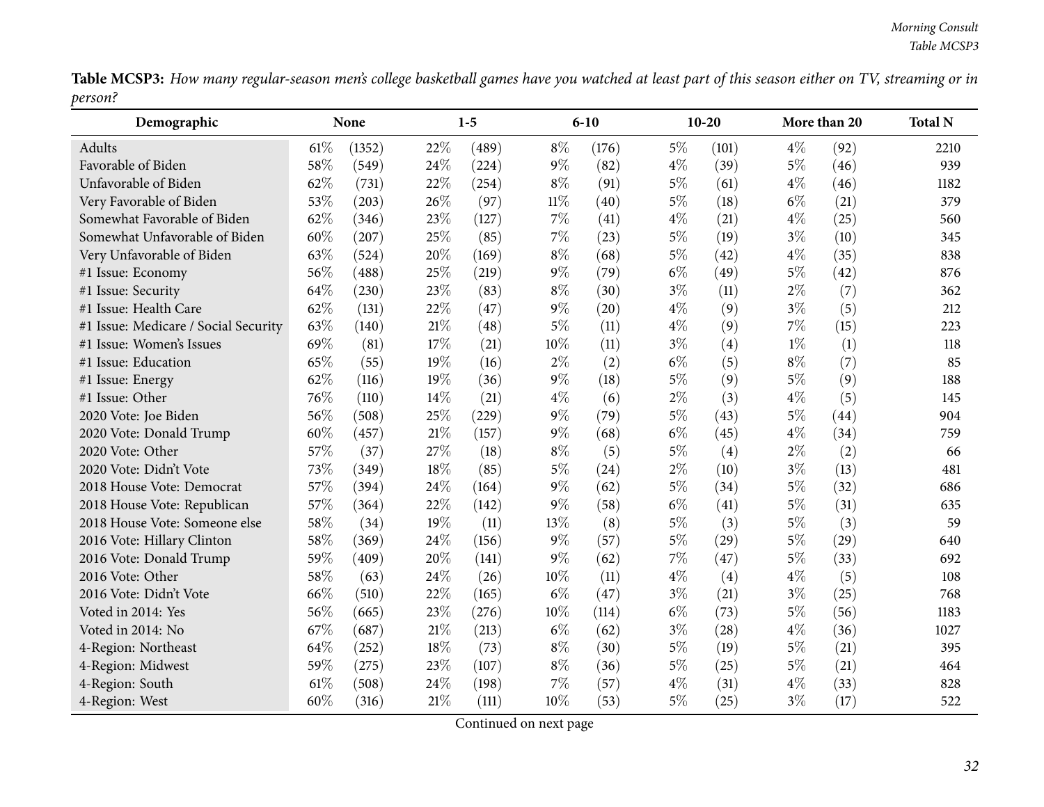**Table MCSP3:** *How many regular-season men's college basketball games have you watched at least part of this season either on TV, streaming or in person?*

| Demographic | None | | 1-5 | | 6-10 | | 10-20 | | More than 20 | | Total N |
|---|---|---|---|---|---|---|---|---|---|---|---|
| Adults | 61% | (1352) | 22% | (489) | 8% | (176) | 5% | (101) | 4% | (92) | 2210 |
| Favorable of Biden | 58% | (549) | 24% | (224) | 9% | (82) | 4% | (39) | 5% | (46) | 939 |
| Unfavorable of Biden | 62% | (731) | 22% | (254) | 8% | (91) | 5% | (61) | 4% | (46) | 1182 |
| Very Favorable of Biden | 53% | (203) | 26% | (97) | 11% | (40) | 5% | (18) | 6% | (21) | 379 |
| Somewhat Favorable of Biden | 62% | (346) | 23% | (127) | 7% | (41) | 4% | (21) | 4% | (25) | 560 |
| Somewhat Unfavorable of Biden | 60% | (207) | 25% | (85) | 7% | (23) | 5% | (19) | 3% | (10) | 345 |
| Very Unfavorable of Biden | 63% | (524) | 20% | (169) | 8% | (68) | 5% | (42) | 4% | (35) | 838 |
| #1 Issue: Economy | 56% | (488) | 25% | (219) | 9% | (79) | 6% | (49) | 5% | (42) | 876 |
| #1 Issue: Security | 64% | (230) | 23% | (83) | 8% | (30) | 3% | (11) | 2% | (7) | 362 |
| #1 Issue: Health Care | 62% | (131) | 22% | (47) | 9% | (20) | 4% | (9) | 3% | (5) | 212 |
| #1 Issue: Medicare / Social Security | 63% | (140) | 21% | (48) | 5% | (11) | 4% | (9) | 7% | (15) | 223 |
| #1 Issue: Women's Issues | 69% | (81) | 17% | (21) | 10% | (11) | 3% | (4) | 1% | (1) | 118 |
| #1 Issue: Education | 65% | (55) | 19% | (16) | 2% | (2) | 6% | (5) | 8% | (7) | 85 |
| #1 Issue: Energy | 62% | (116) | 19% | (36) | 9% | (18) | 5% | (9) | 5% | (9) | 188 |
| #1 Issue: Other | 76% | (110) | 14% | (21) | 4% | (6) | 2% | (3) | 4% | (5) | 145 |
| 2020 Vote: Joe Biden | 56% | (508) | 25% | (229) | 9% | (79) | 5% | (43) | 5% | (44) | 904 |
| 2020 Vote: Donald Trump | 60% | (457) | 21% | (157) | 9% | (68) | 6% | (45) | 4% | (34) | 759 |
| 2020 Vote: Other | 57% | (37) | 27% | (18) | 8% | (5) | 5% | (4) | 2% | (2) | 66 |
| 2020 Vote: Didn't Vote | 73% | (349) | 18% | (85) | 5% | (24) | 2% | (10) | 3% | (13) | 481 |
| 2018 House Vote: Democrat | 57% | (394) | 24% | (164) | 9% | (62) | 5% | (34) | 5% | (32) | 686 |
| 2018 House Vote: Republican | 57% | (364) | 22% | (142) | 9% | (58) | 6% | (41) | 5% | (31) | 635 |
| 2018 House Vote: Someone else | 58% | (34) | 19% | (11) | 13% | (8) | 5% | (3) | 5% | (3) | 59 |
| 2016 Vote: Hillary Clinton | 58% | (369) | 24% | (156) | 9% | (57) | 5% | (29) | 5% | (29) | 640 |
| 2016 Vote: Donald Trump | 59% | (409) | 20% | (141) | 9% | (62) | 7% | (47) | 5% | (33) | 692 |
| 2016 Vote: Other | 58% | (63) | 24% | (26) | 10% | (11) | 4% | (4) | 4% | (5) | 108 |
| 2016 Vote: Didn't Vote | 66% | (510) | 22% | (165) | 6% | (47) | 3% | (21) | 3% | (25) | 768 |
| Voted in 2014: Yes | 56% | (665) | 23% | (276) | 10% | (114) | 6% | (73) | 5% | (56) | 1183 |
| Voted in 2014: No | 67% | (687) | 21% | (213) | 6% | (62) | 3% | (28) | 4% | (36) | 1027 |
| 4-Region: Northeast | 64% | (252) | 18% | (73) | 8% | (30) | 5% | (19) | 5% | (21) | 395 |
| 4-Region: Midwest | 59% | (275) | 23% | (107) | 8% | (36) | 5% | (25) | 5% | (21) | 464 |
| 4-Region: South | 61% | (508) | 24% | (198) | 7% | (57) | 4% | (31) | 4% | (33) | 828 |
| 4-Region: West | 60% | (316) | 21% | (111) | 10% | (53) | 5% | (25) | 3% | (17) | 522 |

Continued on next page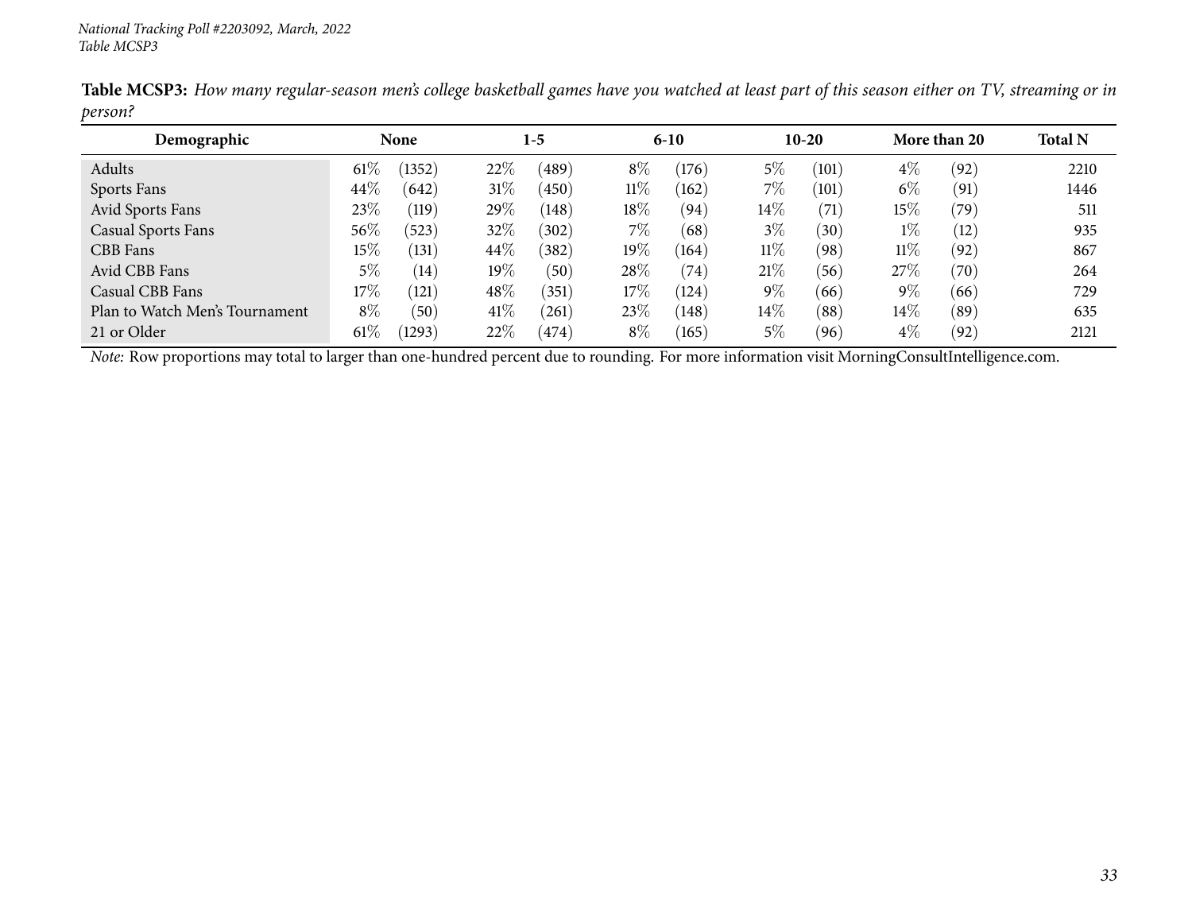*National Tracking Poll #2203092, March, 2022*
*Table MCSP3*

**Table MCSP3:** *How many regular-season men's college basketball games have you watched at least part of this season either on TV, streaming or in person?*

| Demographic | None | | 1-5 | | 6-10 | | 10-20 | | More than 20 | | Total N |
|---|---|---|---|---|---|---|---|---|---|---|---|
| Adults | 61% | (1352) | 22% | (489) | 8% | (176) | 5% | (101) | 4% | (92) | 2210 |
| Sports Fans | 44% | (642) | 31% | (450) | 11% | (162) | 7% | (101) | 6% | (91) | 1446 |
| Avid Sports Fans | 23% | (119) | 29% | (148) | 18% | (94) | 14% | (71) | 15% | (79) | 511 |
| Casual Sports Fans | 56% | (523) | 32% | (302) | 7% | (68) | 3% | (30) | 1% | (12) | 935 |
| CBB Fans | 15% | (131) | 44% | (382) | 19% | (164) | 11% | (98) | 11% | (92) | 867 |
| Avid CBB Fans | 5% | (14) | 19% | (50) | 28% | (74) | 21% | (56) | 27% | (70) | 264 |
| Casual CBB Fans | 17% | (121) | 48% | (351) | 17% | (124) | 9% | (66) | 9% | (66) | 729 |
| Plan to Watch Men's Tournament | 8% | (50) | 41% | (261) | 23% | (148) | 14% | (88) | 14% | (89) | 635 |
| 21 or Older | 61% | (1293) | 22% | (474) | 8% | (165) | 5% | (96) | 4% | (92) | 2121 |

*Note:* Row proportions may total to larger than one-hundred percent due to rounding. For more information visit MorningConsultIntelligence.com.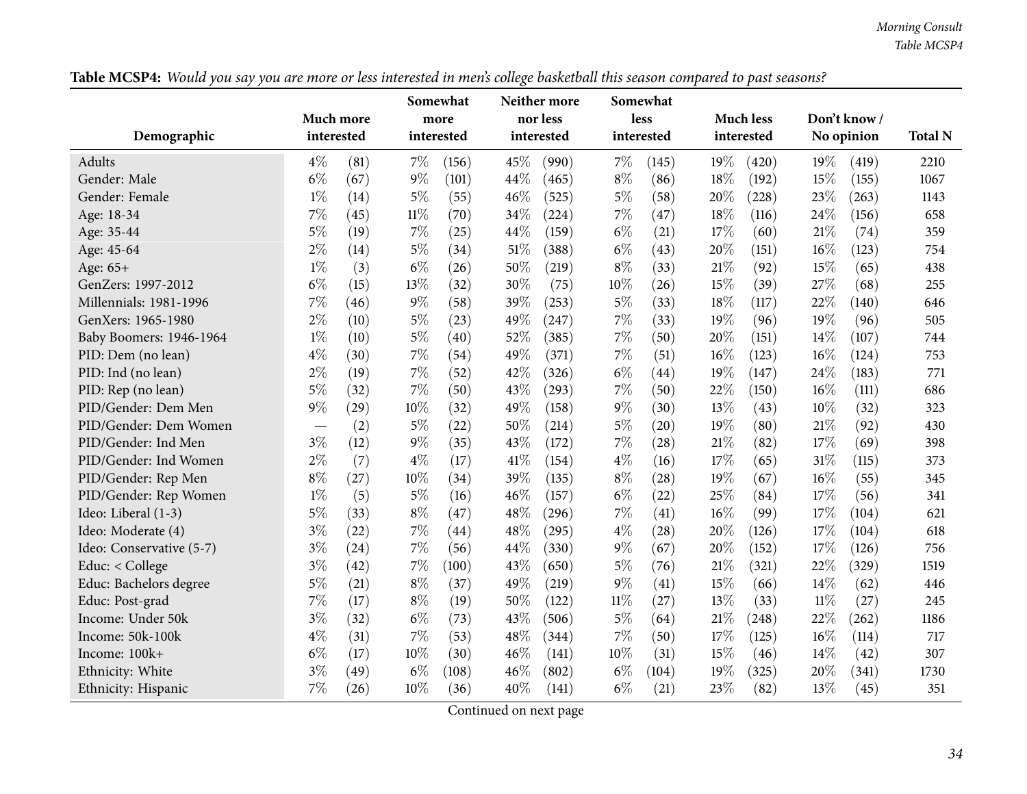**Table MCSP4:** *Would you say you are more or less interested in men's college basketball this season compared to past seasons?*

| Demographic | Much more interested | | Somewhat more interested | | Neither more nor less interested | | Somewhat less interested | | Much less interested | | Don't know / No opinion | | Total N |
|---|---|---|---|---|---|---|---|---|---|---|---|---|---|
| Adults | 4% | (81) | 7% | (156) | 45% | (990) | 7% | (145) | 19% | (420) | 19% | (419) | 2210 |
| Gender: Male | 6% | (67) | 9% | (101) | 44% | (465) | 8% | (86) | 18% | (192) | 15% | (155) | 1067 |
| Gender: Female | 1% | (14) | 5% | (55) | 46% | (525) | 5% | (58) | 20% | (228) | 23% | (263) | 1143 |
| Age: 18-34 | 7% | (45) | 11% | (70) | 34% | (224) | 7% | (47) | 18% | (116) | 24% | (156) | 658 |
| Age: 35-44 | 5% | (19) | 7% | (25) | 44% | (159) | 6% | (21) | 17% | (60) | 21% | (74) | 359 |
| Age: 45-64 | 2% | (14) | 5% | (34) | 51% | (388) | 6% | (43) | 20% | (151) | 16% | (123) | 754 |
| Age: 65+ | 1% | (3) | 6% | (26) | 50% | (219) | 8% | (33) | 21% | (92) | 15% | (65) | 438 |
| GenZers: 1997-2012 | 6% | (15) | 13% | (32) | 30% | (75) | 10% | (26) | 15% | (39) | 27% | (68) | 255 |
| Millennials: 1981-1996 | 7% | (46) | 9% | (58) | 39% | (253) | 5% | (33) | 18% | (117) | 22% | (140) | 646 |
| GenXers: 1965-1980 | 2% | (10) | 5% | (23) | 49% | (247) | 7% | (33) | 19% | (96) | 19% | (96) | 505 |
| Baby Boomers: 1946-1964 | 1% | (10) | 5% | (40) | 52% | (385) | 7% | (50) | 20% | (151) | 14% | (107) | 744 |
| PID: Dem (no lean) | 4% | (30) | 7% | (54) | 49% | (371) | 7% | (51) | 16% | (123) | 16% | (124) | 753 |
| PID: Ind (no lean) | 2% | (19) | 7% | (52) | 42% | (326) | 6% | (44) | 19% | (147) | 24% | (183) | 771 |
| PID: Rep (no lean) | 5% | (32) | 7% | (50) | 43% | (293) | 7% | (50) | 22% | (150) | 16% | (111) | 686 |
| PID/Gender: Dem Men | 9% | (29) | 10% | (32) | 49% | (158) | 9% | (30) | 13% | (43) | 10% | (32) | 323 |
| PID/Gender: Dem Women | — | (2) | 5% | (22) | 50% | (214) | 5% | (20) | 19% | (80) | 21% | (92) | 430 |
| PID/Gender: Ind Men | 3% | (12) | 9% | (35) | 43% | (172) | 7% | (28) | 21% | (82) | 17% | (69) | 398 |
| PID/Gender: Ind Women | 2% | (7) | 4% | (17) | 41% | (154) | 4% | (16) | 17% | (65) | 31% | (115) | 373 |
| PID/Gender: Rep Men | 8% | (27) | 10% | (34) | 39% | (135) | 8% | (28) | 19% | (67) | 16% | (55) | 345 |
| PID/Gender: Rep Women | 1% | (5) | 5% | (16) | 46% | (157) | 6% | (22) | 25% | (84) | 17% | (56) | 341 |
| Ideo: Liberal (1-3) | 5% | (33) | 8% | (47) | 48% | (296) | 7% | (41) | 16% | (99) | 17% | (104) | 621 |
| Ideo: Moderate (4) | 3% | (22) | 7% | (44) | 48% | (295) | 4% | (28) | 20% | (126) | 17% | (104) | 618 |
| Ideo: Conservative (5-7) | 3% | (24) | 7% | (56) | 44% | (330) | 9% | (67) | 20% | (152) | 17% | (126) | 756 |
| Educ: < College | 3% | (42) | 7% | (100) | 43% | (650) | 5% | (76) | 21% | (321) | 22% | (329) | 1519 |
| Educ: Bachelors degree | 5% | (21) | 8% | (37) | 49% | (219) | 9% | (41) | 15% | (66) | 14% | (62) | 446 |
| Educ: Post-grad | 7% | (17) | 8% | (19) | 50% | (122) | 11% | (27) | 13% | (33) | 11% | (27) | 245 |
| Income: Under 50k | 3% | (32) | 6% | (73) | 43% | (506) | 5% | (64) | 21% | (248) | 22% | (262) | 1186 |
| Income: 50k-100k | 4% | (31) | 7% | (53) | 48% | (344) | 7% | (50) | 17% | (125) | 16% | (114) | 717 |
| Income: 100k+ | 6% | (17) | 10% | (30) | 46% | (141) | 10% | (31) | 15% | (46) | 14% | (42) | 307 |
| Ethnicity: White | 3% | (49) | 6% | (108) | 46% | (802) | 6% | (104) | 19% | (325) | 20% | (341) | 1730 |
| Ethnicity: Hispanic | 7% | (26) | 10% | (36) | 40% | (141) | 6% | (21) | 23% | (82) | 13% | (45) | 351 |

Continued on next page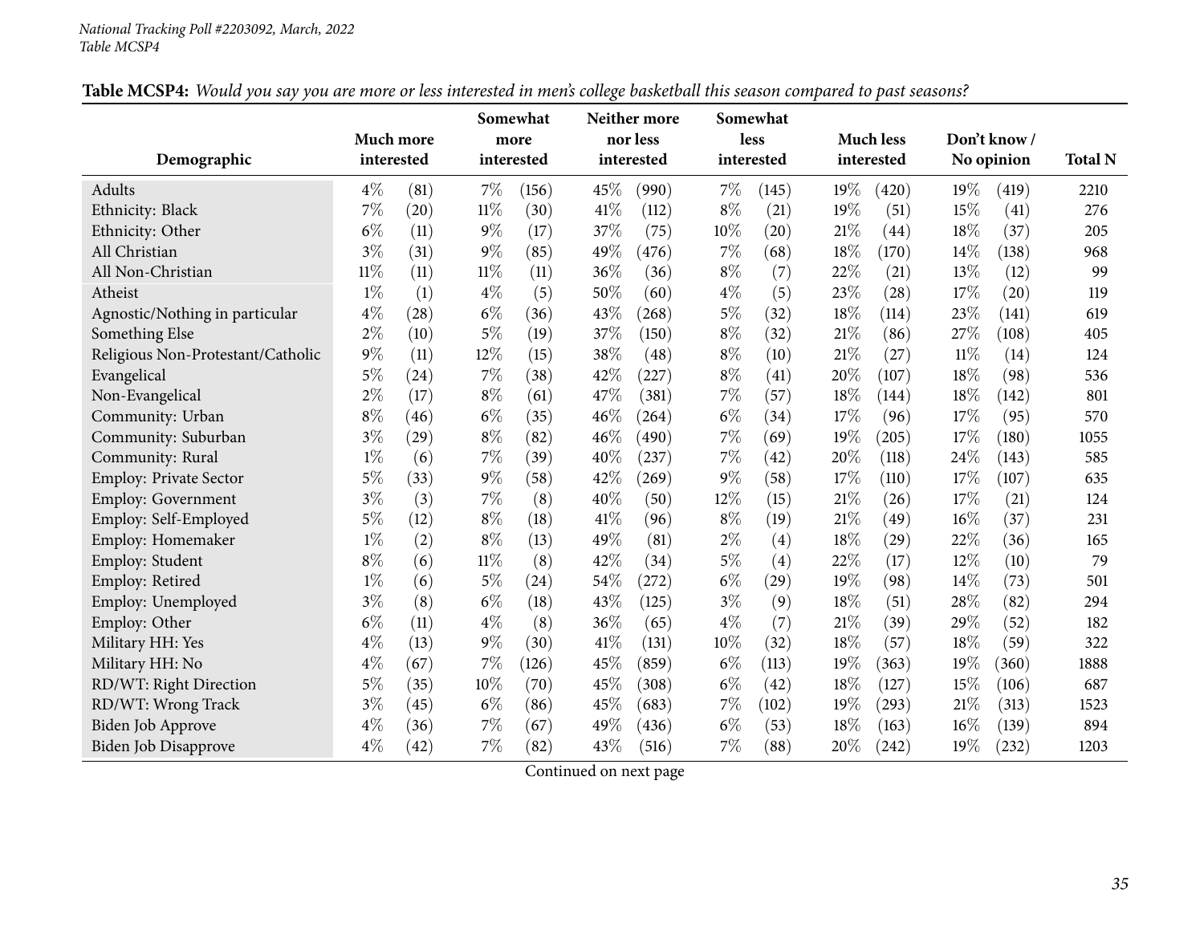**Table MCSP4:** *Would you say you are more or less interested in men's college basketball this season compared to past seasons?*

| Demographic | Much more interested | | Somewhat more interested | | Neither more nor less interested | | Somewhat less interested | | Much less interested | | Don't know / No opinion | | Total N |
|---|---|---|---|---|---|---|---|---|---|---|---|---|---|
| Adults | 4% | (81) | 7% | (156) | 45% | (990) | 7% | (145) | 19% | (420) | 19% | (419) | 2210 |
| Ethnicity: Black | 7% | (20) | 11% | (30) | 41% | (112) | 8% | (21) | 19% | (51) | 15% | (41) | 276 |
| Ethnicity: Other | 6% | (11) | 9% | (17) | 37% | (75) | 10% | (20) | 21% | (44) | 18% | (37) | 205 |
| All Christian | 3% | (31) | 9% | (85) | 49% | (476) | 7% | (68) | 18% | (170) | 14% | (138) | 968 |
| All Non-Christian | 11% | (11) | 11% | (11) | 36% | (36) | 8% | (7) | 22% | (21) | 13% | (12) | 99 |
| Atheist | 1% | (1) | 4% | (5) | 50% | (60) | 4% | (5) | 23% | (28) | 17% | (20) | 119 |
| Agnostic/Nothing in particular | 4% | (28) | 6% | (36) | 43% | (268) | 5% | (32) | 18% | (114) | 23% | (141) | 619 |
| Something Else | 2% | (10) | 5% | (19) | 37% | (150) | 8% | (32) | 21% | (86) | 27% | (108) | 405 |
| Religious Non-Protestant/Catholic | 9% | (11) | 12% | (15) | 38% | (48) | 8% | (10) | 21% | (27) | 11% | (14) | 124 |
| Evangelical | 5% | (24) | 7% | (38) | 42% | (227) | 8% | (41) | 20% | (107) | 18% | (98) | 536 |
| Non-Evangelical | 2% | (17) | 8% | (61) | 47% | (381) | 7% | (57) | 18% | (144) | 18% | (142) | 801 |
| Community: Urban | 8% | (46) | 6% | (35) | 46% | (264) | 6% | (34) | 17% | (96) | 17% | (95) | 570 |
| Community: Suburban | 3% | (29) | 8% | (82) | 46% | (490) | 7% | (69) | 19% | (205) | 17% | (180) | 1055 |
| Community: Rural | 1% | (6) | 7% | (39) | 40% | (237) | 7% | (42) | 20% | (118) | 24% | (143) | 585 |
| Employ: Private Sector | 5% | (33) | 9% | (58) | 42% | (269) | 9% | (58) | 17% | (110) | 17% | (107) | 635 |
| Employ: Government | 3% | (3) | 7% | (8) | 40% | (50) | 12% | (15) | 21% | (26) | 17% | (21) | 124 |
| Employ: Self-Employed | 5% | (12) | 8% | (18) | 41% | (96) | 8% | (19) | 21% | (49) | 16% | (37) | 231 |
| Employ: Homemaker | 1% | (2) | 8% | (13) | 49% | (81) | 2% | (4) | 18% | (29) | 22% | (36) | 165 |
| Employ: Student | 8% | (6) | 11% | (8) | 42% | (34) | 5% | (4) | 22% | (17) | 12% | (10) | 79 |
| Employ: Retired | 1% | (6) | 5% | (24) | 54% | (272) | 6% | (29) | 19% | (98) | 14% | (73) | 501 |
| Employ: Unemployed | 3% | (8) | 6% | (18) | 43% | (125) | 3% | (9) | 18% | (51) | 28% | (82) | 294 |
| Employ: Other | 6% | (11) | 4% | (8) | 36% | (65) | 4% | (7) | 21% | (39) | 29% | (52) | 182 |
| Military HH: Yes | 4% | (13) | 9% | (30) | 41% | (131) | 10% | (32) | 18% | (57) | 18% | (59) | 322 |
| Military HH: No | 4% | (67) | 7% | (126) | 45% | (859) | 6% | (113) | 19% | (363) | 19% | (360) | 1888 |
| RD/WT: Right Direction | 5% | (35) | 10% | (70) | 45% | (308) | 6% | (42) | 18% | (127) | 15% | (106) | 687 |
| RD/WT: Wrong Track | 3% | (45) | 6% | (86) | 45% | (683) | 7% | (102) | 19% | (293) | 21% | (313) | 1523 |
| Biden Job Approve | 4% | (36) | 7% | (67) | 49% | (436) | 6% | (53) | 18% | (163) | 16% | (139) | 894 |
| Biden Job Disapprove | 4% | (42) | 7% | (82) | 43% | (516) | 7% | (88) | 20% | (242) | 19% | (232) | 1203 |

Continued on next page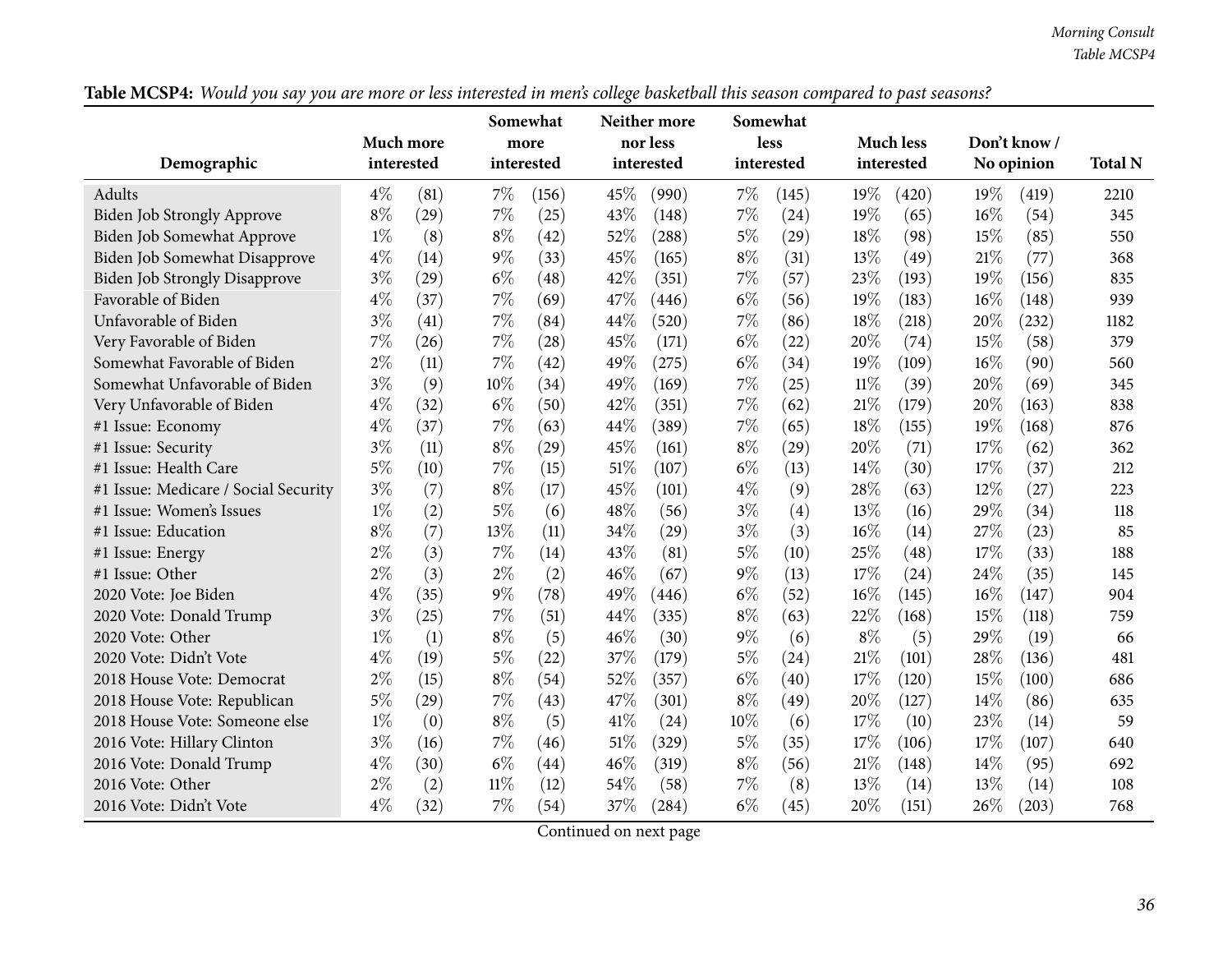**Table MCSP4:** *Would you say you are more or less interested in men's college basketball this season compared to past seasons?*

| Demographic | Much more interested | | Somewhat more interested | | Neither more nor less interested | | Somewhat less interested | | Much less interested | | Don't know / No opinion | | Total N |
|---|---|---|---|---|---|---|---|---|---|---|---|---|---|
| Adults | 4% | (81) | 7% | (156) | 45% | (990) | 7% | (145) | 19% | (420) | 19% | (419) | 2210 |
| Biden Job Strongly Approve | 8% | (29) | 7% | (25) | 43% | (148) | 7% | (24) | 19% | (65) | 16% | (54) | 345 |
| Biden Job Somewhat Approve | 1% | (8) | 8% | (42) | 52% | (288) | 5% | (29) | 18% | (98) | 15% | (85) | 550 |
| Biden Job Somewhat Disapprove | 4% | (14) | 9% | (33) | 45% | (165) | 8% | (31) | 13% | (49) | 21% | (77) | 368 |
| Biden Job Strongly Disapprove | 3% | (29) | 6% | (48) | 42% | (351) | 7% | (57) | 23% | (193) | 19% | (156) | 835 |
| Favorable of Biden | 4% | (37) | 7% | (69) | 47% | (446) | 6% | (56) | 19% | (183) | 16% | (148) | 939 |
| Unfavorable of Biden | 3% | (41) | 7% | (84) | 44% | (520) | 7% | (86) | 18% | (218) | 20% | (232) | 1182 |
| Very Favorable of Biden | 7% | (26) | 7% | (28) | 45% | (171) | 6% | (22) | 20% | (74) | 15% | (58) | 379 |
| Somewhat Favorable of Biden | 2% | (11) | 7% | (42) | 49% | (275) | 6% | (34) | 19% | (109) | 16% | (90) | 560 |
| Somewhat Unfavorable of Biden | 3% | (9) | 10% | (34) | 49% | (169) | 7% | (25) | 11% | (39) | 20% | (69) | 345 |
| Very Unfavorable of Biden | 4% | (32) | 6% | (50) | 42% | (351) | 7% | (62) | 21% | (179) | 20% | (163) | 838 |
| #1 Issue: Economy | 4% | (37) | 7% | (63) | 44% | (389) | 7% | (65) | 18% | (155) | 19% | (168) | 876 |
| #1 Issue: Security | 3% | (11) | 8% | (29) | 45% | (161) | 8% | (29) | 20% | (71) | 17% | (62) | 362 |
| #1 Issue: Health Care | 5% | (10) | 7% | (15) | 51% | (107) | 6% | (13) | 14% | (30) | 17% | (37) | 212 |
| #1 Issue: Medicare / Social Security | 3% | (7) | 8% | (17) | 45% | (101) | 4% | (9) | 28% | (63) | 12% | (27) | 223 |
| #1 Issue: Women's Issues | 1% | (2) | 5% | (6) | 48% | (56) | 3% | (4) | 13% | (16) | 29% | (34) | 118 |
| #1 Issue: Education | 8% | (7) | 13% | (11) | 34% | (29) | 3% | (3) | 16% | (14) | 27% | (23) | 85 |
| #1 Issue: Energy | 2% | (3) | 7% | (14) | 43% | (81) | 5% | (10) | 25% | (48) | 17% | (33) | 188 |
| #1 Issue: Other | 2% | (3) | 2% | (2) | 46% | (67) | 9% | (13) | 17% | (24) | 24% | (35) | 145 |
| 2020 Vote: Joe Biden | 4% | (35) | 9% | (78) | 49% | (446) | 6% | (52) | 16% | (145) | 16% | (147) | 904 |
| 2020 Vote: Donald Trump | 3% | (25) | 7% | (51) | 44% | (335) | 8% | (63) | 22% | (168) | 15% | (118) | 759 |
| 2020 Vote: Other | 1% | (1) | 8% | (5) | 46% | (30) | 9% | (6) | 8% | (5) | 29% | (19) | 66 |
| 2020 Vote: Didn't Vote | 4% | (19) | 5% | (22) | 37% | (179) | 5% | (24) | 21% | (101) | 28% | (136) | 481 |
| 2018 House Vote: Democrat | 2% | (15) | 8% | (54) | 52% | (357) | 6% | (40) | 17% | (120) | 15% | (100) | 686 |
| 2018 House Vote: Republican | 5% | (29) | 7% | (43) | 47% | (301) | 8% | (49) | 20% | (127) | 14% | (86) | 635 |
| 2018 House Vote: Someone else | 1% | (0) | 8% | (5) | 41% | (24) | 10% | (6) | 17% | (10) | 23% | (14) | 59 |
| 2016 Vote: Hillary Clinton | 3% | (16) | 7% | (46) | 51% | (329) | 5% | (35) | 17% | (106) | 17% | (107) | 640 |
| 2016 Vote: Donald Trump | 4% | (30) | 6% | (44) | 46% | (319) | 8% | (56) | 21% | (148) | 14% | (95) | 692 |
| 2016 Vote: Other | 2% | (2) | 11% | (12) | 54% | (58) | 7% | (8) | 13% | (14) | 13% | (14) | 108 |
| 2016 Vote: Didn't Vote | 4% | (32) | 7% | (54) | 37% | (284) | 6% | (45) | 20% | (151) | 26% | (203) | 768 |

Continued on next page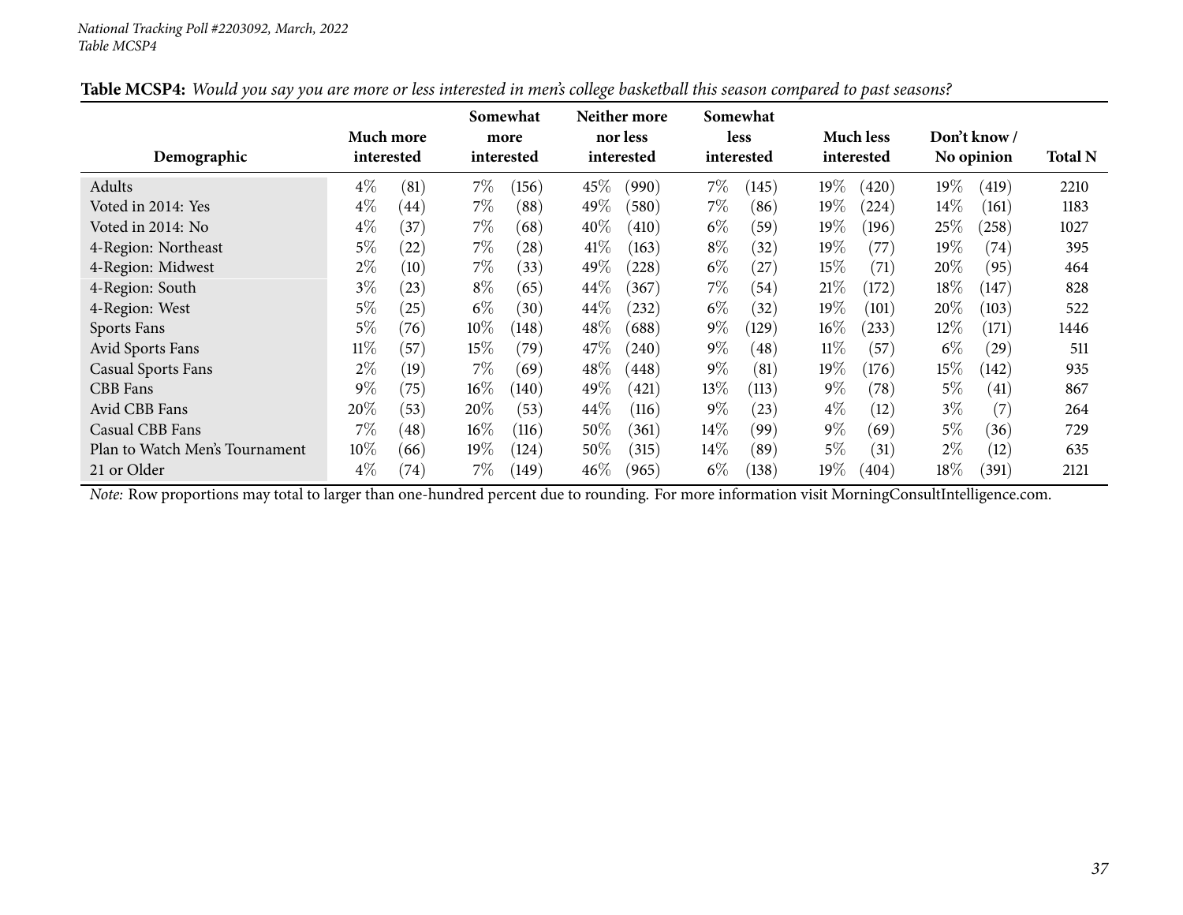*National Tracking Poll #2203092, March, 2022*
*Table MCSP4*

**Table MCSP4:** *Would you say you are more or less interested in men's college basketball this season compared to past seasons?*

| Demographic | Much more interested | | Somewhat more interested | | Neither more nor less interested | | Somewhat less interested | | Much less interested | | Don't know / No opinion | | Total N |
|---|---|---|---|---|---|---|---|---|---|---|---|---|---|
| Adults | 4% | (81) | 7% | (156) | 45% | (990) | 7% | (145) | 19% | (420) | 19% | (419) | 2210 |
| Voted in 2014: Yes | 4% | (44) | 7% | (88) | 49% | (580) | 7% | (86) | 19% | (224) | 14% | (161) | 1183 |
| Voted in 2014: No | 4% | (37) | 7% | (68) | 40% | (410) | 6% | (59) | 19% | (196) | 25% | (258) | 1027 |
| 4-Region: Northeast | 5% | (22) | 7% | (28) | 41% | (163) | 8% | (32) | 19% | (77) | 19% | (74) | 395 |
| 4-Region: Midwest | 2% | (10) | 7% | (33) | 49% | (228) | 6% | (27) | 15% | (71) | 20% | (95) | 464 |
| 4-Region: South | 3% | (23) | 8% | (65) | 44% | (367) | 7% | (54) | 21% | (172) | 18% | (147) | 828 |
| 4-Region: West | 5% | (25) | 6% | (30) | 44% | (232) | 6% | (32) | 19% | (101) | 20% | (103) | 522 |
| Sports Fans | 5% | (76) | 10% | (148) | 48% | (688) | 9% | (129) | 16% | (233) | 12% | (171) | 1446 |
| Avid Sports Fans | 11% | (57) | 15% | (79) | 47% | (240) | 9% | (48) | 11% | (57) | 6% | (29) | 511 |
| Casual Sports Fans | 2% | (19) | 7% | (69) | 48% | (448) | 9% | (81) | 19% | (176) | 15% | (142) | 935 |
| CBB Fans | 9% | (75) | 16% | (140) | 49% | (421) | 13% | (113) | 9% | (78) | 5% | (41) | 867 |
| Avid CBB Fans | 20% | (53) | 20% | (53) | 44% | (116) | 9% | (23) | 4% | (12) | 3% | (7) | 264 |
| Casual CBB Fans | 7% | (48) | 16% | (116) | 50% | (361) | 14% | (99) | 9% | (69) | 5% | (36) | 729 |
| Plan to Watch Men's Tournament | 10% | (66) | 19% | (124) | 50% | (315) | 14% | (89) | 5% | (31) | 2% | (12) | 635 |
| 21 or Older | 4% | (74) | 7% | (149) | 46% | (965) | 6% | (138) | 19% | (404) | 18% | (391) | 2121 |

*Note:* Row proportions may total to larger than one-hundred percent due to rounding. For more information visit MorningConsultIntelligence.com.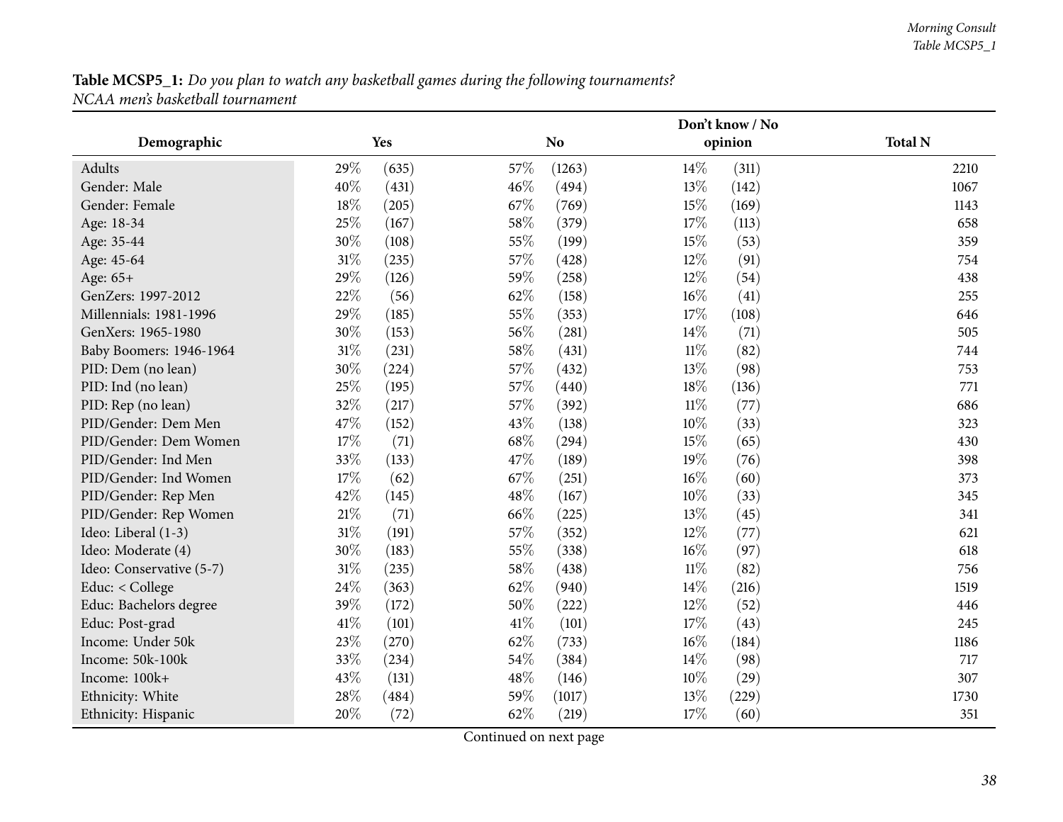**Table MCSP5_1:** *Do you plan to watch any basketball games during the following tournaments?*
*NCAA men's basketball tournament*

| Demographic | Yes | | No | | Don't know / No opinion | | Total N |
|---|---|---|---|---|---|---|---|
| Adults | 29% | (635) | 57% | (1263) | 14% | (311) | 2210 |
| Gender: Male | 40% | (431) | 46% | (494) | 13% | (142) | 1067 |
| Gender: Female | 18% | (205) | 67% | (769) | 15% | (169) | 1143 |
| Age: 18-34 | 25% | (167) | 58% | (379) | 17% | (113) | 658 |
| Age: 35-44 | 30% | (108) | 55% | (199) | 15% | (53) | 359 |
| Age: 45-64 | 31% | (235) | 57% | (428) | 12% | (91) | 754 |
| Age: 65+ | 29% | (126) | 59% | (258) | 12% | (54) | 438 |
| GenZers: 1997-2012 | 22% | (56) | 62% | (158) | 16% | (41) | 255 |
| Millennials: 1981-1996 | 29% | (185) | 55% | (353) | 17% | (108) | 646 |
| GenXers: 1965-1980 | 30% | (153) | 56% | (281) | 14% | (71) | 505 |
| Baby Boomers: 1946-1964 | 31% | (231) | 58% | (431) | 11% | (82) | 744 |
| PID: Dem (no lean) | 30% | (224) | 57% | (432) | 13% | (98) | 753 |
| PID: Ind (no lean) | 25% | (195) | 57% | (440) | 18% | (136) | 771 |
| PID: Rep (no lean) | 32% | (217) | 57% | (392) | 11% | (77) | 686 |
| PID/Gender: Dem Men | 47% | (152) | 43% | (138) | 10% | (33) | 323 |
| PID/Gender: Dem Women | 17% | (71) | 68% | (294) | 15% | (65) | 430 |
| PID/Gender: Ind Men | 33% | (133) | 47% | (189) | 19% | (76) | 398 |
| PID/Gender: Ind Women | 17% | (62) | 67% | (251) | 16% | (60) | 373 |
| PID/Gender: Rep Men | 42% | (145) | 48% | (167) | 10% | (33) | 345 |
| PID/Gender: Rep Women | 21% | (71) | 66% | (225) | 13% | (45) | 341 |
| Ideo: Liberal (1-3) | 31% | (191) | 57% | (352) | 12% | (77) | 621 |
| Ideo: Moderate (4) | 30% | (183) | 55% | (338) | 16% | (97) | 618 |
| Ideo: Conservative (5-7) | 31% | (235) | 58% | (438) | 11% | (82) | 756 |
| Educ: < College | 24% | (363) | 62% | (940) | 14% | (216) | 1519 |
| Educ: Bachelors degree | 39% | (172) | 50% | (222) | 12% | (52) | 446 |
| Educ: Post-grad | 41% | (101) | 41% | (101) | 17% | (43) | 245 |
| Income: Under 50k | 23% | (270) | 62% | (733) | 16% | (184) | 1186 |
| Income: 50k-100k | 33% | (234) | 54% | (384) | 14% | (98) | 717 |
| Income: 100k+ | 43% | (131) | 48% | (146) | 10% | (29) | 307 |
| Ethnicity: White | 28% | (484) | 59% | (1017) | 13% | (229) | 1730 |
| Ethnicity: Hispanic | 20% | (72) | 62% | (219) | 17% | (60) | 351 |

Continued on next page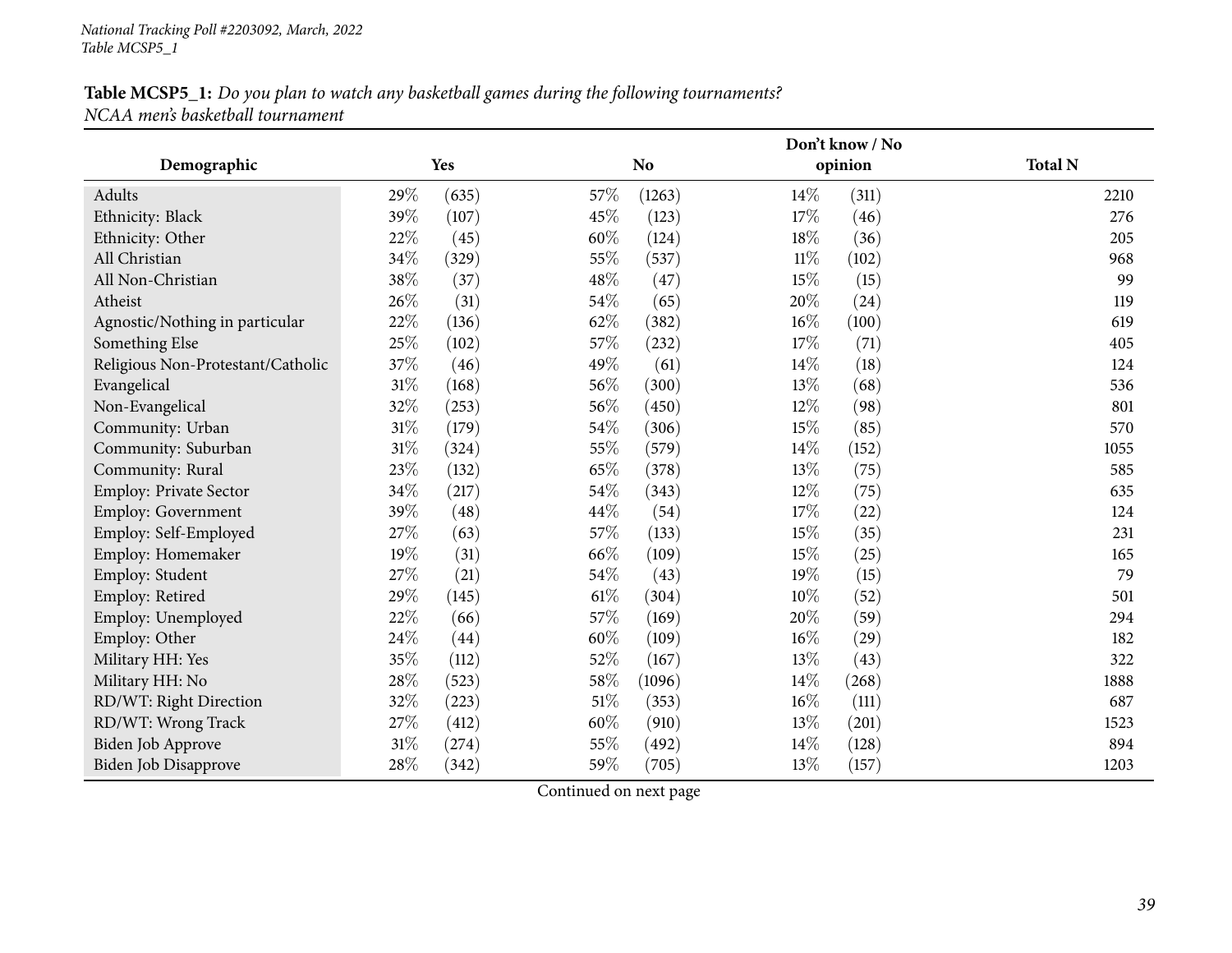**Table MCSP5_1:** *Do you plan to watch any basketball games during the following tournaments? NCAA men's basketball tournament*

| Demographic | Yes | | No | | Don't know / No opinion | | Total N |
|---|---|---|---|---|---|---|---|
| Adults | 29% | (635) | 57% | (1263) | 14% | (311) | 2210 |
| Ethnicity: Black | 39% | (107) | 45% | (123) | 17% | (46) | 276 |
| Ethnicity: Other | 22% | (45) | 60% | (124) | 18% | (36) | 205 |
| All Christian | 34% | (329) | 55% | (537) | 11% | (102) | 968 |
| All Non-Christian | 38% | (37) | 48% | (47) | 15% | (15) | 99 |
| Atheist | 26% | (31) | 54% | (65) | 20% | (24) | 119 |
| Agnostic/Nothing in particular | 22% | (136) | 62% | (382) | 16% | (100) | 619 |
| Something Else | 25% | (102) | 57% | (232) | 17% | (71) | 405 |
| Religious Non-Protestant/Catholic | 37% | (46) | 49% | (61) | 14% | (18) | 124 |
| Evangelical | 31% | (168) | 56% | (300) | 13% | (68) | 536 |
| Non-Evangelical | 32% | (253) | 56% | (450) | 12% | (98) | 801 |
| Community: Urban | 31% | (179) | 54% | (306) | 15% | (85) | 570 |
| Community: Suburban | 31% | (324) | 55% | (579) | 14% | (152) | 1055 |
| Community: Rural | 23% | (132) | 65% | (378) | 13% | (75) | 585 |
| Employ: Private Sector | 34% | (217) | 54% | (343) | 12% | (75) | 635 |
| Employ: Government | 39% | (48) | 44% | (54) | 17% | (22) | 124 |
| Employ: Self-Employed | 27% | (63) | 57% | (133) | 15% | (35) | 231 |
| Employ: Homemaker | 19% | (31) | 66% | (109) | 15% | (25) | 165 |
| Employ: Student | 27% | (21) | 54% | (43) | 19% | (15) | 79 |
| Employ: Retired | 29% | (145) | 61% | (304) | 10% | (52) | 501 |
| Employ: Unemployed | 22% | (66) | 57% | (169) | 20% | (59) | 294 |
| Employ: Other | 24% | (44) | 60% | (109) | 16% | (29) | 182 |
| Military HH: Yes | 35% | (112) | 52% | (167) | 13% | (43) | 322 |
| Military HH: No | 28% | (523) | 58% | (1096) | 14% | (268) | 1888 |
| RD/WT: Right Direction | 32% | (223) | 51% | (353) | 16% | (111) | 687 |
| RD/WT: Wrong Track | 27% | (412) | 60% | (910) | 13% | (201) | 1523 |
| Biden Job Approve | 31% | (274) | 55% | (492) | 14% | (128) | 894 |
| Biden Job Disapprove | 28% | (342) | 59% | (705) | 13% | (157) | 1203 |

Continued on next page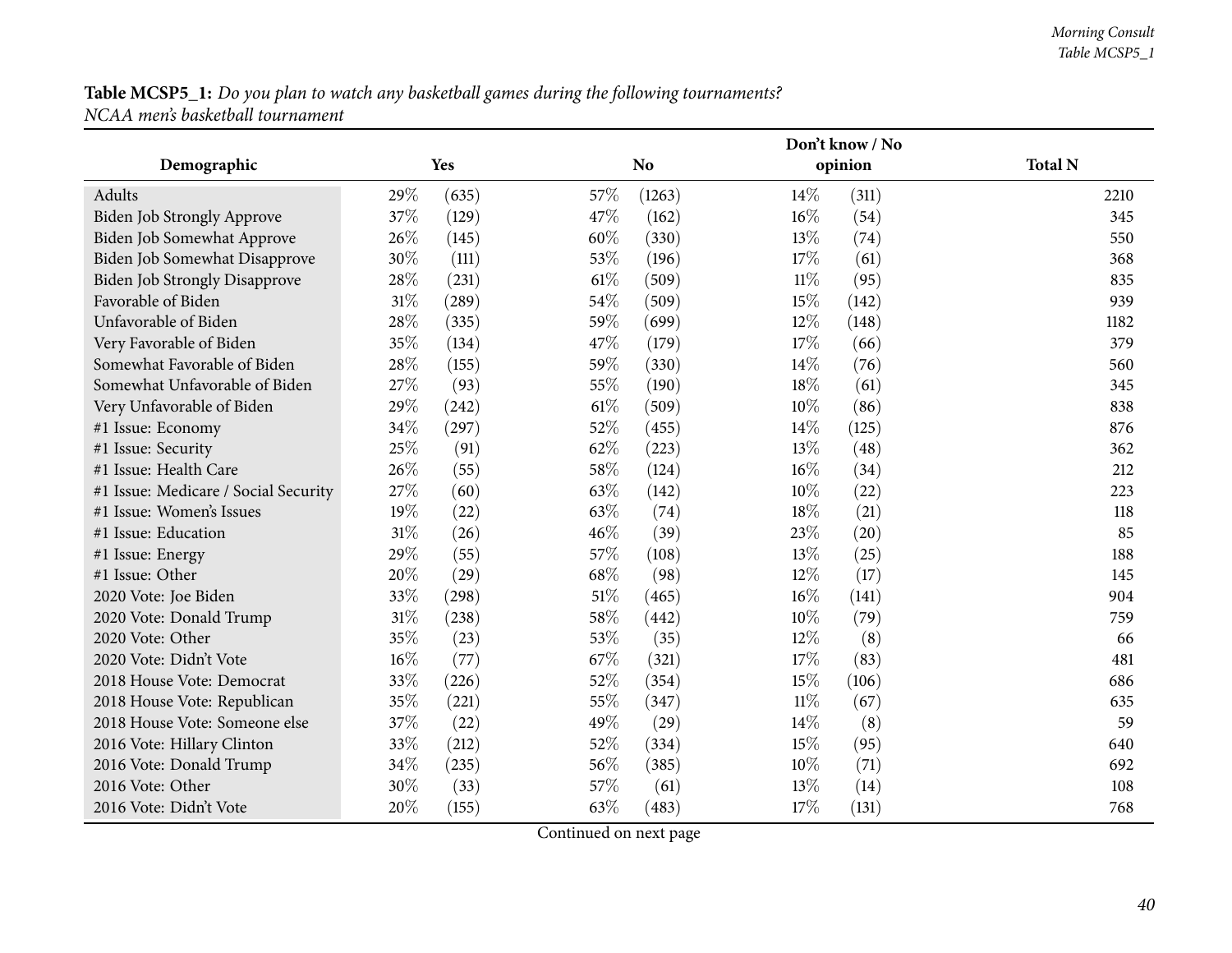**Table MCSP5_1:** *Do you plan to watch any basketball games during the following tournaments?*
*NCAA men's basketball tournament*

| Demographic | Yes | | No | | Don't know / No opinion | | Total N |
|---|---|---|---|---|---|---|---|
| Adults | 29% | (635) | 57% | (1263) | 14% | (311) | 2210 |
| Biden Job Strongly Approve | 37% | (129) | 47% | (162) | 16% | (54) | 345 |
| Biden Job Somewhat Approve | 26% | (145) | 60% | (330) | 13% | (74) | 550 |
| Biden Job Somewhat Disapprove | 30% | (111) | 53% | (196) | 17% | (61) | 368 |
| Biden Job Strongly Disapprove | 28% | (231) | 61% | (509) | 11% | (95) | 835 |
| Favorable of Biden | 31% | (289) | 54% | (509) | 15% | (142) | 939 |
| Unfavorable of Biden | 28% | (335) | 59% | (699) | 12% | (148) | 1182 |
| Very Favorable of Biden | 35% | (134) | 47% | (179) | 17% | (66) | 379 |
| Somewhat Favorable of Biden | 28% | (155) | 59% | (330) | 14% | (76) | 560 |
| Somewhat Unfavorable of Biden | 27% | (93) | 55% | (190) | 18% | (61) | 345 |
| Very Unfavorable of Biden | 29% | (242) | 61% | (509) | 10% | (86) | 838 |
| #1 Issue: Economy | 34% | (297) | 52% | (455) | 14% | (125) | 876 |
| #1 Issue: Security | 25% | (91) | 62% | (223) | 13% | (48) | 362 |
| #1 Issue: Health Care | 26% | (55) | 58% | (124) | 16% | (34) | 212 |
| #1 Issue: Medicare / Social Security | 27% | (60) | 63% | (142) | 10% | (22) | 223 |
| #1 Issue: Women's Issues | 19% | (22) | 63% | (74) | 18% | (21) | 118 |
| #1 Issue: Education | 31% | (26) | 46% | (39) | 23% | (20) | 85 |
| #1 Issue: Energy | 29% | (55) | 57% | (108) | 13% | (25) | 188 |
| #1 Issue: Other | 20% | (29) | 68% | (98) | 12% | (17) | 145 |
| 2020 Vote: Joe Biden | 33% | (298) | 51% | (465) | 16% | (141) | 904 |
| 2020 Vote: Donald Trump | 31% | (238) | 58% | (442) | 10% | (79) | 759 |
| 2020 Vote: Other | 35% | (23) | 53% | (35) | 12% | (8) | 66 |
| 2020 Vote: Didn't Vote | 16% | (77) | 67% | (321) | 17% | (83) | 481 |
| 2018 House Vote: Democrat | 33% | (226) | 52% | (354) | 15% | (106) | 686 |
| 2018 House Vote: Republican | 35% | (221) | 55% | (347) | 11% | (67) | 635 |
| 2018 House Vote: Someone else | 37% | (22) | 49% | (29) | 14% | (8) | 59 |
| 2016 Vote: Hillary Clinton | 33% | (212) | 52% | (334) | 15% | (95) | 640 |
| 2016 Vote: Donald Trump | 34% | (235) | 56% | (385) | 10% | (71) | 692 |
| 2016 Vote: Other | 30% | (33) | 57% | (61) | 13% | (14) | 108 |
| 2016 Vote: Didn't Vote | 20% | (155) | 63% | (483) | 17% | (131) | 768 |

Continued on next page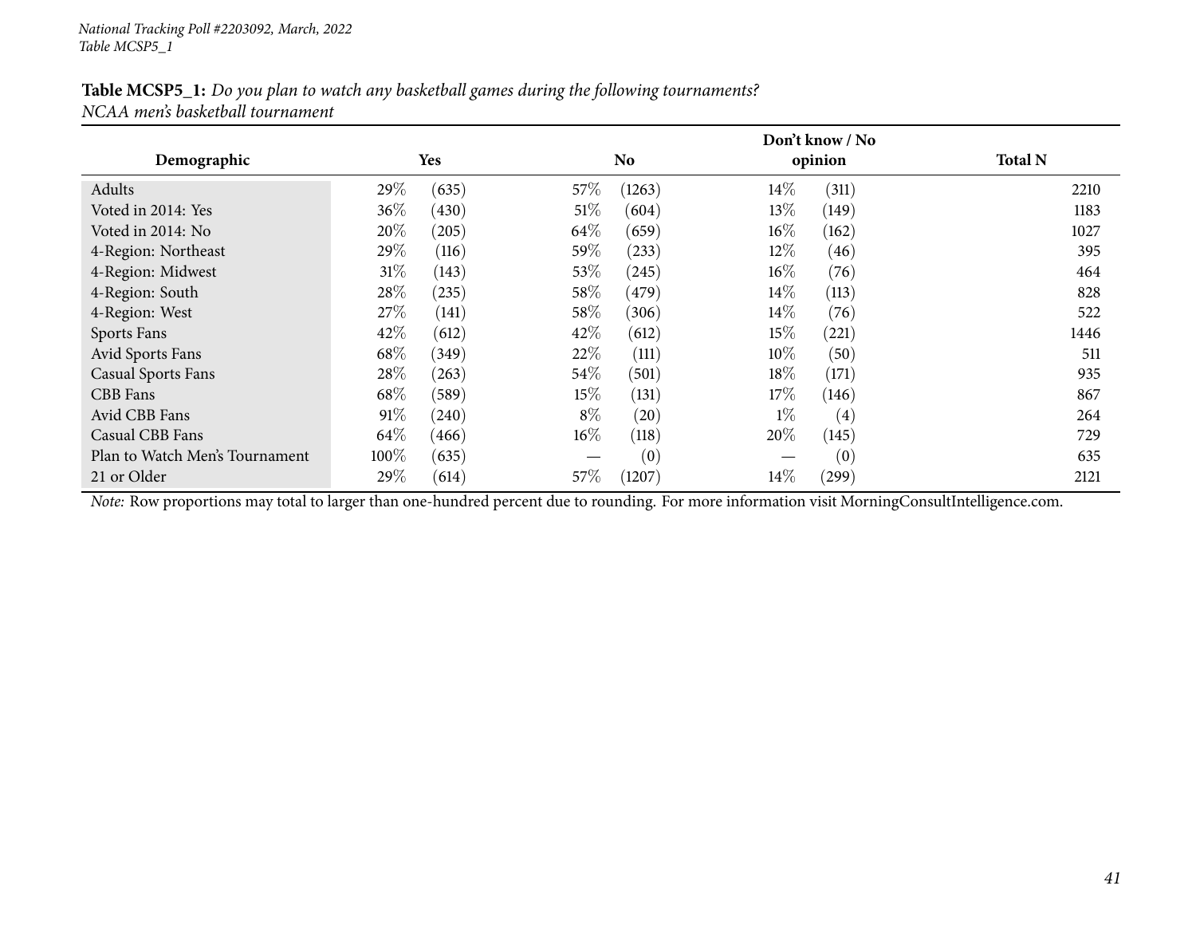**Table MCSP5_1:** *Do you plan to watch any basketball games during the following tournaments?*
*NCAA men's basketball tournament*

| Demographic | Yes | | No | | Don't know / No opinion | | Total N |
|---|---|---|---|---|---|---|---|
| Adults | 29% | (635) | 57% | (1263) | 14% | (311) | 2210 |
| Voted in 2014: Yes | 36% | (430) | 51% | (604) | 13% | (149) | 1183 |
| Voted in 2014: No | 20% | (205) | 64% | (659) | 16% | (162) | 1027 |
| 4-Region: Northeast | 29% | (116) | 59% | (233) | 12% | (46) | 395 |
| 4-Region: Midwest | 31% | (143) | 53% | (245) | 16% | (76) | 464 |
| 4-Region: South | 28% | (235) | 58% | (479) | 14% | (113) | 828 |
| 4-Region: West | 27% | (141) | 58% | (306) | 14% | (76) | 522 |
| Sports Fans | 42% | (612) | 42% | (612) | 15% | (221) | 1446 |
| Avid Sports Fans | 68% | (349) | 22% | (111) | 10% | (50) | 511 |
| Casual Sports Fans | 28% | (263) | 54% | (501) | 18% | (171) | 935 |
| CBB Fans | 68% | (589) | 15% | (131) | 17% | (146) | 867 |
| Avid CBB Fans | 91% | (240) | 8% | (20) | 1% | (4) | 264 |
| Casual CBB Fans | 64% | (466) | 16% | (118) | 20% | (145) | 729 |
| Plan to Watch Men's Tournament | 100% | (635) | — | (0) | — | (0) | 635 |
| 21 or Older | 29% | (614) | 57% | (1207) | 14% | (299) | 2121 |

*Note:* Row proportions may total to larger than one-hundred percent due to rounding. For more information visit MorningConsultIntelligence.com.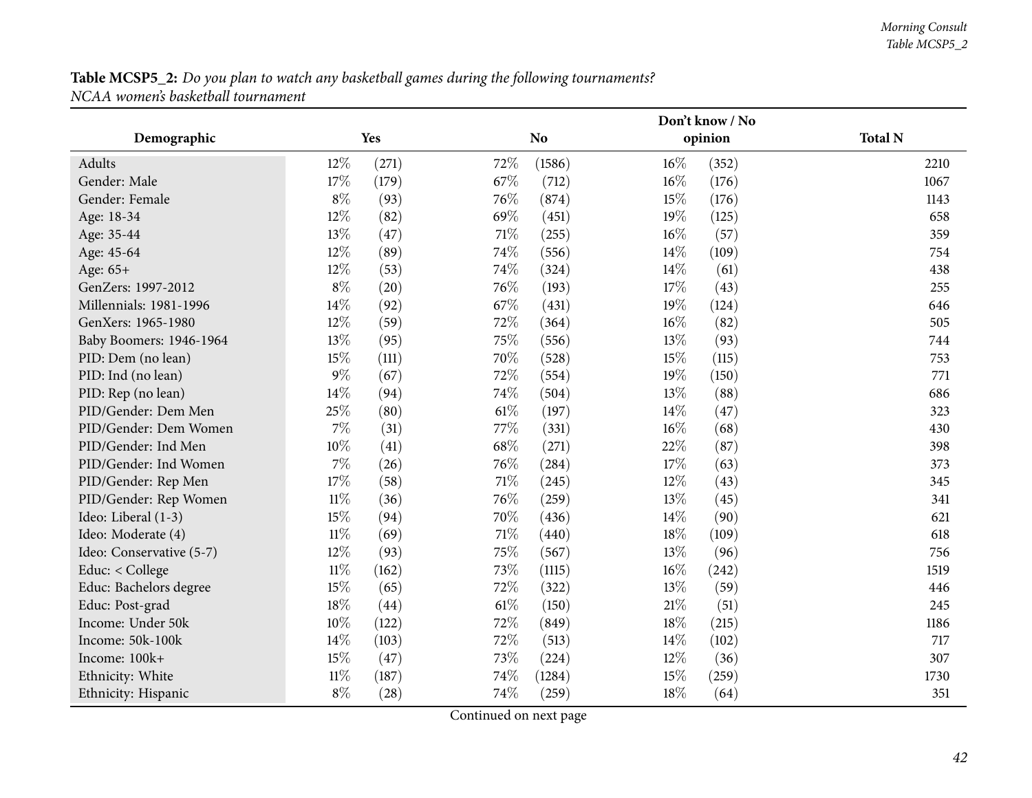**Table MCSP5_2:** *Do you plan to watch any basketball games during the following tournaments? NCAA women's basketball tournament*

| Demographic | Yes | | No | | Don't know / No opinion | | Total N |
|---|---|---|---|---|---|---|---|
| Adults | 12% | (271) | 72% | (1586) | 16% | (352) | 2210 |
| Gender: Male | 17% | (179) | 67% | (712) | 16% | (176) | 1067 |
| Gender: Female | 8% | (93) | 76% | (874) | 15% | (176) | 1143 |
| Age: 18-34 | 12% | (82) | 69% | (451) | 19% | (125) | 658 |
| Age: 35-44 | 13% | (47) | 71% | (255) | 16% | (57) | 359 |
| Age: 45-64 | 12% | (89) | 74% | (556) | 14% | (109) | 754 |
| Age: 65+ | 12% | (53) | 74% | (324) | 14% | (61) | 438 |
| GenZers: 1997-2012 | 8% | (20) | 76% | (193) | 17% | (43) | 255 |
| Millennials: 1981-1996 | 14% | (92) | 67% | (431) | 19% | (124) | 646 |
| GenXers: 1965-1980 | 12% | (59) | 72% | (364) | 16% | (82) | 505 |
| Baby Boomers: 1946-1964 | 13% | (95) | 75% | (556) | 13% | (93) | 744 |
| PID: Dem (no lean) | 15% | (111) | 70% | (528) | 15% | (115) | 753 |
| PID: Ind (no lean) | 9% | (67) | 72% | (554) | 19% | (150) | 771 |
| PID: Rep (no lean) | 14% | (94) | 74% | (504) | 13% | (88) | 686 |
| PID/Gender: Dem Men | 25% | (80) | 61% | (197) | 14% | (47) | 323 |
| PID/Gender: Dem Women | 7% | (31) | 77% | (331) | 16% | (68) | 430 |
| PID/Gender: Ind Men | 10% | (41) | 68% | (271) | 22% | (87) | 398 |
| PID/Gender: Ind Women | 7% | (26) | 76% | (284) | 17% | (63) | 373 |
| PID/Gender: Rep Men | 17% | (58) | 71% | (245) | 12% | (43) | 345 |
| PID/Gender: Rep Women | 11% | (36) | 76% | (259) | 13% | (45) | 341 |
| Ideo: Liberal (1-3) | 15% | (94) | 70% | (436) | 14% | (90) | 621 |
| Ideo: Moderate (4) | 11% | (69) | 71% | (440) | 18% | (109) | 618 |
| Ideo: Conservative (5-7) | 12% | (93) | 75% | (567) | 13% | (96) | 756 |
| Educ: < College | 11% | (162) | 73% | (1115) | 16% | (242) | 1519 |
| Educ: Bachelors degree | 15% | (65) | 72% | (322) | 13% | (59) | 446 |
| Educ: Post-grad | 18% | (44) | 61% | (150) | 21% | (51) | 245 |
| Income: Under 50k | 10% | (122) | 72% | (849) | 18% | (215) | 1186 |
| Income: 50k-100k | 14% | (103) | 72% | (513) | 14% | (102) | 717 |
| Income: 100k+ | 15% | (47) | 73% | (224) | 12% | (36) | 307 |
| Ethnicity: White | 11% | (187) | 74% | (1284) | 15% | (259) | 1730 |
| Ethnicity: Hispanic | 8% | (28) | 74% | (259) | 18% | (64) | 351 |

Continued on next page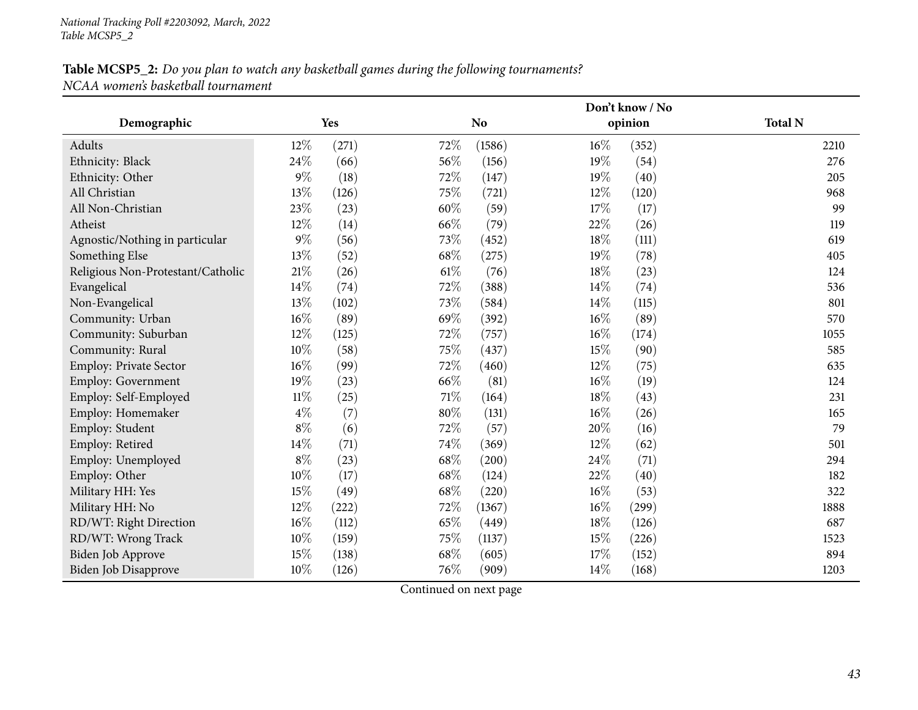**Table MCSP5_2:** *Do you plan to watch any basketball games during the following tournaments?*
*NCAA women's basketball tournament*

| Demographic | Yes | | No | | Don't know / No opinion | | Total N |
|---|---|---|---|---|---|---|---|
| Adults | 12% | (271) | 72% | (1586) | 16% | (352) | 2210 |
| Ethnicity: Black | 24% | (66) | 56% | (156) | 19% | (54) | 276 |
| Ethnicity: Other | 9% | (18) | 72% | (147) | 19% | (40) | 205 |
| All Christian | 13% | (126) | 75% | (721) | 12% | (120) | 968 |
| All Non-Christian | 23% | (23) | 60% | (59) | 17% | (17) | 99 |
| Atheist | 12% | (14) | 66% | (79) | 22% | (26) | 119 |
| Agnostic/Nothing in particular | 9% | (56) | 73% | (452) | 18% | (111) | 619 |
| Something Else | 13% | (52) | 68% | (275) | 19% | (78) | 405 |
| Religious Non-Protestant/Catholic | 21% | (26) | 61% | (76) | 18% | (23) | 124 |
| Evangelical | 14% | (74) | 72% | (388) | 14% | (74) | 536 |
| Non-Evangelical | 13% | (102) | 73% | (584) | 14% | (115) | 801 |
| Community: Urban | 16% | (89) | 69% | (392) | 16% | (89) | 570 |
| Community: Suburban | 12% | (125) | 72% | (757) | 16% | (174) | 1055 |
| Community: Rural | 10% | (58) | 75% | (437) | 15% | (90) | 585 |
| Employ: Private Sector | 16% | (99) | 72% | (460) | 12% | (75) | 635 |
| Employ: Government | 19% | (23) | 66% | (81) | 16% | (19) | 124 |
| Employ: Self-Employed | 11% | (25) | 71% | (164) | 18% | (43) | 231 |
| Employ: Homemaker | 4% | (7) | 80% | (131) | 16% | (26) | 165 |
| Employ: Student | 8% | (6) | 72% | (57) | 20% | (16) | 79 |
| Employ: Retired | 14% | (71) | 74% | (369) | 12% | (62) | 501 |
| Employ: Unemployed | 8% | (23) | 68% | (200) | 24% | (71) | 294 |
| Employ: Other | 10% | (17) | 68% | (124) | 22% | (40) | 182 |
| Military HH: Yes | 15% | (49) | 68% | (220) | 16% | (53) | 322 |
| Military HH: No | 12% | (222) | 72% | (1367) | 16% | (299) | 1888 |
| RD/WT: Right Direction | 16% | (112) | 65% | (449) | 18% | (126) | 687 |
| RD/WT: Wrong Track | 10% | (159) | 75% | (1137) | 15% | (226) | 1523 |
| Biden Job Approve | 15% | (138) | 68% | (605) | 17% | (152) | 894 |
| Biden Job Disapprove | 10% | (126) | 76% | (909) | 14% | (168) | 1203 |

Continued on next page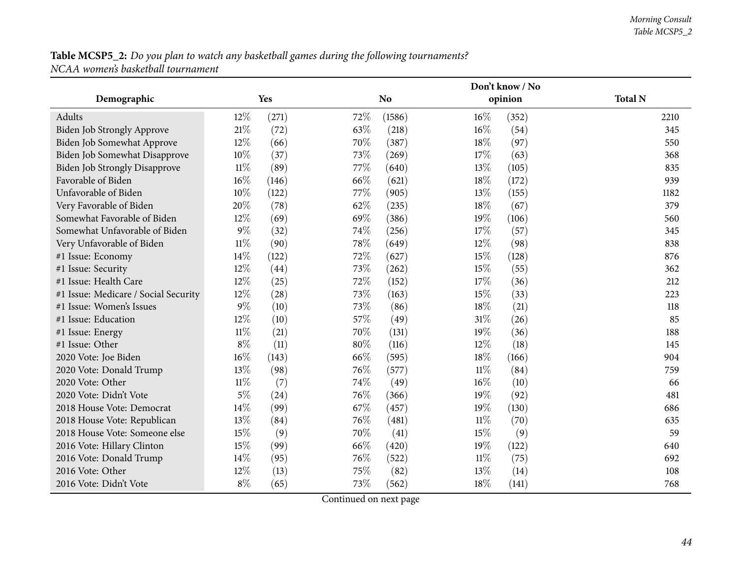**Table MCSP5_2:** *Do you plan to watch any basketball games during the following tournaments? NCAA women's basketball tournament*

| Demographic | Yes | | No | | Don't know / No opinion | | Total N |
|---|---|---|---|---|---|---|---|
| Adults | 12% | (271) | 72% | (1586) | 16% | (352) | 2210 |
| Biden Job Strongly Approve | 21% | (72) | 63% | (218) | 16% | (54) | 345 |
| Biden Job Somewhat Approve | 12% | (66) | 70% | (387) | 18% | (97) | 550 |
| Biden Job Somewhat Disapprove | 10% | (37) | 73% | (269) | 17% | (63) | 368 |
| Biden Job Strongly Disapprove | 11% | (89) | 77% | (640) | 13% | (105) | 835 |
| Favorable of Biden | 16% | (146) | 66% | (621) | 18% | (172) | 939 |
| Unfavorable of Biden | 10% | (122) | 77% | (905) | 13% | (155) | 1182 |
| Very Favorable of Biden | 20% | (78) | 62% | (235) | 18% | (67) | 379 |
| Somewhat Favorable of Biden | 12% | (69) | 69% | (386) | 19% | (106) | 560 |
| Somewhat Unfavorable of Biden | 9% | (32) | 74% | (256) | 17% | (57) | 345 |
| Very Unfavorable of Biden | 11% | (90) | 78% | (649) | 12% | (98) | 838 |
| #1 Issue: Economy | 14% | (122) | 72% | (627) | 15% | (128) | 876 |
| #1 Issue: Security | 12% | (44) | 73% | (262) | 15% | (55) | 362 |
| #1 Issue: Health Care | 12% | (25) | 72% | (152) | 17% | (36) | 212 |
| #1 Issue: Medicare / Social Security | 12% | (28) | 73% | (163) | 15% | (33) | 223 |
| #1 Issue: Women's Issues | 9% | (10) | 73% | (86) | 18% | (21) | 118 |
| #1 Issue: Education | 12% | (10) | 57% | (49) | 31% | (26) | 85 |
| #1 Issue: Energy | 11% | (21) | 70% | (131) | 19% | (36) | 188 |
| #1 Issue: Other | 8% | (11) | 80% | (116) | 12% | (18) | 145 |
| 2020 Vote: Joe Biden | 16% | (143) | 66% | (595) | 18% | (166) | 904 |
| 2020 Vote: Donald Trump | 13% | (98) | 76% | (577) | 11% | (84) | 759 |
| 2020 Vote: Other | 11% | (7) | 74% | (49) | 16% | (10) | 66 |
| 2020 Vote: Didn't Vote | 5% | (24) | 76% | (366) | 19% | (92) | 481 |
| 2018 House Vote: Democrat | 14% | (99) | 67% | (457) | 19% | (130) | 686 |
| 2018 House Vote: Republican | 13% | (84) | 76% | (481) | 11% | (70) | 635 |
| 2018 House Vote: Someone else | 15% | (9) | 70% | (41) | 15% | (9) | 59 |
| 2016 Vote: Hillary Clinton | 15% | (99) | 66% | (420) | 19% | (122) | 640 |
| 2016 Vote: Donald Trump | 14% | (95) | 76% | (522) | 11% | (75) | 692 |
| 2016 Vote: Other | 12% | (13) | 75% | (82) | 13% | (14) | 108 |
| 2016 Vote: Didn't Vote | 8% | (65) | 73% | (562) | 18% | (141) | 768 |

Continued on next page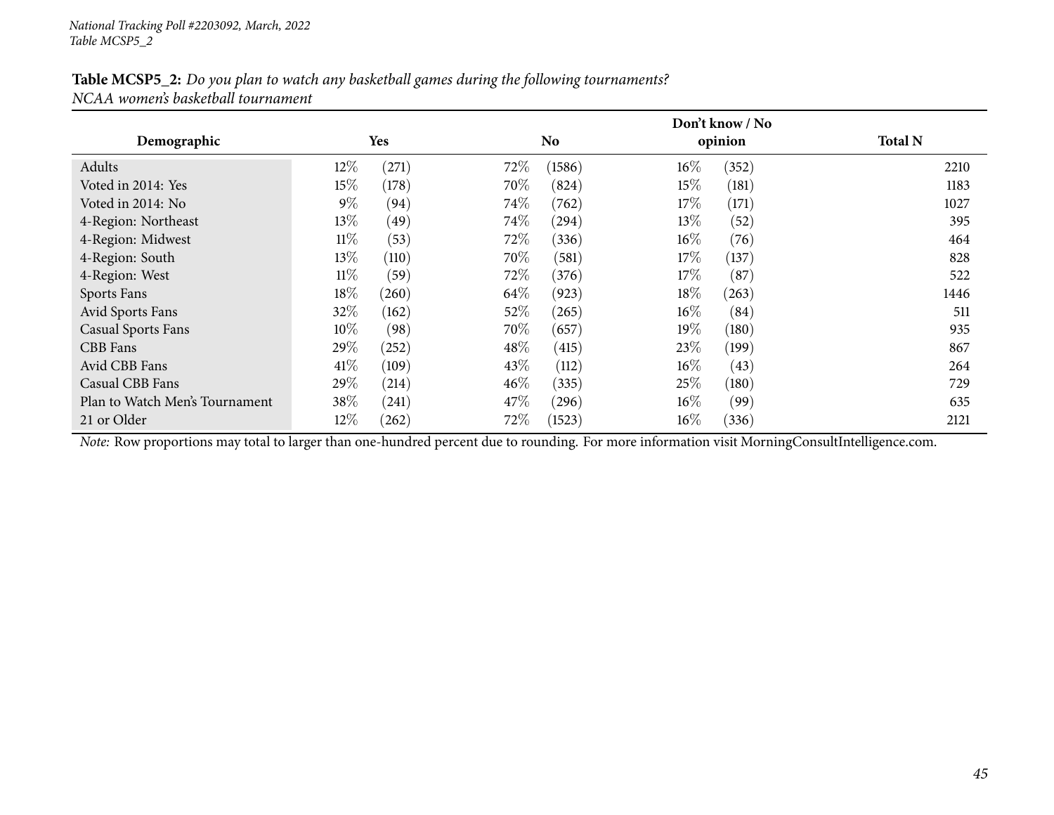**Table MCSP5_2:** *Do you plan to watch any basketball games during the following tournaments?*
*NCAA women's basketball tournament*

| Demographic | Yes | | No | | Don't know / No opinion | | Total N |
|---|---|---|---|---|---|---|---|
| Adults | 12% | (271) | 72% | (1586) | 16% | (352) | 2210 |
| Voted in 2014: Yes | 15% | (178) | 70% | (824) | 15% | (181) | 1183 |
| Voted in 2014: No | 9% | (94) | 74% | (762) | 17% | (171) | 1027 |
| 4-Region: Northeast | 13% | (49) | 74% | (294) | 13% | (52) | 395 |
| 4-Region: Midwest | 11% | (53) | 72% | (336) | 16% | (76) | 464 |
| 4-Region: South | 13% | (110) | 70% | (581) | 17% | (137) | 828 |
| 4-Region: West | 11% | (59) | 72% | (376) | 17% | (87) | 522 |
| Sports Fans | 18% | (260) | 64% | (923) | 18% | (263) | 1446 |
| Avid Sports Fans | 32% | (162) | 52% | (265) | 16% | (84) | 511 |
| Casual Sports Fans | 10% | (98) | 70% | (657) | 19% | (180) | 935 |
| CBB Fans | 29% | (252) | 48% | (415) | 23% | (199) | 867 |
| Avid CBB Fans | 41% | (109) | 43% | (112) | 16% | (43) | 264 |
| Casual CBB Fans | 29% | (214) | 46% | (335) | 25% | (180) | 729 |
| Plan to Watch Men's Tournament | 38% | (241) | 47% | (296) | 16% | (99) | 635 |
| 21 or Older | 12% | (262) | 72% | (1523) | 16% | (336) | 2121 |

*Note:* Row proportions may total to larger than one-hundred percent due to rounding. For more information visit MorningConsultIntelligence.com.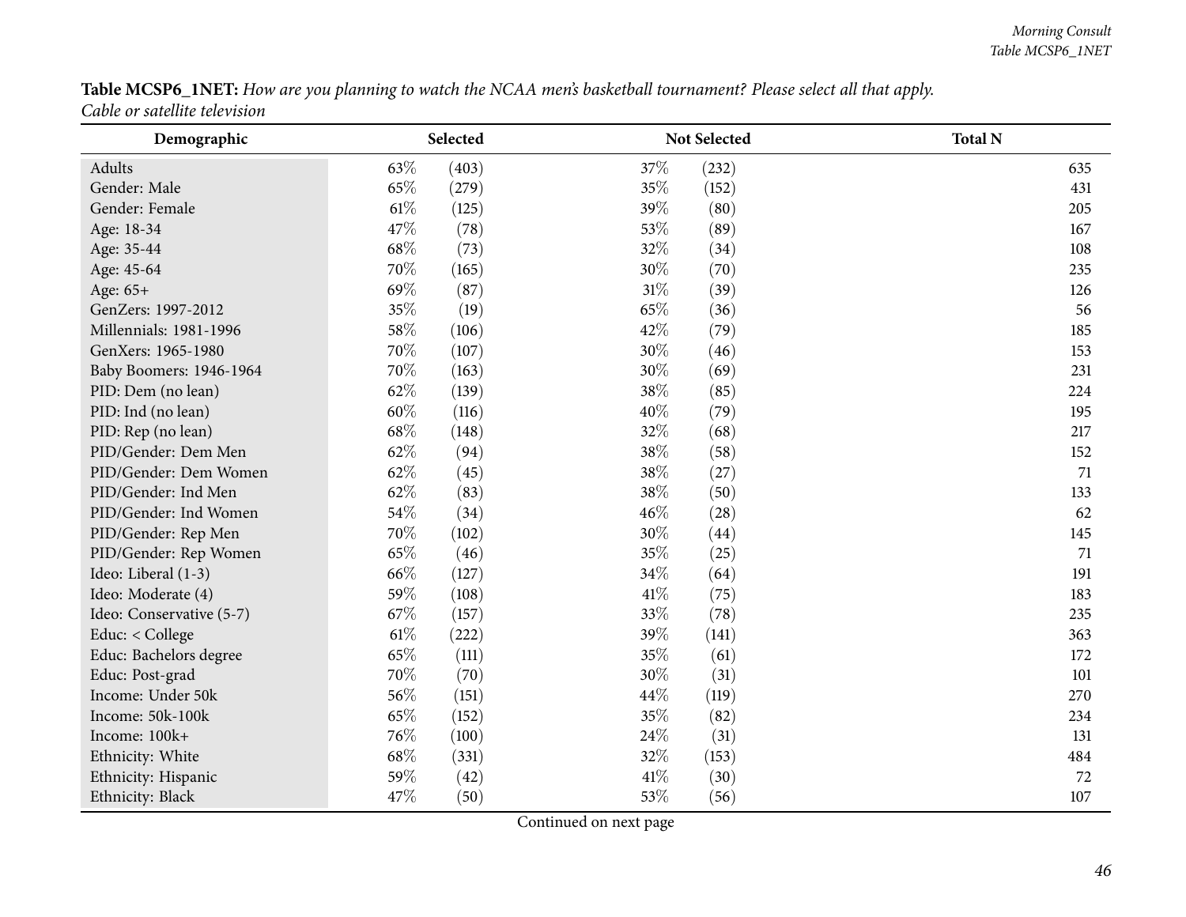**Table MCSP6_1NET:** *How are you planning to watch the NCAA men's basketball tournament? Please select all that apply. Cable or satellite television*

| Demographic | Selected | | Not Selected | | Total N |
|---|---|---|---|---|---|
| Adults | 63% | (403) | 37% | (232) | 635 |
| Gender: Male | 65% | (279) | 35% | (152) | 431 |
| Gender: Female | 61% | (125) | 39% | (80) | 205 |
| Age: 18-34 | 47% | (78) | 53% | (89) | 167 |
| Age: 35-44 | 68% | (73) | 32% | (34) | 108 |
| Age: 45-64 | 70% | (165) | 30% | (70) | 235 |
| Age: 65+ | 69% | (87) | 31% | (39) | 126 |
| GenZers: 1997-2012 | 35% | (19) | 65% | (36) | 56 |
| Millennials: 1981-1996 | 58% | (106) | 42% | (79) | 185 |
| GenXers: 1965-1980 | 70% | (107) | 30% | (46) | 153 |
| Baby Boomers: 1946-1964 | 70% | (163) | 30% | (69) | 231 |
| PID: Dem (no lean) | 62% | (139) | 38% | (85) | 224 |
| PID: Ind (no lean) | 60% | (116) | 40% | (79) | 195 |
| PID: Rep (no lean) | 68% | (148) | 32% | (68) | 217 |
| PID/Gender: Dem Men | 62% | (94) | 38% | (58) | 152 |
| PID/Gender: Dem Women | 62% | (45) | 38% | (27) | 71 |
| PID/Gender: Ind Men | 62% | (83) | 38% | (50) | 133 |
| PID/Gender: Ind Women | 54% | (34) | 46% | (28) | 62 |
| PID/Gender: Rep Men | 70% | (102) | 30% | (44) | 145 |
| PID/Gender: Rep Women | 65% | (46) | 35% | (25) | 71 |
| Ideo: Liberal (1-3) | 66% | (127) | 34% | (64) | 191 |
| Ideo: Moderate (4) | 59% | (108) | 41% | (75) | 183 |
| Ideo: Conservative (5-7) | 67% | (157) | 33% | (78) | 235 |
| Educ: < College | 61% | (222) | 39% | (141) | 363 |
| Educ: Bachelors degree | 65% | (111) | 35% | (61) | 172 |
| Educ: Post-grad | 70% | (70) | 30% | (31) | 101 |
| Income: Under 50k | 56% | (151) | 44% | (119) | 270 |
| Income: 50k-100k | 65% | (152) | 35% | (82) | 234 |
| Income: 100k+ | 76% | (100) | 24% | (31) | 131 |
| Ethnicity: White | 68% | (331) | 32% | (153) | 484 |
| Ethnicity: Hispanic | 59% | (42) | 41% | (30) | 72 |
| Ethnicity: Black | 47% | (50) | 53% | (56) | 107 |

Continued on next page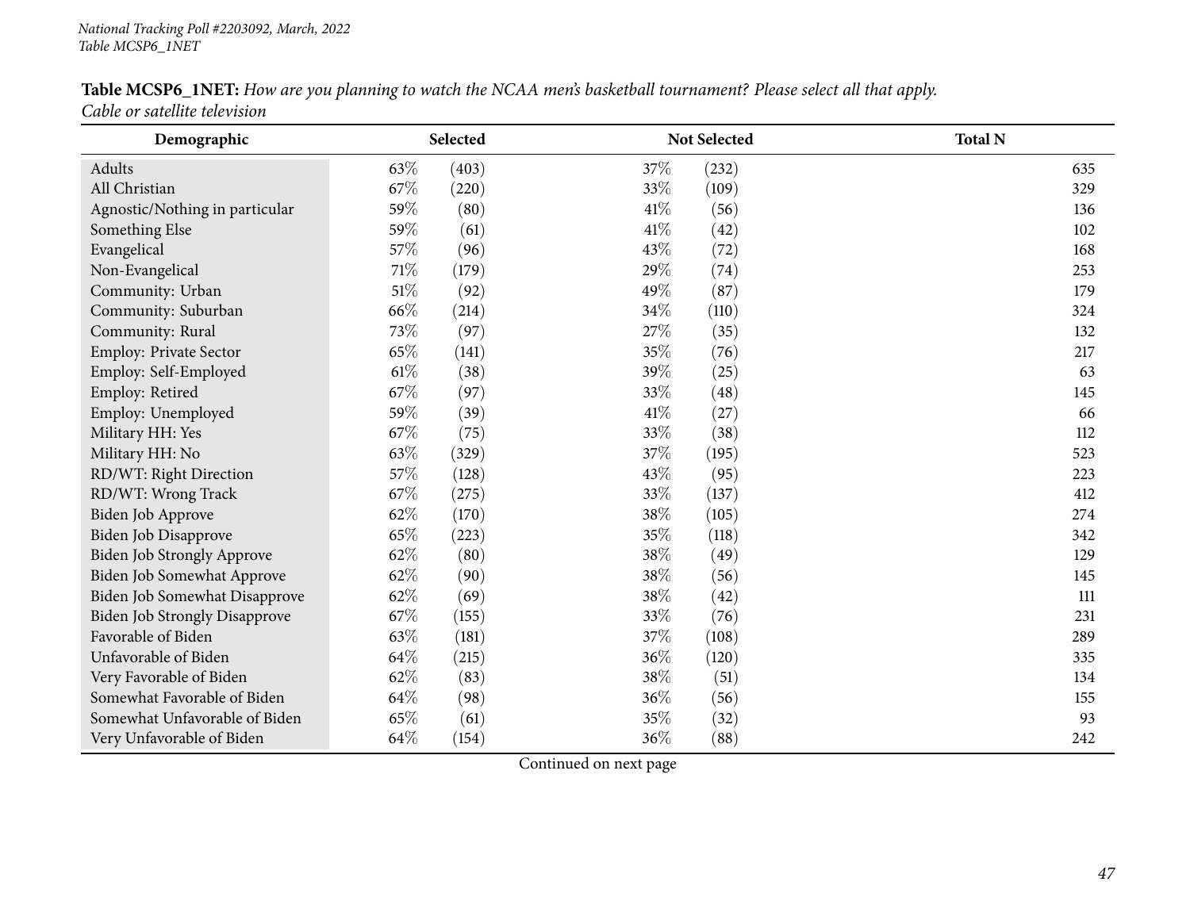National Tracking Poll #2203092, March, 2022
Table MCSP6_1NET

**Table MCSP6_1NET:** *How are you planning to watch the NCAA men's basketball tournament? Please select all that apply.*
*Cable or satellite television*

| Demographic | Selected | | Not Selected | | Total N |
|---|---|---|---|---|---|
| Adults | 63% | (403) | 37% | (232) | 635 |
| All Christian | 67% | (220) | 33% | (109) | 329 |
| Agnostic/Nothing in particular | 59% | (80) | 41% | (56) | 136 |
| Something Else | 59% | (61) | 41% | (42) | 102 |
| Evangelical | 57% | (96) | 43% | (72) | 168 |
| Non-Evangelical | 71% | (179) | 29% | (74) | 253 |
| Community: Urban | 51% | (92) | 49% | (87) | 179 |
| Community: Suburban | 66% | (214) | 34% | (110) | 324 |
| Community: Rural | 73% | (97) | 27% | (35) | 132 |
| Employ: Private Sector | 65% | (141) | 35% | (76) | 217 |
| Employ: Self-Employed | 61% | (38) | 39% | (25) | 63 |
| Employ: Retired | 67% | (97) | 33% | (48) | 145 |
| Employ: Unemployed | 59% | (39) | 41% | (27) | 66 |
| Military HH: Yes | 67% | (75) | 33% | (38) | 112 |
| Military HH: No | 63% | (329) | 37% | (195) | 523 |
| RD/WT: Right Direction | 57% | (128) | 43% | (95) | 223 |
| RD/WT: Wrong Track | 67% | (275) | 33% | (137) | 412 |
| Biden Job Approve | 62% | (170) | 38% | (105) | 274 |
| Biden Job Disapprove | 65% | (223) | 35% | (118) | 342 |
| Biden Job Strongly Approve | 62% | (80) | 38% | (49) | 129 |
| Biden Job Somewhat Approve | 62% | (90) | 38% | (56) | 145 |
| Biden Job Somewhat Disapprove | 62% | (69) | 38% | (42) | 111 |
| Biden Job Strongly Disapprove | 67% | (155) | 33% | (76) | 231 |
| Favorable of Biden | 63% | (181) | 37% | (108) | 289 |
| Unfavorable of Biden | 64% | (215) | 36% | (120) | 335 |
| Very Favorable of Biden | 62% | (83) | 38% | (51) | 134 |
| Somewhat Favorable of Biden | 64% | (98) | 36% | (56) | 155 |
| Somewhat Unfavorable of Biden | 65% | (61) | 35% | (32) | 93 |
| Very Unfavorable of Biden | 64% | (154) | 36% | (88) | 242 |

Continued on next page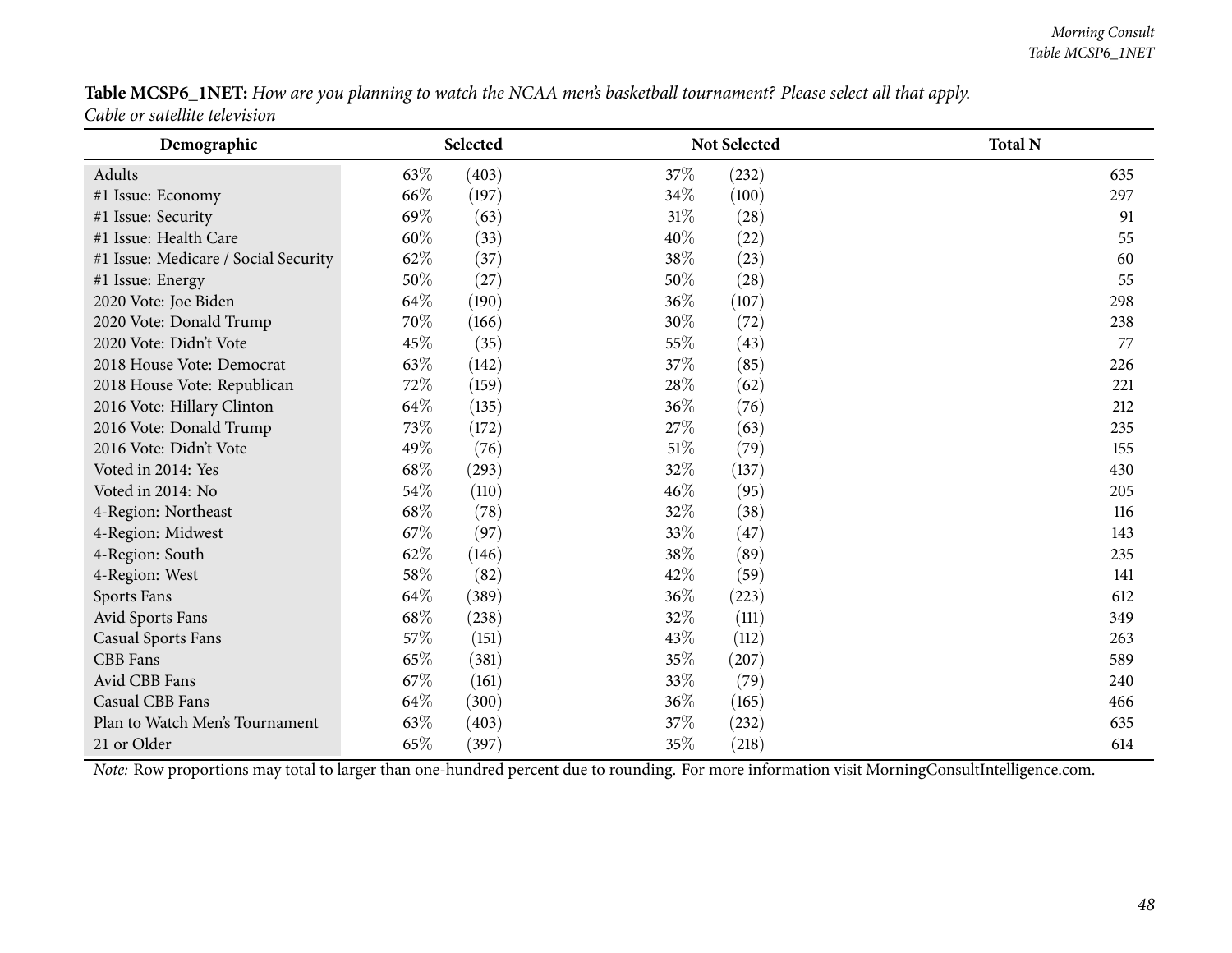**Table MCSP6_1NET:** *How are you planning to watch the NCAA men's basketball tournament? Please select all that apply.*
*Cable or satellite television*

| Demographic | Selected | | Not Selected | | Total N |
|---|---|---|---|---|---|
| Adults | 63% | (403) | 37% | (232) | 635 |
| #1 Issue: Economy | 66% | (197) | 34% | (100) | 297 |
| #1 Issue: Security | 69% | (63) | 31% | (28) | 91 |
| #1 Issue: Health Care | 60% | (33) | 40% | (22) | 55 |
| #1 Issue: Medicare / Social Security | 62% | (37) | 38% | (23) | 60 |
| #1 Issue: Energy | 50% | (27) | 50% | (28) | 55 |
| 2020 Vote: Joe Biden | 64% | (190) | 36% | (107) | 298 |
| 2020 Vote: Donald Trump | 70% | (166) | 30% | (72) | 238 |
| 2020 Vote: Didn't Vote | 45% | (35) | 55% | (43) | 77 |
| 2018 House Vote: Democrat | 63% | (142) | 37% | (85) | 226 |
| 2018 House Vote: Republican | 72% | (159) | 28% | (62) | 221 |
| 2016 Vote: Hillary Clinton | 64% | (135) | 36% | (76) | 212 |
| 2016 Vote: Donald Trump | 73% | (172) | 27% | (63) | 235 |
| 2016 Vote: Didn't Vote | 49% | (76) | 51% | (79) | 155 |
| Voted in 2014: Yes | 68% | (293) | 32% | (137) | 430 |
| Voted in 2014: No | 54% | (110) | 46% | (95) | 205 |
| 4-Region: Northeast | 68% | (78) | 32% | (38) | 116 |
| 4-Region: Midwest | 67% | (97) | 33% | (47) | 143 |
| 4-Region: South | 62% | (146) | 38% | (89) | 235 |
| 4-Region: West | 58% | (82) | 42% | (59) | 141 |
| Sports Fans | 64% | (389) | 36% | (223) | 612 |
| Avid Sports Fans | 68% | (238) | 32% | (111) | 349 |
| Casual Sports Fans | 57% | (151) | 43% | (112) | 263 |
| CBB Fans | 65% | (381) | 35% | (207) | 589 |
| Avid CBB Fans | 67% | (161) | 33% | (79) | 240 |
| Casual CBB Fans | 64% | (300) | 36% | (165) | 466 |
| Plan to Watch Men's Tournament | 63% | (403) | 37% | (232) | 635 |
| 21 or Older | 65% | (397) | 35% | (218) | 614 |

*Note:* Row proportions may total to larger than one-hundred percent due to rounding. For more information visit MorningConsultIntelligence.com.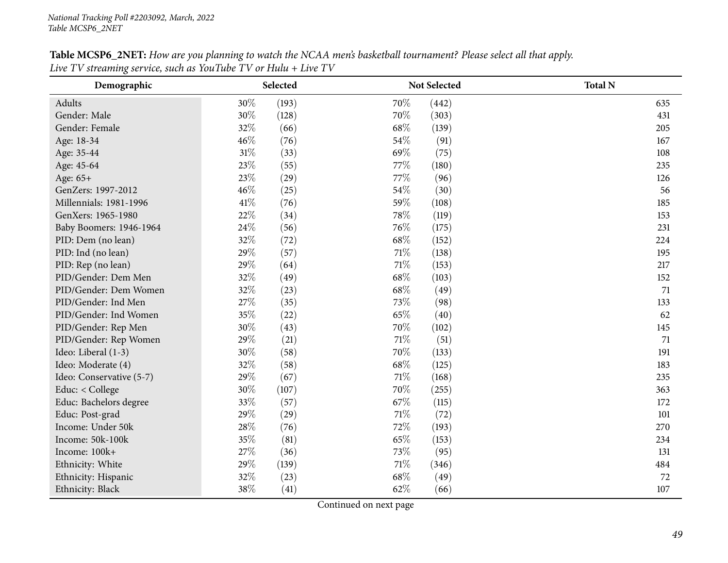**Table MCSP6_2NET:** *How are you planning to watch the NCAA men's basketball tournament? Please select all that apply.*
*Live TV streaming service, such as YouTube TV or Hulu + Live TV*

| Demographic | Selected | | Not Selected | | Total N |
|---|---|---|---|---|---|
| Adults | 30% | (193) | 70% | (442) | 635 |
| Gender: Male | 30% | (128) | 70% | (303) | 431 |
| Gender: Female | 32% | (66) | 68% | (139) | 205 |
| Age: 18-34 | 46% | (76) | 54% | (91) | 167 |
| Age: 35-44 | 31% | (33) | 69% | (75) | 108 |
| Age: 45-64 | 23% | (55) | 77% | (180) | 235 |
| Age: 65+ | 23% | (29) | 77% | (96) | 126 |
| GenZers: 1997-2012 | 46% | (25) | 54% | (30) | 56 |
| Millennials: 1981-1996 | 41% | (76) | 59% | (108) | 185 |
| GenXers: 1965-1980 | 22% | (34) | 78% | (119) | 153 |
| Baby Boomers: 1946-1964 | 24% | (56) | 76% | (175) | 231 |
| PID: Dem (no lean) | 32% | (72) | 68% | (152) | 224 |
| PID: Ind (no lean) | 29% | (57) | 71% | (138) | 195 |
| PID: Rep (no lean) | 29% | (64) | 71% | (153) | 217 |
| PID/Gender: Dem Men | 32% | (49) | 68% | (103) | 152 |
| PID/Gender: Dem Women | 32% | (23) | 68% | (49) | 71 |
| PID/Gender: Ind Men | 27% | (35) | 73% | (98) | 133 |
| PID/Gender: Ind Women | 35% | (22) | 65% | (40) | 62 |
| PID/Gender: Rep Men | 30% | (43) | 70% | (102) | 145 |
| PID/Gender: Rep Women | 29% | (21) | 71% | (51) | 71 |
| Ideo: Liberal (1-3) | 30% | (58) | 70% | (133) | 191 |
| Ideo: Moderate (4) | 32% | (58) | 68% | (125) | 183 |
| Ideo: Conservative (5-7) | 29% | (67) | 71% | (168) | 235 |
| Educ: < College | 30% | (107) | 70% | (255) | 363 |
| Educ: Bachelors degree | 33% | (57) | 67% | (115) | 172 |
| Educ: Post-grad | 29% | (29) | 71% | (72) | 101 |
| Income: Under 50k | 28% | (76) | 72% | (193) | 270 |
| Income: 50k-100k | 35% | (81) | 65% | (153) | 234 |
| Income: 100k+ | 27% | (36) | 73% | (95) | 131 |
| Ethnicity: White | 29% | (139) | 71% | (346) | 484 |
| Ethnicity: Hispanic | 32% | (23) | 68% | (49) | 72 |
| Ethnicity: Black | 38% | (41) | 62% | (66) | 107 |

Continued on next page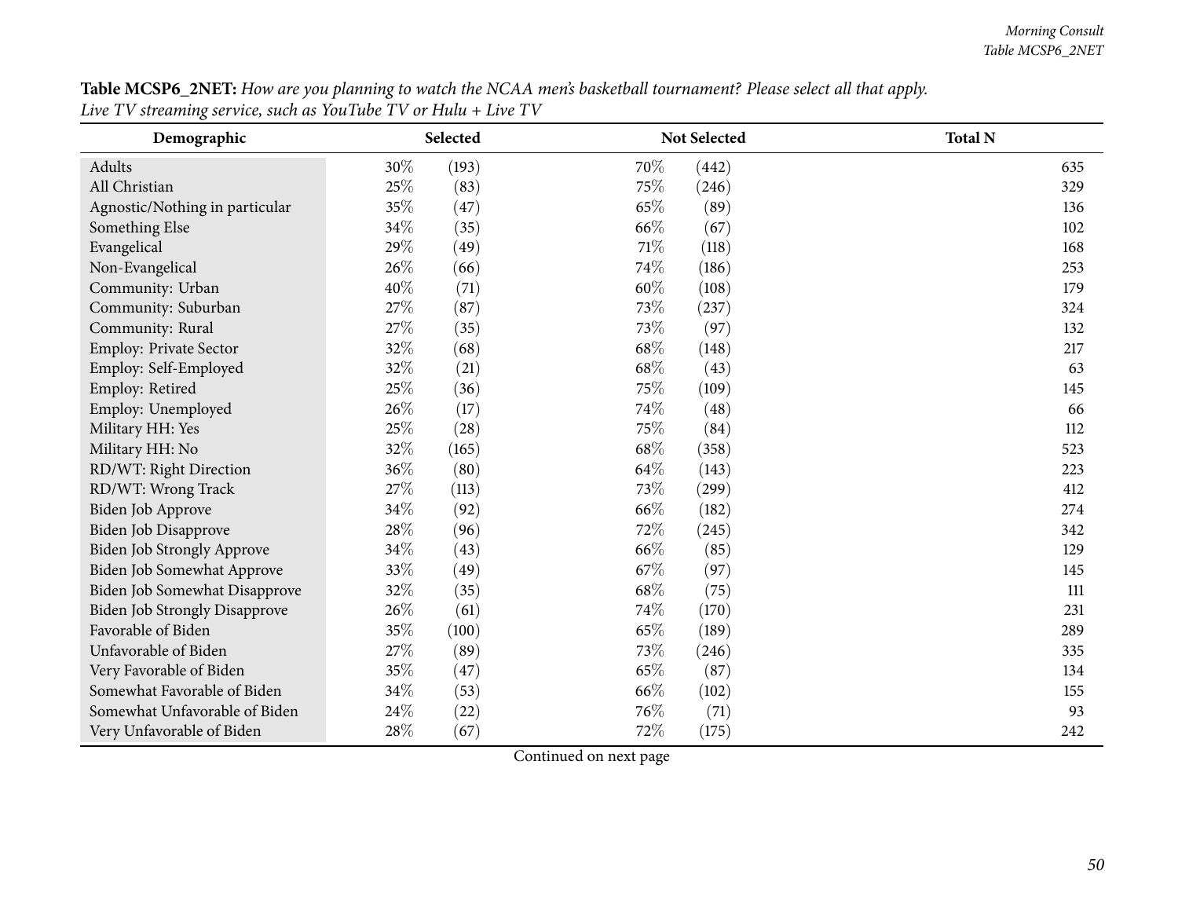**Table MCSP6_2NET:** *How are you planning to watch the NCAA men's basketball tournament? Please select all that apply.*
*Live TV streaming service, such as YouTube TV or Hulu + Live TV*

| Demographic | Selected | | Not Selected | | Total N |
|---|---|---|---|---|---|
| Adults | 30% | (193) | 70% | (442) | 635 |
| All Christian | 25% | (83) | 75% | (246) | 329 |
| Agnostic/Nothing in particular | 35% | (47) | 65% | (89) | 136 |
| Something Else | 34% | (35) | 66% | (67) | 102 |
| Evangelical | 29% | (49) | 71% | (118) | 168 |
| Non-Evangelical | 26% | (66) | 74% | (186) | 253 |
| Community: Urban | 40% | (71) | 60% | (108) | 179 |
| Community: Suburban | 27% | (87) | 73% | (237) | 324 |
| Community: Rural | 27% | (35) | 73% | (97) | 132 |
| Employ: Private Sector | 32% | (68) | 68% | (148) | 217 |
| Employ: Self-Employed | 32% | (21) | 68% | (43) | 63 |
| Employ: Retired | 25% | (36) | 75% | (109) | 145 |
| Employ: Unemployed | 26% | (17) | 74% | (48) | 66 |
| Military HH: Yes | 25% | (28) | 75% | (84) | 112 |
| Military HH: No | 32% | (165) | 68% | (358) | 523 |
| RD/WT: Right Direction | 36% | (80) | 64% | (143) | 223 |
| RD/WT: Wrong Track | 27% | (113) | 73% | (299) | 412 |
| Biden Job Approve | 34% | (92) | 66% | (182) | 274 |
| Biden Job Disapprove | 28% | (96) | 72% | (245) | 342 |
| Biden Job Strongly Approve | 34% | (43) | 66% | (85) | 129 |
| Biden Job Somewhat Approve | 33% | (49) | 67% | (97) | 145 |
| Biden Job Somewhat Disapprove | 32% | (35) | 68% | (75) | 111 |
| Biden Job Strongly Disapprove | 26% | (61) | 74% | (170) | 231 |
| Favorable of Biden | 35% | (100) | 65% | (189) | 289 |
| Unfavorable of Biden | 27% | (89) | 73% | (246) | 335 |
| Very Favorable of Biden | 35% | (47) | 65% | (87) | 134 |
| Somewhat Favorable of Biden | 34% | (53) | 66% | (102) | 155 |
| Somewhat Unfavorable of Biden | 24% | (22) | 76% | (71) | 93 |
| Very Unfavorable of Biden | 28% | (67) | 72% | (175) | 242 |

Continued on next page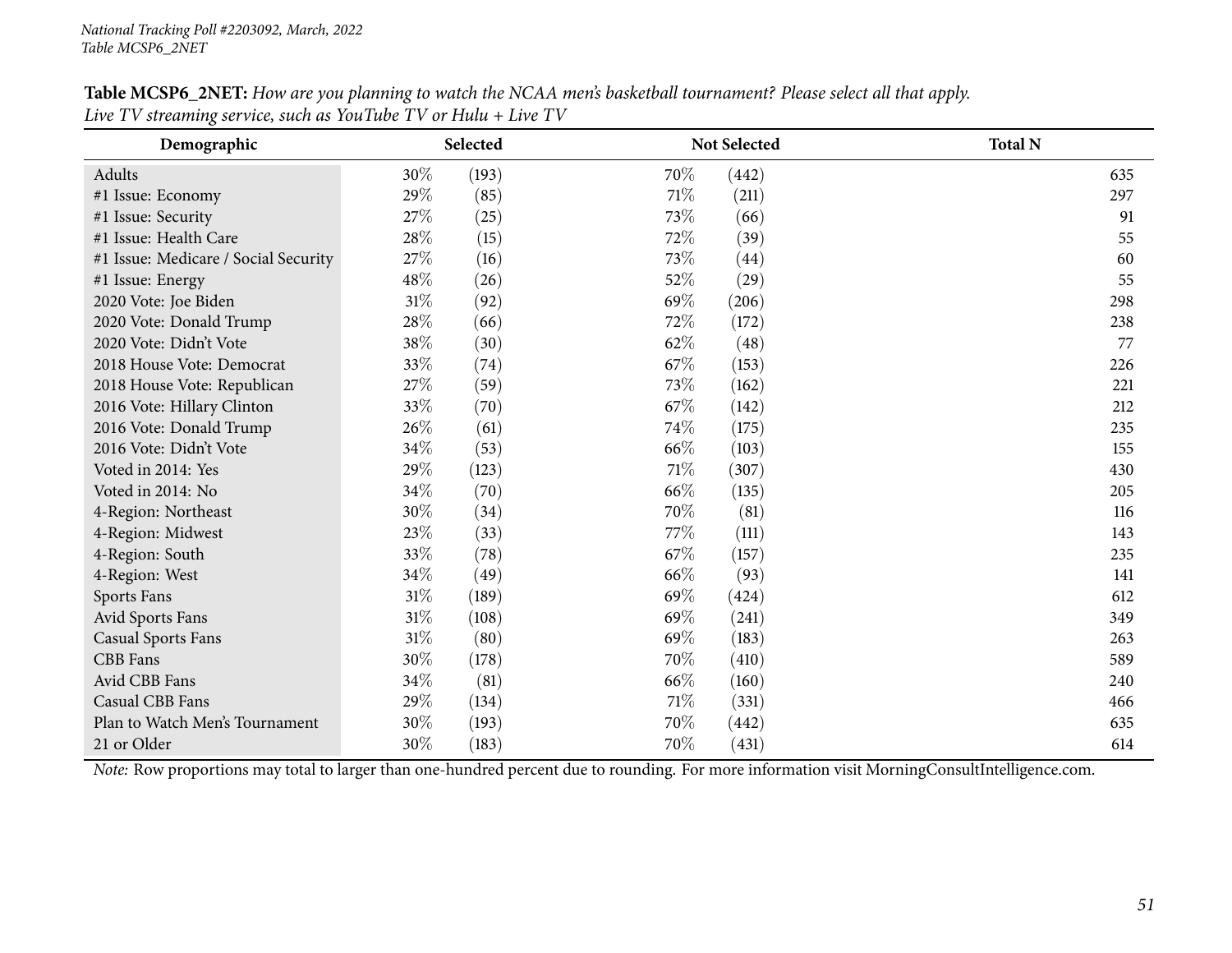*National Tracking Poll #2203092, March, 2022*
*Table MCSP6_2NET*

**Table MCSP6_2NET:** *How are you planning to watch the NCAA men's basketball tournament? Please select all that apply. Live TV streaming service, such as YouTube TV or Hulu + Live TV*

| Demographic | Selected | | Not Selected | | Total N |
|---|---|---|---|---|---|
| Adults | 30% | (193) | 70% | (442) | 635 |
| #1 Issue: Economy | 29% | (85) | 71% | (211) | 297 |
| #1 Issue: Security | 27% | (25) | 73% | (66) | 91 |
| #1 Issue: Health Care | 28% | (15) | 72% | (39) | 55 |
| #1 Issue: Medicare / Social Security | 27% | (16) | 73% | (44) | 60 |
| #1 Issue: Energy | 48% | (26) | 52% | (29) | 55 |
| 2020 Vote: Joe Biden | 31% | (92) | 69% | (206) | 298 |
| 2020 Vote: Donald Trump | 28% | (66) | 72% | (172) | 238 |
| 2020 Vote: Didn't Vote | 38% | (30) | 62% | (48) | 77 |
| 2018 House Vote: Democrat | 33% | (74) | 67% | (153) | 226 |
| 2018 House Vote: Republican | 27% | (59) | 73% | (162) | 221 |
| 2016 Vote: Hillary Clinton | 33% | (70) | 67% | (142) | 212 |
| 2016 Vote: Donald Trump | 26% | (61) | 74% | (175) | 235 |
| 2016 Vote: Didn't Vote | 34% | (53) | 66% | (103) | 155 |
| Voted in 2014: Yes | 29% | (123) | 71% | (307) | 430 |
| Voted in 2014: No | 34% | (70) | 66% | (135) | 205 |
| 4-Region: Northeast | 30% | (34) | 70% | (81) | 116 |
| 4-Region: Midwest | 23% | (33) | 77% | (111) | 143 |
| 4-Region: South | 33% | (78) | 67% | (157) | 235 |
| 4-Region: West | 34% | (49) | 66% | (93) | 141 |
| Sports Fans | 31% | (189) | 69% | (424) | 612 |
| Avid Sports Fans | 31% | (108) | 69% | (241) | 349 |
| Casual Sports Fans | 31% | (80) | 69% | (183) | 263 |
| CBB Fans | 30% | (178) | 70% | (410) | 589 |
| Avid CBB Fans | 34% | (81) | 66% | (160) | 240 |
| Casual CBB Fans | 29% | (134) | 71% | (331) | 466 |
| Plan to Watch Men's Tournament | 30% | (193) | 70% | (442) | 635 |
| 21 or Older | 30% | (183) | 70% | (431) | 614 |

*Note:* Row proportions may total to larger than one-hundred percent due to rounding. For more information visit MorningConsultIntelligence.com.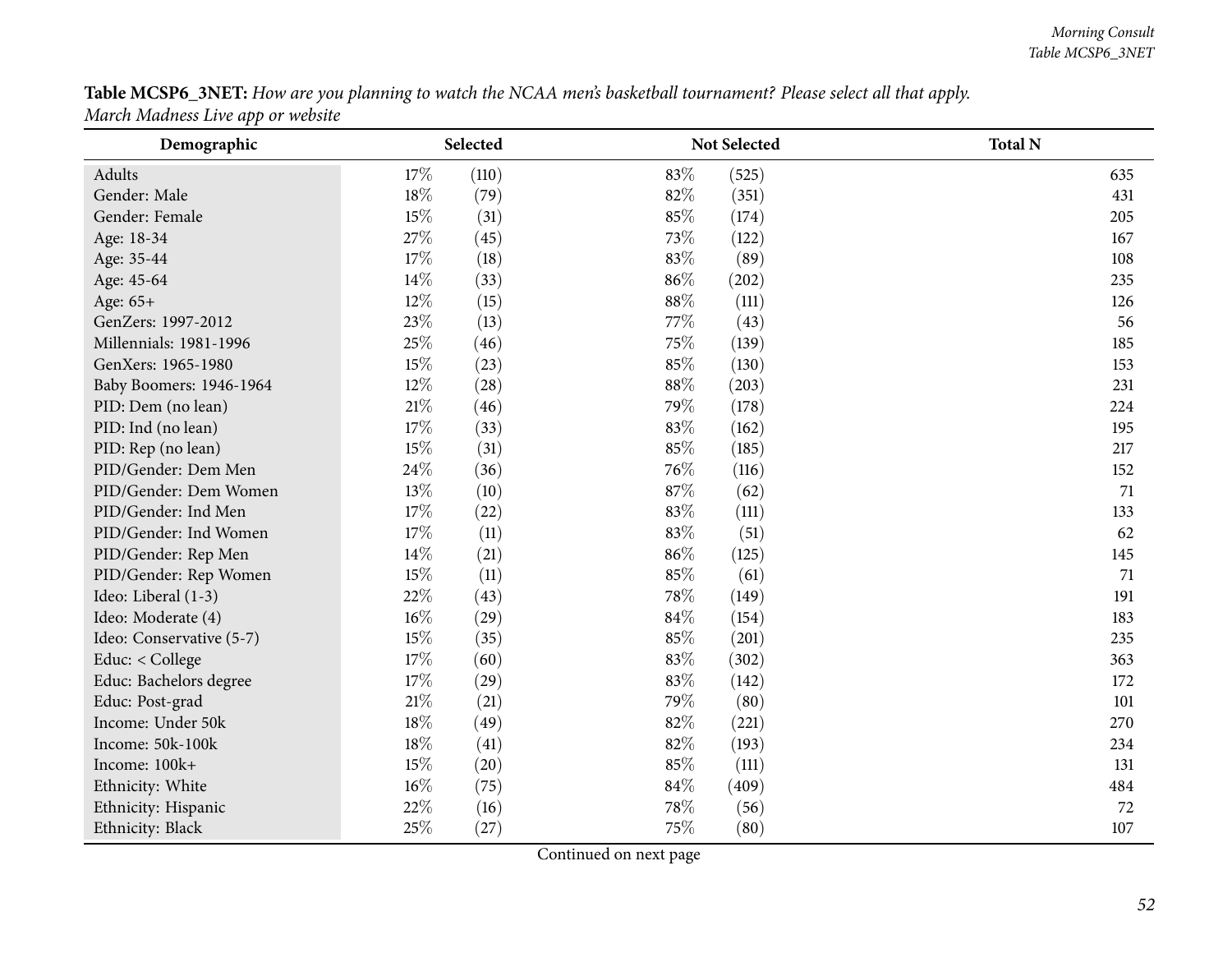**Table MCSP6_3NET:** *How are you planning to watch the NCAA men's basketball tournament? Please select all that apply.*
*March Madness Live app or website*

| Demographic | Selected | | Not Selected | | Total N |
|---|---|---|---|---|---|
| Adults | 17% | (110) | 83% | (525) | 635 |
| Gender: Male | 18% | (79) | 82% | (351) | 431 |
| Gender: Female | 15% | (31) | 85% | (174) | 205 |
| Age: 18-34 | 27% | (45) | 73% | (122) | 167 |
| Age: 35-44 | 17% | (18) | 83% | (89) | 108 |
| Age: 45-64 | 14% | (33) | 86% | (202) | 235 |
| Age: 65+ | 12% | (15) | 88% | (111) | 126 |
| GenZers: 1997-2012 | 23% | (13) | 77% | (43) | 56 |
| Millennials: 1981-1996 | 25% | (46) | 75% | (139) | 185 |
| GenXers: 1965-1980 | 15% | (23) | 85% | (130) | 153 |
| Baby Boomers: 1946-1964 | 12% | (28) | 88% | (203) | 231 |
| PID: Dem (no lean) | 21% | (46) | 79% | (178) | 224 |
| PID: Ind (no lean) | 17% | (33) | 83% | (162) | 195 |
| PID: Rep (no lean) | 15% | (31) | 85% | (185) | 217 |
| PID/Gender: Dem Men | 24% | (36) | 76% | (116) | 152 |
| PID/Gender: Dem Women | 13% | (10) | 87% | (62) | 71 |
| PID/Gender: Ind Men | 17% | (22) | 83% | (111) | 133 |
| PID/Gender: Ind Women | 17% | (11) | 83% | (51) | 62 |
| PID/Gender: Rep Men | 14% | (21) | 86% | (125) | 145 |
| PID/Gender: Rep Women | 15% | (11) | 85% | (61) | 71 |
| Ideo: Liberal (1-3) | 22% | (43) | 78% | (149) | 191 |
| Ideo: Moderate (4) | 16% | (29) | 84% | (154) | 183 |
| Ideo: Conservative (5-7) | 15% | (35) | 85% | (201) | 235 |
| Educ: < College | 17% | (60) | 83% | (302) | 363 |
| Educ: Bachelors degree | 17% | (29) | 83% | (142) | 172 |
| Educ: Post-grad | 21% | (21) | 79% | (80) | 101 |
| Income: Under 50k | 18% | (49) | 82% | (221) | 270 |
| Income: 50k-100k | 18% | (41) | 82% | (193) | 234 |
| Income: 100k+ | 15% | (20) | 85% | (111) | 131 |
| Ethnicity: White | 16% | (75) | 84% | (409) | 484 |
| Ethnicity: Hispanic | 22% | (16) | 78% | (56) | 72 |
| Ethnicity: Black | 25% | (27) | 75% | (80) | 107 |

Continued on next page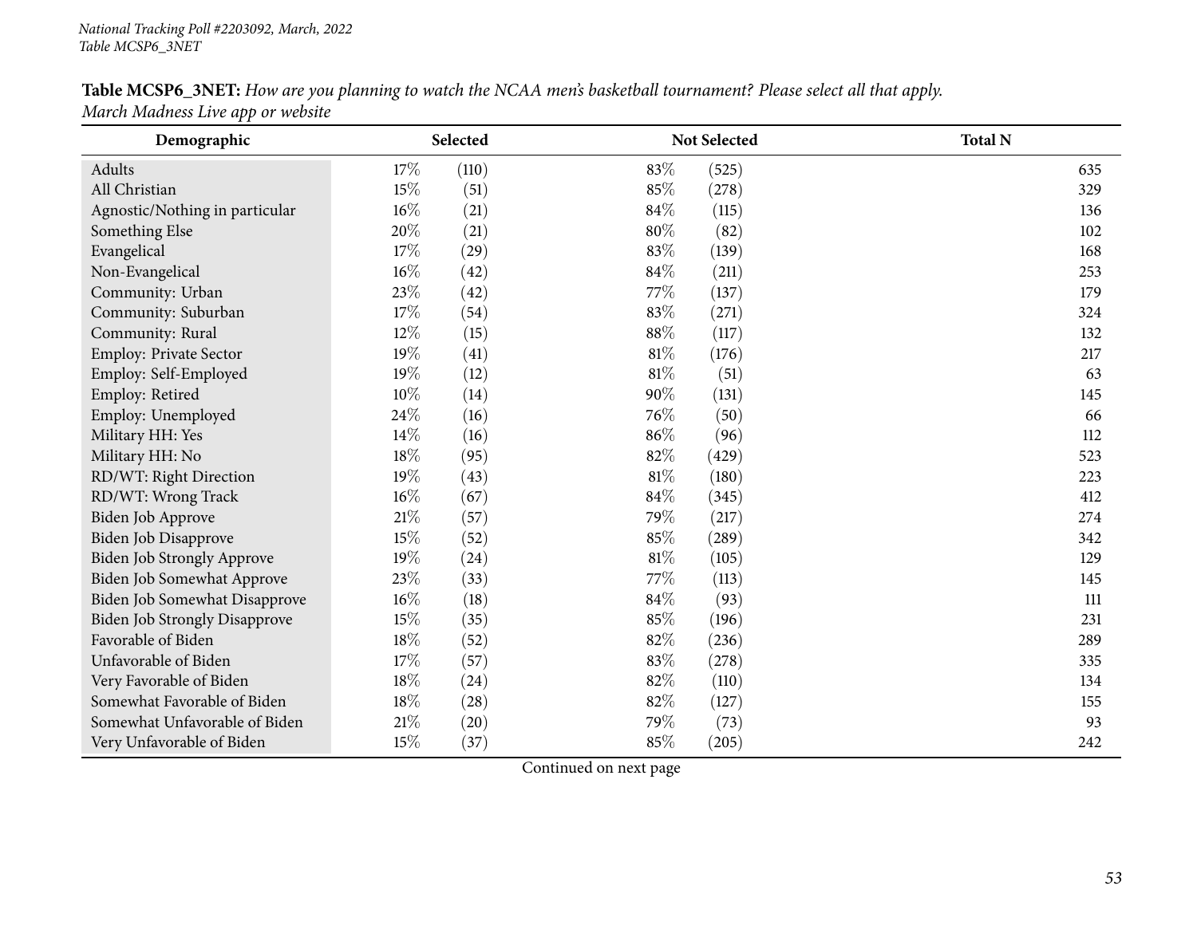**Table MCSP6_3NET:** *How are you planning to watch the NCAA men's basketball tournament? Please select all that apply. March Madness Live app or website*

| Demographic | Selected | | Not Selected | | Total N |
|---|---|---|---|---|---|
| Adults | 17% | (110) | 83% | (525) | 635 |
| All Christian | 15% | (51) | 85% | (278) | 329 |
| Agnostic/Nothing in particular | 16% | (21) | 84% | (115) | 136 |
| Something Else | 20% | (21) | 80% | (82) | 102 |
| Evangelical | 17% | (29) | 83% | (139) | 168 |
| Non-Evangelical | 16% | (42) | 84% | (211) | 253 |
| Community: Urban | 23% | (42) | 77% | (137) | 179 |
| Community: Suburban | 17% | (54) | 83% | (271) | 324 |
| Community: Rural | 12% | (15) | 88% | (117) | 132 |
| Employ: Private Sector | 19% | (41) | 81% | (176) | 217 |
| Employ: Self-Employed | 19% | (12) | 81% | (51) | 63 |
| Employ: Retired | 10% | (14) | 90% | (131) | 145 |
| Employ: Unemployed | 24% | (16) | 76% | (50) | 66 |
| Military HH: Yes | 14% | (16) | 86% | (96) | 112 |
| Military HH: No | 18% | (95) | 82% | (429) | 523 |
| RD/WT: Right Direction | 19% | (43) | 81% | (180) | 223 |
| RD/WT: Wrong Track | 16% | (67) | 84% | (345) | 412 |
| Biden Job Approve | 21% | (57) | 79% | (217) | 274 |
| Biden Job Disapprove | 15% | (52) | 85% | (289) | 342 |
| Biden Job Strongly Approve | 19% | (24) | 81% | (105) | 129 |
| Biden Job Somewhat Approve | 23% | (33) | 77% | (113) | 145 |
| Biden Job Somewhat Disapprove | 16% | (18) | 84% | (93) | 111 |
| Biden Job Strongly Disapprove | 15% | (35) | 85% | (196) | 231 |
| Favorable of Biden | 18% | (52) | 82% | (236) | 289 |
| Unfavorable of Biden | 17% | (57) | 83% | (278) | 335 |
| Very Favorable of Biden | 18% | (24) | 82% | (110) | 134 |
| Somewhat Favorable of Biden | 18% | (28) | 82% | (127) | 155 |
| Somewhat Unfavorable of Biden | 21% | (20) | 79% | (73) | 93 |
| Very Unfavorable of Biden | 15% | (37) | 85% | (205) | 242 |

Continued on next page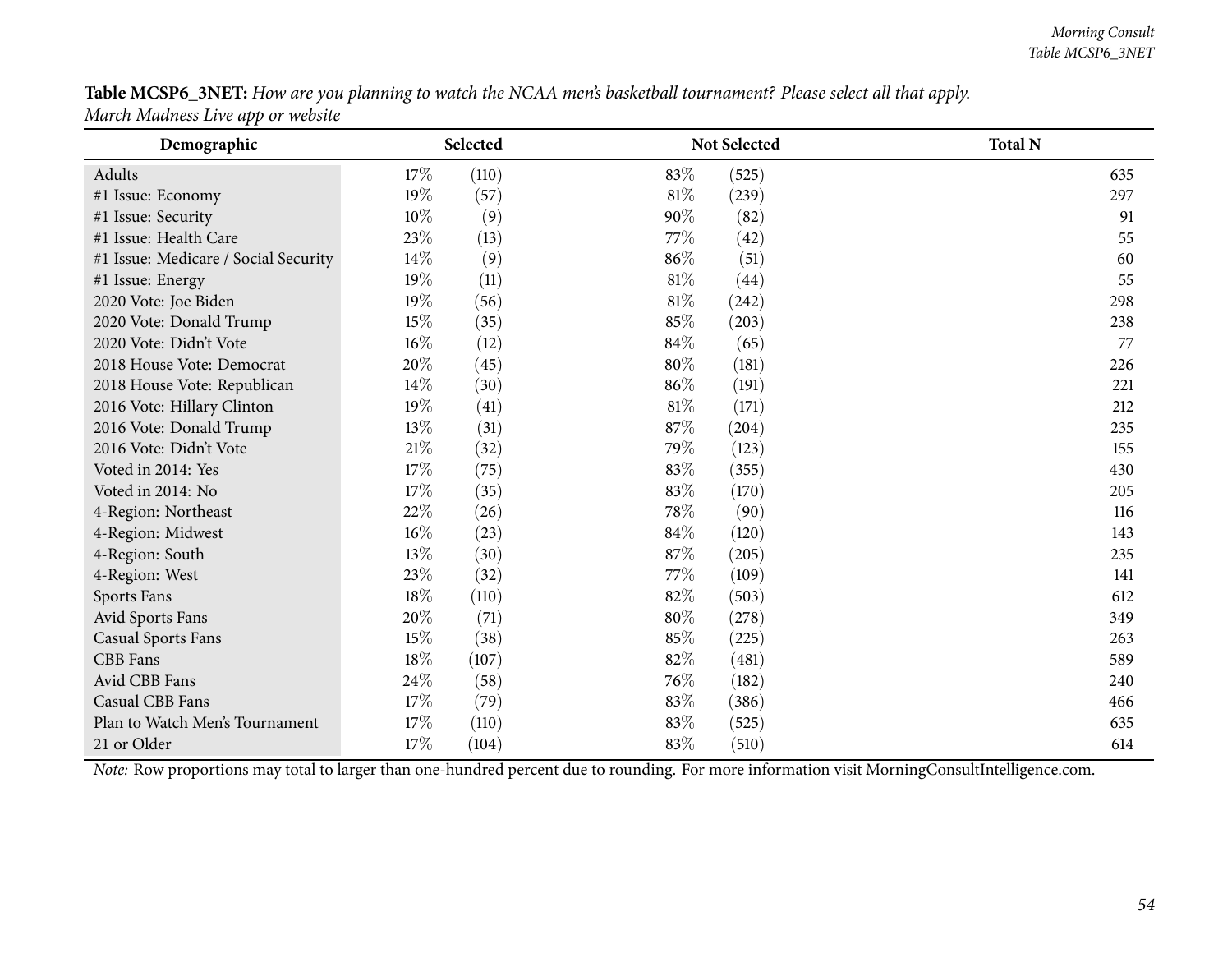**Table MCSP6_3NET:** *How are you planning to watch the NCAA men's basketball tournament? Please select all that apply.*
*March Madness Live app or website*

| Demographic | Selected | | Not Selected | | Total N |
|---|---|---|---|---|---|
| Adults | 17% | (110) | 83% | (525) | 635 |
| #1 Issue: Economy | 19% | (57) | 81% | (239) | 297 |
| #1 Issue: Security | 10% | (9) | 90% | (82) | 91 |
| #1 Issue: Health Care | 23% | (13) | 77% | (42) | 55 |
| #1 Issue: Medicare / Social Security | 14% | (9) | 86% | (51) | 60 |
| #1 Issue: Energy | 19% | (11) | 81% | (44) | 55 |
| 2020 Vote: Joe Biden | 19% | (56) | 81% | (242) | 298 |
| 2020 Vote: Donald Trump | 15% | (35) | 85% | (203) | 238 |
| 2020 Vote: Didn't Vote | 16% | (12) | 84% | (65) | 77 |
| 2018 House Vote: Democrat | 20% | (45) | 80% | (181) | 226 |
| 2018 House Vote: Republican | 14% | (30) | 86% | (191) | 221 |
| 2016 Vote: Hillary Clinton | 19% | (41) | 81% | (171) | 212 |
| 2016 Vote: Donald Trump | 13% | (31) | 87% | (204) | 235 |
| 2016 Vote: Didn't Vote | 21% | (32) | 79% | (123) | 155 |
| Voted in 2014: Yes | 17% | (75) | 83% | (355) | 430 |
| Voted in 2014: No | 17% | (35) | 83% | (170) | 205 |
| 4-Region: Northeast | 22% | (26) | 78% | (90) | 116 |
| 4-Region: Midwest | 16% | (23) | 84% | (120) | 143 |
| 4-Region: South | 13% | (30) | 87% | (205) | 235 |
| 4-Region: West | 23% | (32) | 77% | (109) | 141 |
| Sports Fans | 18% | (110) | 82% | (503) | 612 |
| Avid Sports Fans | 20% | (71) | 80% | (278) | 349 |
| Casual Sports Fans | 15% | (38) | 85% | (225) | 263 |
| CBB Fans | 18% | (107) | 82% | (481) | 589 |
| Avid CBB Fans | 24% | (58) | 76% | (182) | 240 |
| Casual CBB Fans | 17% | (79) | 83% | (386) | 466 |
| Plan to Watch Men's Tournament | 17% | (110) | 83% | (525) | 635 |
| 21 or Older | 17% | (104) | 83% | (510) | 614 |

*Note:* Row proportions may total to larger than one-hundred percent due to rounding. For more information visit MorningConsultIntelligence.com.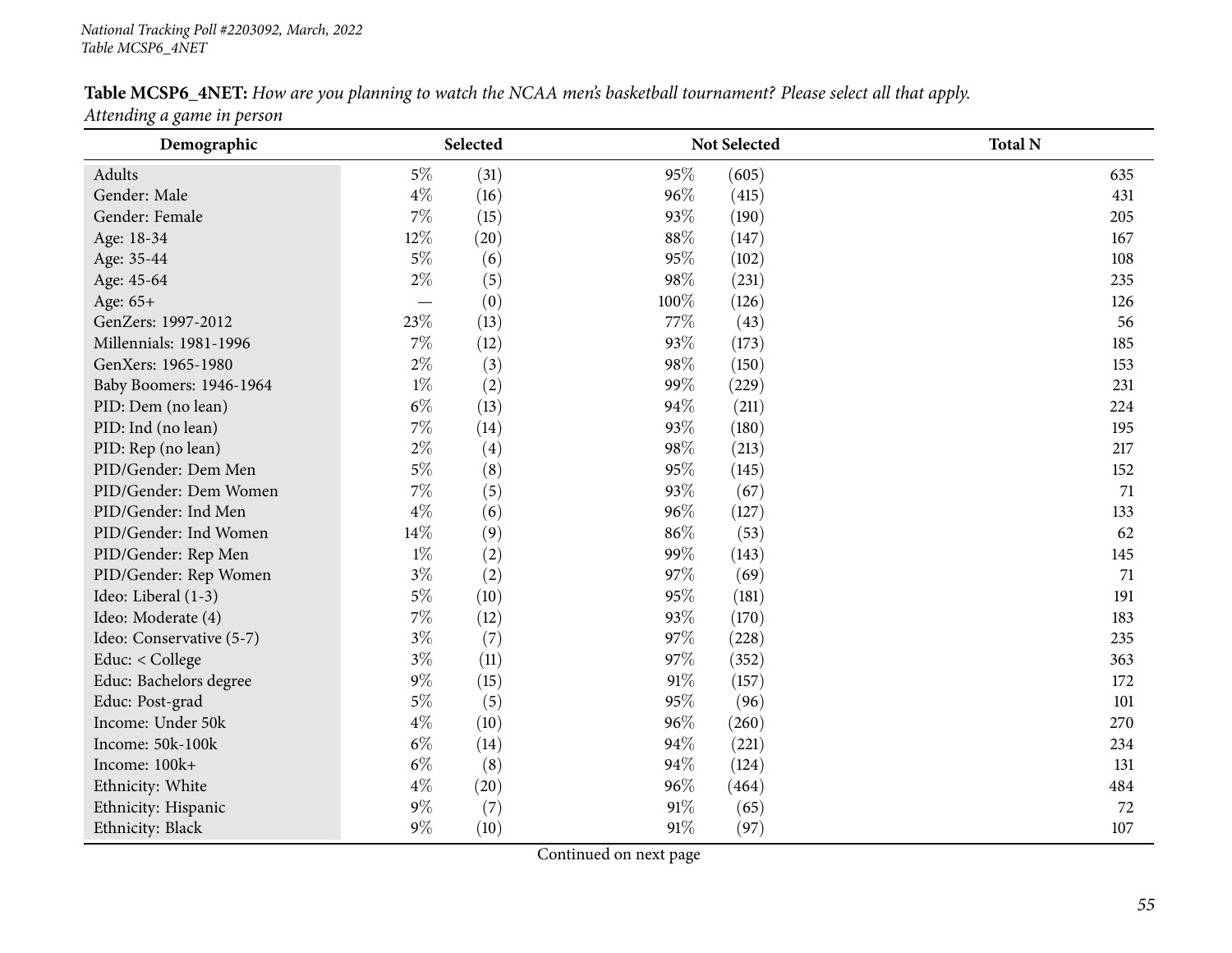**Table MCSP6_4NET:** *How are you planning to watch the NCAA men's basketball tournament? Please select all that apply.*
*Attending a game in person*

| Demographic | Selected | | Not Selected | | Total N |
|---|---|---|---|---|---|
| Adults | 5% | (31) | 95% | (605) | 635 |
| Gender: Male | 4% | (16) | 96% | (415) | 431 |
| Gender: Female | 7% | (15) | 93% | (190) | 205 |
| Age: 18-34 | 12% | (20) | 88% | (147) | 167 |
| Age: 35-44 | 5% | (6) | 95% | (102) | 108 |
| Age: 45-64 | 2% | (5) | 98% | (231) | 235 |
| Age: 65+ | — | (0) | 100% | (126) | 126 |
| GenZers: 1997-2012 | 23% | (13) | 77% | (43) | 56 |
| Millennials: 1981-1996 | 7% | (12) | 93% | (173) | 185 |
| GenXers: 1965-1980 | 2% | (3) | 98% | (150) | 153 |
| Baby Boomers: 1946-1964 | 1% | (2) | 99% | (229) | 231 |
| PID: Dem (no lean) | 6% | (13) | 94% | (211) | 224 |
| PID: Ind (no lean) | 7% | (14) | 93% | (180) | 195 |
| PID: Rep (no lean) | 2% | (4) | 98% | (213) | 217 |
| PID/Gender: Dem Men | 5% | (8) | 95% | (145) | 152 |
| PID/Gender: Dem Women | 7% | (5) | 93% | (67) | 71 |
| PID/Gender: Ind Men | 4% | (6) | 96% | (127) | 133 |
| PID/Gender: Ind Women | 14% | (9) | 86% | (53) | 62 |
| PID/Gender: Rep Men | 1% | (2) | 99% | (143) | 145 |
| PID/Gender: Rep Women | 3% | (2) | 97% | (69) | 71 |
| Ideo: Liberal (1-3) | 5% | (10) | 95% | (181) | 191 |
| Ideo: Moderate (4) | 7% | (12) | 93% | (170) | 183 |
| Ideo: Conservative (5-7) | 3% | (7) | 97% | (228) | 235 |
| Educ: < College | 3% | (11) | 97% | (352) | 363 |
| Educ: Bachelors degree | 9% | (15) | 91% | (157) | 172 |
| Educ: Post-grad | 5% | (5) | 95% | (96) | 101 |
| Income: Under 50k | 4% | (10) | 96% | (260) | 270 |
| Income: 50k-100k | 6% | (14) | 94% | (221) | 234 |
| Income: 100k+ | 6% | (8) | 94% | (124) | 131 |
| Ethnicity: White | 4% | (20) | 96% | (464) | 484 |
| Ethnicity: Hispanic | 9% | (7) | 91% | (65) | 72 |
| Ethnicity: Black | 9% | (10) | 91% | (97) | 107 |

Continued on next page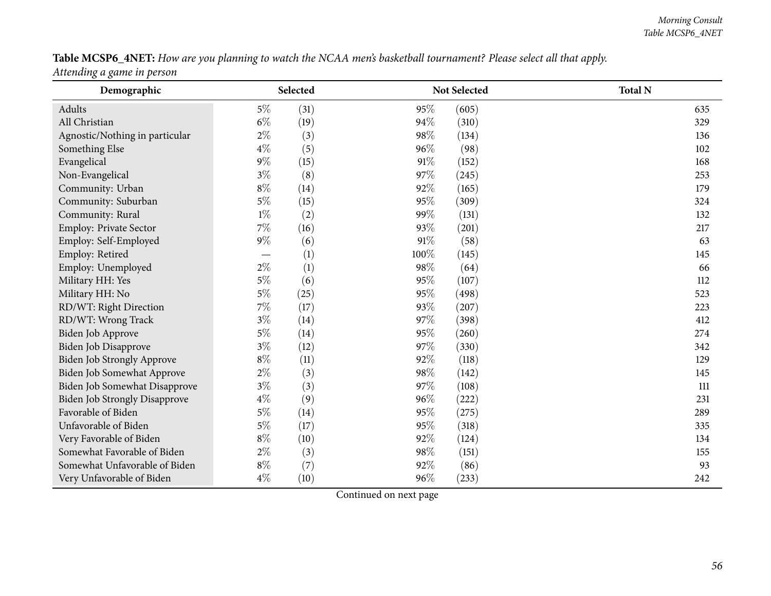**Table MCSP6_4NET:** *How are you planning to watch the NCAA men's basketball tournament? Please select all that apply.*
*Attending a game in person*

| Demographic | Selected | | Not Selected | | Total N |
|---|---|---|---|---|---|
| Adults | 5% | (31) | 95% | (605) | 635 |
| All Christian | 6% | (19) | 94% | (310) | 329 |
| Agnostic/Nothing in particular | 2% | (3) | 98% | (134) | 136 |
| Something Else | 4% | (5) | 96% | (98) | 102 |
| Evangelical | 9% | (15) | 91% | (152) | 168 |
| Non-Evangelical | 3% | (8) | 97% | (245) | 253 |
| Community: Urban | 8% | (14) | 92% | (165) | 179 |
| Community: Suburban | 5% | (15) | 95% | (309) | 324 |
| Community: Rural | 1% | (2) | 99% | (131) | 132 |
| Employ: Private Sector | 7% | (16) | 93% | (201) | 217 |
| Employ: Self-Employed | 9% | (6) | 91% | (58) | 63 |
| Employ: Retired | — | (1) | 100% | (145) | 145 |
| Employ: Unemployed | 2% | (1) | 98% | (64) | 66 |
| Military HH: Yes | 5% | (6) | 95% | (107) | 112 |
| Military HH: No | 5% | (25) | 95% | (498) | 523 |
| RD/WT: Right Direction | 7% | (17) | 93% | (207) | 223 |
| RD/WT: Wrong Track | 3% | (14) | 97% | (398) | 412 |
| Biden Job Approve | 5% | (14) | 95% | (260) | 274 |
| Biden Job Disapprove | 3% | (12) | 97% | (330) | 342 |
| Biden Job Strongly Approve | 8% | (11) | 92% | (118) | 129 |
| Biden Job Somewhat Approve | 2% | (3) | 98% | (142) | 145 |
| Biden Job Somewhat Disapprove | 3% | (3) | 97% | (108) | 111 |
| Biden Job Strongly Disapprove | 4% | (9) | 96% | (222) | 231 |
| Favorable of Biden | 5% | (14) | 95% | (275) | 289 |
| Unfavorable of Biden | 5% | (17) | 95% | (318) | 335 |
| Very Favorable of Biden | 8% | (10) | 92% | (124) | 134 |
| Somewhat Favorable of Biden | 2% | (3) | 98% | (151) | 155 |
| Somewhat Unfavorable of Biden | 8% | (7) | 92% | (86) | 93 |
| Very Unfavorable of Biden | 4% | (10) | 96% | (233) | 242 |

Continued on next page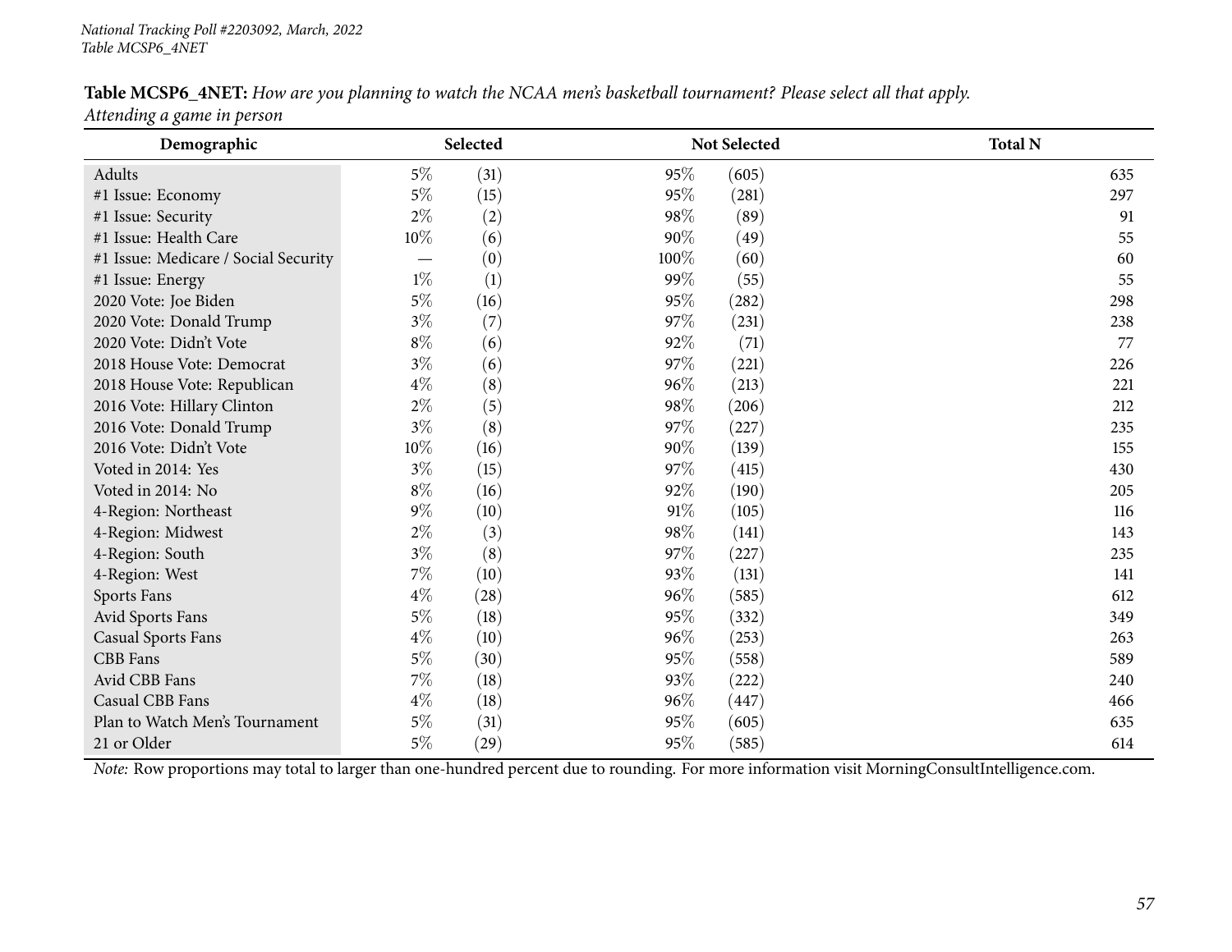National Tracking Poll #2203092, March, 2022
Table MCSP6_4NET

**Table MCSP6_4NET:** *How are you planning to watch the NCAA men's basketball tournament? Please select all that apply.*
*Attending a game in person*

| Demographic | Selected | | Not Selected | | Total N |
|---|---|---|---|---|---|
| Adults | 5% | (31) | 95% | (605) | 635 |
| #1 Issue: Economy | 5% | (15) | 95% | (281) | 297 |
| #1 Issue: Security | 2% | (2) | 98% | (89) | 91 |
| #1 Issue: Health Care | 10% | (6) | 90% | (49) | 55 |
| #1 Issue: Medicare / Social Security | — | (0) | 100% | (60) | 60 |
| #1 Issue: Energy | 1% | (1) | 99% | (55) | 55 |
| 2020 Vote: Joe Biden | 5% | (16) | 95% | (282) | 298 |
| 2020 Vote: Donald Trump | 3% | (7) | 97% | (231) | 238 |
| 2020 Vote: Didn't Vote | 8% | (6) | 92% | (71) | 77 |
| 2018 House Vote: Democrat | 3% | (6) | 97% | (221) | 226 |
| 2018 House Vote: Republican | 4% | (8) | 96% | (213) | 221 |
| 2016 Vote: Hillary Clinton | 2% | (5) | 98% | (206) | 212 |
| 2016 Vote: Donald Trump | 3% | (8) | 97% | (227) | 235 |
| 2016 Vote: Didn't Vote | 10% | (16) | 90% | (139) | 155 |
| Voted in 2014: Yes | 3% | (15) | 97% | (415) | 430 |
| Voted in 2014: No | 8% | (16) | 92% | (190) | 205 |
| 4-Region: Northeast | 9% | (10) | 91% | (105) | 116 |
| 4-Region: Midwest | 2% | (3) | 98% | (141) | 143 |
| 4-Region: South | 3% | (8) | 97% | (227) | 235 |
| 4-Region: West | 7% | (10) | 93% | (131) | 141 |
| Sports Fans | 4% | (28) | 96% | (585) | 612 |
| Avid Sports Fans | 5% | (18) | 95% | (332) | 349 |
| Casual Sports Fans | 4% | (10) | 96% | (253) | 263 |
| CBB Fans | 5% | (30) | 95% | (558) | 589 |
| Avid CBB Fans | 7% | (18) | 93% | (222) | 240 |
| Casual CBB Fans | 4% | (18) | 96% | (447) | 466 |
| Plan to Watch Men's Tournament | 5% | (31) | 95% | (605) | 635 |
| 21 or Older | 5% | (29) | 95% | (585) | 614 |

*Note:* Row proportions may total to larger than one-hundred percent due to rounding. For more information visit MorningConsultIntelligence.com.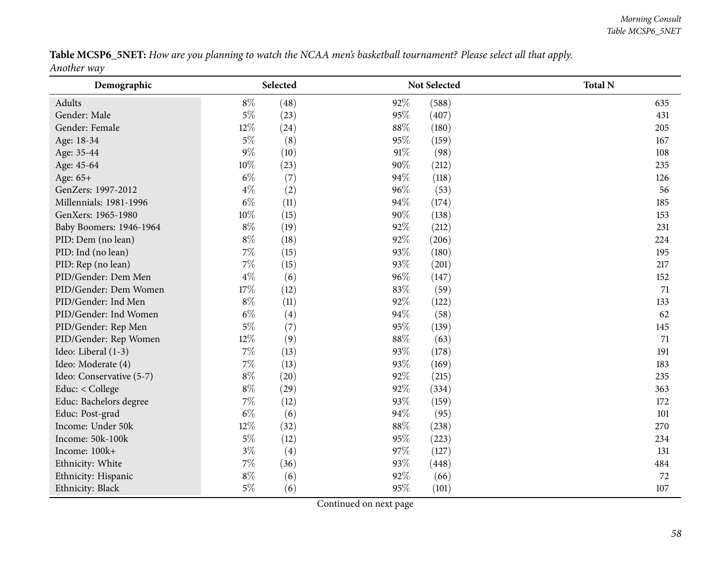**Table MCSP6_5NET:** *How are you planning to watch the NCAA men's basketball tournament? Please select all that apply. Another way*

| Demographic | Selected | | Not Selected | | Total N |
|---|---|---|---|---|---|
| Adults | 8% | (48) | 92% | (588) | 635 |
| Gender: Male | 5% | (23) | 95% | (407) | 431 |
| Gender: Female | 12% | (24) | 88% | (180) | 205 |
| Age: 18-34 | 5% | (8) | 95% | (159) | 167 |
| Age: 35-44 | 9% | (10) | 91% | (98) | 108 |
| Age: 45-64 | 10% | (23) | 90% | (212) | 235 |
| Age: 65+ | 6% | (7) | 94% | (118) | 126 |
| GenZers: 1997-2012 | 4% | (2) | 96% | (53) | 56 |
| Millennials: 1981-1996 | 6% | (11) | 94% | (174) | 185 |
| GenXers: 1965-1980 | 10% | (15) | 90% | (138) | 153 |
| Baby Boomers: 1946-1964 | 8% | (19) | 92% | (212) | 231 |
| PID: Dem (no lean) | 8% | (18) | 92% | (206) | 224 |
| PID: Ind (no lean) | 7% | (15) | 93% | (180) | 195 |
| PID: Rep (no lean) | 7% | (15) | 93% | (201) | 217 |
| PID/Gender: Dem Men | 4% | (6) | 96% | (147) | 152 |
| PID/Gender: Dem Women | 17% | (12) | 83% | (59) | 71 |
| PID/Gender: Ind Men | 8% | (11) | 92% | (122) | 133 |
| PID/Gender: Ind Women | 6% | (4) | 94% | (58) | 62 |
| PID/Gender: Rep Men | 5% | (7) | 95% | (139) | 145 |
| PID/Gender: Rep Women | 12% | (9) | 88% | (63) | 71 |
| Ideo: Liberal (1-3) | 7% | (13) | 93% | (178) | 191 |
| Ideo: Moderate (4) | 7% | (13) | 93% | (169) | 183 |
| Ideo: Conservative (5-7) | 8% | (20) | 92% | (215) | 235 |
| Educ: < College | 8% | (29) | 92% | (334) | 363 |
| Educ: Bachelors degree | 7% | (12) | 93% | (159) | 172 |
| Educ: Post-grad | 6% | (6) | 94% | (95) | 101 |
| Income: Under 50k | 12% | (32) | 88% | (238) | 270 |
| Income: 50k-100k | 5% | (12) | 95% | (223) | 234 |
| Income: 100k+ | 3% | (4) | 97% | (127) | 131 |
| Ethnicity: White | 7% | (36) | 93% | (448) | 484 |
| Ethnicity: Hispanic | 8% | (6) | 92% | (66) | 72 |
| Ethnicity: Black | 5% | (6) | 95% | (101) | 107 |

Continued on next page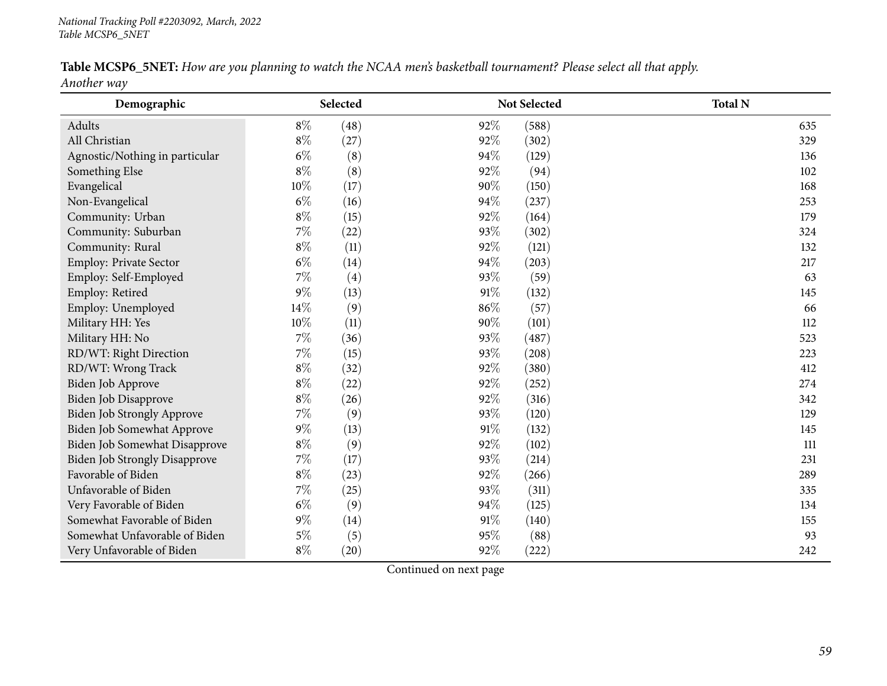**Table MCSP6_5NET:** *How are you planning to watch the NCAA men's basketball tournament? Please select all that apply.*
*Another way*

| Demographic | Selected | | Not Selected | | Total N |
|---|---|---|---|---|---|
| Adults | 8% | (48) | 92% | (588) | 635 |
| All Christian | 8% | (27) | 92% | (302) | 329 |
| Agnostic/Nothing in particular | 6% | (8) | 94% | (129) | 136 |
| Something Else | 8% | (8) | 92% | (94) | 102 |
| Evangelical | 10% | (17) | 90% | (150) | 168 |
| Non-Evangelical | 6% | (16) | 94% | (237) | 253 |
| Community: Urban | 8% | (15) | 92% | (164) | 179 |
| Community: Suburban | 7% | (22) | 93% | (302) | 324 |
| Community: Rural | 8% | (11) | 92% | (121) | 132 |
| Employ: Private Sector | 6% | (14) | 94% | (203) | 217 |
| Employ: Self-Employed | 7% | (4) | 93% | (59) | 63 |
| Employ: Retired | 9% | (13) | 91% | (132) | 145 |
| Employ: Unemployed | 14% | (9) | 86% | (57) | 66 |
| Military HH: Yes | 10% | (11) | 90% | (101) | 112 |
| Military HH: No | 7% | (36) | 93% | (487) | 523 |
| RD/WT: Right Direction | 7% | (15) | 93% | (208) | 223 |
| RD/WT: Wrong Track | 8% | (32) | 92% | (380) | 412 |
| Biden Job Approve | 8% | (22) | 92% | (252) | 274 |
| Biden Job Disapprove | 8% | (26) | 92% | (316) | 342 |
| Biden Job Strongly Approve | 7% | (9) | 93% | (120) | 129 |
| Biden Job Somewhat Approve | 9% | (13) | 91% | (132) | 145 |
| Biden Job Somewhat Disapprove | 8% | (9) | 92% | (102) | 111 |
| Biden Job Strongly Disapprove | 7% | (17) | 93% | (214) | 231 |
| Favorable of Biden | 8% | (23) | 92% | (266) | 289 |
| Unfavorable of Biden | 7% | (25) | 93% | (311) | 335 |
| Very Favorable of Biden | 6% | (9) | 94% | (125) | 134 |
| Somewhat Favorable of Biden | 9% | (14) | 91% | (140) | 155 |
| Somewhat Unfavorable of Biden | 5% | (5) | 95% | (88) | 93 |
| Very Unfavorable of Biden | 8% | (20) | 92% | (222) | 242 |

Continued on next page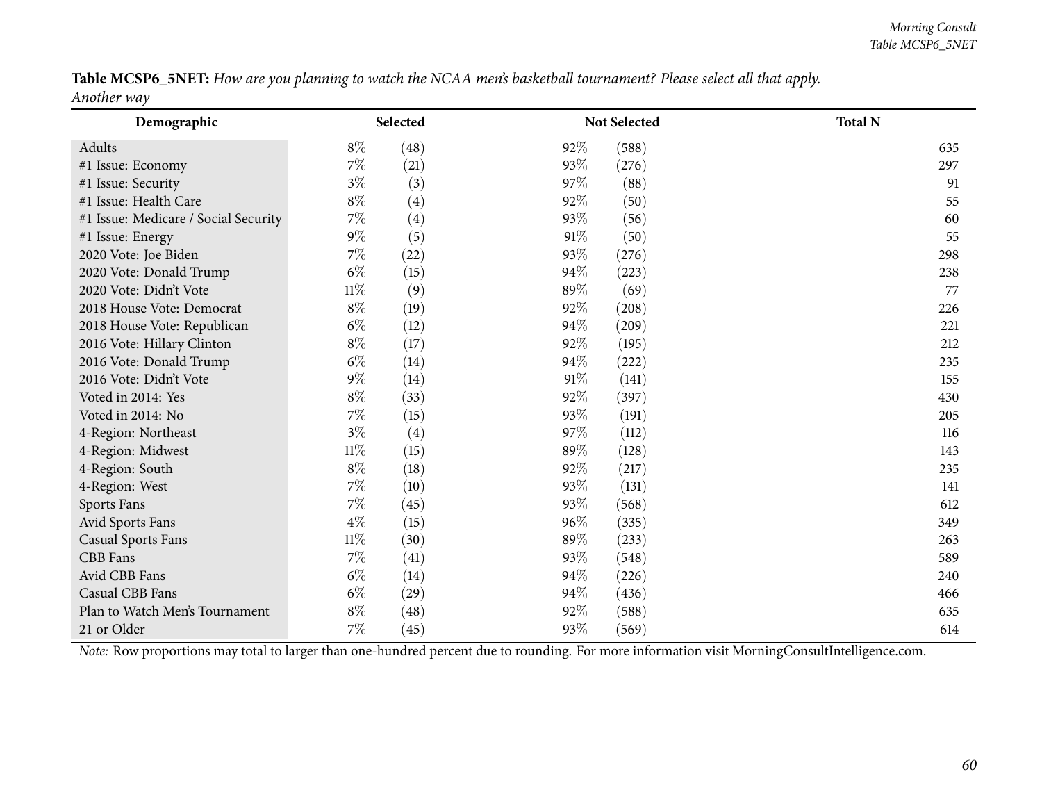**Table MCSP6_5NET:** *How are you planning to watch the NCAA men's basketball tournament? Please select all that apply. Another way*

| Demographic | Selected | | Not Selected | | Total N |
|---|---|---|---|---|---|
| Adults | 8% | (48) | 92% | (588) | 635 |
| #1 Issue: Economy | 7% | (21) | 93% | (276) | 297 |
| #1 Issue: Security | 3% | (3) | 97% | (88) | 91 |
| #1 Issue: Health Care | 8% | (4) | 92% | (50) | 55 |
| #1 Issue: Medicare / Social Security | 7% | (4) | 93% | (56) | 60 |
| #1 Issue: Energy | 9% | (5) | 91% | (50) | 55 |
| 2020 Vote: Joe Biden | 7% | (22) | 93% | (276) | 298 |
| 2020 Vote: Donald Trump | 6% | (15) | 94% | (223) | 238 |
| 2020 Vote: Didn't Vote | 11% | (9) | 89% | (69) | 77 |
| 2018 House Vote: Democrat | 8% | (19) | 92% | (208) | 226 |
| 2018 House Vote: Republican | 6% | (12) | 94% | (209) | 221 |
| 2016 Vote: Hillary Clinton | 8% | (17) | 92% | (195) | 212 |
| 2016 Vote: Donald Trump | 6% | (14) | 94% | (222) | 235 |
| 2016 Vote: Didn't Vote | 9% | (14) | 91% | (141) | 155 |
| Voted in 2014: Yes | 8% | (33) | 92% | (397) | 430 |
| Voted in 2014: No | 7% | (15) | 93% | (191) | 205 |
| 4-Region: Northeast | 3% | (4) | 97% | (112) | 116 |
| 4-Region: Midwest | 11% | (15) | 89% | (128) | 143 |
| 4-Region: South | 8% | (18) | 92% | (217) | 235 |
| 4-Region: West | 7% | (10) | 93% | (131) | 141 |
| Sports Fans | 7% | (45) | 93% | (568) | 612 |
| Avid Sports Fans | 4% | (15) | 96% | (335) | 349 |
| Casual Sports Fans | 11% | (30) | 89% | (233) | 263 |
| CBB Fans | 7% | (41) | 93% | (548) | 589 |
| Avid CBB Fans | 6% | (14) | 94% | (226) | 240 |
| Casual CBB Fans | 6% | (29) | 94% | (436) | 466 |
| Plan to Watch Men's Tournament | 8% | (48) | 92% | (588) | 635 |
| 21 or Older | 7% | (45) | 93% | (569) | 614 |

*Note:* Row proportions may total to larger than one-hundred percent due to rounding. For more information visit MorningConsultIntelligence.com.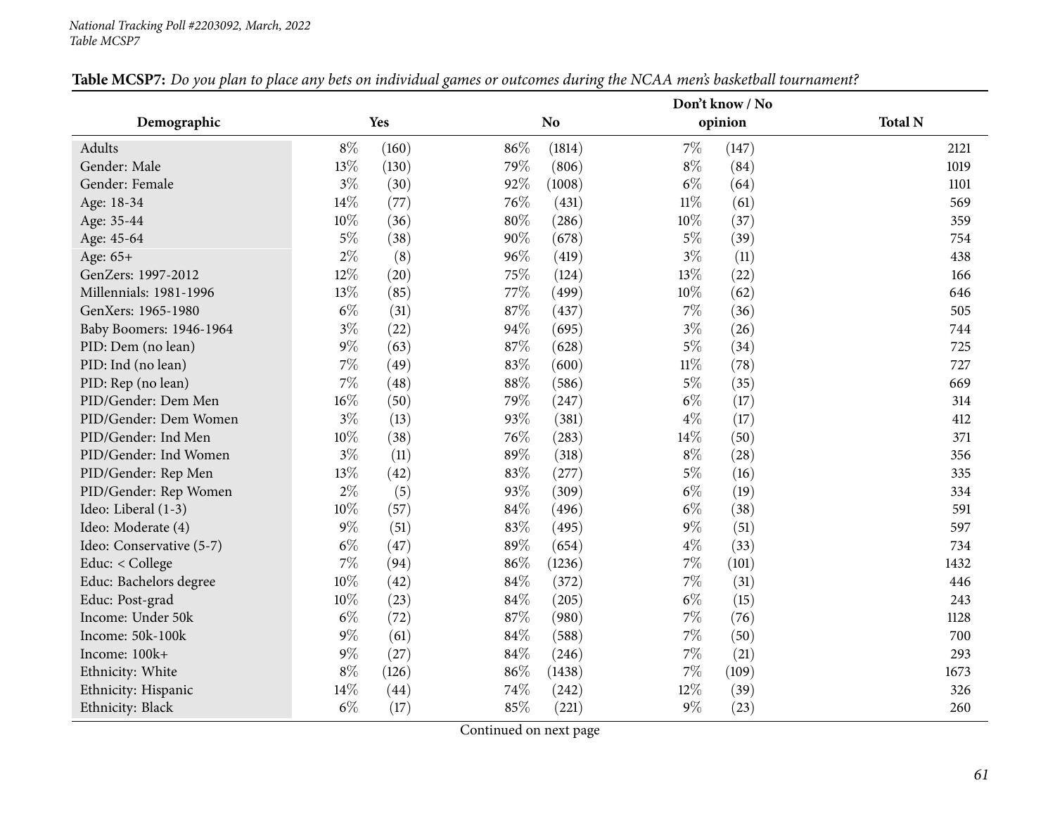National Tracking Poll #2203092, March, 2022
Table MCSP7

**Table MCSP7:** *Do you plan to place any bets on individual games or outcomes during the NCAA men's basketball tournament?*

| Demographic | Yes | | No | | Don't know / No opinion | | Total N |
|---|---|---|---|---|---|---|---|
| Adults | 8% | (160) | 86% | (1814) | 7% | (147) | 2121 |
| Gender: Male | 13% | (130) | 79% | (806) | 8% | (84) | 1019 |
| Gender: Female | 3% | (30) | 92% | (1008) | 6% | (64) | 1101 |
| Age: 18-34 | 14% | (77) | 76% | (431) | 11% | (61) | 569 |
| Age: 35-44 | 10% | (36) | 80% | (286) | 10% | (37) | 359 |
| Age: 45-64 | 5% | (38) | 90% | (678) | 5% | (39) | 754 |
| Age: 65+ | 2% | (8) | 96% | (419) | 3% | (11) | 438 |
| GenZers: 1997-2012 | 12% | (20) | 75% | (124) | 13% | (22) | 166 |
| Millennials: 1981-1996 | 13% | (85) | 77% | (499) | 10% | (62) | 646 |
| GenXers: 1965-1980 | 6% | (31) | 87% | (437) | 7% | (36) | 505 |
| Baby Boomers: 1946-1964 | 3% | (22) | 94% | (695) | 3% | (26) | 744 |
| PID: Dem (no lean) | 9% | (63) | 87% | (628) | 5% | (34) | 725 |
| PID: Ind (no lean) | 7% | (49) | 83% | (600) | 11% | (78) | 727 |
| PID: Rep (no lean) | 7% | (48) | 88% | (586) | 5% | (35) | 669 |
| PID/Gender: Dem Men | 16% | (50) | 79% | (247) | 6% | (17) | 314 |
| PID/Gender: Dem Women | 3% | (13) | 93% | (381) | 4% | (17) | 412 |
| PID/Gender: Ind Men | 10% | (38) | 76% | (283) | 14% | (50) | 371 |
| PID/Gender: Ind Women | 3% | (11) | 89% | (318) | 8% | (28) | 356 |
| PID/Gender: Rep Men | 13% | (42) | 83% | (277) | 5% | (16) | 335 |
| PID/Gender: Rep Women | 2% | (5) | 93% | (309) | 6% | (19) | 334 |
| Ideo: Liberal (1-3) | 10% | (57) | 84% | (496) | 6% | (38) | 591 |
| Ideo: Moderate (4) | 9% | (51) | 83% | (495) | 9% | (51) | 597 |
| Ideo: Conservative (5-7) | 6% | (47) | 89% | (654) | 4% | (33) | 734 |
| Educ: < College | 7% | (94) | 86% | (1236) | 7% | (101) | 1432 |
| Educ: Bachelors degree | 10% | (42) | 84% | (372) | 7% | (31) | 446 |
| Educ: Post-grad | 10% | (23) | 84% | (205) | 6% | (15) | 243 |
| Income: Under 50k | 6% | (72) | 87% | (980) | 7% | (76) | 1128 |
| Income: 50k-100k | 9% | (61) | 84% | (588) | 7% | (50) | 700 |
| Income: 100k+ | 9% | (27) | 84% | (246) | 7% | (21) | 293 |
| Ethnicity: White | 8% | (126) | 86% | (1438) | 7% | (109) | 1673 |
| Ethnicity: Hispanic | 14% | (44) | 74% | (242) | 12% | (39) | 326 |
| Ethnicity: Black | 6% | (17) | 85% | (221) | 9% | (23) | 260 |

Continued on next page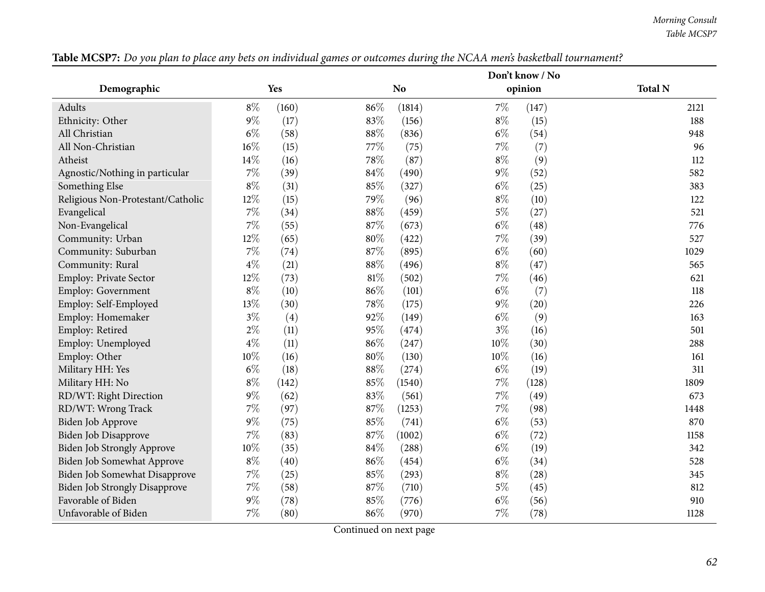**Table MCSP7:** *Do you plan to place any bets on individual games or outcomes during the NCAA men's basketball tournament?*

| Demographic | Yes | | No | | Don't know / No opinion | | Total N |
|---|---|---|---|---|---|---|---|
| Adults | 8% | (160) | 86% | (1814) | 7% | (147) | 2121 |
| Ethnicity: Other | 9% | (17) | 83% | (156) | 8% | (15) | 188 |
| All Christian | 6% | (58) | 88% | (836) | 6% | (54) | 948 |
| All Non-Christian | 16% | (15) | 77% | (75) | 7% | (7) | 96 |
| Atheist | 14% | (16) | 78% | (87) | 8% | (9) | 112 |
| Agnostic/Nothing in particular | 7% | (39) | 84% | (490) | 9% | (52) | 582 |
| Something Else | 8% | (31) | 85% | (327) | 6% | (25) | 383 |
| Religious Non-Protestant/Catholic | 12% | (15) | 79% | (96) | 8% | (10) | 122 |
| Evangelical | 7% | (34) | 88% | (459) | 5% | (27) | 521 |
| Non-Evangelical | 7% | (55) | 87% | (673) | 6% | (48) | 776 |
| Community: Urban | 12% | (65) | 80% | (422) | 7% | (39) | 527 |
| Community: Suburban | 7% | (74) | 87% | (895) | 6% | (60) | 1029 |
| Community: Rural | 4% | (21) | 88% | (496) | 8% | (47) | 565 |
| Employ: Private Sector | 12% | (73) | 81% | (502) | 7% | (46) | 621 |
| Employ: Government | 8% | (10) | 86% | (101) | 6% | (7) | 118 |
| Employ: Self-Employed | 13% | (30) | 78% | (175) | 9% | (20) | 226 |
| Employ: Homemaker | 3% | (4) | 92% | (149) | 6% | (9) | 163 |
| Employ: Retired | 2% | (11) | 95% | (474) | 3% | (16) | 501 |
| Employ: Unemployed | 4% | (11) | 86% | (247) | 10% | (30) | 288 |
| Employ: Other | 10% | (16) | 80% | (130) | 10% | (16) | 161 |
| Military HH: Yes | 6% | (18) | 88% | (274) | 6% | (19) | 311 |
| Military HH: No | 8% | (142) | 85% | (1540) | 7% | (128) | 1809 |
| RD/WT: Right Direction | 9% | (62) | 83% | (561) | 7% | (49) | 673 |
| RD/WT: Wrong Track | 7% | (97) | 87% | (1253) | 7% | (98) | 1448 |
| Biden Job Approve | 9% | (75) | 85% | (741) | 6% | (53) | 870 |
| Biden Job Disapprove | 7% | (83) | 87% | (1002) | 6% | (72) | 1158 |
| Biden Job Strongly Approve | 10% | (35) | 84% | (288) | 6% | (19) | 342 |
| Biden Job Somewhat Approve | 8% | (40) | 86% | (454) | 6% | (34) | 528 |
| Biden Job Somewhat Disapprove | 7% | (25) | 85% | (293) | 8% | (28) | 345 |
| Biden Job Strongly Disapprove | 7% | (58) | 87% | (710) | 5% | (45) | 812 |
| Favorable of Biden | 9% | (78) | 85% | (776) | 6% | (56) | 910 |
| Unfavorable of Biden | 7% | (80) | 86% | (970) | 7% | (78) | 1128 |

Continued on next page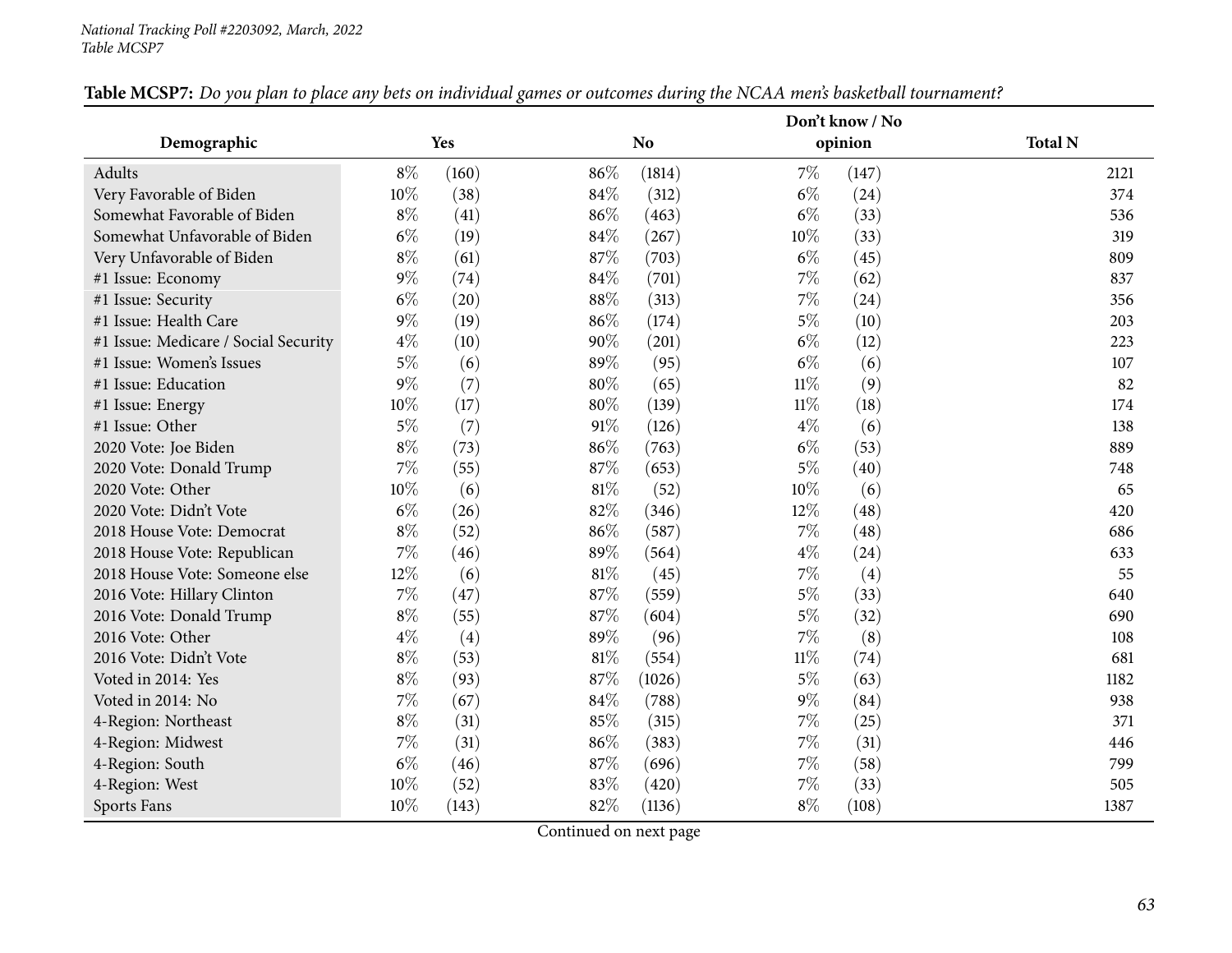National Tracking Poll #2203092, March, 2022
Table MCSP7

**Table MCSP7:** *Do you plan to place any bets on individual games or outcomes during the NCAA men's basketball tournament?*

| Demographic | Yes | | No | | Don't know / No opinion | | Total N |
|---|---|---|---|---|---|---|---|
| Adults | 8% | (160) | 86% | (1814) | 7% | (147) | 2121 |
| Very Favorable of Biden | 10% | (38) | 84% | (312) | 6% | (24) | 374 |
| Somewhat Favorable of Biden | 8% | (41) | 86% | (463) | 6% | (33) | 536 |
| Somewhat Unfavorable of Biden | 6% | (19) | 84% | (267) | 10% | (33) | 319 |
| Very Unfavorable of Biden | 8% | (61) | 87% | (703) | 6% | (45) | 809 |
| #1 Issue: Economy | 9% | (74) | 84% | (701) | 7% | (62) | 837 |
| #1 Issue: Security | 6% | (20) | 88% | (313) | 7% | (24) | 356 |
| #1 Issue: Health Care | 9% | (19) | 86% | (174) | 5% | (10) | 203 |
| #1 Issue: Medicare / Social Security | 4% | (10) | 90% | (201) | 6% | (12) | 223 |
| #1 Issue: Women's Issues | 5% | (6) | 89% | (95) | 6% | (6) | 107 |
| #1 Issue: Education | 9% | (7) | 80% | (65) | 11% | (9) | 82 |
| #1 Issue: Energy | 10% | (17) | 80% | (139) | 11% | (18) | 174 |
| #1 Issue: Other | 5% | (7) | 91% | (126) | 4% | (6) | 138 |
| 2020 Vote: Joe Biden | 8% | (73) | 86% | (763) | 6% | (53) | 889 |
| 2020 Vote: Donald Trump | 7% | (55) | 87% | (653) | 5% | (40) | 748 |
| 2020 Vote: Other | 10% | (6) | 81% | (52) | 10% | (6) | 65 |
| 2020 Vote: Didn't Vote | 6% | (26) | 82% | (346) | 12% | (48) | 420 |
| 2018 House Vote: Democrat | 8% | (52) | 86% | (587) | 7% | (48) | 686 |
| 2018 House Vote: Republican | 7% | (46) | 89% | (564) | 4% | (24) | 633 |
| 2018 House Vote: Someone else | 12% | (6) | 81% | (45) | 7% | (4) | 55 |
| 2016 Vote: Hillary Clinton | 7% | (47) | 87% | (559) | 5% | (33) | 640 |
| 2016 Vote: Donald Trump | 8% | (55) | 87% | (604) | 5% | (32) | 690 |
| 2016 Vote: Other | 4% | (4) | 89% | (96) | 7% | (8) | 108 |
| 2016 Vote: Didn't Vote | 8% | (53) | 81% | (554) | 11% | (74) | 681 |
| Voted in 2014: Yes | 8% | (93) | 87% | (1026) | 5% | (63) | 1182 |
| Voted in 2014: No | 7% | (67) | 84% | (788) | 9% | (84) | 938 |
| 4-Region: Northeast | 8% | (31) | 85% | (315) | 7% | (25) | 371 |
| 4-Region: Midwest | 7% | (31) | 86% | (383) | 7% | (31) | 446 |
| 4-Region: South | 6% | (46) | 87% | (696) | 7% | (58) | 799 |
| 4-Region: West | 10% | (52) | 83% | (420) | 7% | (33) | 505 |
| Sports Fans | 10% | (143) | 82% | (1136) | 8% | (108) | 1387 |

Continued on next page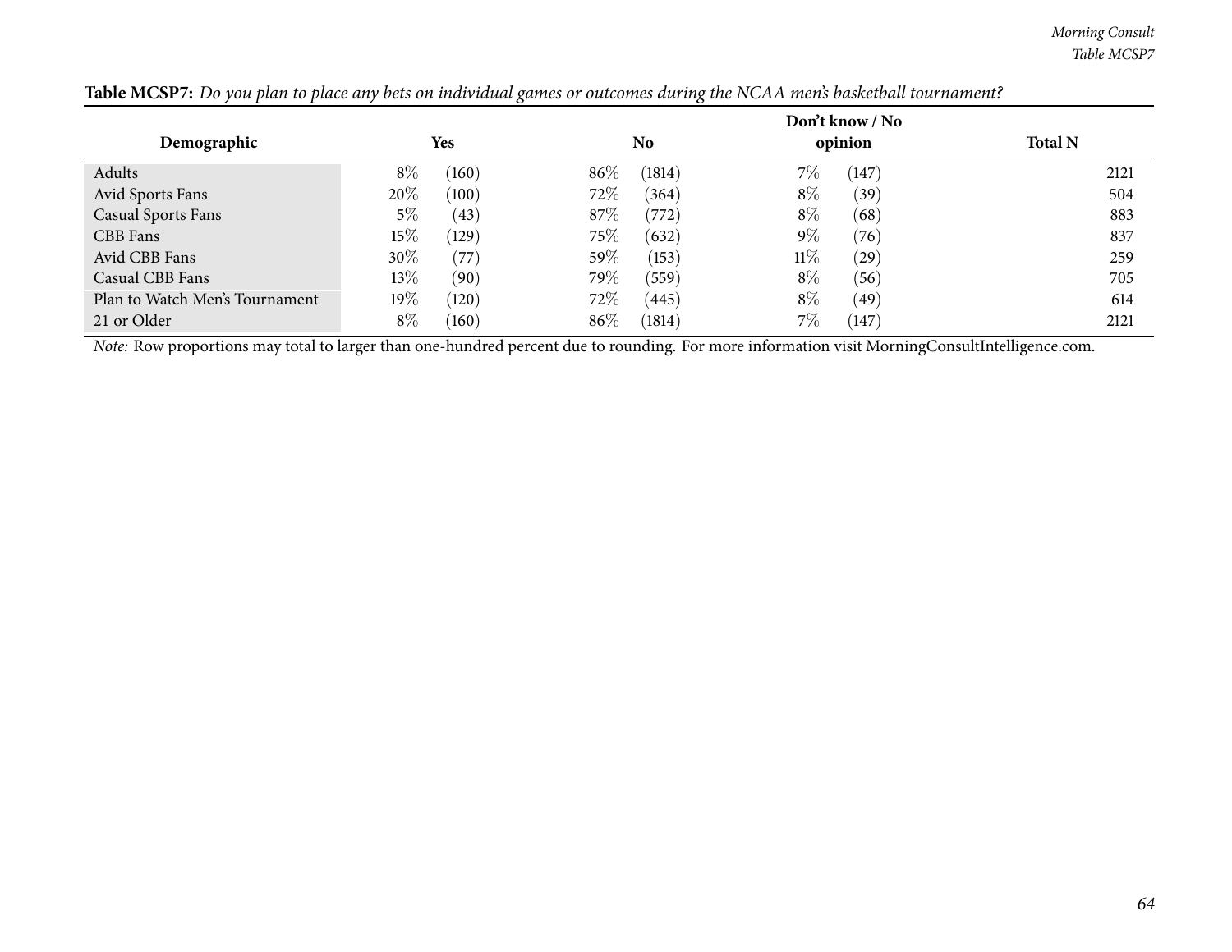**Table MCSP7:** *Do you plan to place any bets on individual games or outcomes during the NCAA men's basketball tournament?*

| Demographic | Yes | No | Don't know / No opinion | Total N |
|---|---|---|---|---|
| Adults | 8% (160) | 86% (1814) | 7% (147) | 2121 |
| Avid Sports Fans | 20% (100) | 72% (364) | 8% (39) | 504 |
| Casual Sports Fans | 5% (43) | 87% (772) | 8% (68) | 883 |
| CBB Fans | 15% (129) | 75% (632) | 9% (76) | 837 |
| Avid CBB Fans | 30% (77) | 59% (153) | 11% (29) | 259 |
| Casual CBB Fans | 13% (90) | 79% (559) | 8% (56) | 705 |
| Plan to Watch Men's Tournament | 19% (120) | 72% (445) | 8% (49) | 614 |
| 21 or Older | 8% (160) | 86% (1814) | 7% (147) | 2121 |

*Note:* Row proportions may total to larger than one-hundred percent due to rounding. For more information visit MorningConsultIntelligence.com.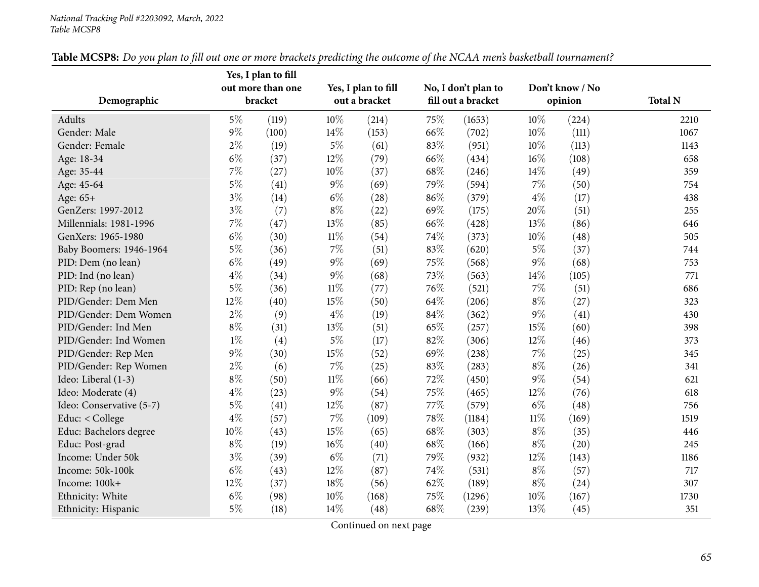**Table MCSP8:** *Do you plan to fill out one or more brackets predicting the outcome of the NCAA men's basketball tournament?*

| Demographic | Yes, I plan to fill out more than one bracket | | Yes, I plan to fill out a bracket | | No, I don't plan to fill out a bracket | | Don't know / No opinion | | Total N |
|---|---|---|---|---|---|---|---|---|---|
| Adults | 5% | (119) | 10% | (214) | 75% | (1653) | 10% | (224) | 2210 |
| Gender: Male | 9% | (100) | 14% | (153) | 66% | (702) | 10% | (111) | 1067 |
| Gender: Female | 2% | (19) | 5% | (61) | 83% | (951) | 10% | (113) | 1143 |
| Age: 18-34 | 6% | (37) | 12% | (79) | 66% | (434) | 16% | (108) | 658 |
| Age: 35-44 | 7% | (27) | 10% | (37) | 68% | (246) | 14% | (49) | 359 |
| Age: 45-64 | 5% | (41) | 9% | (69) | 79% | (594) | 7% | (50) | 754 |
| Age: 65+ | 3% | (14) | 6% | (28) | 86% | (379) | 4% | (17) | 438 |
| GenZers: 1997-2012 | 3% | (7) | 8% | (22) | 69% | (175) | 20% | (51) | 255 |
| Millennials: 1981-1996 | 7% | (47) | 13% | (85) | 66% | (428) | 13% | (86) | 646 |
| GenXers: 1965-1980 | 6% | (30) | 11% | (54) | 74% | (373) | 10% | (48) | 505 |
| Baby Boomers: 1946-1964 | 5% | (36) | 7% | (51) | 83% | (620) | 5% | (37) | 744 |
| PID: Dem (no lean) | 6% | (49) | 9% | (69) | 75% | (568) | 9% | (68) | 753 |
| PID: Ind (no lean) | 4% | (34) | 9% | (68) | 73% | (563) | 14% | (105) | 771 |
| PID: Rep (no lean) | 5% | (36) | 11% | (77) | 76% | (521) | 7% | (51) | 686 |
| PID/Gender: Dem Men | 12% | (40) | 15% | (50) | 64% | (206) | 8% | (27) | 323 |
| PID/Gender: Dem Women | 2% | (9) | 4% | (19) | 84% | (362) | 9% | (41) | 430 |
| PID/Gender: Ind Men | 8% | (31) | 13% | (51) | 65% | (257) | 15% | (60) | 398 |
| PID/Gender: Ind Women | 1% | (4) | 5% | (17) | 82% | (306) | 12% | (46) | 373 |
| PID/Gender: Rep Men | 9% | (30) | 15% | (52) | 69% | (238) | 7% | (25) | 345 |
| PID/Gender: Rep Women | 2% | (6) | 7% | (25) | 83% | (283) | 8% | (26) | 341 |
| Ideo: Liberal (1-3) | 8% | (50) | 11% | (66) | 72% | (450) | 9% | (54) | 621 |
| Ideo: Moderate (4) | 4% | (23) | 9% | (54) | 75% | (465) | 12% | (76) | 618 |
| Ideo: Conservative (5-7) | 5% | (41) | 12% | (87) | 77% | (579) | 6% | (48) | 756 |
| Educ: < College | 4% | (57) | 7% | (109) | 78% | (1184) | 11% | (169) | 1519 |
| Educ: Bachelors degree | 10% | (43) | 15% | (65) | 68% | (303) | 8% | (35) | 446 |
| Educ: Post-grad | 8% | (19) | 16% | (40) | 68% | (166) | 8% | (20) | 245 |
| Income: Under 50k | 3% | (39) | 6% | (71) | 79% | (932) | 12% | (143) | 1186 |
| Income: 50k-100k | 6% | (43) | 12% | (87) | 74% | (531) | 8% | (57) | 717 |
| Income: 100k+ | 12% | (37) | 18% | (56) | 62% | (189) | 8% | (24) | 307 |
| Ethnicity: White | 6% | (98) | 10% | (168) | 75% | (1296) | 10% | (167) | 1730 |
| Ethnicity: Hispanic | 5% | (18) | 14% | (48) | 68% | (239) | 13% | (45) | 351 |

Continued on next page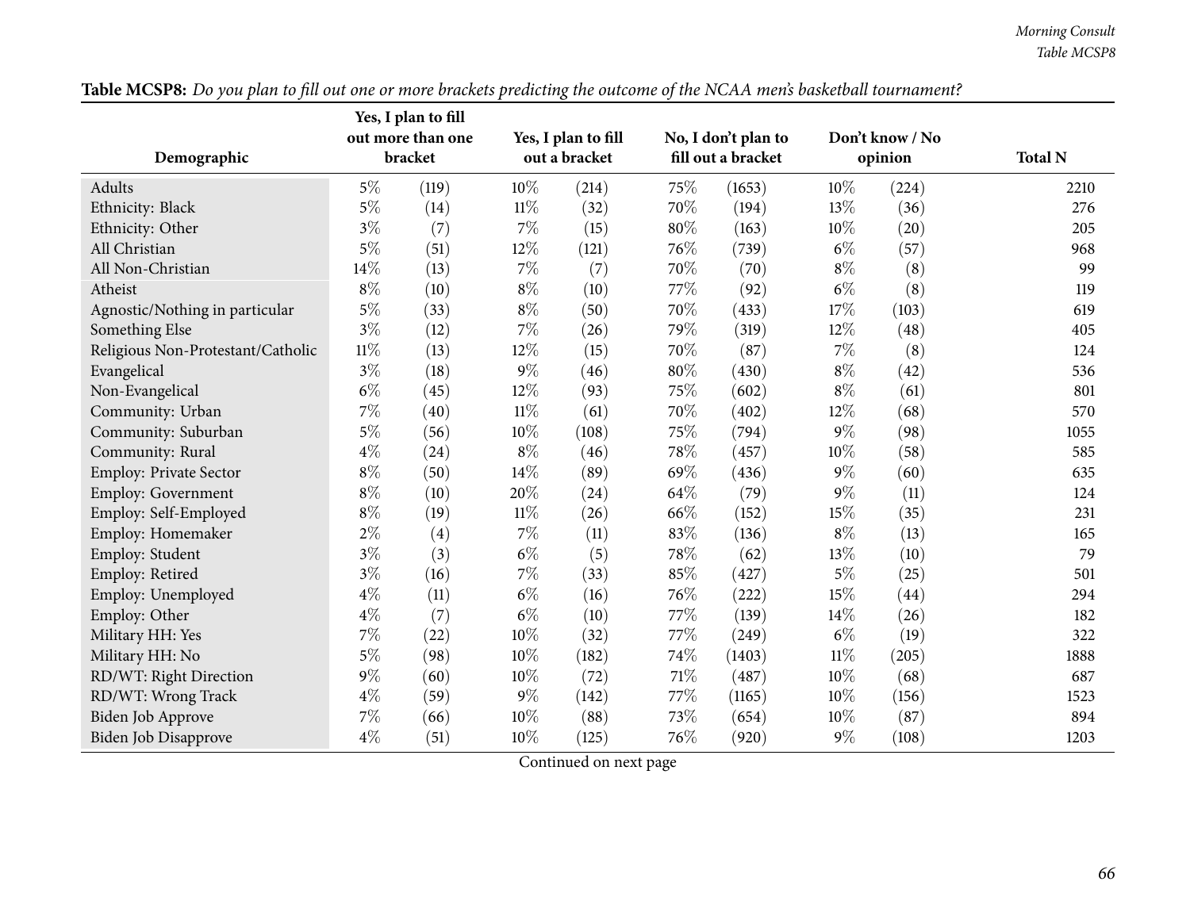**Table MCSP8:** *Do you plan to fill out one or more brackets predicting the outcome of the NCAA men's basketball tournament?*

| Demographic | Yes, I plan to fill out more than one bracket | | Yes, I plan to fill out a bracket | | No, I don't plan to fill out a bracket | | Don't know / No opinion | | Total N |
|---|---|---|---|---|---|---|---|---|---|
| Adults | 5% | (119) | 10% | (214) | 75% | (1653) | 10% | (224) | 2210 |
| Ethnicity: Black | 5% | (14) | 11% | (32) | 70% | (194) | 13% | (36) | 276 |
| Ethnicity: Other | 3% | (7) | 7% | (15) | 80% | (163) | 10% | (20) | 205 |
| All Christian | 5% | (51) | 12% | (121) | 76% | (739) | 6% | (57) | 968 |
| All Non-Christian | 14% | (13) | 7% | (7) | 70% | (70) | 8% | (8) | 99 |
| Atheist | 8% | (10) | 8% | (10) | 77% | (92) | 6% | (8) | 119 |
| Agnostic/Nothing in particular | 5% | (33) | 8% | (50) | 70% | (433) | 17% | (103) | 619 |
| Something Else | 3% | (12) | 7% | (26) | 79% | (319) | 12% | (48) | 405 |
| Religious Non-Protestant/Catholic | 11% | (13) | 12% | (15) | 70% | (87) | 7% | (8) | 124 |
| Evangelical | 3% | (18) | 9% | (46) | 80% | (430) | 8% | (42) | 536 |
| Non-Evangelical | 6% | (45) | 12% | (93) | 75% | (602) | 8% | (61) | 801 |
| Community: Urban | 7% | (40) | 11% | (61) | 70% | (402) | 12% | (68) | 570 |
| Community: Suburban | 5% | (56) | 10% | (108) | 75% | (794) | 9% | (98) | 1055 |
| Community: Rural | 4% | (24) | 8% | (46) | 78% | (457) | 10% | (58) | 585 |
| Employ: Private Sector | 8% | (50) | 14% | (89) | 69% | (436) | 9% | (60) | 635 |
| Employ: Government | 8% | (10) | 20% | (24) | 64% | (79) | 9% | (11) | 124 |
| Employ: Self-Employed | 8% | (19) | 11% | (26) | 66% | (152) | 15% | (35) | 231 |
| Employ: Homemaker | 2% | (4) | 7% | (11) | 83% | (136) | 8% | (13) | 165 |
| Employ: Student | 3% | (3) | 6% | (5) | 78% | (62) | 13% | (10) | 79 |
| Employ: Retired | 3% | (16) | 7% | (33) | 85% | (427) | 5% | (25) | 501 |
| Employ: Unemployed | 4% | (11) | 6% | (16) | 76% | (222) | 15% | (44) | 294 |
| Employ: Other | 4% | (7) | 6% | (10) | 77% | (139) | 14% | (26) | 182 |
| Military HH: Yes | 7% | (22) | 10% | (32) | 77% | (249) | 6% | (19) | 322 |
| Military HH: No | 5% | (98) | 10% | (182) | 74% | (1403) | 11% | (205) | 1888 |
| RD/WT: Right Direction | 9% | (60) | 10% | (72) | 71% | (487) | 10% | (68) | 687 |
| RD/WT: Wrong Track | 4% | (59) | 9% | (142) | 77% | (1165) | 10% | (156) | 1523 |
| Biden Job Approve | 7% | (66) | 10% | (88) | 73% | (654) | 10% | (87) | 894 |
| Biden Job Disapprove | 4% | (51) | 10% | (125) | 76% | (920) | 9% | (108) | 1203 |

Continued on next page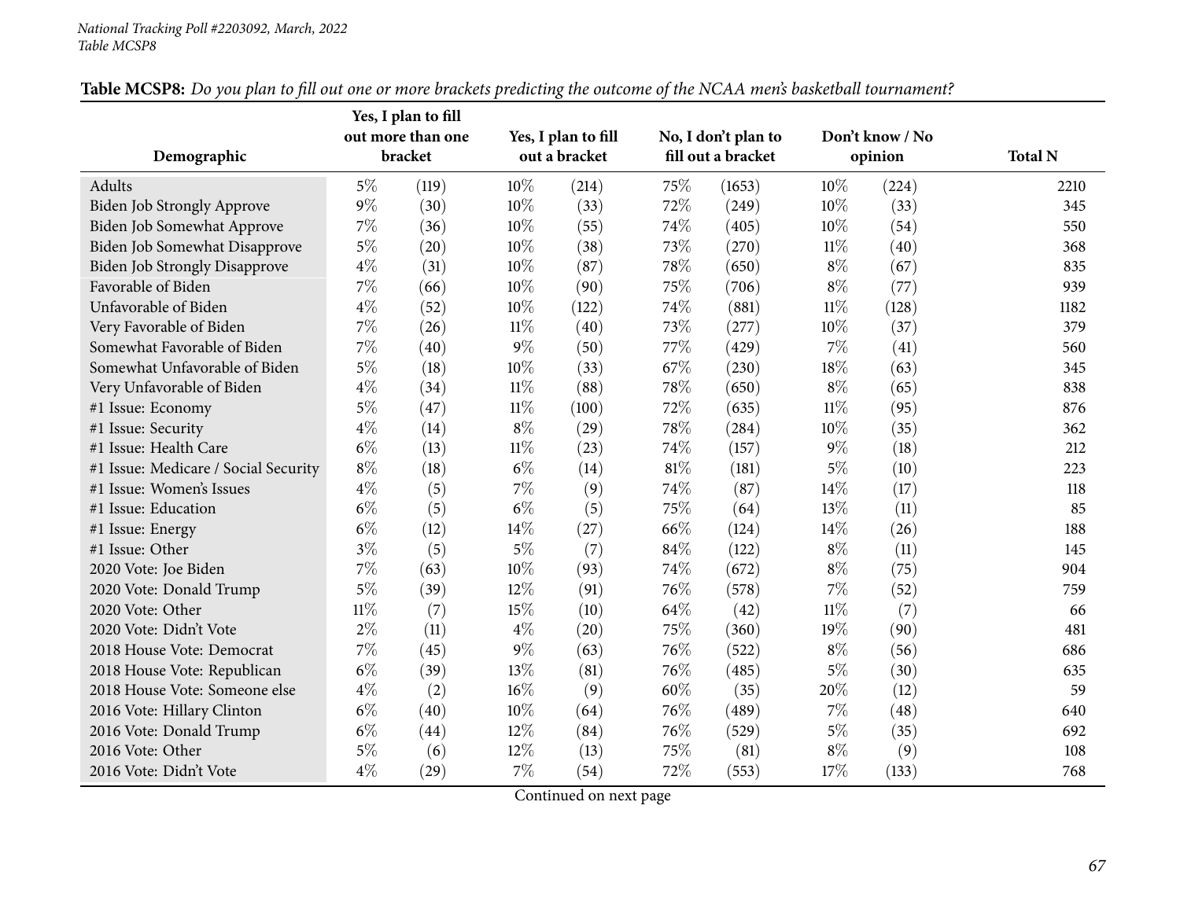National Tracking Poll #2203092, March, 2022
Table MCSP8

**Table MCSP8:** *Do you plan to fill out one or more brackets predicting the outcome of the NCAA men's basketball tournament?*

| Demographic | Yes, I plan to fill out more than one bracket | | Yes, I plan to fill out a bracket | | No, I don't plan to fill out a bracket | | Don't know / No opinion | | Total N |
|---|---|---|---|---|---|---|---|---|---|
| Adults | 5% | (119) | 10% | (214) | 75% | (1653) | 10% | (224) | 2210 |
| Biden Job Strongly Approve | 9% | (30) | 10% | (33) | 72% | (249) | 10% | (33) | 345 |
| Biden Job Somewhat Approve | 7% | (36) | 10% | (55) | 74% | (405) | 10% | (54) | 550 |
| Biden Job Somewhat Disapprove | 5% | (20) | 10% | (38) | 73% | (270) | 11% | (40) | 368 |
| Biden Job Strongly Disapprove | 4% | (31) | 10% | (87) | 78% | (650) | 8% | (67) | 835 |
| Favorable of Biden | 7% | (66) | 10% | (90) | 75% | (706) | 8% | (77) | 939 |
| Unfavorable of Biden | 4% | (52) | 10% | (122) | 74% | (881) | 11% | (128) | 1182 |
| Very Favorable of Biden | 7% | (26) | 11% | (40) | 73% | (277) | 10% | (37) | 379 |
| Somewhat Favorable of Biden | 7% | (40) | 9% | (50) | 77% | (429) | 7% | (41) | 560 |
| Somewhat Unfavorable of Biden | 5% | (18) | 10% | (33) | 67% | (230) | 18% | (63) | 345 |
| Very Unfavorable of Biden | 4% | (34) | 11% | (88) | 78% | (650) | 8% | (65) | 838 |
| #1 Issue: Economy | 5% | (47) | 11% | (100) | 72% | (635) | 11% | (95) | 876 |
| #1 Issue: Security | 4% | (14) | 8% | (29) | 78% | (284) | 10% | (35) | 362 |
| #1 Issue: Health Care | 6% | (13) | 11% | (23) | 74% | (157) | 9% | (18) | 212 |
| #1 Issue: Medicare / Social Security | 8% | (18) | 6% | (14) | 81% | (181) | 5% | (10) | 223 |
| #1 Issue: Women's Issues | 4% | (5) | 7% | (9) | 74% | (87) | 14% | (17) | 118 |
| #1 Issue: Education | 6% | (5) | 6% | (5) | 75% | (64) | 13% | (11) | 85 |
| #1 Issue: Energy | 6% | (12) | 14% | (27) | 66% | (124) | 14% | (26) | 188 |
| #1 Issue: Other | 3% | (5) | 5% | (7) | 84% | (122) | 8% | (11) | 145 |
| 2020 Vote: Joe Biden | 7% | (63) | 10% | (93) | 74% | (672) | 8% | (75) | 904 |
| 2020 Vote: Donald Trump | 5% | (39) | 12% | (91) | 76% | (578) | 7% | (52) | 759 |
| 2020 Vote: Other | 11% | (7) | 15% | (10) | 64% | (42) | 11% | (7) | 66 |
| 2020 Vote: Didn't Vote | 2% | (11) | 4% | (20) | 75% | (360) | 19% | (90) | 481 |
| 2018 House Vote: Democrat | 7% | (45) | 9% | (63) | 76% | (522) | 8% | (56) | 686 |
| 2018 House Vote: Republican | 6% | (39) | 13% | (81) | 76% | (485) | 5% | (30) | 635 |
| 2018 House Vote: Someone else | 4% | (2) | 16% | (9) | 60% | (35) | 20% | (12) | 59 |
| 2016 Vote: Hillary Clinton | 6% | (40) | 10% | (64) | 76% | (489) | 7% | (48) | 640 |
| 2016 Vote: Donald Trump | 6% | (44) | 12% | (84) | 76% | (529) | 5% | (35) | 692 |
| 2016 Vote: Other | 5% | (6) | 12% | (13) | 75% | (81) | 8% | (9) | 108 |
| 2016 Vote: Didn't Vote | 4% | (29) | 7% | (54) | 72% | (553) | 17% | (133) | 768 |

Continued on next page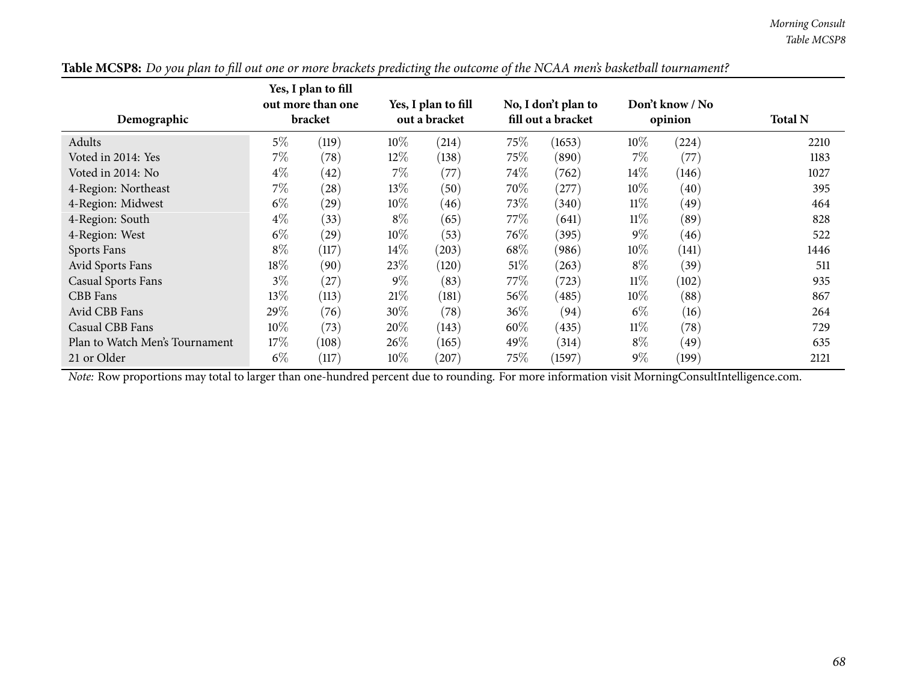**Table MCSP8:** *Do you plan to fill out one or more brackets predicting the outcome of the NCAA men's basketball tournament?*

| Demographic | Yes, I plan to fill out more than one bracket | | Yes, I plan to fill out a bracket | | No, I don't plan to fill out a bracket | | Don't know / No opinion | | Total N |
|---|---|---|---|---|---|---|---|---|---|
| Adults | 5% | (119) | 10% | (214) | 75% | (1653) | 10% | (224) | 2210 |
| Voted in 2014: Yes | 7% | (78) | 12% | (138) | 75% | (890) | 7% | (77) | 1183 |
| Voted in 2014: No | 4% | (42) | 7% | (77) | 74% | (762) | 14% | (146) | 1027 |
| 4-Region: Northeast | 7% | (28) | 13% | (50) | 70% | (277) | 10% | (40) | 395 |
| 4-Region: Midwest | 6% | (29) | 10% | (46) | 73% | (340) | 11% | (49) | 464 |
| 4-Region: South | 4% | (33) | 8% | (65) | 77% | (641) | 11% | (89) | 828 |
| 4-Region: West | 6% | (29) | 10% | (53) | 76% | (395) | 9% | (46) | 522 |
| Sports Fans | 8% | (117) | 14% | (203) | 68% | (986) | 10% | (141) | 1446 |
| Avid Sports Fans | 18% | (90) | 23% | (120) | 51% | (263) | 8% | (39) | 511 |
| Casual Sports Fans | 3% | (27) | 9% | (83) | 77% | (723) | 11% | (102) | 935 |
| CBB Fans | 13% | (113) | 21% | (181) | 56% | (485) | 10% | (88) | 867 |
| Avid CBB Fans | 29% | (76) | 30% | (78) | 36% | (94) | 6% | (16) | 264 |
| Casual CBB Fans | 10% | (73) | 20% | (143) | 60% | (435) | 11% | (78) | 729 |
| Plan to Watch Men's Tournament | 17% | (108) | 26% | (165) | 49% | (314) | 8% | (49) | 635 |
| 21 or Older | 6% | (117) | 10% | (207) | 75% | (1597) | 9% | (199) | 2121 |

*Note:* Row proportions may total to larger than one-hundred percent due to rounding. For more information visit MorningConsultIntelligence.com.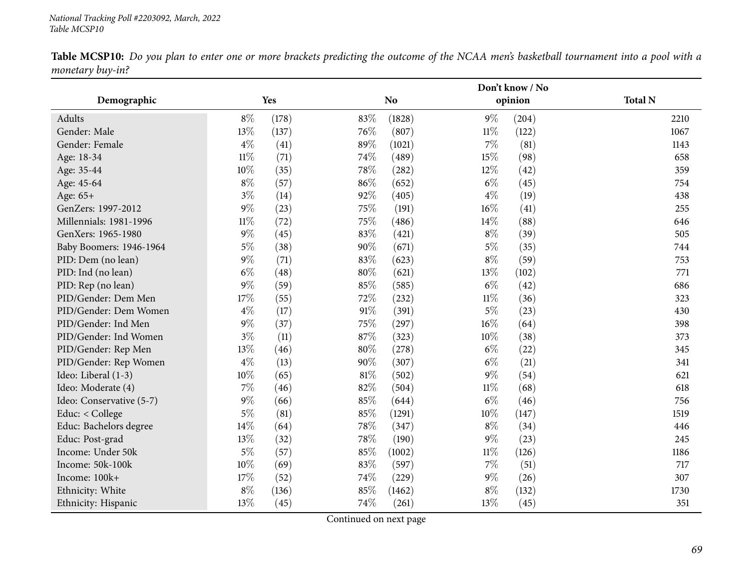**Table MCSP10:** *Do you plan to enter one or more brackets predicting the outcome of the NCAA men's basketball tournament into a pool with a monetary buy-in?*

| Demographic | Yes | | No | | Don't know / No opinion | | Total N |
|---|---|---|---|---|---|---|---|
| Adults | 8% | (178) | 83% | (1828) | 9% | (204) | 2210 |
| Gender: Male | 13% | (137) | 76% | (807) | 11% | (122) | 1067 |
| Gender: Female | 4% | (41) | 89% | (1021) | 7% | (81) | 1143 |
| Age: 18-34 | 11% | (71) | 74% | (489) | 15% | (98) | 658 |
| Age: 35-44 | 10% | (35) | 78% | (282) | 12% | (42) | 359 |
| Age: 45-64 | 8% | (57) | 86% | (652) | 6% | (45) | 754 |
| Age: 65+ | 3% | (14) | 92% | (405) | 4% | (19) | 438 |
| GenZers: 1997-2012 | 9% | (23) | 75% | (191) | 16% | (41) | 255 |
| Millennials: 1981-1996 | 11% | (72) | 75% | (486) | 14% | (88) | 646 |
| GenXers: 1965-1980 | 9% | (45) | 83% | (421) | 8% | (39) | 505 |
| Baby Boomers: 1946-1964 | 5% | (38) | 90% | (671) | 5% | (35) | 744 |
| PID: Dem (no lean) | 9% | (71) | 83% | (623) | 8% | (59) | 753 |
| PID: Ind (no lean) | 6% | (48) | 80% | (621) | 13% | (102) | 771 |
| PID: Rep (no lean) | 9% | (59) | 85% | (585) | 6% | (42) | 686 |
| PID/Gender: Dem Men | 17% | (55) | 72% | (232) | 11% | (36) | 323 |
| PID/Gender: Dem Women | 4% | (17) | 91% | (391) | 5% | (23) | 430 |
| PID/Gender: Ind Men | 9% | (37) | 75% | (297) | 16% | (64) | 398 |
| PID/Gender: Ind Women | 3% | (11) | 87% | (323) | 10% | (38) | 373 |
| PID/Gender: Rep Men | 13% | (46) | 80% | (278) | 6% | (22) | 345 |
| PID/Gender: Rep Women | 4% | (13) | 90% | (307) | 6% | (21) | 341 |
| Ideo: Liberal (1-3) | 10% | (65) | 81% | (502) | 9% | (54) | 621 |
| Ideo: Moderate (4) | 7% | (46) | 82% | (504) | 11% | (68) | 618 |
| Ideo: Conservative (5-7) | 9% | (66) | 85% | (644) | 6% | (46) | 756 |
| Educ: < College | 5% | (81) | 85% | (1291) | 10% | (147) | 1519 |
| Educ: Bachelors degree | 14% | (64) | 78% | (347) | 8% | (34) | 446 |
| Educ: Post-grad | 13% | (32) | 78% | (190) | 9% | (23) | 245 |
| Income: Under 50k | 5% | (57) | 85% | (1002) | 11% | (126) | 1186 |
| Income: 50k-100k | 10% | (69) | 83% | (597) | 7% | (51) | 717 |
| Income: 100k+ | 17% | (52) | 74% | (229) | 9% | (26) | 307 |
| Ethnicity: White | 8% | (136) | 85% | (1462) | 8% | (132) | 1730 |
| Ethnicity: Hispanic | 13% | (45) | 74% | (261) | 13% | (45) | 351 |

Continued on next page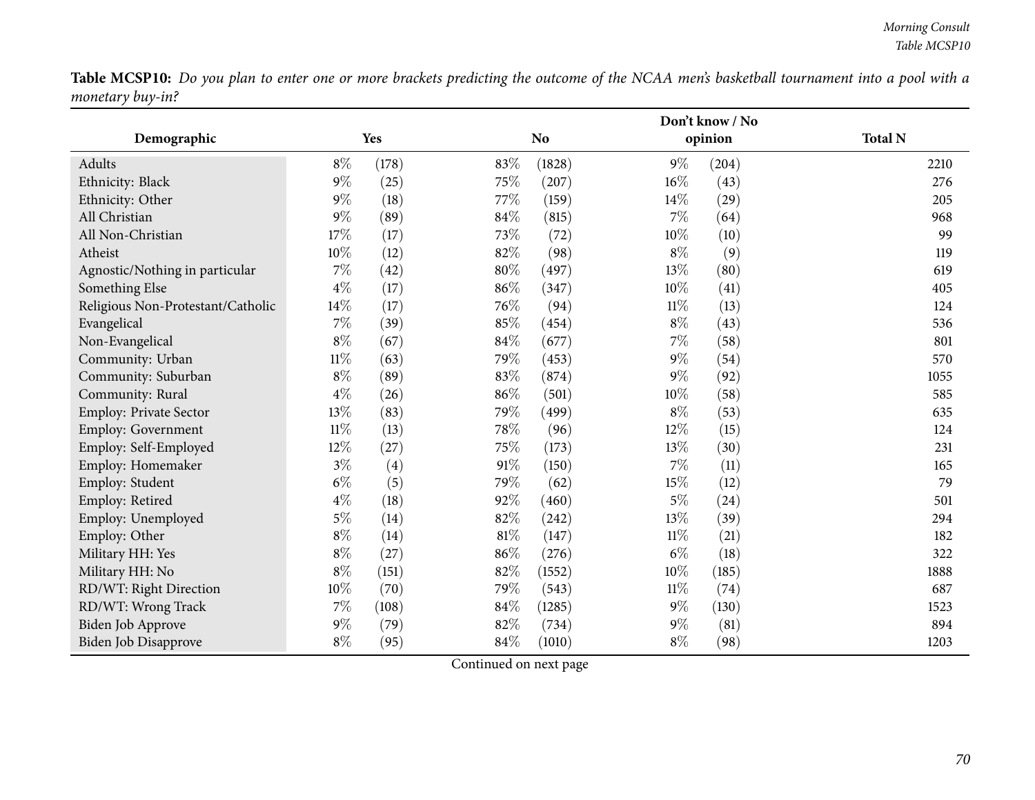**Table MCSP10:** *Do you plan to enter one or more brackets predicting the outcome of the NCAA men's basketball tournament into a pool with a monetary buy-in?*

| Demographic | Yes | | No | | Don't know / No opinion | | Total N |
|---|---|---|---|---|---|---|---|
| Adults | 8% | (178) | 83% | (1828) | 9% | (204) | 2210 |
| Ethnicity: Black | 9% | (25) | 75% | (207) | 16% | (43) | 276 |
| Ethnicity: Other | 9% | (18) | 77% | (159) | 14% | (29) | 205 |
| All Christian | 9% | (89) | 84% | (815) | 7% | (64) | 968 |
| All Non-Christian | 17% | (17) | 73% | (72) | 10% | (10) | 99 |
| Atheist | 10% | (12) | 82% | (98) | 8% | (9) | 119 |
| Agnostic/Nothing in particular | 7% | (42) | 80% | (497) | 13% | (80) | 619 |
| Something Else | 4% | (17) | 86% | (347) | 10% | (41) | 405 |
| Religious Non-Protestant/Catholic | 14% | (17) | 76% | (94) | 11% | (13) | 124 |
| Evangelical | 7% | (39) | 85% | (454) | 8% | (43) | 536 |
| Non-Evangelical | 8% | (67) | 84% | (677) | 7% | (58) | 801 |
| Community: Urban | 11% | (63) | 79% | (453) | 9% | (54) | 570 |
| Community: Suburban | 8% | (89) | 83% | (874) | 9% | (92) | 1055 |
| Community: Rural | 4% | (26) | 86% | (501) | 10% | (58) | 585 |
| Employ: Private Sector | 13% | (83) | 79% | (499) | 8% | (53) | 635 |
| Employ: Government | 11% | (13) | 78% | (96) | 12% | (15) | 124 |
| Employ: Self-Employed | 12% | (27) | 75% | (173) | 13% | (30) | 231 |
| Employ: Homemaker | 3% | (4) | 91% | (150) | 7% | (11) | 165 |
| Employ: Student | 6% | (5) | 79% | (62) | 15% | (12) | 79 |
| Employ: Retired | 4% | (18) | 92% | (460) | 5% | (24) | 501 |
| Employ: Unemployed | 5% | (14) | 82% | (242) | 13% | (39) | 294 |
| Employ: Other | 8% | (14) | 81% | (147) | 11% | (21) | 182 |
| Military HH: Yes | 8% | (27) | 86% | (276) | 6% | (18) | 322 |
| Military HH: No | 8% | (151) | 82% | (1552) | 10% | (185) | 1888 |
| RD/WT: Right Direction | 10% | (70) | 79% | (543) | 11% | (74) | 687 |
| RD/WT: Wrong Track | 7% | (108) | 84% | (1285) | 9% | (130) | 1523 |
| Biden Job Approve | 9% | (79) | 82% | (734) | 9% | (81) | 894 |
| Biden Job Disapprove | 8% | (95) | 84% | (1010) | 8% | (98) | 1203 |

Continued on next page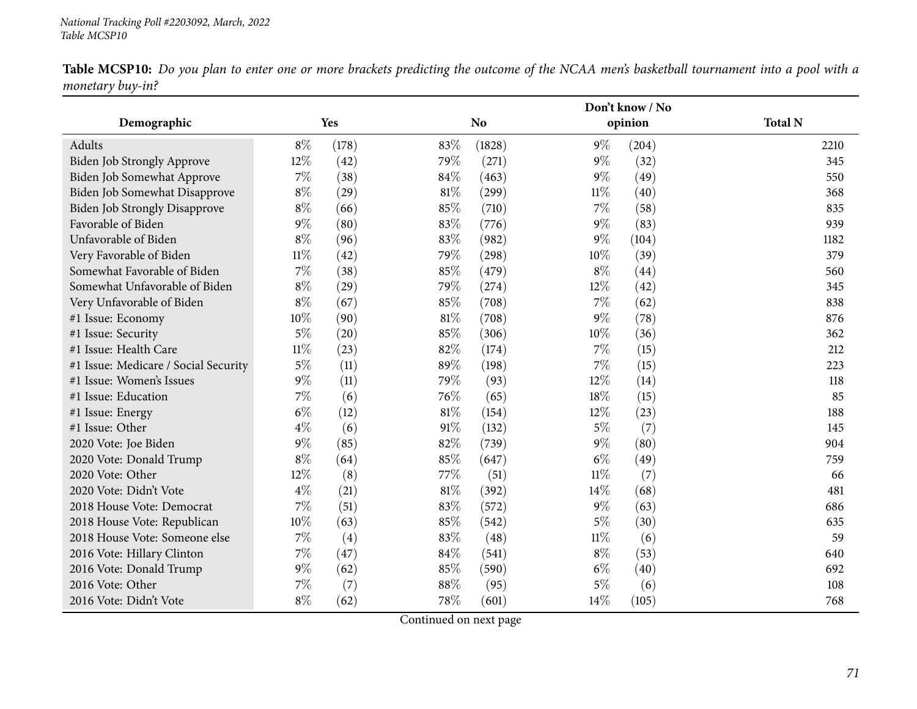**Table MCSP10:** *Do you plan to enter one or more brackets predicting the outcome of the NCAA men's basketball tournament into a pool with a monetary buy-in?*

| Demographic | Yes | | No | | Don't know / No opinion | | Total N |
|---|---|---|---|---|---|---|---|
| Adults | 8% | (178) | 83% | (1828) | 9% | (204) | 2210 |
| Biden Job Strongly Approve | 12% | (42) | 79% | (271) | 9% | (32) | 345 |
| Biden Job Somewhat Approve | 7% | (38) | 84% | (463) | 9% | (49) | 550 |
| Biden Job Somewhat Disapprove | 8% | (29) | 81% | (299) | 11% | (40) | 368 |
| Biden Job Strongly Disapprove | 8% | (66) | 85% | (710) | 7% | (58) | 835 |
| Favorable of Biden | 9% | (80) | 83% | (776) | 9% | (83) | 939 |
| Unfavorable of Biden | 8% | (96) | 83% | (982) | 9% | (104) | 1182 |
| Very Favorable of Biden | 11% | (42) | 79% | (298) | 10% | (39) | 379 |
| Somewhat Favorable of Biden | 7% | (38) | 85% | (479) | 8% | (44) | 560 |
| Somewhat Unfavorable of Biden | 8% | (29) | 79% | (274) | 12% | (42) | 345 |
| Very Unfavorable of Biden | 8% | (67) | 85% | (708) | 7% | (62) | 838 |
| #1 Issue: Economy | 10% | (90) | 81% | (708) | 9% | (78) | 876 |
| #1 Issue: Security | 5% | (20) | 85% | (306) | 10% | (36) | 362 |
| #1 Issue: Health Care | 11% | (23) | 82% | (174) | 7% | (15) | 212 |
| #1 Issue: Medicare / Social Security | 5% | (11) | 89% | (198) | 7% | (15) | 223 |
| #1 Issue: Women's Issues | 9% | (11) | 79% | (93) | 12% | (14) | 118 |
| #1 Issue: Education | 7% | (6) | 76% | (65) | 18% | (15) | 85 |
| #1 Issue: Energy | 6% | (12) | 81% | (154) | 12% | (23) | 188 |
| #1 Issue: Other | 4% | (6) | 91% | (132) | 5% | (7) | 145 |
| 2020 Vote: Joe Biden | 9% | (85) | 82% | (739) | 9% | (80) | 904 |
| 2020 Vote: Donald Trump | 8% | (64) | 85% | (647) | 6% | (49) | 759 |
| 2020 Vote: Other | 12% | (8) | 77% | (51) | 11% | (7) | 66 |
| 2020 Vote: Didn't Vote | 4% | (21) | 81% | (392) | 14% | (68) | 481 |
| 2018 House Vote: Democrat | 7% | (51) | 83% | (572) | 9% | (63) | 686 |
| 2018 House Vote: Republican | 10% | (63) | 85% | (542) | 5% | (30) | 635 |
| 2018 House Vote: Someone else | 7% | (4) | 83% | (48) | 11% | (6) | 59 |
| 2016 Vote: Hillary Clinton | 7% | (47) | 84% | (541) | 8% | (53) | 640 |
| 2016 Vote: Donald Trump | 9% | (62) | 85% | (590) | 6% | (40) | 692 |
| 2016 Vote: Other | 7% | (7) | 88% | (95) | 5% | (6) | 108 |
| 2016 Vote: Didn't Vote | 8% | (62) | 78% | (601) | 14% | (105) | 768 |

Continued on next page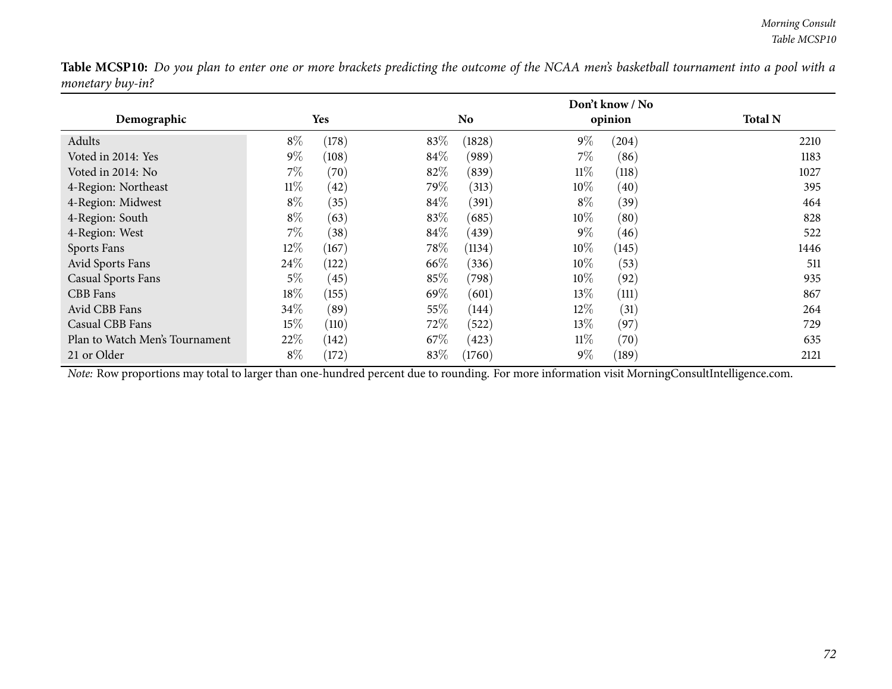**Table MCSP10:** *Do you plan to enter one or more brackets predicting the outcome of the NCAA men's basketball tournament into a pool with a monetary buy-in?*

| Demographic | Yes | | No | | Don't know / No opinion | | Total N |
|---|---|---|---|---|---|---|---|
| Adults | 8% | (178) | 83% | (1828) | 9% | (204) | 2210 |
| Voted in 2014: Yes | 9% | (108) | 84% | (989) | 7% | (86) | 1183 |
| Voted in 2014: No | 7% | (70) | 82% | (839) | 11% | (118) | 1027 |
| 4-Region: Northeast | 11% | (42) | 79% | (313) | 10% | (40) | 395 |
| 4-Region: Midwest | 8% | (35) | 84% | (391) | 8% | (39) | 464 |
| 4-Region: South | 8% | (63) | 83% | (685) | 10% | (80) | 828 |
| 4-Region: West | 7% | (38) | 84% | (439) | 9% | (46) | 522 |
| Sports Fans | 12% | (167) | 78% | (1134) | 10% | (145) | 1446 |
| Avid Sports Fans | 24% | (122) | 66% | (336) | 10% | (53) | 511 |
| Casual Sports Fans | 5% | (45) | 85% | (798) | 10% | (92) | 935 |
| CBB Fans | 18% | (155) | 69% | (601) | 13% | (111) | 867 |
| Avid CBB Fans | 34% | (89) | 55% | (144) | 12% | (31) | 264 |
| Casual CBB Fans | 15% | (110) | 72% | (522) | 13% | (97) | 729 |
| Plan to Watch Men's Tournament | 22% | (142) | 67% | (423) | 11% | (70) | 635 |
| 21 or Older | 8% | (172) | 83% | (1760) | 9% | (189) | 2121 |

*Note:* Row proportions may total to larger than one-hundred percent due to rounding. For more information visit MorningConsultIntelligence.com.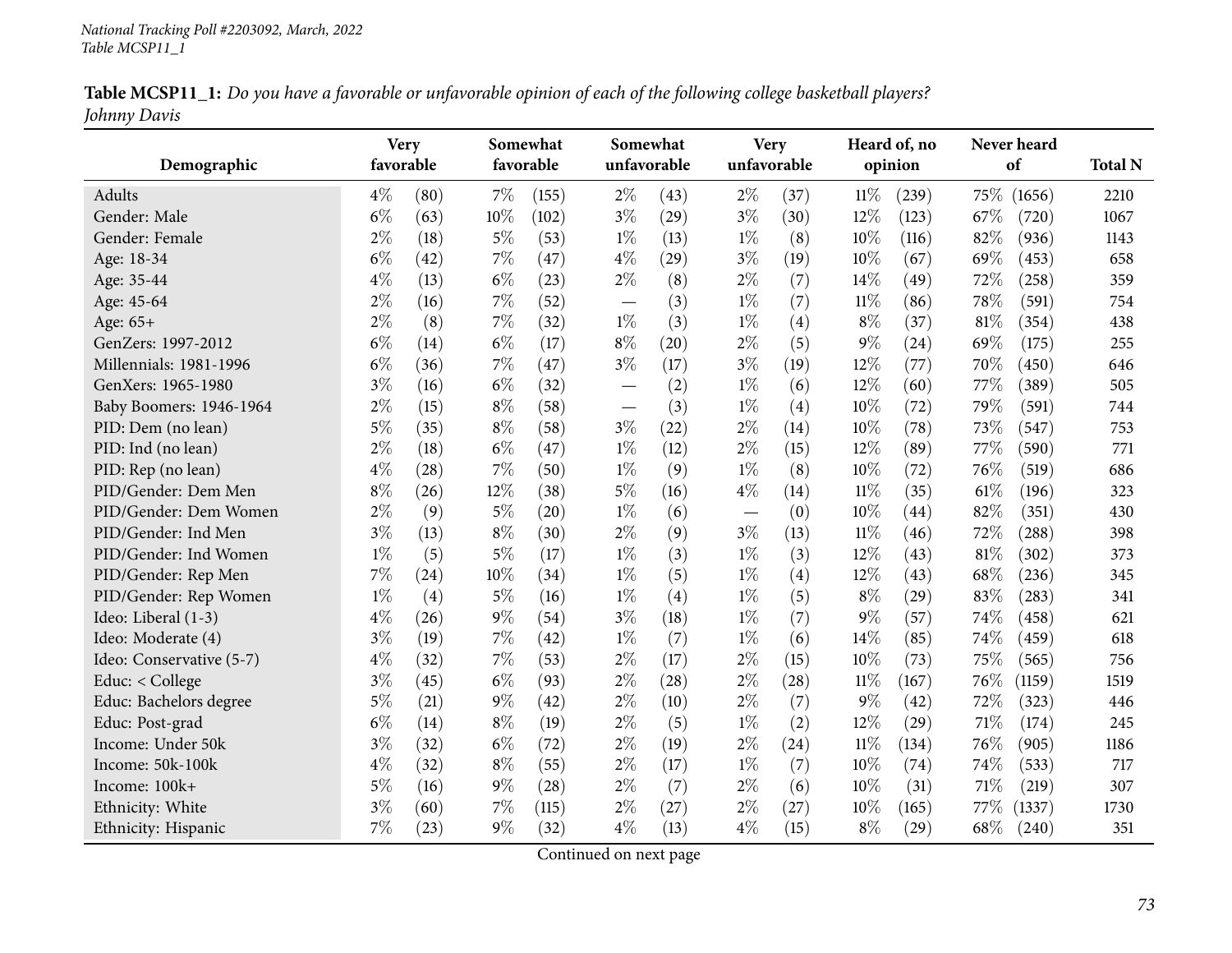National Tracking Poll #2203092, March, 2022
Table MCSP11_1

**Table MCSP11_1:** *Do you have a favorable or unfavorable opinion of each of the following college basketball players? Johnny Davis*

| Demographic | Very favorable | | Somewhat favorable | | Somewhat unfavorable | | Very unfavorable | | Heard of, no opinion | | Never heard of | | Total N |
|---|---|---|---|---|---|---|---|---|---|---|---|---|---|
| Adults | 4% | (80) | 7% | (155) | 2% | (43) | 2% | (37) | 11% | (239) | 75% | (1656) | 2210 |
| Gender: Male | 6% | (63) | 10% | (102) | 3% | (29) | 3% | (30) | 12% | (123) | 67% | (720) | 1067 |
| Gender: Female | 2% | (18) | 5% | (53) | 1% | (13) | 1% | (8) | 10% | (116) | 82% | (936) | 1143 |
| Age: 18-34 | 6% | (42) | 7% | (47) | 4% | (29) | 3% | (19) | 10% | (67) | 69% | (453) | 658 |
| Age: 35-44 | 4% | (13) | 6% | (23) | 2% | (8) | 2% | (7) | 14% | (49) | 72% | (258) | 359 |
| Age: 45-64 | 2% | (16) | 7% | (52) | — | (3) | 1% | (7) | 11% | (86) | 78% | (591) | 754 |
| Age: 65+ | 2% | (8) | 7% | (32) | 1% | (3) | 1% | (4) | 8% | (37) | 81% | (354) | 438 |
| GenZers: 1997-2012 | 6% | (14) | 6% | (17) | 8% | (20) | 2% | (5) | 9% | (24) | 69% | (175) | 255 |
| Millennials: 1981-1996 | 6% | (36) | 7% | (47) | 3% | (17) | 3% | (19) | 12% | (77) | 70% | (450) | 646 |
| GenXers: 1965-1980 | 3% | (16) | 6% | (32) | — | (2) | 1% | (6) | 12% | (60) | 77% | (389) | 505 |
| Baby Boomers: 1946-1964 | 2% | (15) | 8% | (58) | — | (3) | 1% | (4) | 10% | (72) | 79% | (591) | 744 |
| PID: Dem (no lean) | 5% | (35) | 8% | (58) | 3% | (22) | 2% | (14) | 10% | (78) | 73% | (547) | 753 |
| PID: Ind (no lean) | 2% | (18) | 6% | (47) | 1% | (12) | 2% | (15) | 12% | (89) | 77% | (590) | 771 |
| PID: Rep (no lean) | 4% | (28) | 7% | (50) | 1% | (9) | 1% | (8) | 10% | (72) | 76% | (519) | 686 |
| PID/Gender: Dem Men | 8% | (26) | 12% | (38) | 5% | (16) | 4% | (14) | 11% | (35) | 61% | (196) | 323 |
| PID/Gender: Dem Women | 2% | (9) | 5% | (20) | 1% | (6) | — | (0) | 10% | (44) | 82% | (351) | 430 |
| PID/Gender: Ind Men | 3% | (13) | 8% | (30) | 2% | (9) | 3% | (13) | 11% | (46) | 72% | (288) | 398 |
| PID/Gender: Ind Women | 1% | (5) | 5% | (17) | 1% | (3) | 1% | (3) | 12% | (43) | 81% | (302) | 373 |
| PID/Gender: Rep Men | 7% | (24) | 10% | (34) | 1% | (5) | 1% | (4) | 12% | (43) | 68% | (236) | 345 |
| PID/Gender: Rep Women | 1% | (4) | 5% | (16) | 1% | (4) | 1% | (5) | 8% | (29) | 83% | (283) | 341 |
| Ideo: Liberal (1-3) | 4% | (26) | 9% | (54) | 3% | (18) | 1% | (7) | 9% | (57) | 74% | (458) | 621 |
| Ideo: Moderate (4) | 3% | (19) | 7% | (42) | 1% | (7) | 1% | (6) | 14% | (85) | 74% | (459) | 618 |
| Ideo: Conservative (5-7) | 4% | (32) | 7% | (53) | 2% | (17) | 2% | (15) | 10% | (73) | 75% | (565) | 756 |
| Educ: < College | 3% | (45) | 6% | (93) | 2% | (28) | 2% | (28) | 11% | (167) | 76% | (1159) | 1519 |
| Educ: Bachelors degree | 5% | (21) | 9% | (42) | 2% | (10) | 2% | (7) | 9% | (42) | 72% | (323) | 446 |
| Educ: Post-grad | 6% | (14) | 8% | (19) | 2% | (5) | 1% | (2) | 12% | (29) | 71% | (174) | 245 |
| Income: Under 50k | 3% | (32) | 6% | (72) | 2% | (19) | 2% | (24) | 11% | (134) | 76% | (905) | 1186 |
| Income: 50k-100k | 4% | (32) | 8% | (55) | 2% | (17) | 1% | (7) | 10% | (74) | 74% | (533) | 717 |
| Income: 100k+ | 5% | (16) | 9% | (28) | 2% | (7) | 2% | (6) | 10% | (31) | 71% | (219) | 307 |
| Ethnicity: White | 3% | (60) | 7% | (115) | 2% | (27) | 2% | (27) | 10% | (165) | 77% | (1337) | 1730 |
| Ethnicity: Hispanic | 7% | (23) | 9% | (32) | 4% | (13) | 4% | (15) | 8% | (29) | 68% | (240) | 351 |

Continued on next page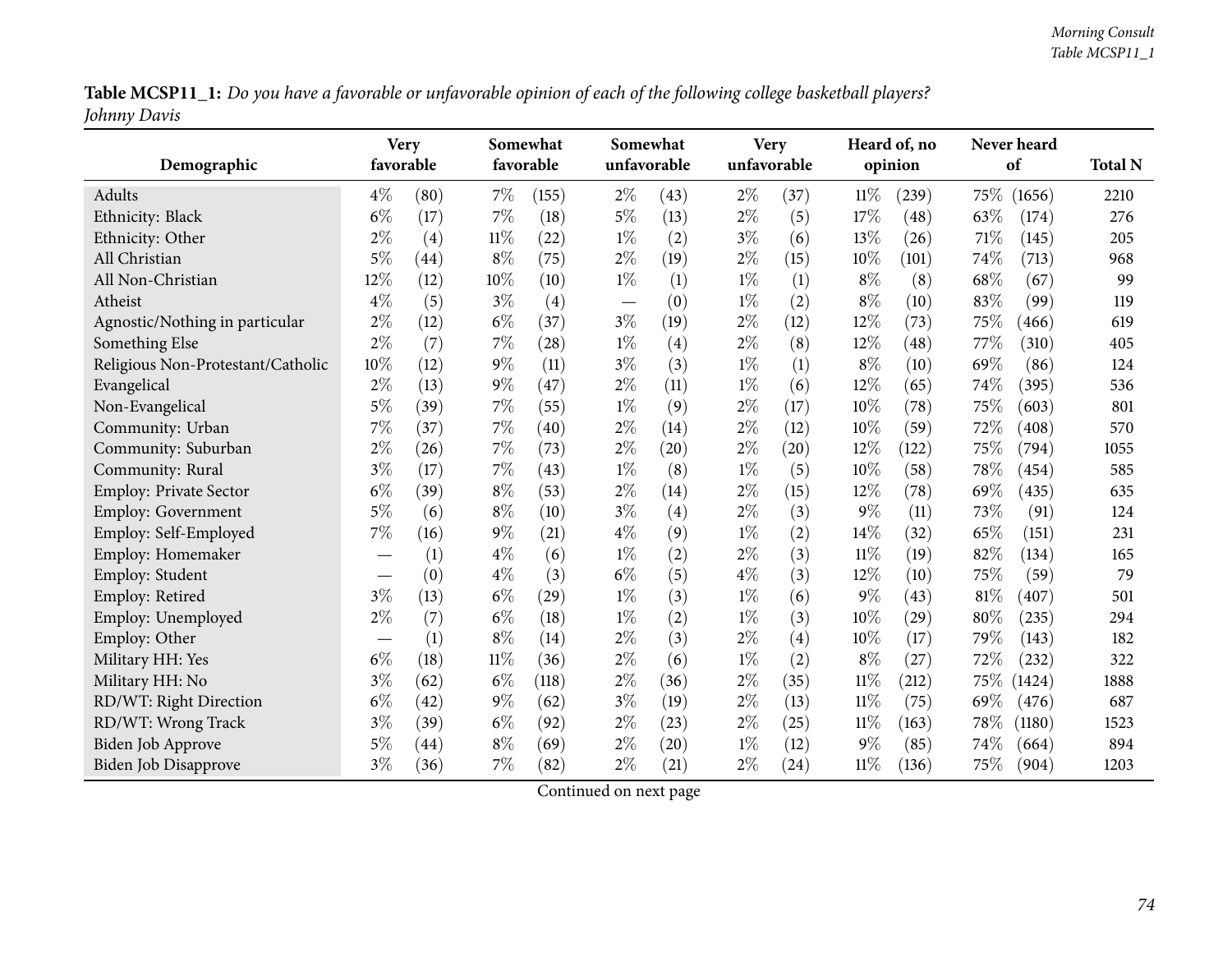**Table MCSP11_1:** *Do you have a favorable or unfavorable opinion of each of the following college basketball players? Johnny Davis*

| Demographic | Very favorable | | Somewhat favorable | | Somewhat unfavorable | | Very unfavorable | | Heard of, no opinion | | Never heard of | | Total N |
|---|---|---|---|---|---|---|---|---|---|---|---|---|---|
| Adults | 4% | (80) | 7% | (155) | 2% | (43) | 2% | (37) | 11% | (239) | 75% | (1656) | 2210 |
| Ethnicity: Black | 6% | (17) | 7% | (18) | 5% | (13) | 2% | (5) | 17% | (48) | 63% | (174) | 276 |
| Ethnicity: Other | 2% | (4) | 11% | (22) | 1% | (2) | 3% | (6) | 13% | (26) | 71% | (145) | 205 |
| All Christian | 5% | (44) | 8% | (75) | 2% | (19) | 2% | (15) | 10% | (101) | 74% | (713) | 968 |
| All Non-Christian | 12% | (12) | 10% | (10) | 1% | (1) | 1% | (1) | 8% | (8) | 68% | (67) | 99 |
| Atheist | 4% | (5) | 3% | (4) | — | (0) | 1% | (2) | 8% | (10) | 83% | (99) | 119 |
| Agnostic/Nothing in particular | 2% | (12) | 6% | (37) | 3% | (19) | 2% | (12) | 12% | (73) | 75% | (466) | 619 |
| Something Else | 2% | (7) | 7% | (28) | 1% | (4) | 2% | (8) | 12% | (48) | 77% | (310) | 405 |
| Religious Non-Protestant/Catholic | 10% | (12) | 9% | (11) | 3% | (3) | 1% | (1) | 8% | (10) | 69% | (86) | 124 |
| Evangelical | 2% | (13) | 9% | (47) | 2% | (11) | 1% | (6) | 12% | (65) | 74% | (395) | 536 |
| Non-Evangelical | 5% | (39) | 7% | (55) | 1% | (9) | 2% | (17) | 10% | (78) | 75% | (603) | 801 |
| Community: Urban | 7% | (37) | 7% | (40) | 2% | (14) | 2% | (12) | 10% | (59) | 72% | (408) | 570 |
| Community: Suburban | 2% | (26) | 7% | (73) | 2% | (20) | 2% | (20) | 12% | (122) | 75% | (794) | 1055 |
| Community: Rural | 3% | (17) | 7% | (43) | 1% | (8) | 1% | (5) | 10% | (58) | 78% | (454) | 585 |
| Employ: Private Sector | 6% | (39) | 8% | (53) | 2% | (14) | 2% | (15) | 12% | (78) | 69% | (435) | 635 |
| Employ: Government | 5% | (6) | 8% | (10) | 3% | (4) | 2% | (3) | 9% | (11) | 73% | (91) | 124 |
| Employ: Self-Employed | 7% | (16) | 9% | (21) | 4% | (9) | 1% | (2) | 14% | (32) | 65% | (151) | 231 |
| Employ: Homemaker | — | (1) | 4% | (6) | 1% | (2) | 2% | (3) | 11% | (19) | 82% | (134) | 165 |
| Employ: Student | — | (0) | 4% | (3) | 6% | (5) | 4% | (3) | 12% | (10) | 75% | (59) | 79 |
| Employ: Retired | 3% | (13) | 6% | (29) | 1% | (3) | 1% | (6) | 9% | (43) | 81% | (407) | 501 |
| Employ: Unemployed | 2% | (7) | 6% | (18) | 1% | (2) | 1% | (3) | 10% | (29) | 80% | (235) | 294 |
| Employ: Other | — | (1) | 8% | (14) | 2% | (3) | 2% | (4) | 10% | (17) | 79% | (143) | 182 |
| Military HH: Yes | 6% | (18) | 11% | (36) | 2% | (6) | 1% | (2) | 8% | (27) | 72% | (232) | 322 |
| Military HH: No | 3% | (62) | 6% | (118) | 2% | (36) | 2% | (35) | 11% | (212) | 75% | (1424) | 1888 |
| RD/WT: Right Direction | 6% | (42) | 9% | (62) | 3% | (19) | 2% | (13) | 11% | (75) | 69% | (476) | 687 |
| RD/WT: Wrong Track | 3% | (39) | 6% | (92) | 2% | (23) | 2% | (25) | 11% | (163) | 78% | (1180) | 1523 |
| Biden Job Approve | 5% | (44) | 8% | (69) | 2% | (20) | 1% | (12) | 9% | (85) | 74% | (664) | 894 |
| Biden Job Disapprove | 3% | (36) | 7% | (82) | 2% | (21) | 2% | (24) | 11% | (136) | 75% | (904) | 1203 |

Continued on next page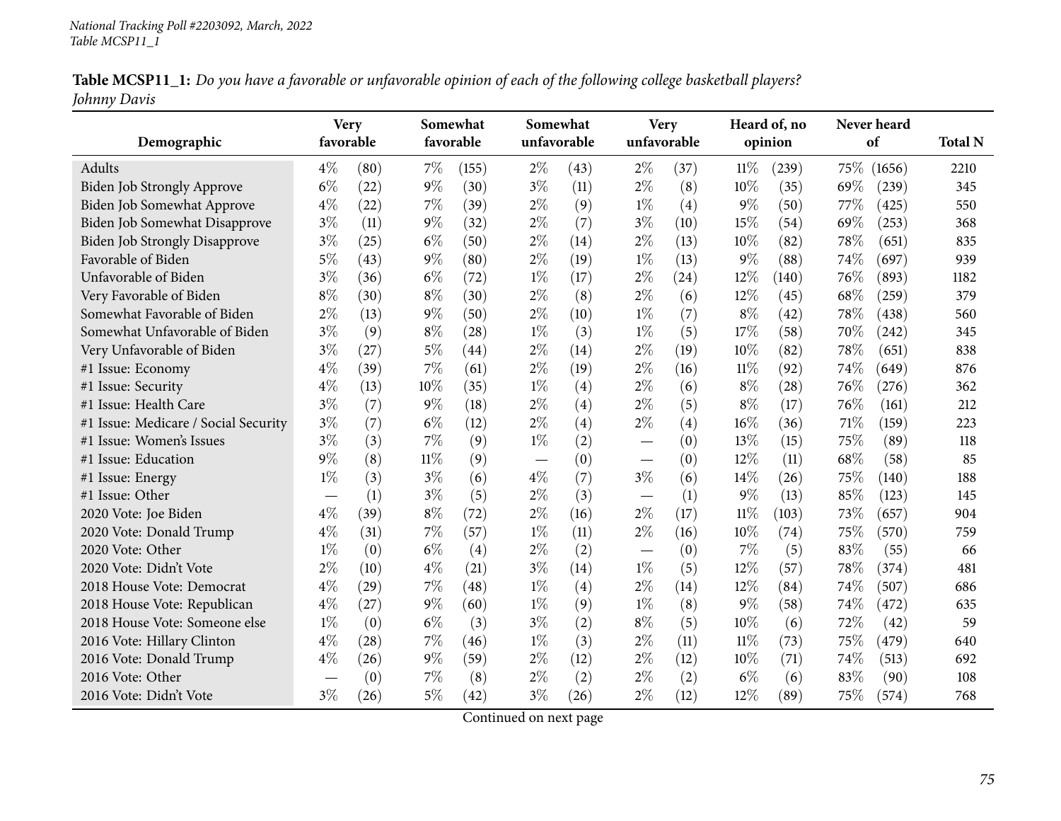National Tracking Poll #2203092, March, 2022
Table MCSP11_1

**Table MCSP11_1:** *Do you have a favorable or unfavorable opinion of each of the following college basketball players? Johnny Davis*

| Demographic | Very favorable | | Somewhat favorable | | Somewhat unfavorable | | Very unfavorable | | Heard of, no opinion | | Never heard of | | Total N |
|---|---|---|---|---|---|---|---|---|---|---|---|---|---|
| Adults | 4% | (80) | 7% | (155) | 2% | (43) | 2% | (37) | 11% | (239) | 75% | (1656) | 2210 |
| Biden Job Strongly Approve | 6% | (22) | 9% | (30) | 3% | (11) | 2% | (8) | 10% | (35) | 69% | (239) | 345 |
| Biden Job Somewhat Approve | 4% | (22) | 7% | (39) | 2% | (9) | 1% | (4) | 9% | (50) | 77% | (425) | 550 |
| Biden Job Somewhat Disapprove | 3% | (11) | 9% | (32) | 2% | (7) | 3% | (10) | 15% | (54) | 69% | (253) | 368 |
| Biden Job Strongly Disapprove | 3% | (25) | 6% | (50) | 2% | (14) | 2% | (13) | 10% | (82) | 78% | (651) | 835 |
| Favorable of Biden | 5% | (43) | 9% | (80) | 2% | (19) | 1% | (13) | 9% | (88) | 74% | (697) | 939 |
| Unfavorable of Biden | 3% | (36) | 6% | (72) | 1% | (17) | 2% | (24) | 12% | (140) | 76% | (893) | 1182 |
| Very Favorable of Biden | 8% | (30) | 8% | (30) | 2% | (8) | 2% | (6) | 12% | (45) | 68% | (259) | 379 |
| Somewhat Favorable of Biden | 2% | (13) | 9% | (50) | 2% | (10) | 1% | (7) | 8% | (42) | 78% | (438) | 560 |
| Somewhat Unfavorable of Biden | 3% | (9) | 8% | (28) | 1% | (3) | 1% | (5) | 17% | (58) | 70% | (242) | 345 |
| Very Unfavorable of Biden | 3% | (27) | 5% | (44) | 2% | (14) | 2% | (19) | 10% | (82) | 78% | (651) | 838 |
| #1 Issue: Economy | 4% | (39) | 7% | (61) | 2% | (19) | 2% | (16) | 11% | (92) | 74% | (649) | 876 |
| #1 Issue: Security | 4% | (13) | 10% | (35) | 1% | (4) | 2% | (6) | 8% | (28) | 76% | (276) | 362 |
| #1 Issue: Health Care | 3% | (7) | 9% | (18) | 2% | (4) | 2% | (5) | 8% | (17) | 76% | (161) | 212 |
| #1 Issue: Medicare / Social Security | 3% | (7) | 6% | (12) | 2% | (4) | 2% | (4) | 16% | (36) | 71% | (159) | 223 |
| #1 Issue: Women's Issues | 3% | (3) | 7% | (9) | 1% | (2) | — | (0) | 13% | (15) | 75% | (89) | 118 |
| #1 Issue: Education | 9% | (8) | 11% | (9) | — | (0) | — | (0) | 12% | (11) | 68% | (58) | 85 |
| #1 Issue: Energy | 1% | (3) | 3% | (6) | 4% | (7) | 3% | (6) | 14% | (26) | 75% | (140) | 188 |
| #1 Issue: Other | — | (1) | 3% | (5) | 2% | (3) | — | (1) | 9% | (13) | 85% | (123) | 145 |
| 2020 Vote: Joe Biden | 4% | (39) | 8% | (72) | 2% | (16) | 2% | (17) | 11% | (103) | 73% | (657) | 904 |
| 2020 Vote: Donald Trump | 4% | (31) | 7% | (57) | 1% | (11) | 2% | (16) | 10% | (74) | 75% | (570) | 759 |
| 2020 Vote: Other | 1% | (0) | 6% | (4) | 2% | (2) | — | (0) | 7% | (5) | 83% | (55) | 66 |
| 2020 Vote: Didn't Vote | 2% | (10) | 4% | (21) | 3% | (14) | 1% | (5) | 12% | (57) | 78% | (374) | 481 |
| 2018 House Vote: Democrat | 4% | (29) | 7% | (48) | 1% | (4) | 2% | (14) | 12% | (84) | 74% | (507) | 686 |
| 2018 House Vote: Republican | 4% | (27) | 9% | (60) | 1% | (9) | 1% | (8) | 9% | (58) | 74% | (472) | 635 |
| 2018 House Vote: Someone else | 1% | (0) | 6% | (3) | 3% | (2) | 8% | (5) | 10% | (6) | 72% | (42) | 59 |
| 2016 Vote: Hillary Clinton | 4% | (28) | 7% | (46) | 1% | (3) | 2% | (11) | 11% | (73) | 75% | (479) | 640 |
| 2016 Vote: Donald Trump | 4% | (26) | 9% | (59) | 2% | (12) | 2% | (12) | 10% | (71) | 74% | (513) | 692 |
| 2016 Vote: Other | — | (0) | 7% | (8) | 2% | (2) | 2% | (2) | 6% | (6) | 83% | (90) | 108 |
| 2016 Vote: Didn't Vote | 3% | (26) | 5% | (42) | 3% | (26) | 2% | (12) | 12% | (89) | 75% | (574) | 768 |

Continued on next page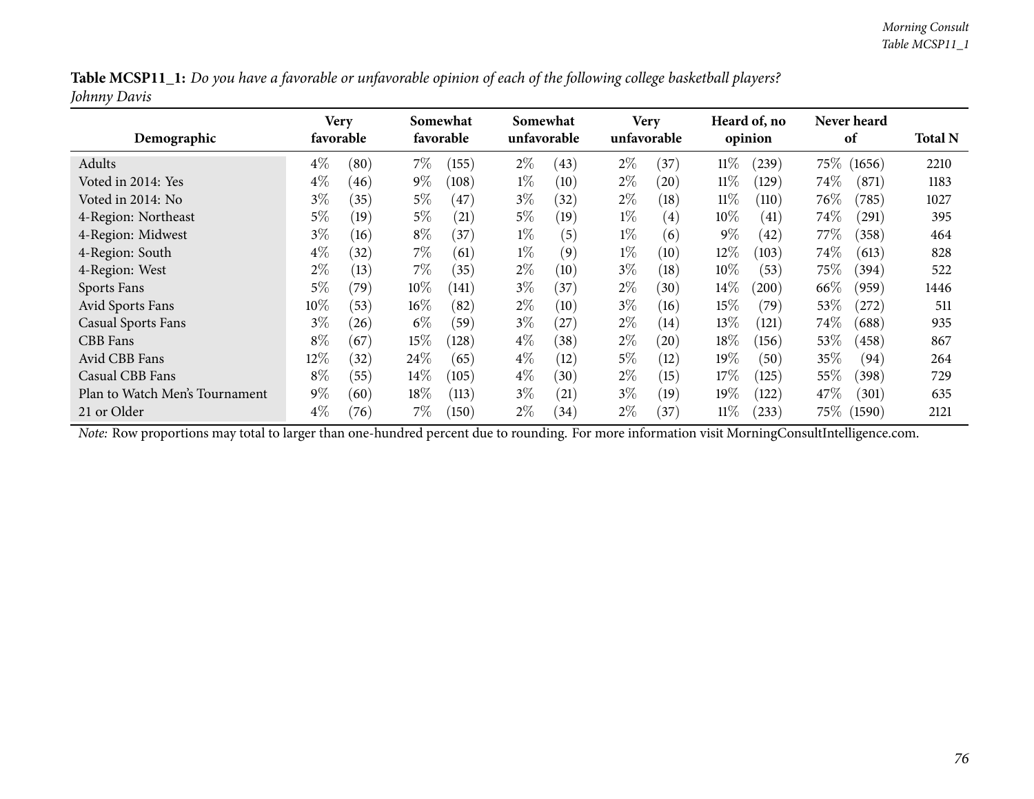**Table MCSP11_1:** *Do you have a favorable or unfavorable opinion of each of the following college basketball players?*
*Johnny Davis*

| Demographic | Very favorable | | Somewhat favorable | | Somewhat unfavorable | | Very unfavorable | | Heard of, no opinion | | Never heard of | | Total N |
|---|---|---|---|---|---|---|---|---|---|---|---|---|---|
| Adults | 4% | (80) | 7% | (155) | 2% | (43) | 2% | (37) | 11% | (239) | 75% | (1656) | 2210 |
| Voted in 2014: Yes | 4% | (46) | 9% | (108) | 1% | (10) | 2% | (20) | 11% | (129) | 74% | (871) | 1183 |
| Voted in 2014: No | 3% | (35) | 5% | (47) | 3% | (32) | 2% | (18) | 11% | (110) | 76% | (785) | 1027 |
| 4-Region: Northeast | 5% | (19) | 5% | (21) | 5% | (19) | 1% | (4) | 10% | (41) | 74% | (291) | 395 |
| 4-Region: Midwest | 3% | (16) | 8% | (37) | 1% | (5) | 1% | (6) | 9% | (42) | 77% | (358) | 464 |
| 4-Region: South | 4% | (32) | 7% | (61) | 1% | (9) | 1% | (10) | 12% | (103) | 74% | (613) | 828 |
| 4-Region: West | 2% | (13) | 7% | (35) | 2% | (10) | 3% | (18) | 10% | (53) | 75% | (394) | 522 |
| Sports Fans | 5% | (79) | 10% | (141) | 3% | (37) | 2% | (30) | 14% | (200) | 66% | (959) | 1446 |
| Avid Sports Fans | 10% | (53) | 16% | (82) | 2% | (10) | 3% | (16) | 15% | (79) | 53% | (272) | 511 |
| Casual Sports Fans | 3% | (26) | 6% | (59) | 3% | (27) | 2% | (14) | 13% | (121) | 74% | (688) | 935 |
| CBB Fans | 8% | (67) | 15% | (128) | 4% | (38) | 2% | (20) | 18% | (156) | 53% | (458) | 867 |
| Avid CBB Fans | 12% | (32) | 24% | (65) | 4% | (12) | 5% | (12) | 19% | (50) | 35% | (94) | 264 |
| Casual CBB Fans | 8% | (55) | 14% | (105) | 4% | (30) | 2% | (15) | 17% | (125) | 55% | (398) | 729 |
| Plan to Watch Men's Tournament | 9% | (60) | 18% | (113) | 3% | (21) | 3% | (19) | 19% | (122) | 47% | (301) | 635 |
| 21 or Older | 4% | (76) | 7% | (150) | 2% | (34) | 2% | (37) | 11% | (233) | 75% | (1590) | 2121 |

*Note:* Row proportions may total to larger than one-hundred percent due to rounding. For more information visit MorningConsultIntelligence.com.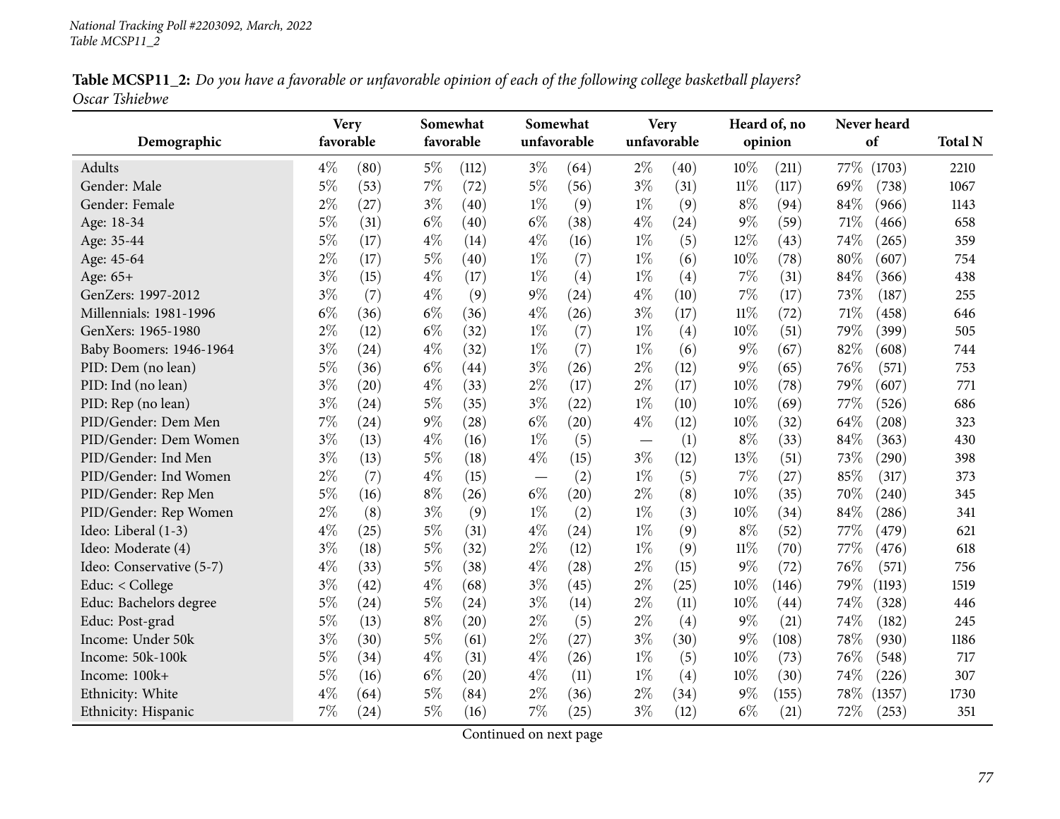National Tracking Poll #2203092, March, 2022
Table MCSP11_2

**Table MCSP11_2:** *Do you have a favorable or unfavorable opinion of each of the following college basketball players?*
*Oscar Tshiebwe*

| Demographic | Very favorable | | Somewhat favorable | | Somewhat unfavorable | | Very unfavorable | | Heard of, no opinion | | Never heard of | | Total N |
|---|---|---|---|---|---|---|---|---|---|---|---|---|---|
| Adults | 4% | (80) | 5% | (112) | 3% | (64) | 2% | (40) | 10% | (211) | 77% | (1703) | 2210 |
| Gender: Male | 5% | (53) | 7% | (72) | 5% | (56) | 3% | (31) | 11% | (117) | 69% | (738) | 1067 |
| Gender: Female | 2% | (27) | 3% | (40) | 1% | (9) | 1% | (9) | 8% | (94) | 84% | (966) | 1143 |
| Age: 18-34 | 5% | (31) | 6% | (40) | 6% | (38) | 4% | (24) | 9% | (59) | 71% | (466) | 658 |
| Age: 35-44 | 5% | (17) | 4% | (14) | 4% | (16) | 1% | (5) | 12% | (43) | 74% | (265) | 359 |
| Age: 45-64 | 2% | (17) | 5% | (40) | 1% | (7) | 1% | (6) | 10% | (78) | 80% | (607) | 754 |
| Age: 65+ | 3% | (15) | 4% | (17) | 1% | (4) | 1% | (4) | 7% | (31) | 84% | (366) | 438 |
| GenZers: 1997-2012 | 3% | (7) | 4% | (9) | 9% | (24) | 4% | (10) | 7% | (17) | 73% | (187) | 255 |
| Millennials: 1981-1996 | 6% | (36) | 6% | (36) | 4% | (26) | 3% | (17) | 11% | (72) | 71% | (458) | 646 |
| GenXers: 1965-1980 | 2% | (12) | 6% | (32) | 1% | (7) | 1% | (4) | 10% | (51) | 79% | (399) | 505 |
| Baby Boomers: 1946-1964 | 3% | (24) | 4% | (32) | 1% | (7) | 1% | (6) | 9% | (67) | 82% | (608) | 744 |
| PID: Dem (no lean) | 5% | (36) | 6% | (44) | 3% | (26) | 2% | (12) | 9% | (65) | 76% | (571) | 753 |
| PID: Ind (no lean) | 3% | (20) | 4% | (33) | 2% | (17) | 2% | (17) | 10% | (78) | 79% | (607) | 771 |
| PID: Rep (no lean) | 3% | (24) | 5% | (35) | 3% | (22) | 1% | (10) | 10% | (69) | 77% | (526) | 686 |
| PID/Gender: Dem Men | 7% | (24) | 9% | (28) | 6% | (20) | 4% | (12) | 10% | (32) | 64% | (208) | 323 |
| PID/Gender: Dem Women | 3% | (13) | 4% | (16) | 1% | (5) | — | (1) | 8% | (33) | 84% | (363) | 430 |
| PID/Gender: Ind Men | 3% | (13) | 5% | (18) | 4% | (15) | 3% | (12) | 13% | (51) | 73% | (290) | 398 |
| PID/Gender: Ind Women | 2% | (7) | 4% | (15) | — | (2) | 1% | (5) | 7% | (27) | 85% | (317) | 373 |
| PID/Gender: Rep Men | 5% | (16) | 8% | (26) | 6% | (20) | 2% | (8) | 10% | (35) | 70% | (240) | 345 |
| PID/Gender: Rep Women | 2% | (8) | 3% | (9) | 1% | (2) | 1% | (3) | 10% | (34) | 84% | (286) | 341 |
| Ideo: Liberal (1-3) | 4% | (25) | 5% | (31) | 4% | (24) | 1% | (9) | 8% | (52) | 77% | (479) | 621 |
| Ideo: Moderate (4) | 3% | (18) | 5% | (32) | 2% | (12) | 1% | (9) | 11% | (70) | 77% | (476) | 618 |
| Ideo: Conservative (5-7) | 4% | (33) | 5% | (38) | 4% | (28) | 2% | (15) | 9% | (72) | 76% | (571) | 756 |
| Educ: < College | 3% | (42) | 4% | (68) | 3% | (45) | 2% | (25) | 10% | (146) | 79% | (1193) | 1519 |
| Educ: Bachelors degree | 5% | (24) | 5% | (24) | 3% | (14) | 2% | (11) | 10% | (44) | 74% | (328) | 446 |
| Educ: Post-grad | 5% | (13) | 8% | (20) | 2% | (5) | 2% | (4) | 9% | (21) | 74% | (182) | 245 |
| Income: Under 50k | 3% | (30) | 5% | (61) | 2% | (27) | 3% | (30) | 9% | (108) | 78% | (930) | 1186 |
| Income: 50k-100k | 5% | (34) | 4% | (31) | 4% | (26) | 1% | (5) | 10% | (73) | 76% | (548) | 717 |
| Income: 100k+ | 5% | (16) | 6% | (20) | 4% | (11) | 1% | (4) | 10% | (30) | 74% | (226) | 307 |
| Ethnicity: White | 4% | (64) | 5% | (84) | 2% | (36) | 2% | (34) | 9% | (155) | 78% | (1357) | 1730 |
| Ethnicity: Hispanic | 7% | (24) | 5% | (16) | 7% | (25) | 3% | (12) | 6% | (21) | 72% | (253) | 351 |

Continued on next page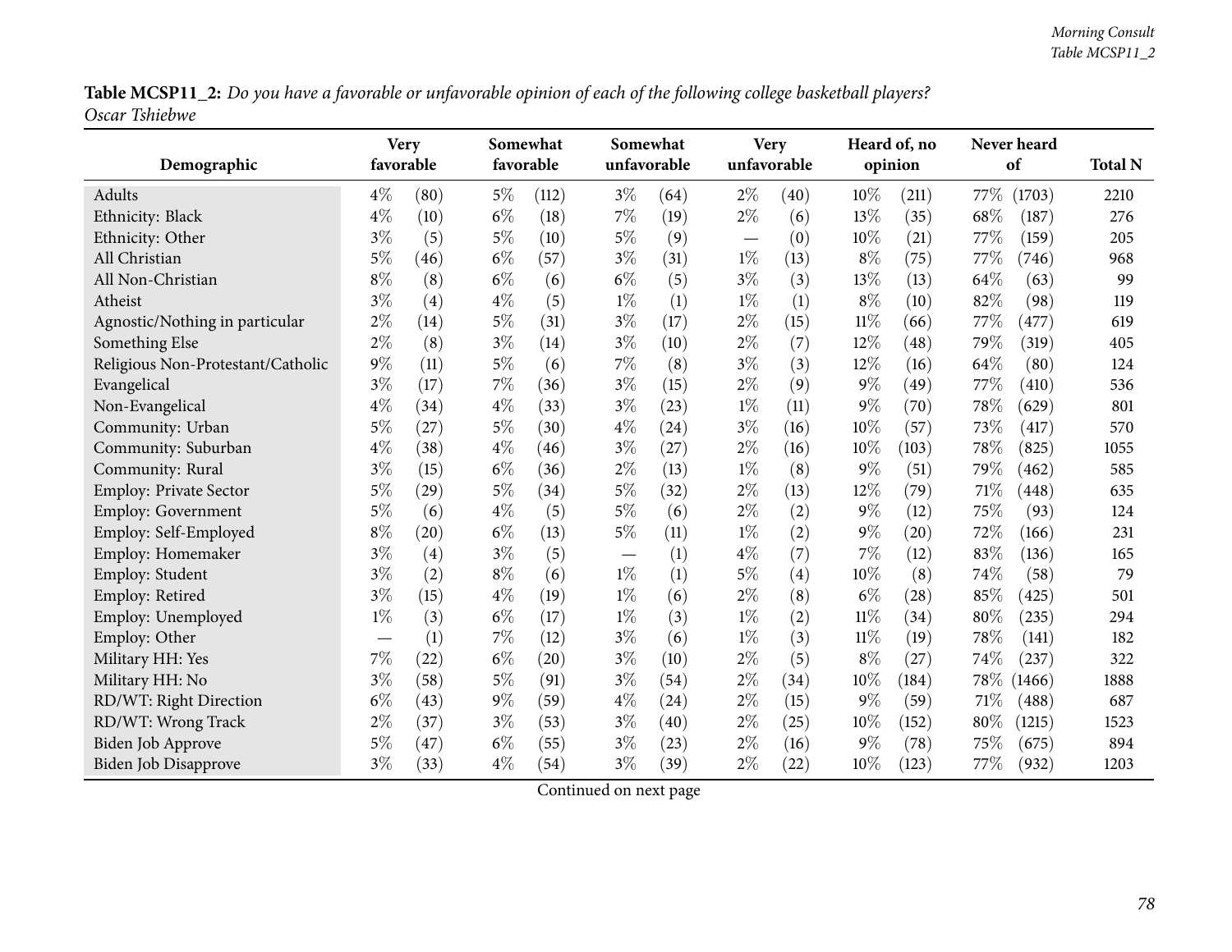**Table MCSP11_2:** *Do you have a favorable or unfavorable opinion of each of the following college basketball players? Oscar Tshiebwe*

| Demographic | Very favorable | | Somewhat favorable | | Somewhat unfavorable | | Very unfavorable | | Heard of, no opinion | | Never heard of | | Total N |
|---|---|---|---|---|---|---|---|---|---|---|---|---|---|
| Adults | 4% | (80) | 5% | (112) | 3% | (64) | 2% | (40) | 10% | (211) | 77% | (1703) | 2210 |
| Ethnicity: Black | 4% | (10) | 6% | (18) | 7% | (19) | 2% | (6) | 13% | (35) | 68% | (187) | 276 |
| Ethnicity: Other | 3% | (5) | 5% | (10) | 5% | (9) | — | (0) | 10% | (21) | 77% | (159) | 205 |
| All Christian | 5% | (46) | 6% | (57) | 3% | (31) | 1% | (13) | 8% | (75) | 77% | (746) | 968 |
| All Non-Christian | 8% | (8) | 6% | (6) | 6% | (5) | 3% | (3) | 13% | (13) | 64% | (63) | 99 |
| Atheist | 3% | (4) | 4% | (5) | 1% | (1) | 1% | (1) | 8% | (10) | 82% | (98) | 119 |
| Agnostic/Nothing in particular | 2% | (14) | 5% | (31) | 3% | (17) | 2% | (15) | 11% | (66) | 77% | (477) | 619 |
| Something Else | 2% | (8) | 3% | (14) | 3% | (10) | 2% | (7) | 12% | (48) | 79% | (319) | 405 |
| Religious Non-Protestant/Catholic | 9% | (11) | 5% | (6) | 7% | (8) | 3% | (3) | 12% | (16) | 64% | (80) | 124 |
| Evangelical | 3% | (17) | 7% | (36) | 3% | (15) | 2% | (9) | 9% | (49) | 77% | (410) | 536 |
| Non-Evangelical | 4% | (34) | 4% | (33) | 3% | (23) | 1% | (11) | 9% | (70) | 78% | (629) | 801 |
| Community: Urban | 5% | (27) | 5% | (30) | 4% | (24) | 3% | (16) | 10% | (57) | 73% | (417) | 570 |
| Community: Suburban | 4% | (38) | 4% | (46) | 3% | (27) | 2% | (16) | 10% | (103) | 78% | (825) | 1055 |
| Community: Rural | 3% | (15) | 6% | (36) | 2% | (13) | 1% | (8) | 9% | (51) | 79% | (462) | 585 |
| Employ: Private Sector | 5% | (29) | 5% | (34) | 5% | (32) | 2% | (13) | 12% | (79) | 71% | (448) | 635 |
| Employ: Government | 5% | (6) | 4% | (5) | 5% | (6) | 2% | (2) | 9% | (12) | 75% | (93) | 124 |
| Employ: Self-Employed | 8% | (20) | 6% | (13) | 5% | (11) | 1% | (2) | 9% | (20) | 72% | (166) | 231 |
| Employ: Homemaker | 3% | (4) | 3% | (5) | — | (1) | 4% | (7) | 7% | (12) | 83% | (136) | 165 |
| Employ: Student | 3% | (2) | 8% | (6) | 1% | (1) | 5% | (4) | 10% | (8) | 74% | (58) | 79 |
| Employ: Retired | 3% | (15) | 4% | (19) | 1% | (6) | 2% | (8) | 6% | (28) | 85% | (425) | 501 |
| Employ: Unemployed | 1% | (3) | 6% | (17) | 1% | (3) | 1% | (2) | 11% | (34) | 80% | (235) | 294 |
| Employ: Other | — | (1) | 7% | (12) | 3% | (6) | 1% | (3) | 11% | (19) | 78% | (141) | 182 |
| Military HH: Yes | 7% | (22) | 6% | (20) | 3% | (10) | 2% | (5) | 8% | (27) | 74% | (237) | 322 |
| Military HH: No | 3% | (58) | 5% | (91) | 3% | (54) | 2% | (34) | 10% | (184) | 78% | (1466) | 1888 |
| RD/WT: Right Direction | 6% | (43) | 9% | (59) | 4% | (24) | 2% | (15) | 9% | (59) | 71% | (488) | 687 |
| RD/WT: Wrong Track | 2% | (37) | 3% | (53) | 3% | (40) | 2% | (25) | 10% | (152) | 80% | (1215) | 1523 |
| Biden Job Approve | 5% | (47) | 6% | (55) | 3% | (23) | 2% | (16) | 9% | (78) | 75% | (675) | 894 |
| Biden Job Disapprove | 3% | (33) | 4% | (54) | 3% | (39) | 2% | (22) | 10% | (123) | 77% | (932) | 1203 |

Continued on next page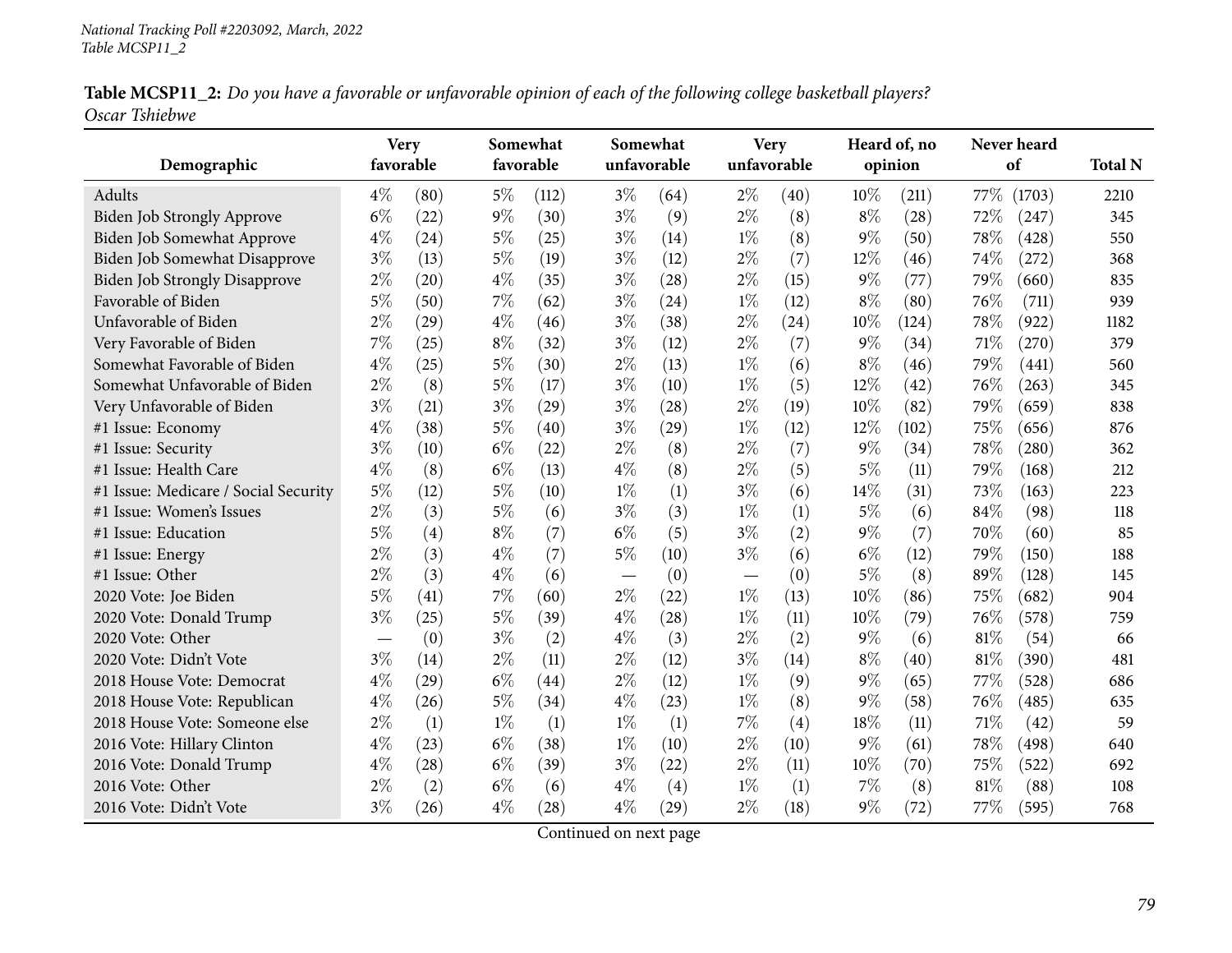*National Tracking Poll #2203092, March, 2022*
*Table MCSP11_2*

**Table MCSP11_2:** *Do you have a favorable or unfavorable opinion of each of the following college basketball players?*
*Oscar Tshiebwe*

| Demographic | Very favorable | | Somewhat favorable | | Somewhat unfavorable | | Very unfavorable | | Heard of, no opinion | | Never heard of | | Total N |
|---|---|---|---|---|---|---|---|---|---|---|---|---|---|
| Adults | 4% | (80) | 5% | (112) | 3% | (64) | 2% | (40) | 10% | (211) | 77% | (1703) | 2210 |
| Biden Job Strongly Approve | 6% | (22) | 9% | (30) | 3% | (9) | 2% | (8) | 8% | (28) | 72% | (247) | 345 |
| Biden Job Somewhat Approve | 4% | (24) | 5% | (25) | 3% | (14) | 1% | (8) | 9% | (50) | 78% | (428) | 550 |
| Biden Job Somewhat Disapprove | 3% | (13) | 5% | (19) | 3% | (12) | 2% | (7) | 12% | (46) | 74% | (272) | 368 |
| Biden Job Strongly Disapprove | 2% | (20) | 4% | (35) | 3% | (28) | 2% | (15) | 9% | (77) | 79% | (660) | 835 |
| Favorable of Biden | 5% | (50) | 7% | (62) | 3% | (24) | 1% | (12) | 8% | (80) | 76% | (711) | 939 |
| Unfavorable of Biden | 2% | (29) | 4% | (46) | 3% | (38) | 2% | (24) | 10% | (124) | 78% | (922) | 1182 |
| Very Favorable of Biden | 7% | (25) | 8% | (32) | 3% | (12) | 2% | (7) | 9% | (34) | 71% | (270) | 379 |
| Somewhat Favorable of Biden | 4% | (25) | 5% | (30) | 2% | (13) | 1% | (6) | 8% | (46) | 79% | (441) | 560 |
| Somewhat Unfavorable of Biden | 2% | (8) | 5% | (17) | 3% | (10) | 1% | (5) | 12% | (42) | 76% | (263) | 345 |
| Very Unfavorable of Biden | 3% | (21) | 3% | (29) | 3% | (28) | 2% | (19) | 10% | (82) | 79% | (659) | 838 |
| #1 Issue: Economy | 4% | (38) | 5% | (40) | 3% | (29) | 1% | (12) | 12% | (102) | 75% | (656) | 876 |
| #1 Issue: Security | 3% | (10) | 6% | (22) | 2% | (8) | 2% | (7) | 9% | (34) | 78% | (280) | 362 |
| #1 Issue: Health Care | 4% | (8) | 6% | (13) | 4% | (8) | 2% | (5) | 5% | (11) | 79% | (168) | 212 |
| #1 Issue: Medicare / Social Security | 5% | (12) | 5% | (10) | 1% | (1) | 3% | (6) | 14% | (31) | 73% | (163) | 223 |
| #1 Issue: Women's Issues | 2% | (3) | 5% | (6) | 3% | (3) | 1% | (1) | 5% | (6) | 84% | (98) | 118 |
| #1 Issue: Education | 5% | (4) | 8% | (7) | 6% | (5) | 3% | (2) | 9% | (7) | 70% | (60) | 85 |
| #1 Issue: Energy | 2% | (3) | 4% | (7) | 5% | (10) | 3% | (6) | 6% | (12) | 79% | (150) | 188 |
| #1 Issue: Other | 2% | (3) | 4% | (6) | — | (0) | — | (0) | 5% | (8) | 89% | (128) | 145 |
| 2020 Vote: Joe Biden | 5% | (41) | 7% | (60) | 2% | (22) | 1% | (13) | 10% | (86) | 75% | (682) | 904 |
| 2020 Vote: Donald Trump | 3% | (25) | 5% | (39) | 4% | (28) | 1% | (11) | 10% | (79) | 76% | (578) | 759 |
| 2020 Vote: Other | — | (0) | 3% | (2) | 4% | (3) | 2% | (2) | 9% | (6) | 81% | (54) | 66 |
| 2020 Vote: Didn't Vote | 3% | (14) | 2% | (11) | 2% | (12) | 3% | (14) | 8% | (40) | 81% | (390) | 481 |
| 2018 House Vote: Democrat | 4% | (29) | 6% | (44) | 2% | (12) | 1% | (9) | 9% | (65) | 77% | (528) | 686 |
| 2018 House Vote: Republican | 4% | (26) | 5% | (34) | 4% | (23) | 1% | (8) | 9% | (58) | 76% | (485) | 635 |
| 2018 House Vote: Someone else | 2% | (1) | 1% | (1) | 1% | (1) | 7% | (4) | 18% | (11) | 71% | (42) | 59 |
| 2016 Vote: Hillary Clinton | 4% | (23) | 6% | (38) | 1% | (10) | 2% | (10) | 9% | (61) | 78% | (498) | 640 |
| 2016 Vote: Donald Trump | 4% | (28) | 6% | (39) | 3% | (22) | 2% | (11) | 10% | (70) | 75% | (522) | 692 |
| 2016 Vote: Other | 2% | (2) | 6% | (6) | 4% | (4) | 1% | (1) | 7% | (8) | 81% | (88) | 108 |
| 2016 Vote: Didn't Vote | 3% | (26) | 4% | (28) | 4% | (29) | 2% | (18) | 9% | (72) | 77% | (595) | 768 |

Continued on next page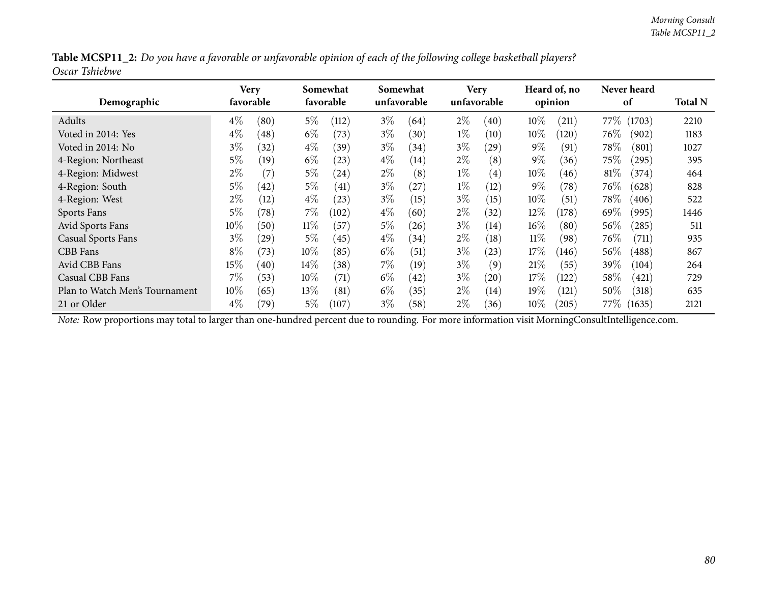**Table MCSP11_2:** *Do you have a favorable or unfavorable opinion of each of the following college basketball players? Oscar Tshiebwe*

| Demographic | Very favorable | | Somewhat favorable | | Somewhat unfavorable | | Very unfavorable | | Heard of, no opinion | | Never heard of | | Total N |
|---|---|---|---|---|---|---|---|---|---|---|---|---|---|
| Adults | 4% | (80) | 5% | (112) | 3% | (64) | 2% | (40) | 10% | (211) | 77% | (1703) | 2210 |
| Voted in 2014: Yes | 4% | (48) | 6% | (73) | 3% | (30) | 1% | (10) | 10% | (120) | 76% | (902) | 1183 |
| Voted in 2014: No | 3% | (32) | 4% | (39) | 3% | (34) | 3% | (29) | 9% | (91) | 78% | (801) | 1027 |
| 4-Region: Northeast | 5% | (19) | 6% | (23) | 4% | (14) | 2% | (8) | 9% | (36) | 75% | (295) | 395 |
| 4-Region: Midwest | 2% | (7) | 5% | (24) | 2% | (8) | 1% | (4) | 10% | (46) | 81% | (374) | 464 |
| 4-Region: South | 5% | (42) | 5% | (41) | 3% | (27) | 1% | (12) | 9% | (78) | 76% | (628) | 828 |
| 4-Region: West | 2% | (12) | 4% | (23) | 3% | (15) | 3% | (15) | 10% | (51) | 78% | (406) | 522 |
| Sports Fans | 5% | (78) | 7% | (102) | 4% | (60) | 2% | (32) | 12% | (178) | 69% | (995) | 1446 |
| Avid Sports Fans | 10% | (50) | 11% | (57) | 5% | (26) | 3% | (14) | 16% | (80) | 56% | (285) | 511 |
| Casual Sports Fans | 3% | (29) | 5% | (45) | 4% | (34) | 2% | (18) | 11% | (98) | 76% | (711) | 935 |
| CBB Fans | 8% | (73) | 10% | (85) | 6% | (51) | 3% | (23) | 17% | (146) | 56% | (488) | 867 |
| Avid CBB Fans | 15% | (40) | 14% | (38) | 7% | (19) | 3% | (9) | 21% | (55) | 39% | (104) | 264 |
| Casual CBB Fans | 7% | (53) | 10% | (71) | 6% | (42) | 3% | (20) | 17% | (122) | 58% | (421) | 729 |
| Plan to Watch Men's Tournament | 10% | (65) | 13% | (81) | 6% | (35) | 2% | (14) | 19% | (121) | 50% | (318) | 635 |
| 21 or Older | 4% | (79) | 5% | (107) | 3% | (58) | 2% | (36) | 10% | (205) | 77% | (1635) | 2121 |

*Note:* Row proportions may total to larger than one-hundred percent due to rounding. For more information visit MorningConsultIntelligence.com.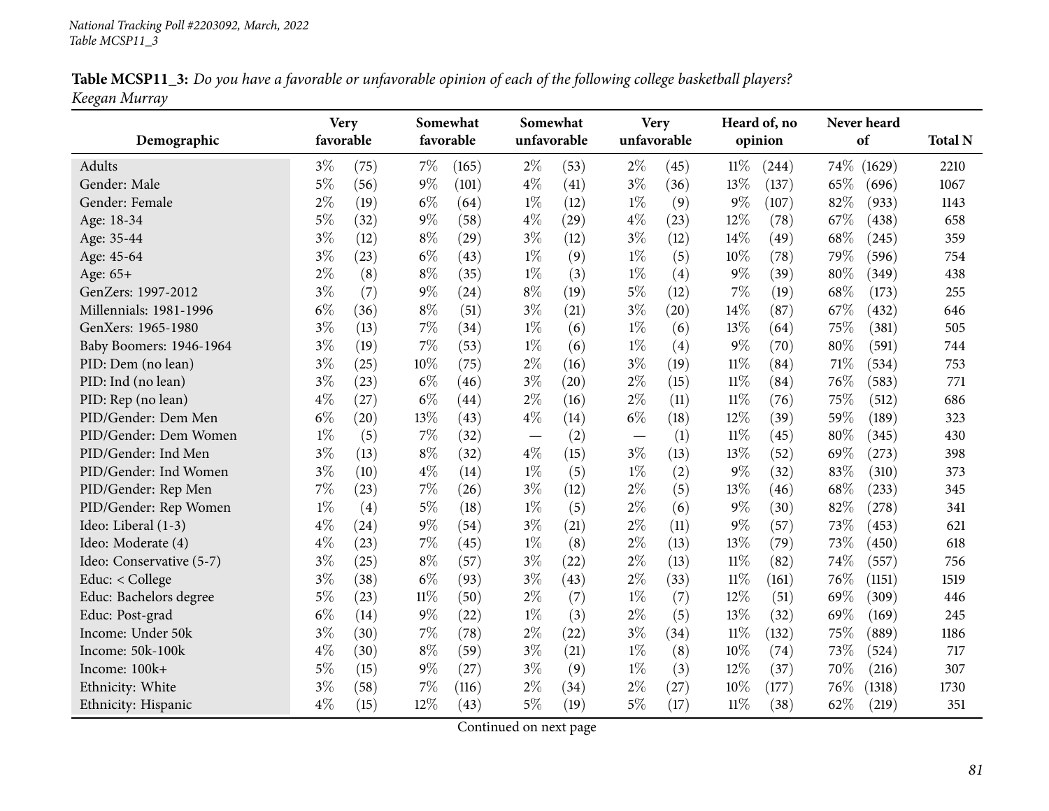National Tracking Poll #2203092, March, 2022
Table MCSP11_3

**Table MCSP11_3:** *Do you have a favorable or unfavorable opinion of each of the following college basketball players? Keegan Murray*

| Demographic | Very favorable | | Somewhat favorable | | Somewhat unfavorable | | Very unfavorable | | Heard of, no opinion | | Never heard of | | Total N |
|---|---|---|---|---|---|---|---|---|---|---|---|---|---|
| Adults | 3% | (75) | 7% | (165) | 2% | (53) | 2% | (45) | 11% | (244) | 74% | (1629) | 2210 |
| Gender: Male | 5% | (56) | 9% | (101) | 4% | (41) | 3% | (36) | 13% | (137) | 65% | (696) | 1067 |
| Gender: Female | 2% | (19) | 6% | (64) | 1% | (12) | 1% | (9) | 9% | (107) | 82% | (933) | 1143 |
| Age: 18-34 | 5% | (32) | 9% | (58) | 4% | (29) | 4% | (23) | 12% | (78) | 67% | (438) | 658 |
| Age: 35-44 | 3% | (12) | 8% | (29) | 3% | (12) | 3% | (12) | 14% | (49) | 68% | (245) | 359 |
| Age: 45-64 | 3% | (23) | 6% | (43) | 1% | (9) | 1% | (5) | 10% | (78) | 79% | (596) | 754 |
| Age: 65+ | 2% | (8) | 8% | (35) | 1% | (3) | 1% | (4) | 9% | (39) | 80% | (349) | 438 |
| GenZers: 1997-2012 | 3% | (7) | 9% | (24) | 8% | (19) | 5% | (12) | 7% | (19) | 68% | (173) | 255 |
| Millennials: 1981-1996 | 6% | (36) | 8% | (51) | 3% | (21) | 3% | (20) | 14% | (87) | 67% | (432) | 646 |
| GenXers: 1965-1980 | 3% | (13) | 7% | (34) | 1% | (6) | 1% | (6) | 13% | (64) | 75% | (381) | 505 |
| Baby Boomers: 1946-1964 | 3% | (19) | 7% | (53) | 1% | (6) | 1% | (4) | 9% | (70) | 80% | (591) | 744 |
| PID: Dem (no lean) | 3% | (25) | 10% | (75) | 2% | (16) | 3% | (19) | 11% | (84) | 71% | (534) | 753 |
| PID: Ind (no lean) | 3% | (23) | 6% | (46) | 3% | (20) | 2% | (15) | 11% | (84) | 76% | (583) | 771 |
| PID: Rep (no lean) | 4% | (27) | 6% | (44) | 2% | (16) | 2% | (11) | 11% | (76) | 75% | (512) | 686 |
| PID/Gender: Dem Men | 6% | (20) | 13% | (43) | 4% | (14) | 6% | (18) | 12% | (39) | 59% | (189) | 323 |
| PID/Gender: Dem Women | 1% | (5) | 7% | (32) | — | (2) | — | (1) | 11% | (45) | 80% | (345) | 430 |
| PID/Gender: Ind Men | 3% | (13) | 8% | (32) | 4% | (15) | 3% | (13) | 13% | (52) | 69% | (273) | 398 |
| PID/Gender: Ind Women | 3% | (10) | 4% | (14) | 1% | (5) | 1% | (2) | 9% | (32) | 83% | (310) | 373 |
| PID/Gender: Rep Men | 7% | (23) | 7% | (26) | 3% | (12) | 2% | (5) | 13% | (46) | 68% | (233) | 345 |
| PID/Gender: Rep Women | 1% | (4) | 5% | (18) | 1% | (5) | 2% | (6) | 9% | (30) | 82% | (278) | 341 |
| Ideo: Liberal (1-3) | 4% | (24) | 9% | (54) | 3% | (21) | 2% | (11) | 9% | (57) | 73% | (453) | 621 |
| Ideo: Moderate (4) | 4% | (23) | 7% | (45) | 1% | (8) | 2% | (13) | 13% | (79) | 73% | (450) | 618 |
| Ideo: Conservative (5-7) | 3% | (25) | 8% | (57) | 3% | (22) | 2% | (13) | 11% | (82) | 74% | (557) | 756 |
| Educ: < College | 3% | (38) | 6% | (93) | 3% | (43) | 2% | (33) | 11% | (161) | 76% | (1151) | 1519 |
| Educ: Bachelors degree | 5% | (23) | 11% | (50) | 2% | (7) | 1% | (7) | 12% | (51) | 69% | (309) | 446 |
| Educ: Post-grad | 6% | (14) | 9% | (22) | 1% | (3) | 2% | (5) | 13% | (32) | 69% | (169) | 245 |
| Income: Under 50k | 3% | (30) | 7% | (78) | 2% | (22) | 3% | (34) | 11% | (132) | 75% | (889) | 1186 |
| Income: 50k-100k | 4% | (30) | 8% | (59) | 3% | (21) | 1% | (8) | 10% | (74) | 73% | (524) | 717 |
| Income: 100k+ | 5% | (15) | 9% | (27) | 3% | (9) | 1% | (3) | 12% | (37) | 70% | (216) | 307 |
| Ethnicity: White | 3% | (58) | 7% | (116) | 2% | (34) | 2% | (27) | 10% | (177) | 76% | (1318) | 1730 |
| Ethnicity: Hispanic | 4% | (15) | 12% | (43) | 5% | (19) | 5% | (17) | 11% | (38) | 62% | (219) | 351 |

Continued on next page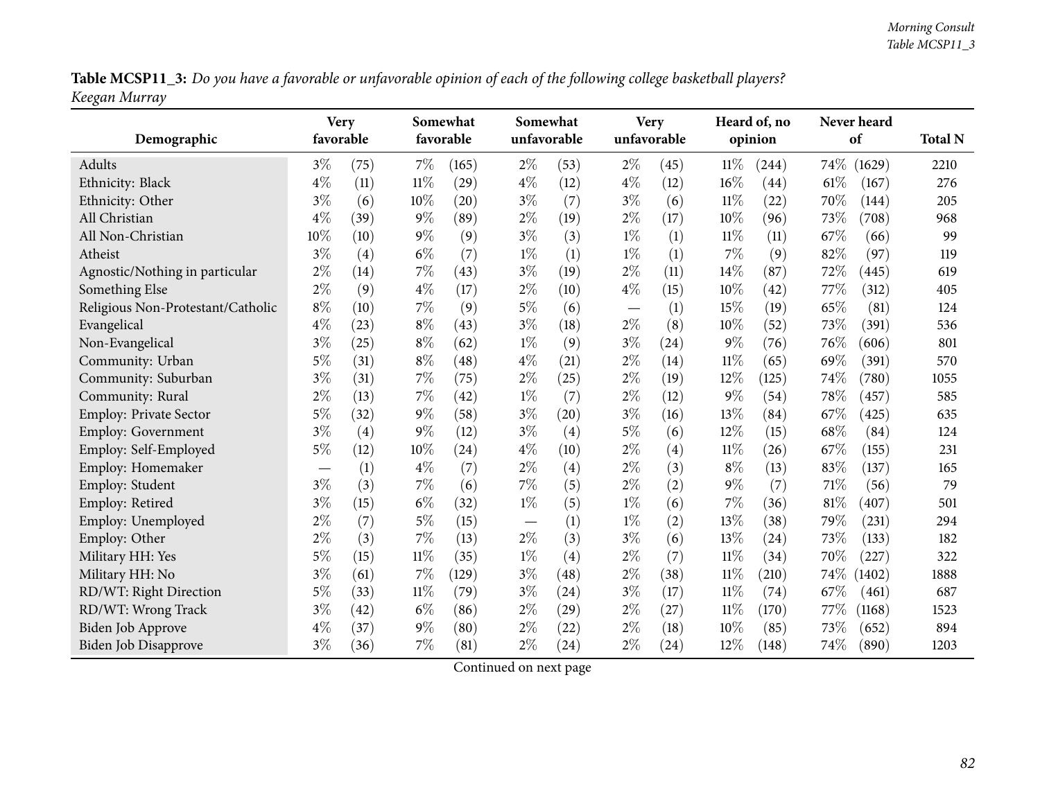**Table MCSP11_3:** *Do you have a favorable or unfavorable opinion of each of the following college basketball players? Keegan Murray*

| Demographic | Very favorable | | Somewhat favorable | | Somewhat unfavorable | | Very unfavorable | | Heard of, no opinion | | Never heard of | | Total N |
|---|---|---|---|---|---|---|---|---|---|---|---|---|---|
| Adults | 3% | (75) | 7% | (165) | 2% | (53) | 2% | (45) | 11% | (244) | 74% | (1629) | 2210 |
| Ethnicity: Black | 4% | (11) | 11% | (29) | 4% | (12) | 4% | (12) | 16% | (44) | 61% | (167) | 276 |
| Ethnicity: Other | 3% | (6) | 10% | (20) | 3% | (7) | 3% | (6) | 11% | (22) | 70% | (144) | 205 |
| All Christian | 4% | (39) | 9% | (89) | 2% | (19) | 2% | (17) | 10% | (96) | 73% | (708) | 968 |
| All Non-Christian | 10% | (10) | 9% | (9) | 3% | (3) | 1% | (1) | 11% | (11) | 67% | (66) | 99 |
| Atheist | 3% | (4) | 6% | (7) | 1% | (1) | 1% | (1) | 7% | (9) | 82% | (97) | 119 |
| Agnostic/Nothing in particular | 2% | (14) | 7% | (43) | 3% | (19) | 2% | (11) | 14% | (87) | 72% | (445) | 619 |
| Something Else | 2% | (9) | 4% | (17) | 2% | (10) | 4% | (15) | 10% | (42) | 77% | (312) | 405 |
| Religious Non-Protestant/Catholic | 8% | (10) | 7% | (9) | 5% | (6) | — | (1) | 15% | (19) | 65% | (81) | 124 |
| Evangelical | 4% | (23) | 8% | (43) | 3% | (18) | 2% | (8) | 10% | (52) | 73% | (391) | 536 |
| Non-Evangelical | 3% | (25) | 8% | (62) | 1% | (9) | 3% | (24) | 9% | (76) | 76% | (606) | 801 |
| Community: Urban | 5% | (31) | 8% | (48) | 4% | (21) | 2% | (14) | 11% | (65) | 69% | (391) | 570 |
| Community: Suburban | 3% | (31) | 7% | (75) | 2% | (25) | 2% | (19) | 12% | (125) | 74% | (780) | 1055 |
| Community: Rural | 2% | (13) | 7% | (42) | 1% | (7) | 2% | (12) | 9% | (54) | 78% | (457) | 585 |
| Employ: Private Sector | 5% | (32) | 9% | (58) | 3% | (20) | 3% | (16) | 13% | (84) | 67% | (425) | 635 |
| Employ: Government | 3% | (4) | 9% | (12) | 3% | (4) | 5% | (6) | 12% | (15) | 68% | (84) | 124 |
| Employ: Self-Employed | 5% | (12) | 10% | (24) | 4% | (10) | 2% | (4) | 11% | (26) | 67% | (155) | 231 |
| Employ: Homemaker | — | (1) | 4% | (7) | 2% | (4) | 2% | (3) | 8% | (13) | 83% | (137) | 165 |
| Employ: Student | 3% | (3) | 7% | (6) | 7% | (5) | 2% | (2) | 9% | (7) | 71% | (56) | 79 |
| Employ: Retired | 3% | (15) | 6% | (32) | 1% | (5) | 1% | (6) | 7% | (36) | 81% | (407) | 501 |
| Employ: Unemployed | 2% | (7) | 5% | (15) | — | (1) | 1% | (2) | 13% | (38) | 79% | (231) | 294 |
| Employ: Other | 2% | (3) | 7% | (13) | 2% | (3) | 3% | (6) | 13% | (24) | 73% | (133) | 182 |
| Military HH: Yes | 5% | (15) | 11% | (35) | 1% | (4) | 2% | (7) | 11% | (34) | 70% | (227) | 322 |
| Military HH: No | 3% | (61) | 7% | (129) | 3% | (48) | 2% | (38) | 11% | (210) | 74% | (1402) | 1888 |
| RD/WT: Right Direction | 5% | (33) | 11% | (79) | 3% | (24) | 3% | (17) | 11% | (74) | 67% | (461) | 687 |
| RD/WT: Wrong Track | 3% | (42) | 6% | (86) | 2% | (29) | 2% | (27) | 11% | (170) | 77% | (1168) | 1523 |
| Biden Job Approve | 4% | (37) | 9% | (80) | 2% | (22) | 2% | (18) | 10% | (85) | 73% | (652) | 894 |
| Biden Job Disapprove | 3% | (36) | 7% | (81) | 2% | (24) | 2% | (24) | 12% | (148) | 74% | (890) | 1203 |

Continued on next page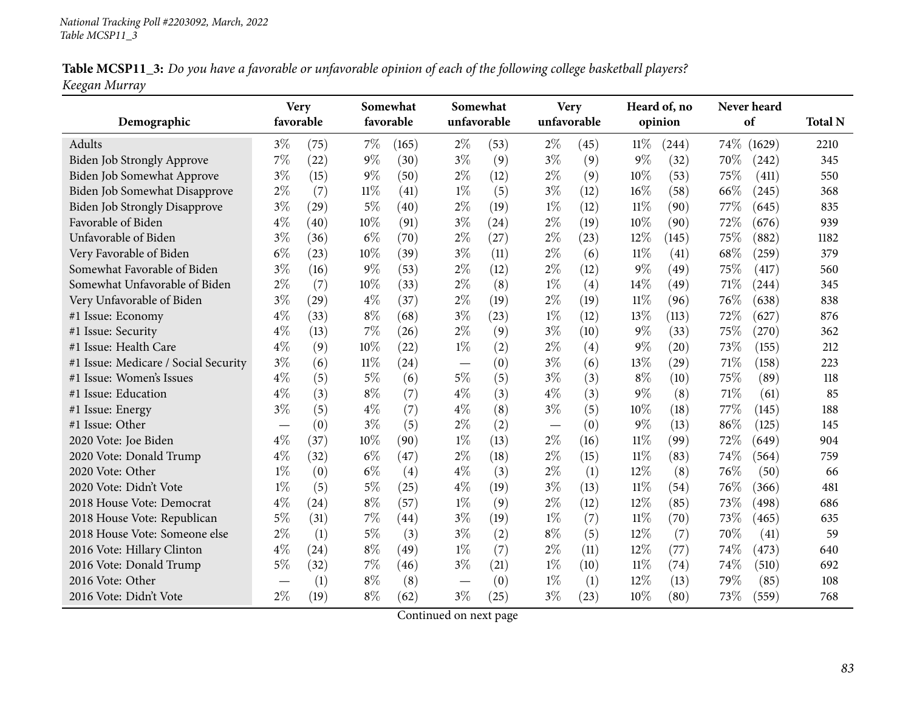National Tracking Poll #2203092, March, 2022
Table MCSP11_3

**Table MCSP11_3:** *Do you have a favorable or unfavorable opinion of each of the following college basketball players? Keegan Murray*

| Demographic | Very favorable | | Somewhat favorable | | Somewhat unfavorable | | Very unfavorable | | Heard of, no opinion | | Never heard of | | Total N |
|---|---|---|---|---|---|---|---|---|---|---|---|---|---|
| Adults | 3% | (75) | 7% | (165) | 2% | (53) | 2% | (45) | 11% | (244) | 74% | (1629) | 2210 |
| Biden Job Strongly Approve | 7% | (22) | 9% | (30) | 3% | (9) | 3% | (9) | 9% | (32) | 70% | (242) | 345 |
| Biden Job Somewhat Approve | 3% | (15) | 9% | (50) | 2% | (12) | 2% | (9) | 10% | (53) | 75% | (411) | 550 |
| Biden Job Somewhat Disapprove | 2% | (7) | 11% | (41) | 1% | (5) | 3% | (12) | 16% | (58) | 66% | (245) | 368 |
| Biden Job Strongly Disapprove | 3% | (29) | 5% | (40) | 2% | (19) | 1% | (12) | 11% | (90) | 77% | (645) | 835 |
| Favorable of Biden | 4% | (40) | 10% | (91) | 3% | (24) | 2% | (19) | 10% | (90) | 72% | (676) | 939 |
| Unfavorable of Biden | 3% | (36) | 6% | (70) | 2% | (27) | 2% | (23) | 12% | (145) | 75% | (882) | 1182 |
| Very Favorable of Biden | 6% | (23) | 10% | (39) | 3% | (11) | 2% | (6) | 11% | (41) | 68% | (259) | 379 |
| Somewhat Favorable of Biden | 3% | (16) | 9% | (53) | 2% | (12) | 2% | (12) | 9% | (49) | 75% | (417) | 560 |
| Somewhat Unfavorable of Biden | 2% | (7) | 10% | (33) | 2% | (8) | 1% | (4) | 14% | (49) | 71% | (244) | 345 |
| Very Unfavorable of Biden | 3% | (29) | 4% | (37) | 2% | (19) | 2% | (19) | 11% | (96) | 76% | (638) | 838 |
| #1 Issue: Economy | 4% | (33) | 8% | (68) | 3% | (23) | 1% | (12) | 13% | (113) | 72% | (627) | 876 |
| #1 Issue: Security | 4% | (13) | 7% | (26) | 2% | (9) | 3% | (10) | 9% | (33) | 75% | (270) | 362 |
| #1 Issue: Health Care | 4% | (9) | 10% | (22) | 1% | (2) | 2% | (4) | 9% | (20) | 73% | (155) | 212 |
| #1 Issue: Medicare / Social Security | 3% | (6) | 11% | (24) | — | (0) | 3% | (6) | 13% | (29) | 71% | (158) | 223 |
| #1 Issue: Women's Issues | 4% | (5) | 5% | (6) | 5% | (5) | 3% | (3) | 8% | (10) | 75% | (89) | 118 |
| #1 Issue: Education | 4% | (3) | 8% | (7) | 4% | (3) | 4% | (3) | 9% | (8) | 71% | (61) | 85 |
| #1 Issue: Energy | 3% | (5) | 4% | (7) | 4% | (8) | 3% | (5) | 10% | (18) | 77% | (145) | 188 |
| #1 Issue: Other | — | (0) | 3% | (5) | 2% | (2) | — | (0) | 9% | (13) | 86% | (125) | 145 |
| 2020 Vote: Joe Biden | 4% | (37) | 10% | (90) | 1% | (13) | 2% | (16) | 11% | (99) | 72% | (649) | 904 |
| 2020 Vote: Donald Trump | 4% | (32) | 6% | (47) | 2% | (18) | 2% | (15) | 11% | (83) | 74% | (564) | 759 |
| 2020 Vote: Other | 1% | (0) | 6% | (4) | 4% | (3) | 2% | (1) | 12% | (8) | 76% | (50) | 66 |
| 2020 Vote: Didn't Vote | 1% | (5) | 5% | (25) | 4% | (19) | 3% | (13) | 11% | (54) | 76% | (366) | 481 |
| 2018 House Vote: Democrat | 4% | (24) | 8% | (57) | 1% | (9) | 2% | (12) | 12% | (85) | 73% | (498) | 686 |
| 2018 House Vote: Republican | 5% | (31) | 7% | (44) | 3% | (19) | 1% | (7) | 11% | (70) | 73% | (465) | 635 |
| 2018 House Vote: Someone else | 2% | (1) | 5% | (3) | 3% | (2) | 8% | (5) | 12% | (7) | 70% | (41) | 59 |
| 2016 Vote: Hillary Clinton | 4% | (24) | 8% | (49) | 1% | (7) | 2% | (11) | 12% | (77) | 74% | (473) | 640 |
| 2016 Vote: Donald Trump | 5% | (32) | 7% | (46) | 3% | (21) | 1% | (10) | 11% | (74) | 74% | (510) | 692 |
| 2016 Vote: Other | — | (1) | 8% | (8) | — | (0) | 1% | (1) | 12% | (13) | 79% | (85) | 108 |
| 2016 Vote: Didn't Vote | 2% | (19) | 8% | (62) | 3% | (25) | 3% | (23) | 10% | (80) | 73% | (559) | 768 |

Continued on next page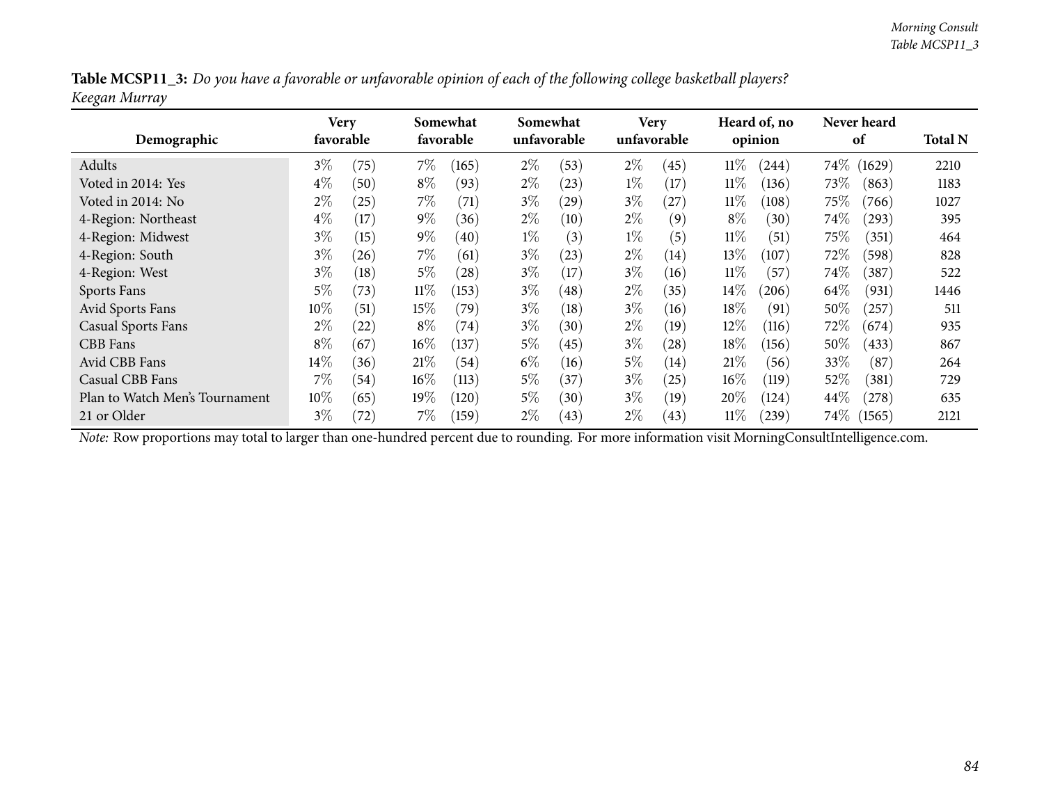**Table MCSP11_3:** *Do you have a favorable or unfavorable opinion of each of the following college basketball players?*
*Keegan Murray*

| Demographic | Very favorable | | Somewhat favorable | | Somewhat unfavorable | | Very unfavorable | | Heard of, no opinion | | Never heard of | | Total N |
|---|---|---|---|---|---|---|---|---|---|---|---|---|---|
| Adults | 3% | (75) | 7% | (165) | 2% | (53) | 2% | (45) | 11% | (244) | 74% | (1629) | 2210 |
| Voted in 2014: Yes | 4% | (50) | 8% | (93) | 2% | (23) | 1% | (17) | 11% | (136) | 73% | (863) | 1183 |
| Voted in 2014: No | 2% | (25) | 7% | (71) | 3% | (29) | 3% | (27) | 11% | (108) | 75% | (766) | 1027 |
| 4-Region: Northeast | 4% | (17) | 9% | (36) | 2% | (10) | 2% | (9) | 8% | (30) | 74% | (293) | 395 |
| 4-Region: Midwest | 3% | (15) | 9% | (40) | 1% | (3) | 1% | (5) | 11% | (51) | 75% | (351) | 464 |
| 4-Region: South | 3% | (26) | 7% | (61) | 3% | (23) | 2% | (14) | 13% | (107) | 72% | (598) | 828 |
| 4-Region: West | 3% | (18) | 5% | (28) | 3% | (17) | 3% | (16) | 11% | (57) | 74% | (387) | 522 |
| Sports Fans | 5% | (73) | 11% | (153) | 3% | (48) | 2% | (35) | 14% | (206) | 64% | (931) | 1446 |
| Avid Sports Fans | 10% | (51) | 15% | (79) | 3% | (18) | 3% | (16) | 18% | (91) | 50% | (257) | 511 |
| Casual Sports Fans | 2% | (22) | 8% | (74) | 3% | (30) | 2% | (19) | 12% | (116) | 72% | (674) | 935 |
| CBB Fans | 8% | (67) | 16% | (137) | 5% | (45) | 3% | (28) | 18% | (156) | 50% | (433) | 867 |
| Avid CBB Fans | 14% | (36) | 21% | (54) | 6% | (16) | 5% | (14) | 21% | (56) | 33% | (87) | 264 |
| Casual CBB Fans | 7% | (54) | 16% | (113) | 5% | (37) | 3% | (25) | 16% | (119) | 52% | (381) | 729 |
| Plan to Watch Men's Tournament | 10% | (65) | 19% | (120) | 5% | (30) | 3% | (19) | 20% | (124) | 44% | (278) | 635 |
| 21 or Older | 3% | (72) | 7% | (159) | 2% | (43) | 2% | (43) | 11% | (239) | 74% | (1565) | 2121 |

*Note:* Row proportions may total to larger than one-hundred percent due to rounding. For more information visit MorningConsultIntelligence.com.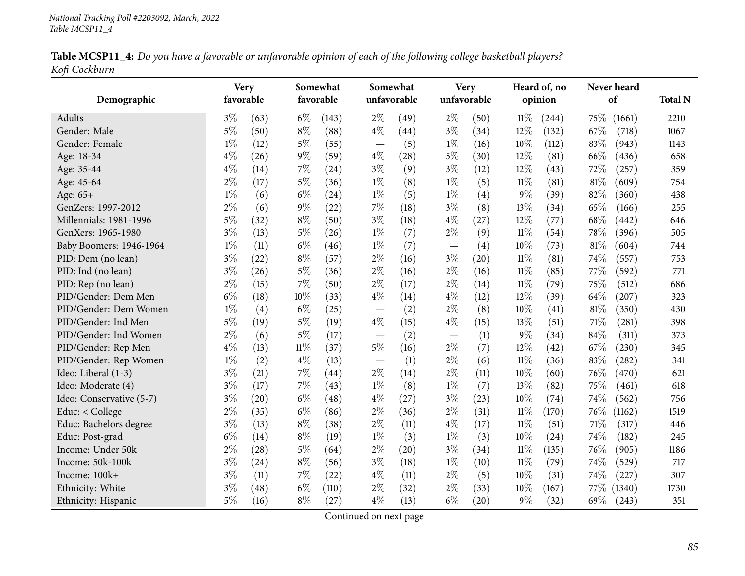**Table MCSP11_4:** *Do you have a favorable or unfavorable opinion of each of the following college basketball players?*
*Kofi Cockburn*

| Demographic | Very favorable | | Somewhat favorable | | Somewhat unfavorable | | Very unfavorable | | Heard of, no opinion | | Never heard of | | Total N |
|---|---|---|---|---|---|---|---|---|---|---|---|---|---|
| Adults | 3% | (63) | 6% | (143) | 2% | (49) | 2% | (50) | 11% | (244) | 75% | (1661) | 2210 |
| Gender: Male | 5% | (50) | 8% | (88) | 4% | (44) | 3% | (34) | 12% | (132) | 67% | (718) | 1067 |
| Gender: Female | 1% | (12) | 5% | (55) | — | (5) | 1% | (16) | 10% | (112) | 83% | (943) | 1143 |
| Age: 18-34 | 4% | (26) | 9% | (59) | 4% | (28) | 5% | (30) | 12% | (81) | 66% | (436) | 658 |
| Age: 35-44 | 4% | (14) | 7% | (24) | 3% | (9) | 3% | (12) | 12% | (43) | 72% | (257) | 359 |
| Age: 45-64 | 2% | (17) | 5% | (36) | 1% | (8) | 1% | (5) | 11% | (81) | 81% | (609) | 754 |
| Age: 65+ | 1% | (6) | 6% | (24) | 1% | (5) | 1% | (4) | 9% | (39) | 82% | (360) | 438 |
| GenZers: 1997-2012 | 2% | (6) | 9% | (22) | 7% | (18) | 3% | (8) | 13% | (34) | 65% | (166) | 255 |
| Millennials: 1981-1996 | 5% | (32) | 8% | (50) | 3% | (18) | 4% | (27) | 12% | (77) | 68% | (442) | 646 |
| GenXers: 1965-1980 | 3% | (13) | 5% | (26) | 1% | (7) | 2% | (9) | 11% | (54) | 78% | (396) | 505 |
| Baby Boomers: 1946-1964 | 1% | (11) | 6% | (46) | 1% | (7) | — | (4) | 10% | (73) | 81% | (604) | 744 |
| PID: Dem (no lean) | 3% | (22) | 8% | (57) | 2% | (16) | 3% | (20) | 11% | (81) | 74% | (557) | 753 |
| PID: Ind (no lean) | 3% | (26) | 5% | (36) | 2% | (16) | 2% | (16) | 11% | (85) | 77% | (592) | 771 |
| PID: Rep (no lean) | 2% | (15) | 7% | (50) | 2% | (17) | 2% | (14) | 11% | (79) | 75% | (512) | 686 |
| PID/Gender: Dem Men | 6% | (18) | 10% | (33) | 4% | (14) | 4% | (12) | 12% | (39) | 64% | (207) | 323 |
| PID/Gender: Dem Women | 1% | (4) | 6% | (25) | — | (2) | 2% | (8) | 10% | (41) | 81% | (350) | 430 |
| PID/Gender: Ind Men | 5% | (19) | 5% | (19) | 4% | (15) | 4% | (15) | 13% | (51) | 71% | (281) | 398 |
| PID/Gender: Ind Women | 2% | (6) | 5% | (17) | — | (2) | — | (1) | 9% | (34) | 84% | (311) | 373 |
| PID/Gender: Rep Men | 4% | (13) | 11% | (37) | 5% | (16) | 2% | (7) | 12% | (42) | 67% | (230) | 345 |
| PID/Gender: Rep Women | 1% | (2) | 4% | (13) | — | (1) | 2% | (6) | 11% | (36) | 83% | (282) | 341 |
| Ideo: Liberal (1-3) | 3% | (21) | 7% | (44) | 2% | (14) | 2% | (11) | 10% | (60) | 76% | (470) | 621 |
| Ideo: Moderate (4) | 3% | (17) | 7% | (43) | 1% | (8) | 1% | (7) | 13% | (82) | 75% | (461) | 618 |
| Ideo: Conservative (5-7) | 3% | (20) | 6% | (48) | 4% | (27) | 3% | (23) | 10% | (74) | 74% | (562) | 756 |
| Educ: < College | 2% | (35) | 6% | (86) | 2% | (36) | 2% | (31) | 11% | (170) | 76% | (1162) | 1519 |
| Educ: Bachelors degree | 3% | (13) | 8% | (38) | 2% | (11) | 4% | (17) | 11% | (51) | 71% | (317) | 446 |
| Educ: Post-grad | 6% | (14) | 8% | (19) | 1% | (3) | 1% | (3) | 10% | (24) | 74% | (182) | 245 |
| Income: Under 50k | 2% | (28) | 5% | (64) | 2% | (20) | 3% | (34) | 11% | (135) | 76% | (905) | 1186 |
| Income: 50k-100k | 3% | (24) | 8% | (56) | 3% | (18) | 1% | (10) | 11% | (79) | 74% | (529) | 717 |
| Income: 100k+ | 3% | (11) | 7% | (22) | 4% | (11) | 2% | (5) | 10% | (31) | 74% | (227) | 307 |
| Ethnicity: White | 3% | (48) | 6% | (110) | 2% | (32) | 2% | (33) | 10% | (167) | 77% | (1340) | 1730 |
| Ethnicity: Hispanic | 5% | (16) | 8% | (27) | 4% | (13) | 6% | (20) | 9% | (32) | 69% | (243) | 351 |

Continued on next page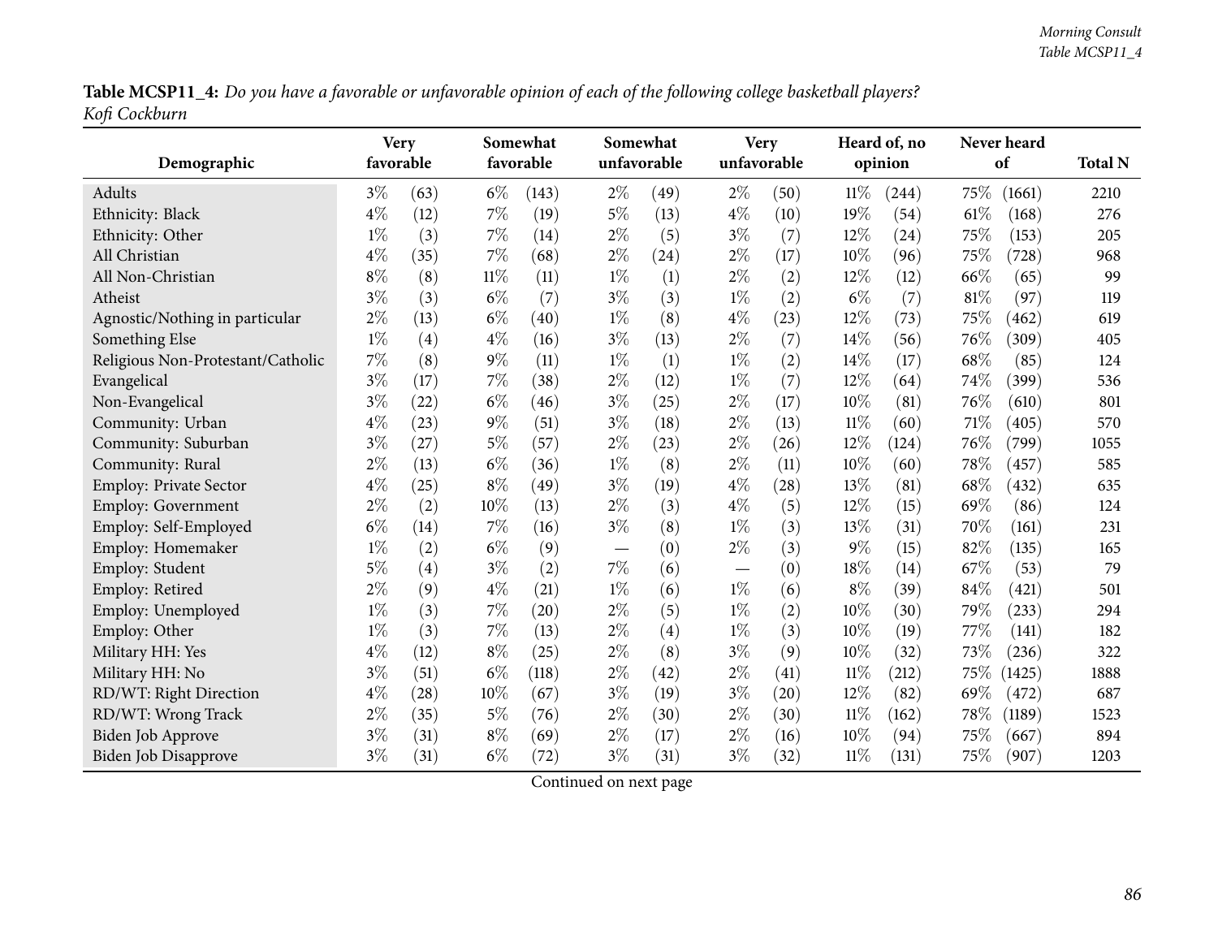**Table MCSP11_4:** *Do you have a favorable or unfavorable opinion of each of the following college basketball players? Kofi Cockburn*

| Demographic | Very favorable | | Somewhat favorable | | Somewhat unfavorable | | Very unfavorable | | Heard of, no opinion | | Never heard of | | Total N |
|---|---|---|---|---|---|---|---|---|---|---|---|---|---|
| Adults | 3% | (63) | 6% | (143) | 2% | (49) | 2% | (50) | 11% | (244) | 75% | (1661) | 2210 |
| Ethnicity: Black | 4% | (12) | 7% | (19) | 5% | (13) | 4% | (10) | 19% | (54) | 61% | (168) | 276 |
| Ethnicity: Other | 1% | (3) | 7% | (14) | 2% | (5) | 3% | (7) | 12% | (24) | 75% | (153) | 205 |
| All Christian | 4% | (35) | 7% | (68) | 2% | (24) | 2% | (17) | 10% | (96) | 75% | (728) | 968 |
| All Non-Christian | 8% | (8) | 11% | (11) | 1% | (1) | 2% | (2) | 12% | (12) | 66% | (65) | 99 |
| Atheist | 3% | (3) | 6% | (7) | 3% | (3) | 1% | (2) | 6% | (7) | 81% | (97) | 119 |
| Agnostic/Nothing in particular | 2% | (13) | 6% | (40) | 1% | (8) | 4% | (23) | 12% | (73) | 75% | (462) | 619 |
| Something Else | 1% | (4) | 4% | (16) | 3% | (13) | 2% | (7) | 14% | (56) | 76% | (309) | 405 |
| Religious Non-Protestant/Catholic | 7% | (8) | 9% | (11) | 1% | (1) | 1% | (2) | 14% | (17) | 68% | (85) | 124 |
| Evangelical | 3% | (17) | 7% | (38) | 2% | (12) | 1% | (7) | 12% | (64) | 74% | (399) | 536 |
| Non-Evangelical | 3% | (22) | 6% | (46) | 3% | (25) | 2% | (17) | 10% | (81) | 76% | (610) | 801 |
| Community: Urban | 4% | (23) | 9% | (51) | 3% | (18) | 2% | (13) | 11% | (60) | 71% | (405) | 570 |
| Community: Suburban | 3% | (27) | 5% | (57) | 2% | (23) | 2% | (26) | 12% | (124) | 76% | (799) | 1055 |
| Community: Rural | 2% | (13) | 6% | (36) | 1% | (8) | 2% | (11) | 10% | (60) | 78% | (457) | 585 |
| Employ: Private Sector | 4% | (25) | 8% | (49) | 3% | (19) | 4% | (28) | 13% | (81) | 68% | (432) | 635 |
| Employ: Government | 2% | (2) | 10% | (13) | 2% | (3) | 4% | (5) | 12% | (15) | 69% | (86) | 124 |
| Employ: Self-Employed | 6% | (14) | 7% | (16) | 3% | (8) | 1% | (3) | 13% | (31) | 70% | (161) | 231 |
| Employ: Homemaker | 1% | (2) | 6% | (9) | — | (0) | 2% | (3) | 9% | (15) | 82% | (135) | 165 |
| Employ: Student | 5% | (4) | 3% | (2) | 7% | (6) | — | (0) | 18% | (14) | 67% | (53) | 79 |
| Employ: Retired | 2% | (9) | 4% | (21) | 1% | (6) | 1% | (6) | 8% | (39) | 84% | (421) | 501 |
| Employ: Unemployed | 1% | (3) | 7% | (20) | 2% | (5) | 1% | (2) | 10% | (30) | 79% | (233) | 294 |
| Employ: Other | 1% | (3) | 7% | (13) | 2% | (4) | 1% | (3) | 10% | (19) | 77% | (141) | 182 |
| Military HH: Yes | 4% | (12) | 8% | (25) | 2% | (8) | 3% | (9) | 10% | (32) | 73% | (236) | 322 |
| Military HH: No | 3% | (51) | 6% | (118) | 2% | (42) | 2% | (41) | 11% | (212) | 75% | (1425) | 1888 |
| RD/WT: Right Direction | 4% | (28) | 10% | (67) | 3% | (19) | 3% | (20) | 12% | (82) | 69% | (472) | 687 |
| RD/WT: Wrong Track | 2% | (35) | 5% | (76) | 2% | (30) | 2% | (30) | 11% | (162) | 78% | (1189) | 1523 |
| Biden Job Approve | 3% | (31) | 8% | (69) | 2% | (17) | 2% | (16) | 10% | (94) | 75% | (667) | 894 |
| Biden Job Disapprove | 3% | (31) | 6% | (72) | 3% | (31) | 3% | (32) | 11% | (131) | 75% | (907) | 1203 |

Continued on next page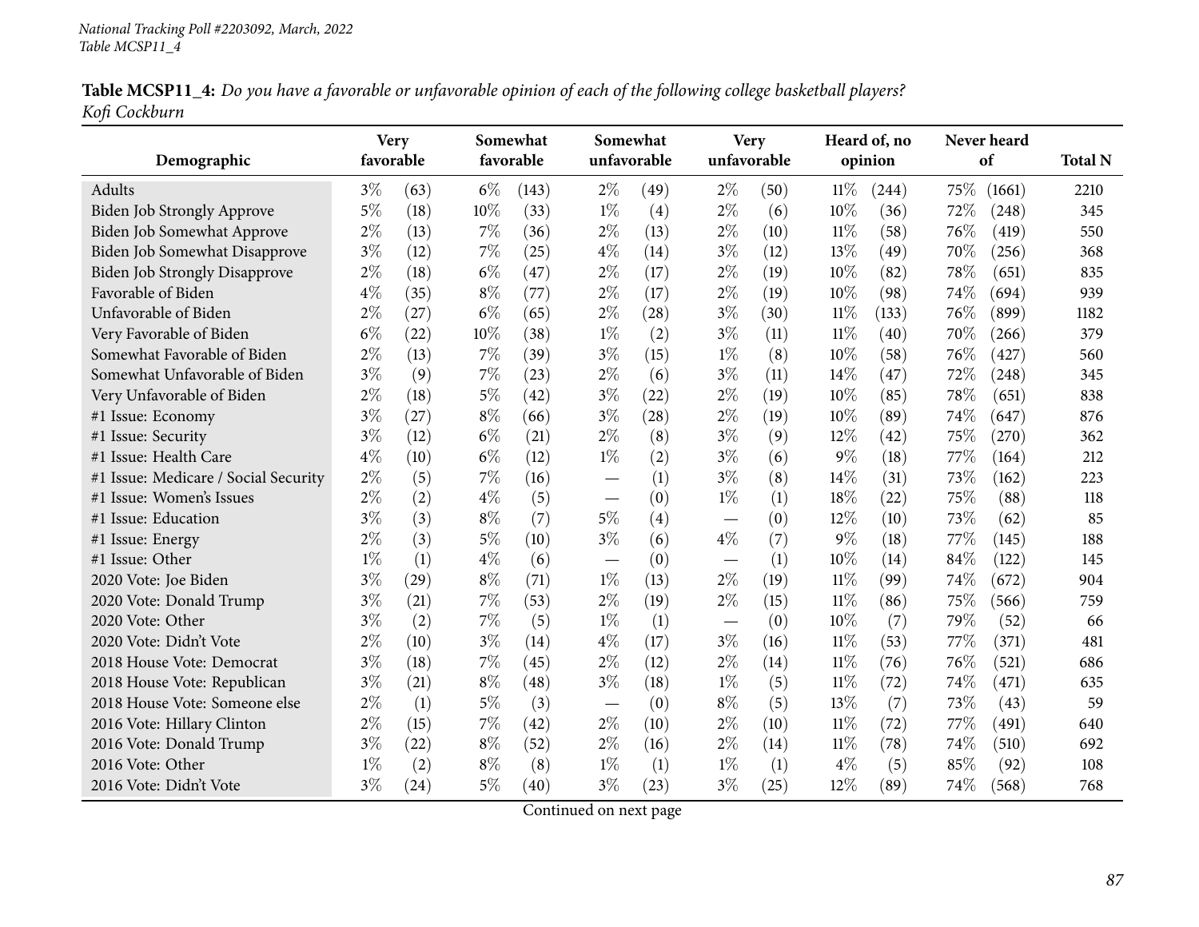National Tracking Poll #2203092, March, 2022
Table MCSP11_4

**Table MCSP11_4:** *Do you have a favorable or unfavorable opinion of each of the following college basketball players? Kofi Cockburn*

| Demographic | Very favorable | | Somewhat favorable | | Somewhat unfavorable | | Very unfavorable | | Heard of, no opinion | | Never heard of | | Total N |
|---|---|---|---|---|---|---|---|---|---|---|---|---|---|
| Adults | 3% | (63) | 6% | (143) | 2% | (49) | 2% | (50) | 11% | (244) | 75% | (1661) | 2210 |
| Biden Job Strongly Approve | 5% | (18) | 10% | (33) | 1% | (4) | 2% | (6) | 10% | (36) | 72% | (248) | 345 |
| Biden Job Somewhat Approve | 2% | (13) | 7% | (36) | 2% | (13) | 2% | (10) | 11% | (58) | 76% | (419) | 550 |
| Biden Job Somewhat Disapprove | 3% | (12) | 7% | (25) | 4% | (14) | 3% | (12) | 13% | (49) | 70% | (256) | 368 |
| Biden Job Strongly Disapprove | 2% | (18) | 6% | (47) | 2% | (17) | 2% | (19) | 10% | (82) | 78% | (651) | 835 |
| Favorable of Biden | 4% | (35) | 8% | (77) | 2% | (17) | 2% | (19) | 10% | (98) | 74% | (694) | 939 |
| Unfavorable of Biden | 2% | (27) | 6% | (65) | 2% | (28) | 3% | (30) | 11% | (133) | 76% | (899) | 1182 |
| Very Favorable of Biden | 6% | (22) | 10% | (38) | 1% | (2) | 3% | (11) | 11% | (40) | 70% | (266) | 379 |
| Somewhat Favorable of Biden | 2% | (13) | 7% | (39) | 3% | (15) | 1% | (8) | 10% | (58) | 76% | (427) | 560 |
| Somewhat Unfavorable of Biden | 3% | (9) | 7% | (23) | 2% | (6) | 3% | (11) | 14% | (47) | 72% | (248) | 345 |
| Very Unfavorable of Biden | 2% | (18) | 5% | (42) | 3% | (22) | 2% | (19) | 10% | (85) | 78% | (651) | 838 |
| #1 Issue: Economy | 3% | (27) | 8% | (66) | 3% | (28) | 2% | (19) | 10% | (89) | 74% | (647) | 876 |
| #1 Issue: Security | 3% | (12) | 6% | (21) | 2% | (8) | 3% | (9) | 12% | (42) | 75% | (270) | 362 |
| #1 Issue: Health Care | 4% | (10) | 6% | (12) | 1% | (2) | 3% | (6) | 9% | (18) | 77% | (164) | 212 |
| #1 Issue: Medicare / Social Security | 2% | (5) | 7% | (16) | — | (1) | 3% | (8) | 14% | (31) | 73% | (162) | 223 |
| #1 Issue: Women's Issues | 2% | (2) | 4% | (5) | — | (0) | 1% | (1) | 18% | (22) | 75% | (88) | 118 |
| #1 Issue: Education | 3% | (3) | 8% | (7) | 5% | (4) | — | (0) | 12% | (10) | 73% | (62) | 85 |
| #1 Issue: Energy | 2% | (3) | 5% | (10) | 3% | (6) | 4% | (7) | 9% | (18) | 77% | (145) | 188 |
| #1 Issue: Other | 1% | (1) | 4% | (6) | — | (0) | — | (1) | 10% | (14) | 84% | (122) | 145 |
| 2020 Vote: Joe Biden | 3% | (29) | 8% | (71) | 1% | (13) | 2% | (19) | 11% | (99) | 74% | (672) | 904 |
| 2020 Vote: Donald Trump | 3% | (21) | 7% | (53) | 2% | (19) | 2% | (15) | 11% | (86) | 75% | (566) | 759 |
| 2020 Vote: Other | 3% | (2) | 7% | (5) | 1% | (1) | — | (0) | 10% | (7) | 79% | (52) | 66 |
| 2020 Vote: Didn't Vote | 2% | (10) | 3% | (14) | 4% | (17) | 3% | (16) | 11% | (53) | 77% | (371) | 481 |
| 2018 House Vote: Democrat | 3% | (18) | 7% | (45) | 2% | (12) | 2% | (14) | 11% | (76) | 76% | (521) | 686 |
| 2018 House Vote: Republican | 3% | (21) | 8% | (48) | 3% | (18) | 1% | (5) | 11% | (72) | 74% | (471) | 635 |
| 2018 House Vote: Someone else | 2% | (1) | 5% | (3) | — | (0) | 8% | (5) | 13% | (7) | 73% | (43) | 59 |
| 2016 Vote: Hillary Clinton | 2% | (15) | 7% | (42) | 2% | (10) | 2% | (10) | 11% | (72) | 77% | (491) | 640 |
| 2016 Vote: Donald Trump | 3% | (22) | 8% | (52) | 2% | (16) | 2% | (14) | 11% | (78) | 74% | (510) | 692 |
| 2016 Vote: Other | 1% | (2) | 8% | (8) | 1% | (1) | 1% | (1) | 4% | (5) | 85% | (92) | 108 |
| 2016 Vote: Didn't Vote | 3% | (24) | 5% | (40) | 3% | (23) | 3% | (25) | 12% | (89) | 74% | (568) | 768 |

Continued on next page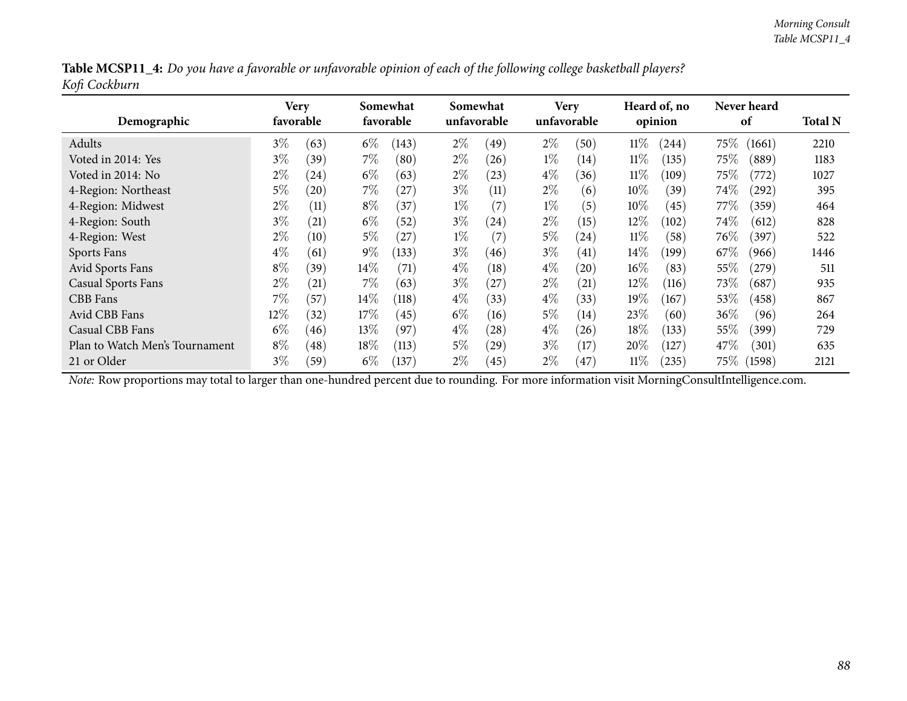**Table MCSP11_4:** *Do you have a favorable or unfavorable opinion of each of the following college basketball players?*
*Kofi Cockburn*

| Demographic | Very favorable | | Somewhat favorable | | Somewhat unfavorable | | Very unfavorable | | Heard of, no opinion | | Never heard of | | Total N |
|---|---|---|---|---|---|---|---|---|---|---|---|---|---|
| Adults | 3% | (63) | 6% | (143) | 2% | (49) | 2% | (50) | 11% | (244) | 75% | (1661) | 2210 |
| Voted in 2014: Yes | 3% | (39) | 7% | (80) | 2% | (26) | 1% | (14) | 11% | (135) | 75% | (889) | 1183 |
| Voted in 2014: No | 2% | (24) | 6% | (63) | 2% | (23) | 4% | (36) | 11% | (109) | 75% | (772) | 1027 |
| 4-Region: Northeast | 5% | (20) | 7% | (27) | 3% | (11) | 2% | (6) | 10% | (39) | 74% | (292) | 395 |
| 4-Region: Midwest | 2% | (11) | 8% | (37) | 1% | (7) | 1% | (5) | 10% | (45) | 77% | (359) | 464 |
| 4-Region: South | 3% | (21) | 6% | (52) | 3% | (24) | 2% | (15) | 12% | (102) | 74% | (612) | 828 |
| 4-Region: West | 2% | (10) | 5% | (27) | 1% | (7) | 5% | (24) | 11% | (58) | 76% | (397) | 522 |
| Sports Fans | 4% | (61) | 9% | (133) | 3% | (46) | 3% | (41) | 14% | (199) | 67% | (966) | 1446 |
| Avid Sports Fans | 8% | (39) | 14% | (71) | 4% | (18) | 4% | (20) | 16% | (83) | 55% | (279) | 511 |
| Casual Sports Fans | 2% | (21) | 7% | (63) | 3% | (27) | 2% | (21) | 12% | (116) | 73% | (687) | 935 |
| CBB Fans | 7% | (57) | 14% | (118) | 4% | (33) | 4% | (33) | 19% | (167) | 53% | (458) | 867 |
| Avid CBB Fans | 12% | (32) | 17% | (45) | 6% | (16) | 5% | (14) | 23% | (60) | 36% | (96) | 264 |
| Casual CBB Fans | 6% | (46) | 13% | (97) | 4% | (28) | 4% | (26) | 18% | (133) | 55% | (399) | 729 |
| Plan to Watch Men's Tournament | 8% | (48) | 18% | (113) | 5% | (29) | 3% | (17) | 20% | (127) | 47% | (301) | 635 |
| 21 or Older | 3% | (59) | 6% | (137) | 2% | (45) | 2% | (47) | 11% | (235) | 75% | (1598) | 2121 |

*Note:* Row proportions may total to larger than one-hundred percent due to rounding. For more information visit MorningConsultIntelligence.com.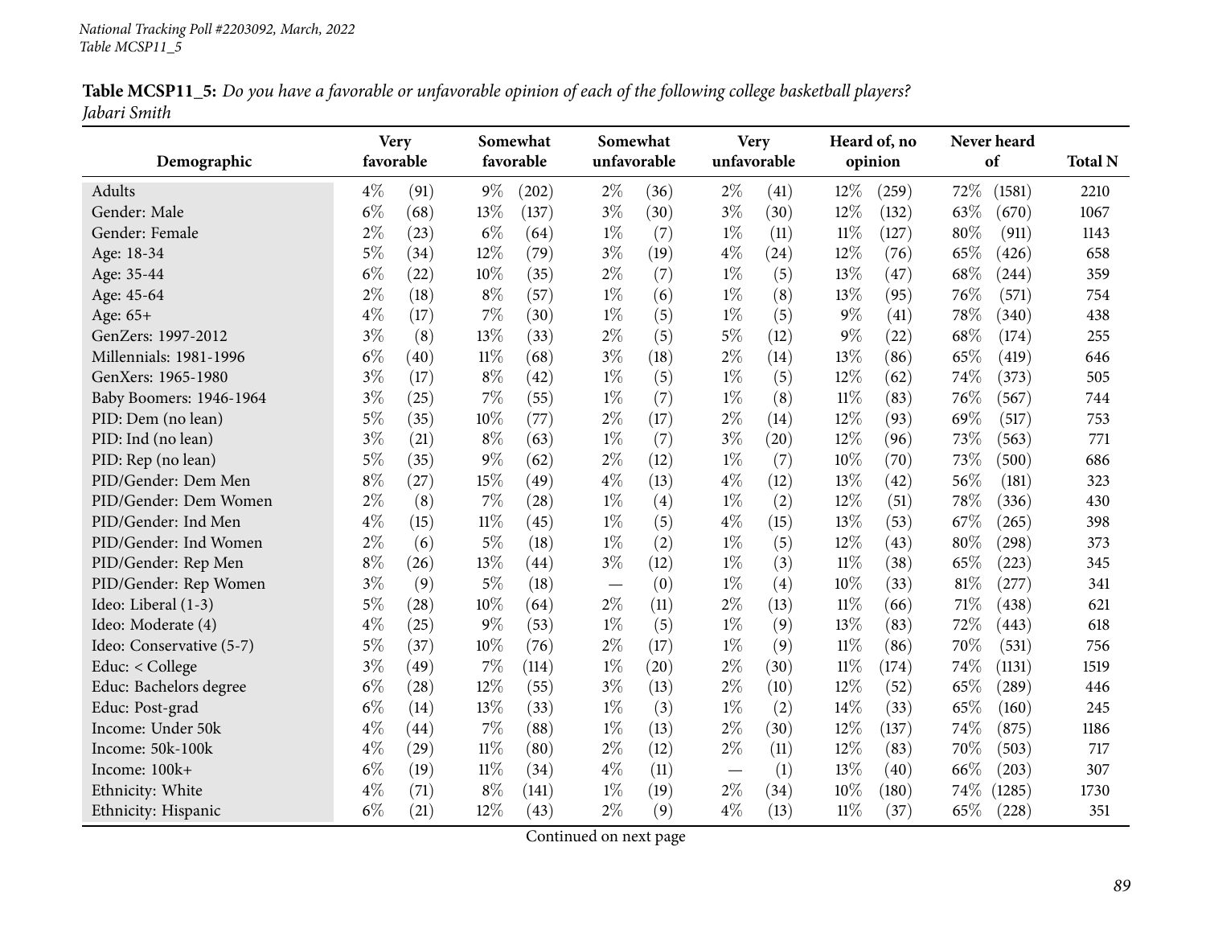National Tracking Poll #2203092, March, 2022
Table MCSP11_5

**Table MCSP11_5:** *Do you have a favorable or unfavorable opinion of each of the following college basketball players?*
*Jabari Smith*

| Demographic | Very favorable | | Somewhat favorable | | Somewhat unfavorable | | Very unfavorable | | Heard of, no opinion | | Never heard of | | Total N |
|---|---|---|---|---|---|---|---|---|---|---|---|---|---|
| Adults | 4% | (91) | 9% | (202) | 2% | (36) | 2% | (41) | 12% | (259) | 72% | (1581) | 2210 |
| Gender: Male | 6% | (68) | 13% | (137) | 3% | (30) | 3% | (30) | 12% | (132) | 63% | (670) | 1067 |
| Gender: Female | 2% | (23) | 6% | (64) | 1% | (7) | 1% | (11) | 11% | (127) | 80% | (911) | 1143 |
| Age: 18-34 | 5% | (34) | 12% | (79) | 3% | (19) | 4% | (24) | 12% | (76) | 65% | (426) | 658 |
| Age: 35-44 | 6% | (22) | 10% | (35) | 2% | (7) | 1% | (5) | 13% | (47) | 68% | (244) | 359 |
| Age: 45-64 | 2% | (18) | 8% | (57) | 1% | (6) | 1% | (8) | 13% | (95) | 76% | (571) | 754 |
| Age: 65+ | 4% | (17) | 7% | (30) | 1% | (5) | 1% | (5) | 9% | (41) | 78% | (340) | 438 |
| GenZers: 1997-2012 | 3% | (8) | 13% | (33) | 2% | (5) | 5% | (12) | 9% | (22) | 68% | (174) | 255 |
| Millennials: 1981-1996 | 6% | (40) | 11% | (68) | 3% | (18) | 2% | (14) | 13% | (86) | 65% | (419) | 646 |
| GenXers: 1965-1980 | 3% | (17) | 8% | (42) | 1% | (5) | 1% | (5) | 12% | (62) | 74% | (373) | 505 |
| Baby Boomers: 1946-1964 | 3% | (25) | 7% | (55) | 1% | (7) | 1% | (8) | 11% | (83) | 76% | (567) | 744 |
| PID: Dem (no lean) | 5% | (35) | 10% | (77) | 2% | (17) | 2% | (14) | 12% | (93) | 69% | (517) | 753 |
| PID: Ind (no lean) | 3% | (21) | 8% | (63) | 1% | (7) | 3% | (20) | 12% | (96) | 73% | (563) | 771 |
| PID: Rep (no lean) | 5% | (35) | 9% | (62) | 2% | (12) | 1% | (7) | 10% | (70) | 73% | (500) | 686 |
| PID/Gender: Dem Men | 8% | (27) | 15% | (49) | 4% | (13) | 4% | (12) | 13% | (42) | 56% | (181) | 323 |
| PID/Gender: Dem Women | 2% | (8) | 7% | (28) | 1% | (4) | 1% | (2) | 12% | (51) | 78% | (336) | 430 |
| PID/Gender: Ind Men | 4% | (15) | 11% | (45) | 1% | (5) | 4% | (15) | 13% | (53) | 67% | (265) | 398 |
| PID/Gender: Ind Women | 2% | (6) | 5% | (18) | 1% | (2) | 1% | (5) | 12% | (43) | 80% | (298) | 373 |
| PID/Gender: Rep Men | 8% | (26) | 13% | (44) | 3% | (12) | 1% | (3) | 11% | (38) | 65% | (223) | 345 |
| PID/Gender: Rep Women | 3% | (9) | 5% | (18) | — | (0) | 1% | (4) | 10% | (33) | 81% | (277) | 341 |
| Ideo: Liberal (1-3) | 5% | (28) | 10% | (64) | 2% | (11) | 2% | (13) | 11% | (66) | 71% | (438) | 621 |
| Ideo: Moderate (4) | 4% | (25) | 9% | (53) | 1% | (5) | 1% | (9) | 13% | (83) | 72% | (443) | 618 |
| Ideo: Conservative (5-7) | 5% | (37) | 10% | (76) | 2% | (17) | 1% | (9) | 11% | (86) | 70% | (531) | 756 |
| Educ: < College | 3% | (49) | 7% | (114) | 1% | (20) | 2% | (30) | 11% | (174) | 74% | (1131) | 1519 |
| Educ: Bachelors degree | 6% | (28) | 12% | (55) | 3% | (13) | 2% | (10) | 12% | (52) | 65% | (289) | 446 |
| Educ: Post-grad | 6% | (14) | 13% | (33) | 1% | (3) | 1% | (2) | 14% | (33) | 65% | (160) | 245 |
| Income: Under 50k | 4% | (44) | 7% | (88) | 1% | (13) | 2% | (30) | 12% | (137) | 74% | (875) | 1186 |
| Income: 50k-100k | 4% | (29) | 11% | (80) | 2% | (12) | 2% | (11) | 12% | (83) | 70% | (503) | 717 |
| Income: 100k+ | 6% | (19) | 11% | (34) | 4% | (11) | — | (1) | 13% | (40) | 66% | (203) | 307 |
| Ethnicity: White | 4% | (71) | 8% | (141) | 1% | (19) | 2% | (34) | 10% | (180) | 74% | (1285) | 1730 |
| Ethnicity: Hispanic | 6% | (21) | 12% | (43) | 2% | (9) | 4% | (13) | 11% | (37) | 65% | (228) | 351 |

Continued on next page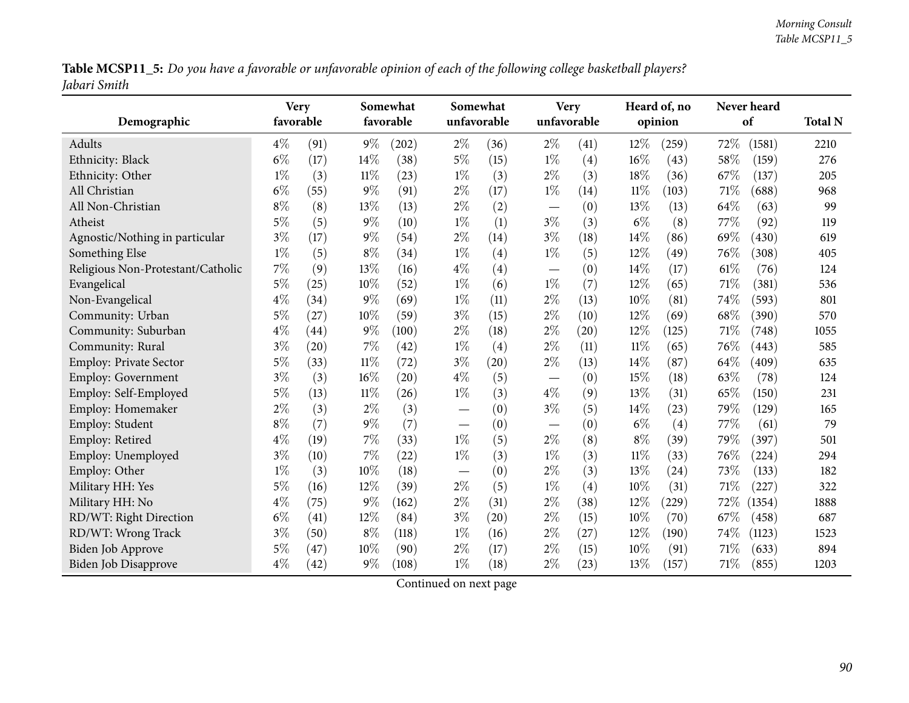**Table MCSP11_5:** *Do you have a favorable or unfavorable opinion of each of the following college basketball players?*
*Jabari Smith*

| Demographic | Very favorable | | Somewhat favorable | | Somewhat unfavorable | | Very unfavorable | | Heard of, no opinion | | Never heard of | | Total N |
|---|---|---|---|---|---|---|---|---|---|---|---|---|---|
| Adults | 4% | (91) | 9% | (202) | 2% | (36) | 2% | (41) | 12% | (259) | 72% | (1581) | 2210 |
| Ethnicity: Black | 6% | (17) | 14% | (38) | 5% | (15) | 1% | (4) | 16% | (43) | 58% | (159) | 276 |
| Ethnicity: Other | 1% | (3) | 11% | (23) | 1% | (3) | 2% | (3) | 18% | (36) | 67% | (137) | 205 |
| All Christian | 6% | (55) | 9% | (91) | 2% | (17) | 1% | (14) | 11% | (103) | 71% | (688) | 968 |
| All Non-Christian | 8% | (8) | 13% | (13) | 2% | (2) | — | (0) | 13% | (13) | 64% | (63) | 99 |
| Atheist | 5% | (5) | 9% | (10) | 1% | (1) | 3% | (3) | 6% | (8) | 77% | (92) | 119 |
| Agnostic/Nothing in particular | 3% | (17) | 9% | (54) | 2% | (14) | 3% | (18) | 14% | (86) | 69% | (430) | 619 |
| Something Else | 1% | (5) | 8% | (34) | 1% | (4) | 1% | (5) | 12% | (49) | 76% | (308) | 405 |
| Religious Non-Protestant/Catholic | 7% | (9) | 13% | (16) | 4% | (4) | — | (0) | 14% | (17) | 61% | (76) | 124 |
| Evangelical | 5% | (25) | 10% | (52) | 1% | (6) | 1% | (7) | 12% | (65) | 71% | (381) | 536 |
| Non-Evangelical | 4% | (34) | 9% | (69) | 1% | (11) | 2% | (13) | 10% | (81) | 74% | (593) | 801 |
| Community: Urban | 5% | (27) | 10% | (59) | 3% | (15) | 2% | (10) | 12% | (69) | 68% | (390) | 570 |
| Community: Suburban | 4% | (44) | 9% | (100) | 2% | (18) | 2% | (20) | 12% | (125) | 71% | (748) | 1055 |
| Community: Rural | 3% | (20) | 7% | (42) | 1% | (4) | 2% | (11) | 11% | (65) | 76% | (443) | 585 |
| Employ: Private Sector | 5% | (33) | 11% | (72) | 3% | (20) | 2% | (13) | 14% | (87) | 64% | (409) | 635 |
| Employ: Government | 3% | (3) | 16% | (20) | 4% | (5) | — | (0) | 15% | (18) | 63% | (78) | 124 |
| Employ: Self-Employed | 5% | (13) | 11% | (26) | 1% | (3) | 4% | (9) | 13% | (31) | 65% | (150) | 231 |
| Employ: Homemaker | 2% | (3) | 2% | (3) | — | (0) | 3% | (5) | 14% | (23) | 79% | (129) | 165 |
| Employ: Student | 8% | (7) | 9% | (7) | — | (0) | — | (0) | 6% | (4) | 77% | (61) | 79 |
| Employ: Retired | 4% | (19) | 7% | (33) | 1% | (5) | 2% | (8) | 8% | (39) | 79% | (397) | 501 |
| Employ: Unemployed | 3% | (10) | 7% | (22) | 1% | (3) | 1% | (3) | 11% | (33) | 76% | (224) | 294 |
| Employ: Other | 1% | (3) | 10% | (18) | — | (0) | 2% | (3) | 13% | (24) | 73% | (133) | 182 |
| Military HH: Yes | 5% | (16) | 12% | (39) | 2% | (5) | 1% | (4) | 10% | (31) | 71% | (227) | 322 |
| Military HH: No | 4% | (75) | 9% | (162) | 2% | (31) | 2% | (38) | 12% | (229) | 72% | (1354) | 1888 |
| RD/WT: Right Direction | 6% | (41) | 12% | (84) | 3% | (20) | 2% | (15) | 10% | (70) | 67% | (458) | 687 |
| RD/WT: Wrong Track | 3% | (50) | 8% | (118) | 1% | (16) | 2% | (27) | 12% | (190) | 74% | (1123) | 1523 |
| Biden Job Approve | 5% | (47) | 10% | (90) | 2% | (17) | 2% | (15) | 10% | (91) | 71% | (633) | 894 |
| Biden Job Disapprove | 4% | (42) | 9% | (108) | 1% | (18) | 2% | (23) | 13% | (157) | 71% | (855) | 1203 |

Continued on next page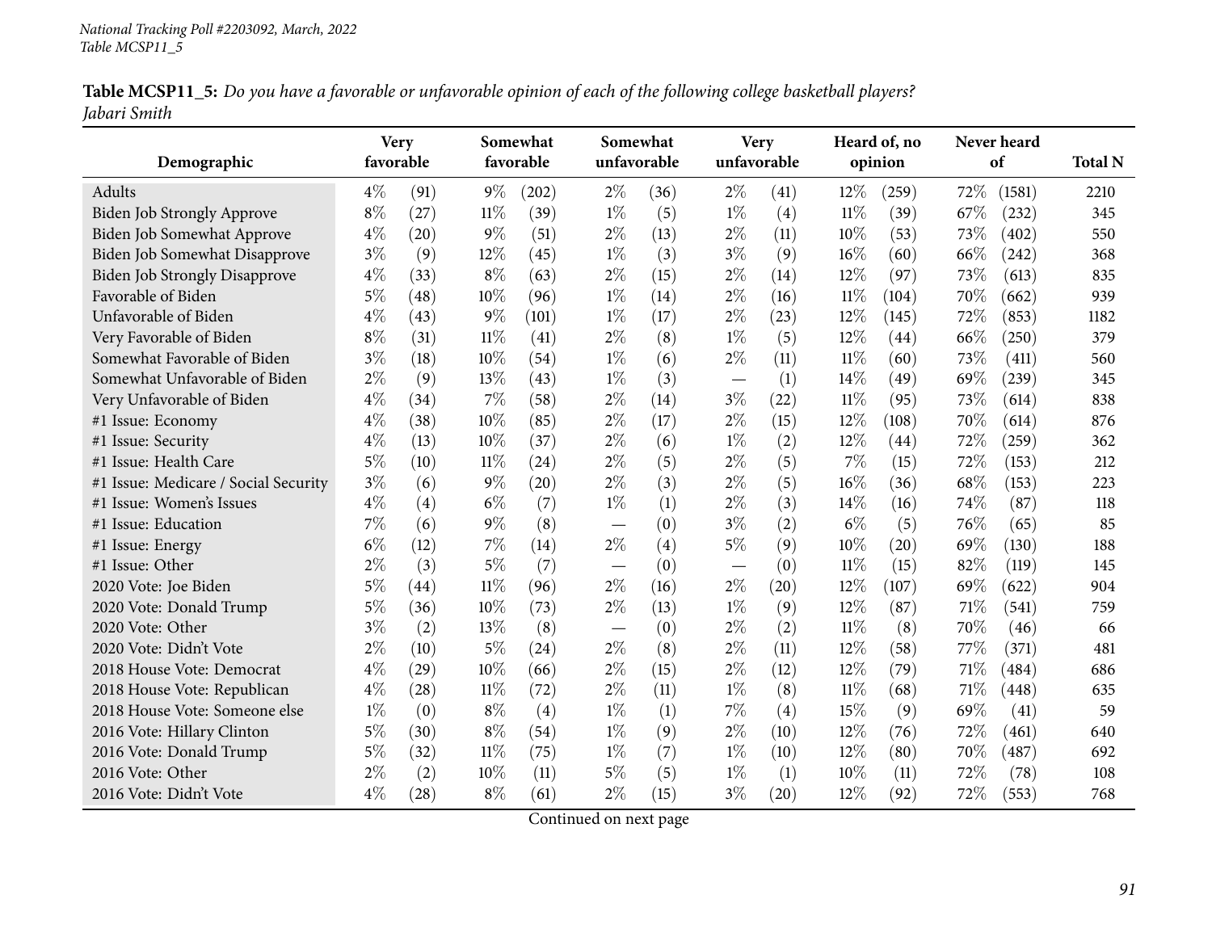**Table MCSP11_5:** *Do you have a favorable or unfavorable opinion of each of the following college basketball players? Jabari Smith*

| Demographic | Very favorable | | Somewhat favorable | | Somewhat unfavorable | | Very unfavorable | | Heard of, no opinion | | Never heard of | | Total N |
|---|---|---|---|---|---|---|---|---|---|---|---|---|---|
| Adults | 4% | (91) | 9% | (202) | 2% | (36) | 2% | (41) | 12% | (259) | 72% | (1581) | 2210 |
| Biden Job Strongly Approve | 8% | (27) | 11% | (39) | 1% | (5) | 1% | (4) | 11% | (39) | 67% | (232) | 345 |
| Biden Job Somewhat Approve | 4% | (20) | 9% | (51) | 2% | (13) | 2% | (11) | 10% | (53) | 73% | (402) | 550 |
| Biden Job Somewhat Disapprove | 3% | (9) | 12% | (45) | 1% | (3) | 3% | (9) | 16% | (60) | 66% | (242) | 368 |
| Biden Job Strongly Disapprove | 4% | (33) | 8% | (63) | 2% | (15) | 2% | (14) | 12% | (97) | 73% | (613) | 835 |
| Favorable of Biden | 5% | (48) | 10% | (96) | 1% | (14) | 2% | (16) | 11% | (104) | 70% | (662) | 939 |
| Unfavorable of Biden | 4% | (43) | 9% | (101) | 1% | (17) | 2% | (23) | 12% | (145) | 72% | (853) | 1182 |
| Very Favorable of Biden | 8% | (31) | 11% | (41) | 2% | (8) | 1% | (5) | 12% | (44) | 66% | (250) | 379 |
| Somewhat Favorable of Biden | 3% | (18) | 10% | (54) | 1% | (6) | 2% | (11) | 11% | (60) | 73% | (411) | 560 |
| Somewhat Unfavorable of Biden | 2% | (9) | 13% | (43) | 1% | (3) | — | (1) | 14% | (49) | 69% | (239) | 345 |
| Very Unfavorable of Biden | 4% | (34) | 7% | (58) | 2% | (14) | 3% | (22) | 11% | (95) | 73% | (614) | 838 |
| #1 Issue: Economy | 4% | (38) | 10% | (85) | 2% | (17) | 2% | (15) | 12% | (108) | 70% | (614) | 876 |
| #1 Issue: Security | 4% | (13) | 10% | (37) | 2% | (6) | 1% | (2) | 12% | (44) | 72% | (259) | 362 |
| #1 Issue: Health Care | 5% | (10) | 11% | (24) | 2% | (5) | 2% | (5) | 7% | (15) | 72% | (153) | 212 |
| #1 Issue: Medicare / Social Security | 3% | (6) | 9% | (20) | 2% | (3) | 2% | (5) | 16% | (36) | 68% | (153) | 223 |
| #1 Issue: Women's Issues | 4% | (4) | 6% | (7) | 1% | (1) | 2% | (3) | 14% | (16) | 74% | (87) | 118 |
| #1 Issue: Education | 7% | (6) | 9% | (8) | — | (0) | 3% | (2) | 6% | (5) | 76% | (65) | 85 |
| #1 Issue: Energy | 6% | (12) | 7% | (14) | 2% | (4) | 5% | (9) | 10% | (20) | 69% | (130) | 188 |
| #1 Issue: Other | 2% | (3) | 5% | (7) | — | (0) | — | (0) | 11% | (15) | 82% | (119) | 145 |
| 2020 Vote: Joe Biden | 5% | (44) | 11% | (96) | 2% | (16) | 2% | (20) | 12% | (107) | 69% | (622) | 904 |
| 2020 Vote: Donald Trump | 5% | (36) | 10% | (73) | 2% | (13) | 1% | (9) | 12% | (87) | 71% | (541) | 759 |
| 2020 Vote: Other | 3% | (2) | 13% | (8) | — | (0) | 2% | (2) | 11% | (8) | 70% | (46) | 66 |
| 2020 Vote: Didn't Vote | 2% | (10) | 5% | (24) | 2% | (8) | 2% | (11) | 12% | (58) | 77% | (371) | 481 |
| 2018 House Vote: Democrat | 4% | (29) | 10% | (66) | 2% | (15) | 2% | (12) | 12% | (79) | 71% | (484) | 686 |
| 2018 House Vote: Republican | 4% | (28) | 11% | (72) | 2% | (11) | 1% | (8) | 11% | (68) | 71% | (448) | 635 |
| 2018 House Vote: Someone else | 1% | (0) | 8% | (4) | 1% | (1) | 7% | (4) | 15% | (9) | 69% | (41) | 59 |
| 2016 Vote: Hillary Clinton | 5% | (30) | 8% | (54) | 1% | (9) | 2% | (10) | 12% | (76) | 72% | (461) | 640 |
| 2016 Vote: Donald Trump | 5% | (32) | 11% | (75) | 1% | (7) | 1% | (10) | 12% | (80) | 70% | (487) | 692 |
| 2016 Vote: Other | 2% | (2) | 10% | (11) | 5% | (5) | 1% | (1) | 10% | (11) | 72% | (78) | 108 |
| 2016 Vote: Didn't Vote | 4% | (28) | 8% | (61) | 2% | (15) | 3% | (20) | 12% | (92) | 72% | (553) | 768 |

Continued on next page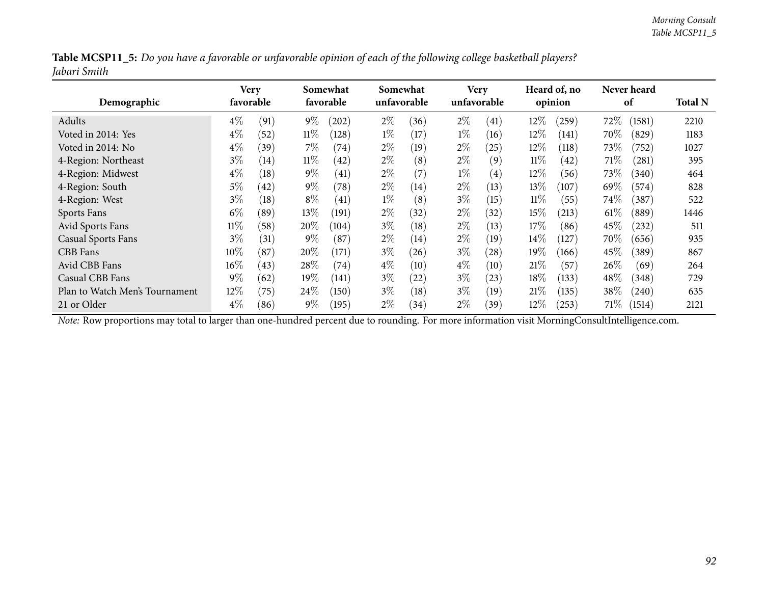**Table MCSP11_5:** *Do you have a favorable or unfavorable opinion of each of the following college basketball players? Jabari Smith*

| Demographic | Very favorable | | Somewhat favorable | | Somewhat unfavorable | | Very unfavorable | | Heard of, no opinion | | Never heard of | | Total N |
|---|---|---|---|---|---|---|---|---|---|---|---|---|---|
| Adults | 4% | (91) | 9% | (202) | 2% | (36) | 2% | (41) | 12% | (259) | 72% | (1581) | 2210 |
| Voted in 2014: Yes | 4% | (52) | 11% | (128) | 1% | (17) | 1% | (16) | 12% | (141) | 70% | (829) | 1183 |
| Voted in 2014: No | 4% | (39) | 7% | (74) | 2% | (19) | 2% | (25) | 12% | (118) | 73% | (752) | 1027 |
| 4-Region: Northeast | 3% | (14) | 11% | (42) | 2% | (8) | 2% | (9) | 11% | (42) | 71% | (281) | 395 |
| 4-Region: Midwest | 4% | (18) | 9% | (41) | 2% | (7) | 1% | (4) | 12% | (56) | 73% | (340) | 464 |
| 4-Region: South | 5% | (42) | 9% | (78) | 2% | (14) | 2% | (13) | 13% | (107) | 69% | (574) | 828 |
| 4-Region: West | 3% | (18) | 8% | (41) | 1% | (8) | 3% | (15) | 11% | (55) | 74% | (387) | 522 |
| Sports Fans | 6% | (89) | 13% | (191) | 2% | (32) | 2% | (32) | 15% | (213) | 61% | (889) | 1446 |
| Avid Sports Fans | 11% | (58) | 20% | (104) | 3% | (18) | 2% | (13) | 17% | (86) | 45% | (232) | 511 |
| Casual Sports Fans | 3% | (31) | 9% | (87) | 2% | (14) | 2% | (19) | 14% | (127) | 70% | (656) | 935 |
| CBB Fans | 10% | (87) | 20% | (171) | 3% | (26) | 3% | (28) | 19% | (166) | 45% | (389) | 867 |
| Avid CBB Fans | 16% | (43) | 28% | (74) | 4% | (10) | 4% | (10) | 21% | (57) | 26% | (69) | 264 |
| Casual CBB Fans | 9% | (62) | 19% | (141) | 3% | (22) | 3% | (23) | 18% | (133) | 48% | (348) | 729 |
| Plan to Watch Men's Tournament | 12% | (75) | 24% | (150) | 3% | (18) | 3% | (19) | 21% | (135) | 38% | (240) | 635 |
| 21 or Older | 4% | (86) | 9% | (195) | 2% | (34) | 2% | (39) | 12% | (253) | 71% | (1514) | 2121 |

*Note:* Row proportions may total to larger than one-hundred percent due to rounding. For more information visit MorningConsultIntelligence.com.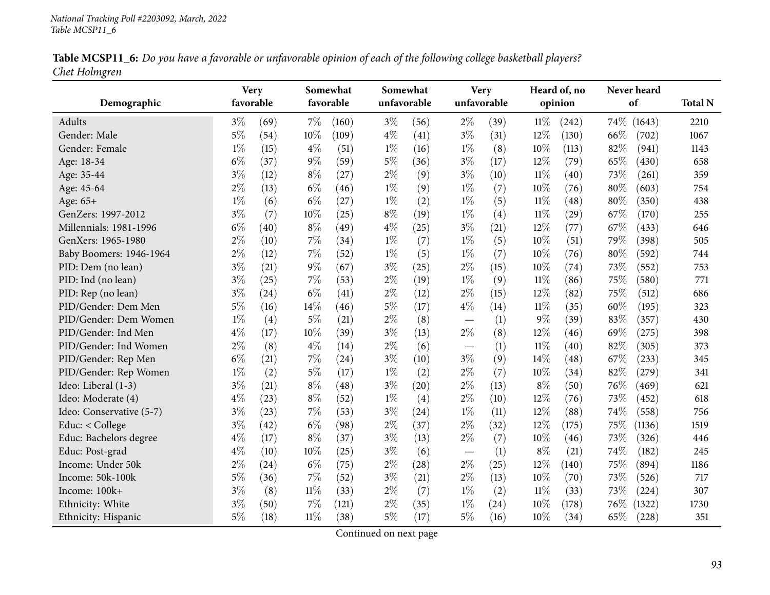**Table MCSP11_6:** *Do you have a favorable or unfavorable opinion of each of the following college basketball players?*
*Chet Holmgren*

| Demographic | Very favorable | | Somewhat favorable | | Somewhat unfavorable | | Very unfavorable | | Heard of, no opinion | | Never heard of | | Total N |
|---|---|---|---|---|---|---|---|---|---|---|---|---|---|
| Adults | 3% | (69) | 7% | (160) | 3% | (56) | 2% | (39) | 11% | (242) | 74% | (1643) | 2210 |
| Gender: Male | 5% | (54) | 10% | (109) | 4% | (41) | 3% | (31) | 12% | (130) | 66% | (702) | 1067 |
| Gender: Female | 1% | (15) | 4% | (51) | 1% | (16) | 1% | (8) | 10% | (113) | 82% | (941) | 1143 |
| Age: 18-34 | 6% | (37) | 9% | (59) | 5% | (36) | 3% | (17) | 12% | (79) | 65% | (430) | 658 |
| Age: 35-44 | 3% | (12) | 8% | (27) | 2% | (9) | 3% | (10) | 11% | (40) | 73% | (261) | 359 |
| Age: 45-64 | 2% | (13) | 6% | (46) | 1% | (9) | 1% | (7) | 10% | (76) | 80% | (603) | 754 |
| Age: 65+ | 1% | (6) | 6% | (27) | 1% | (2) | 1% | (5) | 11% | (48) | 80% | (350) | 438 |
| GenZers: 1997-2012 | 3% | (7) | 10% | (25) | 8% | (19) | 1% | (4) | 11% | (29) | 67% | (170) | 255 |
| Millennials: 1981-1996 | 6% | (40) | 8% | (49) | 4% | (25) | 3% | (21) | 12% | (77) | 67% | (433) | 646 |
| GenXers: 1965-1980 | 2% | (10) | 7% | (34) | 1% | (7) | 1% | (5) | 10% | (51) | 79% | (398) | 505 |
| Baby Boomers: 1946-1964 | 2% | (12) | 7% | (52) | 1% | (5) | 1% | (7) | 10% | (76) | 80% | (592) | 744 |
| PID: Dem (no lean) | 3% | (21) | 9% | (67) | 3% | (25) | 2% | (15) | 10% | (74) | 73% | (552) | 753 |
| PID: Ind (no lean) | 3% | (25) | 7% | (53) | 2% | (19) | 1% | (9) | 11% | (86) | 75% | (580) | 771 |
| PID: Rep (no lean) | 3% | (24) | 6% | (41) | 2% | (12) | 2% | (15) | 12% | (82) | 75% | (512) | 686 |
| PID/Gender: Dem Men | 5% | (16) | 14% | (46) | 5% | (17) | 4% | (14) | 11% | (35) | 60% | (195) | 323 |
| PID/Gender: Dem Women | 1% | (4) | 5% | (21) | 2% | (8) | — | (1) | 9% | (39) | 83% | (357) | 430 |
| PID/Gender: Ind Men | 4% | (17) | 10% | (39) | 3% | (13) | 2% | (8) | 12% | (46) | 69% | (275) | 398 |
| PID/Gender: Ind Women | 2% | (8) | 4% | (14) | 2% | (6) | — | (1) | 11% | (40) | 82% | (305) | 373 |
| PID/Gender: Rep Men | 6% | (21) | 7% | (24) | 3% | (10) | 3% | (9) | 14% | (48) | 67% | (233) | 345 |
| PID/Gender: Rep Women | 1% | (2) | 5% | (17) | 1% | (2) | 2% | (7) | 10% | (34) | 82% | (279) | 341 |
| Ideo: Liberal (1-3) | 3% | (21) | 8% | (48) | 3% | (20) | 2% | (13) | 8% | (50) | 76% | (469) | 621 |
| Ideo: Moderate (4) | 4% | (23) | 8% | (52) | 1% | (4) | 2% | (10) | 12% | (76) | 73% | (452) | 618 |
| Ideo: Conservative (5-7) | 3% | (23) | 7% | (53) | 3% | (24) | 1% | (11) | 12% | (88) | 74% | (558) | 756 |
| Educ: < College | 3% | (42) | 6% | (98) | 2% | (37) | 2% | (32) | 12% | (175) | 75% | (1136) | 1519 |
| Educ: Bachelors degree | 4% | (17) | 8% | (37) | 3% | (13) | 2% | (7) | 10% | (46) | 73% | (326) | 446 |
| Educ: Post-grad | 4% | (10) | 10% | (25) | 3% | (6) | — | (1) | 8% | (21) | 74% | (182) | 245 |
| Income: Under 50k | 2% | (24) | 6% | (75) | 2% | (28) | 2% | (25) | 12% | (140) | 75% | (894) | 1186 |
| Income: 50k-100k | 5% | (36) | 7% | (52) | 3% | (21) | 2% | (13) | 10% | (70) | 73% | (526) | 717 |
| Income: 100k+ | 3% | (8) | 11% | (33) | 2% | (7) | 1% | (2) | 11% | (33) | 73% | (224) | 307 |
| Ethnicity: White | 3% | (50) | 7% | (121) | 2% | (35) | 1% | (24) | 10% | (178) | 76% | (1322) | 1730 |
| Ethnicity: Hispanic | 5% | (18) | 11% | (38) | 5% | (17) | 5% | (16) | 10% | (34) | 65% | (228) | 351 |

Continued on next page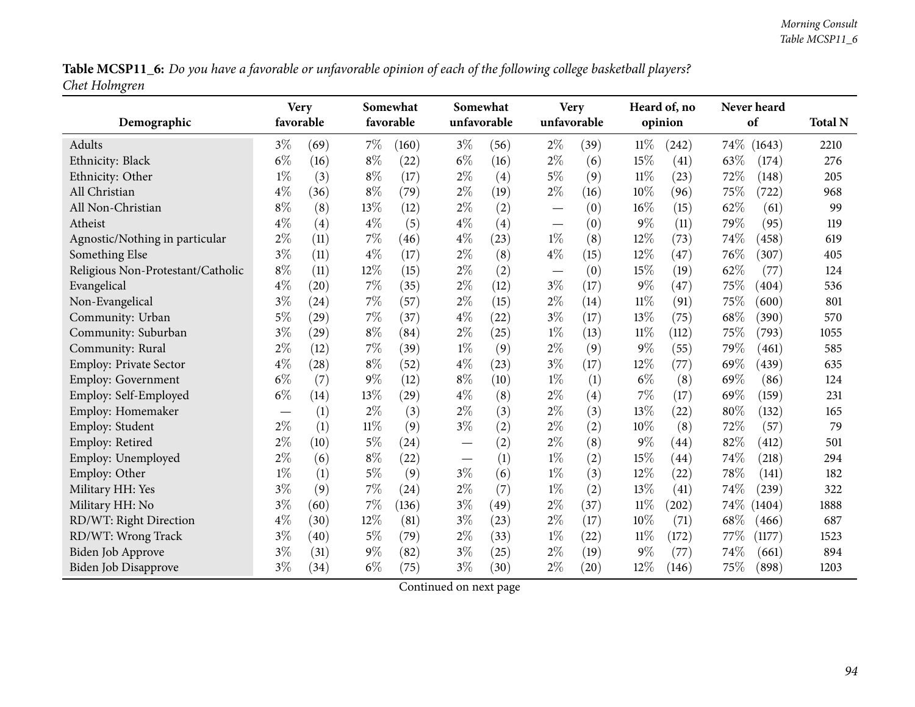**Table MCSP11_6:** *Do you have a favorable or unfavorable opinion of each of the following college basketball players?*
*Chet Holmgren*

| Demographic | Very favorable | | Somewhat favorable | | Somewhat unfavorable | | Very unfavorable | | Heard of, no opinion | | Never heard of | | Total N |
|---|---|---|---|---|---|---|---|---|---|---|---|---|---|
| Adults | 3% | (69) | 7% | (160) | 3% | (56) | 2% | (39) | 11% | (242) | 74% | (1643) | 2210 |
| Ethnicity: Black | 6% | (16) | 8% | (22) | 6% | (16) | 2% | (6) | 15% | (41) | 63% | (174) | 276 |
| Ethnicity: Other | 1% | (3) | 8% | (17) | 2% | (4) | 5% | (9) | 11% | (23) | 72% | (148) | 205 |
| All Christian | 4% | (36) | 8% | (79) | 2% | (19) | 2% | (16) | 10% | (96) | 75% | (722) | 968 |
| All Non-Christian | 8% | (8) | 13% | (12) | 2% | (2) | — | (0) | 16% | (15) | 62% | (61) | 99 |
| Atheist | 4% | (4) | 4% | (5) | 4% | (4) | — | (0) | 9% | (11) | 79% | (95) | 119 |
| Agnostic/Nothing in particular | 2% | (11) | 7% | (46) | 4% | (23) | 1% | (8) | 12% | (73) | 74% | (458) | 619 |
| Something Else | 3% | (11) | 4% | (17) | 2% | (8) | 4% | (15) | 12% | (47) | 76% | (307) | 405 |
| Religious Non-Protestant/Catholic | 8% | (11) | 12% | (15) | 2% | (2) | — | (0) | 15% | (19) | 62% | (77) | 124 |
| Evangelical | 4% | (20) | 7% | (35) | 2% | (12) | 3% | (17) | 9% | (47) | 75% | (404) | 536 |
| Non-Evangelical | 3% | (24) | 7% | (57) | 2% | (15) | 2% | (14) | 11% | (91) | 75% | (600) | 801 |
| Community: Urban | 5% | (29) | 7% | (37) | 4% | (22) | 3% | (17) | 13% | (75) | 68% | (390) | 570 |
| Community: Suburban | 3% | (29) | 8% | (84) | 2% | (25) | 1% | (13) | 11% | (112) | 75% | (793) | 1055 |
| Community: Rural | 2% | (12) | 7% | (39) | 1% | (9) | 2% | (9) | 9% | (55) | 79% | (461) | 585 |
| Employ: Private Sector | 4% | (28) | 8% | (52) | 4% | (23) | 3% | (17) | 12% | (77) | 69% | (439) | 635 |
| Employ: Government | 6% | (7) | 9% | (12) | 8% | (10) | 1% | (1) | 6% | (8) | 69% | (86) | 124 |
| Employ: Self-Employed | 6% | (14) | 13% | (29) | 4% | (8) | 2% | (4) | 7% | (17) | 69% | (159) | 231 |
| Employ: Homemaker | — | (1) | 2% | (3) | 2% | (3) | 2% | (3) | 13% | (22) | 80% | (132) | 165 |
| Employ: Student | 2% | (1) | 11% | (9) | 3% | (2) | 2% | (2) | 10% | (8) | 72% | (57) | 79 |
| Employ: Retired | 2% | (10) | 5% | (24) | — | (2) | 2% | (8) | 9% | (44) | 82% | (412) | 501 |
| Employ: Unemployed | 2% | (6) | 8% | (22) | — | (1) | 1% | (2) | 15% | (44) | 74% | (218) | 294 |
| Employ: Other | 1% | (1) | 5% | (9) | 3% | (6) | 1% | (3) | 12% | (22) | 78% | (141) | 182 |
| Military HH: Yes | 3% | (9) | 7% | (24) | 2% | (7) | 1% | (2) | 13% | (41) | 74% | (239) | 322 |
| Military HH: No | 3% | (60) | 7% | (136) | 3% | (49) | 2% | (37) | 11% | (202) | 74% | (1404) | 1888 |
| RD/WT: Right Direction | 4% | (30) | 12% | (81) | 3% | (23) | 2% | (17) | 10% | (71) | 68% | (466) | 687 |
| RD/WT: Wrong Track | 3% | (40) | 5% | (79) | 2% | (33) | 1% | (22) | 11% | (172) | 77% | (1177) | 1523 |
| Biden Job Approve | 3% | (31) | 9% | (82) | 3% | (25) | 2% | (19) | 9% | (77) | 74% | (661) | 894 |
| Biden Job Disapprove | 3% | (34) | 6% | (75) | 3% | (30) | 2% | (20) | 12% | (146) | 75% | (898) | 1203 |

Continued on next page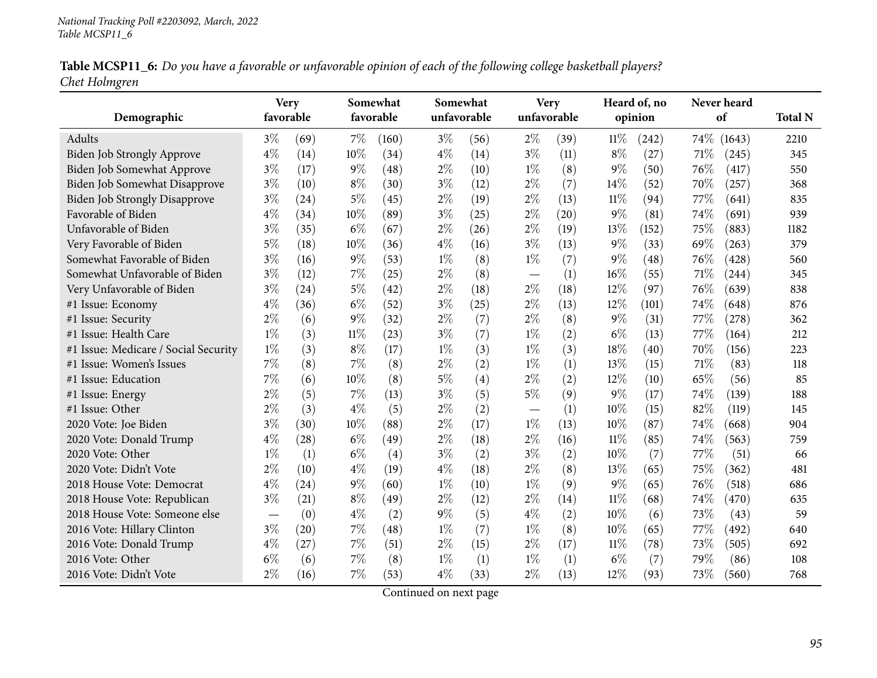*National Tracking Poll #2203092, March, 2022*
*Table MCSP11_6*

**Table MCSP11_6:** *Do you have a favorable or unfavorable opinion of each of the following college basketball players?*
*Chet Holmgren*

| Demographic | Very favorable | | Somewhat favorable | | Somewhat unfavorable | | Very unfavorable | | Heard of, no opinion | | Never heard of | | Total N |
|---|---|---|---|---|---|---|---|---|---|---|---|---|---|
| Adults | 3% | (69) | 7% | (160) | 3% | (56) | 2% | (39) | 11% | (242) | 74% | (1643) | 2210 |
| Biden Job Strongly Approve | 4% | (14) | 10% | (34) | 4% | (14) | 3% | (11) | 8% | (27) | 71% | (245) | 345 |
| Biden Job Somewhat Approve | 3% | (17) | 9% | (48) | 2% | (10) | 1% | (8) | 9% | (50) | 76% | (417) | 550 |
| Biden Job Somewhat Disapprove | 3% | (10) | 8% | (30) | 3% | (12) | 2% | (7) | 14% | (52) | 70% | (257) | 368 |
| Biden Job Strongly Disapprove | 3% | (24) | 5% | (45) | 2% | (19) | 2% | (13) | 11% | (94) | 77% | (641) | 835 |
| Favorable of Biden | 4% | (34) | 10% | (89) | 3% | (25) | 2% | (20) | 9% | (81) | 74% | (691) | 939 |
| Unfavorable of Biden | 3% | (35) | 6% | (67) | 2% | (26) | 2% | (19) | 13% | (152) | 75% | (883) | 1182 |
| Very Favorable of Biden | 5% | (18) | 10% | (36) | 4% | (16) | 3% | (13) | 9% | (33) | 69% | (263) | 379 |
| Somewhat Favorable of Biden | 3% | (16) | 9% | (53) | 1% | (8) | 1% | (7) | 9% | (48) | 76% | (428) | 560 |
| Somewhat Unfavorable of Biden | 3% | (12) | 7% | (25) | 2% | (8) | — | (1) | 16% | (55) | 71% | (244) | 345 |
| Very Unfavorable of Biden | 3% | (24) | 5% | (42) | 2% | (18) | 2% | (18) | 12% | (97) | 76% | (639) | 838 |
| #1 Issue: Economy | 4% | (36) | 6% | (52) | 3% | (25) | 2% | (13) | 12% | (101) | 74% | (648) | 876 |
| #1 Issue: Security | 2% | (6) | 9% | (32) | 2% | (7) | 2% | (8) | 9% | (31) | 77% | (278) | 362 |
| #1 Issue: Health Care | 1% | (3) | 11% | (23) | 3% | (7) | 1% | (2) | 6% | (13) | 77% | (164) | 212 |
| #1 Issue: Medicare / Social Security | 1% | (3) | 8% | (17) | 1% | (3) | 1% | (3) | 18% | (40) | 70% | (156) | 223 |
| #1 Issue: Women's Issues | 7% | (8) | 7% | (8) | 2% | (2) | 1% | (1) | 13% | (15) | 71% | (83) | 118 |
| #1 Issue: Education | 7% | (6) | 10% | (8) | 5% | (4) | 2% | (2) | 12% | (10) | 65% | (56) | 85 |
| #1 Issue: Energy | 2% | (5) | 7% | (13) | 3% | (5) | 5% | (9) | 9% | (17) | 74% | (139) | 188 |
| #1 Issue: Other | 2% | (3) | 4% | (5) | 2% | (2) | — | (1) | 10% | (15) | 82% | (119) | 145 |
| 2020 Vote: Joe Biden | 3% | (30) | 10% | (88) | 2% | (17) | 1% | (13) | 10% | (87) | 74% | (668) | 904 |
| 2020 Vote: Donald Trump | 4% | (28) | 6% | (49) | 2% | (18) | 2% | (16) | 11% | (85) | 74% | (563) | 759 |
| 2020 Vote: Other | 1% | (1) | 6% | (4) | 3% | (2) | 3% | (2) | 10% | (7) | 77% | (51) | 66 |
| 2020 Vote: Didn't Vote | 2% | (10) | 4% | (19) | 4% | (18) | 2% | (8) | 13% | (65) | 75% | (362) | 481 |
| 2018 House Vote: Democrat | 4% | (24) | 9% | (60) | 1% | (10) | 1% | (9) | 9% | (65) | 76% | (518) | 686 |
| 2018 House Vote: Republican | 3% | (21) | 8% | (49) | 2% | (12) | 2% | (14) | 11% | (68) | 74% | (470) | 635 |
| 2018 House Vote: Someone else | — | (0) | 4% | (2) | 9% | (5) | 4% | (2) | 10% | (6) | 73% | (43) | 59 |
| 2016 Vote: Hillary Clinton | 3% | (20) | 7% | (48) | 1% | (7) | 1% | (8) | 10% | (65) | 77% | (492) | 640 |
| 2016 Vote: Donald Trump | 4% | (27) | 7% | (51) | 2% | (15) | 2% | (17) | 11% | (78) | 73% | (505) | 692 |
| 2016 Vote: Other | 6% | (6) | 7% | (8) | 1% | (1) | 1% | (1) | 6% | (7) | 79% | (86) | 108 |
| 2016 Vote: Didn't Vote | 2% | (16) | 7% | (53) | 4% | (33) | 2% | (13) | 12% | (93) | 73% | (560) | 768 |

Continued on next page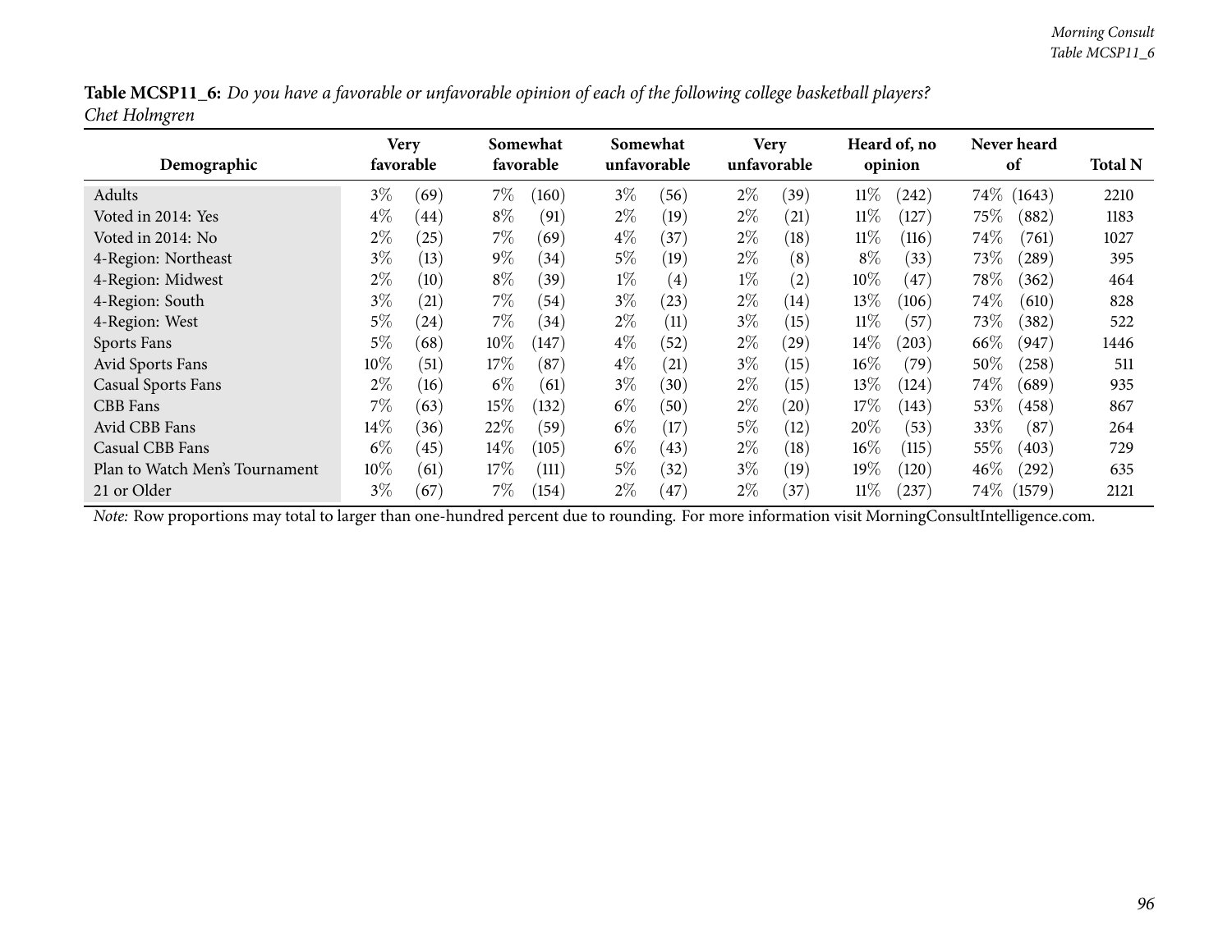**Table MCSP11_6:** *Do you have a favorable or unfavorable opinion of each of the following college basketball players? Chet Holmgren*

| Demographic | Very favorable | | Somewhat favorable | | Somewhat unfavorable | | Very unfavorable | | Heard of, no opinion | | Never heard of | | Total N |
|---|---|---|---|---|---|---|---|---|---|---|---|---|---|
| Adults | 3% | (69) | 7% | (160) | 3% | (56) | 2% | (39) | 11% | (242) | 74% | (1643) | 2210 |
| Voted in 2014: Yes | 4% | (44) | 8% | (91) | 2% | (19) | 2% | (21) | 11% | (127) | 75% | (882) | 1183 |
| Voted in 2014: No | 2% | (25) | 7% | (69) | 4% | (37) | 2% | (18) | 11% | (116) | 74% | (761) | 1027 |
| 4-Region: Northeast | 3% | (13) | 9% | (34) | 5% | (19) | 2% | (8) | 8% | (33) | 73% | (289) | 395 |
| 4-Region: Midwest | 2% | (10) | 8% | (39) | 1% | (4) | 1% | (2) | 10% | (47) | 78% | (362) | 464 |
| 4-Region: South | 3% | (21) | 7% | (54) | 3% | (23) | 2% | (14) | 13% | (106) | 74% | (610) | 828 |
| 4-Region: West | 5% | (24) | 7% | (34) | 2% | (11) | 3% | (15) | 11% | (57) | 73% | (382) | 522 |
| Sports Fans | 5% | (68) | 10% | (147) | 4% | (52) | 2% | (29) | 14% | (203) | 66% | (947) | 1446 |
| Avid Sports Fans | 10% | (51) | 17% | (87) | 4% | (21) | 3% | (15) | 16% | (79) | 50% | (258) | 511 |
| Casual Sports Fans | 2% | (16) | 6% | (61) | 3% | (30) | 2% | (15) | 13% | (124) | 74% | (689) | 935 |
| CBB Fans | 7% | (63) | 15% | (132) | 6% | (50) | 2% | (20) | 17% | (143) | 53% | (458) | 867 |
| Avid CBB Fans | 14% | (36) | 22% | (59) | 6% | (17) | 5% | (12) | 20% | (53) | 33% | (87) | 264 |
| Casual CBB Fans | 6% | (45) | 14% | (105) | 6% | (43) | 2% | (18) | 16% | (115) | 55% | (403) | 729 |
| Plan to Watch Men's Tournament | 10% | (61) | 17% | (111) | 5% | (32) | 3% | (19) | 19% | (120) | 46% | (292) | 635 |
| 21 or Older | 3% | (67) | 7% | (154) | 2% | (47) | 2% | (37) | 11% | (237) | 74% | (1579) | 2121 |

*Note:* Row proportions may total to larger than one-hundred percent due to rounding. For more information visit MorningConsultIntelligence.com.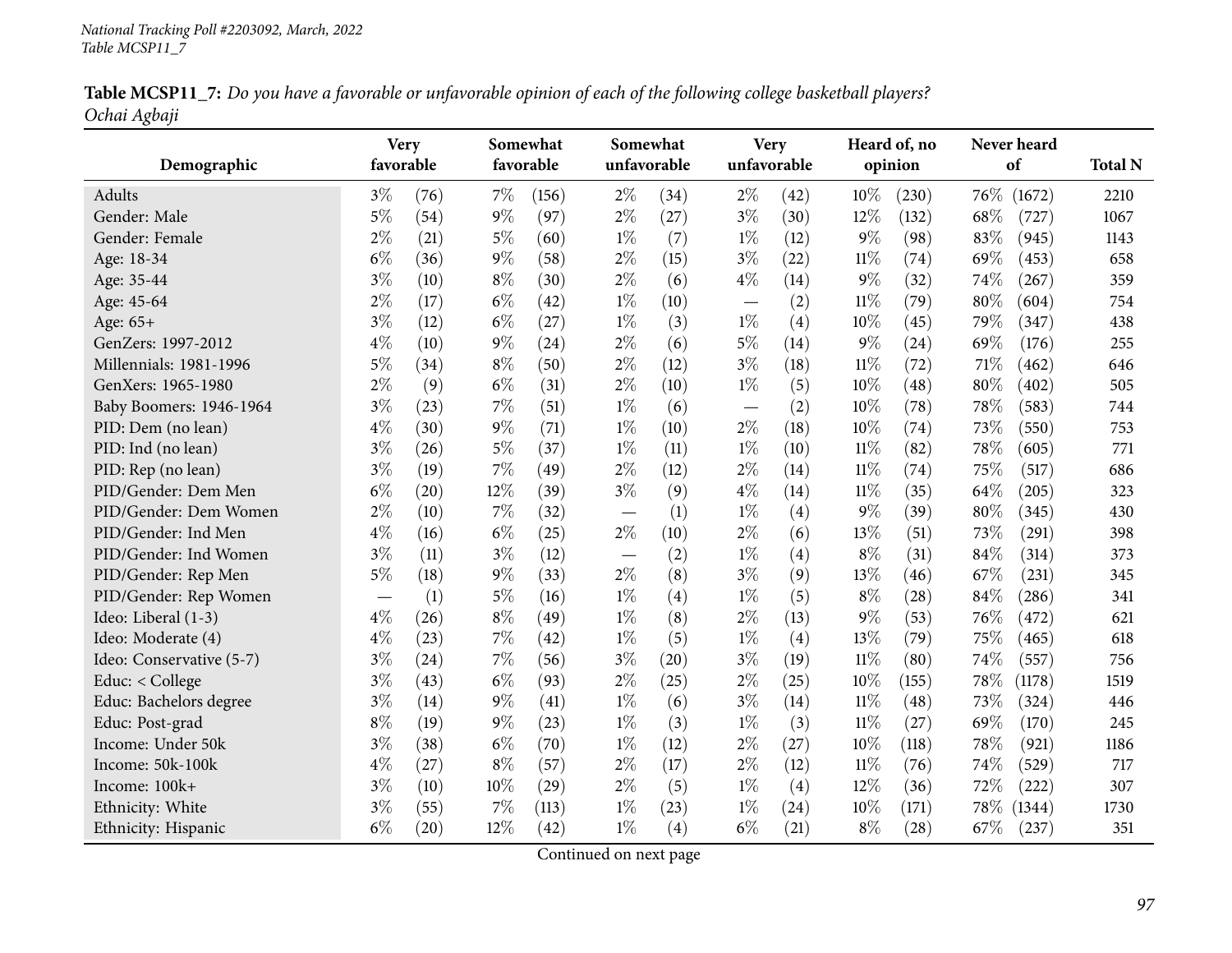National Tracking Poll #2203092, March, 2022
Table MCSP11_7

**Table MCSP11_7:** *Do you have a favorable or unfavorable opinion of each of the following college basketball players?*
*Ochai Agbaji*

| Demographic | Very favorable | | Somewhat favorable | | Somewhat unfavorable | | Very unfavorable | | Heard of, no opinion | | Never heard of | | Total N |
|---|---|---|---|---|---|---|---|---|---|---|---|---|---|
| Adults | 3% | (76) | 7% | (156) | 2% | (34) | 2% | (42) | 10% | (230) | 76% | (1672) | 2210 |
| Gender: Male | 5% | (54) | 9% | (97) | 2% | (27) | 3% | (30) | 12% | (132) | 68% | (727) | 1067 |
| Gender: Female | 2% | (21) | 5% | (60) | 1% | (7) | 1% | (12) | 9% | (98) | 83% | (945) | 1143 |
| Age: 18-34 | 6% | (36) | 9% | (58) | 2% | (15) | 3% | (22) | 11% | (74) | 69% | (453) | 658 |
| Age: 35-44 | 3% | (10) | 8% | (30) | 2% | (6) | 4% | (14) | 9% | (32) | 74% | (267) | 359 |
| Age: 45-64 | 2% | (17) | 6% | (42) | 1% | (10) | — | (2) | 11% | (79) | 80% | (604) | 754 |
| Age: 65+ | 3% | (12) | 6% | (27) | 1% | (3) | 1% | (4) | 10% | (45) | 79% | (347) | 438 |
| GenZers: 1997-2012 | 4% | (10) | 9% | (24) | 2% | (6) | 5% | (14) | 9% | (24) | 69% | (176) | 255 |
| Millennials: 1981-1996 | 5% | (34) | 8% | (50) | 2% | (12) | 3% | (18) | 11% | (72) | 71% | (462) | 646 |
| GenXers: 1965-1980 | 2% | (9) | 6% | (31) | 2% | (10) | 1% | (5) | 10% | (48) | 80% | (402) | 505 |
| Baby Boomers: 1946-1964 | 3% | (23) | 7% | (51) | 1% | (6) | — | (2) | 10% | (78) | 78% | (583) | 744 |
| PID: Dem (no lean) | 4% | (30) | 9% | (71) | 1% | (10) | 2% | (18) | 10% | (74) | 73% | (550) | 753 |
| PID: Ind (no lean) | 3% | (26) | 5% | (37) | 1% | (11) | 1% | (10) | 11% | (82) | 78% | (605) | 771 |
| PID: Rep (no lean) | 3% | (19) | 7% | (49) | 2% | (12) | 2% | (14) | 11% | (74) | 75% | (517) | 686 |
| PID/Gender: Dem Men | 6% | (20) | 12% | (39) | 3% | (9) | 4% | (14) | 11% | (35) | 64% | (205) | 323 |
| PID/Gender: Dem Women | 2% | (10) | 7% | (32) | — | (1) | 1% | (4) | 9% | (39) | 80% | (345) | 430 |
| PID/Gender: Ind Men | 4% | (16) | 6% | (25) | 2% | (10) | 2% | (6) | 13% | (51) | 73% | (291) | 398 |
| PID/Gender: Ind Women | 3% | (11) | 3% | (12) | — | (2) | 1% | (4) | 8% | (31) | 84% | (314) | 373 |
| PID/Gender: Rep Men | 5% | (18) | 9% | (33) | 2% | (8) | 3% | (9) | 13% | (46) | 67% | (231) | 345 |
| PID/Gender: Rep Women | — | (1) | 5% | (16) | 1% | (4) | 1% | (5) | 8% | (28) | 84% | (286) | 341 |
| Ideo: Liberal (1-3) | 4% | (26) | 8% | (49) | 1% | (8) | 2% | (13) | 9% | (53) | 76% | (472) | 621 |
| Ideo: Moderate (4) | 4% | (23) | 7% | (42) | 1% | (5) | 1% | (4) | 13% | (79) | 75% | (465) | 618 |
| Ideo: Conservative (5-7) | 3% | (24) | 7% | (56) | 3% | (20) | 3% | (19) | 11% | (80) | 74% | (557) | 756 |
| Educ: < College | 3% | (43) | 6% | (93) | 2% | (25) | 2% | (25) | 10% | (155) | 78% | (1178) | 1519 |
| Educ: Bachelors degree | 3% | (14) | 9% | (41) | 1% | (6) | 3% | (14) | 11% | (48) | 73% | (324) | 446 |
| Educ: Post-grad | 8% | (19) | 9% | (23) | 1% | (3) | 1% | (3) | 11% | (27) | 69% | (170) | 245 |
| Income: Under 50k | 3% | (38) | 6% | (70) | 1% | (12) | 2% | (27) | 10% | (118) | 78% | (921) | 1186 |
| Income: 50k-100k | 4% | (27) | 8% | (57) | 2% | (17) | 2% | (12) | 11% | (76) | 74% | (529) | 717 |
| Income: 100k+ | 3% | (10) | 10% | (29) | 2% | (5) | 1% | (4) | 12% | (36) | 72% | (222) | 307 |
| Ethnicity: White | 3% | (55) | 7% | (113) | 1% | (23) | 1% | (24) | 10% | (171) | 78% | (1344) | 1730 |
| Ethnicity: Hispanic | 6% | (20) | 12% | (42) | 1% | (4) | 6% | (21) | 8% | (28) | 67% | (237) | 351 |

Continued on next page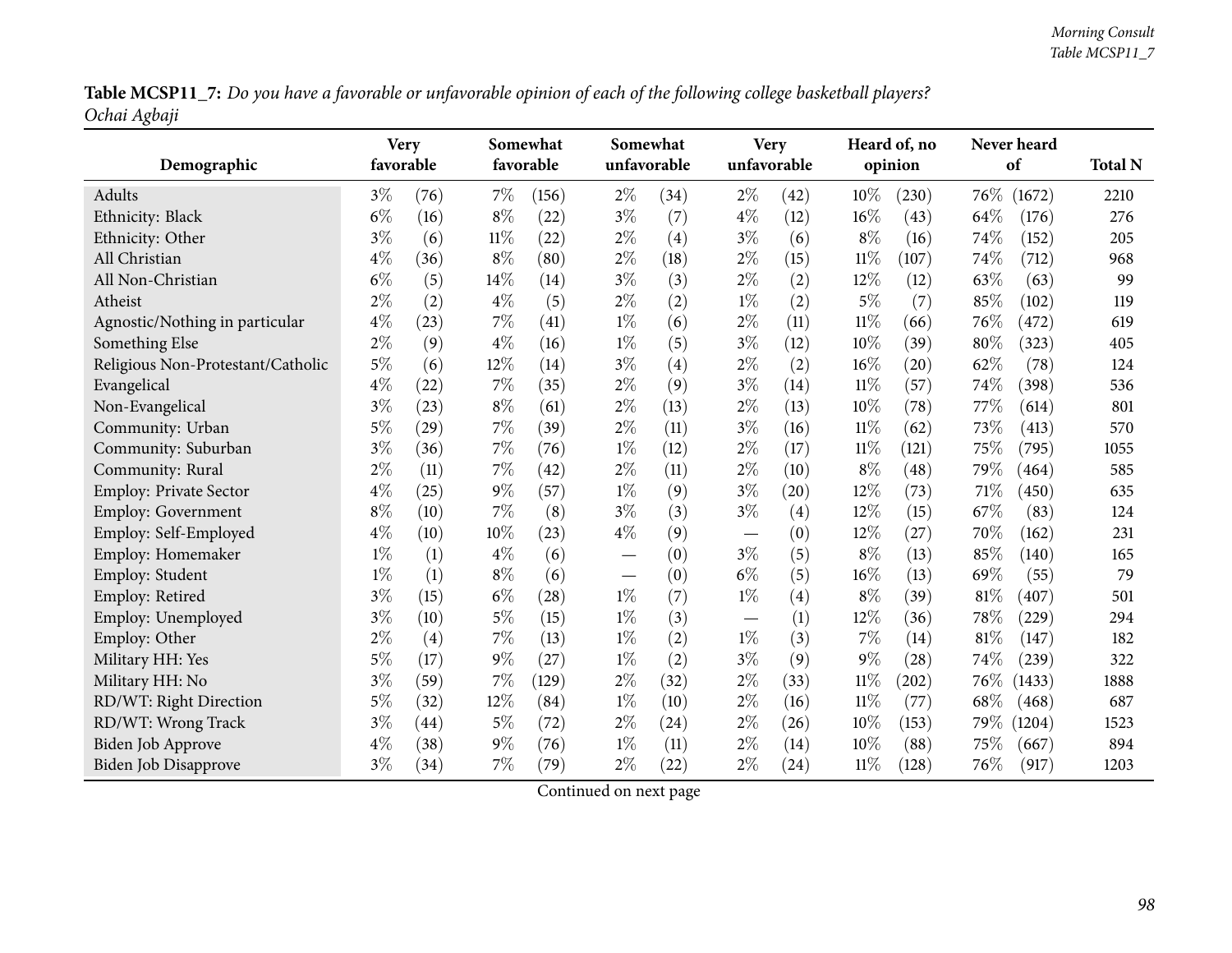**Table MCSP11_7:** *Do you have a favorable or unfavorable opinion of each of the following college basketball players? Ochai Agbaji*

| Demographic | Very favorable | | Somewhat favorable | | Somewhat unfavorable | | Very unfavorable | | Heard of, no opinion | | Never heard of | | Total N |
|---|---|---|---|---|---|---|---|---|---|---|---|---|---|
| Adults | 3% | (76) | 7% | (156) | 2% | (34) | 2% | (42) | 10% | (230) | 76% | (1672) | 2210 |
| Ethnicity: Black | 6% | (16) | 8% | (22) | 3% | (7) | 4% | (12) | 16% | (43) | 64% | (176) | 276 |
| Ethnicity: Other | 3% | (6) | 11% | (22) | 2% | (4) | 3% | (6) | 8% | (16) | 74% | (152) | 205 |
| All Christian | 4% | (36) | 8% | (80) | 2% | (18) | 2% | (15) | 11% | (107) | 74% | (712) | 968 |
| All Non-Christian | 6% | (5) | 14% | (14) | 3% | (3) | 2% | (2) | 12% | (12) | 63% | (63) | 99 |
| Atheist | 2% | (2) | 4% | (5) | 2% | (2) | 1% | (2) | 5% | (7) | 85% | (102) | 119 |
| Agnostic/Nothing in particular | 4% | (23) | 7% | (41) | 1% | (6) | 2% | (11) | 11% | (66) | 76% | (472) | 619 |
| Something Else | 2% | (9) | 4% | (16) | 1% | (5) | 3% | (12) | 10% | (39) | 80% | (323) | 405 |
| Religious Non-Protestant/Catholic | 5% | (6) | 12% | (14) | 3% | (4) | 2% | (2) | 16% | (20) | 62% | (78) | 124 |
| Evangelical | 4% | (22) | 7% | (35) | 2% | (9) | 3% | (14) | 11% | (57) | 74% | (398) | 536 |
| Non-Evangelical | 3% | (23) | 8% | (61) | 2% | (13) | 2% | (13) | 10% | (78) | 77% | (614) | 801 |
| Community: Urban | 5% | (29) | 7% | (39) | 2% | (11) | 3% | (16) | 11% | (62) | 73% | (413) | 570 |
| Community: Suburban | 3% | (36) | 7% | (76) | 1% | (12) | 2% | (17) | 11% | (121) | 75% | (795) | 1055 |
| Community: Rural | 2% | (11) | 7% | (42) | 2% | (11) | 2% | (10) | 8% | (48) | 79% | (464) | 585 |
| Employ: Private Sector | 4% | (25) | 9% | (57) | 1% | (9) | 3% | (20) | 12% | (73) | 71% | (450) | 635 |
| Employ: Government | 8% | (10) | 7% | (8) | 3% | (3) | 3% | (4) | 12% | (15) | 67% | (83) | 124 |
| Employ: Self-Employed | 4% | (10) | 10% | (23) | 4% | (9) | — | (0) | 12% | (27) | 70% | (162) | 231 |
| Employ: Homemaker | 1% | (1) | 4% | (6) | — | (0) | 3% | (5) | 8% | (13) | 85% | (140) | 165 |
| Employ: Student | 1% | (1) | 8% | (6) | — | (0) | 6% | (5) | 16% | (13) | 69% | (55) | 79 |
| Employ: Retired | 3% | (15) | 6% | (28) | 1% | (7) | 1% | (4) | 8% | (39) | 81% | (407) | 501 |
| Employ: Unemployed | 3% | (10) | 5% | (15) | 1% | (3) | — | (1) | 12% | (36) | 78% | (229) | 294 |
| Employ: Other | 2% | (4) | 7% | (13) | 1% | (2) | 1% | (3) | 7% | (14) | 81% | (147) | 182 |
| Military HH: Yes | 5% | (17) | 9% | (27) | 1% | (2) | 3% | (9) | 9% | (28) | 74% | (239) | 322 |
| Military HH: No | 3% | (59) | 7% | (129) | 2% | (32) | 2% | (33) | 11% | (202) | 76% | (1433) | 1888 |
| RD/WT: Right Direction | 5% | (32) | 12% | (84) | 1% | (10) | 2% | (16) | 11% | (77) | 68% | (468) | 687 |
| RD/WT: Wrong Track | 3% | (44) | 5% | (72) | 2% | (24) | 2% | (26) | 10% | (153) | 79% | (1204) | 1523 |
| Biden Job Approve | 4% | (38) | 9% | (76) | 1% | (11) | 2% | (14) | 10% | (88) | 75% | (667) | 894 |
| Biden Job Disapprove | 3% | (34) | 7% | (79) | 2% | (22) | 2% | (24) | 11% | (128) | 76% | (917) | 1203 |

Continued on next page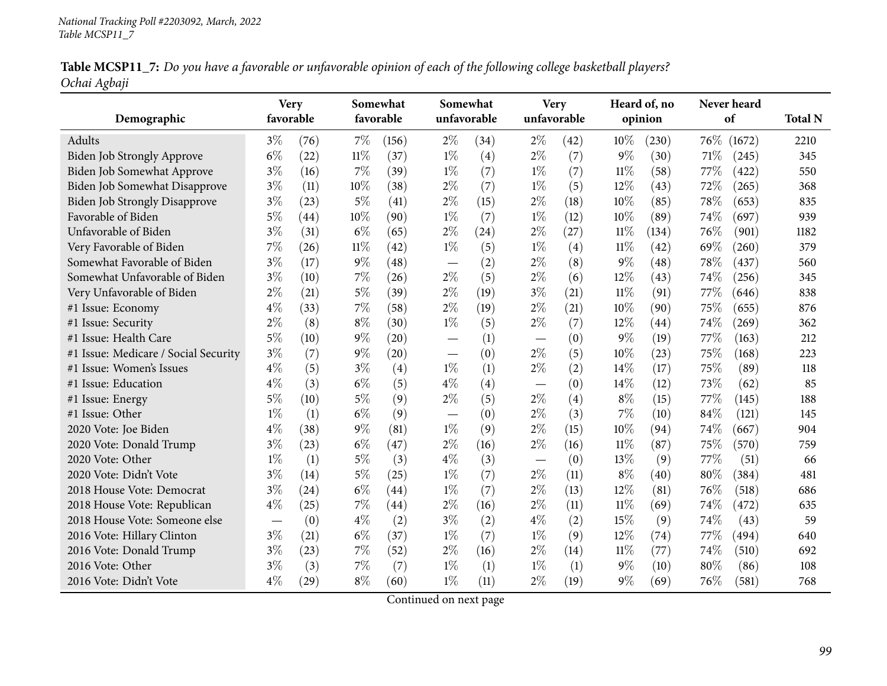*National Tracking Poll #2203092, March, 2022*
*Table MCSP11_7*

**Table MCSP11_7:** *Do you have a favorable or unfavorable opinion of each of the following college basketball players?*
*Ochai Agbaji*

| Demographic | Very favorable | | Somewhat favorable | | Somewhat unfavorable | | Very unfavorable | | Heard of, no opinion | | Never heard of | | Total N |
|---|---|---|---|---|---|---|---|---|---|---|---|---|---|
| Adults | 3% | (76) | 7% | (156) | 2% | (34) | 2% | (42) | 10% | (230) | 76% | (1672) | 2210 |
| Biden Job Strongly Approve | 6% | (22) | 11% | (37) | 1% | (4) | 2% | (7) | 9% | (30) | 71% | (245) | 345 |
| Biden Job Somewhat Approve | 3% | (16) | 7% | (39) | 1% | (7) | 1% | (7) | 11% | (58) | 77% | (422) | 550 |
| Biden Job Somewhat Disapprove | 3% | (11) | 10% | (38) | 2% | (7) | 1% | (5) | 12% | (43) | 72% | (265) | 368 |
| Biden Job Strongly Disapprove | 3% | (23) | 5% | (41) | 2% | (15) | 2% | (18) | 10% | (85) | 78% | (653) | 835 |
| Favorable of Biden | 5% | (44) | 10% | (90) | 1% | (7) | 1% | (12) | 10% | (89) | 74% | (697) | 939 |
| Unfavorable of Biden | 3% | (31) | 6% | (65) | 2% | (24) | 2% | (27) | 11% | (134) | 76% | (901) | 1182 |
| Very Favorable of Biden | 7% | (26) | 11% | (42) | 1% | (5) | 1% | (4) | 11% | (42) | 69% | (260) | 379 |
| Somewhat Favorable of Biden | 3% | (17) | 9% | (48) | — | (2) | 2% | (8) | 9% | (48) | 78% | (437) | 560 |
| Somewhat Unfavorable of Biden | 3% | (10) | 7% | (26) | 2% | (5) | 2% | (6) | 12% | (43) | 74% | (256) | 345 |
| Very Unfavorable of Biden | 2% | (21) | 5% | (39) | 2% | (19) | 3% | (21) | 11% | (91) | 77% | (646) | 838 |
| #1 Issue: Economy | 4% | (33) | 7% | (58) | 2% | (19) | 2% | (21) | 10% | (90) | 75% | (655) | 876 |
| #1 Issue: Security | 2% | (8) | 8% | (30) | 1% | (5) | 2% | (7) | 12% | (44) | 74% | (269) | 362 |
| #1 Issue: Health Care | 5% | (10) | 9% | (20) | — | (1) | — | (0) | 9% | (19) | 77% | (163) | 212 |
| #1 Issue: Medicare / Social Security | 3% | (7) | 9% | (20) | — | (0) | 2% | (5) | 10% | (23) | 75% | (168) | 223 |
| #1 Issue: Women's Issues | 4% | (5) | 3% | (4) | 1% | (1) | 2% | (2) | 14% | (17) | 75% | (89) | 118 |
| #1 Issue: Education | 4% | (3) | 6% | (5) | 4% | (4) | — | (0) | 14% | (12) | 73% | (62) | 85 |
| #1 Issue: Energy | 5% | (10) | 5% | (9) | 2% | (5) | 2% | (4) | 8% | (15) | 77% | (145) | 188 |
| #1 Issue: Other | 1% | (1) | 6% | (9) | — | (0) | 2% | (3) | 7% | (10) | 84% | (121) | 145 |
| 2020 Vote: Joe Biden | 4% | (38) | 9% | (81) | 1% | (9) | 2% | (15) | 10% | (94) | 74% | (667) | 904 |
| 2020 Vote: Donald Trump | 3% | (23) | 6% | (47) | 2% | (16) | 2% | (16) | 11% | (87) | 75% | (570) | 759 |
| 2020 Vote: Other | 1% | (1) | 5% | (3) | 4% | (3) | — | (0) | 13% | (9) | 77% | (51) | 66 |
| 2020 Vote: Didn't Vote | 3% | (14) | 5% | (25) | 1% | (7) | 2% | (11) | 8% | (40) | 80% | (384) | 481 |
| 2018 House Vote: Democrat | 3% | (24) | 6% | (44) | 1% | (7) | 2% | (13) | 12% | (81) | 76% | (518) | 686 |
| 2018 House Vote: Republican | 4% | (25) | 7% | (44) | 2% | (16) | 2% | (11) | 11% | (69) | 74% | (472) | 635 |
| 2018 House Vote: Someone else | — | (0) | 4% | (2) | 3% | (2) | 4% | (2) | 15% | (9) | 74% | (43) | 59 |
| 2016 Vote: Hillary Clinton | 3% | (21) | 6% | (37) | 1% | (7) | 1% | (9) | 12% | (74) | 77% | (494) | 640 |
| 2016 Vote: Donald Trump | 3% | (23) | 7% | (52) | 2% | (16) | 2% | (14) | 11% | (77) | 74% | (510) | 692 |
| 2016 Vote: Other | 3% | (3) | 7% | (7) | 1% | (1) | 1% | (1) | 9% | (10) | 80% | (86) | 108 |
| 2016 Vote: Didn't Vote | 4% | (29) | 8% | (60) | 1% | (11) | 2% | (19) | 9% | (69) | 76% | (581) | 768 |

Continued on next page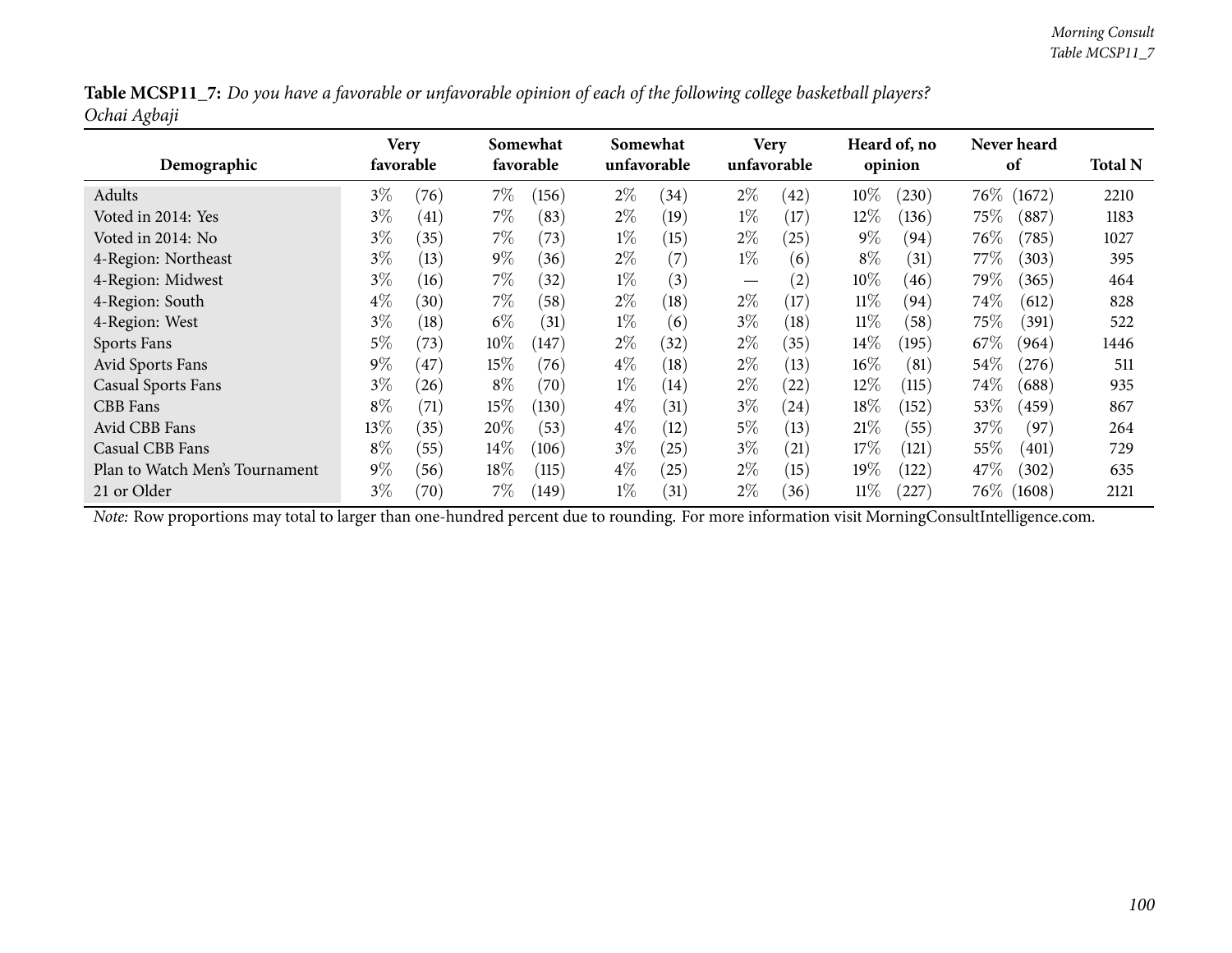**Table MCSP11_7:** *Do you have a favorable or unfavorable opinion of each of the following college basketball players?*
*Ochai Agbaji*

| Demographic | Very favorable | | Somewhat favorable | | Somewhat unfavorable | | Very unfavorable | | Heard of, no opinion | | Never heard of | | Total N |
|---|---|---|---|---|---|---|---|---|---|---|---|---|---|
| Adults | 3% | (76) | 7% | (156) | 2% | (34) | 2% | (42) | 10% | (230) | 76% | (1672) | 2210 |
| Voted in 2014: Yes | 3% | (41) | 7% | (83) | 2% | (19) | 1% | (17) | 12% | (136) | 75% | (887) | 1183 |
| Voted in 2014: No | 3% | (35) | 7% | (73) | 1% | (15) | 2% | (25) | 9% | (94) | 76% | (785) | 1027 |
| 4-Region: Northeast | 3% | (13) | 9% | (36) | 2% | (7) | 1% | (6) | 8% | (31) | 77% | (303) | 395 |
| 4-Region: Midwest | 3% | (16) | 7% | (32) | 1% | (3) | — | (2) | 10% | (46) | 79% | (365) | 464 |
| 4-Region: South | 4% | (30) | 7% | (58) | 2% | (18) | 2% | (17) | 11% | (94) | 74% | (612) | 828 |
| 4-Region: West | 3% | (18) | 6% | (31) | 1% | (6) | 3% | (18) | 11% | (58) | 75% | (391) | 522 |
| Sports Fans | 5% | (73) | 10% | (147) | 2% | (32) | 2% | (35) | 14% | (195) | 67% | (964) | 1446 |
| Avid Sports Fans | 9% | (47) | 15% | (76) | 4% | (18) | 2% | (13) | 16% | (81) | 54% | (276) | 511 |
| Casual Sports Fans | 3% | (26) | 8% | (70) | 1% | (14) | 2% | (22) | 12% | (115) | 74% | (688) | 935 |
| CBB Fans | 8% | (71) | 15% | (130) | 4% | (31) | 3% | (24) | 18% | (152) | 53% | (459) | 867 |
| Avid CBB Fans | 13% | (35) | 20% | (53) | 4% | (12) | 5% | (13) | 21% | (55) | 37% | (97) | 264 |
| Casual CBB Fans | 8% | (55) | 14% | (106) | 3% | (25) | 3% | (21) | 17% | (121) | 55% | (401) | 729 |
| Plan to Watch Men's Tournament | 9% | (56) | 18% | (115) | 4% | (25) | 2% | (15) | 19% | (122) | 47% | (302) | 635 |
| 21 or Older | 3% | (70) | 7% | (149) | 1% | (31) | 2% | (36) | 11% | (227) | 76% | (1608) | 2121 |

*Note:* Row proportions may total to larger than one-hundred percent due to rounding. For more information visit MorningConsultIntelligence.com.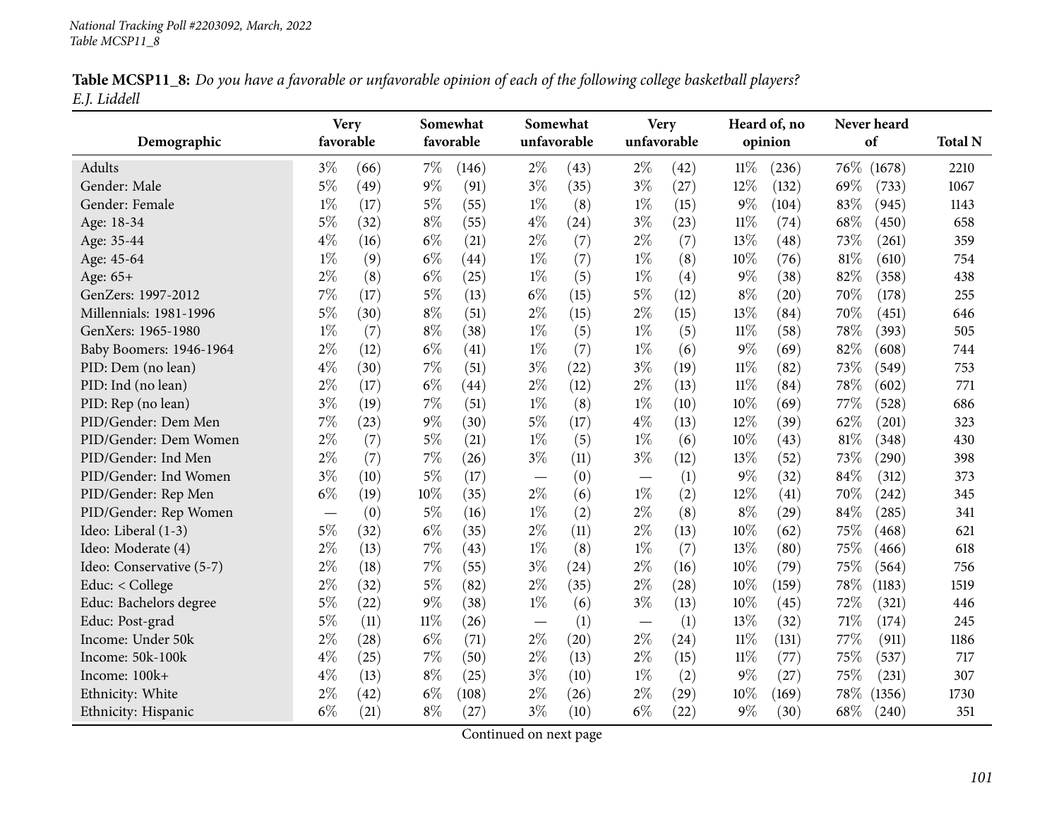**Table MCSP11_8:** *Do you have a favorable or unfavorable opinion of each of the following college basketball players? E.J. Liddell*

| Demographic | Very favorable | | Somewhat favorable | | Somewhat unfavorable | | Very unfavorable | | Heard of, no opinion | | Never heard of | | Total N |
|---|---|---|---|---|---|---|---|---|---|---|---|---|---|
| Adults | 3% | (66) | 7% | (146) | 2% | (43) | 2% | (42) | 11% | (236) | 76% | (1678) | 2210 |
| Gender: Male | 5% | (49) | 9% | (91) | 3% | (35) | 3% | (27) | 12% | (132) | 69% | (733) | 1067 |
| Gender: Female | 1% | (17) | 5% | (55) | 1% | (8) | 1% | (15) | 9% | (104) | 83% | (945) | 1143 |
| Age: 18-34 | 5% | (32) | 8% | (55) | 4% | (24) | 3% | (23) | 11% | (74) | 68% | (450) | 658 |
| Age: 35-44 | 4% | (16) | 6% | (21) | 2% | (7) | 2% | (7) | 13% | (48) | 73% | (261) | 359 |
| Age: 45-64 | 1% | (9) | 6% | (44) | 1% | (7) | 1% | (8) | 10% | (76) | 81% | (610) | 754 |
| Age: 65+ | 2% | (8) | 6% | (25) | 1% | (5) | 1% | (4) | 9% | (38) | 82% | (358) | 438 |
| GenZers: 1997-2012 | 7% | (17) | 5% | (13) | 6% | (15) | 5% | (12) | 8% | (20) | 70% | (178) | 255 |
| Millennials: 1981-1996 | 5% | (30) | 8% | (51) | 2% | (15) | 2% | (15) | 13% | (84) | 70% | (451) | 646 |
| GenXers: 1965-1980 | 1% | (7) | 8% | (38) | 1% | (5) | 1% | (5) | 11% | (58) | 78% | (393) | 505 |
| Baby Boomers: 1946-1964 | 2% | (12) | 6% | (41) | 1% | (7) | 1% | (6) | 9% | (69) | 82% | (608) | 744 |
| PID: Dem (no lean) | 4% | (30) | 7% | (51) | 3% | (22) | 3% | (19) | 11% | (82) | 73% | (549) | 753 |
| PID: Ind (no lean) | 2% | (17) | 6% | (44) | 2% | (12) | 2% | (13) | 11% | (84) | 78% | (602) | 771 |
| PID: Rep (no lean) | 3% | (19) | 7% | (51) | 1% | (8) | 1% | (10) | 10% | (69) | 77% | (528) | 686 |
| PID/Gender: Dem Men | 7% | (23) | 9% | (30) | 5% | (17) | 4% | (13) | 12% | (39) | 62% | (201) | 323 |
| PID/Gender: Dem Women | 2% | (7) | 5% | (21) | 1% | (5) | 1% | (6) | 10% | (43) | 81% | (348) | 430 |
| PID/Gender: Ind Men | 2% | (7) | 7% | (26) | 3% | (11) | 3% | (12) | 13% | (52) | 73% | (290) | 398 |
| PID/Gender: Ind Women | 3% | (10) | 5% | (17) | — | (0) | — | (1) | 9% | (32) | 84% | (312) | 373 |
| PID/Gender: Rep Men | 6% | (19) | 10% | (35) | 2% | (6) | 1% | (2) | 12% | (41) | 70% | (242) | 345 |
| PID/Gender: Rep Women | — | (0) | 5% | (16) | 1% | (2) | 2% | (8) | 8% | (29) | 84% | (285) | 341 |
| Ideo: Liberal (1-3) | 5% | (32) | 6% | (35) | 2% | (11) | 2% | (13) | 10% | (62) | 75% | (468) | 621 |
| Ideo: Moderate (4) | 2% | (13) | 7% | (43) | 1% | (8) | 1% | (7) | 13% | (80) | 75% | (466) | 618 |
| Ideo: Conservative (5-7) | 2% | (18) | 7% | (55) | 3% | (24) | 2% | (16) | 10% | (79) | 75% | (564) | 756 |
| Educ: < College | 2% | (32) | 5% | (82) | 2% | (35) | 2% | (28) | 10% | (159) | 78% | (1183) | 1519 |
| Educ: Bachelors degree | 5% | (22) | 9% | (38) | 1% | (6) | 3% | (13) | 10% | (45) | 72% | (321) | 446 |
| Educ: Post-grad | 5% | (11) | 11% | (26) | — | (1) | — | (1) | 13% | (32) | 71% | (174) | 245 |
| Income: Under 50k | 2% | (28) | 6% | (71) | 2% | (20) | 2% | (24) | 11% | (131) | 77% | (911) | 1186 |
| Income: 50k-100k | 4% | (25) | 7% | (50) | 2% | (13) | 2% | (15) | 11% | (77) | 75% | (537) | 717 |
| Income: 100k+ | 4% | (13) | 8% | (25) | 3% | (10) | 1% | (2) | 9% | (27) | 75% | (231) | 307 |
| Ethnicity: White | 2% | (42) | 6% | (108) | 2% | (26) | 2% | (29) | 10% | (169) | 78% | (1356) | 1730 |
| Ethnicity: Hispanic | 6% | (21) | 8% | (27) | 3% | (10) | 6% | (22) | 9% | (30) | 68% | (240) | 351 |

Continued on next page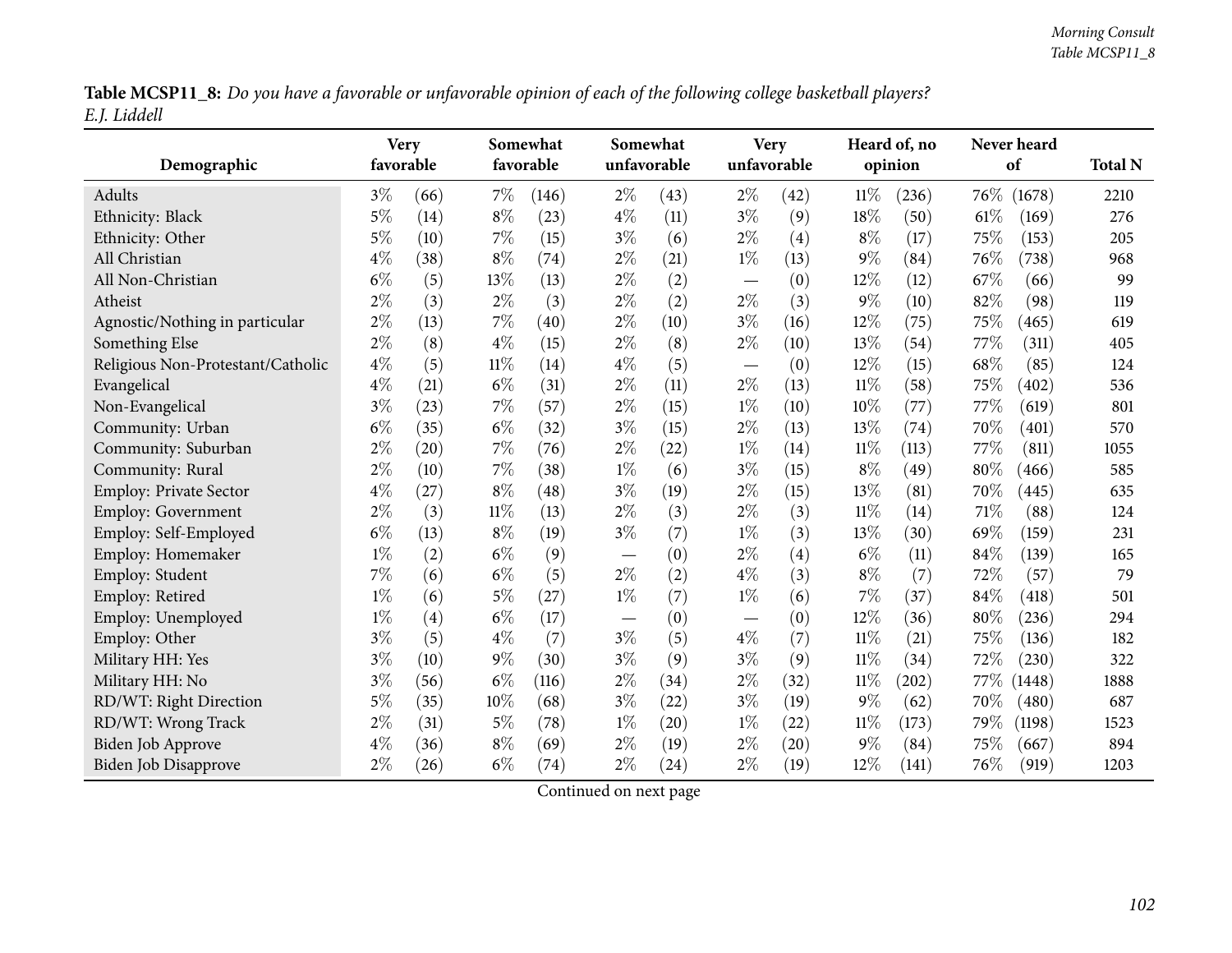**Table MCSP11_8:** *Do you have a favorable or unfavorable opinion of each of the following college basketball players? E.J. Liddell*

| Demographic | Very favorable | | Somewhat favorable | | Somewhat unfavorable | | Very unfavorable | | Heard of, no opinion | | Never heard of | | Total N |
|---|---|---|---|---|---|---|---|---|---|---|---|---|---|
| Adults | 3% | (66) | 7% | (146) | 2% | (43) | 2% | (42) | 11% | (236) | 76% | (1678) | 2210 |
| Ethnicity: Black | 5% | (14) | 8% | (23) | 4% | (11) | 3% | (9) | 18% | (50) | 61% | (169) | 276 |
| Ethnicity: Other | 5% | (10) | 7% | (15) | 3% | (6) | 2% | (4) | 8% | (17) | 75% | (153) | 205 |
| All Christian | 4% | (38) | 8% | (74) | 2% | (21) | 1% | (13) | 9% | (84) | 76% | (738) | 968 |
| All Non-Christian | 6% | (5) | 13% | (13) | 2% | (2) | — | (0) | 12% | (12) | 67% | (66) | 99 |
| Atheist | 2% | (3) | 2% | (3) | 2% | (2) | 2% | (3) | 9% | (10) | 82% | (98) | 119 |
| Agnostic/Nothing in particular | 2% | (13) | 7% | (40) | 2% | (10) | 3% | (16) | 12% | (75) | 75% | (465) | 619 |
| Something Else | 2% | (8) | 4% | (15) | 2% | (8) | 2% | (10) | 13% | (54) | 77% | (311) | 405 |
| Religious Non-Protestant/Catholic | 4% | (5) | 11% | (14) | 4% | (5) | — | (0) | 12% | (15) | 68% | (85) | 124 |
| Evangelical | 4% | (21) | 6% | (31) | 2% | (11) | 2% | (13) | 11% | (58) | 75% | (402) | 536 |
| Non-Evangelical | 3% | (23) | 7% | (57) | 2% | (15) | 1% | (10) | 10% | (77) | 77% | (619) | 801 |
| Community: Urban | 6% | (35) | 6% | (32) | 3% | (15) | 2% | (13) | 13% | (74) | 70% | (401) | 570 |
| Community: Suburban | 2% | (20) | 7% | (76) | 2% | (22) | 1% | (14) | 11% | (113) | 77% | (811) | 1055 |
| Community: Rural | 2% | (10) | 7% | (38) | 1% | (6) | 3% | (15) | 8% | (49) | 80% | (466) | 585 |
| Employ: Private Sector | 4% | (27) | 8% | (48) | 3% | (19) | 2% | (15) | 13% | (81) | 70% | (445) | 635 |
| Employ: Government | 2% | (3) | 11% | (13) | 2% | (3) | 2% | (3) | 11% | (14) | 71% | (88) | 124 |
| Employ: Self-Employed | 6% | (13) | 8% | (19) | 3% | (7) | 1% | (3) | 13% | (30) | 69% | (159) | 231 |
| Employ: Homemaker | 1% | (2) | 6% | (9) | — | (0) | 2% | (4) | 6% | (11) | 84% | (139) | 165 |
| Employ: Student | 7% | (6) | 6% | (5) | 2% | (2) | 4% | (3) | 8% | (7) | 72% | (57) | 79 |
| Employ: Retired | 1% | (6) | 5% | (27) | 1% | (7) | 1% | (6) | 7% | (37) | 84% | (418) | 501 |
| Employ: Unemployed | 1% | (4) | 6% | (17) | — | (0) | — | (0) | 12% | (36) | 80% | (236) | 294 |
| Employ: Other | 3% | (5) | 4% | (7) | 3% | (5) | 4% | (7) | 11% | (21) | 75% | (136) | 182 |
| Military HH: Yes | 3% | (10) | 9% | (30) | 3% | (9) | 3% | (9) | 11% | (34) | 72% | (230) | 322 |
| Military HH: No | 3% | (56) | 6% | (116) | 2% | (34) | 2% | (32) | 11% | (202) | 77% | (1448) | 1888 |
| RD/WT: Right Direction | 5% | (35) | 10% | (68) | 3% | (22) | 3% | (19) | 9% | (62) | 70% | (480) | 687 |
| RD/WT: Wrong Track | 2% | (31) | 5% | (78) | 1% | (20) | 1% | (22) | 11% | (173) | 79% | (1198) | 1523 |
| Biden Job Approve | 4% | (36) | 8% | (69) | 2% | (19) | 2% | (20) | 9% | (84) | 75% | (667) | 894 |
| Biden Job Disapprove | 2% | (26) | 6% | (74) | 2% | (24) | 2% | (19) | 12% | (141) | 76% | (919) | 1203 |

Continued on next page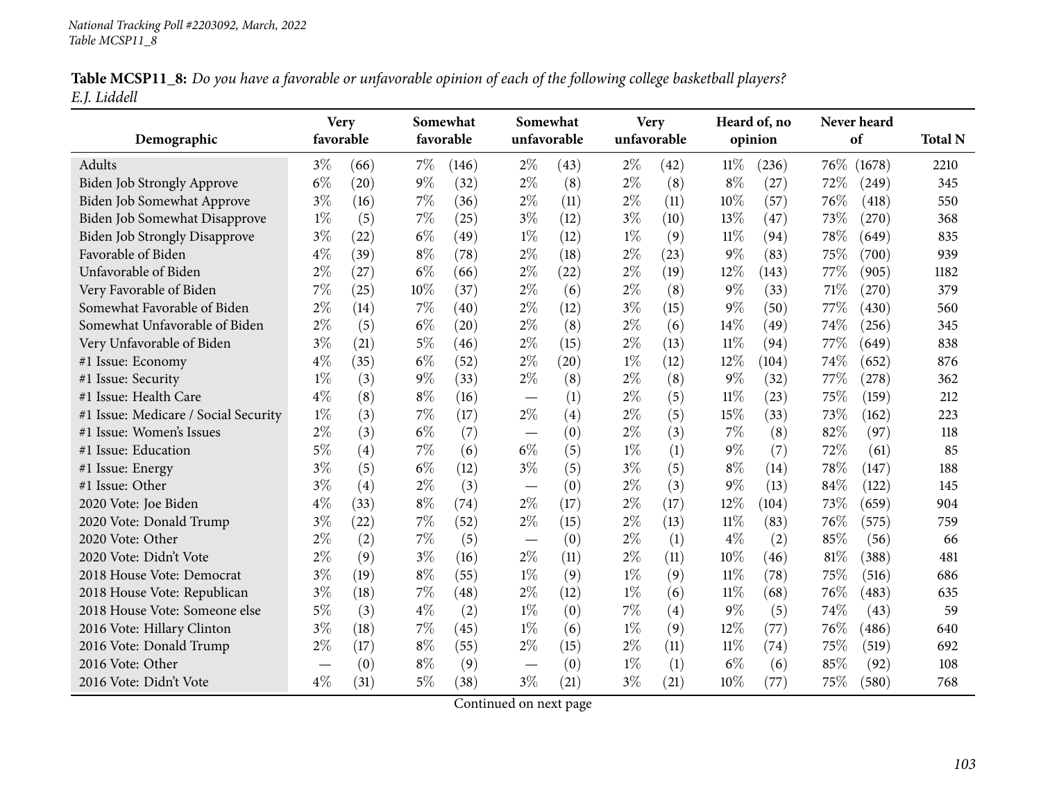**Table MCSP11_8:** *Do you have a favorable or unfavorable opinion of each of the following college basketball players? E.J. Liddell*

| Demographic | Very favorable | | Somewhat favorable | | Somewhat unfavorable | | Very unfavorable | | Heard of, no opinion | | Never heard of | | Total N |
|---|---|---|---|---|---|---|---|---|---|---|---|---|---|
| Adults | 3% | (66) | 7% | (146) | 2% | (43) | 2% | (42) | 11% | (236) | 76% | (1678) | 2210 |
| Biden Job Strongly Approve | 6% | (20) | 9% | (32) | 2% | (8) | 2% | (8) | 8% | (27) | 72% | (249) | 345 |
| Biden Job Somewhat Approve | 3% | (16) | 7% | (36) | 2% | (11) | 2% | (11) | 10% | (57) | 76% | (418) | 550 |
| Biden Job Somewhat Disapprove | 1% | (5) | 7% | (25) | 3% | (12) | 3% | (10) | 13% | (47) | 73% | (270) | 368 |
| Biden Job Strongly Disapprove | 3% | (22) | 6% | (49) | 1% | (12) | 1% | (9) | 11% | (94) | 78% | (649) | 835 |
| Favorable of Biden | 4% | (39) | 8% | (78) | 2% | (18) | 2% | (23) | 9% | (83) | 75% | (700) | 939 |
| Unfavorable of Biden | 2% | (27) | 6% | (66) | 2% | (22) | 2% | (19) | 12% | (143) | 77% | (905) | 1182 |
| Very Favorable of Biden | 7% | (25) | 10% | (37) | 2% | (6) | 2% | (8) | 9% | (33) | 71% | (270) | 379 |
| Somewhat Favorable of Biden | 2% | (14) | 7% | (40) | 2% | (12) | 3% | (15) | 9% | (50) | 77% | (430) | 560 |
| Somewhat Unfavorable of Biden | 2% | (5) | 6% | (20) | 2% | (8) | 2% | (6) | 14% | (49) | 74% | (256) | 345 |
| Very Unfavorable of Biden | 3% | (21) | 5% | (46) | 2% | (15) | 2% | (13) | 11% | (94) | 77% | (649) | 838 |
| #1 Issue: Economy | 4% | (35) | 6% | (52) | 2% | (20) | 1% | (12) | 12% | (104) | 74% | (652) | 876 |
| #1 Issue: Security | 1% | (3) | 9% | (33) | 2% | (8) | 2% | (8) | 9% | (32) | 77% | (278) | 362 |
| #1 Issue: Health Care | 4% | (8) | 8% | (16) | — | (1) | 2% | (5) | 11% | (23) | 75% | (159) | 212 |
| #1 Issue: Medicare / Social Security | 1% | (3) | 7% | (17) | 2% | (4) | 2% | (5) | 15% | (33) | 73% | (162) | 223 |
| #1 Issue: Women's Issues | 2% | (3) | 6% | (7) | — | (0) | 2% | (3) | 7% | (8) | 82% | (97) | 118 |
| #1 Issue: Education | 5% | (4) | 7% | (6) | 6% | (5) | 1% | (1) | 9% | (7) | 72% | (61) | 85 |
| #1 Issue: Energy | 3% | (5) | 6% | (12) | 3% | (5) | 3% | (5) | 8% | (14) | 78% | (147) | 188 |
| #1 Issue: Other | 3% | (4) | 2% | (3) | — | (0) | 2% | (3) | 9% | (13) | 84% | (122) | 145 |
| 2020 Vote: Joe Biden | 4% | (33) | 8% | (74) | 2% | (17) | 2% | (17) | 12% | (104) | 73% | (659) | 904 |
| 2020 Vote: Donald Trump | 3% | (22) | 7% | (52) | 2% | (15) | 2% | (13) | 11% | (83) | 76% | (575) | 759 |
| 2020 Vote: Other | 2% | (2) | 7% | (5) | — | (0) | 2% | (1) | 4% | (2) | 85% | (56) | 66 |
| 2020 Vote: Didn't Vote | 2% | (9) | 3% | (16) | 2% | (11) | 2% | (11) | 10% | (46) | 81% | (388) | 481 |
| 2018 House Vote: Democrat | 3% | (19) | 8% | (55) | 1% | (9) | 1% | (9) | 11% | (78) | 75% | (516) | 686 |
| 2018 House Vote: Republican | 3% | (18) | 7% | (48) | 2% | (12) | 1% | (6) | 11% | (68) | 76% | (483) | 635 |
| 2018 House Vote: Someone else | 5% | (3) | 4% | (2) | 1% | (0) | 7% | (4) | 9% | (5) | 74% | (43) | 59 |
| 2016 Vote: Hillary Clinton | 3% | (18) | 7% | (45) | 1% | (6) | 1% | (9) | 12% | (77) | 76% | (486) | 640 |
| 2016 Vote: Donald Trump | 2% | (17) | 8% | (55) | 2% | (15) | 2% | (11) | 11% | (74) | 75% | (519) | 692 |
| 2016 Vote: Other | — | (0) | 8% | (9) | — | (0) | 1% | (1) | 6% | (6) | 85% | (92) | 108 |
| 2016 Vote: Didn't Vote | 4% | (31) | 5% | (38) | 3% | (21) | 3% | (21) | 10% | (77) | 75% | (580) | 768 |

Continued on next page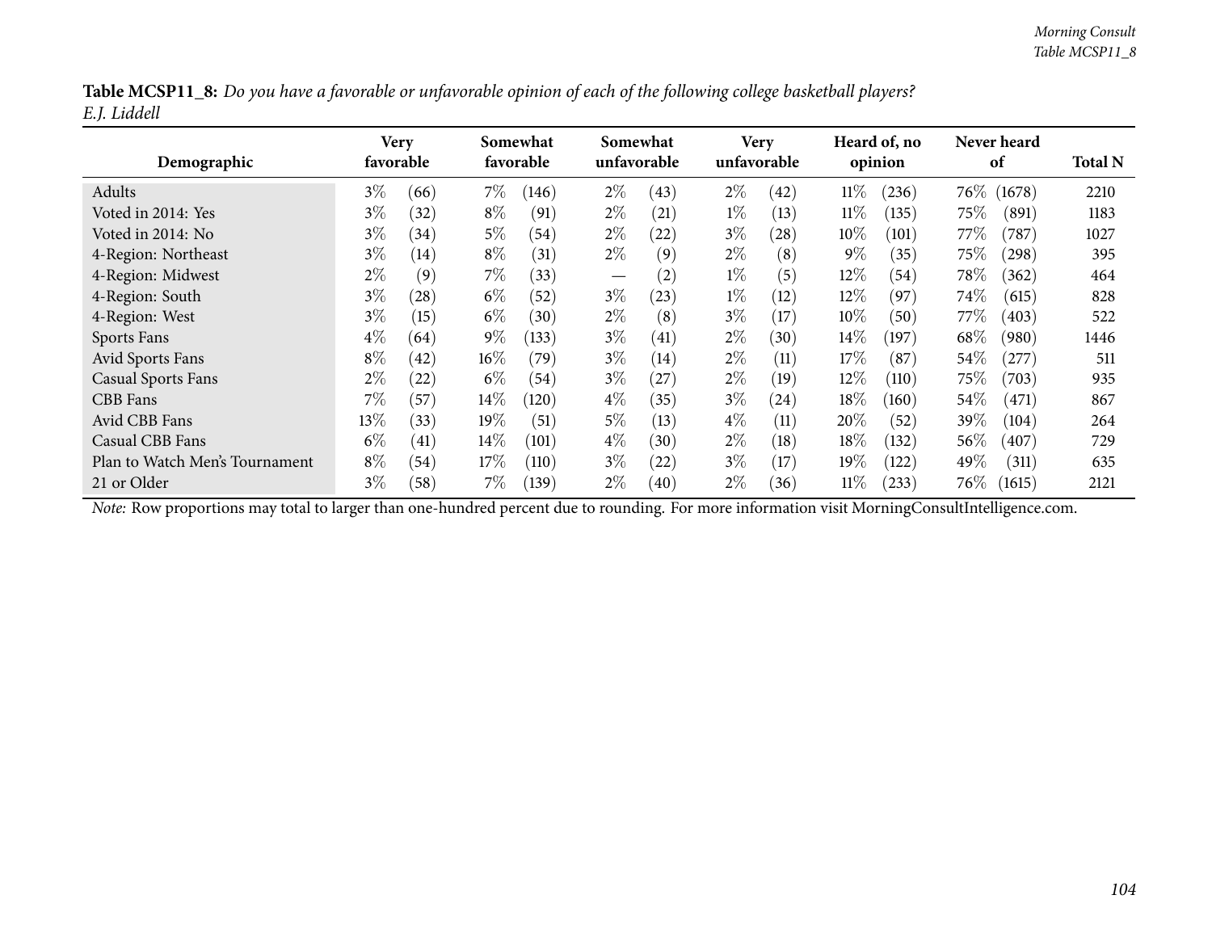**Table MCSP11_8:** *Do you have a favorable or unfavorable opinion of each of the following college basketball players?*
*E.J. Liddell*

| Demographic | Very favorable | | Somewhat favorable | | Somewhat unfavorable | | Very unfavorable | | Heard of, no opinion | | Never heard of | | Total N |
|---|---|---|---|---|---|---|---|---|---|---|---|---|---|
| Adults | 3% | (66) | 7% | (146) | 2% | (43) | 2% | (42) | 11% | (236) | 76% | (1678) | 2210 |
| Voted in 2014: Yes | 3% | (32) | 8% | (91) | 2% | (21) | 1% | (13) | 11% | (135) | 75% | (891) | 1183 |
| Voted in 2014: No | 3% | (34) | 5% | (54) | 2% | (22) | 3% | (28) | 10% | (101) | 77% | (787) | 1027 |
| 4-Region: Northeast | 3% | (14) | 8% | (31) | 2% | (9) | 2% | (8) | 9% | (35) | 75% | (298) | 395 |
| 4-Region: Midwest | 2% | (9) | 7% | (33) | — | (2) | 1% | (5) | 12% | (54) | 78% | (362) | 464 |
| 4-Region: South | 3% | (28) | 6% | (52) | 3% | (23) | 1% | (12) | 12% | (97) | 74% | (615) | 828 |
| 4-Region: West | 3% | (15) | 6% | (30) | 2% | (8) | 3% | (17) | 10% | (50) | 77% | (403) | 522 |
| Sports Fans | 4% | (64) | 9% | (133) | 3% | (41) | 2% | (30) | 14% | (197) | 68% | (980) | 1446 |
| Avid Sports Fans | 8% | (42) | 16% | (79) | 3% | (14) | 2% | (11) | 17% | (87) | 54% | (277) | 511 |
| Casual Sports Fans | 2% | (22) | 6% | (54) | 3% | (27) | 2% | (19) | 12% | (110) | 75% | (703) | 935 |
| CBB Fans | 7% | (57) | 14% | (120) | 4% | (35) | 3% | (24) | 18% | (160) | 54% | (471) | 867 |
| Avid CBB Fans | 13% | (33) | 19% | (51) | 5% | (13) | 4% | (11) | 20% | (52) | 39% | (104) | 264 |
| Casual CBB Fans | 6% | (41) | 14% | (101) | 4% | (30) | 2% | (18) | 18% | (132) | 56% | (407) | 729 |
| Plan to Watch Men's Tournament | 8% | (54) | 17% | (110) | 3% | (22) | 3% | (17) | 19% | (122) | 49% | (311) | 635 |
| 21 or Older | 3% | (58) | 7% | (139) | 2% | (40) | 2% | (36) | 11% | (233) | 76% | (1615) | 2121 |

*Note:* Row proportions may total to larger than one-hundred percent due to rounding. For more information visit MorningConsultIntelligence.com.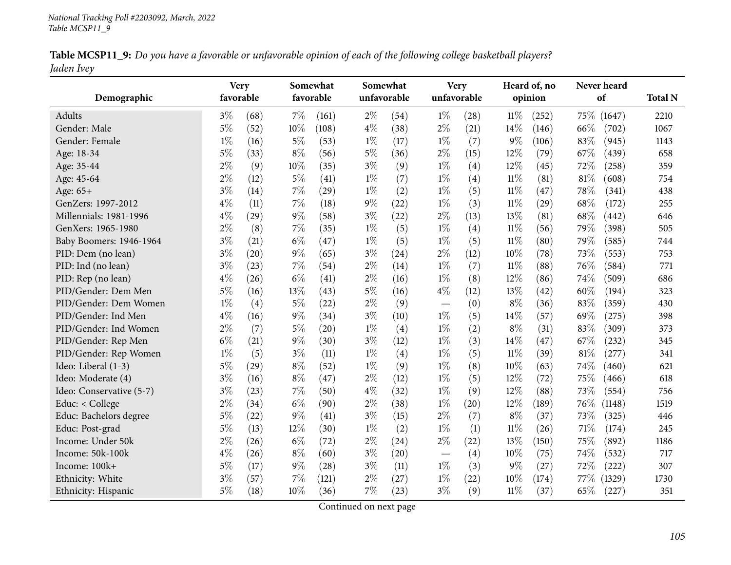**Table MCSP11_9:** *Do you have a favorable or unfavorable opinion of each of the following college basketball players?*
*Jaden Ivey*

| Demographic | Very favorable | | Somewhat favorable | | Somewhat unfavorable | | Very unfavorable | | Heard of, no opinion | | Never heard of | | Total N |
|---|---|---|---|---|---|---|---|---|---|---|---|---|---|
| Adults | 3% | (68) | 7% | (161) | 2% | (54) | 1% | (28) | 11% | (252) | 75% | (1647) | 2210 |
| Gender: Male | 5% | (52) | 10% | (108) | 4% | (38) | 2% | (21) | 14% | (146) | 66% | (702) | 1067 |
| Gender: Female | 1% | (16) | 5% | (53) | 1% | (17) | 1% | (7) | 9% | (106) | 83% | (945) | 1143 |
| Age: 18-34 | 5% | (33) | 8% | (56) | 5% | (36) | 2% | (15) | 12% | (79) | 67% | (439) | 658 |
| Age: 35-44 | 2% | (9) | 10% | (35) | 3% | (9) | 1% | (4) | 12% | (45) | 72% | (258) | 359 |
| Age: 45-64 | 2% | (12) | 5% | (41) | 1% | (7) | 1% | (4) | 11% | (81) | 81% | (608) | 754 |
| Age: 65+ | 3% | (14) | 7% | (29) | 1% | (2) | 1% | (5) | 11% | (47) | 78% | (341) | 438 |
| GenZers: 1997-2012 | 4% | (11) | 7% | (18) | 9% | (22) | 1% | (3) | 11% | (29) | 68% | (172) | 255 |
| Millennials: 1981-1996 | 4% | (29) | 9% | (58) | 3% | (22) | 2% | (13) | 13% | (81) | 68% | (442) | 646 |
| GenXers: 1965-1980 | 2% | (8) | 7% | (35) | 1% | (5) | 1% | (4) | 11% | (56) | 79% | (398) | 505 |
| Baby Boomers: 1946-1964 | 3% | (21) | 6% | (47) | 1% | (5) | 1% | (5) | 11% | (80) | 79% | (585) | 744 |
| PID: Dem (no lean) | 3% | (20) | 9% | (65) | 3% | (24) | 2% | (12) | 10% | (78) | 73% | (553) | 753 |
| PID: Ind (no lean) | 3% | (23) | 7% | (54) | 2% | (14) | 1% | (7) | 11% | (88) | 76% | (584) | 771 |
| PID: Rep (no lean) | 4% | (26) | 6% | (41) | 2% | (16) | 1% | (8) | 12% | (86) | 74% | (509) | 686 |
| PID/Gender: Dem Men | 5% | (16) | 13% | (43) | 5% | (16) | 4% | (12) | 13% | (42) | 60% | (194) | 323 |
| PID/Gender: Dem Women | 1% | (4) | 5% | (22) | 2% | (9) | — | (0) | 8% | (36) | 83% | (359) | 430 |
| PID/Gender: Ind Men | 4% | (16) | 9% | (34) | 3% | (10) | 1% | (5) | 14% | (57) | 69% | (275) | 398 |
| PID/Gender: Ind Women | 2% | (7) | 5% | (20) | 1% | (4) | 1% | (2) | 8% | (31) | 83% | (309) | 373 |
| PID/Gender: Rep Men | 6% | (21) | 9% | (30) | 3% | (12) | 1% | (3) | 14% | (47) | 67% | (232) | 345 |
| PID/Gender: Rep Women | 1% | (5) | 3% | (11) | 1% | (4) | 1% | (5) | 11% | (39) | 81% | (277) | 341 |
| Ideo: Liberal (1-3) | 5% | (29) | 8% | (52) | 1% | (9) | 1% | (8) | 10% | (63) | 74% | (460) | 621 |
| Ideo: Moderate (4) | 3% | (16) | 8% | (47) | 2% | (12) | 1% | (5) | 12% | (72) | 75% | (466) | 618 |
| Ideo: Conservative (5-7) | 3% | (23) | 7% | (50) | 4% | (32) | 1% | (9) | 12% | (88) | 73% | (554) | 756 |
| Educ: < College | 2% | (34) | 6% | (90) | 2% | (38) | 1% | (20) | 12% | (189) | 76% | (1148) | 1519 |
| Educ: Bachelors degree | 5% | (22) | 9% | (41) | 3% | (15) | 2% | (7) | 8% | (37) | 73% | (325) | 446 |
| Educ: Post-grad | 5% | (13) | 12% | (30) | 1% | (2) | 1% | (1) | 11% | (26) | 71% | (174) | 245 |
| Income: Under 50k | 2% | (26) | 6% | (72) | 2% | (24) | 2% | (22) | 13% | (150) | 75% | (892) | 1186 |
| Income: 50k-100k | 4% | (26) | 8% | (60) | 3% | (20) | — | (4) | 10% | (75) | 74% | (532) | 717 |
| Income: 100k+ | 5% | (17) | 9% | (28) | 3% | (11) | 1% | (3) | 9% | (27) | 72% | (222) | 307 |
| Ethnicity: White | 3% | (57) | 7% | (121) | 2% | (27) | 1% | (22) | 10% | (174) | 77% | (1329) | 1730 |
| Ethnicity: Hispanic | 5% | (18) | 10% | (36) | 7% | (23) | 3% | (9) | 11% | (37) | 65% | (227) | 351 |

Continued on next page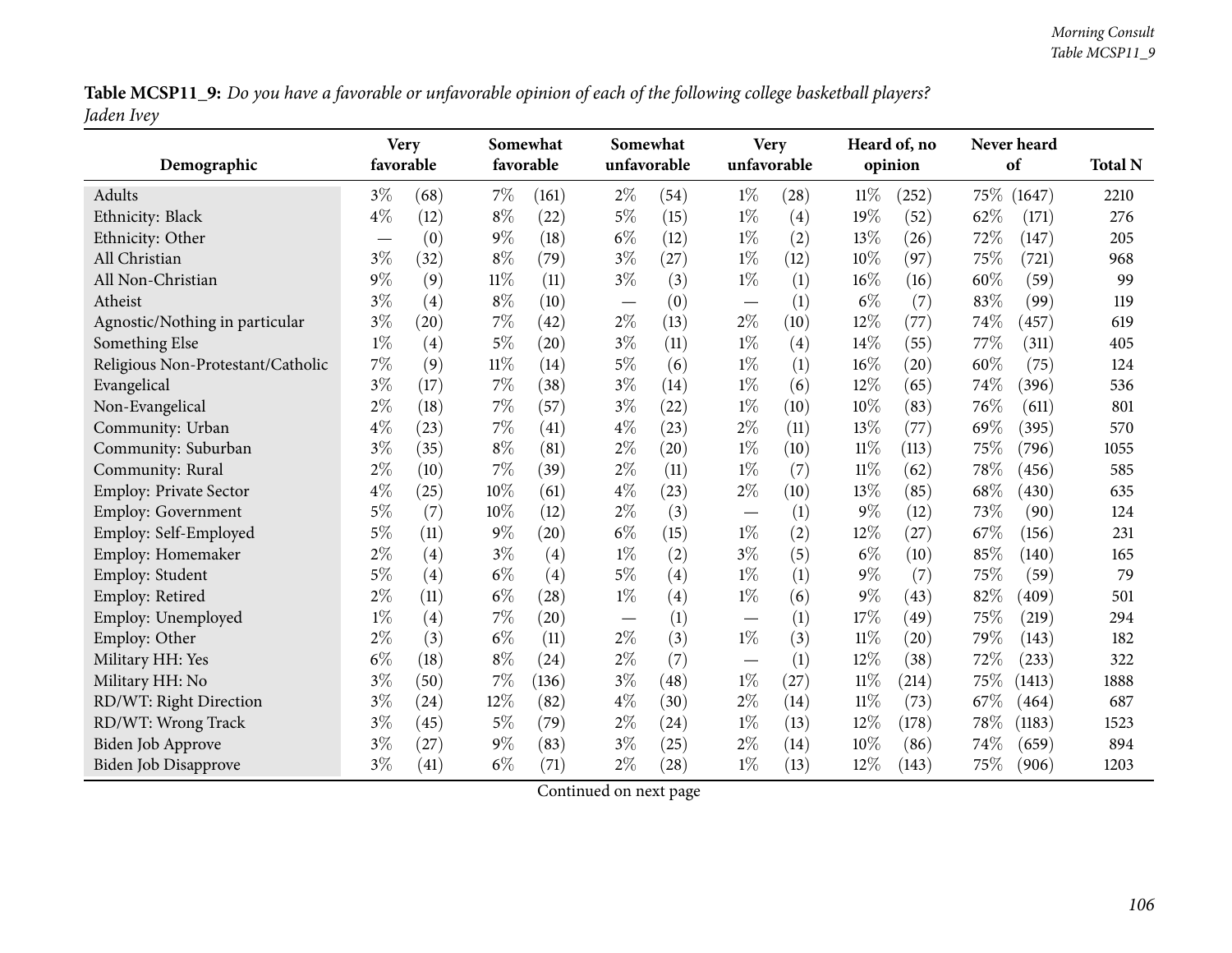**Table MCSP11_9:** *Do you have a favorable or unfavorable opinion of each of the following college basketball players?*
*Jaden Ivey*

| Demographic | Very favorable | | Somewhat favorable | | Somewhat unfavorable | | Very unfavorable | | Heard of, no opinion | | Never heard of | | Total N |
|---|---|---|---|---|---|---|---|---|---|---|---|---|---|
| Adults | 3% | (68) | 7% | (161) | 2% | (54) | 1% | (28) | 11% | (252) | 75% | (1647) | 2210 |
| Ethnicity: Black | 4% | (12) | 8% | (22) | 5% | (15) | 1% | (4) | 19% | (52) | 62% | (171) | 276 |
| Ethnicity: Other | — | (0) | 9% | (18) | 6% | (12) | 1% | (2) | 13% | (26) | 72% | (147) | 205 |
| All Christian | 3% | (32) | 8% | (79) | 3% | (27) | 1% | (12) | 10% | (97) | 75% | (721) | 968 |
| All Non-Christian | 9% | (9) | 11% | (11) | 3% | (3) | 1% | (1) | 16% | (16) | 60% | (59) | 99 |
| Atheist | 3% | (4) | 8% | (10) | — | (0) | — | (1) | 6% | (7) | 83% | (99) | 119 |
| Agnostic/Nothing in particular | 3% | (20) | 7% | (42) | 2% | (13) | 2% | (10) | 12% | (77) | 74% | (457) | 619 |
| Something Else | 1% | (4) | 5% | (20) | 3% | (11) | 1% | (4) | 14% | (55) | 77% | (311) | 405 |
| Religious Non-Protestant/Catholic | 7% | (9) | 11% | (14) | 5% | (6) | 1% | (1) | 16% | (20) | 60% | (75) | 124 |
| Evangelical | 3% | (17) | 7% | (38) | 3% | (14) | 1% | (6) | 12% | (65) | 74% | (396) | 536 |
| Non-Evangelical | 2% | (18) | 7% | (57) | 3% | (22) | 1% | (10) | 10% | (83) | 76% | (611) | 801 |
| Community: Urban | 4% | (23) | 7% | (41) | 4% | (23) | 2% | (11) | 13% | (77) | 69% | (395) | 570 |
| Community: Suburban | 3% | (35) | 8% | (81) | 2% | (20) | 1% | (10) | 11% | (113) | 75% | (796) | 1055 |
| Community: Rural | 2% | (10) | 7% | (39) | 2% | (11) | 1% | (7) | 11% | (62) | 78% | (456) | 585 |
| Employ: Private Sector | 4% | (25) | 10% | (61) | 4% | (23) | 2% | (10) | 13% | (85) | 68% | (430) | 635 |
| Employ: Government | 5% | (7) | 10% | (12) | 2% | (3) | — | (1) | 9% | (12) | 73% | (90) | 124 |
| Employ: Self-Employed | 5% | (11) | 9% | (20) | 6% | (15) | 1% | (2) | 12% | (27) | 67% | (156) | 231 |
| Employ: Homemaker | 2% | (4) | 3% | (4) | 1% | (2) | 3% | (5) | 6% | (10) | 85% | (140) | 165 |
| Employ: Student | 5% | (4) | 6% | (4) | 5% | (4) | 1% | (1) | 9% | (7) | 75% | (59) | 79 |
| Employ: Retired | 2% | (11) | 6% | (28) | 1% | (4) | 1% | (6) | 9% | (43) | 82% | (409) | 501 |
| Employ: Unemployed | 1% | (4) | 7% | (20) | — | (1) | — | (1) | 17% | (49) | 75% | (219) | 294 |
| Employ: Other | 2% | (3) | 6% | (11) | 2% | (3) | 1% | (3) | 11% | (20) | 79% | (143) | 182 |
| Military HH: Yes | 6% | (18) | 8% | (24) | 2% | (7) | — | (1) | 12% | (38) | 72% | (233) | 322 |
| Military HH: No | 3% | (50) | 7% | (136) | 3% | (48) | 1% | (27) | 11% | (214) | 75% | (1413) | 1888 |
| RD/WT: Right Direction | 3% | (24) | 12% | (82) | 4% | (30) | 2% | (14) | 11% | (73) | 67% | (464) | 687 |
| RD/WT: Wrong Track | 3% | (45) | 5% | (79) | 2% | (24) | 1% | (13) | 12% | (178) | 78% | (1183) | 1523 |
| Biden Job Approve | 3% | (27) | 9% | (83) | 3% | (25) | 2% | (14) | 10% | (86) | 74% | (659) | 894 |
| Biden Job Disapprove | 3% | (41) | 6% | (71) | 2% | (28) | 1% | (13) | 12% | (143) | 75% | (906) | 1203 |

Continued on next page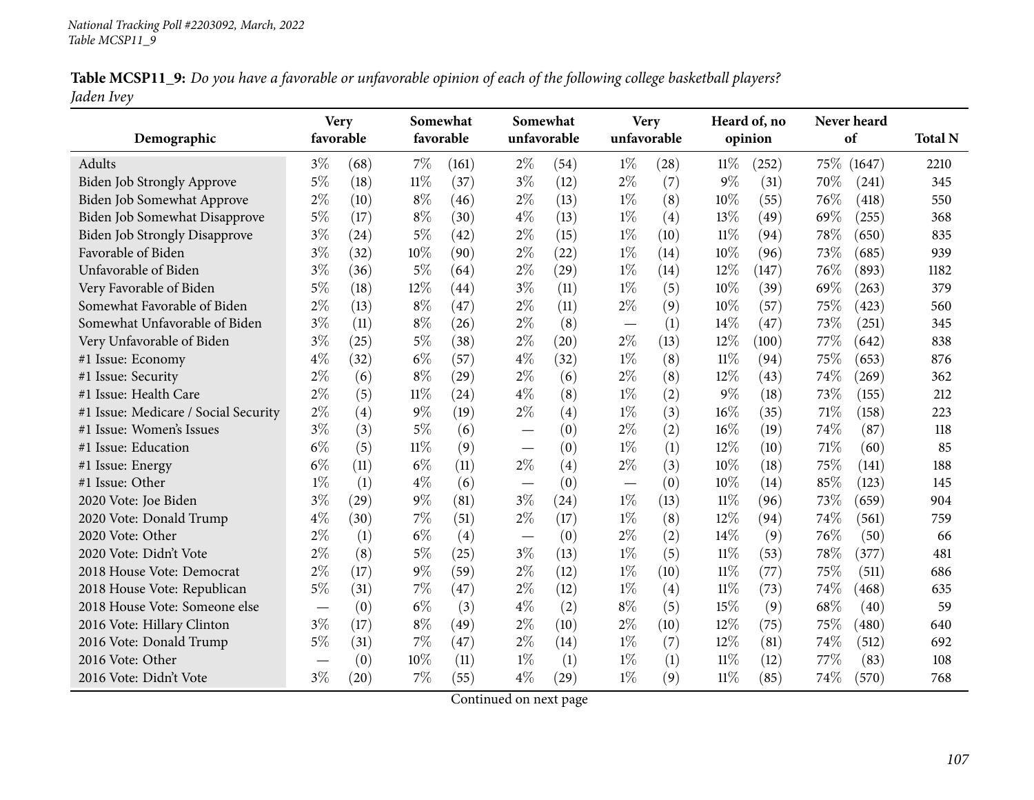*National Tracking Poll #2203092, March, 2022*
*Table MCSP11_9*

**Table MCSP11_9:** *Do you have a favorable or unfavorable opinion of each of the following college basketball players?*
*Jaden Ivey*

| Demographic | Very favorable | | Somewhat favorable | | Somewhat unfavorable | | Very unfavorable | | Heard of, no opinion | | Never heard of | | Total N |
|---|---|---|---|---|---|---|---|---|---|---|---|---|---|
| Adults | 3% | (68) | 7% | (161) | 2% | (54) | 1% | (28) | 11% | (252) | 75% | (1647) | 2210 |
| Biden Job Strongly Approve | 5% | (18) | 11% | (37) | 3% | (12) | 2% | (7) | 9% | (31) | 70% | (241) | 345 |
| Biden Job Somewhat Approve | 2% | (10) | 8% | (46) | 2% | (13) | 1% | (8) | 10% | (55) | 76% | (418) | 550 |
| Biden Job Somewhat Disapprove | 5% | (17) | 8% | (30) | 4% | (13) | 1% | (4) | 13% | (49) | 69% | (255) | 368 |
| Biden Job Strongly Disapprove | 3% | (24) | 5% | (42) | 2% | (15) | 1% | (10) | 11% | (94) | 78% | (650) | 835 |
| Favorable of Biden | 3% | (32) | 10% | (90) | 2% | (22) | 1% | (14) | 10% | (96) | 73% | (685) | 939 |
| Unfavorable of Biden | 3% | (36) | 5% | (64) | 2% | (29) | 1% | (14) | 12% | (147) | 76% | (893) | 1182 |
| Very Favorable of Biden | 5% | (18) | 12% | (44) | 3% | (11) | 1% | (5) | 10% | (39) | 69% | (263) | 379 |
| Somewhat Favorable of Biden | 2% | (13) | 8% | (47) | 2% | (11) | 2% | (9) | 10% | (57) | 75% | (423) | 560 |
| Somewhat Unfavorable of Biden | 3% | (11) | 8% | (26) | 2% | (8) | — | (1) | 14% | (47) | 73% | (251) | 345 |
| Very Unfavorable of Biden | 3% | (25) | 5% | (38) | 2% | (20) | 2% | (13) | 12% | (100) | 77% | (642) | 838 |
| #1 Issue: Economy | 4% | (32) | 6% | (57) | 4% | (32) | 1% | (8) | 11% | (94) | 75% | (653) | 876 |
| #1 Issue: Security | 2% | (6) | 8% | (29) | 2% | (6) | 2% | (8) | 12% | (43) | 74% | (269) | 362 |
| #1 Issue: Health Care | 2% | (5) | 11% | (24) | 4% | (8) | 1% | (2) | 9% | (18) | 73% | (155) | 212 |
| #1 Issue: Medicare / Social Security | 2% | (4) | 9% | (19) | 2% | (4) | 1% | (3) | 16% | (35) | 71% | (158) | 223 |
| #1 Issue: Women's Issues | 3% | (3) | 5% | (6) | — | (0) | 2% | (2) | 16% | (19) | 74% | (87) | 118 |
| #1 Issue: Education | 6% | (5) | 11% | (9) | — | (0) | 1% | (1) | 12% | (10) | 71% | (60) | 85 |
| #1 Issue: Energy | 6% | (11) | 6% | (11) | 2% | (4) | 2% | (3) | 10% | (18) | 75% | (141) | 188 |
| #1 Issue: Other | 1% | (1) | 4% | (6) | — | (0) | — | (0) | 10% | (14) | 85% | (123) | 145 |
| 2020 Vote: Joe Biden | 3% | (29) | 9% | (81) | 3% | (24) | 1% | (13) | 11% | (96) | 73% | (659) | 904 |
| 2020 Vote: Donald Trump | 4% | (30) | 7% | (51) | 2% | (17) | 1% | (8) | 12% | (94) | 74% | (561) | 759 |
| 2020 Vote: Other | 2% | (1) | 6% | (4) | — | (0) | 2% | (2) | 14% | (9) | 76% | (50) | 66 |
| 2020 Vote: Didn't Vote | 2% | (8) | 5% | (25) | 3% | (13) | 1% | (5) | 11% | (53) | 78% | (377) | 481 |
| 2018 House Vote: Democrat | 2% | (17) | 9% | (59) | 2% | (12) | 1% | (10) | 11% | (77) | 75% | (511) | 686 |
| 2018 House Vote: Republican | 5% | (31) | 7% | (47) | 2% | (12) | 1% | (4) | 11% | (73) | 74% | (468) | 635 |
| 2018 House Vote: Someone else | — | (0) | 6% | (3) | 4% | (2) | 8% | (5) | 15% | (9) | 68% | (40) | 59 |
| 2016 Vote: Hillary Clinton | 3% | (17) | 8% | (49) | 2% | (10) | 2% | (10) | 12% | (75) | 75% | (480) | 640 |
| 2016 Vote: Donald Trump | 5% | (31) | 7% | (47) | 2% | (14) | 1% | (7) | 12% | (81) | 74% | (512) | 692 |
| 2016 Vote: Other | — | (0) | 10% | (11) | 1% | (1) | 1% | (1) | 11% | (12) | 77% | (83) | 108 |
| 2016 Vote: Didn't Vote | 3% | (20) | 7% | (55) | 4% | (29) | 1% | (9) | 11% | (85) | 74% | (570) | 768 |

Continued on next page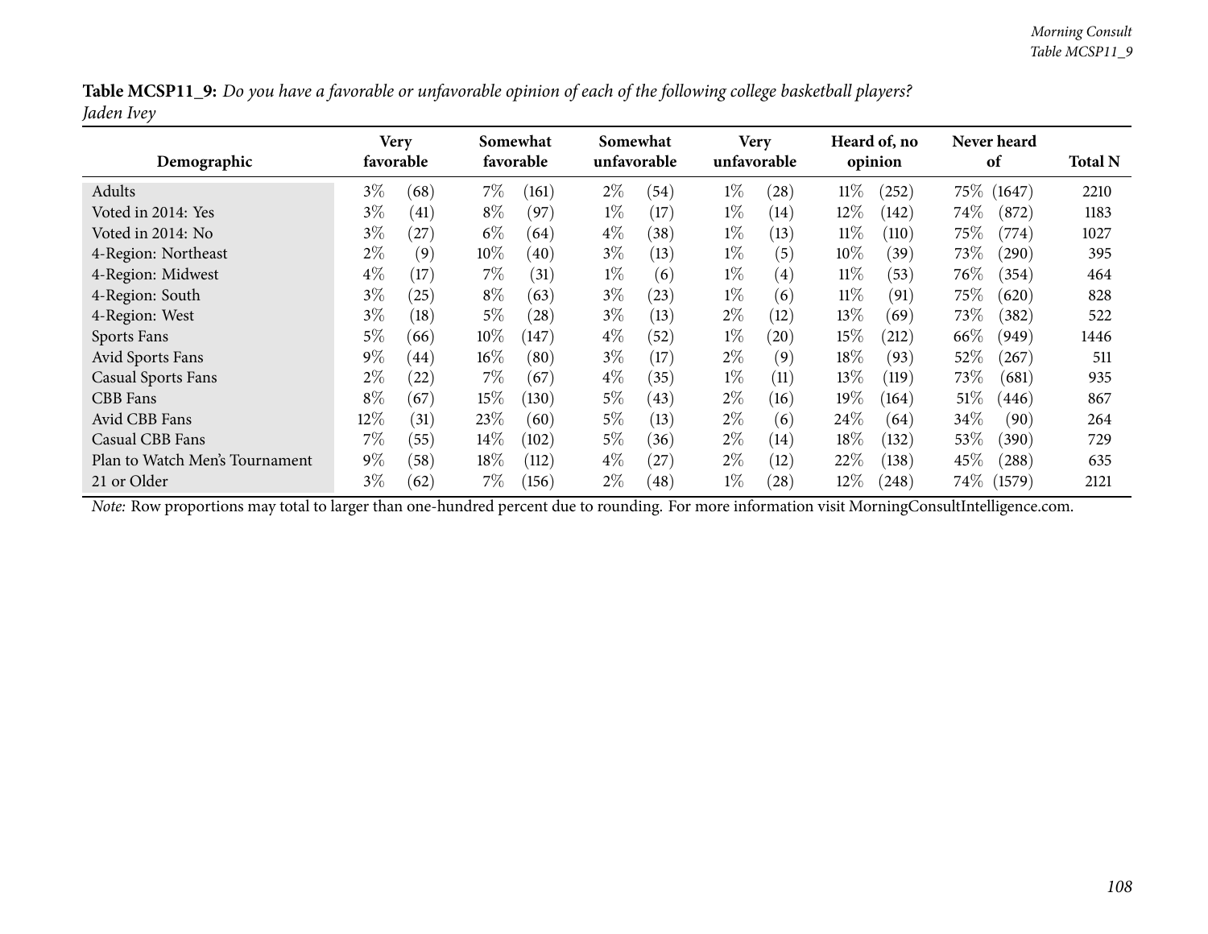**Table MCSP11_9:** *Do you have a favorable or unfavorable opinion of each of the following college basketball players?*
*Jaden Ivey*

| Demographic | Very favorable | | Somewhat favorable | | Somewhat unfavorable | | Very unfavorable | | Heard of, no opinion | | Never heard of | | Total N |
|---|---|---|---|---|---|---|---|---|---|---|---|---|---|
| Adults | 3% | (68) | 7% | (161) | 2% | (54) | 1% | (28) | 11% | (252) | 75% | (1647) | 2210 |
| Voted in 2014: Yes | 3% | (41) | 8% | (97) | 1% | (17) | 1% | (14) | 12% | (142) | 74% | (872) | 1183 |
| Voted in 2014: No | 3% | (27) | 6% | (64) | 4% | (38) | 1% | (13) | 11% | (110) | 75% | (774) | 1027 |
| 4-Region: Northeast | 2% | (9) | 10% | (40) | 3% | (13) | 1% | (5) | 10% | (39) | 73% | (290) | 395 |
| 4-Region: Midwest | 4% | (17) | 7% | (31) | 1% | (6) | 1% | (4) | 11% | (53) | 76% | (354) | 464 |
| 4-Region: South | 3% | (25) | 8% | (63) | 3% | (23) | 1% | (6) | 11% | (91) | 75% | (620) | 828 |
| 4-Region: West | 3% | (18) | 5% | (28) | 3% | (13) | 2% | (12) | 13% | (69) | 73% | (382) | 522 |
| Sports Fans | 5% | (66) | 10% | (147) | 4% | (52) | 1% | (20) | 15% | (212) | 66% | (949) | 1446 |
| Avid Sports Fans | 9% | (44) | 16% | (80) | 3% | (17) | 2% | (9) | 18% | (93) | 52% | (267) | 511 |
| Casual Sports Fans | 2% | (22) | 7% | (67) | 4% | (35) | 1% | (11) | 13% | (119) | 73% | (681) | 935 |
| CBB Fans | 8% | (67) | 15% | (130) | 5% | (43) | 2% | (16) | 19% | (164) | 51% | (446) | 867 |
| Avid CBB Fans | 12% | (31) | 23% | (60) | 5% | (13) | 2% | (6) | 24% | (64) | 34% | (90) | 264 |
| Casual CBB Fans | 7% | (55) | 14% | (102) | 5% | (36) | 2% | (14) | 18% | (132) | 53% | (390) | 729 |
| Plan to Watch Men's Tournament | 9% | (58) | 18% | (112) | 4% | (27) | 2% | (12) | 22% | (138) | 45% | (288) | 635 |
| 21 or Older | 3% | (62) | 7% | (156) | 2% | (48) | 1% | (28) | 12% | (248) | 74% | (1579) | 2121 |

*Note:* Row proportions may total to larger than one-hundred percent due to rounding. For more information visit MorningConsultIntelligence.com.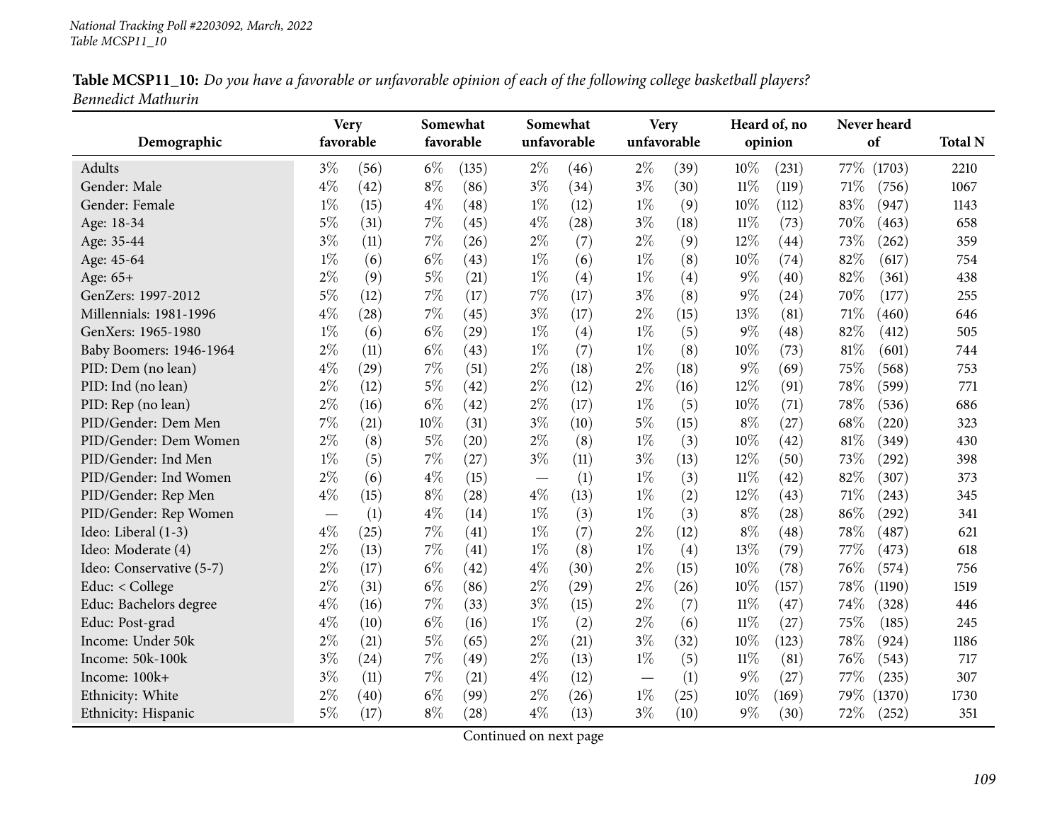*National Tracking Poll #2203092, March, 2022*
*Table MCSP11_10*

**Table MCSP11_10:** *Do you have a favorable or unfavorable opinion of each of the following college basketball players?*
*Bennedict Mathurin*

| Demographic | Very favorable | | Somewhat favorable | | Somewhat unfavorable | | Very unfavorable | | Heard of, no opinion | | Never heard of | | Total N |
|---|---|---|---|---|---|---|---|---|---|---|---|---|---|
| Adults | 3% | (56) | 6% | (135) | 2% | (46) | 2% | (39) | 10% | (231) | 77% | (1703) | 2210 |
| Gender: Male | 4% | (42) | 8% | (86) | 3% | (34) | 3% | (30) | 11% | (119) | 71% | (756) | 1067 |
| Gender: Female | 1% | (15) | 4% | (48) | 1% | (12) | 1% | (9) | 10% | (112) | 83% | (947) | 1143 |
| Age: 18-34 | 5% | (31) | 7% | (45) | 4% | (28) | 3% | (18) | 11% | (73) | 70% | (463) | 658 |
| Age: 35-44 | 3% | (11) | 7% | (26) | 2% | (7) | 2% | (9) | 12% | (44) | 73% | (262) | 359 |
| Age: 45-64 | 1% | (6) | 6% | (43) | 1% | (6) | 1% | (8) | 10% | (74) | 82% | (617) | 754 |
| Age: 65+ | 2% | (9) | 5% | (21) | 1% | (4) | 1% | (4) | 9% | (40) | 82% | (361) | 438 |
| GenZers: 1997-2012 | 5% | (12) | 7% | (17) | 7% | (17) | 3% | (8) | 9% | (24) | 70% | (177) | 255 |
| Millennials: 1981-1996 | 4% | (28) | 7% | (45) | 3% | (17) | 2% | (15) | 13% | (81) | 71% | (460) | 646 |
| GenXers: 1965-1980 | 1% | (6) | 6% | (29) | 1% | (4) | 1% | (5) | 9% | (48) | 82% | (412) | 505 |
| Baby Boomers: 1946-1964 | 2% | (11) | 6% | (43) | 1% | (7) | 1% | (8) | 10% | (73) | 81% | (601) | 744 |
| PID: Dem (no lean) | 4% | (29) | 7% | (51) | 2% | (18) | 2% | (18) | 9% | (69) | 75% | (568) | 753 |
| PID: Ind (no lean) | 2% | (12) | 5% | (42) | 2% | (12) | 2% | (16) | 12% | (91) | 78% | (599) | 771 |
| PID: Rep (no lean) | 2% | (16) | 6% | (42) | 2% | (17) | 1% | (5) | 10% | (71) | 78% | (536) | 686 |
| PID/Gender: Dem Men | 7% | (21) | 10% | (31) | 3% | (10) | 5% | (15) | 8% | (27) | 68% | (220) | 323 |
| PID/Gender: Dem Women | 2% | (8) | 5% | (20) | 2% | (8) | 1% | (3) | 10% | (42) | 81% | (349) | 430 |
| PID/Gender: Ind Men | 1% | (5) | 7% | (27) | 3% | (11) | 3% | (13) | 12% | (50) | 73% | (292) | 398 |
| PID/Gender: Ind Women | 2% | (6) | 4% | (15) | — | (1) | 1% | (3) | 11% | (42) | 82% | (307) | 373 |
| PID/Gender: Rep Men | 4% | (15) | 8% | (28) | 4% | (13) | 1% | (2) | 12% | (43) | 71% | (243) | 345 |
| PID/Gender: Rep Women | — | (1) | 4% | (14) | 1% | (3) | 1% | (3) | 8% | (28) | 86% | (292) | 341 |
| Ideo: Liberal (1-3) | 4% | (25) | 7% | (41) | 1% | (7) | 2% | (12) | 8% | (48) | 78% | (487) | 621 |
| Ideo: Moderate (4) | 2% | (13) | 7% | (41) | 1% | (8) | 1% | (4) | 13% | (79) | 77% | (473) | 618 |
| Ideo: Conservative (5-7) | 2% | (17) | 6% | (42) | 4% | (30) | 2% | (15) | 10% | (78) | 76% | (574) | 756 |
| Educ: < College | 2% | (31) | 6% | (86) | 2% | (29) | 2% | (26) | 10% | (157) | 78% | (1190) | 1519 |
| Educ: Bachelors degree | 4% | (16) | 7% | (33) | 3% | (15) | 2% | (7) | 11% | (47) | 74% | (328) | 446 |
| Educ: Post-grad | 4% | (10) | 6% | (16) | 1% | (2) | 2% | (6) | 11% | (27) | 75% | (185) | 245 |
| Income: Under 50k | 2% | (21) | 5% | (65) | 2% | (21) | 3% | (32) | 10% | (123) | 78% | (924) | 1186 |
| Income: 50k-100k | 3% | (24) | 7% | (49) | 2% | (13) | 1% | (5) | 11% | (81) | 76% | (543) | 717 |
| Income: 100k+ | 3% | (11) | 7% | (21) | 4% | (12) | — | (1) | 9% | (27) | 77% | (235) | 307 |
| Ethnicity: White | 2% | (40) | 6% | (99) | 2% | (26) | 1% | (25) | 10% | (169) | 79% | (1370) | 1730 |
| Ethnicity: Hispanic | 5% | (17) | 8% | (28) | 4% | (13) | 3% | (10) | 9% | (30) | 72% | (252) | 351 |

Continued on next page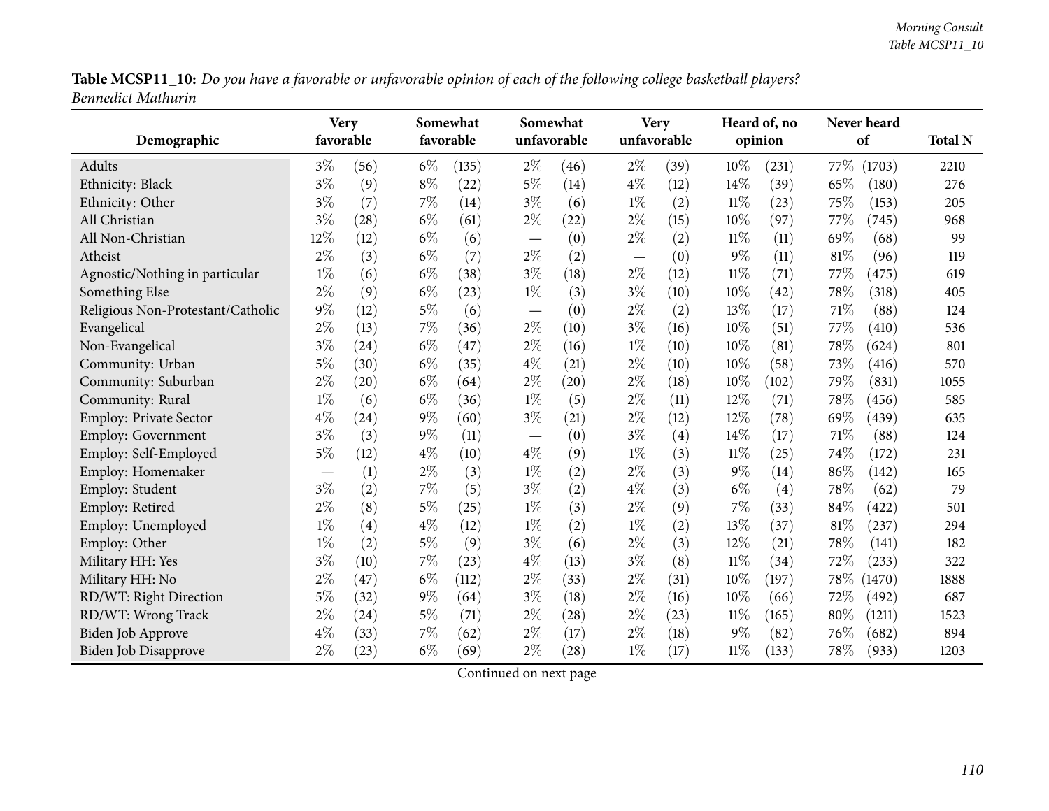**Table MCSP11_10:** *Do you have a favorable or unfavorable opinion of each of the following college basketball players?*
*Bennedict Mathurin*

| Demographic | Very favorable | | Somewhat favorable | | Somewhat unfavorable | | Very unfavorable | | Heard of, no opinion | | Never heard of | | Total N |
|---|---|---|---|---|---|---|---|---|---|---|---|---|---|
| Adults | 3% | (56) | 6% | (135) | 2% | (46) | 2% | (39) | 10% | (231) | 77% | (1703) | 2210 |
| Ethnicity: Black | 3% | (9) | 8% | (22) | 5% | (14) | 4% | (12) | 14% | (39) | 65% | (180) | 276 |
| Ethnicity: Other | 3% | (7) | 7% | (14) | 3% | (6) | 1% | (2) | 11% | (23) | 75% | (153) | 205 |
| All Christian | 3% | (28) | 6% | (61) | 2% | (22) | 2% | (15) | 10% | (97) | 77% | (745) | 968 |
| All Non-Christian | 12% | (12) | 6% | (6) | — | (0) | 2% | (2) | 11% | (11) | 69% | (68) | 99 |
| Atheist | 2% | (3) | 6% | (7) | 2% | (2) | — | (0) | 9% | (11) | 81% | (96) | 119 |
| Agnostic/Nothing in particular | 1% | (6) | 6% | (38) | 3% | (18) | 2% | (12) | 11% | (71) | 77% | (475) | 619 |
| Something Else | 2% | (9) | 6% | (23) | 1% | (3) | 3% | (10) | 10% | (42) | 78% | (318) | 405 |
| Religious Non-Protestant/Catholic | 9% | (12) | 5% | (6) | — | (0) | 2% | (2) | 13% | (17) | 71% | (88) | 124 |
| Evangelical | 2% | (13) | 7% | (36) | 2% | (10) | 3% | (16) | 10% | (51) | 77% | (410) | 536 |
| Non-Evangelical | 3% | (24) | 6% | (47) | 2% | (16) | 1% | (10) | 10% | (81) | 78% | (624) | 801 |
| Community: Urban | 5% | (30) | 6% | (35) | 4% | (21) | 2% | (10) | 10% | (58) | 73% | (416) | 570 |
| Community: Suburban | 2% | (20) | 6% | (64) | 2% | (20) | 2% | (18) | 10% | (102) | 79% | (831) | 1055 |
| Community: Rural | 1% | (6) | 6% | (36) | 1% | (5) | 2% | (11) | 12% | (71) | 78% | (456) | 585 |
| Employ: Private Sector | 4% | (24) | 9% | (60) | 3% | (21) | 2% | (12) | 12% | (78) | 69% | (439) | 635 |
| Employ: Government | 3% | (3) | 9% | (11) | — | (0) | 3% | (4) | 14% | (17) | 71% | (88) | 124 |
| Employ: Self-Employed | 5% | (12) | 4% | (10) | 4% | (9) | 1% | (3) | 11% | (25) | 74% | (172) | 231 |
| Employ: Homemaker | — | (1) | 2% | (3) | 1% | (2) | 2% | (3) | 9% | (14) | 86% | (142) | 165 |
| Employ: Student | 3% | (2) | 7% | (5) | 3% | (2) | 4% | (3) | 6% | (4) | 78% | (62) | 79 |
| Employ: Retired | 2% | (8) | 5% | (25) | 1% | (3) | 2% | (9) | 7% | (33) | 84% | (422) | 501 |
| Employ: Unemployed | 1% | (4) | 4% | (12) | 1% | (2) | 1% | (2) | 13% | (37) | 81% | (237) | 294 |
| Employ: Other | 1% | (2) | 5% | (9) | 3% | (6) | 2% | (3) | 12% | (21) | 78% | (141) | 182 |
| Military HH: Yes | 3% | (10) | 7% | (23) | 4% | (13) | 3% | (8) | 11% | (34) | 72% | (233) | 322 |
| Military HH: No | 2% | (47) | 6% | (112) | 2% | (33) | 2% | (31) | 10% | (197) | 78% | (1470) | 1888 |
| RD/WT: Right Direction | 5% | (32) | 9% | (64) | 3% | (18) | 2% | (16) | 10% | (66) | 72% | (492) | 687 |
| RD/WT: Wrong Track | 2% | (24) | 5% | (71) | 2% | (28) | 2% | (23) | 11% | (165) | 80% | (1211) | 1523 |
| Biden Job Approve | 4% | (33) | 7% | (62) | 2% | (17) | 2% | (18) | 9% | (82) | 76% | (682) | 894 |
| Biden Job Disapprove | 2% | (23) | 6% | (69) | 2% | (28) | 1% | (17) | 11% | (133) | 78% | (933) | 1203 |

Continued on next page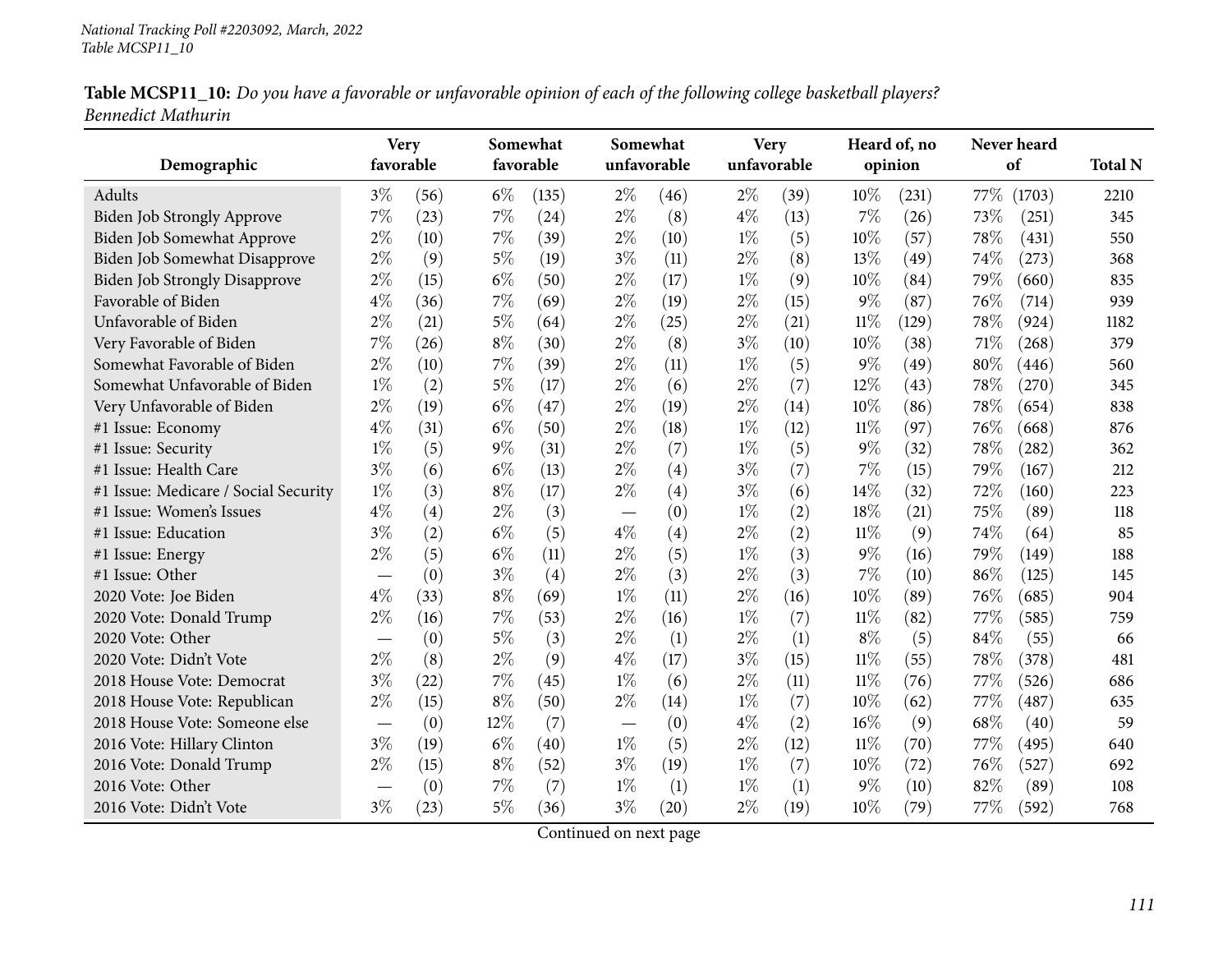**Table MCSP11_10:** *Do you have a favorable or unfavorable opinion of each of the following college basketball players?*
*Bennedict Mathurin*

| Demographic | Very favorable | | Somewhat favorable | | Somewhat unfavorable | | Very unfavorable | | Heard of, no opinion | | Never heard of | | Total N |
|---|---|---|---|---|---|---|---|---|---|---|---|---|---|
| Adults | 3% | (56) | 6% | (135) | 2% | (46) | 2% | (39) | 10% | (231) | 77% | (1703) | 2210 |
| Biden Job Strongly Approve | 7% | (23) | 7% | (24) | 2% | (8) | 4% | (13) | 7% | (26) | 73% | (251) | 345 |
| Biden Job Somewhat Approve | 2% | (10) | 7% | (39) | 2% | (10) | 1% | (5) | 10% | (57) | 78% | (431) | 550 |
| Biden Job Somewhat Disapprove | 2% | (9) | 5% | (19) | 3% | (11) | 2% | (8) | 13% | (49) | 74% | (273) | 368 |
| Biden Job Strongly Disapprove | 2% | (15) | 6% | (50) | 2% | (17) | 1% | (9) | 10% | (84) | 79% | (660) | 835 |
| Favorable of Biden | 4% | (36) | 7% | (69) | 2% | (19) | 2% | (15) | 9% | (87) | 76% | (714) | 939 |
| Unfavorable of Biden | 2% | (21) | 5% | (64) | 2% | (25) | 2% | (21) | 11% | (129) | 78% | (924) | 1182 |
| Very Favorable of Biden | 7% | (26) | 8% | (30) | 2% | (8) | 3% | (10) | 10% | (38) | 71% | (268) | 379 |
| Somewhat Favorable of Biden | 2% | (10) | 7% | (39) | 2% | (11) | 1% | (5) | 9% | (49) | 80% | (446) | 560 |
| Somewhat Unfavorable of Biden | 1% | (2) | 5% | (17) | 2% | (6) | 2% | (7) | 12% | (43) | 78% | (270) | 345 |
| Very Unfavorable of Biden | 2% | (19) | 6% | (47) | 2% | (19) | 2% | (14) | 10% | (86) | 78% | (654) | 838 |
| #1 Issue: Economy | 4% | (31) | 6% | (50) | 2% | (18) | 1% | (12) | 11% | (97) | 76% | (668) | 876 |
| #1 Issue: Security | 1% | (5) | 9% | (31) | 2% | (7) | 1% | (5) | 9% | (32) | 78% | (282) | 362 |
| #1 Issue: Health Care | 3% | (6) | 6% | (13) | 2% | (4) | 3% | (7) | 7% | (15) | 79% | (167) | 212 |
| #1 Issue: Medicare / Social Security | 1% | (3) | 8% | (17) | 2% | (4) | 3% | (6) | 14% | (32) | 72% | (160) | 223 |
| #1 Issue: Women's Issues | 4% | (4) | 2% | (3) | — | (0) | 1% | (2) | 18% | (21) | 75% | (89) | 118 |
| #1 Issue: Education | 3% | (2) | 6% | (5) | 4% | (4) | 2% | (2) | 11% | (9) | 74% | (64) | 85 |
| #1 Issue: Energy | 2% | (5) | 6% | (11) | 2% | (5) | 1% | (3) | 9% | (16) | 79% | (149) | 188 |
| #1 Issue: Other | — | (0) | 3% | (4) | 2% | (3) | 2% | (3) | 7% | (10) | 86% | (125) | 145 |
| 2020 Vote: Joe Biden | 4% | (33) | 8% | (69) | 1% | (11) | 2% | (16) | 10% | (89) | 76% | (685) | 904 |
| 2020 Vote: Donald Trump | 2% | (16) | 7% | (53) | 2% | (16) | 1% | (7) | 11% | (82) | 77% | (585) | 759 |
| 2020 Vote: Other | — | (0) | 5% | (3) | 2% | (1) | 2% | (1) | 8% | (5) | 84% | (55) | 66 |
| 2020 Vote: Didn't Vote | 2% | (8) | 2% | (9) | 4% | (17) | 3% | (15) | 11% | (55) | 78% | (378) | 481 |
| 2018 House Vote: Democrat | 3% | (22) | 7% | (45) | 1% | (6) | 2% | (11) | 11% | (76) | 77% | (526) | 686 |
| 2018 House Vote: Republican | 2% | (15) | 8% | (50) | 2% | (14) | 1% | (7) | 10% | (62) | 77% | (487) | 635 |
| 2018 House Vote: Someone else | — | (0) | 12% | (7) | — | (0) | 4% | (2) | 16% | (9) | 68% | (40) | 59 |
| 2016 Vote: Hillary Clinton | 3% | (19) | 6% | (40) | 1% | (5) | 2% | (12) | 11% | (70) | 77% | (495) | 640 |
| 2016 Vote: Donald Trump | 2% | (15) | 8% | (52) | 3% | (19) | 1% | (7) | 10% | (72) | 76% | (527) | 692 |
| 2016 Vote: Other | — | (0) | 7% | (7) | 1% | (1) | 1% | (1) | 9% | (10) | 82% | (89) | 108 |
| 2016 Vote: Didn't Vote | 3% | (23) | 5% | (36) | 3% | (20) | 2% | (19) | 10% | (79) | 77% | (592) | 768 |

Continued on next page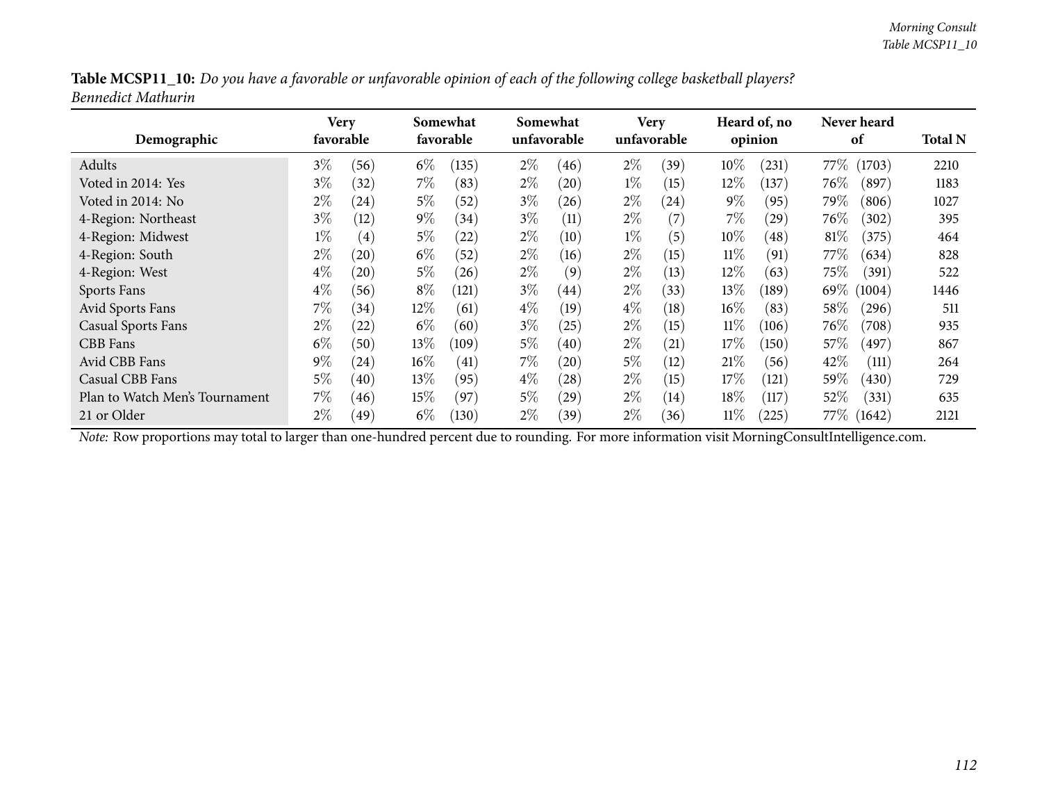**Table MCSP11_10:** *Do you have a favorable or unfavorable opinion of each of the following college basketball players? Bennedict Mathurin*

| Demographic | Very favorable | | Somewhat favorable | | Somewhat unfavorable | | Very unfavorable | | Heard of, no opinion | | Never heard of | | Total N |
|---|---|---|---|---|---|---|---|---|---|---|---|---|---|
| Adults | 3% | (56) | 6% | (135) | 2% | (46) | 2% | (39) | 10% | (231) | 77% | (1703) | 2210 |
| Voted in 2014: Yes | 3% | (32) | 7% | (83) | 2% | (20) | 1% | (15) | 12% | (137) | 76% | (897) | 1183 |
| Voted in 2014: No | 2% | (24) | 5% | (52) | 3% | (26) | 2% | (24) | 9% | (95) | 79% | (806) | 1027 |
| 4-Region: Northeast | 3% | (12) | 9% | (34) | 3% | (11) | 2% | (7) | 7% | (29) | 76% | (302) | 395 |
| 4-Region: Midwest | 1% | (4) | 5% | (22) | 2% | (10) | 1% | (5) | 10% | (48) | 81% | (375) | 464 |
| 4-Region: South | 2% | (20) | 6% | (52) | 2% | (16) | 2% | (15) | 11% | (91) | 77% | (634) | 828 |
| 4-Region: West | 4% | (20) | 5% | (26) | 2% | (9) | 2% | (13) | 12% | (63) | 75% | (391) | 522 |
| Sports Fans | 4% | (56) | 8% | (121) | 3% | (44) | 2% | (33) | 13% | (189) | 69% | (1004) | 1446 |
| Avid Sports Fans | 7% | (34) | 12% | (61) | 4% | (19) | 4% | (18) | 16% | (83) | 58% | (296) | 511 |
| Casual Sports Fans | 2% | (22) | 6% | (60) | 3% | (25) | 2% | (15) | 11% | (106) | 76% | (708) | 935 |
| CBB Fans | 6% | (50) | 13% | (109) | 5% | (40) | 2% | (21) | 17% | (150) | 57% | (497) | 867 |
| Avid CBB Fans | 9% | (24) | 16% | (41) | 7% | (20) | 5% | (12) | 21% | (56) | 42% | (111) | 264 |
| Casual CBB Fans | 5% | (40) | 13% | (95) | 4% | (28) | 2% | (15) | 17% | (121) | 59% | (430) | 729 |
| Plan to Watch Men's Tournament | 7% | (46) | 15% | (97) | 5% | (29) | 2% | (14) | 18% | (117) | 52% | (331) | 635 |
| 21 or Older | 2% | (49) | 6% | (130) | 2% | (39) | 2% | (36) | 11% | (225) | 77% | (1642) | 2121 |

*Note:* Row proportions may total to larger than one-hundred percent due to rounding. For more information visit MorningConsultIntelligence.com.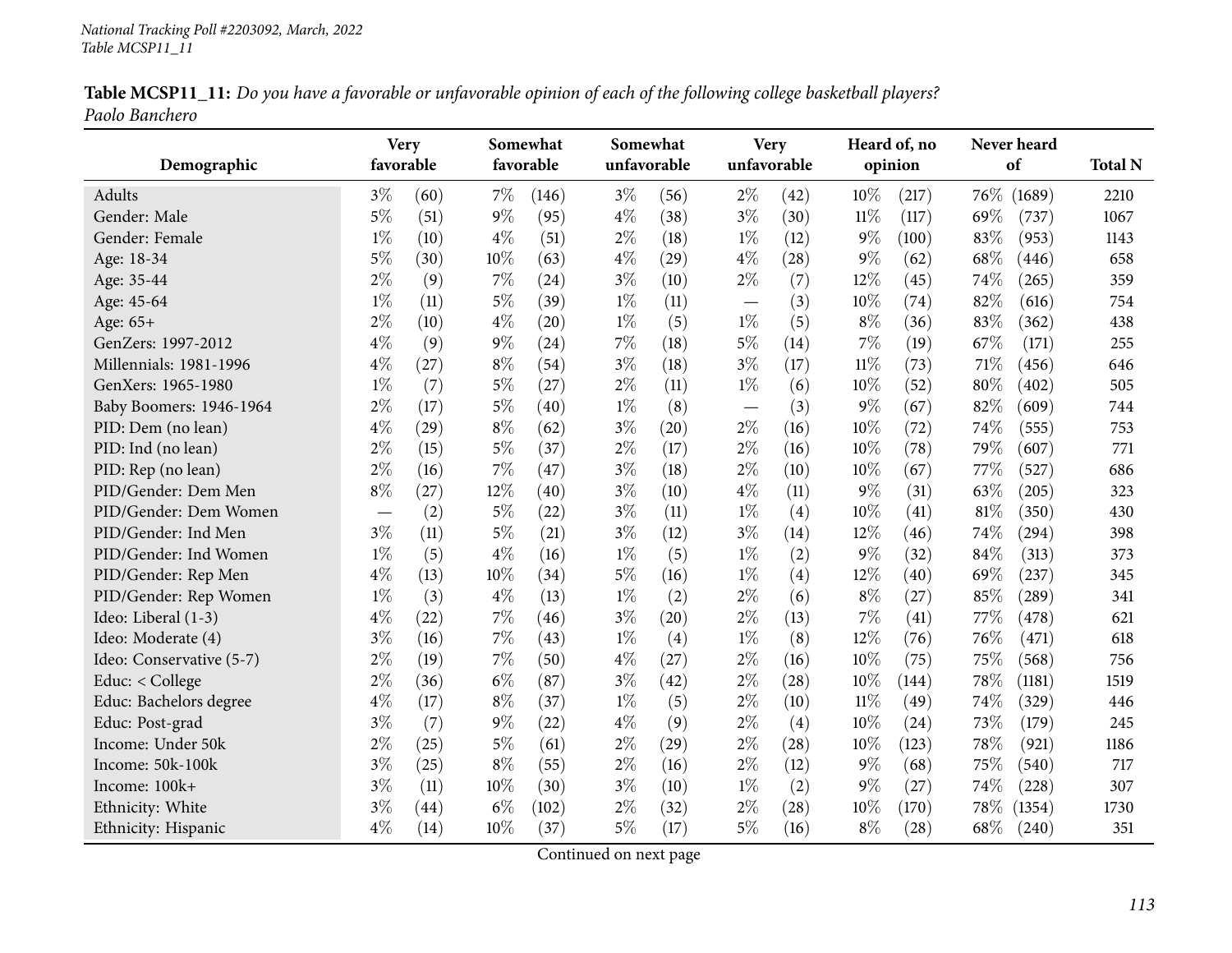National Tracking Poll #2203092, March, 2022
Table MCSP11_11

**Table MCSP11_11:** *Do you have a favorable or unfavorable opinion of each of the following college basketball players?*
*Paolo Banchero*

| Demographic | Very favorable | | Somewhat favorable | | Somewhat unfavorable | | Very unfavorable | | Heard of, no opinion | | Never heard of | | Total N |
|---|---|---|---|---|---|---|---|---|---|---|---|---|---|
| Adults | 3% | (60) | 7% | (146) | 3% | (56) | 2% | (42) | 10% | (217) | 76% | (1689) | 2210 |
| Gender: Male | 5% | (51) | 9% | (95) | 4% | (38) | 3% | (30) | 11% | (117) | 69% | (737) | 1067 |
| Gender: Female | 1% | (10) | 4% | (51) | 2% | (18) | 1% | (12) | 9% | (100) | 83% | (953) | 1143 |
| Age: 18-34 | 5% | (30) | 10% | (63) | 4% | (29) | 4% | (28) | 9% | (62) | 68% | (446) | 658 |
| Age: 35-44 | 2% | (9) | 7% | (24) | 3% | (10) | 2% | (7) | 12% | (45) | 74% | (265) | 359 |
| Age: 45-64 | 1% | (11) | 5% | (39) | 1% | (11) | — | (3) | 10% | (74) | 82% | (616) | 754 |
| Age: 65+ | 2% | (10) | 4% | (20) | 1% | (5) | 1% | (5) | 8% | (36) | 83% | (362) | 438 |
| GenZers: 1997-2012 | 4% | (9) | 9% | (24) | 7% | (18) | 5% | (14) | 7% | (19) | 67% | (171) | 255 |
| Millennials: 1981-1996 | 4% | (27) | 8% | (54) | 3% | (18) | 3% | (17) | 11% | (73) | 71% | (456) | 646 |
| GenXers: 1965-1980 | 1% | (7) | 5% | (27) | 2% | (11) | 1% | (6) | 10% | (52) | 80% | (402) | 505 |
| Baby Boomers: 1946-1964 | 2% | (17) | 5% | (40) | 1% | (8) | — | (3) | 9% | (67) | 82% | (609) | 744 |
| PID: Dem (no lean) | 4% | (29) | 8% | (62) | 3% | (20) | 2% | (16) | 10% | (72) | 74% | (555) | 753 |
| PID: Ind (no lean) | 2% | (15) | 5% | (37) | 2% | (17) | 2% | (16) | 10% | (78) | 79% | (607) | 771 |
| PID: Rep (no lean) | 2% | (16) | 7% | (47) | 3% | (18) | 2% | (10) | 10% | (67) | 77% | (527) | 686 |
| PID/Gender: Dem Men | 8% | (27) | 12% | (40) | 3% | (10) | 4% | (11) | 9% | (31) | 63% | (205) | 323 |
| PID/Gender: Dem Women | — | (2) | 5% | (22) | 3% | (11) | 1% | (4) | 10% | (41) | 81% | (350) | 430 |
| PID/Gender: Ind Men | 3% | (11) | 5% | (21) | 3% | (12) | 3% | (14) | 12% | (46) | 74% | (294) | 398 |
| PID/Gender: Ind Women | 1% | (5) | 4% | (16) | 1% | (5) | 1% | (2) | 9% | (32) | 84% | (313) | 373 |
| PID/Gender: Rep Men | 4% | (13) | 10% | (34) | 5% | (16) | 1% | (4) | 12% | (40) | 69% | (237) | 345 |
| PID/Gender: Rep Women | 1% | (3) | 4% | (13) | 1% | (2) | 2% | (6) | 8% | (27) | 85% | (289) | 341 |
| Ideo: Liberal (1-3) | 4% | (22) | 7% | (46) | 3% | (20) | 2% | (13) | 7% | (41) | 77% | (478) | 621 |
| Ideo: Moderate (4) | 3% | (16) | 7% | (43) | 1% | (4) | 1% | (8) | 12% | (76) | 76% | (471) | 618 |
| Ideo: Conservative (5-7) | 2% | (19) | 7% | (50) | 4% | (27) | 2% | (16) | 10% | (75) | 75% | (568) | 756 |
| Educ: < College | 2% | (36) | 6% | (87) | 3% | (42) | 2% | (28) | 10% | (144) | 78% | (1181) | 1519 |
| Educ: Bachelors degree | 4% | (17) | 8% | (37) | 1% | (5) | 2% | (10) | 11% | (49) | 74% | (329) | 446 |
| Educ: Post-grad | 3% | (7) | 9% | (22) | 4% | (9) | 2% | (4) | 10% | (24) | 73% | (179) | 245 |
| Income: Under 50k | 2% | (25) | 5% | (61) | 2% | (29) | 2% | (28) | 10% | (123) | 78% | (921) | 1186 |
| Income: 50k-100k | 3% | (25) | 8% | (55) | 2% | (16) | 2% | (12) | 9% | (68) | 75% | (540) | 717 |
| Income: 100k+ | 3% | (11) | 10% | (30) | 3% | (10) | 1% | (2) | 9% | (27) | 74% | (228) | 307 |
| Ethnicity: White | 3% | (44) | 6% | (102) | 2% | (32) | 2% | (28) | 10% | (170) | 78% | (1354) | 1730 |
| Ethnicity: Hispanic | 4% | (14) | 10% | (37) | 5% | (17) | 5% | (16) | 8% | (28) | 68% | (240) | 351 |

Continued on next page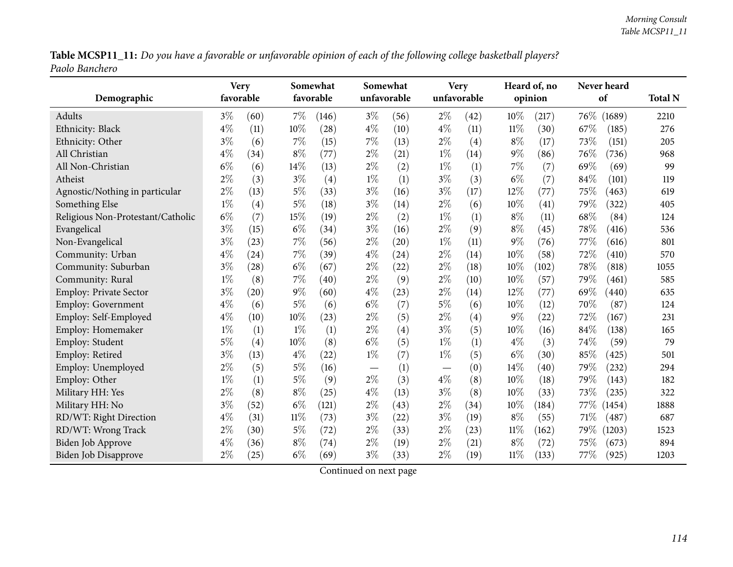**Table MCSP11_11:** *Do you have a favorable or unfavorable opinion of each of the following college basketball players?*
*Paolo Banchero*

| Demographic | Very favorable | | Somewhat favorable | | Somewhat unfavorable | | Very unfavorable | | Heard of, no opinion | | Never heard of | | Total N |
|---|---|---|---|---|---|---|---|---|---|---|---|---|---|
| Adults | 3% | (60) | 7% | (146) | 3% | (56) | 2% | (42) | 10% | (217) | 76% | (1689) | 2210 |
| Ethnicity: Black | 4% | (11) | 10% | (28) | 4% | (10) | 4% | (11) | 11% | (30) | 67% | (185) | 276 |
| Ethnicity: Other | 3% | (6) | 7% | (15) | 7% | (13) | 2% | (4) | 8% | (17) | 73% | (151) | 205 |
| All Christian | 4% | (34) | 8% | (77) | 2% | (21) | 1% | (14) | 9% | (86) | 76% | (736) | 968 |
| All Non-Christian | 6% | (6) | 14% | (13) | 2% | (2) | 1% | (1) | 7% | (7) | 69% | (69) | 99 |
| Atheist | 2% | (3) | 3% | (4) | 1% | (1) | 3% | (3) | 6% | (7) | 84% | (101) | 119 |
| Agnostic/Nothing in particular | 2% | (13) | 5% | (33) | 3% | (16) | 3% | (17) | 12% | (77) | 75% | (463) | 619 |
| Something Else | 1% | (4) | 5% | (18) | 3% | (14) | 2% | (6) | 10% | (41) | 79% | (322) | 405 |
| Religious Non-Protestant/Catholic | 6% | (7) | 15% | (19) | 2% | (2) | 1% | (1) | 8% | (11) | 68% | (84) | 124 |
| Evangelical | 3% | (15) | 6% | (34) | 3% | (16) | 2% | (9) | 8% | (45) | 78% | (416) | 536 |
| Non-Evangelical | 3% | (23) | 7% | (56) | 2% | (20) | 1% | (11) | 9% | (76) | 77% | (616) | 801 |
| Community: Urban | 4% | (24) | 7% | (39) | 4% | (24) | 2% | (14) | 10% | (58) | 72% | (410) | 570 |
| Community: Suburban | 3% | (28) | 6% | (67) | 2% | (22) | 2% | (18) | 10% | (102) | 78% | (818) | 1055 |
| Community: Rural | 1% | (8) | 7% | (40) | 2% | (9) | 2% | (10) | 10% | (57) | 79% | (461) | 585 |
| Employ: Private Sector | 3% | (20) | 9% | (60) | 4% | (23) | 2% | (14) | 12% | (77) | 69% | (440) | 635 |
| Employ: Government | 4% | (6) | 5% | (6) | 6% | (7) | 5% | (6) | 10% | (12) | 70% | (87) | 124 |
| Employ: Self-Employed | 4% | (10) | 10% | (23) | 2% | (5) | 2% | (4) | 9% | (22) | 72% | (167) | 231 |
| Employ: Homemaker | 1% | (1) | 1% | (1) | 2% | (4) | 3% | (5) | 10% | (16) | 84% | (138) | 165 |
| Employ: Student | 5% | (4) | 10% | (8) | 6% | (5) | 1% | (1) | 4% | (3) | 74% | (59) | 79 |
| Employ: Retired | 3% | (13) | 4% | (22) | 1% | (7) | 1% | (5) | 6% | (30) | 85% | (425) | 501 |
| Employ: Unemployed | 2% | (5) | 5% | (16) | — | (1) | — | (0) | 14% | (40) | 79% | (232) | 294 |
| Employ: Other | 1% | (1) | 5% | (9) | 2% | (3) | 4% | (8) | 10% | (18) | 79% | (143) | 182 |
| Military HH: Yes | 2% | (8) | 8% | (25) | 4% | (13) | 3% | (8) | 10% | (33) | 73% | (235) | 322 |
| Military HH: No | 3% | (52) | 6% | (121) | 2% | (43) | 2% | (34) | 10% | (184) | 77% | (1454) | 1888 |
| RD/WT: Right Direction | 4% | (31) | 11% | (73) | 3% | (22) | 3% | (19) | 8% | (55) | 71% | (487) | 687 |
| RD/WT: Wrong Track | 2% | (30) | 5% | (72) | 2% | (33) | 2% | (23) | 11% | (162) | 79% | (1203) | 1523 |
| Biden Job Approve | 4% | (36) | 8% | (74) | 2% | (19) | 2% | (21) | 8% | (72) | 75% | (673) | 894 |
| Biden Job Disapprove | 2% | (25) | 6% | (69) | 3% | (33) | 2% | (19) | 11% | (133) | 77% | (925) | 1203 |

Continued on next page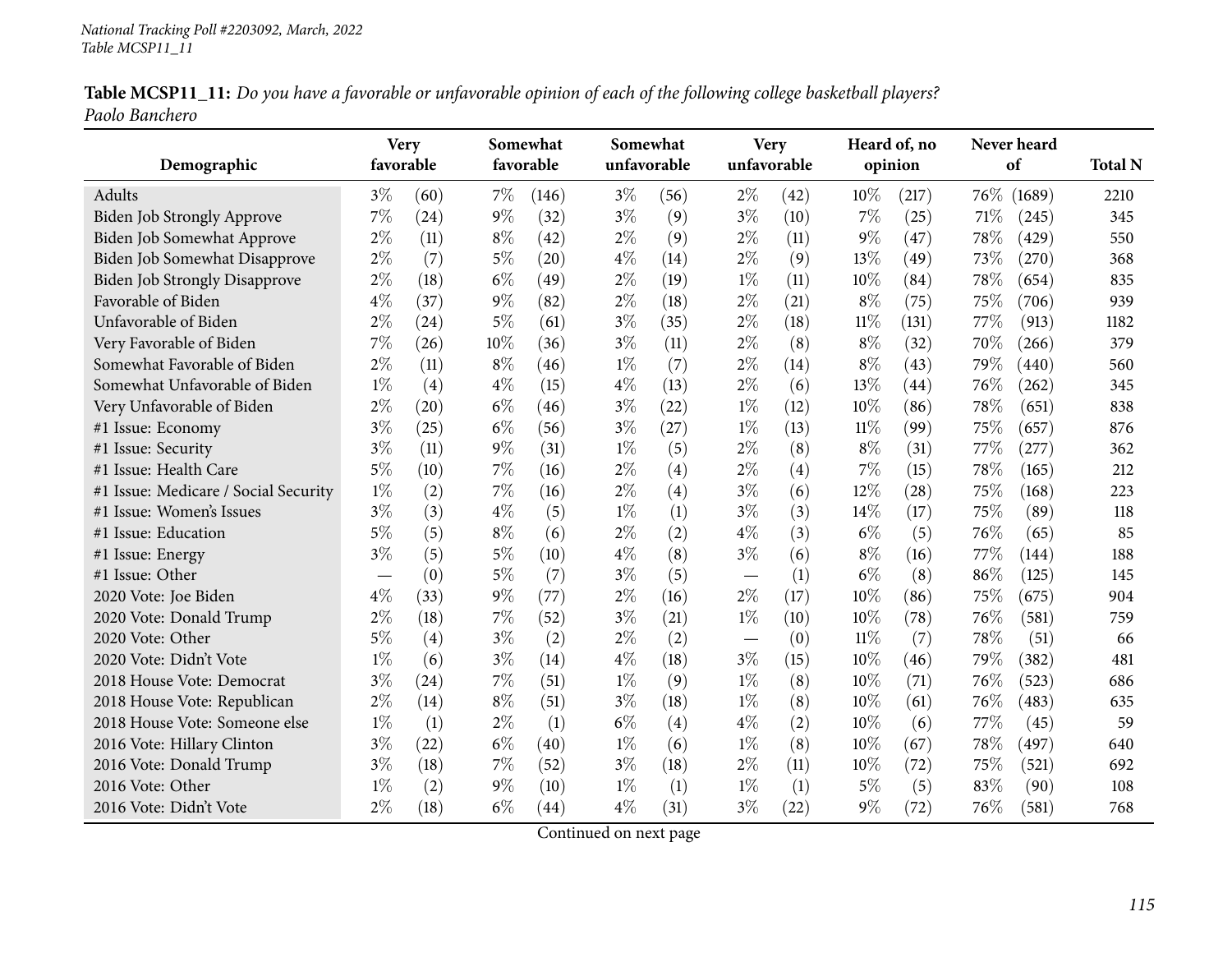**Table MCSP11_11:** *Do you have a favorable or unfavorable opinion of each of the following college basketball players?*
*Paolo Banchero*

| Demographic | Very favorable | | Somewhat favorable | | Somewhat unfavorable | | Very unfavorable | | Heard of, no opinion | | Never heard of | | Total N |
|---|---|---|---|---|---|---|---|---|---|---|---|---|---|
| Adults | 3% | (60) | 7% | (146) | 3% | (56) | 2% | (42) | 10% | (217) | 76% | (1689) | 2210 |
| Biden Job Strongly Approve | 7% | (24) | 9% | (32) | 3% | (9) | 3% | (10) | 7% | (25) | 71% | (245) | 345 |
| Biden Job Somewhat Approve | 2% | (11) | 8% | (42) | 2% | (9) | 2% | (11) | 9% | (47) | 78% | (429) | 550 |
| Biden Job Somewhat Disapprove | 2% | (7) | 5% | (20) | 4% | (14) | 2% | (9) | 13% | (49) | 73% | (270) | 368 |
| Biden Job Strongly Disapprove | 2% | (18) | 6% | (49) | 2% | (19) | 1% | (11) | 10% | (84) | 78% | (654) | 835 |
| Favorable of Biden | 4% | (37) | 9% | (82) | 2% | (18) | 2% | (21) | 8% | (75) | 75% | (706) | 939 |
| Unfavorable of Biden | 2% | (24) | 5% | (61) | 3% | (35) | 2% | (18) | 11% | (131) | 77% | (913) | 1182 |
| Very Favorable of Biden | 7% | (26) | 10% | (36) | 3% | (11) | 2% | (8) | 8% | (32) | 70% | (266) | 379 |
| Somewhat Favorable of Biden | 2% | (11) | 8% | (46) | 1% | (7) | 2% | (14) | 8% | (43) | 79% | (440) | 560 |
| Somewhat Unfavorable of Biden | 1% | (4) | 4% | (15) | 4% | (13) | 2% | (6) | 13% | (44) | 76% | (262) | 345 |
| Very Unfavorable of Biden | 2% | (20) | 6% | (46) | 3% | (22) | 1% | (12) | 10% | (86) | 78% | (651) | 838 |
| #1 Issue: Economy | 3% | (25) | 6% | (56) | 3% | (27) | 1% | (13) | 11% | (99) | 75% | (657) | 876 |
| #1 Issue: Security | 3% | (11) | 9% | (31) | 1% | (5) | 2% | (8) | 8% | (31) | 77% | (277) | 362 |
| #1 Issue: Health Care | 5% | (10) | 7% | (16) | 2% | (4) | 2% | (4) | 7% | (15) | 78% | (165) | 212 |
| #1 Issue: Medicare / Social Security | 1% | (2) | 7% | (16) | 2% | (4) | 3% | (6) | 12% | (28) | 75% | (168) | 223 |
| #1 Issue: Women's Issues | 3% | (3) | 4% | (5) | 1% | (1) | 3% | (3) | 14% | (17) | 75% | (89) | 118 |
| #1 Issue: Education | 5% | (5) | 8% | (6) | 2% | (2) | 4% | (3) | 6% | (5) | 76% | (65) | 85 |
| #1 Issue: Energy | 3% | (5) | 5% | (10) | 4% | (8) | 3% | (6) | 8% | (16) | 77% | (144) | 188 |
| #1 Issue: Other | — | (0) | 5% | (7) | 3% | (5) | — | (1) | 6% | (8) | 86% | (125) | 145 |
| 2020 Vote: Joe Biden | 4% | (33) | 9% | (77) | 2% | (16) | 2% | (17) | 10% | (86) | 75% | (675) | 904 |
| 2020 Vote: Donald Trump | 2% | (18) | 7% | (52) | 3% | (21) | 1% | (10) | 10% | (78) | 76% | (581) | 759 |
| 2020 Vote: Other | 5% | (4) | 3% | (2) | 2% | (2) | — | (0) | 11% | (7) | 78% | (51) | 66 |
| 2020 Vote: Didn't Vote | 1% | (6) | 3% | (14) | 4% | (18) | 3% | (15) | 10% | (46) | 79% | (382) | 481 |
| 2018 House Vote: Democrat | 3% | (24) | 7% | (51) | 1% | (9) | 1% | (8) | 10% | (71) | 76% | (523) | 686 |
| 2018 House Vote: Republican | 2% | (14) | 8% | (51) | 3% | (18) | 1% | (8) | 10% | (61) | 76% | (483) | 635 |
| 2018 House Vote: Someone else | 1% | (1) | 2% | (1) | 6% | (4) | 4% | (2) | 10% | (6) | 77% | (45) | 59 |
| 2016 Vote: Hillary Clinton | 3% | (22) | 6% | (40) | 1% | (6) | 1% | (8) | 10% | (67) | 78% | (497) | 640 |
| 2016 Vote: Donald Trump | 3% | (18) | 7% | (52) | 3% | (18) | 2% | (11) | 10% | (72) | 75% | (521) | 692 |
| 2016 Vote: Other | 1% | (2) | 9% | (10) | 1% | (1) | 1% | (1) | 5% | (5) | 83% | (90) | 108 |
| 2016 Vote: Didn't Vote | 2% | (18) | 6% | (44) | 4% | (31) | 3% | (22) | 9% | (72) | 76% | (581) | 768 |

Continued on next page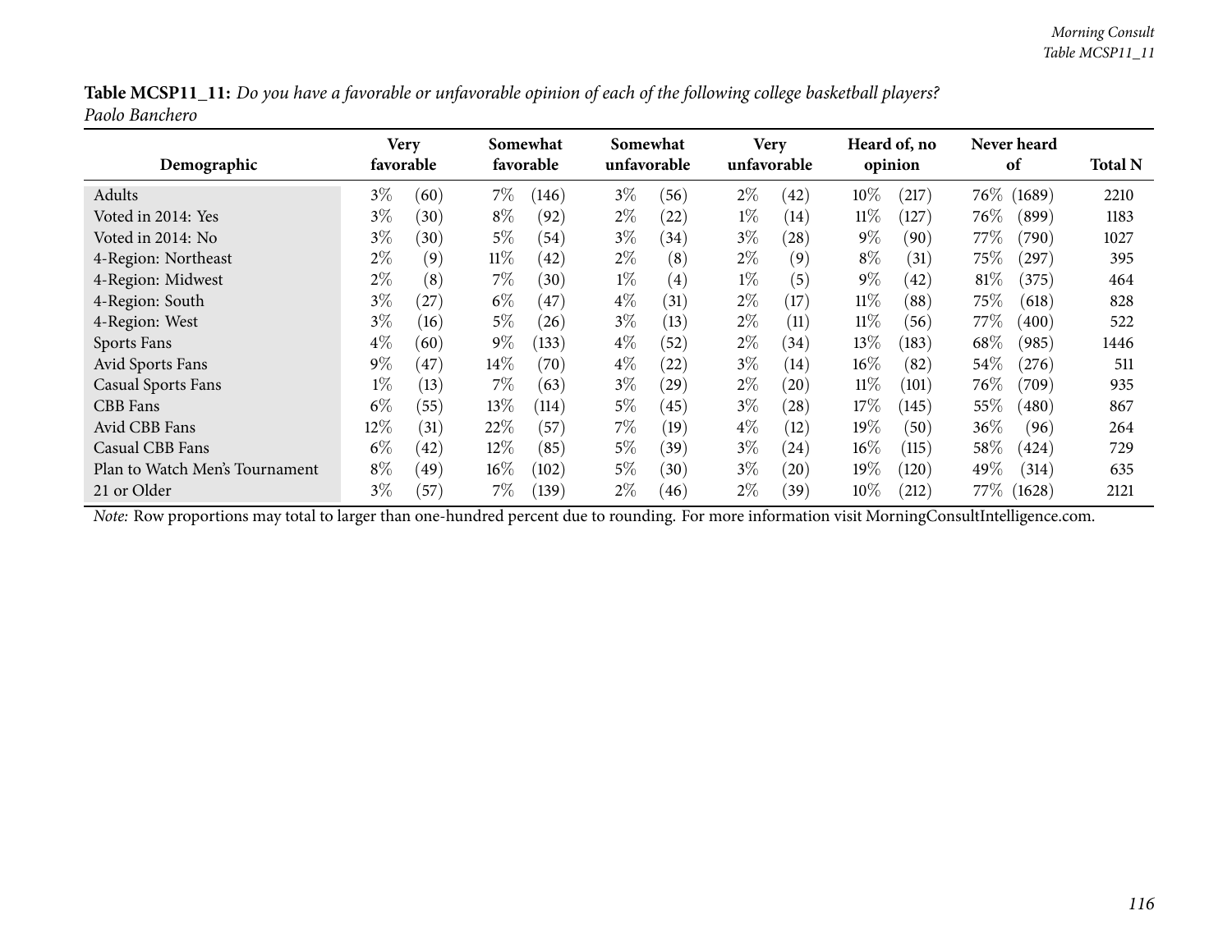**Table MCSP11_11:** *Do you have a favorable or unfavorable opinion of each of the following college basketball players?*
*Paolo Banchero*

| Demographic | Very favorable | | Somewhat favorable | | Somewhat unfavorable | | Very unfavorable | | Heard of, no opinion | | Never heard of | | Total N |
|---|---|---|---|---|---|---|---|---|---|---|---|---|---|
| Adults | 3% | (60) | 7% | (146) | 3% | (56) | 2% | (42) | 10% | (217) | 76% | (1689) | 2210 |
| Voted in 2014: Yes | 3% | (30) | 8% | (92) | 2% | (22) | 1% | (14) | 11% | (127) | 76% | (899) | 1183 |
| Voted in 2014: No | 3% | (30) | 5% | (54) | 3% | (34) | 3% | (28) | 9% | (90) | 77% | (790) | 1027 |
| 4-Region: Northeast | 2% | (9) | 11% | (42) | 2% | (8) | 2% | (9) | 8% | (31) | 75% | (297) | 395 |
| 4-Region: Midwest | 2% | (8) | 7% | (30) | 1% | (4) | 1% | (5) | 9% | (42) | 81% | (375) | 464 |
| 4-Region: South | 3% | (27) | 6% | (47) | 4% | (31) | 2% | (17) | 11% | (88) | 75% | (618) | 828 |
| 4-Region: West | 3% | (16) | 5% | (26) | 3% | (13) | 2% | (11) | 11% | (56) | 77% | (400) | 522 |
| Sports Fans | 4% | (60) | 9% | (133) | 4% | (52) | 2% | (34) | 13% | (183) | 68% | (985) | 1446 |
| Avid Sports Fans | 9% | (47) | 14% | (70) | 4% | (22) | 3% | (14) | 16% | (82) | 54% | (276) | 511 |
| Casual Sports Fans | 1% | (13) | 7% | (63) | 3% | (29) | 2% | (20) | 11% | (101) | 76% | (709) | 935 |
| CBB Fans | 6% | (55) | 13% | (114) | 5% | (45) | 3% | (28) | 17% | (145) | 55% | (480) | 867 |
| Avid CBB Fans | 12% | (31) | 22% | (57) | 7% | (19) | 4% | (12) | 19% | (50) | 36% | (96) | 264 |
| Casual CBB Fans | 6% | (42) | 12% | (85) | 5% | (39) | 3% | (24) | 16% | (115) | 58% | (424) | 729 |
| Plan to Watch Men's Tournament | 8% | (49) | 16% | (102) | 5% | (30) | 3% | (20) | 19% | (120) | 49% | (314) | 635 |
| 21 or Older | 3% | (57) | 7% | (139) | 2% | (46) | 2% | (39) | 10% | (212) | 77% | (1628) | 2121 |

*Note:* Row proportions may total to larger than one-hundred percent due to rounding. For more information visit MorningConsultIntelligence.com.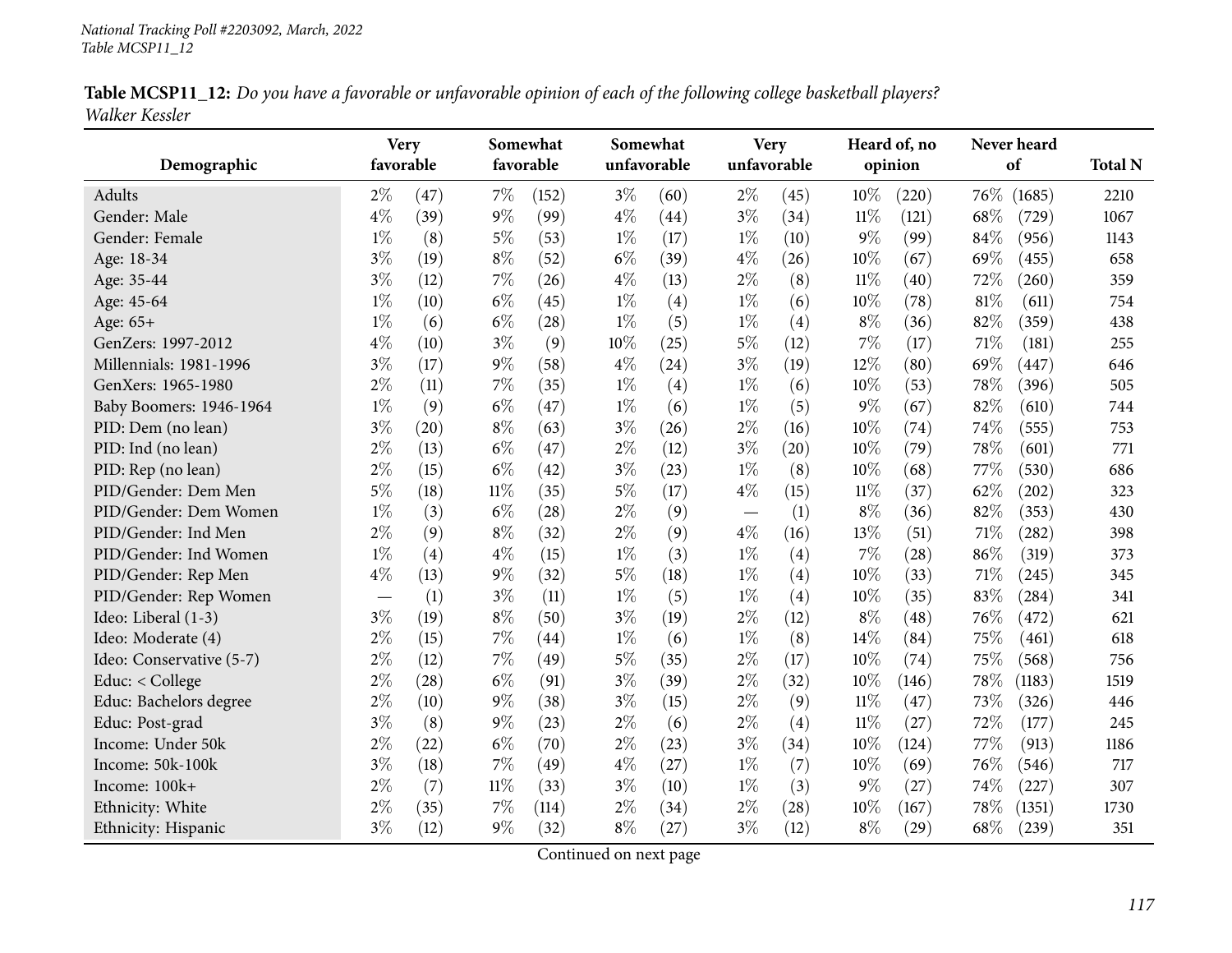**Table MCSP11_12:** *Do you have a favorable or unfavorable opinion of each of the following college basketball players?*
*Walker Kessler*

| Demographic | Very favorable | | Somewhat favorable | | Somewhat unfavorable | | Very unfavorable | | Heard of, no opinion | | Never heard of | | Total N |
|---|---|---|---|---|---|---|---|---|---|---|---|---|---|
| Adults | 2% | (47) | 7% | (152) | 3% | (60) | 2% | (45) | 10% | (220) | 76% | (1685) | 2210 |
| Gender: Male | 4% | (39) | 9% | (99) | 4% | (44) | 3% | (34) | 11% | (121) | 68% | (729) | 1067 |
| Gender: Female | 1% | (8) | 5% | (53) | 1% | (17) | 1% | (10) | 9% | (99) | 84% | (956) | 1143 |
| Age: 18-34 | 3% | (19) | 8% | (52) | 6% | (39) | 4% | (26) | 10% | (67) | 69% | (455) | 658 |
| Age: 35-44 | 3% | (12) | 7% | (26) | 4% | (13) | 2% | (8) | 11% | (40) | 72% | (260) | 359 |
| Age: 45-64 | 1% | (10) | 6% | (45) | 1% | (4) | 1% | (6) | 10% | (78) | 81% | (611) | 754 |
| Age: 65+ | 1% | (6) | 6% | (28) | 1% | (5) | 1% | (4) | 8% | (36) | 82% | (359) | 438 |
| GenZers: 1997-2012 | 4% | (10) | 3% | (9) | 10% | (25) | 5% | (12) | 7% | (17) | 71% | (181) | 255 |
| Millennials: 1981-1996 | 3% | (17) | 9% | (58) | 4% | (24) | 3% | (19) | 12% | (80) | 69% | (447) | 646 |
| GenXers: 1965-1980 | 2% | (11) | 7% | (35) | 1% | (4) | 1% | (6) | 10% | (53) | 78% | (396) | 505 |
| Baby Boomers: 1946-1964 | 1% | (9) | 6% | (47) | 1% | (6) | 1% | (5) | 9% | (67) | 82% | (610) | 744 |
| PID: Dem (no lean) | 3% | (20) | 8% | (63) | 3% | (26) | 2% | (16) | 10% | (74) | 74% | (555) | 753 |
| PID: Ind (no lean) | 2% | (13) | 6% | (47) | 2% | (12) | 3% | (20) | 10% | (79) | 78% | (601) | 771 |
| PID: Rep (no lean) | 2% | (15) | 6% | (42) | 3% | (23) | 1% | (8) | 10% | (68) | 77% | (530) | 686 |
| PID/Gender: Dem Men | 5% | (18) | 11% | (35) | 5% | (17) | 4% | (15) | 11% | (37) | 62% | (202) | 323 |
| PID/Gender: Dem Women | 1% | (3) | 6% | (28) | 2% | (9) | — | (1) | 8% | (36) | 82% | (353) | 430 |
| PID/Gender: Ind Men | 2% | (9) | 8% | (32) | 2% | (9) | 4% | (16) | 13% | (51) | 71% | (282) | 398 |
| PID/Gender: Ind Women | 1% | (4) | 4% | (15) | 1% | (3) | 1% | (4) | 7% | (28) | 86% | (319) | 373 |
| PID/Gender: Rep Men | 4% | (13) | 9% | (32) | 5% | (18) | 1% | (4) | 10% | (33) | 71% | (245) | 345 |
| PID/Gender: Rep Women | — | (1) | 3% | (11) | 1% | (5) | 1% | (4) | 10% | (35) | 83% | (284) | 341 |
| Ideo: Liberal (1-3) | 3% | (19) | 8% | (50) | 3% | (19) | 2% | (12) | 8% | (48) | 76% | (472) | 621 |
| Ideo: Moderate (4) | 2% | (15) | 7% | (44) | 1% | (6) | 1% | (8) | 14% | (84) | 75% | (461) | 618 |
| Ideo: Conservative (5-7) | 2% | (12) | 7% | (49) | 5% | (35) | 2% | (17) | 10% | (74) | 75% | (568) | 756 |
| Educ: < College | 2% | (28) | 6% | (91) | 3% | (39) | 2% | (32) | 10% | (146) | 78% | (1183) | 1519 |
| Educ: Bachelors degree | 2% | (10) | 9% | (38) | 3% | (15) | 2% | (9) | 11% | (47) | 73% | (326) | 446 |
| Educ: Post-grad | 3% | (8) | 9% | (23) | 2% | (6) | 2% | (4) | 11% | (27) | 72% | (177) | 245 |
| Income: Under 50k | 2% | (22) | 6% | (70) | 2% | (23) | 3% | (34) | 10% | (124) | 77% | (913) | 1186 |
| Income: 50k-100k | 3% | (18) | 7% | (49) | 4% | (27) | 1% | (7) | 10% | (69) | 76% | (546) | 717 |
| Income: 100k+ | 2% | (7) | 11% | (33) | 3% | (10) | 1% | (3) | 9% | (27) | 74% | (227) | 307 |
| Ethnicity: White | 2% | (35) | 7% | (114) | 2% | (34) | 2% | (28) | 10% | (167) | 78% | (1351) | 1730 |
| Ethnicity: Hispanic | 3% | (12) | 9% | (32) | 8% | (27) | 3% | (12) | 8% | (29) | 68% | (239) | 351 |

Continued on next page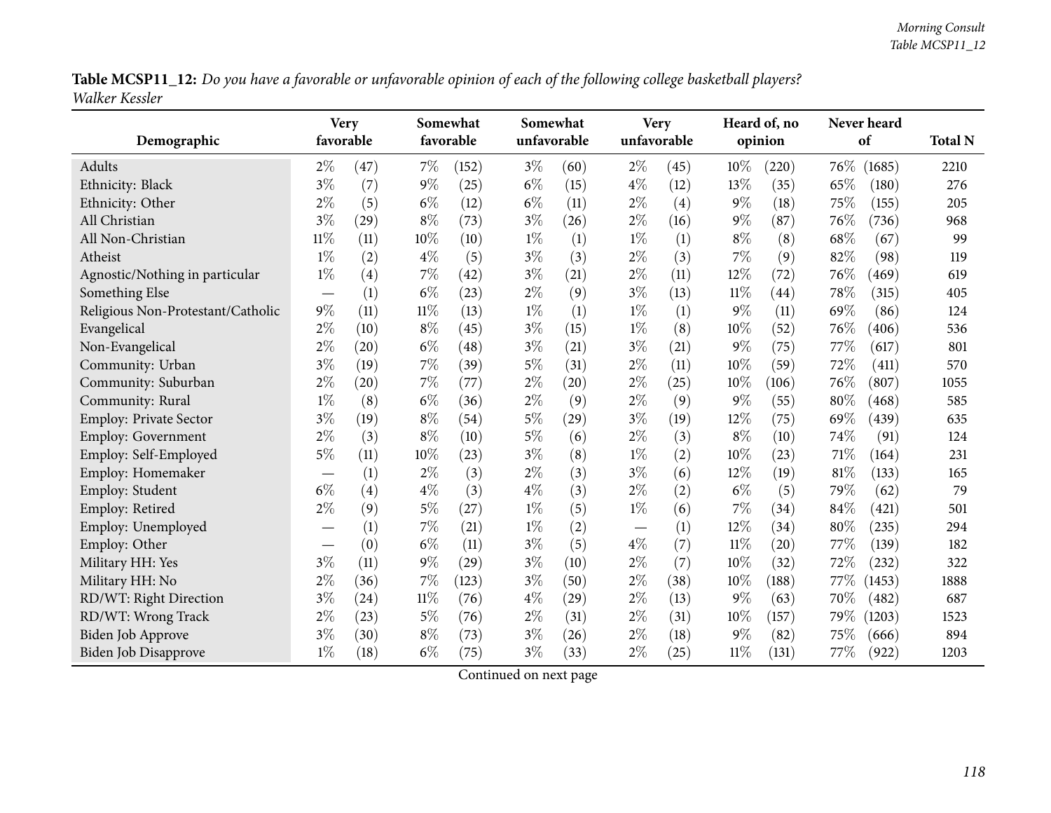**Table MCSP11_12:** *Do you have a favorable or unfavorable opinion of each of the following college basketball players? Walker Kessler*

| Demographic | Very favorable | | Somewhat favorable | | Somewhat unfavorable | | Very unfavorable | | Heard of, no opinion | | Never heard of | | Total N |
|---|---|---|---|---|---|---|---|---|---|---|---|---|---|
| Adults | 2% | (47) | 7% | (152) | 3% | (60) | 2% | (45) | 10% | (220) | 76% | (1685) | 2210 |
| Ethnicity: Black | 3% | (7) | 9% | (25) | 6% | (15) | 4% | (12) | 13% | (35) | 65% | (180) | 276 |
| Ethnicity: Other | 2% | (5) | 6% | (12) | 6% | (11) | 2% | (4) | 9% | (18) | 75% | (155) | 205 |
| All Christian | 3% | (29) | 8% | (73) | 3% | (26) | 2% | (16) | 9% | (87) | 76% | (736) | 968 |
| All Non-Christian | 11% | (11) | 10% | (10) | 1% | (1) | 1% | (1) | 8% | (8) | 68% | (67) | 99 |
| Atheist | 1% | (2) | 4% | (5) | 3% | (3) | 2% | (3) | 7% | (9) | 82% | (98) | 119 |
| Agnostic/Nothing in particular | 1% | (4) | 7% | (42) | 3% | (21) | 2% | (11) | 12% | (72) | 76% | (469) | 619 |
| Something Else | — | (1) | 6% | (23) | 2% | (9) | 3% | (13) | 11% | (44) | 78% | (315) | 405 |
| Religious Non-Protestant/Catholic | 9% | (11) | 11% | (13) | 1% | (1) | 1% | (1) | 9% | (11) | 69% | (86) | 124 |
| Evangelical | 2% | (10) | 8% | (45) | 3% | (15) | 1% | (8) | 10% | (52) | 76% | (406) | 536 |
| Non-Evangelical | 2% | (20) | 6% | (48) | 3% | (21) | 3% | (21) | 9% | (75) | 77% | (617) | 801 |
| Community: Urban | 3% | (19) | 7% | (39) | 5% | (31) | 2% | (11) | 10% | (59) | 72% | (411) | 570 |
| Community: Suburban | 2% | (20) | 7% | (77) | 2% | (20) | 2% | (25) | 10% | (106) | 76% | (807) | 1055 |
| Community: Rural | 1% | (8) | 6% | (36) | 2% | (9) | 2% | (9) | 9% | (55) | 80% | (468) | 585 |
| Employ: Private Sector | 3% | (19) | 8% | (54) | 5% | (29) | 3% | (19) | 12% | (75) | 69% | (439) | 635 |
| Employ: Government | 2% | (3) | 8% | (10) | 5% | (6) | 2% | (3) | 8% | (10) | 74% | (91) | 124 |
| Employ: Self-Employed | 5% | (11) | 10% | (23) | 3% | (8) | 1% | (2) | 10% | (23) | 71% | (164) | 231 |
| Employ: Homemaker | — | (1) | 2% | (3) | 2% | (3) | 3% | (6) | 12% | (19) | 81% | (133) | 165 |
| Employ: Student | 6% | (4) | 4% | (3) | 4% | (3) | 2% | (2) | 6% | (5) | 79% | (62) | 79 |
| Employ: Retired | 2% | (9) | 5% | (27) | 1% | (5) | 1% | (6) | 7% | (34) | 84% | (421) | 501 |
| Employ: Unemployed | — | (1) | 7% | (21) | 1% | (2) | — | (1) | 12% | (34) | 80% | (235) | 294 |
| Employ: Other | — | (0) | 6% | (11) | 3% | (5) | 4% | (7) | 11% | (20) | 77% | (139) | 182 |
| Military HH: Yes | 3% | (11) | 9% | (29) | 3% | (10) | 2% | (7) | 10% | (32) | 72% | (232) | 322 |
| Military HH: No | 2% | (36) | 7% | (123) | 3% | (50) | 2% | (38) | 10% | (188) | 77% | (1453) | 1888 |
| RD/WT: Right Direction | 3% | (24) | 11% | (76) | 4% | (29) | 2% | (13) | 9% | (63) | 70% | (482) | 687 |
| RD/WT: Wrong Track | 2% | (23) | 5% | (76) | 2% | (31) | 2% | (31) | 10% | (157) | 79% | (1203) | 1523 |
| Biden Job Approve | 3% | (30) | 8% | (73) | 3% | (26) | 2% | (18) | 9% | (82) | 75% | (666) | 894 |
| Biden Job Disapprove | 1% | (18) | 6% | (75) | 3% | (33) | 2% | (25) | 11% | (131) | 77% | (922) | 1203 |

Continued on next page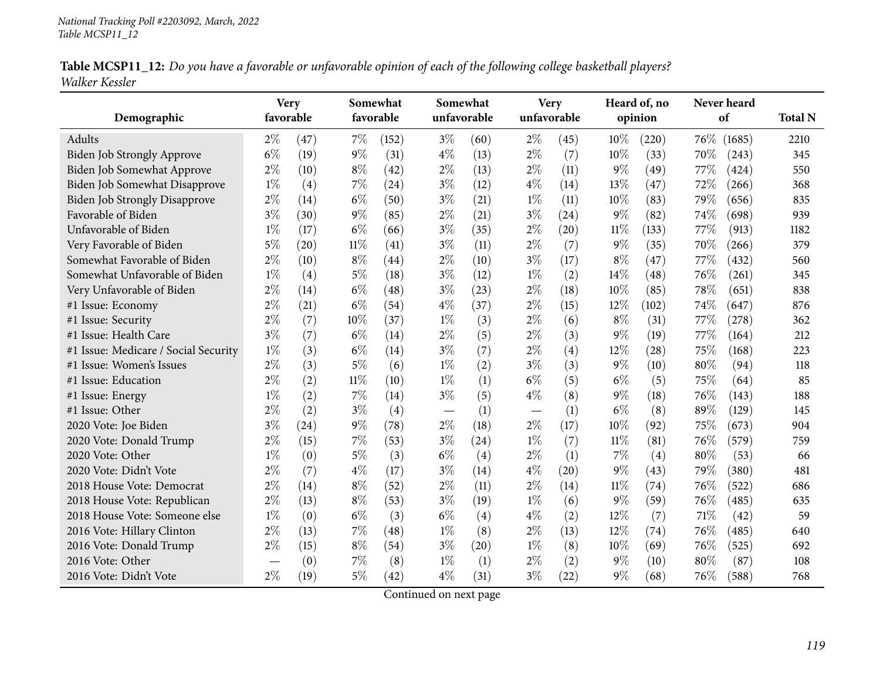National Tracking Poll #2203092, March, 2022
Table MCSP11_12

**Table MCSP11_12:** *Do you have a favorable or unfavorable opinion of each of the following college basketball players?*
*Walker Kessler*

| Demographic | Very favorable | | Somewhat favorable | | Somewhat unfavorable | | Very unfavorable | | Heard of, no opinion | | Never heard of | | Total N |
|---|---|---|---|---|---|---|---|---|---|---|---|---|---|
| Adults | 2% | (47) | 7% | (152) | 3% | (60) | 2% | (45) | 10% | (220) | 76% | (1685) | 2210 |
| Biden Job Strongly Approve | 6% | (19) | 9% | (31) | 4% | (13) | 2% | (7) | 10% | (33) | 70% | (243) | 345 |
| Biden Job Somewhat Approve | 2% | (10) | 8% | (42) | 2% | (13) | 2% | (11) | 9% | (49) | 77% | (424) | 550 |
| Biden Job Somewhat Disapprove | 1% | (4) | 7% | (24) | 3% | (12) | 4% | (14) | 13% | (47) | 72% | (266) | 368 |
| Biden Job Strongly Disapprove | 2% | (14) | 6% | (50) | 3% | (21) | 1% | (11) | 10% | (83) | 79% | (656) | 835 |
| Favorable of Biden | 3% | (30) | 9% | (85) | 2% | (21) | 3% | (24) | 9% | (82) | 74% | (698) | 939 |
| Unfavorable of Biden | 1% | (17) | 6% | (66) | 3% | (35) | 2% | (20) | 11% | (133) | 77% | (913) | 1182 |
| Very Favorable of Biden | 5% | (20) | 11% | (41) | 3% | (11) | 2% | (7) | 9% | (35) | 70% | (266) | 379 |
| Somewhat Favorable of Biden | 2% | (10) | 8% | (44) | 2% | (10) | 3% | (17) | 8% | (47) | 77% | (432) | 560 |
| Somewhat Unfavorable of Biden | 1% | (4) | 5% | (18) | 3% | (12) | 1% | (2) | 14% | (48) | 76% | (261) | 345 |
| Very Unfavorable of Biden | 2% | (14) | 6% | (48) | 3% | (23) | 2% | (18) | 10% | (85) | 78% | (651) | 838 |
| #1 Issue: Economy | 2% | (21) | 6% | (54) | 4% | (37) | 2% | (15) | 12% | (102) | 74% | (647) | 876 |
| #1 Issue: Security | 2% | (7) | 10% | (37) | 1% | (3) | 2% | (6) | 8% | (31) | 77% | (278) | 362 |
| #1 Issue: Health Care | 3% | (7) | 6% | (14) | 2% | (5) | 2% | (3) | 9% | (19) | 77% | (164) | 212 |
| #1 Issue: Medicare / Social Security | 1% | (3) | 6% | (14) | 3% | (7) | 2% | (4) | 12% | (28) | 75% | (168) | 223 |
| #1 Issue: Women's Issues | 2% | (3) | 5% | (6) | 1% | (2) | 3% | (3) | 9% | (10) | 80% | (94) | 118 |
| #1 Issue: Education | 2% | (2) | 11% | (10) | 1% | (1) | 6% | (5) | 6% | (5) | 75% | (64) | 85 |
| #1 Issue: Energy | 1% | (2) | 7% | (14) | 3% | (5) | 4% | (8) | 9% | (18) | 76% | (143) | 188 |
| #1 Issue: Other | 2% | (2) | 3% | (4) | — | (1) | — | (1) | 6% | (8) | 89% | (129) | 145 |
| 2020 Vote: Joe Biden | 3% | (24) | 9% | (78) | 2% | (18) | 2% | (17) | 10% | (92) | 75% | (673) | 904 |
| 2020 Vote: Donald Trump | 2% | (15) | 7% | (53) | 3% | (24) | 1% | (7) | 11% | (81) | 76% | (579) | 759 |
| 2020 Vote: Other | 1% | (0) | 5% | (3) | 6% | (4) | 2% | (1) | 7% | (4) | 80% | (53) | 66 |
| 2020 Vote: Didn't Vote | 2% | (7) | 4% | (17) | 3% | (14) | 4% | (20) | 9% | (43) | 79% | (380) | 481 |
| 2018 House Vote: Democrat | 2% | (14) | 8% | (52) | 2% | (11) | 2% | (14) | 11% | (74) | 76% | (522) | 686 |
| 2018 House Vote: Republican | 2% | (13) | 8% | (53) | 3% | (19) | 1% | (6) | 9% | (59) | 76% | (485) | 635 |
| 2018 House Vote: Someone else | 1% | (0) | 6% | (3) | 6% | (4) | 4% | (2) | 12% | (7) | 71% | (42) | 59 |
| 2016 Vote: Hillary Clinton | 2% | (13) | 7% | (48) | 1% | (8) | 2% | (13) | 12% | (74) | 76% | (485) | 640 |
| 2016 Vote: Donald Trump | 2% | (15) | 8% | (54) | 3% | (20) | 1% | (8) | 10% | (69) | 76% | (525) | 692 |
| 2016 Vote: Other | — | (0) | 7% | (8) | 1% | (1) | 2% | (2) | 9% | (10) | 80% | (87) | 108 |
| 2016 Vote: Didn't Vote | 2% | (19) | 5% | (42) | 4% | (31) | 3% | (22) | 9% | (68) | 76% | (588) | 768 |

Continued on next page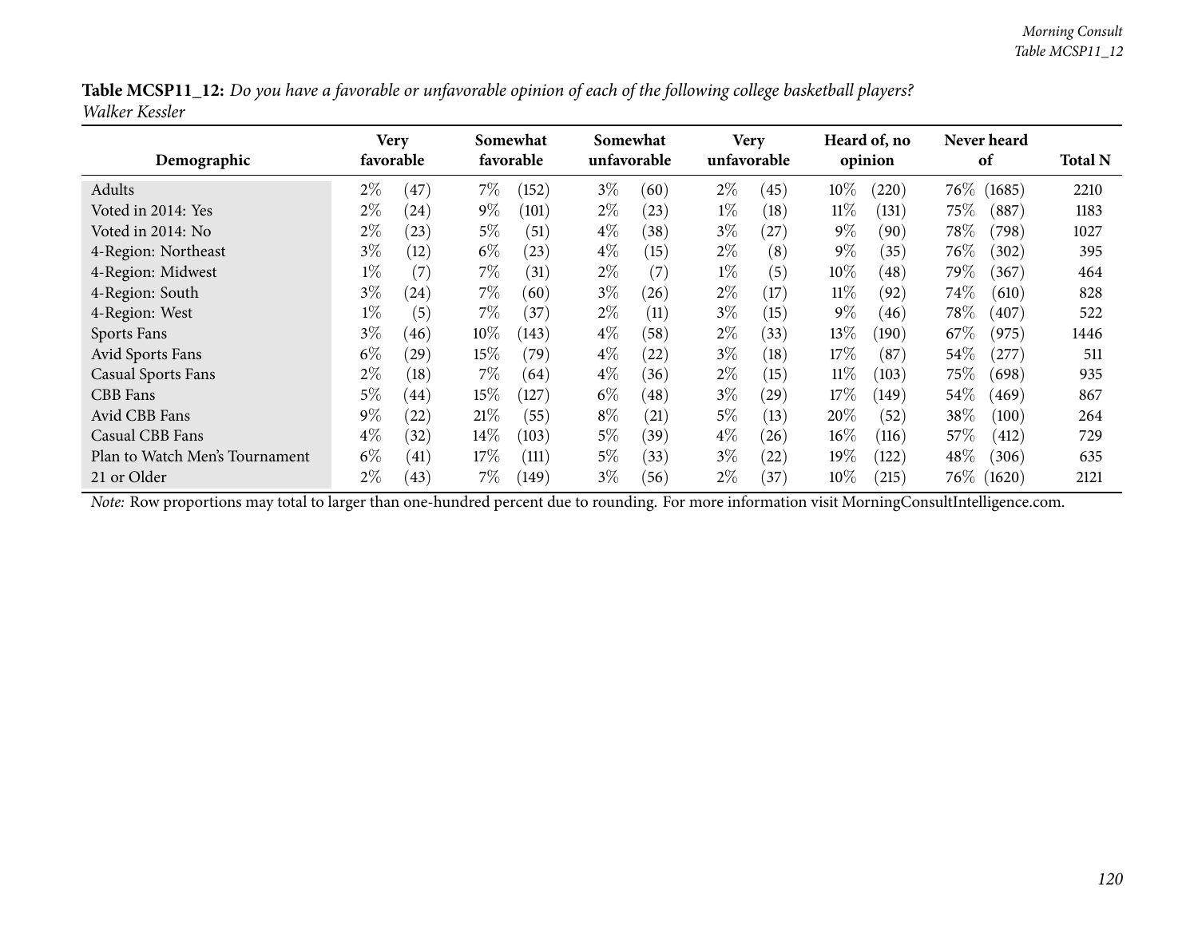**Table MCSP11_12:** *Do you have a favorable or unfavorable opinion of each of the following college basketball players?*
*Walker Kessler*

| Demographic | Very favorable | | Somewhat favorable | | Somewhat unfavorable | | Very unfavorable | | Heard of, no opinion | | Never heard of | | Total N |
|---|---|---|---|---|---|---|---|---|---|---|---|---|---|
| Adults | 2% | (47) | 7% | (152) | 3% | (60) | 2% | (45) | 10% | (220) | 76% | (1685) | 2210 |
| Voted in 2014: Yes | 2% | (24) | 9% | (101) | 2% | (23) | 1% | (18) | 11% | (131) | 75% | (887) | 1183 |
| Voted in 2014: No | 2% | (23) | 5% | (51) | 4% | (38) | 3% | (27) | 9% | (90) | 78% | (798) | 1027 |
| 4-Region: Northeast | 3% | (12) | 6% | (23) | 4% | (15) | 2% | (8) | 9% | (35) | 76% | (302) | 395 |
| 4-Region: Midwest | 1% | (7) | 7% | (31) | 2% | (7) | 1% | (5) | 10% | (48) | 79% | (367) | 464 |
| 4-Region: South | 3% | (24) | 7% | (60) | 3% | (26) | 2% | (17) | 11% | (92) | 74% | (610) | 828 |
| 4-Region: West | 1% | (5) | 7% | (37) | 2% | (11) | 3% | (15) | 9% | (46) | 78% | (407) | 522 |
| Sports Fans | 3% | (46) | 10% | (143) | 4% | (58) | 2% | (33) | 13% | (190) | 67% | (975) | 1446 |
| Avid Sports Fans | 6% | (29) | 15% | (79) | 4% | (22) | 3% | (18) | 17% | (87) | 54% | (277) | 511 |
| Casual Sports Fans | 2% | (18) | 7% | (64) | 4% | (36) | 2% | (15) | 11% | (103) | 75% | (698) | 935 |
| CBB Fans | 5% | (44) | 15% | (127) | 6% | (48) | 3% | (29) | 17% | (149) | 54% | (469) | 867 |
| Avid CBB Fans | 9% | (22) | 21% | (55) | 8% | (21) | 5% | (13) | 20% | (52) | 38% | (100) | 264 |
| Casual CBB Fans | 4% | (32) | 14% | (103) | 5% | (39) | 4% | (26) | 16% | (116) | 57% | (412) | 729 |
| Plan to Watch Men's Tournament | 6% | (41) | 17% | (111) | 5% | (33) | 3% | (22) | 19% | (122) | 48% | (306) | 635 |
| 21 or Older | 2% | (43) | 7% | (149) | 3% | (56) | 2% | (37) | 10% | (215) | 76% | (1620) | 2121 |

*Note:* Row proportions may total to larger than one-hundred percent due to rounding. For more information visit MorningConsultIntelligence.com.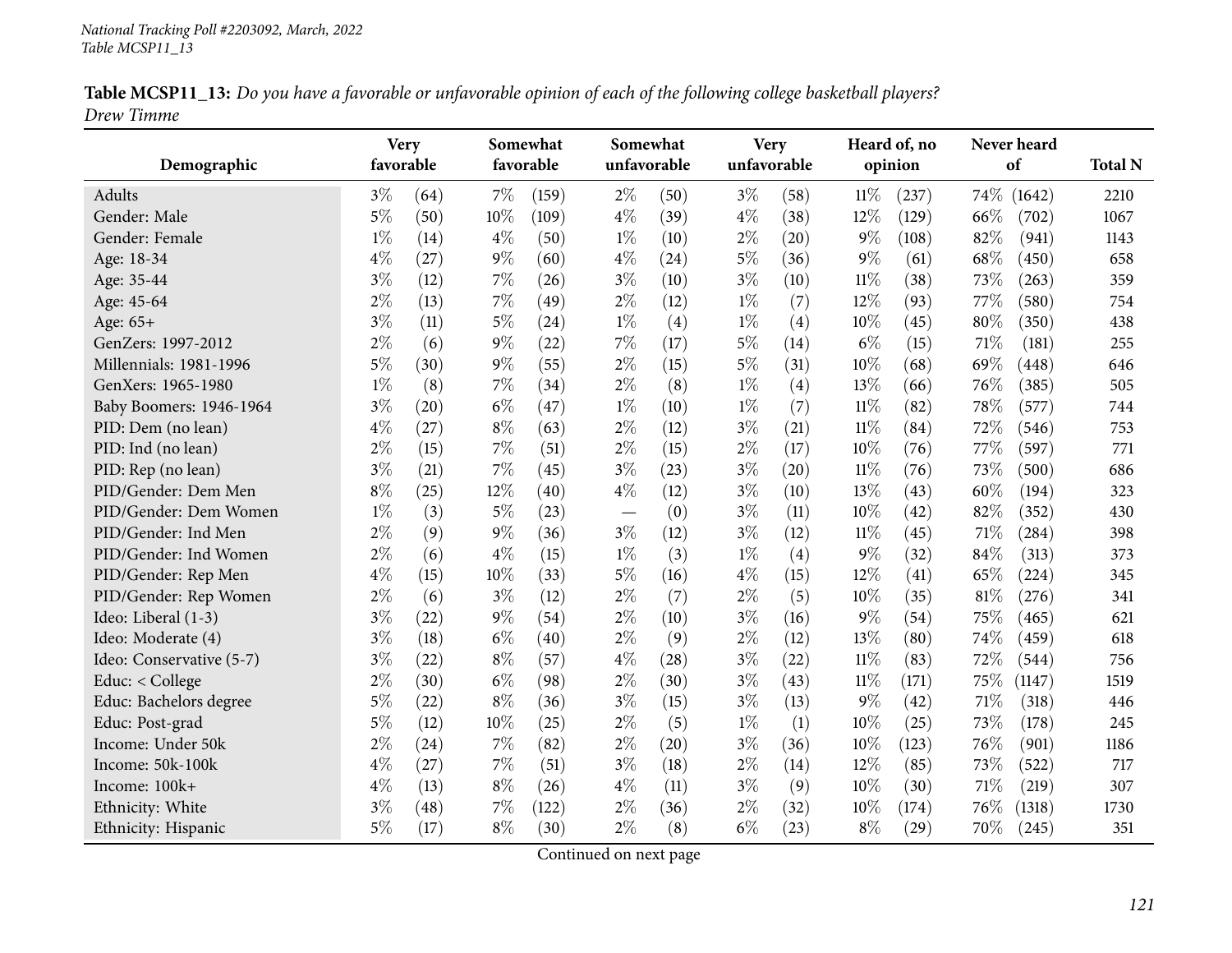*National Tracking Poll #2203092, March, 2022*
*Table MCSP11_13*

**Table MCSP11_13:** *Do you have a favorable or unfavorable opinion of each of the following college basketball players?*
*Drew Timme*

| Demographic | Very favorable | | Somewhat favorable | | Somewhat unfavorable | | Very unfavorable | | Heard of, no opinion | | Never heard of | | Total N |
|---|---|---|---|---|---|---|---|---|---|---|---|---|---|
| Adults | 3% | (64) | 7% | (159) | 2% | (50) | 3% | (58) | 11% | (237) | 74% | (1642) | 2210 |
| Gender: Male | 5% | (50) | 10% | (109) | 4% | (39) | 4% | (38) | 12% | (129) | 66% | (702) | 1067 |
| Gender: Female | 1% | (14) | 4% | (50) | 1% | (10) | 2% | (20) | 9% | (108) | 82% | (941) | 1143 |
| Age: 18-34 | 4% | (27) | 9% | (60) | 4% | (24) | 5% | (36) | 9% | (61) | 68% | (450) | 658 |
| Age: 35-44 | 3% | (12) | 7% | (26) | 3% | (10) | 3% | (10) | 11% | (38) | 73% | (263) | 359 |
| Age: 45-64 | 2% | (13) | 7% | (49) | 2% | (12) | 1% | (7) | 12% | (93) | 77% | (580) | 754 |
| Age: 65+ | 3% | (11) | 5% | (24) | 1% | (4) | 1% | (4) | 10% | (45) | 80% | (350) | 438 |
| GenZers: 1997-2012 | 2% | (6) | 9% | (22) | 7% | (17) | 5% | (14) | 6% | (15) | 71% | (181) | 255 |
| Millennials: 1981-1996 | 5% | (30) | 9% | (55) | 2% | (15) | 5% | (31) | 10% | (68) | 69% | (448) | 646 |
| GenXers: 1965-1980 | 1% | (8) | 7% | (34) | 2% | (8) | 1% | (4) | 13% | (66) | 76% | (385) | 505 |
| Baby Boomers: 1946-1964 | 3% | (20) | 6% | (47) | 1% | (10) | 1% | (7) | 11% | (82) | 78% | (577) | 744 |
| PID: Dem (no lean) | 4% | (27) | 8% | (63) | 2% | (12) | 3% | (21) | 11% | (84) | 72% | (546) | 753 |
| PID: Ind (no lean) | 2% | (15) | 7% | (51) | 2% | (15) | 2% | (17) | 10% | (76) | 77% | (597) | 771 |
| PID: Rep (no lean) | 3% | (21) | 7% | (45) | 3% | (23) | 3% | (20) | 11% | (76) | 73% | (500) | 686 |
| PID/Gender: Dem Men | 8% | (25) | 12% | (40) | 4% | (12) | 3% | (10) | 13% | (43) | 60% | (194) | 323 |
| PID/Gender: Dem Women | 1% | (3) | 5% | (23) | — | (0) | 3% | (11) | 10% | (42) | 82% | (352) | 430 |
| PID/Gender: Ind Men | 2% | (9) | 9% | (36) | 3% | (12) | 3% | (12) | 11% | (45) | 71% | (284) | 398 |
| PID/Gender: Ind Women | 2% | (6) | 4% | (15) | 1% | (3) | 1% | (4) | 9% | (32) | 84% | (313) | 373 |
| PID/Gender: Rep Men | 4% | (15) | 10% | (33) | 5% | (16) | 4% | (15) | 12% | (41) | 65% | (224) | 345 |
| PID/Gender: Rep Women | 2% | (6) | 3% | (12) | 2% | (7) | 2% | (5) | 10% | (35) | 81% | (276) | 341 |
| Ideo: Liberal (1-3) | 3% | (22) | 9% | (54) | 2% | (10) | 3% | (16) | 9% | (54) | 75% | (465) | 621 |
| Ideo: Moderate (4) | 3% | (18) | 6% | (40) | 2% | (9) | 2% | (12) | 13% | (80) | 74% | (459) | 618 |
| Ideo: Conservative (5-7) | 3% | (22) | 8% | (57) | 4% | (28) | 3% | (22) | 11% | (83) | 72% | (544) | 756 |
| Educ: < College | 2% | (30) | 6% | (98) | 2% | (30) | 3% | (43) | 11% | (171) | 75% | (1147) | 1519 |
| Educ: Bachelors degree | 5% | (22) | 8% | (36) | 3% | (15) | 3% | (13) | 9% | (42) | 71% | (318) | 446 |
| Educ: Post-grad | 5% | (12) | 10% | (25) | 2% | (5) | 1% | (1) | 10% | (25) | 73% | (178) | 245 |
| Income: Under 50k | 2% | (24) | 7% | (82) | 2% | (20) | 3% | (36) | 10% | (123) | 76% | (901) | 1186 |
| Income: 50k-100k | 4% | (27) | 7% | (51) | 3% | (18) | 2% | (14) | 12% | (85) | 73% | (522) | 717 |
| Income: 100k+ | 4% | (13) | 8% | (26) | 4% | (11) | 3% | (9) | 10% | (30) | 71% | (219) | 307 |
| Ethnicity: White | 3% | (48) | 7% | (122) | 2% | (36) | 2% | (32) | 10% | (174) | 76% | (1318) | 1730 |
| Ethnicity: Hispanic | 5% | (17) | 8% | (30) | 2% | (8) | 6% | (23) | 8% | (29) | 70% | (245) | 351 |

Continued on next page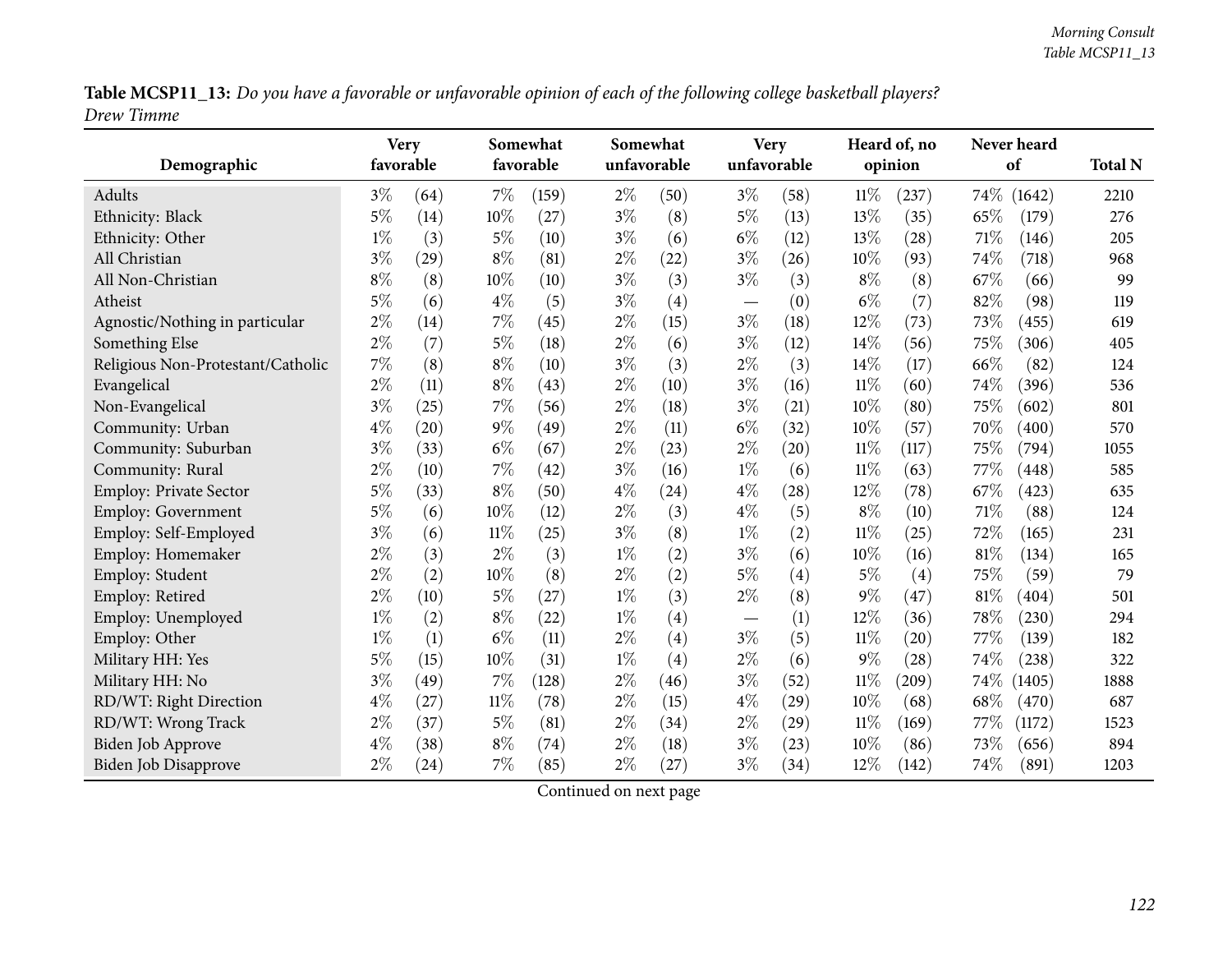**Table MCSP11_13:** *Do you have a favorable or unfavorable opinion of each of the following college basketball players? Drew Timme*

| Demographic | Very favorable | | Somewhat favorable | | Somewhat unfavorable | | Very unfavorable | | Heard of, no opinion | | Never heard of | | Total N |
|---|---|---|---|---|---|---|---|---|---|---|---|---|---|
| Adults | 3% | (64) | 7% | (159) | 2% | (50) | 3% | (58) | 11% | (237) | 74% | (1642) | 2210 |
| Ethnicity: Black | 5% | (14) | 10% | (27) | 3% | (8) | 5% | (13) | 13% | (35) | 65% | (179) | 276 |
| Ethnicity: Other | 1% | (3) | 5% | (10) | 3% | (6) | 6% | (12) | 13% | (28) | 71% | (146) | 205 |
| All Christian | 3% | (29) | 8% | (81) | 2% | (22) | 3% | (26) | 10% | (93) | 74% | (718) | 968 |
| All Non-Christian | 8% | (8) | 10% | (10) | 3% | (3) | 3% | (3) | 8% | (8) | 67% | (66) | 99 |
| Atheist | 5% | (6) | 4% | (5) | 3% | (4) | — | (0) | 6% | (7) | 82% | (98) | 119 |
| Agnostic/Nothing in particular | 2% | (14) | 7% | (45) | 2% | (15) | 3% | (18) | 12% | (73) | 73% | (455) | 619 |
| Something Else | 2% | (7) | 5% | (18) | 2% | (6) | 3% | (12) | 14% | (56) | 75% | (306) | 405 |
| Religious Non-Protestant/Catholic | 7% | (8) | 8% | (10) | 3% | (3) | 2% | (3) | 14% | (17) | 66% | (82) | 124 |
| Evangelical | 2% | (11) | 8% | (43) | 2% | (10) | 3% | (16) | 11% | (60) | 74% | (396) | 536 |
| Non-Evangelical | 3% | (25) | 7% | (56) | 2% | (18) | 3% | (21) | 10% | (80) | 75% | (602) | 801 |
| Community: Urban | 4% | (20) | 9% | (49) | 2% | (11) | 6% | (32) | 10% | (57) | 70% | (400) | 570 |
| Community: Suburban | 3% | (33) | 6% | (67) | 2% | (23) | 2% | (20) | 11% | (117) | 75% | (794) | 1055 |
| Community: Rural | 2% | (10) | 7% | (42) | 3% | (16) | 1% | (6) | 11% | (63) | 77% | (448) | 585 |
| Employ: Private Sector | 5% | (33) | 8% | (50) | 4% | (24) | 4% | (28) | 12% | (78) | 67% | (423) | 635 |
| Employ: Government | 5% | (6) | 10% | (12) | 2% | (3) | 4% | (5) | 8% | (10) | 71% | (88) | 124 |
| Employ: Self-Employed | 3% | (6) | 11% | (25) | 3% | (8) | 1% | (2) | 11% | (25) | 72% | (165) | 231 |
| Employ: Homemaker | 2% | (3) | 2% | (3) | 1% | (2) | 3% | (6) | 10% | (16) | 81% | (134) | 165 |
| Employ: Student | 2% | (2) | 10% | (8) | 2% | (2) | 5% | (4) | 5% | (4) | 75% | (59) | 79 |
| Employ: Retired | 2% | (10) | 5% | (27) | 1% | (3) | 2% | (8) | 9% | (47) | 81% | (404) | 501 |
| Employ: Unemployed | 1% | (2) | 8% | (22) | 1% | (4) | — | (1) | 12% | (36) | 78% | (230) | 294 |
| Employ: Other | 1% | (1) | 6% | (11) | 2% | (4) | 3% | (5) | 11% | (20) | 77% | (139) | 182 |
| Military HH: Yes | 5% | (15) | 10% | (31) | 1% | (4) | 2% | (6) | 9% | (28) | 74% | (238) | 322 |
| Military HH: No | 3% | (49) | 7% | (128) | 2% | (46) | 3% | (52) | 11% | (209) | 74% | (1405) | 1888 |
| RD/WT: Right Direction | 4% | (27) | 11% | (78) | 2% | (15) | 4% | (29) | 10% | (68) | 68% | (470) | 687 |
| RD/WT: Wrong Track | 2% | (37) | 5% | (81) | 2% | (34) | 2% | (29) | 11% | (169) | 77% | (1172) | 1523 |
| Biden Job Approve | 4% | (38) | 8% | (74) | 2% | (18) | 3% | (23) | 10% | (86) | 73% | (656) | 894 |
| Biden Job Disapprove | 2% | (24) | 7% | (85) | 2% | (27) | 3% | (34) | 12% | (142) | 74% | (891) | 1203 |

Continued on next page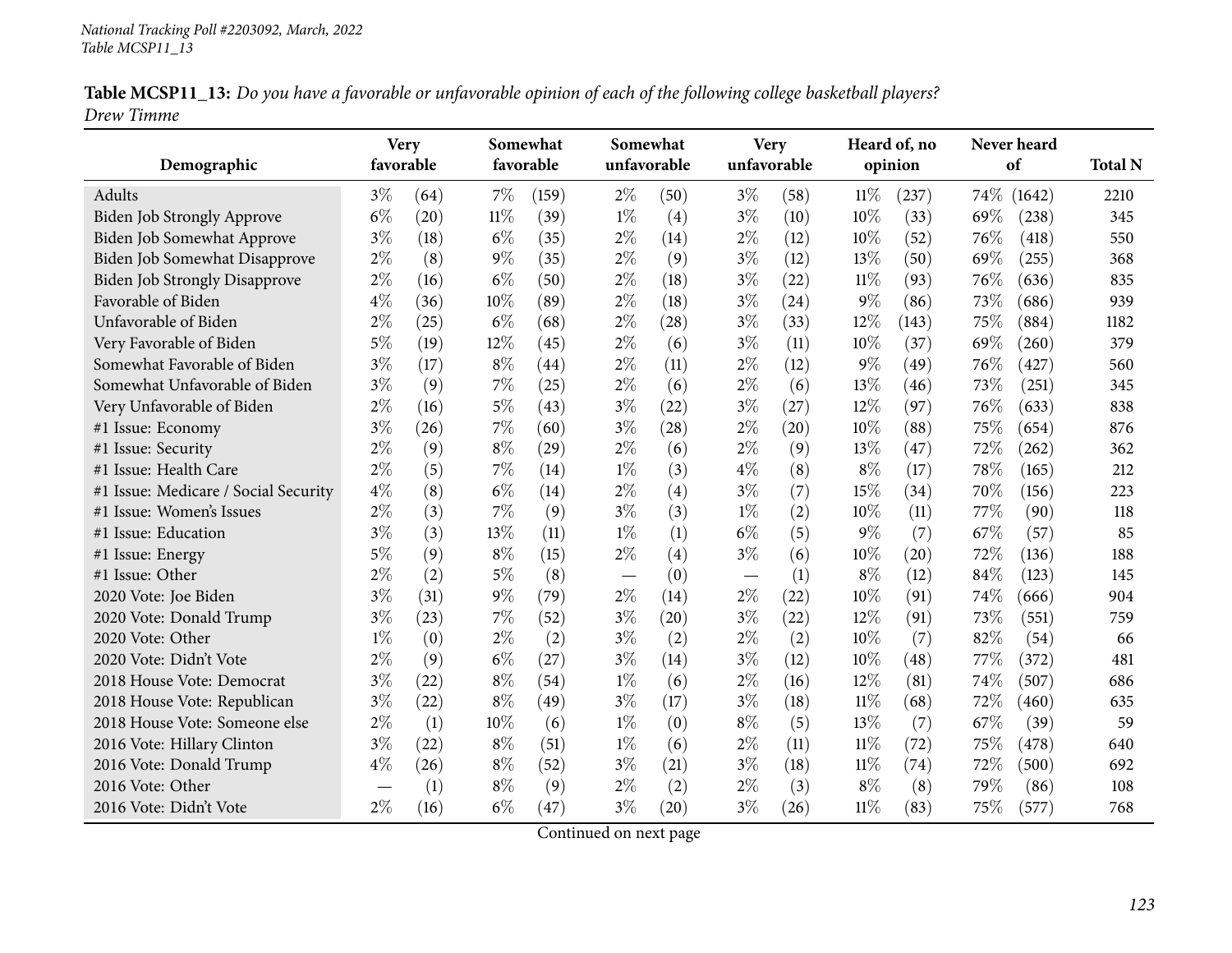**Table MCSP11_13:** *Do you have a favorable or unfavorable opinion of each of the following college basketball players? Drew Timme*

| Demographic | Very favorable | | Somewhat favorable | | Somewhat unfavorable | | Very unfavorable | | Heard of, no opinion | | Never heard of | | Total N |
|---|---|---|---|---|---|---|---|---|---|---|---|---|---|
| Adults | 3% | (64) | 7% | (159) | 2% | (50) | 3% | (58) | 11% | (237) | 74% | (1642) | 2210 |
| Biden Job Strongly Approve | 6% | (20) | 11% | (39) | 1% | (4) | 3% | (10) | 10% | (33) | 69% | (238) | 345 |
| Biden Job Somewhat Approve | 3% | (18) | 6% | (35) | 2% | (14) | 2% | (12) | 10% | (52) | 76% | (418) | 550 |
| Biden Job Somewhat Disapprove | 2% | (8) | 9% | (35) | 2% | (9) | 3% | (12) | 13% | (50) | 69% | (255) | 368 |
| Biden Job Strongly Disapprove | 2% | (16) | 6% | (50) | 2% | (18) | 3% | (22) | 11% | (93) | 76% | (636) | 835 |
| Favorable of Biden | 4% | (36) | 10% | (89) | 2% | (18) | 3% | (24) | 9% | (86) | 73% | (686) | 939 |
| Unfavorable of Biden | 2% | (25) | 6% | (68) | 2% | (28) | 3% | (33) | 12% | (143) | 75% | (884) | 1182 |
| Very Favorable of Biden | 5% | (19) | 12% | (45) | 2% | (6) | 3% | (11) | 10% | (37) | 69% | (260) | 379 |
| Somewhat Favorable of Biden | 3% | (17) | 8% | (44) | 2% | (11) | 2% | (12) | 9% | (49) | 76% | (427) | 560 |
| Somewhat Unfavorable of Biden | 3% | (9) | 7% | (25) | 2% | (6) | 2% | (6) | 13% | (46) | 73% | (251) | 345 |
| Very Unfavorable of Biden | 2% | (16) | 5% | (43) | 3% | (22) | 3% | (27) | 12% | (97) | 76% | (633) | 838 |
| #1 Issue: Economy | 3% | (26) | 7% | (60) | 3% | (28) | 2% | (20) | 10% | (88) | 75% | (654) | 876 |
| #1 Issue: Security | 2% | (9) | 8% | (29) | 2% | (6) | 2% | (9) | 13% | (47) | 72% | (262) | 362 |
| #1 Issue: Health Care | 2% | (5) | 7% | (14) | 1% | (3) | 4% | (8) | 8% | (17) | 78% | (165) | 212 |
| #1 Issue: Medicare / Social Security | 4% | (8) | 6% | (14) | 2% | (4) | 3% | (7) | 15% | (34) | 70% | (156) | 223 |
| #1 Issue: Women's Issues | 2% | (3) | 7% | (9) | 3% | (3) | 1% | (2) | 10% | (11) | 77% | (90) | 118 |
| #1 Issue: Education | 3% | (3) | 13% | (11) | 1% | (1) | 6% | (5) | 9% | (7) | 67% | (57) | 85 |
| #1 Issue: Energy | 5% | (9) | 8% | (15) | 2% | (4) | 3% | (6) | 10% | (20) | 72% | (136) | 188 |
| #1 Issue: Other | 2% | (2) | 5% | (8) | — | (0) | — | (1) | 8% | (12) | 84% | (123) | 145 |
| 2020 Vote: Joe Biden | 3% | (31) | 9% | (79) | 2% | (14) | 2% | (22) | 10% | (91) | 74% | (666) | 904 |
| 2020 Vote: Donald Trump | 3% | (23) | 7% | (52) | 3% | (20) | 3% | (22) | 12% | (91) | 73% | (551) | 759 |
| 2020 Vote: Other | 1% | (0) | 2% | (2) | 3% | (2) | 2% | (2) | 10% | (7) | 82% | (54) | 66 |
| 2020 Vote: Didn't Vote | 2% | (9) | 6% | (27) | 3% | (14) | 3% | (12) | 10% | (48) | 77% | (372) | 481 |
| 2018 House Vote: Democrat | 3% | (22) | 8% | (54) | 1% | (6) | 2% | (16) | 12% | (81) | 74% | (507) | 686 |
| 2018 House Vote: Republican | 3% | (22) | 8% | (49) | 3% | (17) | 3% | (18) | 11% | (68) | 72% | (460) | 635 |
| 2018 House Vote: Someone else | 2% | (1) | 10% | (6) | 1% | (0) | 8% | (5) | 13% | (7) | 67% | (39) | 59 |
| 2016 Vote: Hillary Clinton | 3% | (22) | 8% | (51) | 1% | (6) | 2% | (11) | 11% | (72) | 75% | (478) | 640 |
| 2016 Vote: Donald Trump | 4% | (26) | 8% | (52) | 3% | (21) | 3% | (18) | 11% | (74) | 72% | (500) | 692 |
| 2016 Vote: Other | — | (1) | 8% | (9) | 2% | (2) | 2% | (3) | 8% | (8) | 79% | (86) | 108 |
| 2016 Vote: Didn't Vote | 2% | (16) | 6% | (47) | 3% | (20) | 3% | (26) | 11% | (83) | 75% | (577) | 768 |

Continued on next page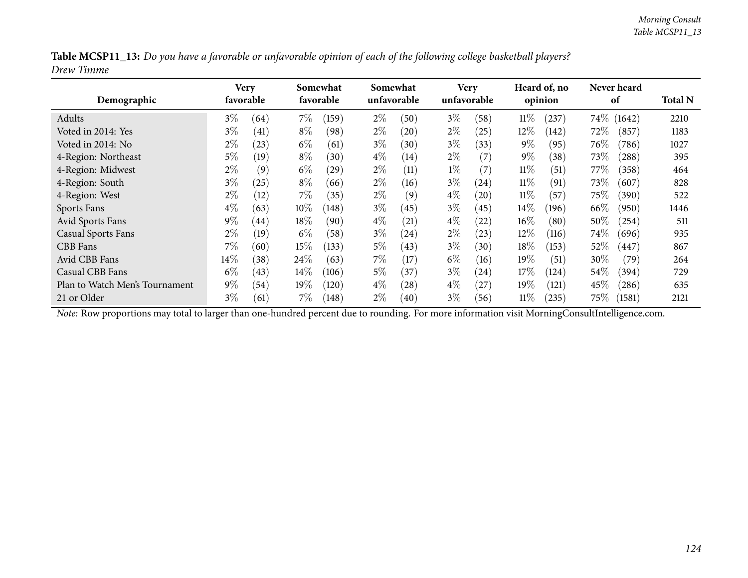**Table MCSP11_13:** *Do you have a favorable or unfavorable opinion of each of the following college basketball players? Drew Timme*

| Demographic | Very favorable | | Somewhat favorable | | Somewhat unfavorable | | Very unfavorable | | Heard of, no opinion | | Never heard of | | Total N |
|---|---|---|---|---|---|---|---|---|---|---|---|---|---|
| Adults | 3% | (64) | 7% | (159) | 2% | (50) | 3% | (58) | 11% | (237) | 74% | (1642) | 2210 |
| Voted in 2014: Yes | 3% | (41) | 8% | (98) | 2% | (20) | 2% | (25) | 12% | (142) | 72% | (857) | 1183 |
| Voted in 2014: No | 2% | (23) | 6% | (61) | 3% | (30) | 3% | (33) | 9% | (95) | 76% | (786) | 1027 |
| 4-Region: Northeast | 5% | (19) | 8% | (30) | 4% | (14) | 2% | (7) | 9% | (38) | 73% | (288) | 395 |
| 4-Region: Midwest | 2% | (9) | 6% | (29) | 2% | (11) | 1% | (7) | 11% | (51) | 77% | (358) | 464 |
| 4-Region: South | 3% | (25) | 8% | (66) | 2% | (16) | 3% | (24) | 11% | (91) | 73% | (607) | 828 |
| 4-Region: West | 2% | (12) | 7% | (35) | 2% | (9) | 4% | (20) | 11% | (57) | 75% | (390) | 522 |
| Sports Fans | 4% | (63) | 10% | (148) | 3% | (45) | 3% | (45) | 14% | (196) | 66% | (950) | 1446 |
| Avid Sports Fans | 9% | (44) | 18% | (90) | 4% | (21) | 4% | (22) | 16% | (80) | 50% | (254) | 511 |
| Casual Sports Fans | 2% | (19) | 6% | (58) | 3% | (24) | 2% | (23) | 12% | (116) | 74% | (696) | 935 |
| CBB Fans | 7% | (60) | 15% | (133) | 5% | (43) | 3% | (30) | 18% | (153) | 52% | (447) | 867 |
| Avid CBB Fans | 14% | (38) | 24% | (63) | 7% | (17) | 6% | (16) | 19% | (51) | 30% | (79) | 264 |
| Casual CBB Fans | 6% | (43) | 14% | (106) | 5% | (37) | 3% | (24) | 17% | (124) | 54% | (394) | 729 |
| Plan to Watch Men's Tournament | 9% | (54) | 19% | (120) | 4% | (28) | 4% | (27) | 19% | (121) | 45% | (286) | 635 |
| 21 or Older | 3% | (61) | 7% | (148) | 2% | (40) | 3% | (56) | 11% | (235) | 75% | (1581) | 2121 |

*Note:* Row proportions may total to larger than one-hundred percent due to rounding. For more information visit MorningConsultIntelligence.com.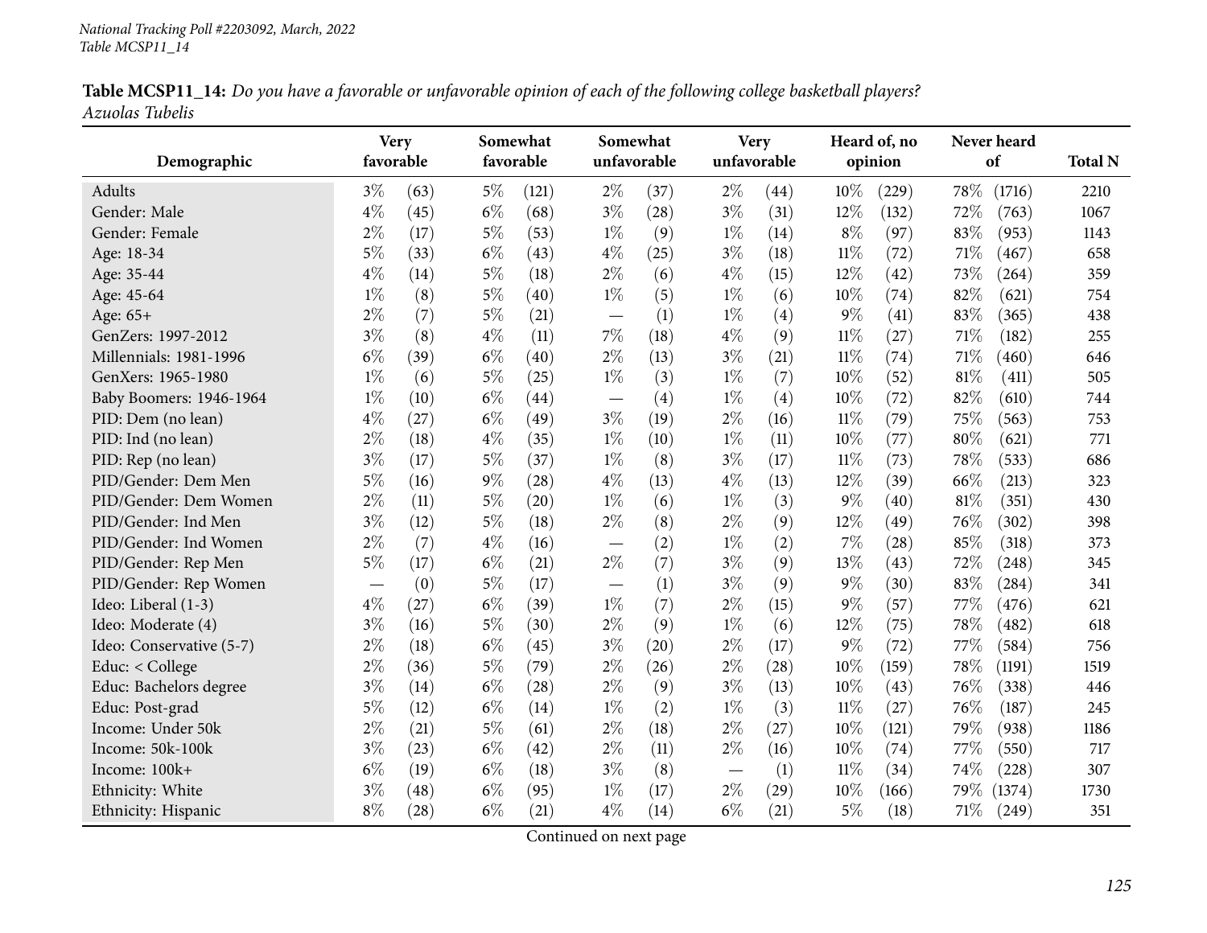National Tracking Poll #2203092, March, 2022
Table MCSP11_14

**Table MCSP11_14:** *Do you have a favorable or unfavorable opinion of each of the following college basketball players?*
*Azuolas Tubelis*

| Demographic | Very favorable | | Somewhat favorable | | Somewhat unfavorable | | Very unfavorable | | Heard of, no opinion | | Never heard of | | Total N |
|---|---|---|---|---|---|---|---|---|---|---|---|---|---|
| Adults | 3% | (63) | 5% | (121) | 2% | (37) | 2% | (44) | 10% | (229) | 78% | (1716) | 2210 |
| Gender: Male | 4% | (45) | 6% | (68) | 3% | (28) | 3% | (31) | 12% | (132) | 72% | (763) | 1067 |
| Gender: Female | 2% | (17) | 5% | (53) | 1% | (9) | 1% | (14) | 8% | (97) | 83% | (953) | 1143 |
| Age: 18-34 | 5% | (33) | 6% | (43) | 4% | (25) | 3% | (18) | 11% | (72) | 71% | (467) | 658 |
| Age: 35-44 | 4% | (14) | 5% | (18) | 2% | (6) | 4% | (15) | 12% | (42) | 73% | (264) | 359 |
| Age: 45-64 | 1% | (8) | 5% | (40) | 1% | (5) | 1% | (6) | 10% | (74) | 82% | (621) | 754 |
| Age: 65+ | 2% | (7) | 5% | (21) | — | (1) | 1% | (4) | 9% | (41) | 83% | (365) | 438 |
| GenZers: 1997-2012 | 3% | (8) | 4% | (11) | 7% | (18) | 4% | (9) | 11% | (27) | 71% | (182) | 255 |
| Millennials: 1981-1996 | 6% | (39) | 6% | (40) | 2% | (13) | 3% | (21) | 11% | (74) | 71% | (460) | 646 |
| GenXers: 1965-1980 | 1% | (6) | 5% | (25) | 1% | (3) | 1% | (7) | 10% | (52) | 81% | (411) | 505 |
| Baby Boomers: 1946-1964 | 1% | (10) | 6% | (44) | — | (4) | 1% | (4) | 10% | (72) | 82% | (610) | 744 |
| PID: Dem (no lean) | 4% | (27) | 6% | (49) | 3% | (19) | 2% | (16) | 11% | (79) | 75% | (563) | 753 |
| PID: Ind (no lean) | 2% | (18) | 4% | (35) | 1% | (10) | 1% | (11) | 10% | (77) | 80% | (621) | 771 |
| PID: Rep (no lean) | 3% | (17) | 5% | (37) | 1% | (8) | 3% | (17) | 11% | (73) | 78% | (533) | 686 |
| PID/Gender: Dem Men | 5% | (16) | 9% | (28) | 4% | (13) | 4% | (13) | 12% | (39) | 66% | (213) | 323 |
| PID/Gender: Dem Women | 2% | (11) | 5% | (20) | 1% | (6) | 1% | (3) | 9% | (40) | 81% | (351) | 430 |
| PID/Gender: Ind Men | 3% | (12) | 5% | (18) | 2% | (8) | 2% | (9) | 12% | (49) | 76% | (302) | 398 |
| PID/Gender: Ind Women | 2% | (7) | 4% | (16) | — | (2) | 1% | (2) | 7% | (28) | 85% | (318) | 373 |
| PID/Gender: Rep Men | 5% | (17) | 6% | (21) | 2% | (7) | 3% | (9) | 13% | (43) | 72% | (248) | 345 |
| PID/Gender: Rep Women | — | (0) | 5% | (17) | — | (1) | 3% | (9) | 9% | (30) | 83% | (284) | 341 |
| Ideo: Liberal (1-3) | 4% | (27) | 6% | (39) | 1% | (7) | 2% | (15) | 9% | (57) | 77% | (476) | 621 |
| Ideo: Moderate (4) | 3% | (16) | 5% | (30) | 2% | (9) | 1% | (6) | 12% | (75) | 78% | (482) | 618 |
| Ideo: Conservative (5-7) | 2% | (18) | 6% | (45) | 3% | (20) | 2% | (17) | 9% | (72) | 77% | (584) | 756 |
| Educ: < College | 2% | (36) | 5% | (79) | 2% | (26) | 2% | (28) | 10% | (159) | 78% | (1191) | 1519 |
| Educ: Bachelors degree | 3% | (14) | 6% | (28) | 2% | (9) | 3% | (13) | 10% | (43) | 76% | (338) | 446 |
| Educ: Post-grad | 5% | (12) | 6% | (14) | 1% | (2) | 1% | (3) | 11% | (27) | 76% | (187) | 245 |
| Income: Under 50k | 2% | (21) | 5% | (61) | 2% | (18) | 2% | (27) | 10% | (121) | 79% | (938) | 1186 |
| Income: 50k-100k | 3% | (23) | 6% | (42) | 2% | (11) | 2% | (16) | 10% | (74) | 77% | (550) | 717 |
| Income: 100k+ | 6% | (19) | 6% | (18) | 3% | (8) | — | (1) | 11% | (34) | 74% | (228) | 307 |
| Ethnicity: White | 3% | (48) | 6% | (95) | 1% | (17) | 2% | (29) | 10% | (166) | 79% | (1374) | 1730 |
| Ethnicity: Hispanic | 8% | (28) | 6% | (21) | 4% | (14) | 6% | (21) | 5% | (18) | 71% | (249) | 351 |

Continued on next page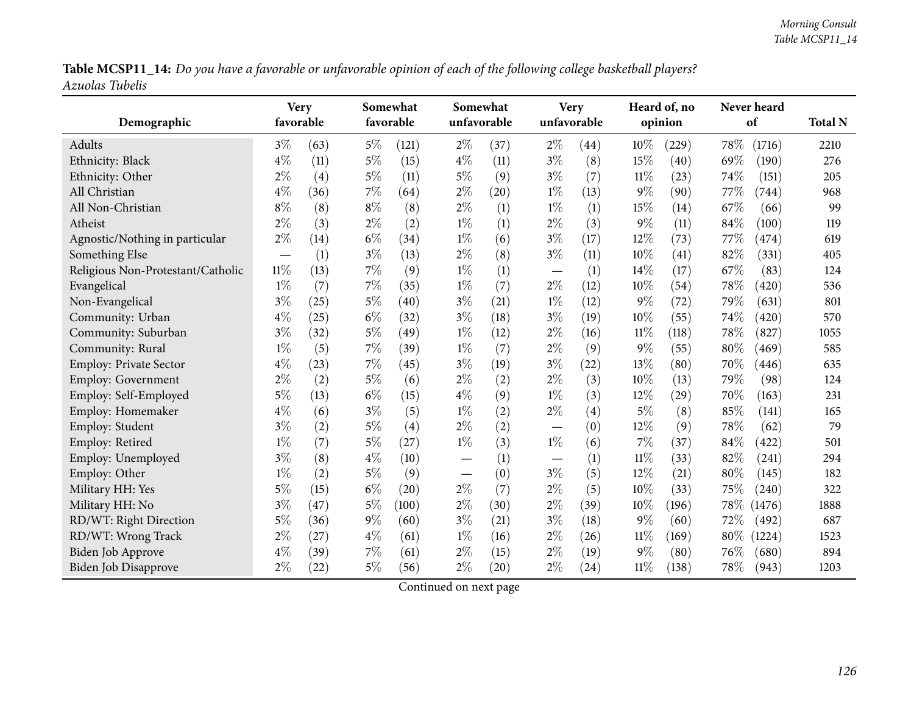**Table MCSP11_14:** *Do you have a favorable or unfavorable opinion of each of the following college basketball players? Azuolas Tubelis*

| Demographic | Very favorable | | Somewhat favorable | | Somewhat unfavorable | | Very unfavorable | | Heard of, no opinion | | Never heard of | | Total N |
|---|---|---|---|---|---|---|---|---|---|---|---|---|---|
| Adults | 3% | (63) | 5% | (121) | 2% | (37) | 2% | (44) | 10% | (229) | 78% | (1716) | 2210 |
| Ethnicity: Black | 4% | (11) | 5% | (15) | 4% | (11) | 3% | (8) | 15% | (40) | 69% | (190) | 276 |
| Ethnicity: Other | 2% | (4) | 5% | (11) | 5% | (9) | 3% | (7) | 11% | (23) | 74% | (151) | 205 |
| All Christian | 4% | (36) | 7% | (64) | 2% | (20) | 1% | (13) | 9% | (90) | 77% | (744) | 968 |
| All Non-Christian | 8% | (8) | 8% | (8) | 2% | (1) | 1% | (1) | 15% | (14) | 67% | (66) | 99 |
| Atheist | 2% | (3) | 2% | (2) | 1% | (1) | 2% | (3) | 9% | (11) | 84% | (100) | 119 |
| Agnostic/Nothing in particular | 2% | (14) | 6% | (34) | 1% | (6) | 3% | (17) | 12% | (73) | 77% | (474) | 619 |
| Something Else | — | (1) | 3% | (13) | 2% | (8) | 3% | (11) | 10% | (41) | 82% | (331) | 405 |
| Religious Non-Protestant/Catholic | 11% | (13) | 7% | (9) | 1% | (1) | — | (1) | 14% | (17) | 67% | (83) | 124 |
| Evangelical | 1% | (7) | 7% | (35) | 1% | (7) | 2% | (12) | 10% | (54) | 78% | (420) | 536 |
| Non-Evangelical | 3% | (25) | 5% | (40) | 3% | (21) | 1% | (12) | 9% | (72) | 79% | (631) | 801 |
| Community: Urban | 4% | (25) | 6% | (32) | 3% | (18) | 3% | (19) | 10% | (55) | 74% | (420) | 570 |
| Community: Suburban | 3% | (32) | 5% | (49) | 1% | (12) | 2% | (16) | 11% | (118) | 78% | (827) | 1055 |
| Community: Rural | 1% | (5) | 7% | (39) | 1% | (7) | 2% | (9) | 9% | (55) | 80% | (469) | 585 |
| Employ: Private Sector | 4% | (23) | 7% | (45) | 3% | (19) | 3% | (22) | 13% | (80) | 70% | (446) | 635 |
| Employ: Government | 2% | (2) | 5% | (6) | 2% | (2) | 2% | (3) | 10% | (13) | 79% | (98) | 124 |
| Employ: Self-Employed | 5% | (13) | 6% | (15) | 4% | (9) | 1% | (3) | 12% | (29) | 70% | (163) | 231 |
| Employ: Homemaker | 4% | (6) | 3% | (5) | 1% | (2) | 2% | (4) | 5% | (8) | 85% | (141) | 165 |
| Employ: Student | 3% | (2) | 5% | (4) | 2% | (2) | — | (0) | 12% | (9) | 78% | (62) | 79 |
| Employ: Retired | 1% | (7) | 5% | (27) | 1% | (3) | 1% | (6) | 7% | (37) | 84% | (422) | 501 |
| Employ: Unemployed | 3% | (8) | 4% | (10) | — | (1) | — | (1) | 11% | (33) | 82% | (241) | 294 |
| Employ: Other | 1% | (2) | 5% | (9) | — | (0) | 3% | (5) | 12% | (21) | 80% | (145) | 182 |
| Military HH: Yes | 5% | (15) | 6% | (20) | 2% | (7) | 2% | (5) | 10% | (33) | 75% | (240) | 322 |
| Military HH: No | 3% | (47) | 5% | (100) | 2% | (30) | 2% | (39) | 10% | (196) | 78% | (1476) | 1888 |
| RD/WT: Right Direction | 5% | (36) | 9% | (60) | 3% | (21) | 3% | (18) | 9% | (60) | 72% | (492) | 687 |
| RD/WT: Wrong Track | 2% | (27) | 4% | (61) | 1% | (16) | 2% | (26) | 11% | (169) | 80% | (1224) | 1523 |
| Biden Job Approve | 4% | (39) | 7% | (61) | 2% | (15) | 2% | (19) | 9% | (80) | 76% | (680) | 894 |
| Biden Job Disapprove | 2% | (22) | 5% | (56) | 2% | (20) | 2% | (24) | 11% | (138) | 78% | (943) | 1203 |

Continued on next page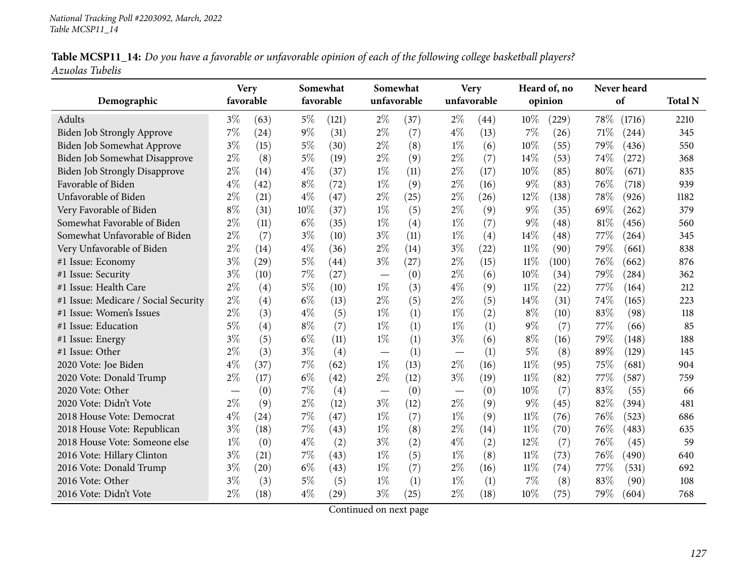*National Tracking Poll #2203092, March, 2022*
*Table MCSP11_14*

**Table MCSP11_14:** *Do you have a favorable or unfavorable opinion of each of the following college basketball players? Azuolas Tubelis*

| Demographic | Very favorable | | Somewhat favorable | | Somewhat unfavorable | | Very unfavorable | | Heard of, no opinion | | Never heard of | | Total N |
|---|---|---|---|---|---|---|---|---|---|---|---|---|---|
| Adults | 3% | (63) | 5% | (121) | 2% | (37) | 2% | (44) | 10% | (229) | 78% | (1716) | 2210 |
| Biden Job Strongly Approve | 7% | (24) | 9% | (31) | 2% | (7) | 4% | (13) | 7% | (26) | 71% | (244) | 345 |
| Biden Job Somewhat Approve | 3% | (15) | 5% | (30) | 2% | (8) | 1% | (6) | 10% | (55) | 79% | (436) | 550 |
| Biden Job Somewhat Disapprove | 2% | (8) | 5% | (19) | 2% | (9) | 2% | (7) | 14% | (53) | 74% | (272) | 368 |
| Biden Job Strongly Disapprove | 2% | (14) | 4% | (37) | 1% | (11) | 2% | (17) | 10% | (85) | 80% | (671) | 835 |
| Favorable of Biden | 4% | (42) | 8% | (72) | 1% | (9) | 2% | (16) | 9% | (83) | 76% | (718) | 939 |
| Unfavorable of Biden | 2% | (21) | 4% | (47) | 2% | (25) | 2% | (26) | 12% | (138) | 78% | (926) | 1182 |
| Very Favorable of Biden | 8% | (31) | 10% | (37) | 1% | (5) | 2% | (9) | 9% | (35) | 69% | (262) | 379 |
| Somewhat Favorable of Biden | 2% | (11) | 6% | (35) | 1% | (4) | 1% | (7) | 9% | (48) | 81% | (456) | 560 |
| Somewhat Unfavorable of Biden | 2% | (7) | 3% | (10) | 3% | (11) | 1% | (4) | 14% | (48) | 77% | (264) | 345 |
| Very Unfavorable of Biden | 2% | (14) | 4% | (36) | 2% | (14) | 3% | (22) | 11% | (90) | 79% | (661) | 838 |
| #1 Issue: Economy | 3% | (29) | 5% | (44) | 3% | (27) | 2% | (15) | 11% | (100) | 76% | (662) | 876 |
| #1 Issue: Security | 3% | (10) | 7% | (27) | — | (0) | 2% | (6) | 10% | (34) | 79% | (284) | 362 |
| #1 Issue: Health Care | 2% | (4) | 5% | (10) | 1% | (3) | 4% | (9) | 11% | (22) | 77% | (164) | 212 |
| #1 Issue: Medicare / Social Security | 2% | (4) | 6% | (13) | 2% | (5) | 2% | (5) | 14% | (31) | 74% | (165) | 223 |
| #1 Issue: Women's Issues | 2% | (3) | 4% | (5) | 1% | (1) | 1% | (2) | 8% | (10) | 83% | (98) | 118 |
| #1 Issue: Education | 5% | (4) | 8% | (7) | 1% | (1) | 1% | (1) | 9% | (7) | 77% | (66) | 85 |
| #1 Issue: Energy | 3% | (5) | 6% | (11) | 1% | (1) | 3% | (6) | 8% | (16) | 79% | (148) | 188 |
| #1 Issue: Other | 2% | (3) | 3% | (4) | — | (1) | — | (1) | 5% | (8) | 89% | (129) | 145 |
| 2020 Vote: Joe Biden | 4% | (37) | 7% | (62) | 1% | (13) | 2% | (16) | 11% | (95) | 75% | (681) | 904 |
| 2020 Vote: Donald Trump | 2% | (17) | 6% | (42) | 2% | (12) | 3% | (19) | 11% | (82) | 77% | (587) | 759 |
| 2020 Vote: Other | — | (0) | 7% | (4) | — | (0) | — | (0) | 10% | (7) | 83% | (55) | 66 |
| 2020 Vote: Didn't Vote | 2% | (9) | 2% | (12) | 3% | (12) | 2% | (9) | 9% | (45) | 82% | (394) | 481 |
| 2018 House Vote: Democrat | 4% | (24) | 7% | (47) | 1% | (7) | 1% | (9) | 11% | (76) | 76% | (523) | 686 |
| 2018 House Vote: Republican | 3% | (18) | 7% | (43) | 1% | (8) | 2% | (14) | 11% | (70) | 76% | (483) | 635 |
| 2018 House Vote: Someone else | 1% | (0) | 4% | (2) | 3% | (2) | 4% | (2) | 12% | (7) | 76% | (45) | 59 |
| 2016 Vote: Hillary Clinton | 3% | (21) | 7% | (43) | 1% | (5) | 1% | (8) | 11% | (73) | 76% | (490) | 640 |
| 2016 Vote: Donald Trump | 3% | (20) | 6% | (43) | 1% | (7) | 2% | (16) | 11% | (74) | 77% | (531) | 692 |
| 2016 Vote: Other | 3% | (3) | 5% | (5) | 1% | (1) | 1% | (1) | 7% | (8) | 83% | (90) | 108 |
| 2016 Vote: Didn't Vote | 2% | (18) | 4% | (29) | 3% | (25) | 2% | (18) | 10% | (75) | 79% | (604) | 768 |

Continued on next page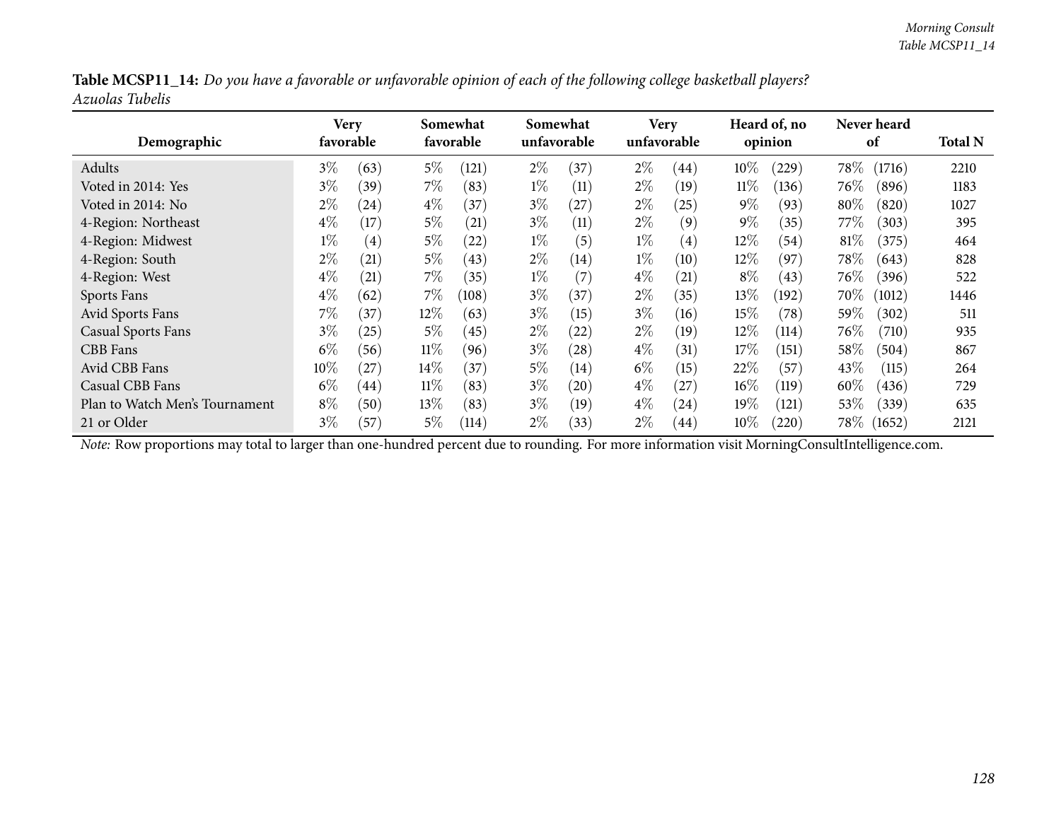**Table MCSP11_14:** *Do you have a favorable or unfavorable opinion of each of the following college basketball players?*
*Azuolas Tubelis*

| Demographic | Very favorable | | Somewhat favorable | | Somewhat unfavorable | | Very unfavorable | | Heard of, no opinion | | Never heard of | | Total N |
|---|---|---|---|---|---|---|---|---|---|---|---|---|---|
| Adults | 3% | (63) | 5% | (121) | 2% | (37) | 2% | (44) | 10% | (229) | 78% | (1716) | 2210 |
| Voted in 2014: Yes | 3% | (39) | 7% | (83) | 1% | (11) | 2% | (19) | 11% | (136) | 76% | (896) | 1183 |
| Voted in 2014: No | 2% | (24) | 4% | (37) | 3% | (27) | 2% | (25) | 9% | (93) | 80% | (820) | 1027 |
| 4-Region: Northeast | 4% | (17) | 5% | (21) | 3% | (11) | 2% | (9) | 9% | (35) | 77% | (303) | 395 |
| 4-Region: Midwest | 1% | (4) | 5% | (22) | 1% | (5) | 1% | (4) | 12% | (54) | 81% | (375) | 464 |
| 4-Region: South | 2% | (21) | 5% | (43) | 2% | (14) | 1% | (10) | 12% | (97) | 78% | (643) | 828 |
| 4-Region: West | 4% | (21) | 7% | (35) | 1% | (7) | 4% | (21) | 8% | (43) | 76% | (396) | 522 |
| Sports Fans | 4% | (62) | 7% | (108) | 3% | (37) | 2% | (35) | 13% | (192) | 70% | (1012) | 1446 |
| Avid Sports Fans | 7% | (37) | 12% | (63) | 3% | (15) | 3% | (16) | 15% | (78) | 59% | (302) | 511 |
| Casual Sports Fans | 3% | (25) | 5% | (45) | 2% | (22) | 2% | (19) | 12% | (114) | 76% | (710) | 935 |
| CBB Fans | 6% | (56) | 11% | (96) | 3% | (28) | 4% | (31) | 17% | (151) | 58% | (504) | 867 |
| Avid CBB Fans | 10% | (27) | 14% | (37) | 5% | (14) | 6% | (15) | 22% | (57) | 43% | (115) | 264 |
| Casual CBB Fans | 6% | (44) | 11% | (83) | 3% | (20) | 4% | (27) | 16% | (119) | 60% | (436) | 729 |
| Plan to Watch Men's Tournament | 8% | (50) | 13% | (83) | 3% | (19) | 4% | (24) | 19% | (121) | 53% | (339) | 635 |
| 21 or Older | 3% | (57) | 5% | (114) | 2% | (33) | 2% | (44) | 10% | (220) | 78% | (1652) | 2121 |

*Note:* Row proportions may total to larger than one-hundred percent due to rounding. For more information visit MorningConsultIntelligence.com.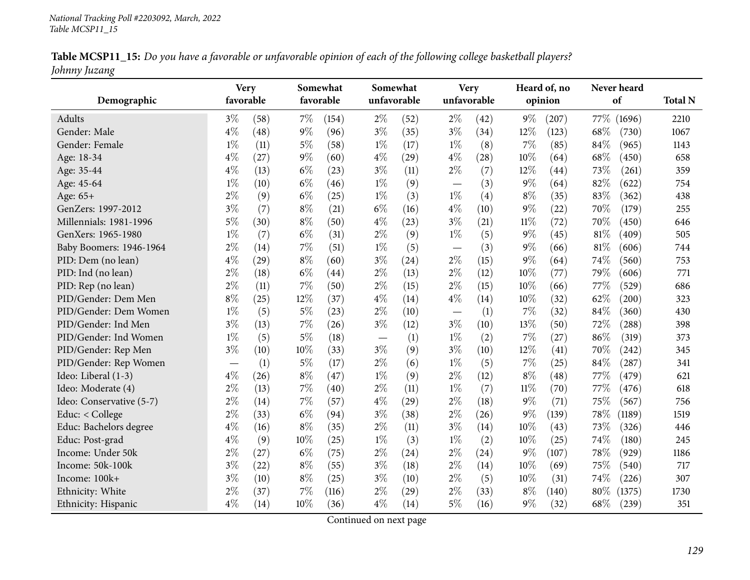National Tracking Poll #2203092, March, 2022
Table MCSP11_15

**Table MCSP11_15:** *Do you have a favorable or unfavorable opinion of each of the following college basketball players? Johnny Juzang*

| Demographic | Very favorable | | Somewhat favorable | | Somewhat unfavorable | | Very unfavorable | | Heard of, no opinion | | Never heard of | | Total N |
|---|---|---|---|---|---|---|---|---|---|---|---|---|---|
| Adults | 3% | (58) | 7% | (154) | 2% | (52) | 2% | (42) | 9% | (207) | 77% | (1696) | 2210 |
| Gender: Male | 4% | (48) | 9% | (96) | 3% | (35) | 3% | (34) | 12% | (123) | 68% | (730) | 1067 |
| Gender: Female | 1% | (11) | 5% | (58) | 1% | (17) | 1% | (8) | 7% | (85) | 84% | (965) | 1143 |
| Age: 18-34 | 4% | (27) | 9% | (60) | 4% | (29) | 4% | (28) | 10% | (64) | 68% | (450) | 658 |
| Age: 35-44 | 4% | (13) | 6% | (23) | 3% | (11) | 2% | (7) | 12% | (44) | 73% | (261) | 359 |
| Age: 45-64 | 1% | (10) | 6% | (46) | 1% | (9) | — | (3) | 9% | (64) | 82% | (622) | 754 |
| Age: 65+ | 2% | (9) | 6% | (25) | 1% | (3) | 1% | (4) | 8% | (35) | 83% | (362) | 438 |
| GenZers: 1997-2012 | 3% | (7) | 8% | (21) | 6% | (16) | 4% | (10) | 9% | (22) | 70% | (179) | 255 |
| Millennials: 1981-1996 | 5% | (30) | 8% | (50) | 4% | (23) | 3% | (21) | 11% | (72) | 70% | (450) | 646 |
| GenXers: 1965-1980 | 1% | (7) | 6% | (31) | 2% | (9) | 1% | (5) | 9% | (45) | 81% | (409) | 505 |
| Baby Boomers: 1946-1964 | 2% | (14) | 7% | (51) | 1% | (5) | — | (3) | 9% | (66) | 81% | (606) | 744 |
| PID: Dem (no lean) | 4% | (29) | 8% | (60) | 3% | (24) | 2% | (15) | 9% | (64) | 74% | (560) | 753 |
| PID: Ind (no lean) | 2% | (18) | 6% | (44) | 2% | (13) | 2% | (12) | 10% | (77) | 79% | (606) | 771 |
| PID: Rep (no lean) | 2% | (11) | 7% | (50) | 2% | (15) | 2% | (15) | 10% | (66) | 77% | (529) | 686 |
| PID/Gender: Dem Men | 8% | (25) | 12% | (37) | 4% | (14) | 4% | (14) | 10% | (32) | 62% | (200) | 323 |
| PID/Gender: Dem Women | 1% | (5) | 5% | (23) | 2% | (10) | — | (1) | 7% | (32) | 84% | (360) | 430 |
| PID/Gender: Ind Men | 3% | (13) | 7% | (26) | 3% | (12) | 3% | (10) | 13% | (50) | 72% | (288) | 398 |
| PID/Gender: Ind Women | 1% | (5) | 5% | (18) | — | (1) | 1% | (2) | 7% | (27) | 86% | (319) | 373 |
| PID/Gender: Rep Men | 3% | (10) | 10% | (33) | 3% | (9) | 3% | (10) | 12% | (41) | 70% | (242) | 345 |
| PID/Gender: Rep Women | — | (1) | 5% | (17) | 2% | (6) | 1% | (5) | 7% | (25) | 84% | (287) | 341 |
| Ideo: Liberal (1-3) | 4% | (26) | 8% | (47) | 1% | (9) | 2% | (12) | 8% | (48) | 77% | (479) | 621 |
| Ideo: Moderate (4) | 2% | (13) | 7% | (40) | 2% | (11) | 1% | (7) | 11% | (70) | 77% | (476) | 618 |
| Ideo: Conservative (5-7) | 2% | (14) | 7% | (57) | 4% | (29) | 2% | (18) | 9% | (71) | 75% | (567) | 756 |
| Educ: < College | 2% | (33) | 6% | (94) | 3% | (38) | 2% | (26) | 9% | (139) | 78% | (1189) | 1519 |
| Educ: Bachelors degree | 4% | (16) | 8% | (35) | 2% | (11) | 3% | (14) | 10% | (43) | 73% | (326) | 446 |
| Educ: Post-grad | 4% | (9) | 10% | (25) | 1% | (3) | 1% | (2) | 10% | (25) | 74% | (180) | 245 |
| Income: Under 50k | 2% | (27) | 6% | (75) | 2% | (24) | 2% | (24) | 9% | (107) | 78% | (929) | 1186 |
| Income: 50k-100k | 3% | (22) | 8% | (55) | 3% | (18) | 2% | (14) | 10% | (69) | 75% | (540) | 717 |
| Income: 100k+ | 3% | (10) | 8% | (25) | 3% | (10) | 2% | (5) | 10% | (31) | 74% | (226) | 307 |
| Ethnicity: White | 2% | (37) | 7% | (116) | 2% | (29) | 2% | (33) | 8% | (140) | 80% | (1375) | 1730 |
| Ethnicity: Hispanic | 4% | (14) | 10% | (36) | 4% | (14) | 5% | (16) | 9% | (32) | 68% | (239) | 351 |

Continued on next page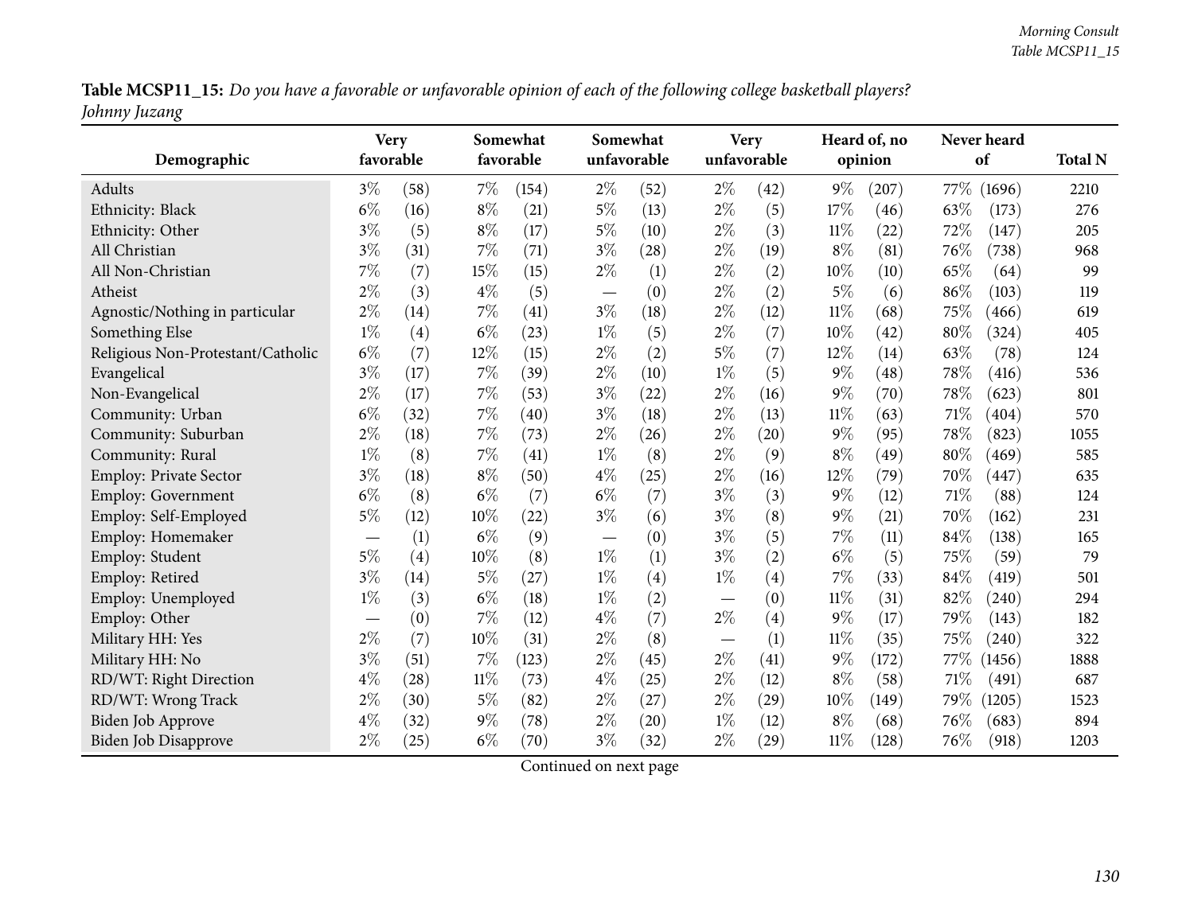**Table MCSP11_15:** *Do you have a favorable or unfavorable opinion of each of the following college basketball players? Johnny Juzang*

| Demographic | Very favorable | | Somewhat favorable | | Somewhat unfavorable | | Very unfavorable | | Heard of, no opinion | | Never heard of | | Total N |
|---|---|---|---|---|---|---|---|---|---|---|---|---|---|
| Adults | 3% | (58) | 7% | (154) | 2% | (52) | 2% | (42) | 9% | (207) | 77% | (1696) | 2210 |
| Ethnicity: Black | 6% | (16) | 8% | (21) | 5% | (13) | 2% | (5) | 17% | (46) | 63% | (173) | 276 |
| Ethnicity: Other | 3% | (5) | 8% | (17) | 5% | (10) | 2% | (3) | 11% | (22) | 72% | (147) | 205 |
| All Christian | 3% | (31) | 7% | (71) | 3% | (28) | 2% | (19) | 8% | (81) | 76% | (738) | 968 |
| All Non-Christian | 7% | (7) | 15% | (15) | 2% | (1) | 2% | (2) | 10% | (10) | 65% | (64) | 99 |
| Atheist | 2% | (3) | 4% | (5) | — | (0) | 2% | (2) | 5% | (6) | 86% | (103) | 119 |
| Agnostic/Nothing in particular | 2% | (14) | 7% | (41) | 3% | (18) | 2% | (12) | 11% | (68) | 75% | (466) | 619 |
| Something Else | 1% | (4) | 6% | (23) | 1% | (5) | 2% | (7) | 10% | (42) | 80% | (324) | 405 |
| Religious Non-Protestant/Catholic | 6% | (7) | 12% | (15) | 2% | (2) | 5% | (7) | 12% | (14) | 63% | (78) | 124 |
| Evangelical | 3% | (17) | 7% | (39) | 2% | (10) | 1% | (5) | 9% | (48) | 78% | (416) | 536 |
| Non-Evangelical | 2% | (17) | 7% | (53) | 3% | (22) | 2% | (16) | 9% | (70) | 78% | (623) | 801 |
| Community: Urban | 6% | (32) | 7% | (40) | 3% | (18) | 2% | (13) | 11% | (63) | 71% | (404) | 570 |
| Community: Suburban | 2% | (18) | 7% | (73) | 2% | (26) | 2% | (20) | 9% | (95) | 78% | (823) | 1055 |
| Community: Rural | 1% | (8) | 7% | (41) | 1% | (8) | 2% | (9) | 8% | (49) | 80% | (469) | 585 |
| Employ: Private Sector | 3% | (18) | 8% | (50) | 4% | (25) | 2% | (16) | 12% | (79) | 70% | (447) | 635 |
| Employ: Government | 6% | (8) | 6% | (7) | 6% | (7) | 3% | (3) | 9% | (12) | 71% | (88) | 124 |
| Employ: Self-Employed | 5% | (12) | 10% | (22) | 3% | (6) | 3% | (8) | 9% | (21) | 70% | (162) | 231 |
| Employ: Homemaker | — | (1) | 6% | (9) | — | (0) | 3% | (5) | 7% | (11) | 84% | (138) | 165 |
| Employ: Student | 5% | (4) | 10% | (8) | 1% | (1) | 3% | (2) | 6% | (5) | 75% | (59) | 79 |
| Employ: Retired | 3% | (14) | 5% | (27) | 1% | (4) | 1% | (4) | 7% | (33) | 84% | (419) | 501 |
| Employ: Unemployed | 1% | (3) | 6% | (18) | 1% | (2) | — | (0) | 11% | (31) | 82% | (240) | 294 |
| Employ: Other | — | (0) | 7% | (12) | 4% | (7) | 2% | (4) | 9% | (17) | 79% | (143) | 182 |
| Military HH: Yes | 2% | (7) | 10% | (31) | 2% | (8) | — | (1) | 11% | (35) | 75% | (240) | 322 |
| Military HH: No | 3% | (51) | 7% | (123) | 2% | (45) | 2% | (41) | 9% | (172) | 77% | (1456) | 1888 |
| RD/WT: Right Direction | 4% | (28) | 11% | (73) | 4% | (25) | 2% | (12) | 8% | (58) | 71% | (491) | 687 |
| RD/WT: Wrong Track | 2% | (30) | 5% | (82) | 2% | (27) | 2% | (29) | 10% | (149) | 79% | (1205) | 1523 |
| Biden Job Approve | 4% | (32) | 9% | (78) | 2% | (20) | 1% | (12) | 8% | (68) | 76% | (683) | 894 |
| Biden Job Disapprove | 2% | (25) | 6% | (70) | 3% | (32) | 2% | (29) | 11% | (128) | 76% | (918) | 1203 |

Continued on next page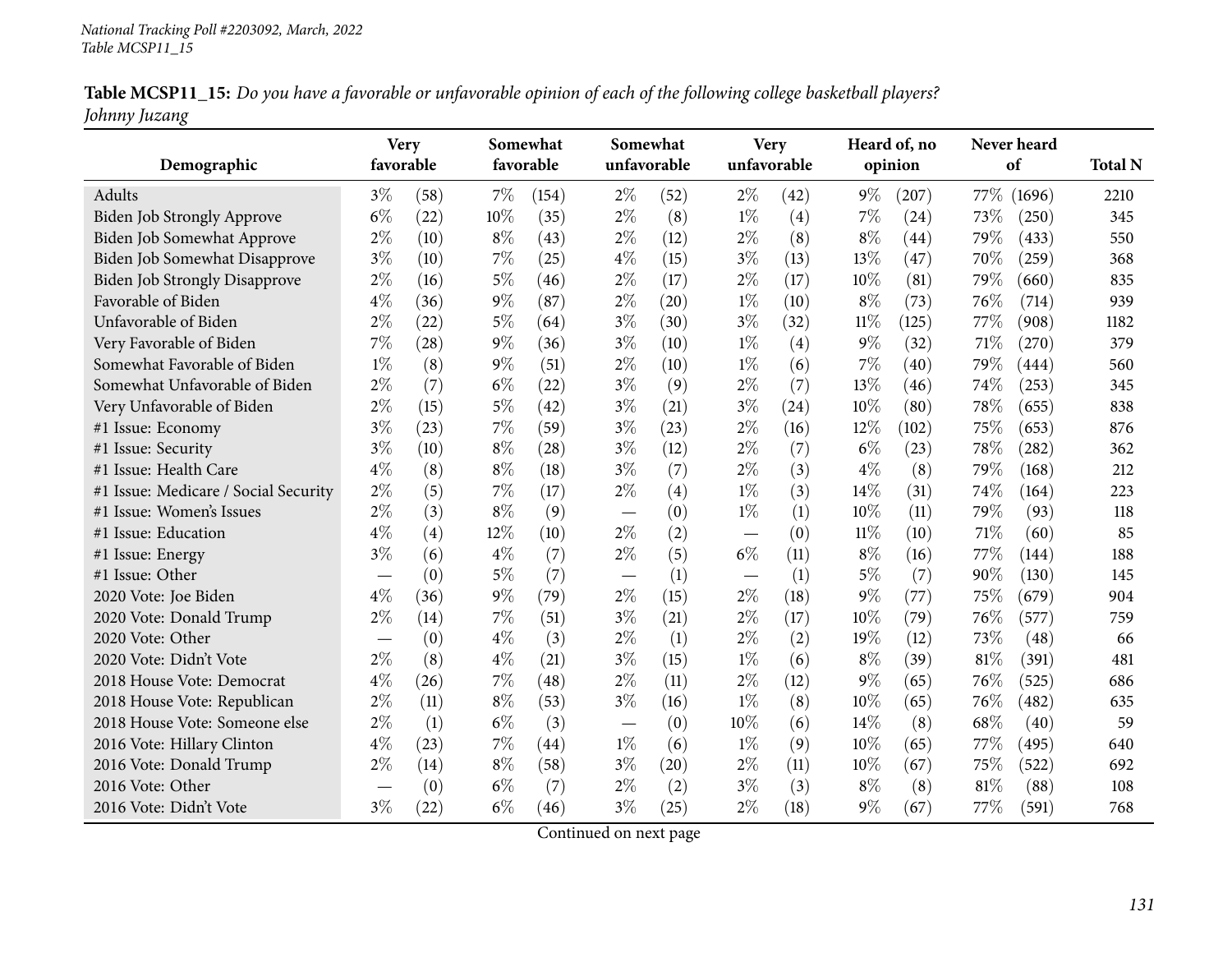National Tracking Poll #2203092, March, 2022
Table MCSP11_15

**Table MCSP11_15:** *Do you have a favorable or unfavorable opinion of each of the following college basketball players?*
*Johnny Juzang*

| Demographic | Very favorable | | Somewhat favorable | | Somewhat unfavorable | | Very unfavorable | | Heard of, no opinion | | Never heard of | | Total N |
|---|---|---|---|---|---|---|---|---|---|---|---|---|---|
| Adults | 3% | (58) | 7% | (154) | 2% | (52) | 2% | (42) | 9% | (207) | 77% | (1696) | 2210 |
| Biden Job Strongly Approve | 6% | (22) | 10% | (35) | 2% | (8) | 1% | (4) | 7% | (24) | 73% | (250) | 345 |
| Biden Job Somewhat Approve | 2% | (10) | 8% | (43) | 2% | (12) | 2% | (8) | 8% | (44) | 79% | (433) | 550 |
| Biden Job Somewhat Disapprove | 3% | (10) | 7% | (25) | 4% | (15) | 3% | (13) | 13% | (47) | 70% | (259) | 368 |
| Biden Job Strongly Disapprove | 2% | (16) | 5% | (46) | 2% | (17) | 2% | (17) | 10% | (81) | 79% | (660) | 835 |
| Favorable of Biden | 4% | (36) | 9% | (87) | 2% | (20) | 1% | (10) | 8% | (73) | 76% | (714) | 939 |
| Unfavorable of Biden | 2% | (22) | 5% | (64) | 3% | (30) | 3% | (32) | 11% | (125) | 77% | (908) | 1182 |
| Very Favorable of Biden | 7% | (28) | 9% | (36) | 3% | (10) | 1% | (4) | 9% | (32) | 71% | (270) | 379 |
| Somewhat Favorable of Biden | 1% | (8) | 9% | (51) | 2% | (10) | 1% | (6) | 7% | (40) | 79% | (444) | 560 |
| Somewhat Unfavorable of Biden | 2% | (7) | 6% | (22) | 3% | (9) | 2% | (7) | 13% | (46) | 74% | (253) | 345 |
| Very Unfavorable of Biden | 2% | (15) | 5% | (42) | 3% | (21) | 3% | (24) | 10% | (80) | 78% | (655) | 838 |
| #1 Issue: Economy | 3% | (23) | 7% | (59) | 3% | (23) | 2% | (16) | 12% | (102) | 75% | (653) | 876 |
| #1 Issue: Security | 3% | (10) | 8% | (28) | 3% | (12) | 2% | (7) | 6% | (23) | 78% | (282) | 362 |
| #1 Issue: Health Care | 4% | (8) | 8% | (18) | 3% | (7) | 2% | (3) | 4% | (8) | 79% | (168) | 212 |
| #1 Issue: Medicare / Social Security | 2% | (5) | 7% | (17) | 2% | (4) | 1% | (3) | 14% | (31) | 74% | (164) | 223 |
| #1 Issue: Women's Issues | 2% | (3) | 8% | (9) | — | (0) | 1% | (1) | 10% | (11) | 79% | (93) | 118 |
| #1 Issue: Education | 4% | (4) | 12% | (10) | 2% | (2) | — | (0) | 11% | (10) | 71% | (60) | 85 |
| #1 Issue: Energy | 3% | (6) | 4% | (7) | 2% | (5) | 6% | (11) | 8% | (16) | 77% | (144) | 188 |
| #1 Issue: Other | — | (0) | 5% | (7) | — | (1) | — | (1) | 5% | (7) | 90% | (130) | 145 |
| 2020 Vote: Joe Biden | 4% | (36) | 9% | (79) | 2% | (15) | 2% | (18) | 9% | (77) | 75% | (679) | 904 |
| 2020 Vote: Donald Trump | 2% | (14) | 7% | (51) | 3% | (21) | 2% | (17) | 10% | (79) | 76% | (577) | 759 |
| 2020 Vote: Other | — | (0) | 4% | (3) | 2% | (1) | 2% | (2) | 19% | (12) | 73% | (48) | 66 |
| 2020 Vote: Didn't Vote | 2% | (8) | 4% | (21) | 3% | (15) | 1% | (6) | 8% | (39) | 81% | (391) | 481 |
| 2018 House Vote: Democrat | 4% | (26) | 7% | (48) | 2% | (11) | 2% | (12) | 9% | (65) | 76% | (525) | 686 |
| 2018 House Vote: Republican | 2% | (11) | 8% | (53) | 3% | (16) | 1% | (8) | 10% | (65) | 76% | (482) | 635 |
| 2018 House Vote: Someone else | 2% | (1) | 6% | (3) | — | (0) | 10% | (6) | 14% | (8) | 68% | (40) | 59 |
| 2016 Vote: Hillary Clinton | 4% | (23) | 7% | (44) | 1% | (6) | 1% | (9) | 10% | (65) | 77% | (495) | 640 |
| 2016 Vote: Donald Trump | 2% | (14) | 8% | (58) | 3% | (20) | 2% | (11) | 10% | (67) | 75% | (522) | 692 |
| 2016 Vote: Other | — | (0) | 6% | (7) | 2% | (2) | 3% | (3) | 8% | (8) | 81% | (88) | 108 |
| 2016 Vote: Didn't Vote | 3% | (22) | 6% | (46) | 3% | (25) | 2% | (18) | 9% | (67) | 77% | (591) | 768 |

Continued on next page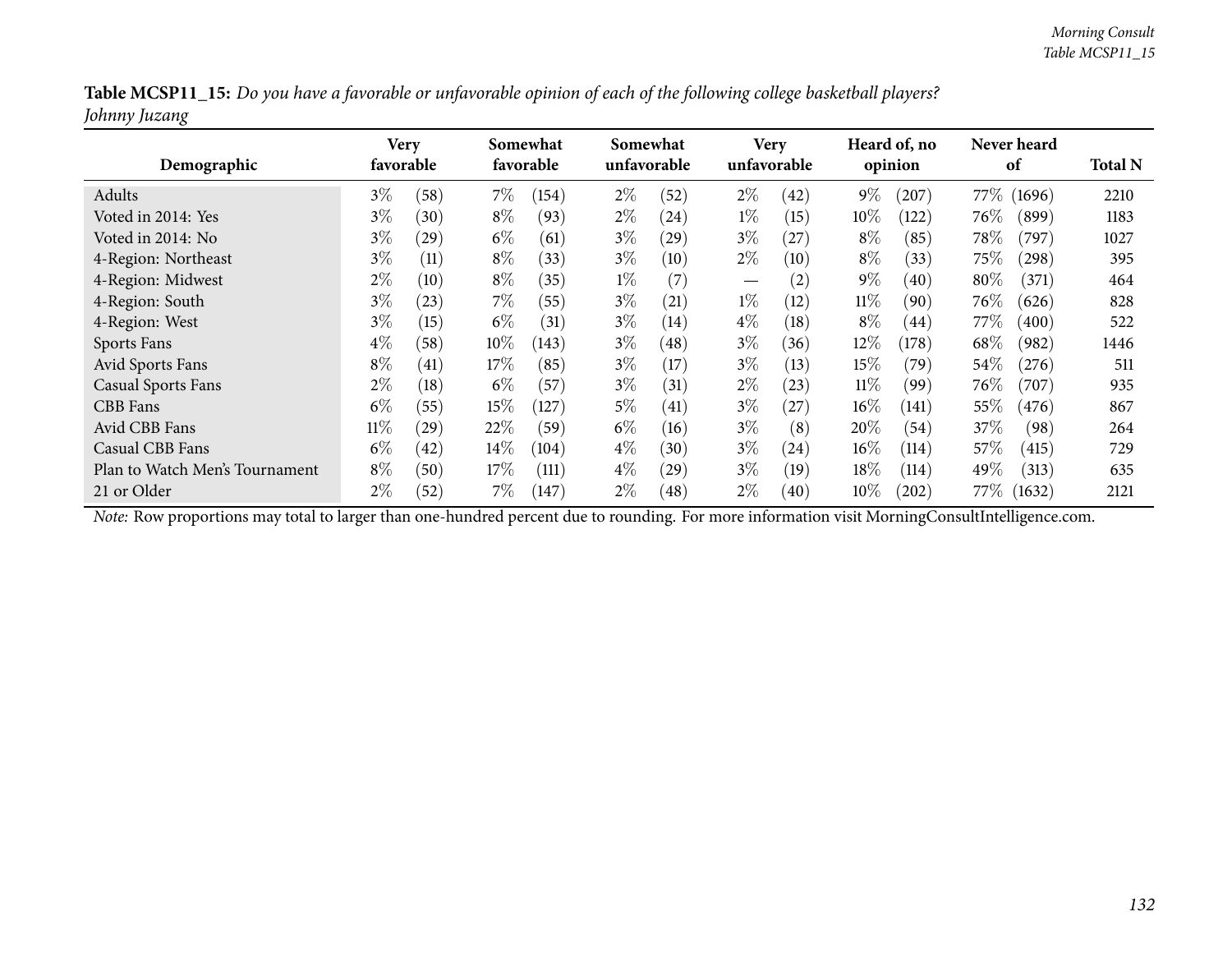**Table MCSP11_15:** *Do you have a favorable or unfavorable opinion of each of the following college basketball players? Johnny Juzang*

| Demographic | Very favorable | | Somewhat favorable | | Somewhat unfavorable | | Very unfavorable | | Heard of, no opinion | | Never heard of | | Total N |
|---|---|---|---|---|---|---|---|---|---|---|---|---|---|
| Adults | 3% | (58) | 7% | (154) | 2% | (52) | 2% | (42) | 9% | (207) | 77% | (1696) | 2210 |
| Voted in 2014: Yes | 3% | (30) | 8% | (93) | 2% | (24) | 1% | (15) | 10% | (122) | 76% | (899) | 1183 |
| Voted in 2014: No | 3% | (29) | 6% | (61) | 3% | (29) | 3% | (27) | 8% | (85) | 78% | (797) | 1027 |
| 4-Region: Northeast | 3% | (11) | 8% | (33) | 3% | (10) | 2% | (10) | 8% | (33) | 75% | (298) | 395 |
| 4-Region: Midwest | 2% | (10) | 8% | (35) | 1% | (7) | — | (2) | 9% | (40) | 80% | (371) | 464 |
| 4-Region: South | 3% | (23) | 7% | (55) | 3% | (21) | 1% | (12) | 11% | (90) | 76% | (626) | 828 |
| 4-Region: West | 3% | (15) | 6% | (31) | 3% | (14) | 4% | (18) | 8% | (44) | 77% | (400) | 522 |
| Sports Fans | 4% | (58) | 10% | (143) | 3% | (48) | 3% | (36) | 12% | (178) | 68% | (982) | 1446 |
| Avid Sports Fans | 8% | (41) | 17% | (85) | 3% | (17) | 3% | (13) | 15% | (79) | 54% | (276) | 511 |
| Casual Sports Fans | 2% | (18) | 6% | (57) | 3% | (31) | 2% | (23) | 11% | (99) | 76% | (707) | 935 |
| CBB Fans | 6% | (55) | 15% | (127) | 5% | (41) | 3% | (27) | 16% | (141) | 55% | (476) | 867 |
| Avid CBB Fans | 11% | (29) | 22% | (59) | 6% | (16) | 3% | (8) | 20% | (54) | 37% | (98) | 264 |
| Casual CBB Fans | 6% | (42) | 14% | (104) | 4% | (30) | 3% | (24) | 16% | (114) | 57% | (415) | 729 |
| Plan to Watch Men's Tournament | 8% | (50) | 17% | (111) | 4% | (29) | 3% | (19) | 18% | (114) | 49% | (313) | 635 |
| 21 or Older | 2% | (52) | 7% | (147) | 2% | (48) | 2% | (40) | 10% | (202) | 77% | (1632) | 2121 |

*Note:* Row proportions may total to larger than one-hundred percent due to rounding. For more information visit MorningConsultIntelligence.com.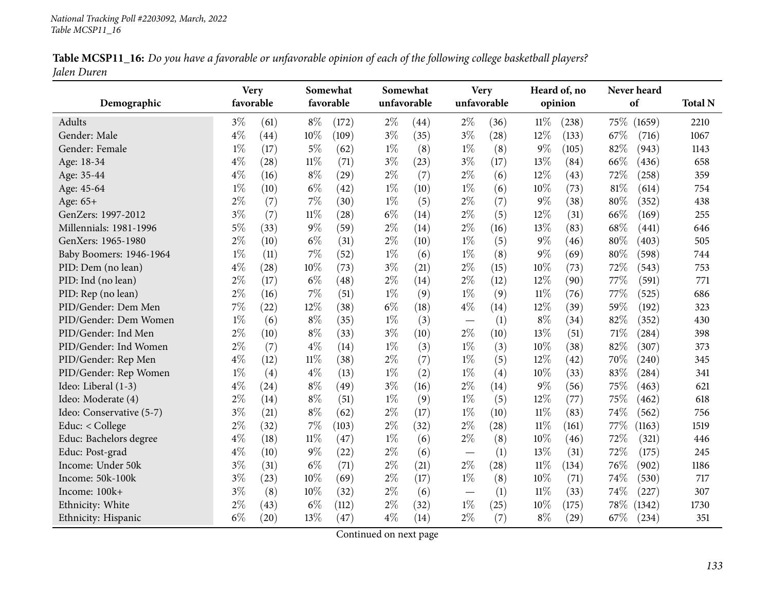**Table MCSP11_16:** *Do you have a favorable or unfavorable opinion of each of the following college basketball players?*
*Jalen Duren*

| Demographic | Very favorable | | Somewhat favorable | | Somewhat unfavorable | | Very unfavorable | | Heard of, no opinion | | Never heard of | | Total N |
|---|---|---|---|---|---|---|---|---|---|---|---|---|---|
| Adults | 3% | (61) | 8% | (172) | 2% | (44) | 2% | (36) | 11% | (238) | 75% | (1659) | 2210 |
| Gender: Male | 4% | (44) | 10% | (109) | 3% | (35) | 3% | (28) | 12% | (133) | 67% | (716) | 1067 |
| Gender: Female | 1% | (17) | 5% | (62) | 1% | (8) | 1% | (8) | 9% | (105) | 82% | (943) | 1143 |
| Age: 18-34 | 4% | (28) | 11% | (71) | 3% | (23) | 3% | (17) | 13% | (84) | 66% | (436) | 658 |
| Age: 35-44 | 4% | (16) | 8% | (29) | 2% | (7) | 2% | (6) | 12% | (43) | 72% | (258) | 359 |
| Age: 45-64 | 1% | (10) | 6% | (42) | 1% | (10) | 1% | (6) | 10% | (73) | 81% | (614) | 754 |
| Age: 65+ | 2% | (7) | 7% | (30) | 1% | (5) | 2% | (7) | 9% | (38) | 80% | (352) | 438 |
| GenZers: 1997-2012 | 3% | (7) | 11% | (28) | 6% | (14) | 2% | (5) | 12% | (31) | 66% | (169) | 255 |
| Millennials: 1981-1996 | 5% | (33) | 9% | (59) | 2% | (14) | 2% | (16) | 13% | (83) | 68% | (441) | 646 |
| GenXers: 1965-1980 | 2% | (10) | 6% | (31) | 2% | (10) | 1% | (5) | 9% | (46) | 80% | (403) | 505 |
| Baby Boomers: 1946-1964 | 1% | (11) | 7% | (52) | 1% | (6) | 1% | (8) | 9% | (69) | 80% | (598) | 744 |
| PID: Dem (no lean) | 4% | (28) | 10% | (73) | 3% | (21) | 2% | (15) | 10% | (73) | 72% | (543) | 753 |
| PID: Ind (no lean) | 2% | (17) | 6% | (48) | 2% | (14) | 2% | (12) | 12% | (90) | 77% | (591) | 771 |
| PID: Rep (no lean) | 2% | (16) | 7% | (51) | 1% | (9) | 1% | (9) | 11% | (76) | 77% | (525) | 686 |
| PID/Gender: Dem Men | 7% | (22) | 12% | (38) | 6% | (18) | 4% | (14) | 12% | (39) | 59% | (192) | 323 |
| PID/Gender: Dem Women | 1% | (6) | 8% | (35) | 1% | (3) | — | (1) | 8% | (34) | 82% | (352) | 430 |
| PID/Gender: Ind Men | 2% | (10) | 8% | (33) | 3% | (10) | 2% | (10) | 13% | (51) | 71% | (284) | 398 |
| PID/Gender: Ind Women | 2% | (7) | 4% | (14) | 1% | (3) | 1% | (3) | 10% | (38) | 82% | (307) | 373 |
| PID/Gender: Rep Men | 4% | (12) | 11% | (38) | 2% | (7) | 1% | (5) | 12% | (42) | 70% | (240) | 345 |
| PID/Gender: Rep Women | 1% | (4) | 4% | (13) | 1% | (2) | 1% | (4) | 10% | (33) | 83% | (284) | 341 |
| Ideo: Liberal (1-3) | 4% | (24) | 8% | (49) | 3% | (16) | 2% | (14) | 9% | (56) | 75% | (463) | 621 |
| Ideo: Moderate (4) | 2% | (14) | 8% | (51) | 1% | (9) | 1% | (5) | 12% | (77) | 75% | (462) | 618 |
| Ideo: Conservative (5-7) | 3% | (21) | 8% | (62) | 2% | (17) | 1% | (10) | 11% | (83) | 74% | (562) | 756 |
| Educ: < College | 2% | (32) | 7% | (103) | 2% | (32) | 2% | (28) | 11% | (161) | 77% | (1163) | 1519 |
| Educ: Bachelors degree | 4% | (18) | 11% | (47) | 1% | (6) | 2% | (8) | 10% | (46) | 72% | (321) | 446 |
| Educ: Post-grad | 4% | (10) | 9% | (22) | 2% | (6) | — | (1) | 13% | (31) | 72% | (175) | 245 |
| Income: Under 50k | 3% | (31) | 6% | (71) | 2% | (21) | 2% | (28) | 11% | (134) | 76% | (902) | 1186 |
| Income: 50k-100k | 3% | (23) | 10% | (69) | 2% | (17) | 1% | (8) | 10% | (71) | 74% | (530) | 717 |
| Income: 100k+ | 3% | (8) | 10% | (32) | 2% | (6) | — | (1) | 11% | (33) | 74% | (227) | 307 |
| Ethnicity: White | 2% | (43) | 6% | (112) | 2% | (32) | 1% | (25) | 10% | (175) | 78% | (1342) | 1730 |
| Ethnicity: Hispanic | 6% | (20) | 13% | (47) | 4% | (14) | 2% | (7) | 8% | (29) | 67% | (234) | 351 |

Continued on next page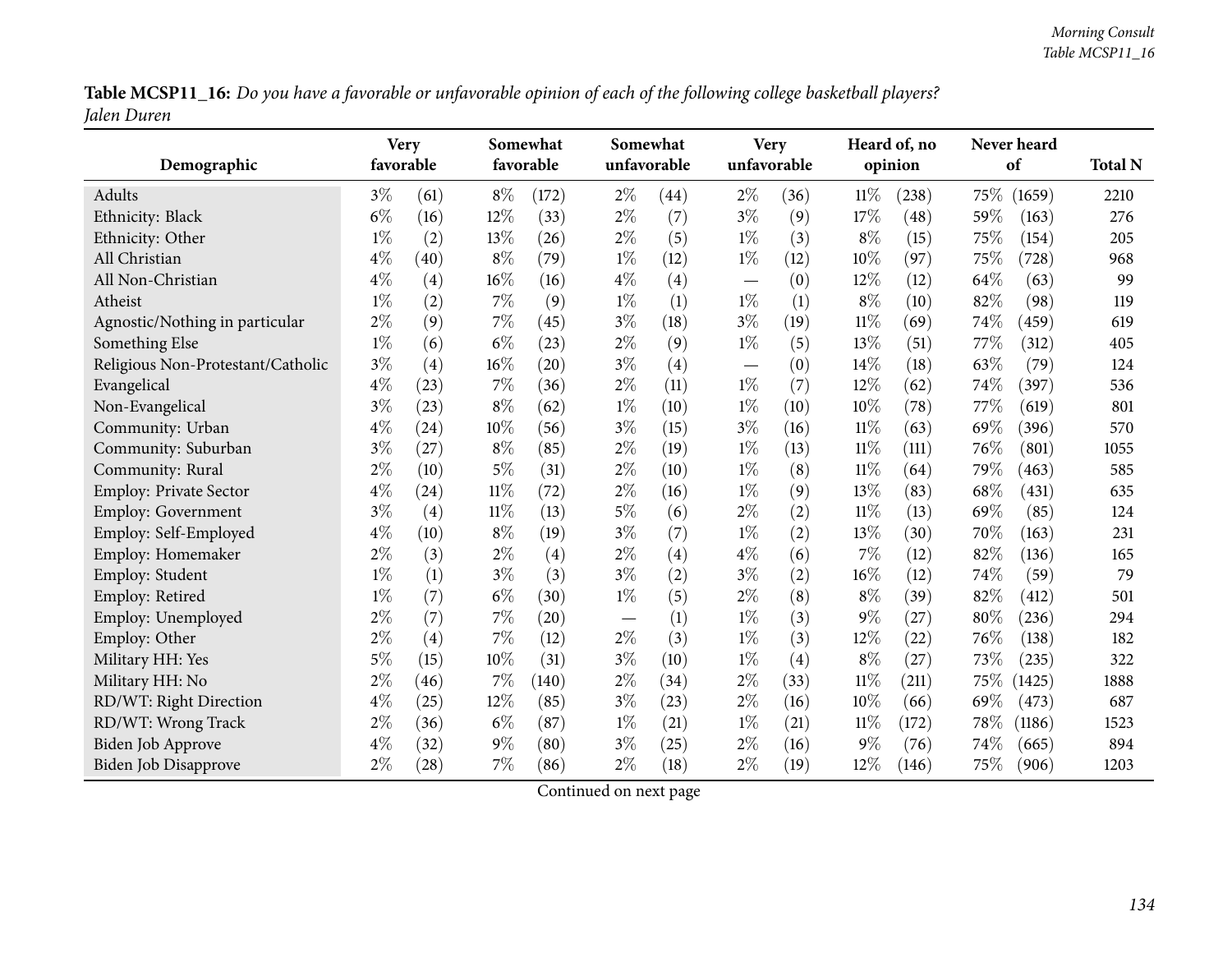**Table MCSP11_16:** *Do you have a favorable or unfavorable opinion of each of the following college basketball players?*
*Jalen Duren*

| Demographic | Very favorable | | Somewhat favorable | | Somewhat unfavorable | | Very unfavorable | | Heard of, no opinion | | Never heard of | | Total N |
|---|---|---|---|---|---|---|---|---|---|---|---|---|---|
| Adults | 3% | (61) | 8% | (172) | 2% | (44) | 2% | (36) | 11% | (238) | 75% | (1659) | 2210 |
| Ethnicity: Black | 6% | (16) | 12% | (33) | 2% | (7) | 3% | (9) | 17% | (48) | 59% | (163) | 276 |
| Ethnicity: Other | 1% | (2) | 13% | (26) | 2% | (5) | 1% | (3) | 8% | (15) | 75% | (154) | 205 |
| All Christian | 4% | (40) | 8% | (79) | 1% | (12) | 1% | (12) | 10% | (97) | 75% | (728) | 968 |
| All Non-Christian | 4% | (4) | 16% | (16) | 4% | (4) | — | (0) | 12% | (12) | 64% | (63) | 99 |
| Atheist | 1% | (2) | 7% | (9) | 1% | (1) | 1% | (1) | 8% | (10) | 82% | (98) | 119 |
| Agnostic/Nothing in particular | 2% | (9) | 7% | (45) | 3% | (18) | 3% | (19) | 11% | (69) | 74% | (459) | 619 |
| Something Else | 1% | (6) | 6% | (23) | 2% | (9) | 1% | (5) | 13% | (51) | 77% | (312) | 405 |
| Religious Non-Protestant/Catholic | 3% | (4) | 16% | (20) | 3% | (4) | — | (0) | 14% | (18) | 63% | (79) | 124 |
| Evangelical | 4% | (23) | 7% | (36) | 2% | (11) | 1% | (7) | 12% | (62) | 74% | (397) | 536 |
| Non-Evangelical | 3% | (23) | 8% | (62) | 1% | (10) | 1% | (10) | 10% | (78) | 77% | (619) | 801 |
| Community: Urban | 4% | (24) | 10% | (56) | 3% | (15) | 3% | (16) | 11% | (63) | 69% | (396) | 570 |
| Community: Suburban | 3% | (27) | 8% | (85) | 2% | (19) | 1% | (13) | 11% | (111) | 76% | (801) | 1055 |
| Community: Rural | 2% | (10) | 5% | (31) | 2% | (10) | 1% | (8) | 11% | (64) | 79% | (463) | 585 |
| Employ: Private Sector | 4% | (24) | 11% | (72) | 2% | (16) | 1% | (9) | 13% | (83) | 68% | (431) | 635 |
| Employ: Government | 3% | (4) | 11% | (13) | 5% | (6) | 2% | (2) | 11% | (13) | 69% | (85) | 124 |
| Employ: Self-Employed | 4% | (10) | 8% | (19) | 3% | (7) | 1% | (2) | 13% | (30) | 70% | (163) | 231 |
| Employ: Homemaker | 2% | (3) | 2% | (4) | 2% | (4) | 4% | (6) | 7% | (12) | 82% | (136) | 165 |
| Employ: Student | 1% | (1) | 3% | (3) | 3% | (2) | 3% | (2) | 16% | (12) | 74% | (59) | 79 |
| Employ: Retired | 1% | (7) | 6% | (30) | 1% | (5) | 2% | (8) | 8% | (39) | 82% | (412) | 501 |
| Employ: Unemployed | 2% | (7) | 7% | (20) | — | (1) | 1% | (3) | 9% | (27) | 80% | (236) | 294 |
| Employ: Other | 2% | (4) | 7% | (12) | 2% | (3) | 1% | (3) | 12% | (22) | 76% | (138) | 182 |
| Military HH: Yes | 5% | (15) | 10% | (31) | 3% | (10) | 1% | (4) | 8% | (27) | 73% | (235) | 322 |
| Military HH: No | 2% | (46) | 7% | (140) | 2% | (34) | 2% | (33) | 11% | (211) | 75% | (1425) | 1888 |
| RD/WT: Right Direction | 4% | (25) | 12% | (85) | 3% | (23) | 2% | (16) | 10% | (66) | 69% | (473) | 687 |
| RD/WT: Wrong Track | 2% | (36) | 6% | (87) | 1% | (21) | 1% | (21) | 11% | (172) | 78% | (1186) | 1523 |
| Biden Job Approve | 4% | (32) | 9% | (80) | 3% | (25) | 2% | (16) | 9% | (76) | 74% | (665) | 894 |
| Biden Job Disapprove | 2% | (28) | 7% | (86) | 2% | (18) | 2% | (19) | 12% | (146) | 75% | (906) | 1203 |

Continued on next page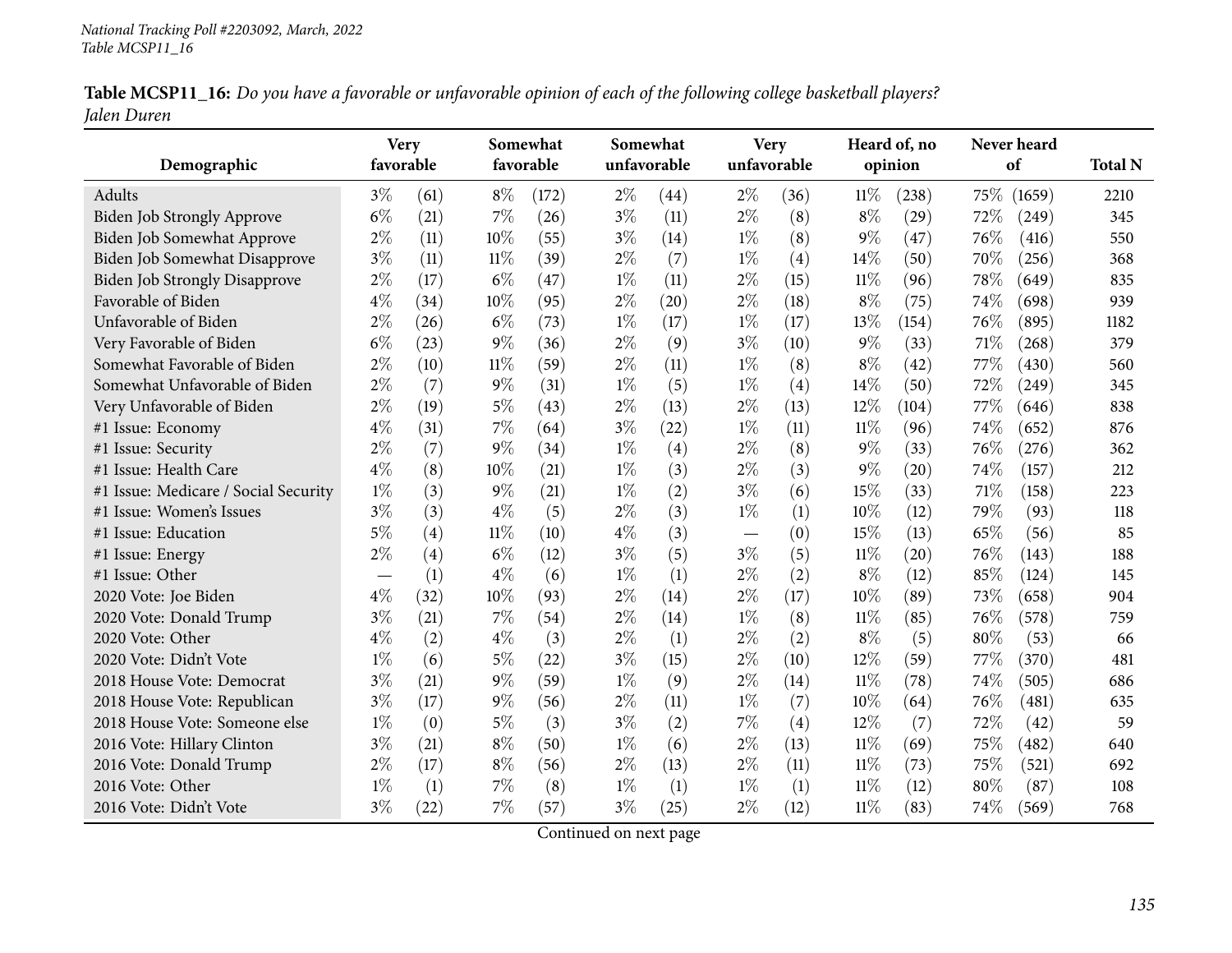*National Tracking Poll #2203092, March, 2022*
*Table MCSP11_16*

**Table MCSP11_16:** *Do you have a favorable or unfavorable opinion of each of the following college basketball players?*
*Jalen Duren*

| Demographic | Very favorable | | Somewhat favorable | | Somewhat unfavorable | | Very unfavorable | | Heard of, no opinion | | Never heard of | | Total N |
|---|---|---|---|---|---|---|---|---|---|---|---|---|---|
| Adults | 3% | (61) | 8% | (172) | 2% | (44) | 2% | (36) | 11% | (238) | 75% | (1659) | 2210 |
| Biden Job Strongly Approve | 6% | (21) | 7% | (26) | 3% | (11) | 2% | (8) | 8% | (29) | 72% | (249) | 345 |
| Biden Job Somewhat Approve | 2% | (11) | 10% | (55) | 3% | (14) | 1% | (8) | 9% | (47) | 76% | (416) | 550 |
| Biden Job Somewhat Disapprove | 3% | (11) | 11% | (39) | 2% | (7) | 1% | (4) | 14% | (50) | 70% | (256) | 368 |
| Biden Job Strongly Disapprove | 2% | (17) | 6% | (47) | 1% | (11) | 2% | (15) | 11% | (96) | 78% | (649) | 835 |
| Favorable of Biden | 4% | (34) | 10% | (95) | 2% | (20) | 2% | (18) | 8% | (75) | 74% | (698) | 939 |
| Unfavorable of Biden | 2% | (26) | 6% | (73) | 1% | (17) | 1% | (17) | 13% | (154) | 76% | (895) | 1182 |
| Very Favorable of Biden | 6% | (23) | 9% | (36) | 2% | (9) | 3% | (10) | 9% | (33) | 71% | (268) | 379 |
| Somewhat Favorable of Biden | 2% | (10) | 11% | (59) | 2% | (11) | 1% | (8) | 8% | (42) | 77% | (430) | 560 |
| Somewhat Unfavorable of Biden | 2% | (7) | 9% | (31) | 1% | (5) | 1% | (4) | 14% | (50) | 72% | (249) | 345 |
| Very Unfavorable of Biden | 2% | (19) | 5% | (43) | 2% | (13) | 2% | (13) | 12% | (104) | 77% | (646) | 838 |
| #1 Issue: Economy | 4% | (31) | 7% | (64) | 3% | (22) | 1% | (11) | 11% | (96) | 74% | (652) | 876 |
| #1 Issue: Security | 2% | (7) | 9% | (34) | 1% | (4) | 2% | (8) | 9% | (33) | 76% | (276) | 362 |
| #1 Issue: Health Care | 4% | (8) | 10% | (21) | 1% | (3) | 2% | (3) | 9% | (20) | 74% | (157) | 212 |
| #1 Issue: Medicare / Social Security | 1% | (3) | 9% | (21) | 1% | (2) | 3% | (6) | 15% | (33) | 71% | (158) | 223 |
| #1 Issue: Women's Issues | 3% | (3) | 4% | (5) | 2% | (3) | 1% | (1) | 10% | (12) | 79% | (93) | 118 |
| #1 Issue: Education | 5% | (4) | 11% | (10) | 4% | (3) | — | (0) | 15% | (13) | 65% | (56) | 85 |
| #1 Issue: Energy | 2% | (4) | 6% | (12) | 3% | (5) | 3% | (5) | 11% | (20) | 76% | (143) | 188 |
| #1 Issue: Other | — | (1) | 4% | (6) | 1% | (1) | 2% | (2) | 8% | (12) | 85% | (124) | 145 |
| 2020 Vote: Joe Biden | 4% | (32) | 10% | (93) | 2% | (14) | 2% | (17) | 10% | (89) | 73% | (658) | 904 |
| 2020 Vote: Donald Trump | 3% | (21) | 7% | (54) | 2% | (14) | 1% | (8) | 11% | (85) | 76% | (578) | 759 |
| 2020 Vote: Other | 4% | (2) | 4% | (3) | 2% | (1) | 2% | (2) | 8% | (5) | 80% | (53) | 66 |
| 2020 Vote: Didn't Vote | 1% | (6) | 5% | (22) | 3% | (15) | 2% | (10) | 12% | (59) | 77% | (370) | 481 |
| 2018 House Vote: Democrat | 3% | (21) | 9% | (59) | 1% | (9) | 2% | (14) | 11% | (78) | 74% | (505) | 686 |
| 2018 House Vote: Republican | 3% | (17) | 9% | (56) | 2% | (11) | 1% | (7) | 10% | (64) | 76% | (481) | 635 |
| 2018 House Vote: Someone else | 1% | (0) | 5% | (3) | 3% | (2) | 7% | (4) | 12% | (7) | 72% | (42) | 59 |
| 2016 Vote: Hillary Clinton | 3% | (21) | 8% | (50) | 1% | (6) | 2% | (13) | 11% | (69) | 75% | (482) | 640 |
| 2016 Vote: Donald Trump | 2% | (17) | 8% | (56) | 2% | (13) | 2% | (11) | 11% | (73) | 75% | (521) | 692 |
| 2016 Vote: Other | 1% | (1) | 7% | (8) | 1% | (1) | 1% | (1) | 11% | (12) | 80% | (87) | 108 |
| 2016 Vote: Didn't Vote | 3% | (22) | 7% | (57) | 3% | (25) | 2% | (12) | 11% | (83) | 74% | (569) | 768 |

Continued on next page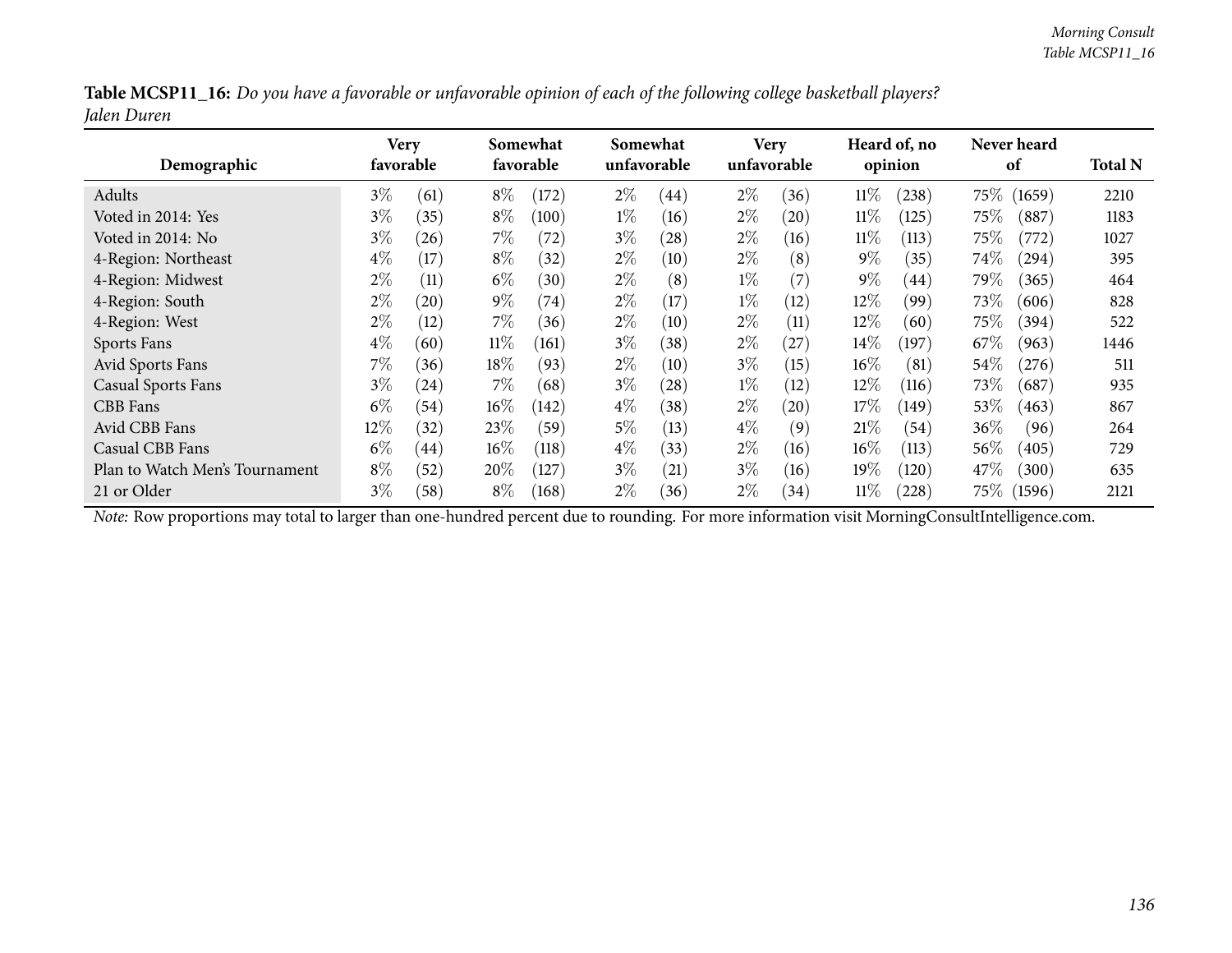**Table MCSP11_16:** *Do you have a favorable or unfavorable opinion of each of the following college basketball players? Jalen Duren*

| Demographic | Very favorable | | Somewhat favorable | | Somewhat unfavorable | | Very unfavorable | | Heard of, no opinion | | Never heard of | | Total N |
|---|---|---|---|---|---|---|---|---|---|---|---|---|---|
| Adults | 3% | (61) | 8% | (172) | 2% | (44) | 2% | (36) | 11% | (238) | 75% | (1659) | 2210 |
| Voted in 2014: Yes | 3% | (35) | 8% | (100) | 1% | (16) | 2% | (20) | 11% | (125) | 75% | (887) | 1183 |
| Voted in 2014: No | 3% | (26) | 7% | (72) | 3% | (28) | 2% | (16) | 11% | (113) | 75% | (772) | 1027 |
| 4-Region: Northeast | 4% | (17) | 8% | (32) | 2% | (10) | 2% | (8) | 9% | (35) | 74% | (294) | 395 |
| 4-Region: Midwest | 2% | (11) | 6% | (30) | 2% | (8) | 1% | (7) | 9% | (44) | 79% | (365) | 464 |
| 4-Region: South | 2% | (20) | 9% | (74) | 2% | (17) | 1% | (12) | 12% | (99) | 73% | (606) | 828 |
| 4-Region: West | 2% | (12) | 7% | (36) | 2% | (10) | 2% | (11) | 12% | (60) | 75% | (394) | 522 |
| Sports Fans | 4% | (60) | 11% | (161) | 3% | (38) | 2% | (27) | 14% | (197) | 67% | (963) | 1446 |
| Avid Sports Fans | 7% | (36) | 18% | (93) | 2% | (10) | 3% | (15) | 16% | (81) | 54% | (276) | 511 |
| Casual Sports Fans | 3% | (24) | 7% | (68) | 3% | (28) | 1% | (12) | 12% | (116) | 73% | (687) | 935 |
| CBB Fans | 6% | (54) | 16% | (142) | 4% | (38) | 2% | (20) | 17% | (149) | 53% | (463) | 867 |
| Avid CBB Fans | 12% | (32) | 23% | (59) | 5% | (13) | 4% | (9) | 21% | (54) | 36% | (96) | 264 |
| Casual CBB Fans | 6% | (44) | 16% | (118) | 4% | (33) | 2% | (16) | 16% | (113) | 56% | (405) | 729 |
| Plan to Watch Men's Tournament | 8% | (52) | 20% | (127) | 3% | (21) | 3% | (16) | 19% | (120) | 47% | (300) | 635 |
| 21 or Older | 3% | (58) | 8% | (168) | 2% | (36) | 2% | (34) | 11% | (228) | 75% | (1596) | 2121 |

*Note:* Row proportions may total to larger than one-hundred percent due to rounding. For more information visit MorningConsultIntelligence.com.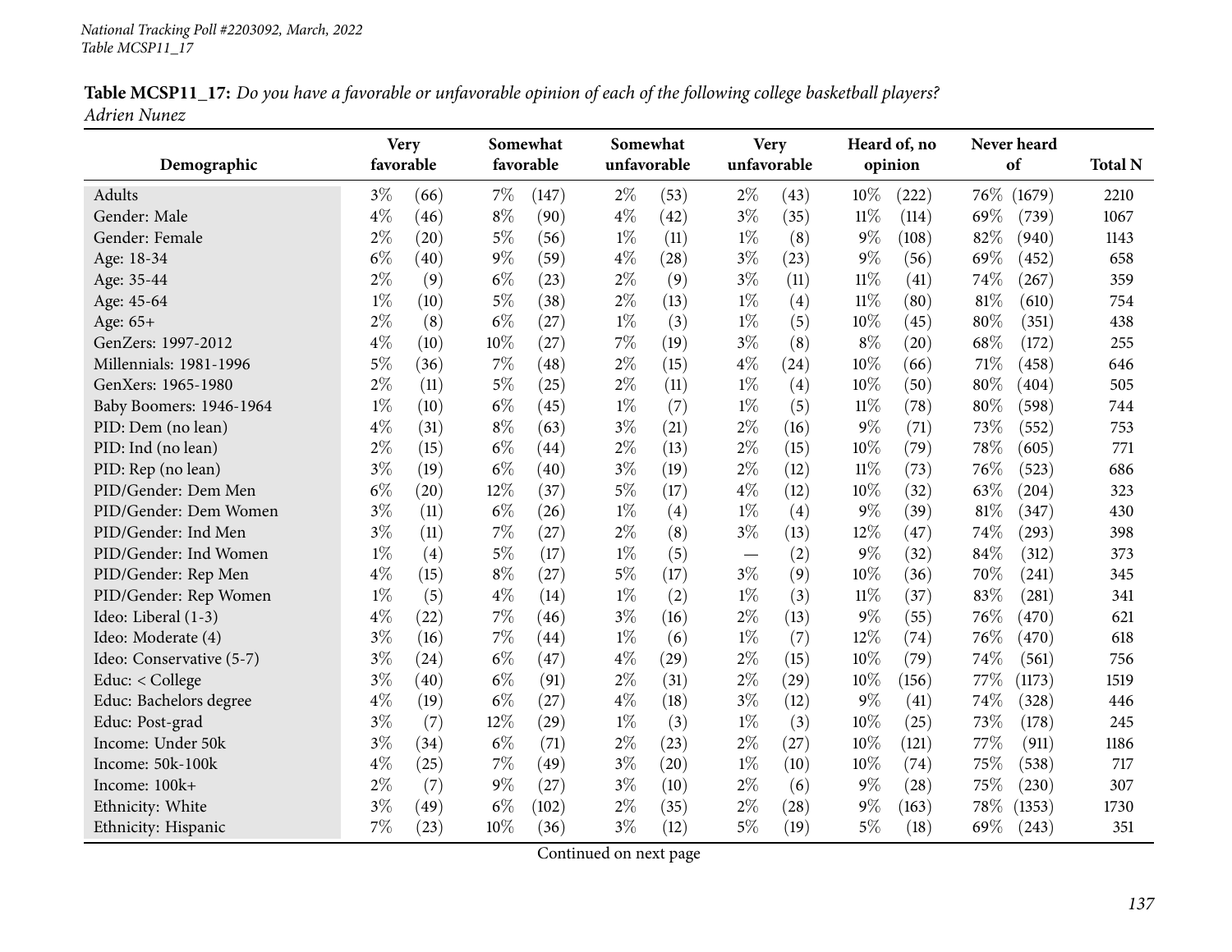National Tracking Poll #2203092, March, 2022
Table MCSP11_17

**Table MCSP11_17:** *Do you have a favorable or unfavorable opinion of each of the following college basketball players?*
*Adrien Nunez*

| Demographic | Very favorable | | Somewhat favorable | | Somewhat unfavorable | | Very unfavorable | | Heard of, no opinion | | Never heard of | | Total N |
|---|---|---|---|---|---|---|---|---|---|---|---|---|---|
| Adults | 3% | (66) | 7% | (147) | 2% | (53) | 2% | (43) | 10% | (222) | 76% | (1679) | 2210 |
| Gender: Male | 4% | (46) | 8% | (90) | 4% | (42) | 3% | (35) | 11% | (114) | 69% | (739) | 1067 |
| Gender: Female | 2% | (20) | 5% | (56) | 1% | (11) | 1% | (8) | 9% | (108) | 82% | (940) | 1143 |
| Age: 18-34 | 6% | (40) | 9% | (59) | 4% | (28) | 3% | (23) | 9% | (56) | 69% | (452) | 658 |
| Age: 35-44 | 2% | (9) | 6% | (23) | 2% | (9) | 3% | (11) | 11% | (41) | 74% | (267) | 359 |
| Age: 45-64 | 1% | (10) | 5% | (38) | 2% | (13) | 1% | (4) | 11% | (80) | 81% | (610) | 754 |
| Age: 65+ | 2% | (8) | 6% | (27) | 1% | (3) | 1% | (5) | 10% | (45) | 80% | (351) | 438 |
| GenZers: 1997-2012 | 4% | (10) | 10% | (27) | 7% | (19) | 3% | (8) | 8% | (20) | 68% | (172) | 255 |
| Millennials: 1981-1996 | 5% | (36) | 7% | (48) | 2% | (15) | 4% | (24) | 10% | (66) | 71% | (458) | 646 |
| GenXers: 1965-1980 | 2% | (11) | 5% | (25) | 2% | (11) | 1% | (4) | 10% | (50) | 80% | (404) | 505 |
| Baby Boomers: 1946-1964 | 1% | (10) | 6% | (45) | 1% | (7) | 1% | (5) | 11% | (78) | 80% | (598) | 744 |
| PID: Dem (no lean) | 4% | (31) | 8% | (63) | 3% | (21) | 2% | (16) | 9% | (71) | 73% | (552) | 753 |
| PID: Ind (no lean) | 2% | (15) | 6% | (44) | 2% | (13) | 2% | (15) | 10% | (79) | 78% | (605) | 771 |
| PID: Rep (no lean) | 3% | (19) | 6% | (40) | 3% | (19) | 2% | (12) | 11% | (73) | 76% | (523) | 686 |
| PID/Gender: Dem Men | 6% | (20) | 12% | (37) | 5% | (17) | 4% | (12) | 10% | (32) | 63% | (204) | 323 |
| PID/Gender: Dem Women | 3% | (11) | 6% | (26) | 1% | (4) | 1% | (4) | 9% | (39) | 81% | (347) | 430 |
| PID/Gender: Ind Men | 3% | (11) | 7% | (27) | 2% | (8) | 3% | (13) | 12% | (47) | 74% | (293) | 398 |
| PID/Gender: Ind Women | 1% | (4) | 5% | (17) | 1% | (5) | — | (2) | 9% | (32) | 84% | (312) | 373 |
| PID/Gender: Rep Men | 4% | (15) | 8% | (27) | 5% | (17) | 3% | (9) | 10% | (36) | 70% | (241) | 345 |
| PID/Gender: Rep Women | 1% | (5) | 4% | (14) | 1% | (2) | 1% | (3) | 11% | (37) | 83% | (281) | 341 |
| Ideo: Liberal (1-3) | 4% | (22) | 7% | (46) | 3% | (16) | 2% | (13) | 9% | (55) | 76% | (470) | 621 |
| Ideo: Moderate (4) | 3% | (16) | 7% | (44) | 1% | (6) | 1% | (7) | 12% | (74) | 76% | (470) | 618 |
| Ideo: Conservative (5-7) | 3% | (24) | 6% | (47) | 4% | (29) | 2% | (15) | 10% | (79) | 74% | (561) | 756 |
| Educ: < College | 3% | (40) | 6% | (91) | 2% | (31) | 2% | (29) | 10% | (156) | 77% | (1173) | 1519 |
| Educ: Bachelors degree | 4% | (19) | 6% | (27) | 4% | (18) | 3% | (12) | 9% | (41) | 74% | (328) | 446 |
| Educ: Post-grad | 3% | (7) | 12% | (29) | 1% | (3) | 1% | (3) | 10% | (25) | 73% | (178) | 245 |
| Income: Under 50k | 3% | (34) | 6% | (71) | 2% | (23) | 2% | (27) | 10% | (121) | 77% | (911) | 1186 |
| Income: 50k-100k | 4% | (25) | 7% | (49) | 3% | (20) | 1% | (10) | 10% | (74) | 75% | (538) | 717 |
| Income: 100k+ | 2% | (7) | 9% | (27) | 3% | (10) | 2% | (6) | 9% | (28) | 75% | (230) | 307 |
| Ethnicity: White | 3% | (49) | 6% | (102) | 2% | (35) | 2% | (28) | 9% | (163) | 78% | (1353) | 1730 |
| Ethnicity: Hispanic | 7% | (23) | 10% | (36) | 3% | (12) | 5% | (19) | 5% | (18) | 69% | (243) | 351 |

Continued on next page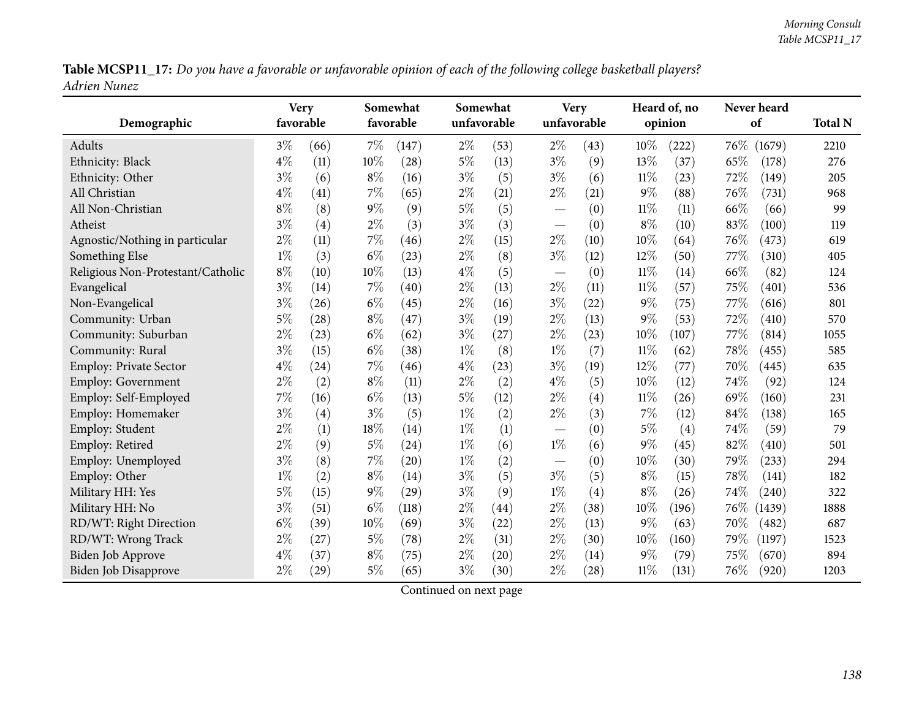**Table MCSP11_17:** *Do you have a favorable or unfavorable opinion of each of the following college basketball players? Adrien Nunez*

| Demographic | Very favorable | | Somewhat favorable | | Somewhat unfavorable | | Very unfavorable | | Heard of, no opinion | | Never heard of | | Total N |
|---|---|---|---|---|---|---|---|---|---|---|---|---|---|
| Adults | 3% | (66) | 7% | (147) | 2% | (53) | 2% | (43) | 10% | (222) | 76% | (1679) | 2210 |
| Ethnicity: Black | 4% | (11) | 10% | (28) | 5% | (13) | 3% | (9) | 13% | (37) | 65% | (178) | 276 |
| Ethnicity: Other | 3% | (6) | 8% | (16) | 3% | (5) | 3% | (6) | 11% | (23) | 72% | (149) | 205 |
| All Christian | 4% | (41) | 7% | (65) | 2% | (21) | 2% | (21) | 9% | (88) | 76% | (731) | 968 |
| All Non-Christian | 8% | (8) | 9% | (9) | 5% | (5) | — | (0) | 11% | (11) | 66% | (66) | 99 |
| Atheist | 3% | (4) | 2% | (3) | 3% | (3) | — | (0) | 8% | (10) | 83% | (100) | 119 |
| Agnostic/Nothing in particular | 2% | (11) | 7% | (46) | 2% | (15) | 2% | (10) | 10% | (64) | 76% | (473) | 619 |
| Something Else | 1% | (3) | 6% | (23) | 2% | (8) | 3% | (12) | 12% | (50) | 77% | (310) | 405 |
| Religious Non-Protestant/Catholic | 8% | (10) | 10% | (13) | 4% | (5) | — | (0) | 11% | (14) | 66% | (82) | 124 |
| Evangelical | 3% | (14) | 7% | (40) | 2% | (13) | 2% | (11) | 11% | (57) | 75% | (401) | 536 |
| Non-Evangelical | 3% | (26) | 6% | (45) | 2% | (16) | 3% | (22) | 9% | (75) | 77% | (616) | 801 |
| Community: Urban | 5% | (28) | 8% | (47) | 3% | (19) | 2% | (13) | 9% | (53) | 72% | (410) | 570 |
| Community: Suburban | 2% | (23) | 6% | (62) | 3% | (27) | 2% | (23) | 10% | (107) | 77% | (814) | 1055 |
| Community: Rural | 3% | (15) | 6% | (38) | 1% | (8) | 1% | (7) | 11% | (62) | 78% | (455) | 585 |
| Employ: Private Sector | 4% | (24) | 7% | (46) | 4% | (23) | 3% | (19) | 12% | (77) | 70% | (445) | 635 |
| Employ: Government | 2% | (2) | 8% | (11) | 2% | (2) | 4% | (5) | 10% | (12) | 74% | (92) | 124 |
| Employ: Self-Employed | 7% | (16) | 6% | (13) | 5% | (12) | 2% | (4) | 11% | (26) | 69% | (160) | 231 |
| Employ: Homemaker | 3% | (4) | 3% | (5) | 1% | (2) | 2% | (3) | 7% | (12) | 84% | (138) | 165 |
| Employ: Student | 2% | (1) | 18% | (14) | 1% | (1) | — | (0) | 5% | (4) | 74% | (59) | 79 |
| Employ: Retired | 2% | (9) | 5% | (24) | 1% | (6) | 1% | (6) | 9% | (45) | 82% | (410) | 501 |
| Employ: Unemployed | 3% | (8) | 7% | (20) | 1% | (2) | — | (0) | 10% | (30) | 79% | (233) | 294 |
| Employ: Other | 1% | (2) | 8% | (14) | 3% | (5) | 3% | (5) | 8% | (15) | 78% | (141) | 182 |
| Military HH: Yes | 5% | (15) | 9% | (29) | 3% | (9) | 1% | (4) | 8% | (26) | 74% | (240) | 322 |
| Military HH: No | 3% | (51) | 6% | (118) | 2% | (44) | 2% | (38) | 10% | (196) | 76% | (1439) | 1888 |
| RD/WT: Right Direction | 6% | (39) | 10% | (69) | 3% | (22) | 2% | (13) | 9% | (63) | 70% | (482) | 687 |
| RD/WT: Wrong Track | 2% | (27) | 5% | (78) | 2% | (31) | 2% | (30) | 10% | (160) | 79% | (1197) | 1523 |
| Biden Job Approve | 4% | (37) | 8% | (75) | 2% | (20) | 2% | (14) | 9% | (79) | 75% | (670) | 894 |
| Biden Job Disapprove | 2% | (29) | 5% | (65) | 3% | (30) | 2% | (28) | 11% | (131) | 76% | (920) | 1203 |

Continued on next page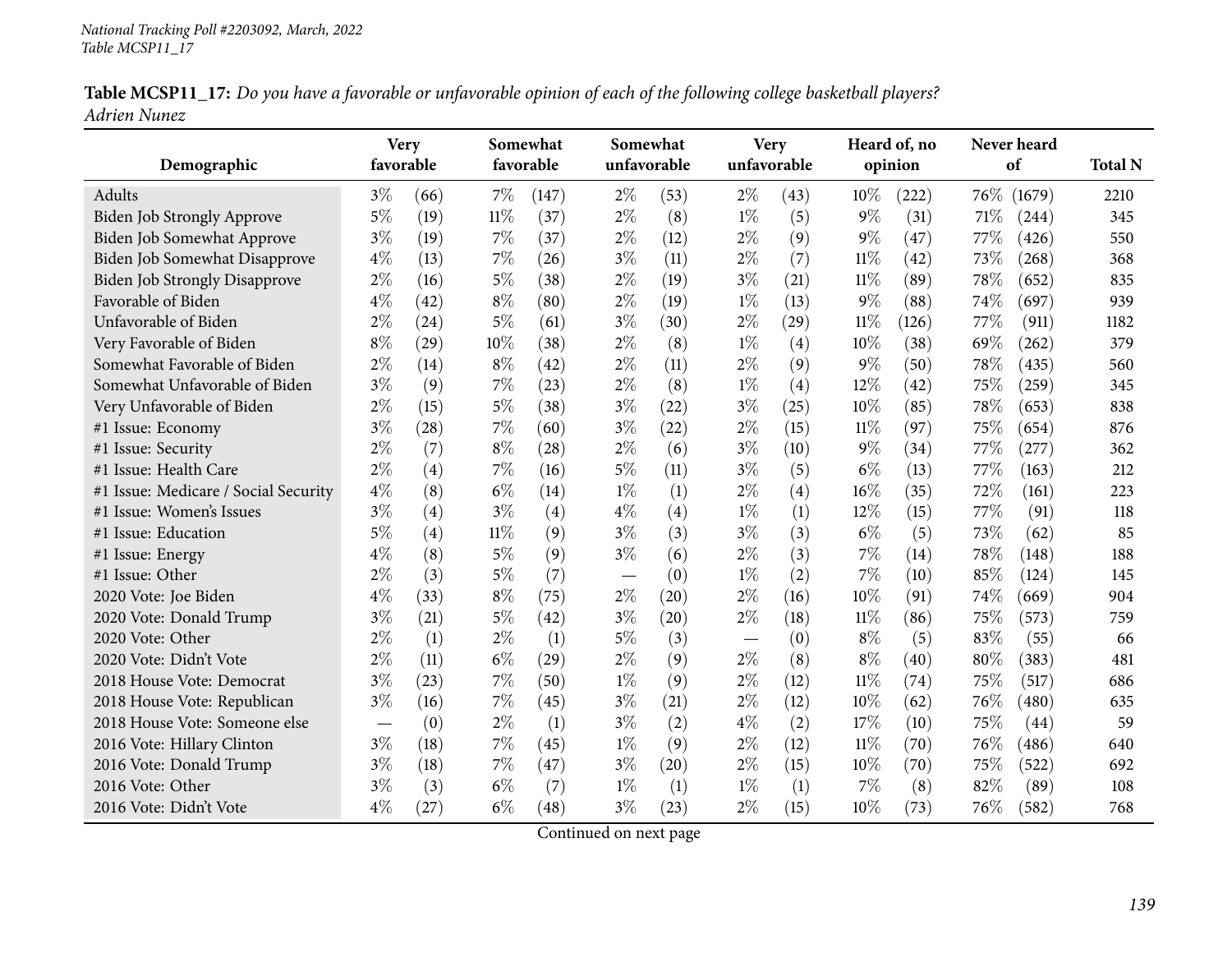**Table MCSP11_17:** *Do you have a favorable or unfavorable opinion of each of the following college basketball players? Adrien Nunez*

| Demographic | Very favorable | | Somewhat favorable | | Somewhat unfavorable | | Very unfavorable | | Heard of, no opinion | | Never heard of | | Total N |
|---|---|---|---|---|---|---|---|---|---|---|---|---|---|
| Adults | 3% | (66) | 7% | (147) | 2% | (53) | 2% | (43) | 10% | (222) | 76% | (1679) | 2210 |
| Biden Job Strongly Approve | 5% | (19) | 11% | (37) | 2% | (8) | 1% | (5) | 9% | (31) | 71% | (244) | 345 |
| Biden Job Somewhat Approve | 3% | (19) | 7% | (37) | 2% | (12) | 2% | (9) | 9% | (47) | 77% | (426) | 550 |
| Biden Job Somewhat Disapprove | 4% | (13) | 7% | (26) | 3% | (11) | 2% | (7) | 11% | (42) | 73% | (268) | 368 |
| Biden Job Strongly Disapprove | 2% | (16) | 5% | (38) | 2% | (19) | 3% | (21) | 11% | (89) | 78% | (652) | 835 |
| Favorable of Biden | 4% | (42) | 8% | (80) | 2% | (19) | 1% | (13) | 9% | (88) | 74% | (697) | 939 |
| Unfavorable of Biden | 2% | (24) | 5% | (61) | 3% | (30) | 2% | (29) | 11% | (126) | 77% | (911) | 1182 |
| Very Favorable of Biden | 8% | (29) | 10% | (38) | 2% | (8) | 1% | (4) | 10% | (38) | 69% | (262) | 379 |
| Somewhat Favorable of Biden | 2% | (14) | 8% | (42) | 2% | (11) | 2% | (9) | 9% | (50) | 78% | (435) | 560 |
| Somewhat Unfavorable of Biden | 3% | (9) | 7% | (23) | 2% | (8) | 1% | (4) | 12% | (42) | 75% | (259) | 345 |
| Very Unfavorable of Biden | 2% | (15) | 5% | (38) | 3% | (22) | 3% | (25) | 10% | (85) | 78% | (653) | 838 |
| #1 Issue: Economy | 3% | (28) | 7% | (60) | 3% | (22) | 2% | (15) | 11% | (97) | 75% | (654) | 876 |
| #1 Issue: Security | 2% | (7) | 8% | (28) | 2% | (6) | 3% | (10) | 9% | (34) | 77% | (277) | 362 |
| #1 Issue: Health Care | 2% | (4) | 7% | (16) | 5% | (11) | 3% | (5) | 6% | (13) | 77% | (163) | 212 |
| #1 Issue: Medicare / Social Security | 4% | (8) | 6% | (14) | 1% | (1) | 2% | (4) | 16% | (35) | 72% | (161) | 223 |
| #1 Issue: Women's Issues | 3% | (4) | 3% | (4) | 4% | (4) | 1% | (1) | 12% | (15) | 77% | (91) | 118 |
| #1 Issue: Education | 5% | (4) | 11% | (9) | 3% | (3) | 3% | (3) | 6% | (5) | 73% | (62) | 85 |
| #1 Issue: Energy | 4% | (8) | 5% | (9) | 3% | (6) | 2% | (3) | 7% | (14) | 78% | (148) | 188 |
| #1 Issue: Other | 2% | (3) | 5% | (7) | — | (0) | 1% | (2) | 7% | (10) | 85% | (124) | 145 |
| 2020 Vote: Joe Biden | 4% | (33) | 8% | (75) | 2% | (20) | 2% | (16) | 10% | (91) | 74% | (669) | 904 |
| 2020 Vote: Donald Trump | 3% | (21) | 5% | (42) | 3% | (20) | 2% | (18) | 11% | (86) | 75% | (573) | 759 |
| 2020 Vote: Other | 2% | (1) | 2% | (1) | 5% | (3) | — | (0) | 8% | (5) | 83% | (55) | 66 |
| 2020 Vote: Didn't Vote | 2% | (11) | 6% | (29) | 2% | (9) | 2% | (8) | 8% | (40) | 80% | (383) | 481 |
| 2018 House Vote: Democrat | 3% | (23) | 7% | (50) | 1% | (9) | 2% | (12) | 11% | (74) | 75% | (517) | 686 |
| 2018 House Vote: Republican | 3% | (16) | 7% | (45) | 3% | (21) | 2% | (12) | 10% | (62) | 76% | (480) | 635 |
| 2018 House Vote: Someone else | — | (0) | 2% | (1) | 3% | (2) | 4% | (2) | 17% | (10) | 75% | (44) | 59 |
| 2016 Vote: Hillary Clinton | 3% | (18) | 7% | (45) | 1% | (9) | 2% | (12) | 11% | (70) | 76% | (486) | 640 |
| 2016 Vote: Donald Trump | 3% | (18) | 7% | (47) | 3% | (20) | 2% | (15) | 10% | (70) | 75% | (522) | 692 |
| 2016 Vote: Other | 3% | (3) | 6% | (7) | 1% | (1) | 1% | (1) | 7% | (8) | 82% | (89) | 108 |
| 2016 Vote: Didn't Vote | 4% | (27) | 6% | (48) | 3% | (23) | 2% | (15) | 10% | (73) | 76% | (582) | 768 |

Continued on next page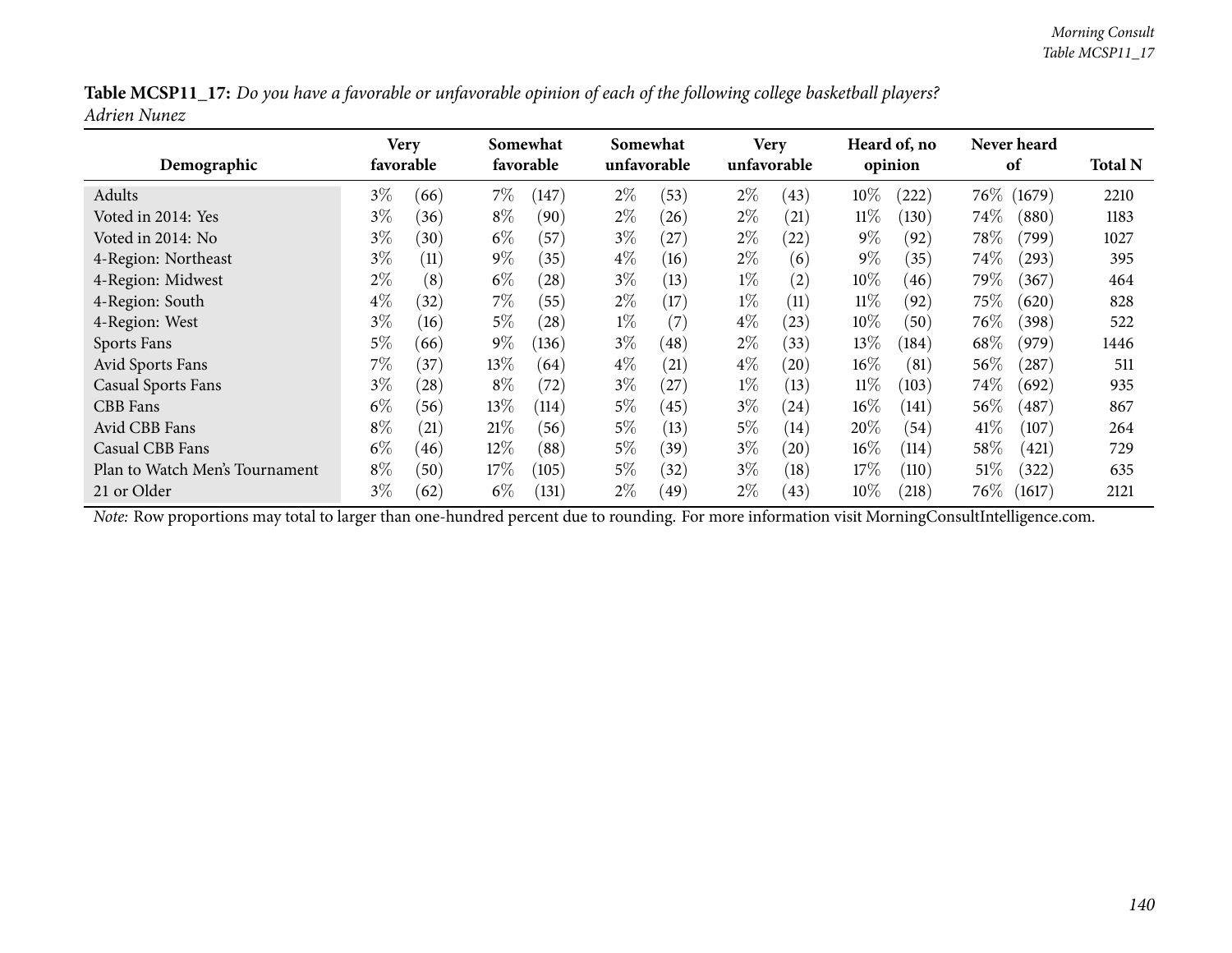**Table MCSP11_17:** *Do you have a favorable or unfavorable opinion of each of the following college basketball players?*
*Adrien Nunez*

| Demographic | Very favorable | | Somewhat favorable | | Somewhat unfavorable | | Very unfavorable | | Heard of, no opinion | | Never heard of | | Total N |
|---|---|---|---|---|---|---|---|---|---|---|---|---|---|
| Adults | 3% | (66) | 7% | (147) | 2% | (53) | 2% | (43) | 10% | (222) | 76% | (1679) | 2210 |
| Voted in 2014: Yes | 3% | (36) | 8% | (90) | 2% | (26) | 2% | (21) | 11% | (130) | 74% | (880) | 1183 |
| Voted in 2014: No | 3% | (30) | 6% | (57) | 3% | (27) | 2% | (22) | 9% | (92) | 78% | (799) | 1027 |
| 4-Region: Northeast | 3% | (11) | 9% | (35) | 4% | (16) | 2% | (6) | 9% | (35) | 74% | (293) | 395 |
| 4-Region: Midwest | 2% | (8) | 6% | (28) | 3% | (13) | 1% | (2) | 10% | (46) | 79% | (367) | 464 |
| 4-Region: South | 4% | (32) | 7% | (55) | 2% | (17) | 1% | (11) | 11% | (92) | 75% | (620) | 828 |
| 4-Region: West | 3% | (16) | 5% | (28) | 1% | (7) | 4% | (23) | 10% | (50) | 76% | (398) | 522 |
| Sports Fans | 5% | (66) | 9% | (136) | 3% | (48) | 2% | (33) | 13% | (184) | 68% | (979) | 1446 |
| Avid Sports Fans | 7% | (37) | 13% | (64) | 4% | (21) | 4% | (20) | 16% | (81) | 56% | (287) | 511 |
| Casual Sports Fans | 3% | (28) | 8% | (72) | 3% | (27) | 1% | (13) | 11% | (103) | 74% | (692) | 935 |
| CBB Fans | 6% | (56) | 13% | (114) | 5% | (45) | 3% | (24) | 16% | (141) | 56% | (487) | 867 |
| Avid CBB Fans | 8% | (21) | 21% | (56) | 5% | (13) | 5% | (14) | 20% | (54) | 41% | (107) | 264 |
| Casual CBB Fans | 6% | (46) | 12% | (88) | 5% | (39) | 3% | (20) | 16% | (114) | 58% | (421) | 729 |
| Plan to Watch Men's Tournament | 8% | (50) | 17% | (105) | 5% | (32) | 3% | (18) | 17% | (110) | 51% | (322) | 635 |
| 21 or Older | 3% | (62) | 6% | (131) | 2% | (49) | 2% | (43) | 10% | (218) | 76% | (1617) | 2121 |

*Note:* Row proportions may total to larger than one-hundred percent due to rounding. For more information visit MorningConsultIntelligence.com.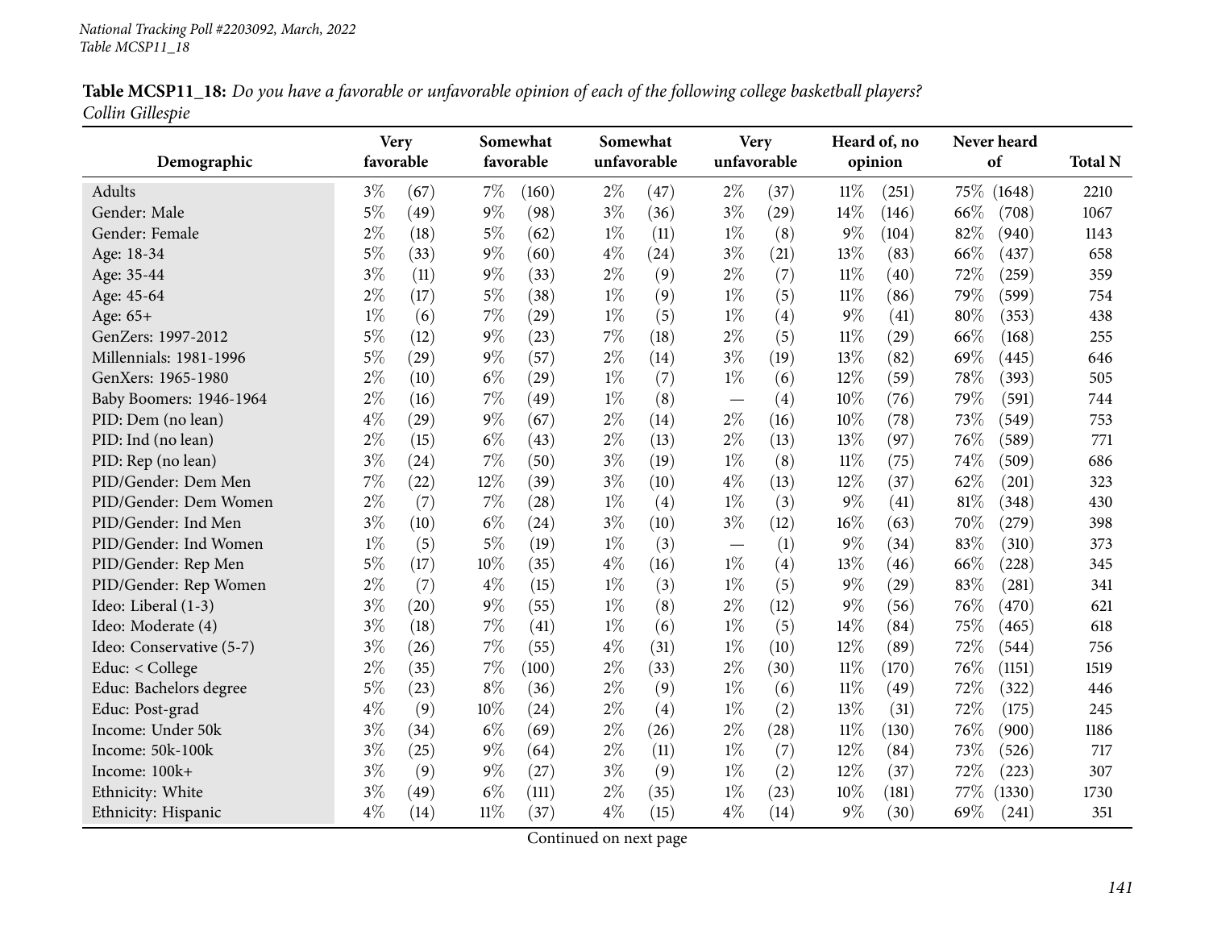*National Tracking Poll #2203092, March, 2022*
*Table MCSP11_18*

**Table MCSP11_18:** *Do you have a favorable or unfavorable opinion of each of the following college basketball players?*
*Collin Gillespie*

| Demographic | Very favorable | | Somewhat favorable | | Somewhat unfavorable | | Very unfavorable | | Heard of, no opinion | | Never heard of | | Total N |
|---|---|---|---|---|---|---|---|---|---|---|---|---|---|
| Adults | 3% | (67) | 7% | (160) | 2% | (47) | 2% | (37) | 11% | (251) | 75% | (1648) | 2210 |
| Gender: Male | 5% | (49) | 9% | (98) | 3% | (36) | 3% | (29) | 14% | (146) | 66% | (708) | 1067 |
| Gender: Female | 2% | (18) | 5% | (62) | 1% | (11) | 1% | (8) | 9% | (104) | 82% | (940) | 1143 |
| Age: 18-34 | 5% | (33) | 9% | (60) | 4% | (24) | 3% | (21) | 13% | (83) | 66% | (437) | 658 |
| Age: 35-44 | 3% | (11) | 9% | (33) | 2% | (9) | 2% | (7) | 11% | (40) | 72% | (259) | 359 |
| Age: 45-64 | 2% | (17) | 5% | (38) | 1% | (9) | 1% | (5) | 11% | (86) | 79% | (599) | 754 |
| Age: 65+ | 1% | (6) | 7% | (29) | 1% | (5) | 1% | (4) | 9% | (41) | 80% | (353) | 438 |
| GenZers: 1997-2012 | 5% | (12) | 9% | (23) | 7% | (18) | 2% | (5) | 11% | (29) | 66% | (168) | 255 |
| Millennials: 1981-1996 | 5% | (29) | 9% | (57) | 2% | (14) | 3% | (19) | 13% | (82) | 69% | (445) | 646 |
| GenXers: 1965-1980 | 2% | (10) | 6% | (29) | 1% | (7) | 1% | (6) | 12% | (59) | 78% | (393) | 505 |
| Baby Boomers: 1946-1964 | 2% | (16) | 7% | (49) | 1% | (8) | — | (4) | 10% | (76) | 79% | (591) | 744 |
| PID: Dem (no lean) | 4% | (29) | 9% | (67) | 2% | (14) | 2% | (16) | 10% | (78) | 73% | (549) | 753 |
| PID: Ind (no lean) | 2% | (15) | 6% | (43) | 2% | (13) | 2% | (13) | 13% | (97) | 76% | (589) | 771 |
| PID: Rep (no lean) | 3% | (24) | 7% | (50) | 3% | (19) | 1% | (8) | 11% | (75) | 74% | (509) | 686 |
| PID/Gender: Dem Men | 7% | (22) | 12% | (39) | 3% | (10) | 4% | (13) | 12% | (37) | 62% | (201) | 323 |
| PID/Gender: Dem Women | 2% | (7) | 7% | (28) | 1% | (4) | 1% | (3) | 9% | (41) | 81% | (348) | 430 |
| PID/Gender: Ind Men | 3% | (10) | 6% | (24) | 3% | (10) | 3% | (12) | 16% | (63) | 70% | (279) | 398 |
| PID/Gender: Ind Women | 1% | (5) | 5% | (19) | 1% | (3) | — | (1) | 9% | (34) | 83% | (310) | 373 |
| PID/Gender: Rep Men | 5% | (17) | 10% | (35) | 4% | (16) | 1% | (4) | 13% | (46) | 66% | (228) | 345 |
| PID/Gender: Rep Women | 2% | (7) | 4% | (15) | 1% | (3) | 1% | (5) | 9% | (29) | 83% | (281) | 341 |
| Ideo: Liberal (1-3) | 3% | (20) | 9% | (55) | 1% | (8) | 2% | (12) | 9% | (56) | 76% | (470) | 621 |
| Ideo: Moderate (4) | 3% | (18) | 7% | (41) | 1% | (6) | 1% | (5) | 14% | (84) | 75% | (465) | 618 |
| Ideo: Conservative (5-7) | 3% | (26) | 7% | (55) | 4% | (31) | 1% | (10) | 12% | (89) | 72% | (544) | 756 |
| Educ: < College | 2% | (35) | 7% | (100) | 2% | (33) | 2% | (30) | 11% | (170) | 76% | (1151) | 1519 |
| Educ: Bachelors degree | 5% | (23) | 8% | (36) | 2% | (9) | 1% | (6) | 11% | (49) | 72% | (322) | 446 |
| Educ: Post-grad | 4% | (9) | 10% | (24) | 2% | (4) | 1% | (2) | 13% | (31) | 72% | (175) | 245 |
| Income: Under 50k | 3% | (34) | 6% | (69) | 2% | (26) | 2% | (28) | 11% | (130) | 76% | (900) | 1186 |
| Income: 50k-100k | 3% | (25) | 9% | (64) | 2% | (11) | 1% | (7) | 12% | (84) | 73% | (526) | 717 |
| Income: 100k+ | 3% | (9) | 9% | (27) | 3% | (9) | 1% | (2) | 12% | (37) | 72% | (223) | 307 |
| Ethnicity: White | 3% | (49) | 6% | (111) | 2% | (35) | 1% | (23) | 10% | (181) | 77% | (1330) | 1730 |
| Ethnicity: Hispanic | 4% | (14) | 11% | (37) | 4% | (15) | 4% | (14) | 9% | (30) | 69% | (241) | 351 |

Continued on next page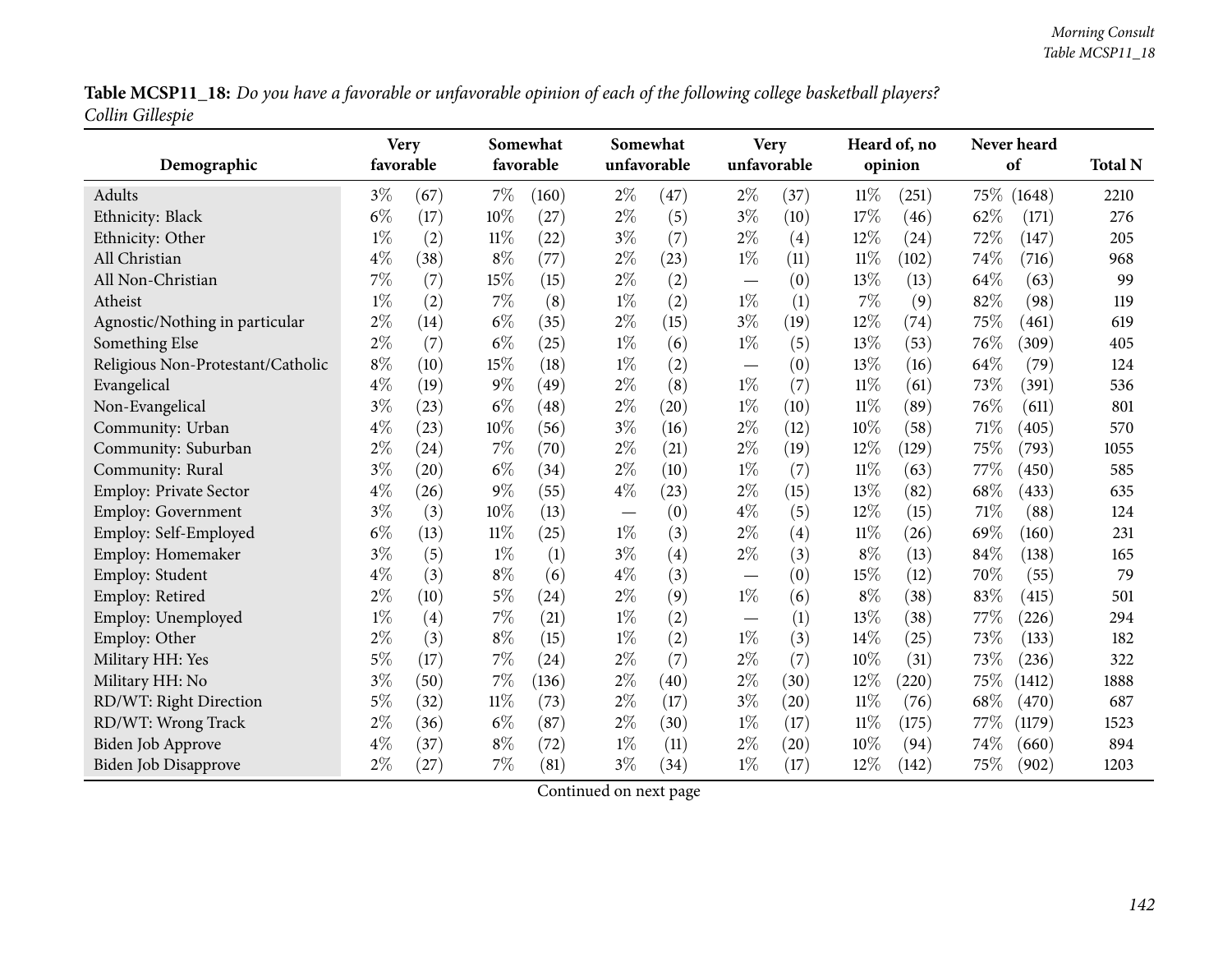**Table MCSP11_18:** *Do you have a favorable or unfavorable opinion of each of the following college basketball players? Collin Gillespie*

| Demographic | Very favorable | | Somewhat favorable | | Somewhat unfavorable | | Very unfavorable | | Heard of, no opinion | | Never heard of | | Total N |
|---|---|---|---|---|---|---|---|---|---|---|---|---|---|
| Adults | 3% | (67) | 7% | (160) | 2% | (47) | 2% | (37) | 11% | (251) | 75% | (1648) | 2210 |
| Ethnicity: Black | 6% | (17) | 10% | (27) | 2% | (5) | 3% | (10) | 17% | (46) | 62% | (171) | 276 |
| Ethnicity: Other | 1% | (2) | 11% | (22) | 3% | (7) | 2% | (4) | 12% | (24) | 72% | (147) | 205 |
| All Christian | 4% | (38) | 8% | (77) | 2% | (23) | 1% | (11) | 11% | (102) | 74% | (716) | 968 |
| All Non-Christian | 7% | (7) | 15% | (15) | 2% | (2) | — | (0) | 13% | (13) | 64% | (63) | 99 |
| Atheist | 1% | (2) | 7% | (8) | 1% | (2) | 1% | (1) | 7% | (9) | 82% | (98) | 119 |
| Agnostic/Nothing in particular | 2% | (14) | 6% | (35) | 2% | (15) | 3% | (19) | 12% | (74) | 75% | (461) | 619 |
| Something Else | 2% | (7) | 6% | (25) | 1% | (6) | 1% | (5) | 13% | (53) | 76% | (309) | 405 |
| Religious Non-Protestant/Catholic | 8% | (10) | 15% | (18) | 1% | (2) | — | (0) | 13% | (16) | 64% | (79) | 124 |
| Evangelical | 4% | (19) | 9% | (49) | 2% | (8) | 1% | (7) | 11% | (61) | 73% | (391) | 536 |
| Non-Evangelical | 3% | (23) | 6% | (48) | 2% | (20) | 1% | (10) | 11% | (89) | 76% | (611) | 801 |
| Community: Urban | 4% | (23) | 10% | (56) | 3% | (16) | 2% | (12) | 10% | (58) | 71% | (405) | 570 |
| Community: Suburban | 2% | (24) | 7% | (70) | 2% | (21) | 2% | (19) | 12% | (129) | 75% | (793) | 1055 |
| Community: Rural | 3% | (20) | 6% | (34) | 2% | (10) | 1% | (7) | 11% | (63) | 77% | (450) | 585 |
| Employ: Private Sector | 4% | (26) | 9% | (55) | 4% | (23) | 2% | (15) | 13% | (82) | 68% | (433) | 635 |
| Employ: Government | 3% | (3) | 10% | (13) | — | (0) | 4% | (5) | 12% | (15) | 71% | (88) | 124 |
| Employ: Self-Employed | 6% | (13) | 11% | (25) | 1% | (3) | 2% | (4) | 11% | (26) | 69% | (160) | 231 |
| Employ: Homemaker | 3% | (5) | 1% | (1) | 3% | (4) | 2% | (3) | 8% | (13) | 84% | (138) | 165 |
| Employ: Student | 4% | (3) | 8% | (6) | 4% | (3) | — | (0) | 15% | (12) | 70% | (55) | 79 |
| Employ: Retired | 2% | (10) | 5% | (24) | 2% | (9) | 1% | (6) | 8% | (38) | 83% | (415) | 501 |
| Employ: Unemployed | 1% | (4) | 7% | (21) | 1% | (2) | — | (1) | 13% | (38) | 77% | (226) | 294 |
| Employ: Other | 2% | (3) | 8% | (15) | 1% | (2) | 1% | (3) | 14% | (25) | 73% | (133) | 182 |
| Military HH: Yes | 5% | (17) | 7% | (24) | 2% | (7) | 2% | (7) | 10% | (31) | 73% | (236) | 322 |
| Military HH: No | 3% | (50) | 7% | (136) | 2% | (40) | 2% | (30) | 12% | (220) | 75% | (1412) | 1888 |
| RD/WT: Right Direction | 5% | (32) | 11% | (73) | 2% | (17) | 3% | (20) | 11% | (76) | 68% | (470) | 687 |
| RD/WT: Wrong Track | 2% | (36) | 6% | (87) | 2% | (30) | 1% | (17) | 11% | (175) | 77% | (1179) | 1523 |
| Biden Job Approve | 4% | (37) | 8% | (72) | 1% | (11) | 2% | (20) | 10% | (94) | 74% | (660) | 894 |
| Biden Job Disapprove | 2% | (27) | 7% | (81) | 3% | (34) | 1% | (17) | 12% | (142) | 75% | (902) | 1203 |

Continued on next page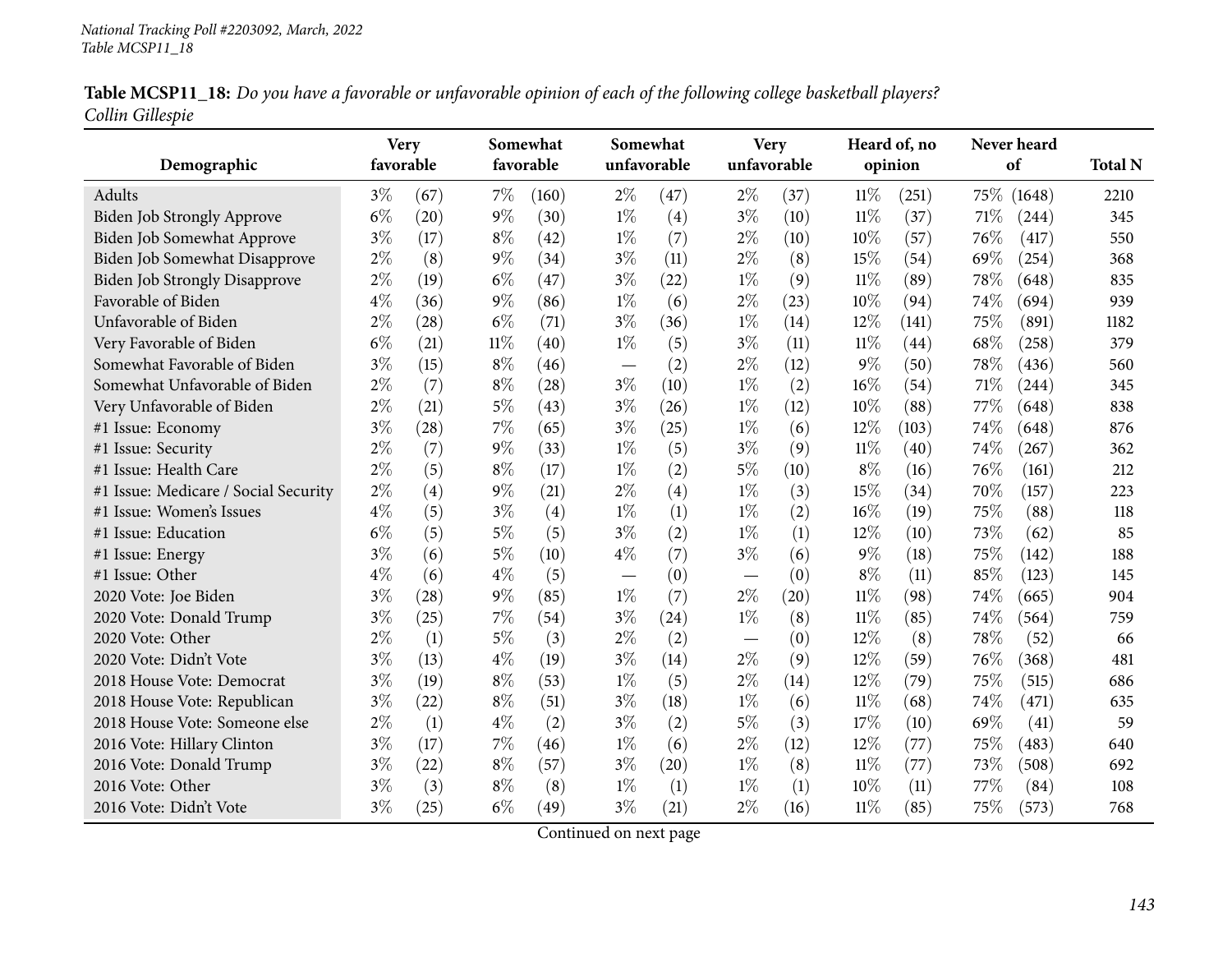**Table MCSP11_18:** *Do you have a favorable or unfavorable opinion of each of the following college basketball players?*
*Collin Gillespie*

| Demographic | Very favorable | | Somewhat favorable | | Somewhat unfavorable | | Very unfavorable | | Heard of, no opinion | | Never heard of | | Total N |
|---|---|---|---|---|---|---|---|---|---|---|---|---|---|
| Adults | 3% | (67) | 7% | (160) | 2% | (47) | 2% | (37) | 11% | (251) | 75% | (1648) | 2210 |
| Biden Job Strongly Approve | 6% | (20) | 9% | (30) | 1% | (4) | 3% | (10) | 11% | (37) | 71% | (244) | 345 |
| Biden Job Somewhat Approve | 3% | (17) | 8% | (42) | 1% | (7) | 2% | (10) | 10% | (57) | 76% | (417) | 550 |
| Biden Job Somewhat Disapprove | 2% | (8) | 9% | (34) | 3% | (11) | 2% | (8) | 15% | (54) | 69% | (254) | 368 |
| Biden Job Strongly Disapprove | 2% | (19) | 6% | (47) | 3% | (22) | 1% | (9) | 11% | (89) | 78% | (648) | 835 |
| Favorable of Biden | 4% | (36) | 9% | (86) | 1% | (6) | 2% | (23) | 10% | (94) | 74% | (694) | 939 |
| Unfavorable of Biden | 2% | (28) | 6% | (71) | 3% | (36) | 1% | (14) | 12% | (141) | 75% | (891) | 1182 |
| Very Favorable of Biden | 6% | (21) | 11% | (40) | 1% | (5) | 3% | (11) | 11% | (44) | 68% | (258) | 379 |
| Somewhat Favorable of Biden | 3% | (15) | 8% | (46) | — | (2) | 2% | (12) | 9% | (50) | 78% | (436) | 560 |
| Somewhat Unfavorable of Biden | 2% | (7) | 8% | (28) | 3% | (10) | 1% | (2) | 16% | (54) | 71% | (244) | 345 |
| Very Unfavorable of Biden | 2% | (21) | 5% | (43) | 3% | (26) | 1% | (12) | 10% | (88) | 77% | (648) | 838 |
| #1 Issue: Economy | 3% | (28) | 7% | (65) | 3% | (25) | 1% | (6) | 12% | (103) | 74% | (648) | 876 |
| #1 Issue: Security | 2% | (7) | 9% | (33) | 1% | (5) | 3% | (9) | 11% | (40) | 74% | (267) | 362 |
| #1 Issue: Health Care | 2% | (5) | 8% | (17) | 1% | (2) | 5% | (10) | 8% | (16) | 76% | (161) | 212 |
| #1 Issue: Medicare / Social Security | 2% | (4) | 9% | (21) | 2% | (4) | 1% | (3) | 15% | (34) | 70% | (157) | 223 |
| #1 Issue: Women's Issues | 4% | (5) | 3% | (4) | 1% | (1) | 1% | (2) | 16% | (19) | 75% | (88) | 118 |
| #1 Issue: Education | 6% | (5) | 5% | (5) | 3% | (2) | 1% | (1) | 12% | (10) | 73% | (62) | 85 |
| #1 Issue: Energy | 3% | (6) | 5% | (10) | 4% | (7) | 3% | (6) | 9% | (18) | 75% | (142) | 188 |
| #1 Issue: Other | 4% | (6) | 4% | (5) | — | (0) | — | (0) | 8% | (11) | 85% | (123) | 145 |
| 2020 Vote: Joe Biden | 3% | (28) | 9% | (85) | 1% | (7) | 2% | (20) | 11% | (98) | 74% | (665) | 904 |
| 2020 Vote: Donald Trump | 3% | (25) | 7% | (54) | 3% | (24) | 1% | (8) | 11% | (85) | 74% | (564) | 759 |
| 2020 Vote: Other | 2% | (1) | 5% | (3) | 2% | (2) | — | (0) | 12% | (8) | 78% | (52) | 66 |
| 2020 Vote: Didn't Vote | 3% | (13) | 4% | (19) | 3% | (14) | 2% | (9) | 12% | (59) | 76% | (368) | 481 |
| 2018 House Vote: Democrat | 3% | (19) | 8% | (53) | 1% | (5) | 2% | (14) | 12% | (79) | 75% | (515) | 686 |
| 2018 House Vote: Republican | 3% | (22) | 8% | (51) | 3% | (18) | 1% | (6) | 11% | (68) | 74% | (471) | 635 |
| 2018 House Vote: Someone else | 2% | (1) | 4% | (2) | 3% | (2) | 5% | (3) | 17% | (10) | 69% | (41) | 59 |
| 2016 Vote: Hillary Clinton | 3% | (17) | 7% | (46) | 1% | (6) | 2% | (12) | 12% | (77) | 75% | (483) | 640 |
| 2016 Vote: Donald Trump | 3% | (22) | 8% | (57) | 3% | (20) | 1% | (8) | 11% | (77) | 73% | (508) | 692 |
| 2016 Vote: Other | 3% | (3) | 8% | (8) | 1% | (1) | 1% | (1) | 10% | (11) | 77% | (84) | 108 |
| 2016 Vote: Didn't Vote | 3% | (25) | 6% | (49) | 3% | (21) | 2% | (16) | 11% | (85) | 75% | (573) | 768 |

Continued on next page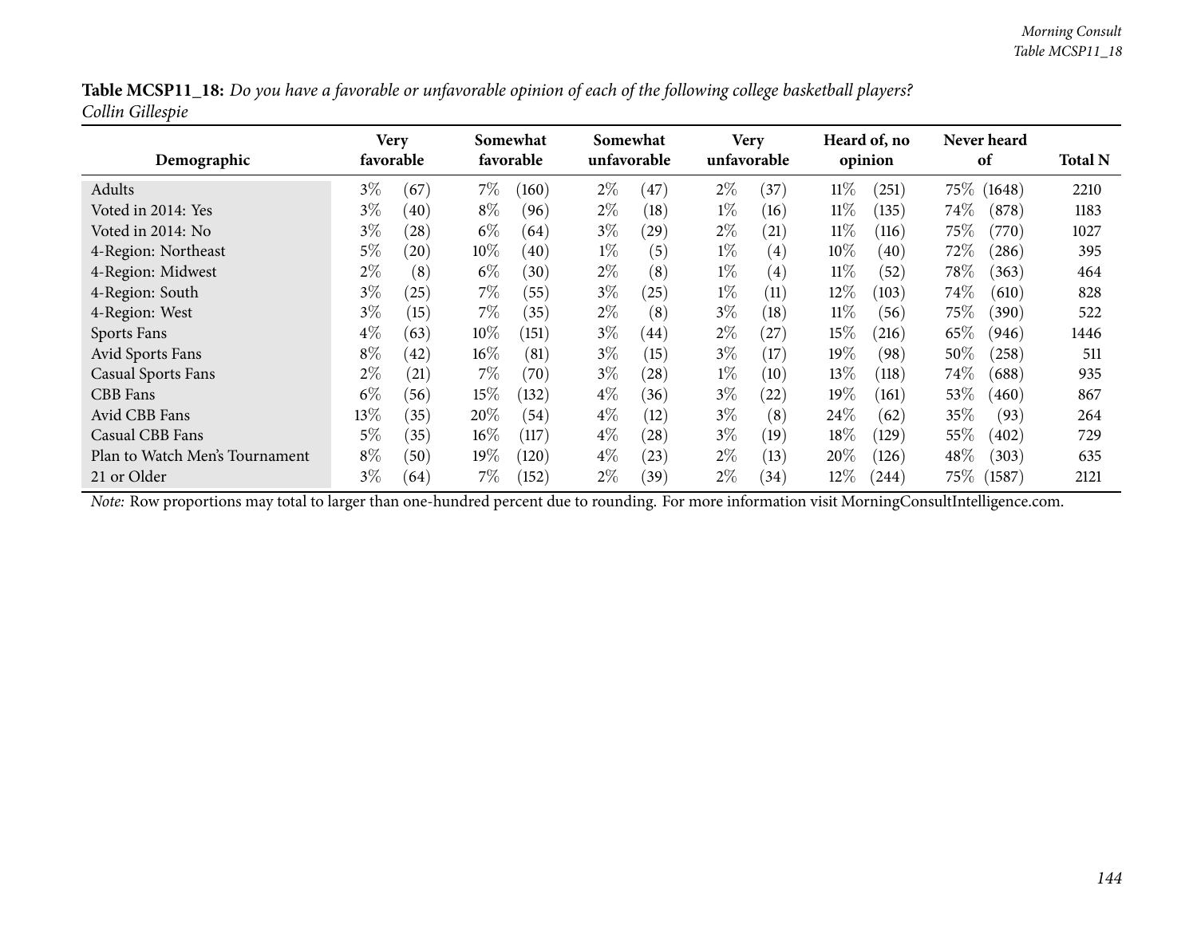**Table MCSP11_18:** *Do you have a favorable or unfavorable opinion of each of the following college basketball players?*
*Collin Gillespie*

| Demographic | Very favorable | | Somewhat favorable | | Somewhat unfavorable | | Very unfavorable | | Heard of, no opinion | | Never heard of | | Total N |
|---|---|---|---|---|---|---|---|---|---|---|---|---|---|
| Adults | 3% | (67) | 7% | (160) | 2% | (47) | 2% | (37) | 11% | (251) | 75% | (1648) | 2210 |
| Voted in 2014: Yes | 3% | (40) | 8% | (96) | 2% | (18) | 1% | (16) | 11% | (135) | 74% | (878) | 1183 |
| Voted in 2014: No | 3% | (28) | 6% | (64) | 3% | (29) | 2% | (21) | 11% | (116) | 75% | (770) | 1027 |
| 4-Region: Northeast | 5% | (20) | 10% | (40) | 1% | (5) | 1% | (4) | 10% | (40) | 72% | (286) | 395 |
| 4-Region: Midwest | 2% | (8) | 6% | (30) | 2% | (8) | 1% | (4) | 11% | (52) | 78% | (363) | 464 |
| 4-Region: South | 3% | (25) | 7% | (55) | 3% | (25) | 1% | (11) | 12% | (103) | 74% | (610) | 828 |
| 4-Region: West | 3% | (15) | 7% | (35) | 2% | (8) | 3% | (18) | 11% | (56) | 75% | (390) | 522 |
| Sports Fans | 4% | (63) | 10% | (151) | 3% | (44) | 2% | (27) | 15% | (216) | 65% | (946) | 1446 |
| Avid Sports Fans | 8% | (42) | 16% | (81) | 3% | (15) | 3% | (17) | 19% | (98) | 50% | (258) | 511 |
| Casual Sports Fans | 2% | (21) | 7% | (70) | 3% | (28) | 1% | (10) | 13% | (118) | 74% | (688) | 935 |
| CBB Fans | 6% | (56) | 15% | (132) | 4% | (36) | 3% | (22) | 19% | (161) | 53% | (460) | 867 |
| Avid CBB Fans | 13% | (35) | 20% | (54) | 4% | (12) | 3% | (8) | 24% | (62) | 35% | (93) | 264 |
| Casual CBB Fans | 5% | (35) | 16% | (117) | 4% | (28) | 3% | (19) | 18% | (129) | 55% | (402) | 729 |
| Plan to Watch Men's Tournament | 8% | (50) | 19% | (120) | 4% | (23) | 2% | (13) | 20% | (126) | 48% | (303) | 635 |
| 21 or Older | 3% | (64) | 7% | (152) | 2% | (39) | 2% | (34) | 12% | (244) | 75% | (1587) | 2121 |

*Note:* Row proportions may total to larger than one-hundred percent due to rounding. For more information visit MorningConsultIntelligence.com.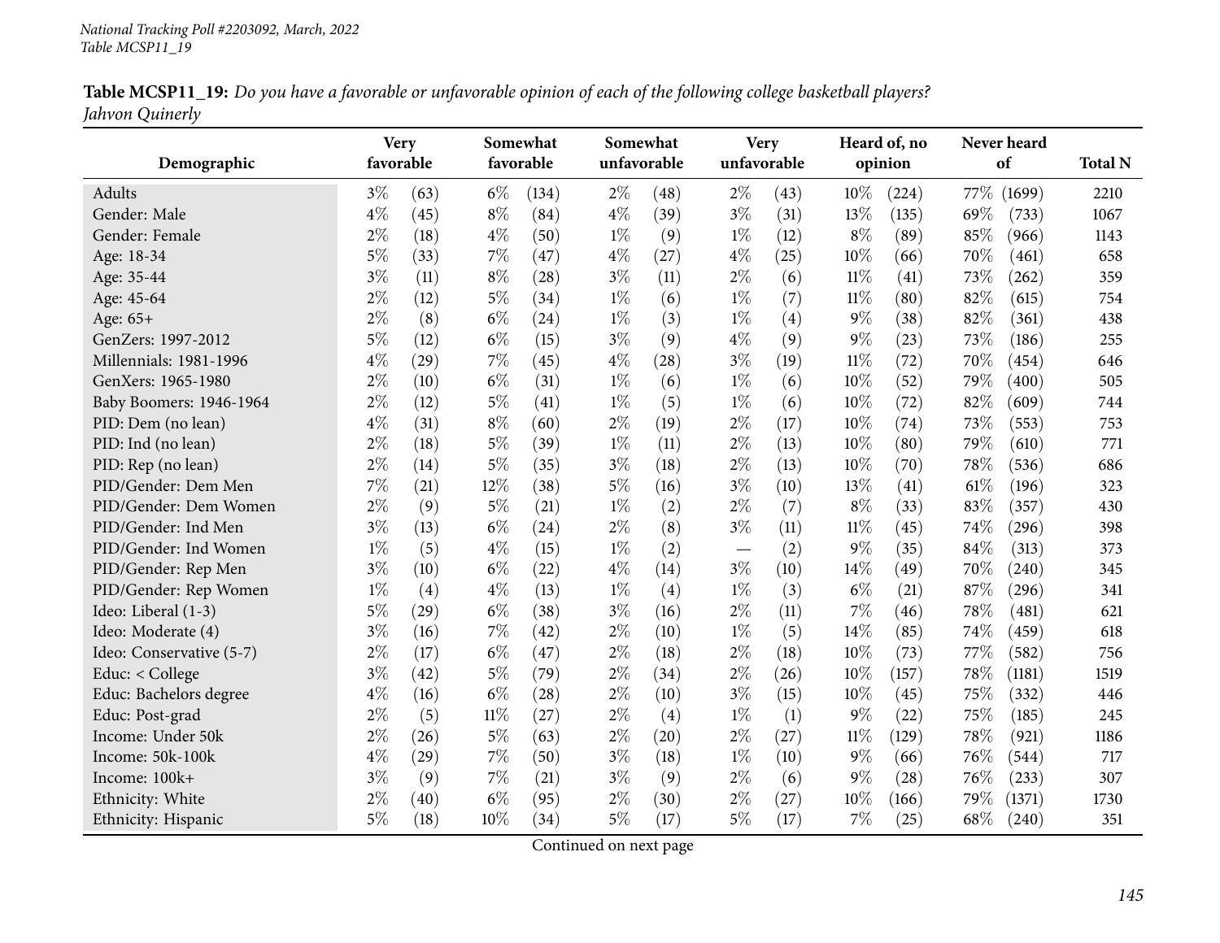**Table MCSP11_19:** *Do you have a favorable or unfavorable opinion of each of the following college basketball players?*
*Jahvon Quinerly*

| Demographic | Very favorable | | Somewhat favorable | | Somewhat unfavorable | | Very unfavorable | | Heard of, no opinion | | Never heard of | | Total N |
|---|---|---|---|---|---|---|---|---|---|---|---|---|---|
| Adults | 3% | (63) | 6% | (134) | 2% | (48) | 2% | (43) | 10% | (224) | 77% | (1699) | 2210 |
| Gender: Male | 4% | (45) | 8% | (84) | 4% | (39) | 3% | (31) | 13% | (135) | 69% | (733) | 1067 |
| Gender: Female | 2% | (18) | 4% | (50) | 1% | (9) | 1% | (12) | 8% | (89) | 85% | (966) | 1143 |
| Age: 18-34 | 5% | (33) | 7% | (47) | 4% | (27) | 4% | (25) | 10% | (66) | 70% | (461) | 658 |
| Age: 35-44 | 3% | (11) | 8% | (28) | 3% | (11) | 2% | (6) | 11% | (41) | 73% | (262) | 359 |
| Age: 45-64 | 2% | (12) | 5% | (34) | 1% | (6) | 1% | (7) | 11% | (80) | 82% | (615) | 754 |
| Age: 65+ | 2% | (8) | 6% | (24) | 1% | (3) | 1% | (4) | 9% | (38) | 82% | (361) | 438 |
| GenZers: 1997-2012 | 5% | (12) | 6% | (15) | 3% | (9) | 4% | (9) | 9% | (23) | 73% | (186) | 255 |
| Millennials: 1981-1996 | 4% | (29) | 7% | (45) | 4% | (28) | 3% | (19) | 11% | (72) | 70% | (454) | 646 |
| GenXers: 1965-1980 | 2% | (10) | 6% | (31) | 1% | (6) | 1% | (6) | 10% | (52) | 79% | (400) | 505 |
| Baby Boomers: 1946-1964 | 2% | (12) | 5% | (41) | 1% | (5) | 1% | (6) | 10% | (72) | 82% | (609) | 744 |
| PID: Dem (no lean) | 4% | (31) | 8% | (60) | 2% | (19) | 2% | (17) | 10% | (74) | 73% | (553) | 753 |
| PID: Ind (no lean) | 2% | (18) | 5% | (39) | 1% | (11) | 2% | (13) | 10% | (80) | 79% | (610) | 771 |
| PID: Rep (no lean) | 2% | (14) | 5% | (35) | 3% | (18) | 2% | (13) | 10% | (70) | 78% | (536) | 686 |
| PID/Gender: Dem Men | 7% | (21) | 12% | (38) | 5% | (16) | 3% | (10) | 13% | (41) | 61% | (196) | 323 |
| PID/Gender: Dem Women | 2% | (9) | 5% | (21) | 1% | (2) | 2% | (7) | 8% | (33) | 83% | (357) | 430 |
| PID/Gender: Ind Men | 3% | (13) | 6% | (24) | 2% | (8) | 3% | (11) | 11% | (45) | 74% | (296) | 398 |
| PID/Gender: Ind Women | 1% | (5) | 4% | (15) | 1% | (2) | — | (2) | 9% | (35) | 84% | (313) | 373 |
| PID/Gender: Rep Men | 3% | (10) | 6% | (22) | 4% | (14) | 3% | (10) | 14% | (49) | 70% | (240) | 345 |
| PID/Gender: Rep Women | 1% | (4) | 4% | (13) | 1% | (4) | 1% | (3) | 6% | (21) | 87% | (296) | 341 |
| Ideo: Liberal (1-3) | 5% | (29) | 6% | (38) | 3% | (16) | 2% | (11) | 7% | (46) | 78% | (481) | 621 |
| Ideo: Moderate (4) | 3% | (16) | 7% | (42) | 2% | (10) | 1% | (5) | 14% | (85) | 74% | (459) | 618 |
| Ideo: Conservative (5-7) | 2% | (17) | 6% | (47) | 2% | (18) | 2% | (18) | 10% | (73) | 77% | (582) | 756 |
| Educ: < College | 3% | (42) | 5% | (79) | 2% | (34) | 2% | (26) | 10% | (157) | 78% | (1181) | 1519 |
| Educ: Bachelors degree | 4% | (16) | 6% | (28) | 2% | (10) | 3% | (15) | 10% | (45) | 75% | (332) | 446 |
| Educ: Post-grad | 2% | (5) | 11% | (27) | 2% | (4) | 1% | (1) | 9% | (22) | 75% | (185) | 245 |
| Income: Under 50k | 2% | (26) | 5% | (63) | 2% | (20) | 2% | (27) | 11% | (129) | 78% | (921) | 1186 |
| Income: 50k-100k | 4% | (29) | 7% | (50) | 3% | (18) | 1% | (10) | 9% | (66) | 76% | (544) | 717 |
| Income: 100k+ | 3% | (9) | 7% | (21) | 3% | (9) | 2% | (6) | 9% | (28) | 76% | (233) | 307 |
| Ethnicity: White | 2% | (40) | 6% | (95) | 2% | (30) | 2% | (27) | 10% | (166) | 79% | (1371) | 1730 |
| Ethnicity: Hispanic | 5% | (18) | 10% | (34) | 5% | (17) | 5% | (17) | 7% | (25) | 68% | (240) | 351 |

Continued on next page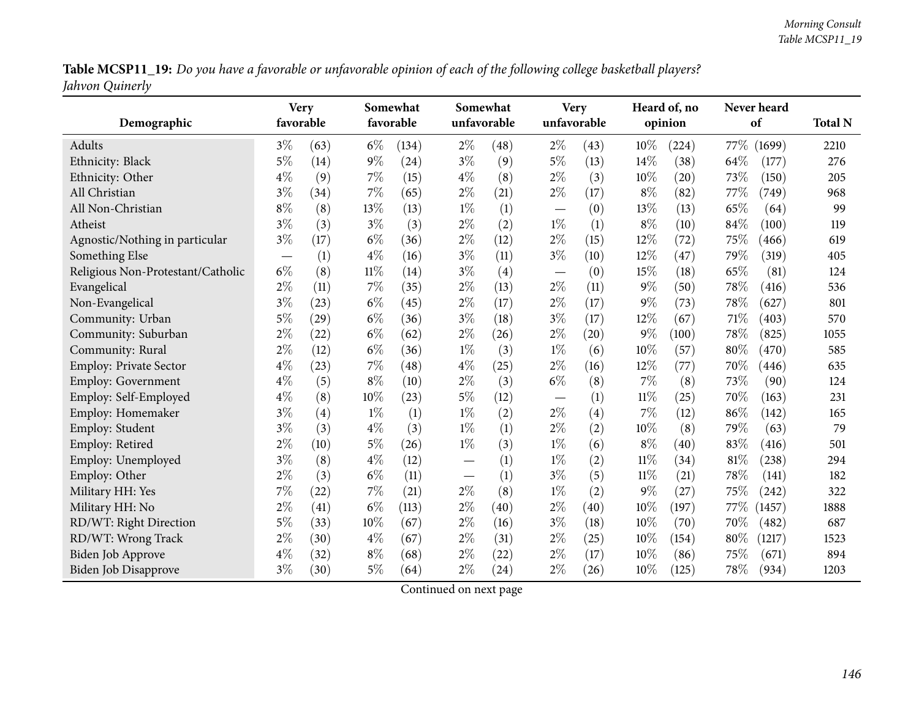**Table MCSP11_19:** *Do you have a favorable or unfavorable opinion of each of the following college basketball players? Jahvon Quinerly*

| Demographic | Very favorable | | Somewhat favorable | | Somewhat unfavorable | | Very unfavorable | | Heard of, no opinion | | Never heard of | | Total N |
|---|---|---|---|---|---|---|---|---|---|---|---|---|---|
| Adults | 3% | (63) | 6% | (134) | 2% | (48) | 2% | (43) | 10% | (224) | 77% | (1699) | 2210 |
| Ethnicity: Black | 5% | (14) | 9% | (24) | 3% | (9) | 5% | (13) | 14% | (38) | 64% | (177) | 276 |
| Ethnicity: Other | 4% | (9) | 7% | (15) | 4% | (8) | 2% | (3) | 10% | (20) | 73% | (150) | 205 |
| All Christian | 3% | (34) | 7% | (65) | 2% | (21) | 2% | (17) | 8% | (82) | 77% | (749) | 968 |
| All Non-Christian | 8% | (8) | 13% | (13) | 1% | (1) | — | (0) | 13% | (13) | 65% | (64) | 99 |
| Atheist | 3% | (3) | 3% | (3) | 2% | (2) | 1% | (1) | 8% | (10) | 84% | (100) | 119 |
| Agnostic/Nothing in particular | 3% | (17) | 6% | (36) | 2% | (12) | 2% | (15) | 12% | (72) | 75% | (466) | 619 |
| Something Else | — | (1) | 4% | (16) | 3% | (11) | 3% | (10) | 12% | (47) | 79% | (319) | 405 |
| Religious Non-Protestant/Catholic | 6% | (8) | 11% | (14) | 3% | (4) | — | (0) | 15% | (18) | 65% | (81) | 124 |
| Evangelical | 2% | (11) | 7% | (35) | 2% | (13) | 2% | (11) | 9% | (50) | 78% | (416) | 536 |
| Non-Evangelical | 3% | (23) | 6% | (45) | 2% | (17) | 2% | (17) | 9% | (73) | 78% | (627) | 801 |
| Community: Urban | 5% | (29) | 6% | (36) | 3% | (18) | 3% | (17) | 12% | (67) | 71% | (403) | 570 |
| Community: Suburban | 2% | (22) | 6% | (62) | 2% | (26) | 2% | (20) | 9% | (100) | 78% | (825) | 1055 |
| Community: Rural | 2% | (12) | 6% | (36) | 1% | (3) | 1% | (6) | 10% | (57) | 80% | (470) | 585 |
| Employ: Private Sector | 4% | (23) | 7% | (48) | 4% | (25) | 2% | (16) | 12% | (77) | 70% | (446) | 635 |
| Employ: Government | 4% | (5) | 8% | (10) | 2% | (3) | 6% | (8) | 7% | (8) | 73% | (90) | 124 |
| Employ: Self-Employed | 4% | (8) | 10% | (23) | 5% | (12) | — | (1) | 11% | (25) | 70% | (163) | 231 |
| Employ: Homemaker | 3% | (4) | 1% | (1) | 1% | (2) | 2% | (4) | 7% | (12) | 86% | (142) | 165 |
| Employ: Student | 3% | (3) | 4% | (3) | 1% | (1) | 2% | (2) | 10% | (8) | 79% | (63) | 79 |
| Employ: Retired | 2% | (10) | 5% | (26) | 1% | (3) | 1% | (6) | 8% | (40) | 83% | (416) | 501 |
| Employ: Unemployed | 3% | (8) | 4% | (12) | — | (1) | 1% | (2) | 11% | (34) | 81% | (238) | 294 |
| Employ: Other | 2% | (3) | 6% | (11) | — | (1) | 3% | (5) | 11% | (21) | 78% | (141) | 182 |
| Military HH: Yes | 7% | (22) | 7% | (21) | 2% | (8) | 1% | (2) | 9% | (27) | 75% | (242) | 322 |
| Military HH: No | 2% | (41) | 6% | (113) | 2% | (40) | 2% | (40) | 10% | (197) | 77% | (1457) | 1888 |
| RD/WT: Right Direction | 5% | (33) | 10% | (67) | 2% | (16) | 3% | (18) | 10% | (70) | 70% | (482) | 687 |
| RD/WT: Wrong Track | 2% | (30) | 4% | (67) | 2% | (31) | 2% | (25) | 10% | (154) | 80% | (1217) | 1523 |
| Biden Job Approve | 4% | (32) | 8% | (68) | 2% | (22) | 2% | (17) | 10% | (86) | 75% | (671) | 894 |
| Biden Job Disapprove | 3% | (30) | 5% | (64) | 2% | (24) | 2% | (26) | 10% | (125) | 78% | (934) | 1203 |

Continued on next page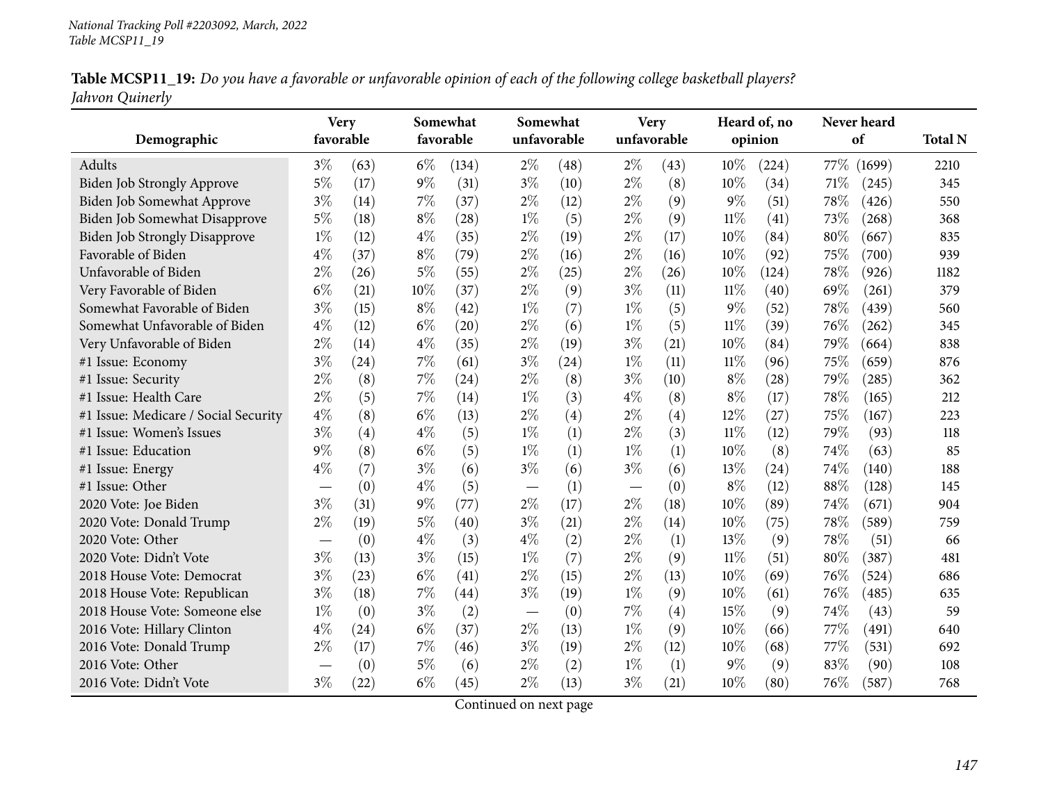*National Tracking Poll #2203092, March, 2022*
*Table MCSP11_19*

**Table MCSP11_19:** *Do you have a favorable or unfavorable opinion of each of the following college basketball players?*
*Jahvon Quinerly*

| Demographic | Very favorable | | Somewhat favorable | | Somewhat unfavorable | | Very unfavorable | | Heard of, no opinion | | Never heard of | | Total N |
|---|---|---|---|---|---|---|---|---|---|---|---|---|---|
| Adults | 3% | (63) | 6% | (134) | 2% | (48) | 2% | (43) | 10% | (224) | 77% | (1699) | 2210 |
| Biden Job Strongly Approve | 5% | (17) | 9% | (31) | 3% | (10) | 2% | (8) | 10% | (34) | 71% | (245) | 345 |
| Biden Job Somewhat Approve | 3% | (14) | 7% | (37) | 2% | (12) | 2% | (9) | 9% | (51) | 78% | (426) | 550 |
| Biden Job Somewhat Disapprove | 5% | (18) | 8% | (28) | 1% | (5) | 2% | (9) | 11% | (41) | 73% | (268) | 368 |
| Biden Job Strongly Disapprove | 1% | (12) | 4% | (35) | 2% | (19) | 2% | (17) | 10% | (84) | 80% | (667) | 835 |
| Favorable of Biden | 4% | (37) | 8% | (79) | 2% | (16) | 2% | (16) | 10% | (92) | 75% | (700) | 939 |
| Unfavorable of Biden | 2% | (26) | 5% | (55) | 2% | (25) | 2% | (26) | 10% | (124) | 78% | (926) | 1182 |
| Very Favorable of Biden | 6% | (21) | 10% | (37) | 2% | (9) | 3% | (11) | 11% | (40) | 69% | (261) | 379 |
| Somewhat Favorable of Biden | 3% | (15) | 8% | (42) | 1% | (7) | 1% | (5) | 9% | (52) | 78% | (439) | 560 |
| Somewhat Unfavorable of Biden | 4% | (12) | 6% | (20) | 2% | (6) | 1% | (5) | 11% | (39) | 76% | (262) | 345 |
| Very Unfavorable of Biden | 2% | (14) | 4% | (35) | 2% | (19) | 3% | (21) | 10% | (84) | 79% | (664) | 838 |
| #1 Issue: Economy | 3% | (24) | 7% | (61) | 3% | (24) | 1% | (11) | 11% | (96) | 75% | (659) | 876 |
| #1 Issue: Security | 2% | (8) | 7% | (24) | 2% | (8) | 3% | (10) | 8% | (28) | 79% | (285) | 362 |
| #1 Issue: Health Care | 2% | (5) | 7% | (14) | 1% | (3) | 4% | (8) | 8% | (17) | 78% | (165) | 212 |
| #1 Issue: Medicare / Social Security | 4% | (8) | 6% | (13) | 2% | (4) | 2% | (4) | 12% | (27) | 75% | (167) | 223 |
| #1 Issue: Women's Issues | 3% | (4) | 4% | (5) | 1% | (1) | 2% | (3) | 11% | (12) | 79% | (93) | 118 |
| #1 Issue: Education | 9% | (8) | 6% | (5) | 1% | (1) | 1% | (1) | 10% | (8) | 74% | (63) | 85 |
| #1 Issue: Energy | 4% | (7) | 3% | (6) | 3% | (6) | 3% | (6) | 13% | (24) | 74% | (140) | 188 |
| #1 Issue: Other | — | (0) | 4% | (5) | — | (1) | — | (0) | 8% | (12) | 88% | (128) | 145 |
| 2020 Vote: Joe Biden | 3% | (31) | 9% | (77) | 2% | (17) | 2% | (18) | 10% | (89) | 74% | (671) | 904 |
| 2020 Vote: Donald Trump | 2% | (19) | 5% | (40) | 3% | (21) | 2% | (14) | 10% | (75) | 78% | (589) | 759 |
| 2020 Vote: Other | — | (0) | 4% | (3) | 4% | (2) | 2% | (1) | 13% | (9) | 78% | (51) | 66 |
| 2020 Vote: Didn't Vote | 3% | (13) | 3% | (15) | 1% | (7) | 2% | (9) | 11% | (51) | 80% | (387) | 481 |
| 2018 House Vote: Democrat | 3% | (23) | 6% | (41) | 2% | (15) | 2% | (13) | 10% | (69) | 76% | (524) | 686 |
| 2018 House Vote: Republican | 3% | (18) | 7% | (44) | 3% | (19) | 1% | (9) | 10% | (61) | 76% | (485) | 635 |
| 2018 House Vote: Someone else | 1% | (0) | 3% | (2) | — | (0) | 7% | (4) | 15% | (9) | 74% | (43) | 59 |
| 2016 Vote: Hillary Clinton | 4% | (24) | 6% | (37) | 2% | (13) | 1% | (9) | 10% | (66) | 77% | (491) | 640 |
| 2016 Vote: Donald Trump | 2% | (17) | 7% | (46) | 3% | (19) | 2% | (12) | 10% | (68) | 77% | (531) | 692 |
| 2016 Vote: Other | — | (0) | 5% | (6) | 2% | (2) | 1% | (1) | 9% | (9) | 83% | (90) | 108 |
| 2016 Vote: Didn't Vote | 3% | (22) | 6% | (45) | 2% | (13) | 3% | (21) | 10% | (80) | 76% | (587) | 768 |

Continued on next page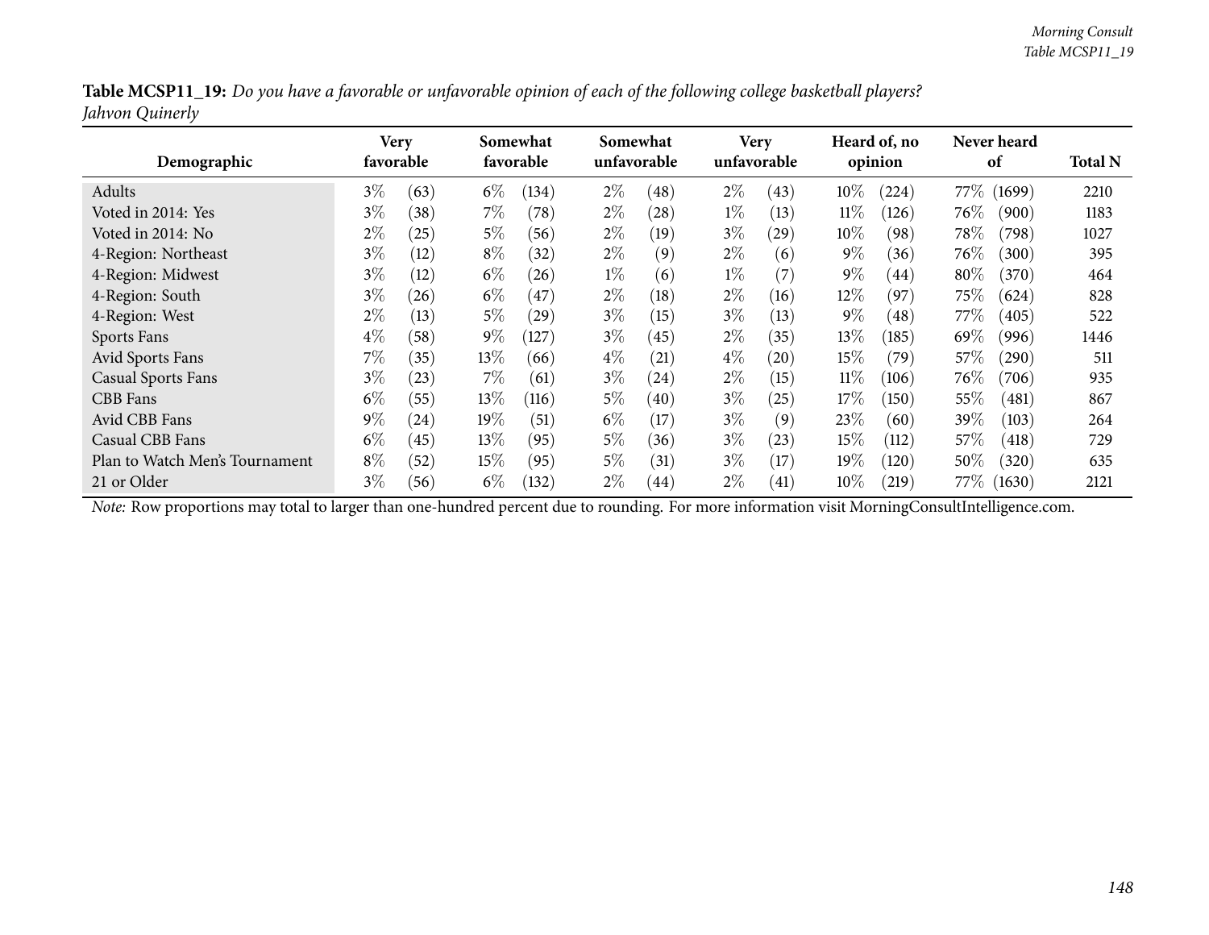**Table MCSP11_19:** *Do you have a favorable or unfavorable opinion of each of the following college basketball players?*
*Jahvon Quinerly*

| Demographic | Very favorable | | Somewhat favorable | | Somewhat unfavorable | | Very unfavorable | | Heard of, no opinion | | Never heard of | | Total N |
|---|---|---|---|---|---|---|---|---|---|---|---|---|---|
| Adults | 3% | (63) | 6% | (134) | 2% | (48) | 2% | (43) | 10% | (224) | 77% | (1699) | 2210 |
| Voted in 2014: Yes | 3% | (38) | 7% | (78) | 2% | (28) | 1% | (13) | 11% | (126) | 76% | (900) | 1183 |
| Voted in 2014: No | 2% | (25) | 5% | (56) | 2% | (19) | 3% | (29) | 10% | (98) | 78% | (798) | 1027 |
| 4-Region: Northeast | 3% | (12) | 8% | (32) | 2% | (9) | 2% | (6) | 9% | (36) | 76% | (300) | 395 |
| 4-Region: Midwest | 3% | (12) | 6% | (26) | 1% | (6) | 1% | (7) | 9% | (44) | 80% | (370) | 464 |
| 4-Region: South | 3% | (26) | 6% | (47) | 2% | (18) | 2% | (16) | 12% | (97) | 75% | (624) | 828 |
| 4-Region: West | 2% | (13) | 5% | (29) | 3% | (15) | 3% | (13) | 9% | (48) | 77% | (405) | 522 |
| Sports Fans | 4% | (58) | 9% | (127) | 3% | (45) | 2% | (35) | 13% | (185) | 69% | (996) | 1446 |
| Avid Sports Fans | 7% | (35) | 13% | (66) | 4% | (21) | 4% | (20) | 15% | (79) | 57% | (290) | 511 |
| Casual Sports Fans | 3% | (23) | 7% | (61) | 3% | (24) | 2% | (15) | 11% | (106) | 76% | (706) | 935 |
| CBB Fans | 6% | (55) | 13% | (116) | 5% | (40) | 3% | (25) | 17% | (150) | 55% | (481) | 867 |
| Avid CBB Fans | 9% | (24) | 19% | (51) | 6% | (17) | 3% | (9) | 23% | (60) | 39% | (103) | 264 |
| Casual CBB Fans | 6% | (45) | 13% | (95) | 5% | (36) | 3% | (23) | 15% | (112) | 57% | (418) | 729 |
| Plan to Watch Men's Tournament | 8% | (52) | 15% | (95) | 5% | (31) | 3% | (17) | 19% | (120) | 50% | (320) | 635 |
| 21 or Older | 3% | (56) | 6% | (132) | 2% | (44) | 2% | (41) | 10% | (219) | 77% | (1630) | 2121 |

*Note:* Row proportions may total to larger than one-hundred percent due to rounding. For more information visit MorningConsultIntelligence.com.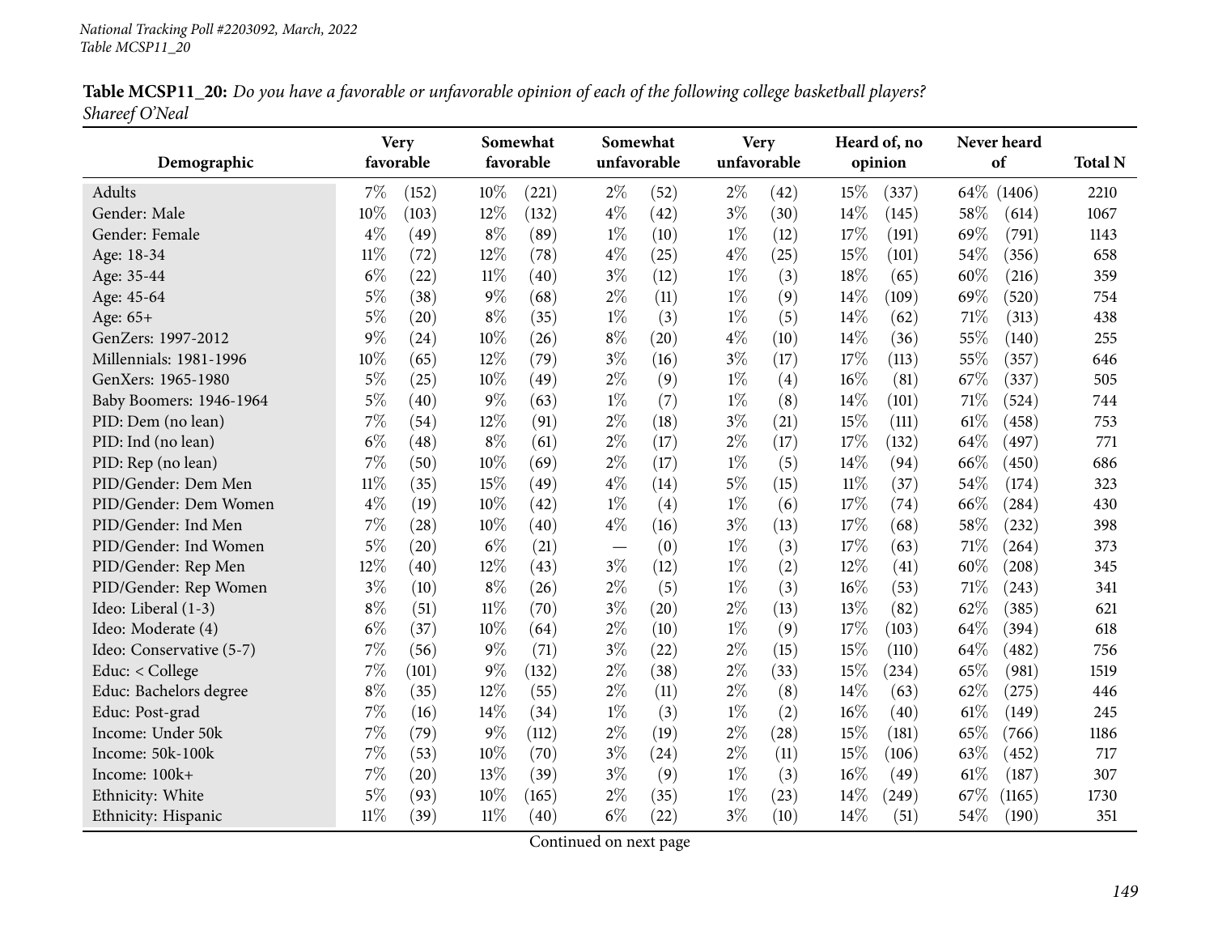**Table MCSP11_20:** *Do you have a favorable or unfavorable opinion of each of the following college basketball players?*
*Shareef O'Neal*

| Demographic | Very favorable | | Somewhat favorable | | Somewhat unfavorable | | Very unfavorable | | Heard of, no opinion | | Never heard of | | Total N |
|---|---|---|---|---|---|---|---|---|---|---|---|---|---|
| Adults | 7% | (152) | 10% | (221) | 2% | (52) | 2% | (42) | 15% | (337) | 64% | (1406) | 2210 |
| Gender: Male | 10% | (103) | 12% | (132) | 4% | (42) | 3% | (30) | 14% | (145) | 58% | (614) | 1067 |
| Gender: Female | 4% | (49) | 8% | (89) | 1% | (10) | 1% | (12) | 17% | (191) | 69% | (791) | 1143 |
| Age: 18-34 | 11% | (72) | 12% | (78) | 4% | (25) | 4% | (25) | 15% | (101) | 54% | (356) | 658 |
| Age: 35-44 | 6% | (22) | 11% | (40) | 3% | (12) | 1% | (3) | 18% | (65) | 60% | (216) | 359 |
| Age: 45-64 | 5% | (38) | 9% | (68) | 2% | (11) | 1% | (9) | 14% | (109) | 69% | (520) | 754 |
| Age: 65+ | 5% | (20) | 8% | (35) | 1% | (3) | 1% | (5) | 14% | (62) | 71% | (313) | 438 |
| GenZers: 1997-2012 | 9% | (24) | 10% | (26) | 8% | (20) | 4% | (10) | 14% | (36) | 55% | (140) | 255 |
| Millennials: 1981-1996 | 10% | (65) | 12% | (79) | 3% | (16) | 3% | (17) | 17% | (113) | 55% | (357) | 646 |
| GenXers: 1965-1980 | 5% | (25) | 10% | (49) | 2% | (9) | 1% | (4) | 16% | (81) | 67% | (337) | 505 |
| Baby Boomers: 1946-1964 | 5% | (40) | 9% | (63) | 1% | (7) | 1% | (8) | 14% | (101) | 71% | (524) | 744 |
| PID: Dem (no lean) | 7% | (54) | 12% | (91) | 2% | (18) | 3% | (21) | 15% | (111) | 61% | (458) | 753 |
| PID: Ind (no lean) | 6% | (48) | 8% | (61) | 2% | (17) | 2% | (17) | 17% | (132) | 64% | (497) | 771 |
| PID: Rep (no lean) | 7% | (50) | 10% | (69) | 2% | (17) | 1% | (5) | 14% | (94) | 66% | (450) | 686 |
| PID/Gender: Dem Men | 11% | (35) | 15% | (49) | 4% | (14) | 5% | (15) | 11% | (37) | 54% | (174) | 323 |
| PID/Gender: Dem Women | 4% | (19) | 10% | (42) | 1% | (4) | 1% | (6) | 17% | (74) | 66% | (284) | 430 |
| PID/Gender: Ind Men | 7% | (28) | 10% | (40) | 4% | (16) | 3% | (13) | 17% | (68) | 58% | (232) | 398 |
| PID/Gender: Ind Women | 5% | (20) | 6% | (21) | — | (0) | 1% | (3) | 17% | (63) | 71% | (264) | 373 |
| PID/Gender: Rep Men | 12% | (40) | 12% | (43) | 3% | (12) | 1% | (2) | 12% | (41) | 60% | (208) | 345 |
| PID/Gender: Rep Women | 3% | (10) | 8% | (26) | 2% | (5) | 1% | (3) | 16% | (53) | 71% | (243) | 341 |
| Ideo: Liberal (1-3) | 8% | (51) | 11% | (70) | 3% | (20) | 2% | (13) | 13% | (82) | 62% | (385) | 621 |
| Ideo: Moderate (4) | 6% | (37) | 10% | (64) | 2% | (10) | 1% | (9) | 17% | (103) | 64% | (394) | 618 |
| Ideo: Conservative (5-7) | 7% | (56) | 9% | (71) | 3% | (22) | 2% | (15) | 15% | (110) | 64% | (482) | 756 |
| Educ: < College | 7% | (101) | 9% | (132) | 2% | (38) | 2% | (33) | 15% | (234) | 65% | (981) | 1519 |
| Educ: Bachelors degree | 8% | (35) | 12% | (55) | 2% | (11) | 2% | (8) | 14% | (63) | 62% | (275) | 446 |
| Educ: Post-grad | 7% | (16) | 14% | (34) | 1% | (3) | 1% | (2) | 16% | (40) | 61% | (149) | 245 |
| Income: Under 50k | 7% | (79) | 9% | (112) | 2% | (19) | 2% | (28) | 15% | (181) | 65% | (766) | 1186 |
| Income: 50k-100k | 7% | (53) | 10% | (70) | 3% | (24) | 2% | (11) | 15% | (106) | 63% | (452) | 717 |
| Income: 100k+ | 7% | (20) | 13% | (39) | 3% | (9) | 1% | (3) | 16% | (49) | 61% | (187) | 307 |
| Ethnicity: White | 5% | (93) | 10% | (165) | 2% | (35) | 1% | (23) | 14% | (249) | 67% | (1165) | 1730 |
| Ethnicity: Hispanic | 11% | (39) | 11% | (40) | 6% | (22) | 3% | (10) | 14% | (51) | 54% | (190) | 351 |

Continued on next page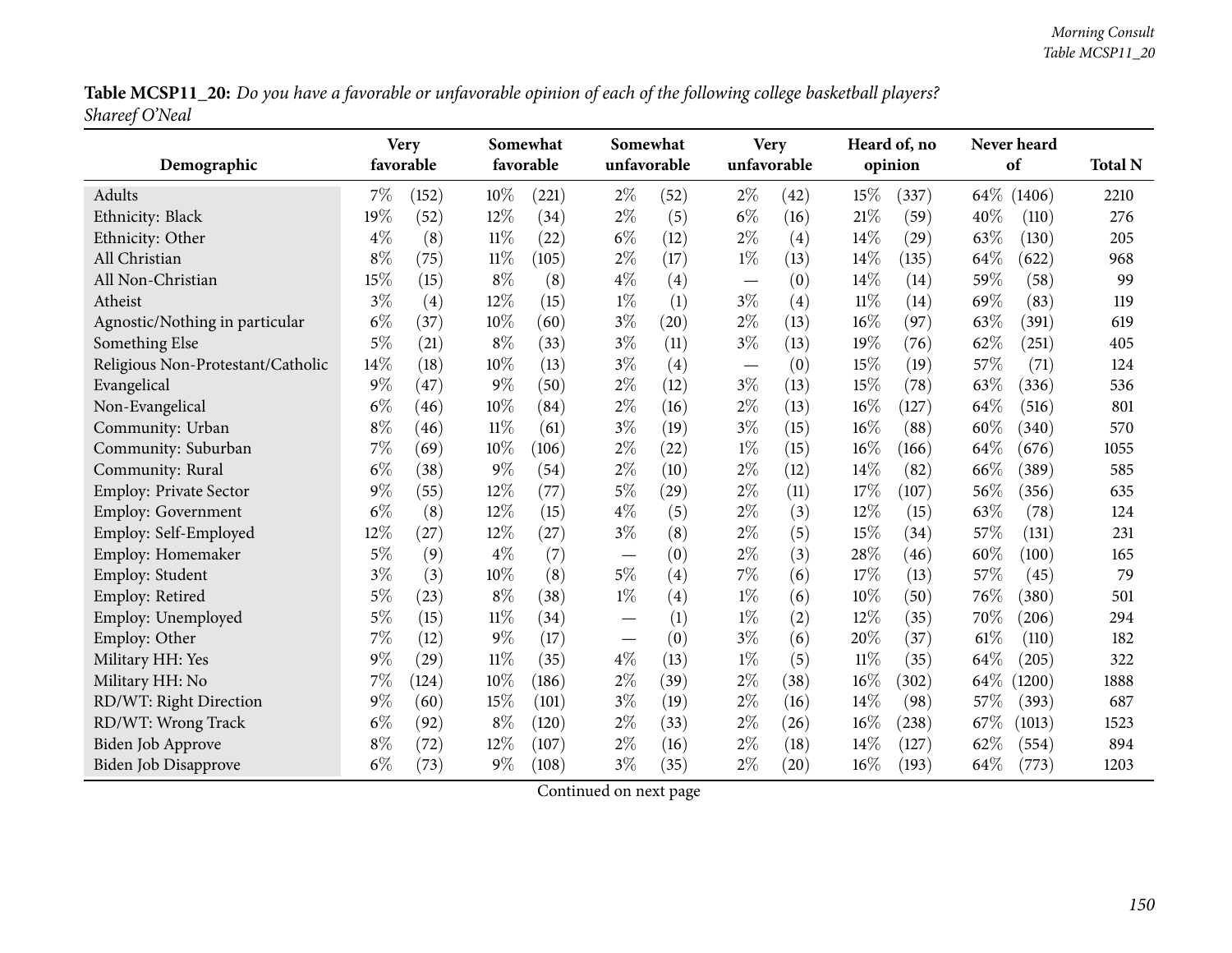**Table MCSP11_20:** *Do you have a favorable or unfavorable opinion of each of the following college basketball players?*
*Shareef O'Neal*

| Demographic | Very favorable | | Somewhat favorable | | Somewhat unfavorable | | Very unfavorable | | Heard of, no opinion | | Never heard of | | Total N |
|---|---|---|---|---|---|---|---|---|---|---|---|---|---|
| Adults | 7% | (152) | 10% | (221) | 2% | (52) | 2% | (42) | 15% | (337) | 64% | (1406) | 2210 |
| Ethnicity: Black | 19% | (52) | 12% | (34) | 2% | (5) | 6% | (16) | 21% | (59) | 40% | (110) | 276 |
| Ethnicity: Other | 4% | (8) | 11% | (22) | 6% | (12) | 2% | (4) | 14% | (29) | 63% | (130) | 205 |
| All Christian | 8% | (75) | 11% | (105) | 2% | (17) | 1% | (13) | 14% | (135) | 64% | (622) | 968 |
| All Non-Christian | 15% | (15) | 8% | (8) | 4% | (4) | — | (0) | 14% | (14) | 59% | (58) | 99 |
| Atheist | 3% | (4) | 12% | (15) | 1% | (1) | 3% | (4) | 11% | (14) | 69% | (83) | 119 |
| Agnostic/Nothing in particular | 6% | (37) | 10% | (60) | 3% | (20) | 2% | (13) | 16% | (97) | 63% | (391) | 619 |
| Something Else | 5% | (21) | 8% | (33) | 3% | (11) | 3% | (13) | 19% | (76) | 62% | (251) | 405 |
| Religious Non-Protestant/Catholic | 14% | (18) | 10% | (13) | 3% | (4) | — | (0) | 15% | (19) | 57% | (71) | 124 |
| Evangelical | 9% | (47) | 9% | (50) | 2% | (12) | 3% | (13) | 15% | (78) | 63% | (336) | 536 |
| Non-Evangelical | 6% | (46) | 10% | (84) | 2% | (16) | 2% | (13) | 16% | (127) | 64% | (516) | 801 |
| Community: Urban | 8% | (46) | 11% | (61) | 3% | (19) | 3% | (15) | 16% | (88) | 60% | (340) | 570 |
| Community: Suburban | 7% | (69) | 10% | (106) | 2% | (22) | 1% | (15) | 16% | (166) | 64% | (676) | 1055 |
| Community: Rural | 6% | (38) | 9% | (54) | 2% | (10) | 2% | (12) | 14% | (82) | 66% | (389) | 585 |
| Employ: Private Sector | 9% | (55) | 12% | (77) | 5% | (29) | 2% | (11) | 17% | (107) | 56% | (356) | 635 |
| Employ: Government | 6% | (8) | 12% | (15) | 4% | (5) | 2% | (3) | 12% | (15) | 63% | (78) | 124 |
| Employ: Self-Employed | 12% | (27) | 12% | (27) | 3% | (8) | 2% | (5) | 15% | (34) | 57% | (131) | 231 |
| Employ: Homemaker | 5% | (9) | 4% | (7) | — | (0) | 2% | (3) | 28% | (46) | 60% | (100) | 165 |
| Employ: Student | 3% | (3) | 10% | (8) | 5% | (4) | 7% | (6) | 17% | (13) | 57% | (45) | 79 |
| Employ: Retired | 5% | (23) | 8% | (38) | 1% | (4) | 1% | (6) | 10% | (50) | 76% | (380) | 501 |
| Employ: Unemployed | 5% | (15) | 11% | (34) | — | (1) | 1% | (2) | 12% | (35) | 70% | (206) | 294 |
| Employ: Other | 7% | (12) | 9% | (17) | — | (0) | 3% | (6) | 20% | (37) | 61% | (110) | 182 |
| Military HH: Yes | 9% | (29) | 11% | (35) | 4% | (13) | 1% | (5) | 11% | (35) | 64% | (205) | 322 |
| Military HH: No | 7% | (124) | 10% | (186) | 2% | (39) | 2% | (38) | 16% | (302) | 64% | (1200) | 1888 |
| RD/WT: Right Direction | 9% | (60) | 15% | (101) | 3% | (19) | 2% | (16) | 14% | (98) | 57% | (393) | 687 |
| RD/WT: Wrong Track | 6% | (92) | 8% | (120) | 2% | (33) | 2% | (26) | 16% | (238) | 67% | (1013) | 1523 |
| Biden Job Approve | 8% | (72) | 12% | (107) | 2% | (16) | 2% | (18) | 14% | (127) | 62% | (554) | 894 |
| Biden Job Disapprove | 6% | (73) | 9% | (108) | 3% | (35) | 2% | (20) | 16% | (193) | 64% | (773) | 1203 |

Continued on next page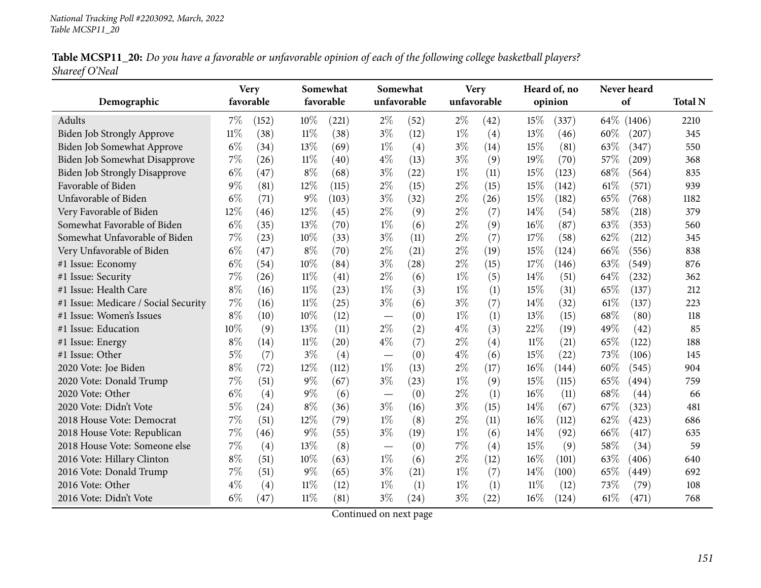**Table MCSP11_20:** *Do you have a favorable or unfavorable opinion of each of the following college basketball players? Shareef O'Neal*

| Demographic | Very favorable | | Somewhat favorable | | Somewhat unfavorable | | Very unfavorable | | Heard of, no opinion | | Never heard of | | Total N |
|---|---|---|---|---|---|---|---|---|---|---|---|---|---|
| Adults | 7% | (152) | 10% | (221) | 2% | (52) | 2% | (42) | 15% | (337) | 64% | (1406) | 2210 |
| Biden Job Strongly Approve | 11% | (38) | 11% | (38) | 3% | (12) | 1% | (4) | 13% | (46) | 60% | (207) | 345 |
| Biden Job Somewhat Approve | 6% | (34) | 13% | (69) | 1% | (4) | 3% | (14) | 15% | (81) | 63% | (347) | 550 |
| Biden Job Somewhat Disapprove | 7% | (26) | 11% | (40) | 4% | (13) | 3% | (9) | 19% | (70) | 57% | (209) | 368 |
| Biden Job Strongly Disapprove | 6% | (47) | 8% | (68) | 3% | (22) | 1% | (11) | 15% | (123) | 68% | (564) | 835 |
| Favorable of Biden | 9% | (81) | 12% | (115) | 2% | (15) | 2% | (15) | 15% | (142) | 61% | (571) | 939 |
| Unfavorable of Biden | 6% | (71) | 9% | (103) | 3% | (32) | 2% | (26) | 15% | (182) | 65% | (768) | 1182 |
| Very Favorable of Biden | 12% | (46) | 12% | (45) | 2% | (9) | 2% | (7) | 14% | (54) | 58% | (218) | 379 |
| Somewhat Favorable of Biden | 6% | (35) | 13% | (70) | 1% | (6) | 2% | (9) | 16% | (87) | 63% | (353) | 560 |
| Somewhat Unfavorable of Biden | 7% | (23) | 10% | (33) | 3% | (11) | 2% | (7) | 17% | (58) | 62% | (212) | 345 |
| Very Unfavorable of Biden | 6% | (47) | 8% | (70) | 2% | (21) | 2% | (19) | 15% | (124) | 66% | (556) | 838 |
| #1 Issue: Economy | 6% | (54) | 10% | (84) | 3% | (28) | 2% | (15) | 17% | (146) | 63% | (549) | 876 |
| #1 Issue: Security | 7% | (26) | 11% | (41) | 2% | (6) | 1% | (5) | 14% | (51) | 64% | (232) | 362 |
| #1 Issue: Health Care | 8% | (16) | 11% | (23) | 1% | (3) | 1% | (1) | 15% | (31) | 65% | (137) | 212 |
| #1 Issue: Medicare / Social Security | 7% | (16) | 11% | (25) | 3% | (6) | 3% | (7) | 14% | (32) | 61% | (137) | 223 |
| #1 Issue: Women's Issues | 8% | (10) | 10% | (12) | — | (0) | 1% | (1) | 13% | (15) | 68% | (80) | 118 |
| #1 Issue: Education | 10% | (9) | 13% | (11) | 2% | (2) | 4% | (3) | 22% | (19) | 49% | (42) | 85 |
| #1 Issue: Energy | 8% | (14) | 11% | (20) | 4% | (7) | 2% | (4) | 11% | (21) | 65% | (122) | 188 |
| #1 Issue: Other | 5% | (7) | 3% | (4) | — | (0) | 4% | (6) | 15% | (22) | 73% | (106) | 145 |
| 2020 Vote: Joe Biden | 8% | (72) | 12% | (112) | 1% | (13) | 2% | (17) | 16% | (144) | 60% | (545) | 904 |
| 2020 Vote: Donald Trump | 7% | (51) | 9% | (67) | 3% | (23) | 1% | (9) | 15% | (115) | 65% | (494) | 759 |
| 2020 Vote: Other | 6% | (4) | 9% | (6) | — | (0) | 2% | (1) | 16% | (11) | 68% | (44) | 66 |
| 2020 Vote: Didn't Vote | 5% | (24) | 8% | (36) | 3% | (16) | 3% | (15) | 14% | (67) | 67% | (323) | 481 |
| 2018 House Vote: Democrat | 7% | (51) | 12% | (79) | 1% | (8) | 2% | (11) | 16% | (112) | 62% | (423) | 686 |
| 2018 House Vote: Republican | 7% | (46) | 9% | (55) | 3% | (19) | 1% | (6) | 14% | (92) | 66% | (417) | 635 |
| 2018 House Vote: Someone else | 7% | (4) | 13% | (8) | — | (0) | 7% | (4) | 15% | (9) | 58% | (34) | 59 |
| 2016 Vote: Hillary Clinton | 8% | (51) | 10% | (63) | 1% | (6) | 2% | (12) | 16% | (101) | 63% | (406) | 640 |
| 2016 Vote: Donald Trump | 7% | (51) | 9% | (65) | 3% | (21) | 1% | (7) | 14% | (100) | 65% | (449) | 692 |
| 2016 Vote: Other | 4% | (4) | 11% | (12) | 1% | (1) | 1% | (1) | 11% | (12) | 73% | (79) | 108 |
| 2016 Vote: Didn't Vote | 6% | (47) | 11% | (81) | 3% | (24) | 3% | (22) | 16% | (124) | 61% | (471) | 768 |

Continued on next page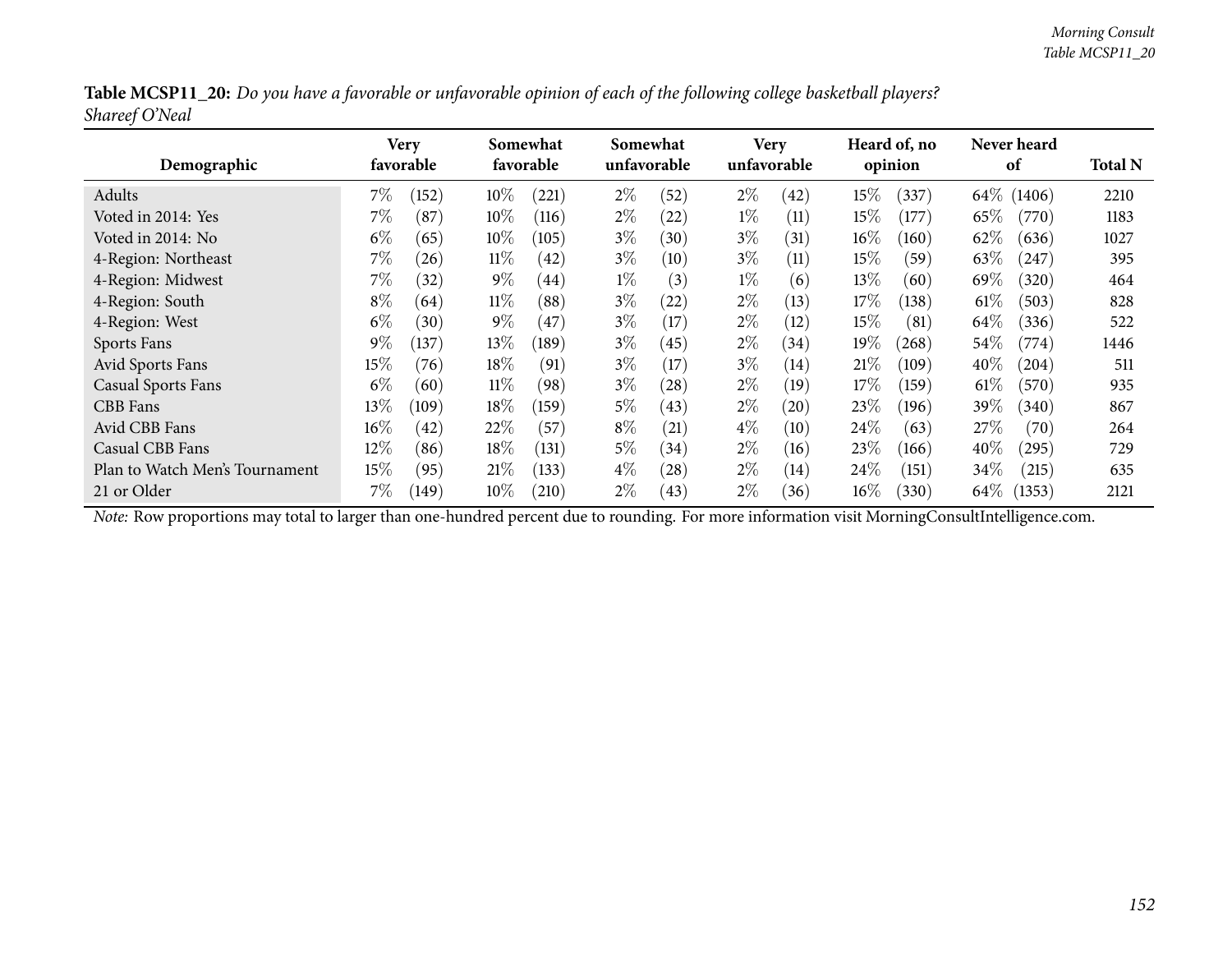**Table MCSP11_20:** *Do you have a favorable or unfavorable opinion of each of the following college basketball players?*
*Shareef O'Neal*

| Demographic | Very favorable | | Somewhat favorable | | Somewhat unfavorable | | Very unfavorable | | Heard of, no opinion | | Never heard of | | Total N |
|---|---|---|---|---|---|---|---|---|---|---|---|---|---|
| Adults | 7% | (152) | 10% | (221) | 2% | (52) | 2% | (42) | 15% | (337) | 64% | (1406) | 2210 |
| Voted in 2014: Yes | 7% | (87) | 10% | (116) | 2% | (22) | 1% | (11) | 15% | (177) | 65% | (770) | 1183 |
| Voted in 2014: No | 6% | (65) | 10% | (105) | 3% | (30) | 3% | (31) | 16% | (160) | 62% | (636) | 1027 |
| 4-Region: Northeast | 7% | (26) | 11% | (42) | 3% | (10) | 3% | (11) | 15% | (59) | 63% | (247) | 395 |
| 4-Region: Midwest | 7% | (32) | 9% | (44) | 1% | (3) | 1% | (6) | 13% | (60) | 69% | (320) | 464 |
| 4-Region: South | 8% | (64) | 11% | (88) | 3% | (22) | 2% | (13) | 17% | (138) | 61% | (503) | 828 |
| 4-Region: West | 6% | (30) | 9% | (47) | 3% | (17) | 2% | (12) | 15% | (81) | 64% | (336) | 522 |
| Sports Fans | 9% | (137) | 13% | (189) | 3% | (45) | 2% | (34) | 19% | (268) | 54% | (774) | 1446 |
| Avid Sports Fans | 15% | (76) | 18% | (91) | 3% | (17) | 3% | (14) | 21% | (109) | 40% | (204) | 511 |
| Casual Sports Fans | 6% | (60) | 11% | (98) | 3% | (28) | 2% | (19) | 17% | (159) | 61% | (570) | 935 |
| CBB Fans | 13% | (109) | 18% | (159) | 5% | (43) | 2% | (20) | 23% | (196) | 39% | (340) | 867 |
| Avid CBB Fans | 16% | (42) | 22% | (57) | 8% | (21) | 4% | (10) | 24% | (63) | 27% | (70) | 264 |
| Casual CBB Fans | 12% | (86) | 18% | (131) | 5% | (34) | 2% | (16) | 23% | (166) | 40% | (295) | 729 |
| Plan to Watch Men's Tournament | 15% | (95) | 21% | (133) | 4% | (28) | 2% | (14) | 24% | (151) | 34% | (215) | 635 |
| 21 or Older | 7% | (149) | 10% | (210) | 2% | (43) | 2% | (36) | 16% | (330) | 64% | (1353) | 2121 |

*Note:* Row proportions may total to larger than one-hundred percent due to rounding. For more information visit MorningConsultIntelligence.com.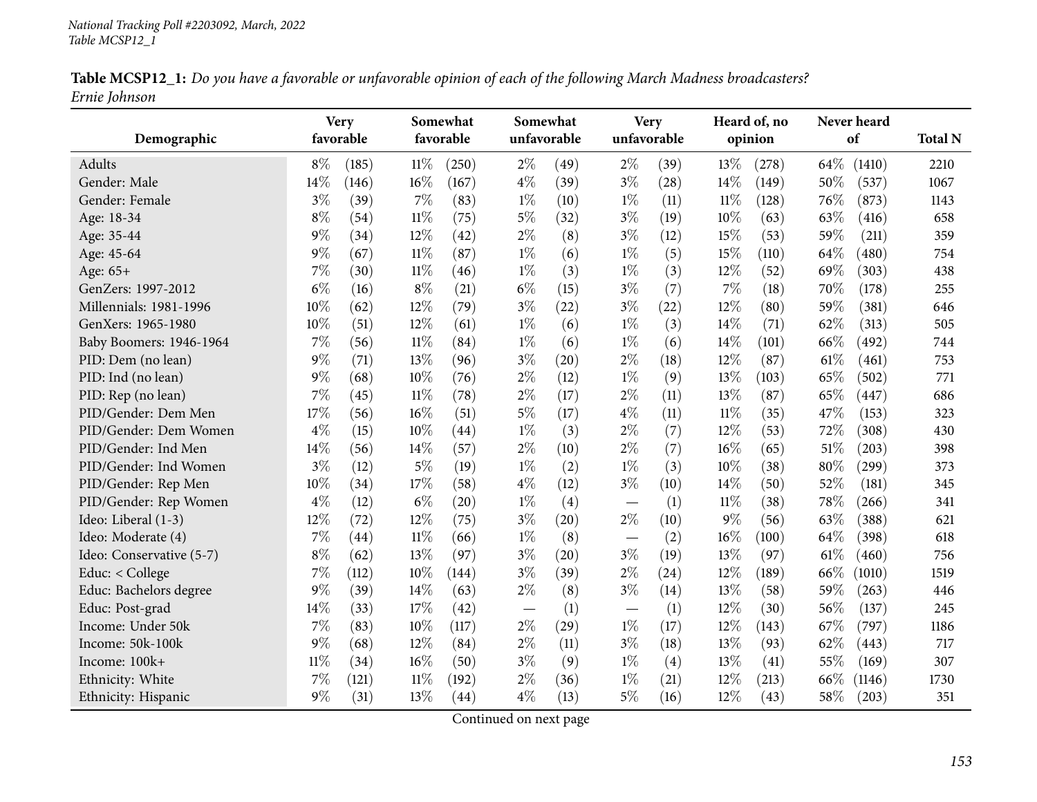*National Tracking Poll #2203092, March, 2022*
*Table MCSP12_1*

**Table MCSP12_1:** *Do you have a favorable or unfavorable opinion of each of the following March Madness broadcasters? Ernie Johnson*

| Demographic | Very favorable | | Somewhat favorable | | Somewhat unfavorable | | Very unfavorable | | Heard of, no opinion | | Never heard of | | Total N |
|---|---|---|---|---|---|---|---|---|---|---|---|---|---|
| Adults | 8% | (185) | 11% | (250) | 2% | (49) | 2% | (39) | 13% | (278) | 64% | (1410) | 2210 |
| Gender: Male | 14% | (146) | 16% | (167) | 4% | (39) | 3% | (28) | 14% | (149) | 50% | (537) | 1067 |
| Gender: Female | 3% | (39) | 7% | (83) | 1% | (10) | 1% | (11) | 11% | (128) | 76% | (873) | 1143 |
| Age: 18-34 | 8% | (54) | 11% | (75) | 5% | (32) | 3% | (19) | 10% | (63) | 63% | (416) | 658 |
| Age: 35-44 | 9% | (34) | 12% | (42) | 2% | (8) | 3% | (12) | 15% | (53) | 59% | (211) | 359 |
| Age: 45-64 | 9% | (67) | 11% | (87) | 1% | (6) | 1% | (5) | 15% | (110) | 64% | (480) | 754 |
| Age: 65+ | 7% | (30) | 11% | (46) | 1% | (3) | 1% | (3) | 12% | (52) | 69% | (303) | 438 |
| GenZers: 1997-2012 | 6% | (16) | 8% | (21) | 6% | (15) | 3% | (7) | 7% | (18) | 70% | (178) | 255 |
| Millennials: 1981-1996 | 10% | (62) | 12% | (79) | 3% | (22) | 3% | (22) | 12% | (80) | 59% | (381) | 646 |
| GenXers: 1965-1980 | 10% | (51) | 12% | (61) | 1% | (6) | 1% | (3) | 14% | (71) | 62% | (313) | 505 |
| Baby Boomers: 1946-1964 | 7% | (56) | 11% | (84) | 1% | (6) | 1% | (6) | 14% | (101) | 66% | (492) | 744 |
| PID: Dem (no lean) | 9% | (71) | 13% | (96) | 3% | (20) | 2% | (18) | 12% | (87) | 61% | (461) | 753 |
| PID: Ind (no lean) | 9% | (68) | 10% | (76) | 2% | (12) | 1% | (9) | 13% | (103) | 65% | (502) | 771 |
| PID: Rep (no lean) | 7% | (45) | 11% | (78) | 2% | (17) | 2% | (11) | 13% | (87) | 65% | (447) | 686 |
| PID/Gender: Dem Men | 17% | (56) | 16% | (51) | 5% | (17) | 4% | (11) | 11% | (35) | 47% | (153) | 323 |
| PID/Gender: Dem Women | 4% | (15) | 10% | (44) | 1% | (3) | 2% | (7) | 12% | (53) | 72% | (308) | 430 |
| PID/Gender: Ind Men | 14% | (56) | 14% | (57) | 2% | (10) | 2% | (7) | 16% | (65) | 51% | (203) | 398 |
| PID/Gender: Ind Women | 3% | (12) | 5% | (19) | 1% | (2) | 1% | (3) | 10% | (38) | 80% | (299) | 373 |
| PID/Gender: Rep Men | 10% | (34) | 17% | (58) | 4% | (12) | 3% | (10) | 14% | (50) | 52% | (181) | 345 |
| PID/Gender: Rep Women | 4% | (12) | 6% | (20) | 1% | (4) | — | (1) | 11% | (38) | 78% | (266) | 341 |
| Ideo: Liberal (1-3) | 12% | (72) | 12% | (75) | 3% | (20) | 2% | (10) | 9% | (56) | 63% | (388) | 621 |
| Ideo: Moderate (4) | 7% | (44) | 11% | (66) | 1% | (8) | — | (2) | 16% | (100) | 64% | (398) | 618 |
| Ideo: Conservative (5-7) | 8% | (62) | 13% | (97) | 3% | (20) | 3% | (19) | 13% | (97) | 61% | (460) | 756 |
| Educ: < College | 7% | (112) | 10% | (144) | 3% | (39) | 2% | (24) | 12% | (189) | 66% | (1010) | 1519 |
| Educ: Bachelors degree | 9% | (39) | 14% | (63) | 2% | (8) | 3% | (14) | 13% | (58) | 59% | (263) | 446 |
| Educ: Post-grad | 14% | (33) | 17% | (42) | — | (1) | — | (1) | 12% | (30) | 56% | (137) | 245 |
| Income: Under 50k | 7% | (83) | 10% | (117) | 2% | (29) | 1% | (17) | 12% | (143) | 67% | (797) | 1186 |
| Income: 50k-100k | 9% | (68) | 12% | (84) | 2% | (11) | 3% | (18) | 13% | (93) | 62% | (443) | 717 |
| Income: 100k+ | 11% | (34) | 16% | (50) | 3% | (9) | 1% | (4) | 13% | (41) | 55% | (169) | 307 |
| Ethnicity: White | 7% | (121) | 11% | (192) | 2% | (36) | 1% | (21) | 12% | (213) | 66% | (1146) | 1730 |
| Ethnicity: Hispanic | 9% | (31) | 13% | (44) | 4% | (13) | 5% | (16) | 12% | (43) | 58% | (203) | 351 |

Continued on next page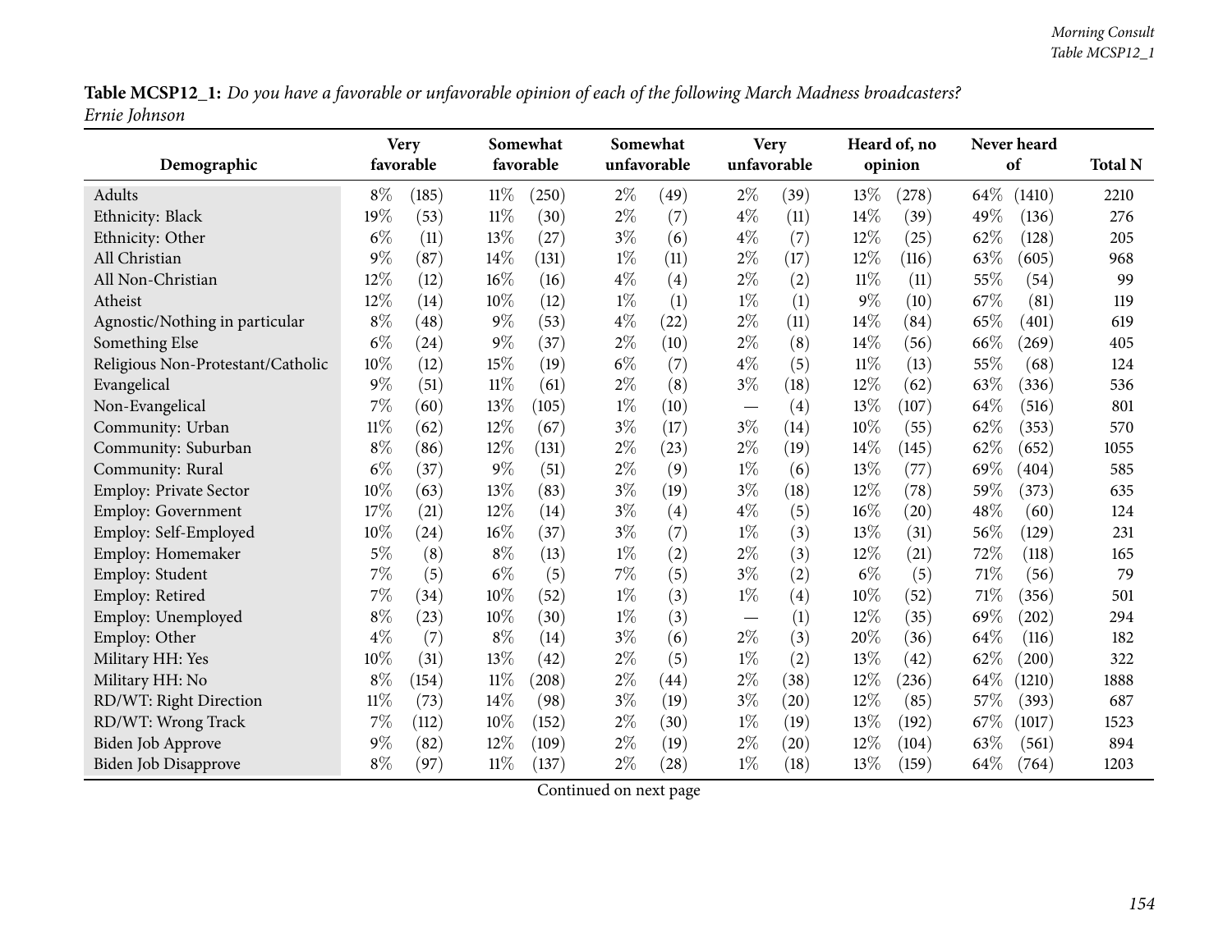**Table MCSP12_1:** *Do you have a favorable or unfavorable opinion of each of the following March Madness broadcasters?*
*Ernie Johnson*

| Demographic | Very favorable | | Somewhat favorable | | Somewhat unfavorable | | Very unfavorable | | Heard of, no opinion | | Never heard of | | Total N |
|---|---|---|---|---|---|---|---|---|---|---|---|---|---|
| Adults | 8% | (185) | 11% | (250) | 2% | (49) | 2% | (39) | 13% | (278) | 64% | (1410) | 2210 |
| Ethnicity: Black | 19% | (53) | 11% | (30) | 2% | (7) | 4% | (11) | 14% | (39) | 49% | (136) | 276 |
| Ethnicity: Other | 6% | (11) | 13% | (27) | 3% | (6) | 4% | (7) | 12% | (25) | 62% | (128) | 205 |
| All Christian | 9% | (87) | 14% | (131) | 1% | (11) | 2% | (17) | 12% | (116) | 63% | (605) | 968 |
| All Non-Christian | 12% | (12) | 16% | (16) | 4% | (4) | 2% | (2) | 11% | (11) | 55% | (54) | 99 |
| Atheist | 12% | (14) | 10% | (12) | 1% | (1) | 1% | (1) | 9% | (10) | 67% | (81) | 119 |
| Agnostic/Nothing in particular | 8% | (48) | 9% | (53) | 4% | (22) | 2% | (11) | 14% | (84) | 65% | (401) | 619 |
| Something Else | 6% | (24) | 9% | (37) | 2% | (10) | 2% | (8) | 14% | (56) | 66% | (269) | 405 |
| Religious Non-Protestant/Catholic | 10% | (12) | 15% | (19) | 6% | (7) | 4% | (5) | 11% | (13) | 55% | (68) | 124 |
| Evangelical | 9% | (51) | 11% | (61) | 2% | (8) | 3% | (18) | 12% | (62) | 63% | (336) | 536 |
| Non-Evangelical | 7% | (60) | 13% | (105) | 1% | (10) | — | (4) | 13% | (107) | 64% | (516) | 801 |
| Community: Urban | 11% | (62) | 12% | (67) | 3% | (17) | 3% | (14) | 10% | (55) | 62% | (353) | 570 |
| Community: Suburban | 8% | (86) | 12% | (131) | 2% | (23) | 2% | (19) | 14% | (145) | 62% | (652) | 1055 |
| Community: Rural | 6% | (37) | 9% | (51) | 2% | (9) | 1% | (6) | 13% | (77) | 69% | (404) | 585 |
| Employ: Private Sector | 10% | (63) | 13% | (83) | 3% | (19) | 3% | (18) | 12% | (78) | 59% | (373) | 635 |
| Employ: Government | 17% | (21) | 12% | (14) | 3% | (4) | 4% | (5) | 16% | (20) | 48% | (60) | 124 |
| Employ: Self-Employed | 10% | (24) | 16% | (37) | 3% | (7) | 1% | (3) | 13% | (31) | 56% | (129) | 231 |
| Employ: Homemaker | 5% | (8) | 8% | (13) | 1% | (2) | 2% | (3) | 12% | (21) | 72% | (118) | 165 |
| Employ: Student | 7% | (5) | 6% | (5) | 7% | (5) | 3% | (2) | 6% | (5) | 71% | (56) | 79 |
| Employ: Retired | 7% | (34) | 10% | (52) | 1% | (3) | 1% | (4) | 10% | (52) | 71% | (356) | 501 |
| Employ: Unemployed | 8% | (23) | 10% | (30) | 1% | (3) | — | (1) | 12% | (35) | 69% | (202) | 294 |
| Employ: Other | 4% | (7) | 8% | (14) | 3% | (6) | 2% | (3) | 20% | (36) | 64% | (116) | 182 |
| Military HH: Yes | 10% | (31) | 13% | (42) | 2% | (5) | 1% | (2) | 13% | (42) | 62% | (200) | 322 |
| Military HH: No | 8% | (154) | 11% | (208) | 2% | (44) | 2% | (38) | 12% | (236) | 64% | (1210) | 1888 |
| RD/WT: Right Direction | 11% | (73) | 14% | (98) | 3% | (19) | 3% | (20) | 12% | (85) | 57% | (393) | 687 |
| RD/WT: Wrong Track | 7% | (112) | 10% | (152) | 2% | (30) | 1% | (19) | 13% | (192) | 67% | (1017) | 1523 |
| Biden Job Approve | 9% | (82) | 12% | (109) | 2% | (19) | 2% | (20) | 12% | (104) | 63% | (561) | 894 |
| Biden Job Disapprove | 8% | (97) | 11% | (137) | 2% | (28) | 1% | (18) | 13% | (159) | 64% | (764) | 1203 |

Continued on next page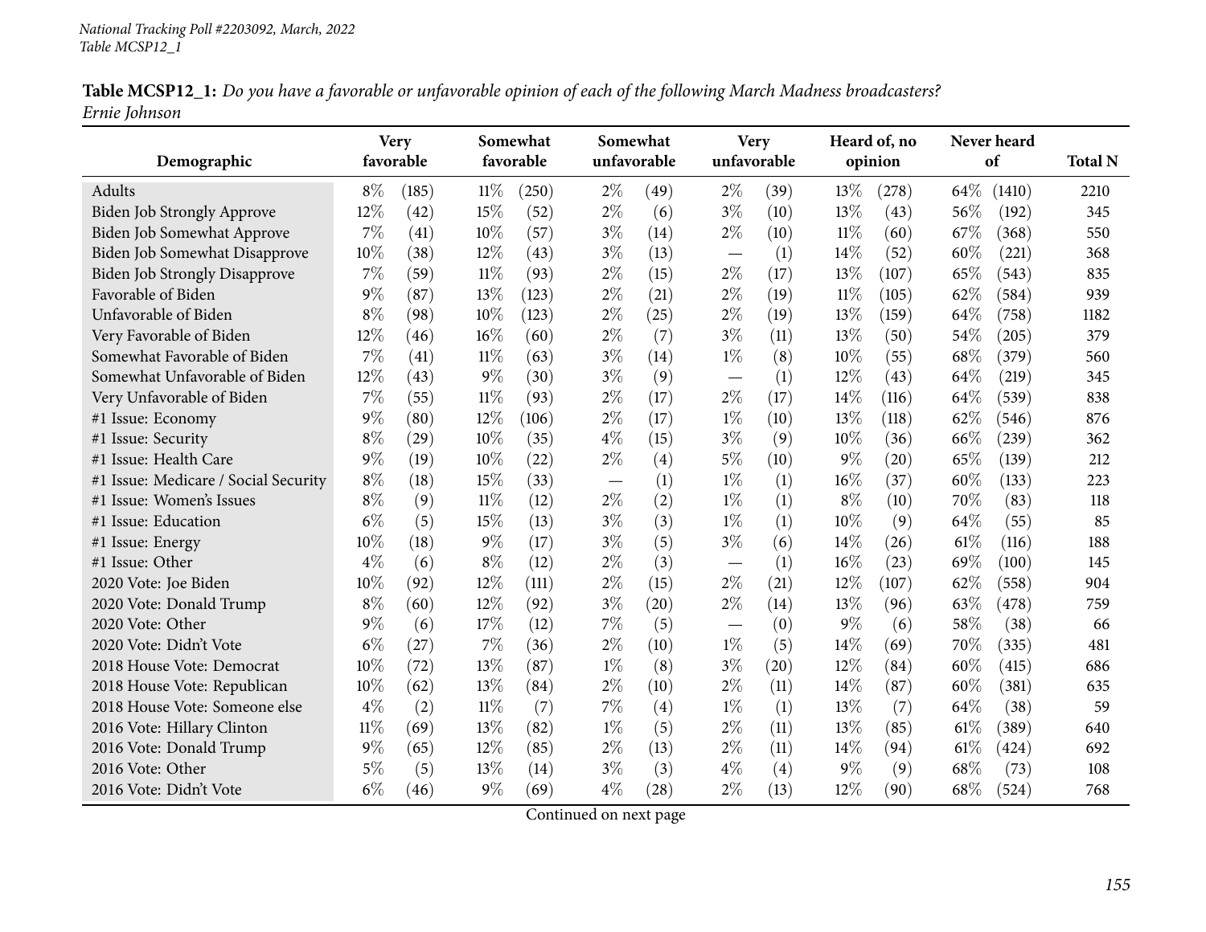**Table MCSP12_1:** *Do you have a favorable or unfavorable opinion of each of the following March Madness broadcasters?*
*Ernie Johnson*

| Demographic | Very favorable | | Somewhat favorable | | Somewhat unfavorable | | Very unfavorable | | Heard of, no opinion | | Never heard of | | Total N |
|---|---|---|---|---|---|---|---|---|---|---|---|---|---|
| Adults | 8% | (185) | 11% | (250) | 2% | (49) | 2% | (39) | 13% | (278) | 64% | (1410) | 2210 |
| Biden Job Strongly Approve | 12% | (42) | 15% | (52) | 2% | (6) | 3% | (10) | 13% | (43) | 56% | (192) | 345 |
| Biden Job Somewhat Approve | 7% | (41) | 10% | (57) | 3% | (14) | 2% | (10) | 11% | (60) | 67% | (368) | 550 |
| Biden Job Somewhat Disapprove | 10% | (38) | 12% | (43) | 3% | (13) | — | (1) | 14% | (52) | 60% | (221) | 368 |
| Biden Job Strongly Disapprove | 7% | (59) | 11% | (93) | 2% | (15) | 2% | (17) | 13% | (107) | 65% | (543) | 835 |
| Favorable of Biden | 9% | (87) | 13% | (123) | 2% | (21) | 2% | (19) | 11% | (105) | 62% | (584) | 939 |
| Unfavorable of Biden | 8% | (98) | 10% | (123) | 2% | (25) | 2% | (19) | 13% | (159) | 64% | (758) | 1182 |
| Very Favorable of Biden | 12% | (46) | 16% | (60) | 2% | (7) | 3% | (11) | 13% | (50) | 54% | (205) | 379 |
| Somewhat Favorable of Biden | 7% | (41) | 11% | (63) | 3% | (14) | 1% | (8) | 10% | (55) | 68% | (379) | 560 |
| Somewhat Unfavorable of Biden | 12% | (43) | 9% | (30) | 3% | (9) | — | (1) | 12% | (43) | 64% | (219) | 345 |
| Very Unfavorable of Biden | 7% | (55) | 11% | (93) | 2% | (17) | 2% | (17) | 14% | (116) | 64% | (539) | 838 |
| #1 Issue: Economy | 9% | (80) | 12% | (106) | 2% | (17) | 1% | (10) | 13% | (118) | 62% | (546) | 876 |
| #1 Issue: Security | 8% | (29) | 10% | (35) | 4% | (15) | 3% | (9) | 10% | (36) | 66% | (239) | 362 |
| #1 Issue: Health Care | 9% | (19) | 10% | (22) | 2% | (4) | 5% | (10) | 9% | (20) | 65% | (139) | 212 |
| #1 Issue: Medicare / Social Security | 8% | (18) | 15% | (33) | — | (1) | 1% | (1) | 16% | (37) | 60% | (133) | 223 |
| #1 Issue: Women's Issues | 8% | (9) | 11% | (12) | 2% | (2) | 1% | (1) | 8% | (10) | 70% | (83) | 118 |
| #1 Issue: Education | 6% | (5) | 15% | (13) | 3% | (3) | 1% | (1) | 10% | (9) | 64% | (55) | 85 |
| #1 Issue: Energy | 10% | (18) | 9% | (17) | 3% | (5) | 3% | (6) | 14% | (26) | 61% | (116) | 188 |
| #1 Issue: Other | 4% | (6) | 8% | (12) | 2% | (3) | — | (1) | 16% | (23) | 69% | (100) | 145 |
| 2020 Vote: Joe Biden | 10% | (92) | 12% | (111) | 2% | (15) | 2% | (21) | 12% | (107) | 62% | (558) | 904 |
| 2020 Vote: Donald Trump | 8% | (60) | 12% | (92) | 3% | (20) | 2% | (14) | 13% | (96) | 63% | (478) | 759 |
| 2020 Vote: Other | 9% | (6) | 17% | (12) | 7% | (5) | — | (0) | 9% | (6) | 58% | (38) | 66 |
| 2020 Vote: Didn't Vote | 6% | (27) | 7% | (36) | 2% | (10) | 1% | (5) | 14% | (69) | 70% | (335) | 481 |
| 2018 House Vote: Democrat | 10% | (72) | 13% | (87) | 1% | (8) | 3% | (20) | 12% | (84) | 60% | (415) | 686 |
| 2018 House Vote: Republican | 10% | (62) | 13% | (84) | 2% | (10) | 2% | (11) | 14% | (87) | 60% | (381) | 635 |
| 2018 House Vote: Someone else | 4% | (2) | 11% | (7) | 7% | (4) | 1% | (1) | 13% | (7) | 64% | (38) | 59 |
| 2016 Vote: Hillary Clinton | 11% | (69) | 13% | (82) | 1% | (5) | 2% | (11) | 13% | (85) | 61% | (389) | 640 |
| 2016 Vote: Donald Trump | 9% | (65) | 12% | (85) | 2% | (13) | 2% | (11) | 14% | (94) | 61% | (424) | 692 |
| 2016 Vote: Other | 5% | (5) | 13% | (14) | 3% | (3) | 4% | (4) | 9% | (9) | 68% | (73) | 108 |
| 2016 Vote: Didn't Vote | 6% | (46) | 9% | (69) | 4% | (28) | 2% | (13) | 12% | (90) | 68% | (524) | 768 |

Continued on next page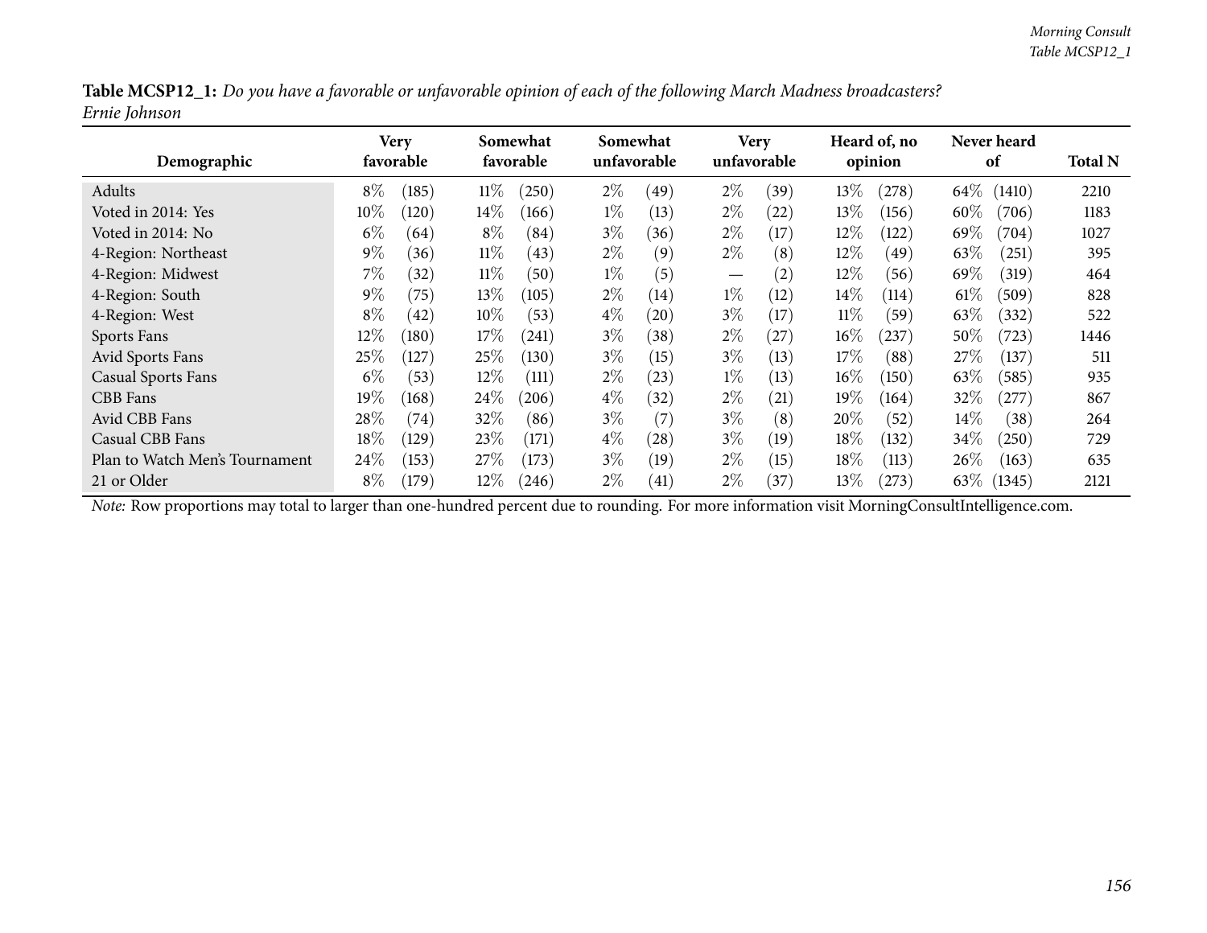**Table MCSP12_1:** *Do you have a favorable or unfavorable opinion of each of the following March Madness broadcasters?*
*Ernie Johnson*

| Demographic | Very favorable | | Somewhat favorable | | Somewhat unfavorable | | Very unfavorable | | Heard of, no opinion | | Never heard of | | Total N |
|---|---|---|---|---|---|---|---|---|---|---|---|---|---|
| Adults | 8% | (185) | 11% | (250) | 2% | (49) | 2% | (39) | 13% | (278) | 64% | (1410) | 2210 |
| Voted in 2014: Yes | 10% | (120) | 14% | (166) | 1% | (13) | 2% | (22) | 13% | (156) | 60% | (706) | 1183 |
| Voted in 2014: No | 6% | (64) | 8% | (84) | 3% | (36) | 2% | (17) | 12% | (122) | 69% | (704) | 1027 |
| 4-Region: Northeast | 9% | (36) | 11% | (43) | 2% | (9) | 2% | (8) | 12% | (49) | 63% | (251) | 395 |
| 4-Region: Midwest | 7% | (32) | 11% | (50) | 1% | (5) | — | (2) | 12% | (56) | 69% | (319) | 464 |
| 4-Region: South | 9% | (75) | 13% | (105) | 2% | (14) | 1% | (12) | 14% | (114) | 61% | (509) | 828 |
| 4-Region: West | 8% | (42) | 10% | (53) | 4% | (20) | 3% | (17) | 11% | (59) | 63% | (332) | 522 |
| Sports Fans | 12% | (180) | 17% | (241) | 3% | (38) | 2% | (27) | 16% | (237) | 50% | (723) | 1446 |
| Avid Sports Fans | 25% | (127) | 25% | (130) | 3% | (15) | 3% | (13) | 17% | (88) | 27% | (137) | 511 |
| Casual Sports Fans | 6% | (53) | 12% | (111) | 2% | (23) | 1% | (13) | 16% | (150) | 63% | (585) | 935 |
| CBB Fans | 19% | (168) | 24% | (206) | 4% | (32) | 2% | (21) | 19% | (164) | 32% | (277) | 867 |
| Avid CBB Fans | 28% | (74) | 32% | (86) | 3% | (7) | 3% | (8) | 20% | (52) | 14% | (38) | 264 |
| Casual CBB Fans | 18% | (129) | 23% | (171) | 4% | (28) | 3% | (19) | 18% | (132) | 34% | (250) | 729 |
| Plan to Watch Men's Tournament | 24% | (153) | 27% | (173) | 3% | (19) | 2% | (15) | 18% | (113) | 26% | (163) | 635 |
| 21 or Older | 8% | (179) | 12% | (246) | 2% | (41) | 2% | (37) | 13% | (273) | 63% | (1345) | 2121 |

*Note:* Row proportions may total to larger than one-hundred percent due to rounding. For more information visit MorningConsultIntelligence.com.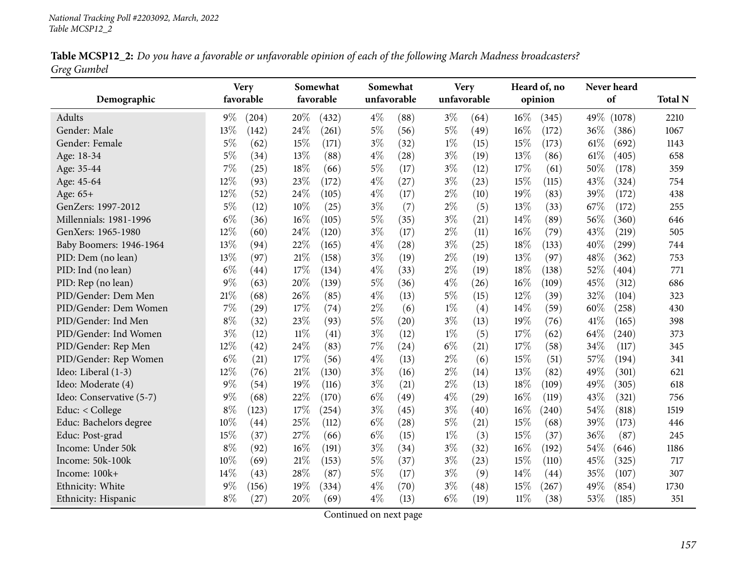**Table MCSP12_2:** *Do you have a favorable or unfavorable opinion of each of the following March Madness broadcasters?*
*Greg Gumbel*

| Demographic | Very favorable | | Somewhat favorable | | Somewhat unfavorable | | Very unfavorable | | Heard of, no opinion | | Never heard of | | Total N |
|---|---|---|---|---|---|---|---|---|---|---|---|---|---|
| Adults | 9% | (204) | 20% | (432) | 4% | (88) | 3% | (64) | 16% | (345) | 49% | (1078) | 2210 |
| Gender: Male | 13% | (142) | 24% | (261) | 5% | (56) | 5% | (49) | 16% | (172) | 36% | (386) | 1067 |
| Gender: Female | 5% | (62) | 15% | (171) | 3% | (32) | 1% | (15) | 15% | (173) | 61% | (692) | 1143 |
| Age: 18-34 | 5% | (34) | 13% | (88) | 4% | (28) | 3% | (19) | 13% | (86) | 61% | (405) | 658 |
| Age: 35-44 | 7% | (25) | 18% | (66) | 5% | (17) | 3% | (12) | 17% | (61) | 50% | (178) | 359 |
| Age: 45-64 | 12% | (93) | 23% | (172) | 4% | (27) | 3% | (23) | 15% | (115) | 43% | (324) | 754 |
| Age: 65+ | 12% | (52) | 24% | (105) | 4% | (17) | 2% | (10) | 19% | (83) | 39% | (172) | 438 |
| GenZers: 1997-2012 | 5% | (12) | 10% | (25) | 3% | (7) | 2% | (5) | 13% | (33) | 67% | (172) | 255 |
| Millennials: 1981-1996 | 6% | (36) | 16% | (105) | 5% | (35) | 3% | (21) | 14% | (89) | 56% | (360) | 646 |
| GenXers: 1965-1980 | 12% | (60) | 24% | (120) | 3% | (17) | 2% | (11) | 16% | (79) | 43% | (219) | 505 |
| Baby Boomers: 1946-1964 | 13% | (94) | 22% | (165) | 4% | (28) | 3% | (25) | 18% | (133) | 40% | (299) | 744 |
| PID: Dem (no lean) | 13% | (97) | 21% | (158) | 3% | (19) | 2% | (19) | 13% | (97) | 48% | (362) | 753 |
| PID: Ind (no lean) | 6% | (44) | 17% | (134) | 4% | (33) | 2% | (19) | 18% | (138) | 52% | (404) | 771 |
| PID: Rep (no lean) | 9% | (63) | 20% | (139) | 5% | (36) | 4% | (26) | 16% | (109) | 45% | (312) | 686 |
| PID/Gender: Dem Men | 21% | (68) | 26% | (85) | 4% | (13) | 5% | (15) | 12% | (39) | 32% | (104) | 323 |
| PID/Gender: Dem Women | 7% | (29) | 17% | (74) | 2% | (6) | 1% | (4) | 14% | (59) | 60% | (258) | 430 |
| PID/Gender: Ind Men | 8% | (32) | 23% | (93) | 5% | (20) | 3% | (13) | 19% | (76) | 41% | (165) | 398 |
| PID/Gender: Ind Women | 3% | (12) | 11% | (41) | 3% | (12) | 1% | (5) | 17% | (62) | 64% | (240) | 373 |
| PID/Gender: Rep Men | 12% | (42) | 24% | (83) | 7% | (24) | 6% | (21) | 17% | (58) | 34% | (117) | 345 |
| PID/Gender: Rep Women | 6% | (21) | 17% | (56) | 4% | (13) | 2% | (6) | 15% | (51) | 57% | (194) | 341 |
| Ideo: Liberal (1-3) | 12% | (76) | 21% | (130) | 3% | (16) | 2% | (14) | 13% | (82) | 49% | (301) | 621 |
| Ideo: Moderate (4) | 9% | (54) | 19% | (116) | 3% | (21) | 2% | (13) | 18% | (109) | 49% | (305) | 618 |
| Ideo: Conservative (5-7) | 9% | (68) | 22% | (170) | 6% | (49) | 4% | (29) | 16% | (119) | 43% | (321) | 756 |
| Educ: < College | 8% | (123) | 17% | (254) | 3% | (45) | 3% | (40) | 16% | (240) | 54% | (818) | 1519 |
| Educ: Bachelors degree | 10% | (44) | 25% | (112) | 6% | (28) | 5% | (21) | 15% | (68) | 39% | (173) | 446 |
| Educ: Post-grad | 15% | (37) | 27% | (66) | 6% | (15) | 1% | (3) | 15% | (37) | 36% | (87) | 245 |
| Income: Under 50k | 8% | (92) | 16% | (191) | 3% | (34) | 3% | (32) | 16% | (192) | 54% | (646) | 1186 |
| Income: 50k-100k | 10% | (69) | 21% | (153) | 5% | (37) | 3% | (23) | 15% | (110) | 45% | (325) | 717 |
| Income: 100k+ | 14% | (43) | 28% | (87) | 5% | (17) | 3% | (9) | 14% | (44) | 35% | (107) | 307 |
| Ethnicity: White | 9% | (156) | 19% | (334) | 4% | (70) | 3% | (48) | 15% | (267) | 49% | (854) | 1730 |
| Ethnicity: Hispanic | 8% | (27) | 20% | (69) | 4% | (13) | 6% | (19) | 11% | (38) | 53% | (185) | 351 |

Continued on next page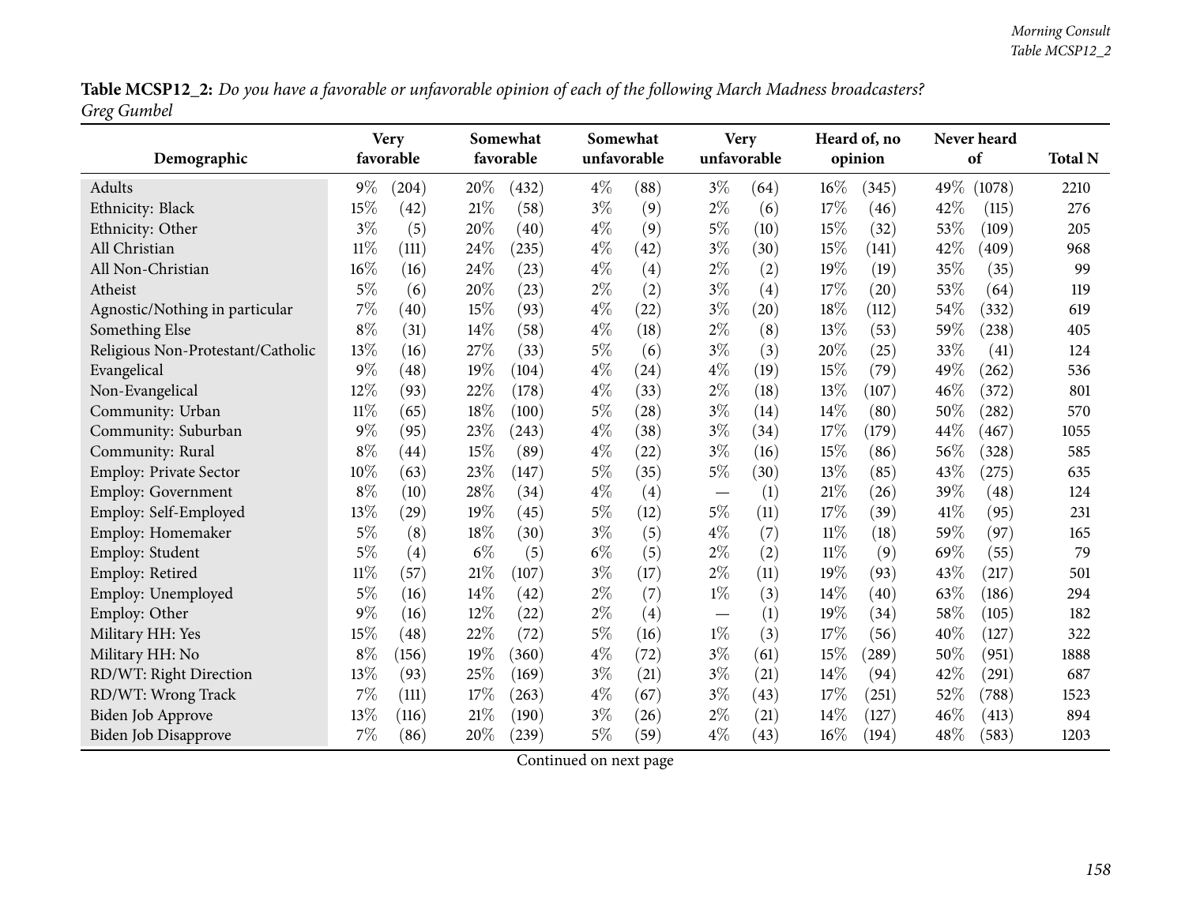**Table MCSP12_2:** *Do you have a favorable or unfavorable opinion of each of the following March Madness broadcasters? Greg Gumbel*

| Demographic | Very favorable | | Somewhat favorable | | Somewhat unfavorable | | Very unfavorable | | Heard of, no opinion | | Never heard of | | Total N |
|---|---|---|---|---|---|---|---|---|---|---|---|---|---|
| Adults | 9% | (204) | 20% | (432) | 4% | (88) | 3% | (64) | 16% | (345) | 49% | (1078) | 2210 |
| Ethnicity: Black | 15% | (42) | 21% | (58) | 3% | (9) | 2% | (6) | 17% | (46) | 42% | (115) | 276 |
| Ethnicity: Other | 3% | (5) | 20% | (40) | 4% | (9) | 5% | (10) | 15% | (32) | 53% | (109) | 205 |
| All Christian | 11% | (111) | 24% | (235) | 4% | (42) | 3% | (30) | 15% | (141) | 42% | (409) | 968 |
| All Non-Christian | 16% | (16) | 24% | (23) | 4% | (4) | 2% | (2) | 19% | (19) | 35% | (35) | 99 |
| Atheist | 5% | (6) | 20% | (23) | 2% | (2) | 3% | (4) | 17% | (20) | 53% | (64) | 119 |
| Agnostic/Nothing in particular | 7% | (40) | 15% | (93) | 4% | (22) | 3% | (20) | 18% | (112) | 54% | (332) | 619 |
| Something Else | 8% | (31) | 14% | (58) | 4% | (18) | 2% | (8) | 13% | (53) | 59% | (238) | 405 |
| Religious Non-Protestant/Catholic | 13% | (16) | 27% | (33) | 5% | (6) | 3% | (3) | 20% | (25) | 33% | (41) | 124 |
| Evangelical | 9% | (48) | 19% | (104) | 4% | (24) | 4% | (19) | 15% | (79) | 49% | (262) | 536 |
| Non-Evangelical | 12% | (93) | 22% | (178) | 4% | (33) | 2% | (18) | 13% | (107) | 46% | (372) | 801 |
| Community: Urban | 11% | (65) | 18% | (100) | 5% | (28) | 3% | (14) | 14% | (80) | 50% | (282) | 570 |
| Community: Suburban | 9% | (95) | 23% | (243) | 4% | (38) | 3% | (34) | 17% | (179) | 44% | (467) | 1055 |
| Community: Rural | 8% | (44) | 15% | (89) | 4% | (22) | 3% | (16) | 15% | (86) | 56% | (328) | 585 |
| Employ: Private Sector | 10% | (63) | 23% | (147) | 5% | (35) | 5% | (30) | 13% | (85) | 43% | (275) | 635 |
| Employ: Government | 8% | (10) | 28% | (34) | 4% | (4) | — | (1) | 21% | (26) | 39% | (48) | 124 |
| Employ: Self-Employed | 13% | (29) | 19% | (45) | 5% | (12) | 5% | (11) | 17% | (39) | 41% | (95) | 231 |
| Employ: Homemaker | 5% | (8) | 18% | (30) | 3% | (5) | 4% | (7) | 11% | (18) | 59% | (97) | 165 |
| Employ: Student | 5% | (4) | 6% | (5) | 6% | (5) | 2% | (2) | 11% | (9) | 69% | (55) | 79 |
| Employ: Retired | 11% | (57) | 21% | (107) | 3% | (17) | 2% | (11) | 19% | (93) | 43% | (217) | 501 |
| Employ: Unemployed | 5% | (16) | 14% | (42) | 2% | (7) | 1% | (3) | 14% | (40) | 63% | (186) | 294 |
| Employ: Other | 9% | (16) | 12% | (22) | 2% | (4) | — | (1) | 19% | (34) | 58% | (105) | 182 |
| Military HH: Yes | 15% | (48) | 22% | (72) | 5% | (16) | 1% | (3) | 17% | (56) | 40% | (127) | 322 |
| Military HH: No | 8% | (156) | 19% | (360) | 4% | (72) | 3% | (61) | 15% | (289) | 50% | (951) | 1888 |
| RD/WT: Right Direction | 13% | (93) | 25% | (169) | 3% | (21) | 3% | (21) | 14% | (94) | 42% | (291) | 687 |
| RD/WT: Wrong Track | 7% | (111) | 17% | (263) | 4% | (67) | 3% | (43) | 17% | (251) | 52% | (788) | 1523 |
| Biden Job Approve | 13% | (116) | 21% | (190) | 3% | (26) | 2% | (21) | 14% | (127) | 46% | (413) | 894 |
| Biden Job Disapprove | 7% | (86) | 20% | (239) | 5% | (59) | 4% | (43) | 16% | (194) | 48% | (583) | 1203 |

Continued on next page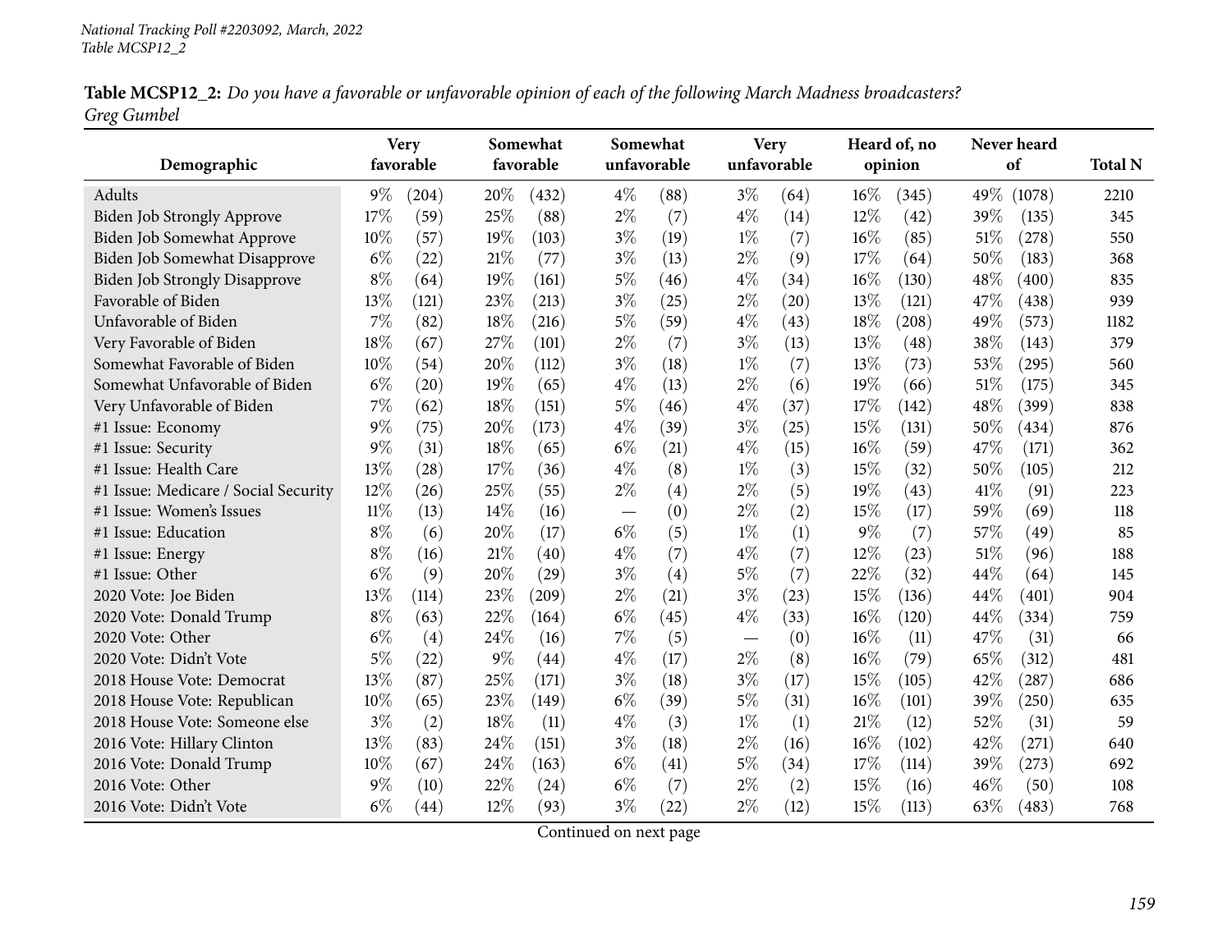**Table MCSP12_2:** *Do you have a favorable or unfavorable opinion of each of the following March Madness broadcasters? Greg Gumbel*

| Demographic | Very favorable | | Somewhat favorable | | Somewhat unfavorable | | Very unfavorable | | Heard of, no opinion | | Never heard of | | Total N |
|---|---|---|---|---|---|---|---|---|---|---|---|---|---|
| Adults | 9% | (204) | 20% | (432) | 4% | (88) | 3% | (64) | 16% | (345) | 49% | (1078) | 2210 |
| Biden Job Strongly Approve | 17% | (59) | 25% | (88) | 2% | (7) | 4% | (14) | 12% | (42) | 39% | (135) | 345 |
| Biden Job Somewhat Approve | 10% | (57) | 19% | (103) | 3% | (19) | 1% | (7) | 16% | (85) | 51% | (278) | 550 |
| Biden Job Somewhat Disapprove | 6% | (22) | 21% | (77) | 3% | (13) | 2% | (9) | 17% | (64) | 50% | (183) | 368 |
| Biden Job Strongly Disapprove | 8% | (64) | 19% | (161) | 5% | (46) | 4% | (34) | 16% | (130) | 48% | (400) | 835 |
| Favorable of Biden | 13% | (121) | 23% | (213) | 3% | (25) | 2% | (20) | 13% | (121) | 47% | (438) | 939 |
| Unfavorable of Biden | 7% | (82) | 18% | (216) | 5% | (59) | 4% | (43) | 18% | (208) | 49% | (573) | 1182 |
| Very Favorable of Biden | 18% | (67) | 27% | (101) | 2% | (7) | 3% | (13) | 13% | (48) | 38% | (143) | 379 |
| Somewhat Favorable of Biden | 10% | (54) | 20% | (112) | 3% | (18) | 1% | (7) | 13% | (73) | 53% | (295) | 560 |
| Somewhat Unfavorable of Biden | 6% | (20) | 19% | (65) | 4% | (13) | 2% | (6) | 19% | (66) | 51% | (175) | 345 |
| Very Unfavorable of Biden | 7% | (62) | 18% | (151) | 5% | (46) | 4% | (37) | 17% | (142) | 48% | (399) | 838 |
| #1 Issue: Economy | 9% | (75) | 20% | (173) | 4% | (39) | 3% | (25) | 15% | (131) | 50% | (434) | 876 |
| #1 Issue: Security | 9% | (31) | 18% | (65) | 6% | (21) | 4% | (15) | 16% | (59) | 47% | (171) | 362 |
| #1 Issue: Health Care | 13% | (28) | 17% | (36) | 4% | (8) | 1% | (3) | 15% | (32) | 50% | (105) | 212 |
| #1 Issue: Medicare / Social Security | 12% | (26) | 25% | (55) | 2% | (4) | 2% | (5) | 19% | (43) | 41% | (91) | 223 |
| #1 Issue: Women's Issues | 11% | (13) | 14% | (16) | — | (0) | 2% | (2) | 15% | (17) | 59% | (69) | 118 |
| #1 Issue: Education | 8% | (6) | 20% | (17) | 6% | (5) | 1% | (1) | 9% | (7) | 57% | (49) | 85 |
| #1 Issue: Energy | 8% | (16) | 21% | (40) | 4% | (7) | 4% | (7) | 12% | (23) | 51% | (96) | 188 |
| #1 Issue: Other | 6% | (9) | 20% | (29) | 3% | (4) | 5% | (7) | 22% | (32) | 44% | (64) | 145 |
| 2020 Vote: Joe Biden | 13% | (114) | 23% | (209) | 2% | (21) | 3% | (23) | 15% | (136) | 44% | (401) | 904 |
| 2020 Vote: Donald Trump | 8% | (63) | 22% | (164) | 6% | (45) | 4% | (33) | 16% | (120) | 44% | (334) | 759 |
| 2020 Vote: Other | 6% | (4) | 24% | (16) | 7% | (5) | — | (0) | 16% | (11) | 47% | (31) | 66 |
| 2020 Vote: Didn't Vote | 5% | (22) | 9% | (44) | 4% | (17) | 2% | (8) | 16% | (79) | 65% | (312) | 481 |
| 2018 House Vote: Democrat | 13% | (87) | 25% | (171) | 3% | (18) | 3% | (17) | 15% | (105) | 42% | (287) | 686 |
| 2018 House Vote: Republican | 10% | (65) | 23% | (149) | 6% | (39) | 5% | (31) | 16% | (101) | 39% | (250) | 635 |
| 2018 House Vote: Someone else | 3% | (2) | 18% | (11) | 4% | (3) | 1% | (1) | 21% | (12) | 52% | (31) | 59 |
| 2016 Vote: Hillary Clinton | 13% | (83) | 24% | (151) | 3% | (18) | 2% | (16) | 16% | (102) | 42% | (271) | 640 |
| 2016 Vote: Donald Trump | 10% | (67) | 24% | (163) | 6% | (41) | 5% | (34) | 17% | (114) | 39% | (273) | 692 |
| 2016 Vote: Other | 9% | (10) | 22% | (24) | 6% | (7) | 2% | (2) | 15% | (16) | 46% | (50) | 108 |
| 2016 Vote: Didn't Vote | 6% | (44) | 12% | (93) | 3% | (22) | 2% | (12) | 15% | (113) | 63% | (483) | 768 |

Continued on next page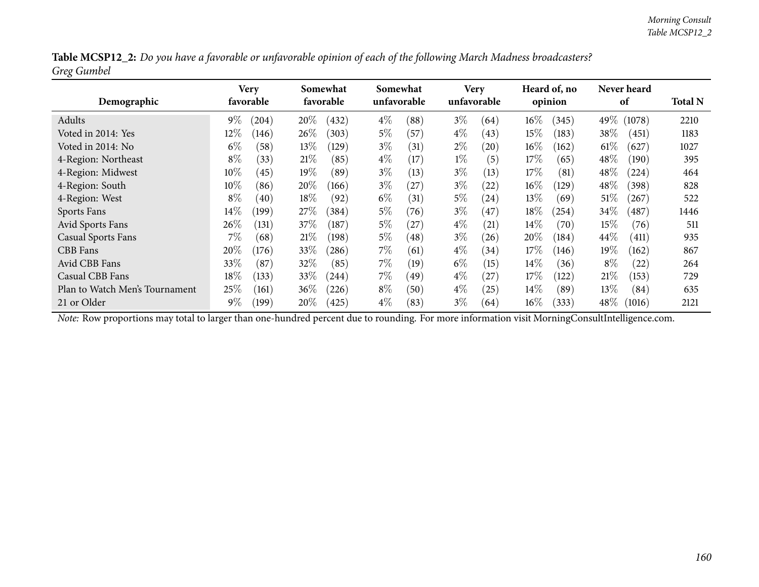**Table MCSP12_2:** *Do you have a favorable or unfavorable opinion of each of the following March Madness broadcasters? Greg Gumbel*

| Demographic | Very favorable | Somewhat favorable | Somewhat unfavorable | Very unfavorable | Heard of, no opinion | Never heard of | Total N |
|---|---|---|---|---|---|---|---|
| Adults | 9% (204) | 20% (432) | 4% (88) | 3% (64) | 16% (345) | 49% (1078) | 2210 |
| Voted in 2014: Yes | 12% (146) | 26% (303) | 5% (57) | 4% (43) | 15% (183) | 38% (451) | 1183 |
| Voted in 2014: No | 6% (58) | 13% (129) | 3% (31) | 2% (20) | 16% (162) | 61% (627) | 1027 |
| 4-Region: Northeast | 8% (33) | 21% (85) | 4% (17) | 1% (5) | 17% (65) | 48% (190) | 395 |
| 4-Region: Midwest | 10% (45) | 19% (89) | 3% (13) | 3% (13) | 17% (81) | 48% (224) | 464 |
| 4-Region: South | 10% (86) | 20% (166) | 3% (27) | 3% (22) | 16% (129) | 48% (398) | 828 |
| 4-Region: West | 8% (40) | 18% (92) | 6% (31) | 5% (24) | 13% (69) | 51% (267) | 522 |
| Sports Fans | 14% (199) | 27% (384) | 5% (76) | 3% (47) | 18% (254) | 34% (487) | 1446 |
| Avid Sports Fans | 26% (131) | 37% (187) | 5% (27) | 4% (21) | 14% (70) | 15% (76) | 511 |
| Casual Sports Fans | 7% (68) | 21% (198) | 5% (48) | 3% (26) | 20% (184) | 44% (411) | 935 |
| CBB Fans | 20% (176) | 33% (286) | 7% (61) | 4% (34) | 17% (146) | 19% (162) | 867 |
| Avid CBB Fans | 33% (87) | 32% (85) | 7% (19) | 6% (15) | 14% (36) | 8% (22) | 264 |
| Casual CBB Fans | 18% (133) | 33% (244) | 7% (49) | 4% (27) | 17% (122) | 21% (153) | 729 |
| Plan to Watch Men's Tournament | 25% (161) | 36% (226) | 8% (50) | 4% (25) | 14% (89) | 13% (84) | 635 |
| 21 or Older | 9% (199) | 20% (425) | 4% (83) | 3% (64) | 16% (333) | 48% (1016) | 2121 |

*Note:* Row proportions may total to larger than one-hundred percent due to rounding. For more information visit MorningConsultIntelligence.com.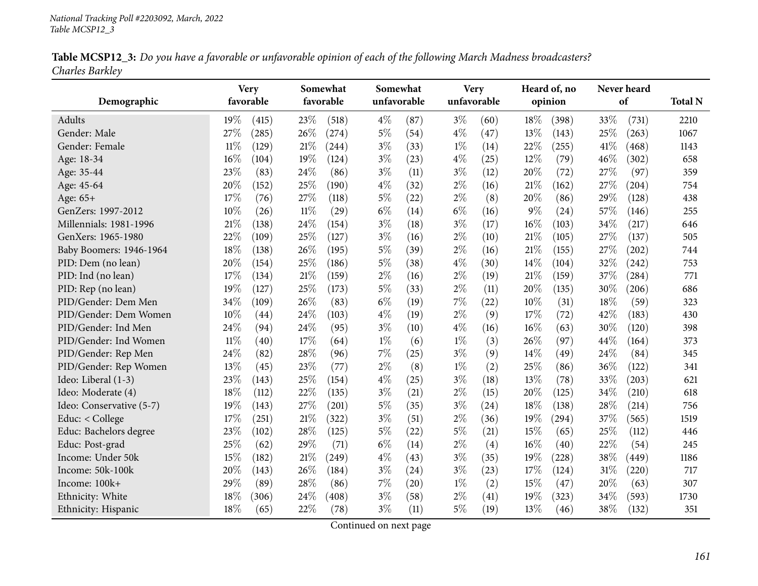**Table MCSP12_3:** *Do you have a favorable or unfavorable opinion of each of the following March Madness broadcasters? Charles Barkley*

| Demographic | Very favorable | | Somewhat favorable | | Somewhat unfavorable | | Very unfavorable | | Heard of, no opinion | | Never heard of | | Total N |
|---|---|---|---|---|---|---|---|---|---|---|---|---|---|
| Adults | 19% | (415) | 23% | (518) | 4% | (87) | 3% | (60) | 18% | (398) | 33% | (731) | 2210 |
| Gender: Male | 27% | (285) | 26% | (274) | 5% | (54) | 4% | (47) | 13% | (143) | 25% | (263) | 1067 |
| Gender: Female | 11% | (129) | 21% | (244) | 3% | (33) | 1% | (14) | 22% | (255) | 41% | (468) | 1143 |
| Age: 18-34 | 16% | (104) | 19% | (124) | 3% | (23) | 4% | (25) | 12% | (79) | 46% | (302) | 658 |
| Age: 35-44 | 23% | (83) | 24% | (86) | 3% | (11) | 3% | (12) | 20% | (72) | 27% | (97) | 359 |
| Age: 45-64 | 20% | (152) | 25% | (190) | 4% | (32) | 2% | (16) | 21% | (162) | 27% | (204) | 754 |
| Age: 65+ | 17% | (76) | 27% | (118) | 5% | (22) | 2% | (8) | 20% | (86) | 29% | (128) | 438 |
| GenZers: 1997-2012 | 10% | (26) | 11% | (29) | 6% | (14) | 6% | (16) | 9% | (24) | 57% | (146) | 255 |
| Millennials: 1981-1996 | 21% | (138) | 24% | (154) | 3% | (18) | 3% | (17) | 16% | (103) | 34% | (217) | 646 |
| GenXers: 1965-1980 | 22% | (109) | 25% | (127) | 3% | (16) | 2% | (10) | 21% | (105) | 27% | (137) | 505 |
| Baby Boomers: 1946-1964 | 18% | (138) | 26% | (195) | 5% | (39) | 2% | (16) | 21% | (155) | 27% | (202) | 744 |
| PID: Dem (no lean) | 20% | (154) | 25% | (186) | 5% | (38) | 4% | (30) | 14% | (104) | 32% | (242) | 753 |
| PID: Ind (no lean) | 17% | (134) | 21% | (159) | 2% | (16) | 2% | (19) | 21% | (159) | 37% | (284) | 771 |
| PID: Rep (no lean) | 19% | (127) | 25% | (173) | 5% | (33) | 2% | (11) | 20% | (135) | 30% | (206) | 686 |
| PID/Gender: Dem Men | 34% | (109) | 26% | (83) | 6% | (19) | 7% | (22) | 10% | (31) | 18% | (59) | 323 |
| PID/Gender: Dem Women | 10% | (44) | 24% | (103) | 4% | (19) | 2% | (9) | 17% | (72) | 42% | (183) | 430 |
| PID/Gender: Ind Men | 24% | (94) | 24% | (95) | 3% | (10) | 4% | (16) | 16% | (63) | 30% | (120) | 398 |
| PID/Gender: Ind Women | 11% | (40) | 17% | (64) | 1% | (6) | 1% | (3) | 26% | (97) | 44% | (164) | 373 |
| PID/Gender: Rep Men | 24% | (82) | 28% | (96) | 7% | (25) | 3% | (9) | 14% | (49) | 24% | (84) | 345 |
| PID/Gender: Rep Women | 13% | (45) | 23% | (77) | 2% | (8) | 1% | (2) | 25% | (86) | 36% | (122) | 341 |
| Ideo: Liberal (1-3) | 23% | (143) | 25% | (154) | 4% | (25) | 3% | (18) | 13% | (78) | 33% | (203) | 621 |
| Ideo: Moderate (4) | 18% | (112) | 22% | (135) | 3% | (21) | 2% | (15) | 20% | (125) | 34% | (210) | 618 |
| Ideo: Conservative (5-7) | 19% | (143) | 27% | (201) | 5% | (35) | 3% | (24) | 18% | (138) | 28% | (214) | 756 |
| Educ: < College | 17% | (251) | 21% | (322) | 3% | (51) | 2% | (36) | 19% | (294) | 37% | (565) | 1519 |
| Educ: Bachelors degree | 23% | (102) | 28% | (125) | 5% | (22) | 5% | (21) | 15% | (65) | 25% | (112) | 446 |
| Educ: Post-grad | 25% | (62) | 29% | (71) | 6% | (14) | 2% | (4) | 16% | (40) | 22% | (54) | 245 |
| Income: Under 50k | 15% | (182) | 21% | (249) | 4% | (43) | 3% | (35) | 19% | (228) | 38% | (449) | 1186 |
| Income: 50k-100k | 20% | (143) | 26% | (184) | 3% | (24) | 3% | (23) | 17% | (124) | 31% | (220) | 717 |
| Income: 100k+ | 29% | (89) | 28% | (86) | 7% | (20) | 1% | (2) | 15% | (47) | 20% | (63) | 307 |
| Ethnicity: White | 18% | (306) | 24% | (408) | 3% | (58) | 2% | (41) | 19% | (323) | 34% | (593) | 1730 |
| Ethnicity: Hispanic | 18% | (65) | 22% | (78) | 3% | (11) | 5% | (19) | 13% | (46) | 38% | (132) | 351 |

Continued on next page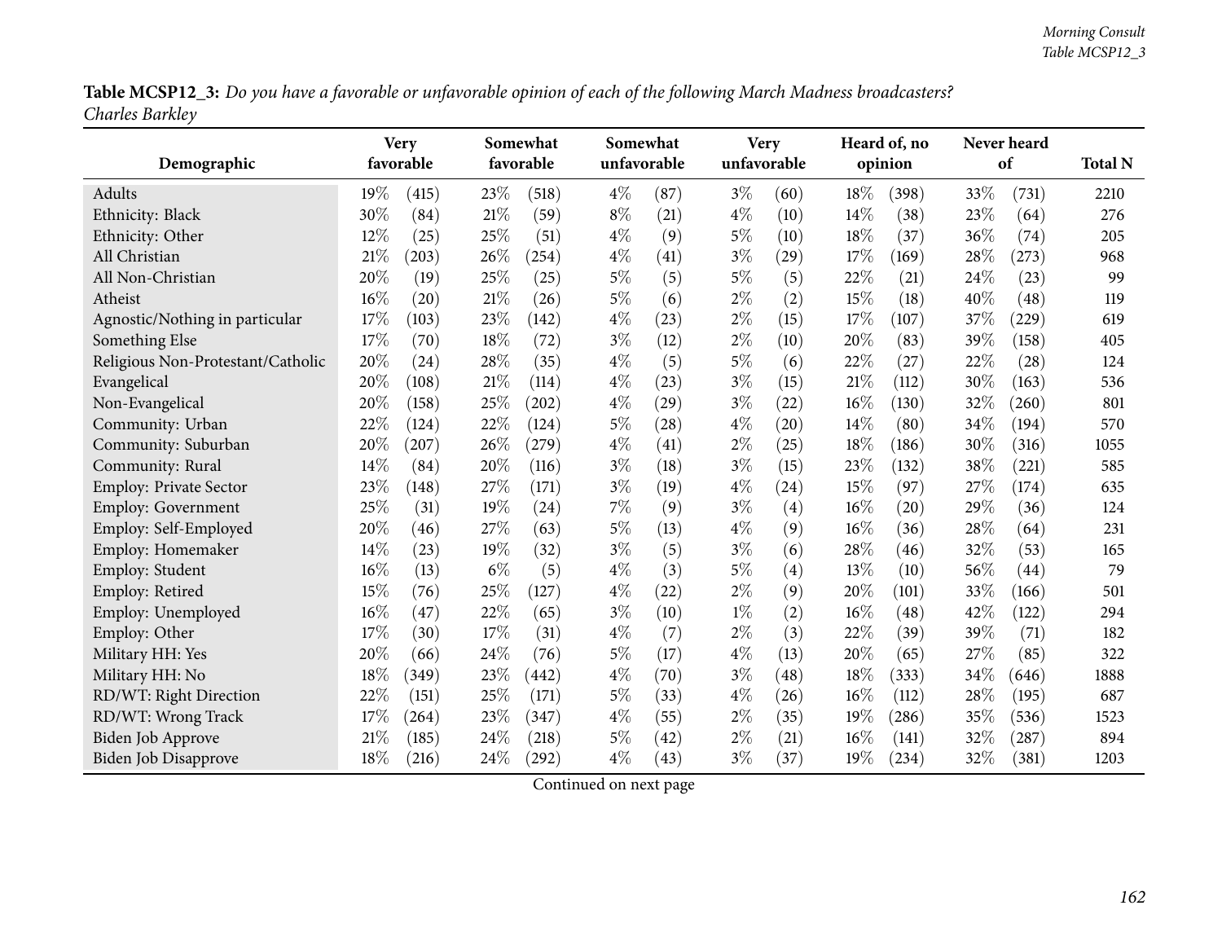**Table MCSP12_3:** *Do you have a favorable or unfavorable opinion of each of the following March Madness broadcasters? Charles Barkley*

| Demographic | Very favorable | | Somewhat favorable | | Somewhat unfavorable | | Very unfavorable | | Heard of, no opinion | | Never heard of | | Total N |
|---|---|---|---|---|---|---|---|---|---|---|---|---|---|
| Adults | 19% | (415) | 23% | (518) | 4% | (87) | 3% | (60) | 18% | (398) | 33% | (731) | 2210 |
| Ethnicity: Black | 30% | (84) | 21% | (59) | 8% | (21) | 4% | (10) | 14% | (38) | 23% | (64) | 276 |
| Ethnicity: Other | 12% | (25) | 25% | (51) | 4% | (9) | 5% | (10) | 18% | (37) | 36% | (74) | 205 |
| All Christian | 21% | (203) | 26% | (254) | 4% | (41) | 3% | (29) | 17% | (169) | 28% | (273) | 968 |
| All Non-Christian | 20% | (19) | 25% | (25) | 5% | (5) | 5% | (5) | 22% | (21) | 24% | (23) | 99 |
| Atheist | 16% | (20) | 21% | (26) | 5% | (6) | 2% | (2) | 15% | (18) | 40% | (48) | 119 |
| Agnostic/Nothing in particular | 17% | (103) | 23% | (142) | 4% | (23) | 2% | (15) | 17% | (107) | 37% | (229) | 619 |
| Something Else | 17% | (70) | 18% | (72) | 3% | (12) | 2% | (10) | 20% | (83) | 39% | (158) | 405 |
| Religious Non-Protestant/Catholic | 20% | (24) | 28% | (35) | 4% | (5) | 5% | (6) | 22% | (27) | 22% | (28) | 124 |
| Evangelical | 20% | (108) | 21% | (114) | 4% | (23) | 3% | (15) | 21% | (112) | 30% | (163) | 536 |
| Non-Evangelical | 20% | (158) | 25% | (202) | 4% | (29) | 3% | (22) | 16% | (130) | 32% | (260) | 801 |
| Community: Urban | 22% | (124) | 22% | (124) | 5% | (28) | 4% | (20) | 14% | (80) | 34% | (194) | 570 |
| Community: Suburban | 20% | (207) | 26% | (279) | 4% | (41) | 2% | (25) | 18% | (186) | 30% | (316) | 1055 |
| Community: Rural | 14% | (84) | 20% | (116) | 3% | (18) | 3% | (15) | 23% | (132) | 38% | (221) | 585 |
| Employ: Private Sector | 23% | (148) | 27% | (171) | 3% | (19) | 4% | (24) | 15% | (97) | 27% | (174) | 635 |
| Employ: Government | 25% | (31) | 19% | (24) | 7% | (9) | 3% | (4) | 16% | (20) | 29% | (36) | 124 |
| Employ: Self-Employed | 20% | (46) | 27% | (63) | 5% | (13) | 4% | (9) | 16% | (36) | 28% | (64) | 231 |
| Employ: Homemaker | 14% | (23) | 19% | (32) | 3% | (5) | 3% | (6) | 28% | (46) | 32% | (53) | 165 |
| Employ: Student | 16% | (13) | 6% | (5) | 4% | (3) | 5% | (4) | 13% | (10) | 56% | (44) | 79 |
| Employ: Retired | 15% | (76) | 25% | (127) | 4% | (22) | 2% | (9) | 20% | (101) | 33% | (166) | 501 |
| Employ: Unemployed | 16% | (47) | 22% | (65) | 3% | (10) | 1% | (2) | 16% | (48) | 42% | (122) | 294 |
| Employ: Other | 17% | (30) | 17% | (31) | 4% | (7) | 2% | (3) | 22% | (39) | 39% | (71) | 182 |
| Military HH: Yes | 20% | (66) | 24% | (76) | 5% | (17) | 4% | (13) | 20% | (65) | 27% | (85) | 322 |
| Military HH: No | 18% | (349) | 23% | (442) | 4% | (70) | 3% | (48) | 18% | (333) | 34% | (646) | 1888 |
| RD/WT: Right Direction | 22% | (151) | 25% | (171) | 5% | (33) | 4% | (26) | 16% | (112) | 28% | (195) | 687 |
| RD/WT: Wrong Track | 17% | (264) | 23% | (347) | 4% | (55) | 2% | (35) | 19% | (286) | 35% | (536) | 1523 |
| Biden Job Approve | 21% | (185) | 24% | (218) | 5% | (42) | 2% | (21) | 16% | (141) | 32% | (287) | 894 |
| Biden Job Disapprove | 18% | (216) | 24% | (292) | 4% | (43) | 3% | (37) | 19% | (234) | 32% | (381) | 1203 |

Continued on next page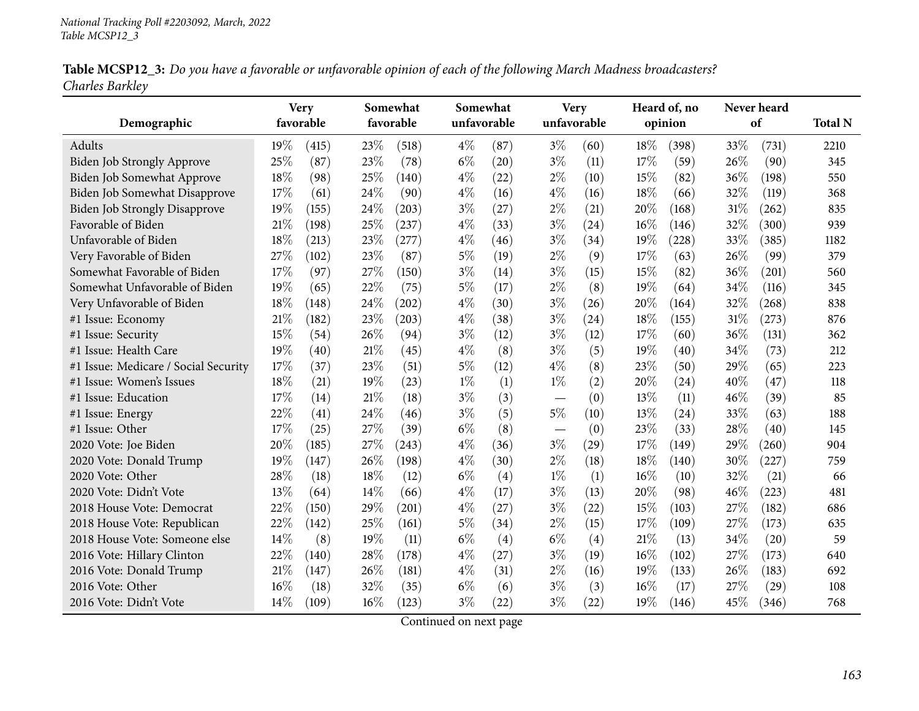National Tracking Poll #2203092, March, 2022
Table MCSP12_3

**Table MCSP12_3:** *Do you have a favorable or unfavorable opinion of each of the following March Madness broadcasters? Charles Barkley*

| Demographic | Very favorable | | Somewhat favorable | | Somewhat unfavorable | | Very unfavorable | | Heard of, no opinion | | Never heard of | | Total N |
|---|---|---|---|---|---|---|---|---|---|---|---|---|---|
| Adults | 19% | (415) | 23% | (518) | 4% | (87) | 3% | (60) | 18% | (398) | 33% | (731) | 2210 |
| Biden Job Strongly Approve | 25% | (87) | 23% | (78) | 6% | (20) | 3% | (11) | 17% | (59) | 26% | (90) | 345 |
| Biden Job Somewhat Approve | 18% | (98) | 25% | (140) | 4% | (22) | 2% | (10) | 15% | (82) | 36% | (198) | 550 |
| Biden Job Somewhat Disapprove | 17% | (61) | 24% | (90) | 4% | (16) | 4% | (16) | 18% | (66) | 32% | (119) | 368 |
| Biden Job Strongly Disapprove | 19% | (155) | 24% | (203) | 3% | (27) | 2% | (21) | 20% | (168) | 31% | (262) | 835 |
| Favorable of Biden | 21% | (198) | 25% | (237) | 4% | (33) | 3% | (24) | 16% | (146) | 32% | (300) | 939 |
| Unfavorable of Biden | 18% | (213) | 23% | (277) | 4% | (46) | 3% | (34) | 19% | (228) | 33% | (385) | 1182 |
| Very Favorable of Biden | 27% | (102) | 23% | (87) | 5% | (19) | 2% | (9) | 17% | (63) | 26% | (99) | 379 |
| Somewhat Favorable of Biden | 17% | (97) | 27% | (150) | 3% | (14) | 3% | (15) | 15% | (82) | 36% | (201) | 560 |
| Somewhat Unfavorable of Biden | 19% | (65) | 22% | (75) | 5% | (17) | 2% | (8) | 19% | (64) | 34% | (116) | 345 |
| Very Unfavorable of Biden | 18% | (148) | 24% | (202) | 4% | (30) | 3% | (26) | 20% | (164) | 32% | (268) | 838 |
| #1 Issue: Economy | 21% | (182) | 23% | (203) | 4% | (38) | 3% | (24) | 18% | (155) | 31% | (273) | 876 |
| #1 Issue: Security | 15% | (54) | 26% | (94) | 3% | (12) | 3% | (12) | 17% | (60) | 36% | (131) | 362 |
| #1 Issue: Health Care | 19% | (40) | 21% | (45) | 4% | (8) | 3% | (5) | 19% | (40) | 34% | (73) | 212 |
| #1 Issue: Medicare / Social Security | 17% | (37) | 23% | (51) | 5% | (12) | 4% | (8) | 23% | (50) | 29% | (65) | 223 |
| #1 Issue: Women's Issues | 18% | (21) | 19% | (23) | 1% | (1) | 1% | (2) | 20% | (24) | 40% | (47) | 118 |
| #1 Issue: Education | 17% | (14) | 21% | (18) | 3% | (3) | — | (0) | 13% | (11) | 46% | (39) | 85 |
| #1 Issue: Energy | 22% | (41) | 24% | (46) | 3% | (5) | 5% | (10) | 13% | (24) | 33% | (63) | 188 |
| #1 Issue: Other | 17% | (25) | 27% | (39) | 6% | (8) | — | (0) | 23% | (33) | 28% | (40) | 145 |
| 2020 Vote: Joe Biden | 20% | (185) | 27% | (243) | 4% | (36) | 3% | (29) | 17% | (149) | 29% | (260) | 904 |
| 2020 Vote: Donald Trump | 19% | (147) | 26% | (198) | 4% | (30) | 2% | (18) | 18% | (140) | 30% | (227) | 759 |
| 2020 Vote: Other | 28% | (18) | 18% | (12) | 6% | (4) | 1% | (1) | 16% | (10) | 32% | (21) | 66 |
| 2020 Vote: Didn't Vote | 13% | (64) | 14% | (66) | 4% | (17) | 3% | (13) | 20% | (98) | 46% | (223) | 481 |
| 2018 House Vote: Democrat | 22% | (150) | 29% | (201) | 4% | (27) | 3% | (22) | 15% | (103) | 27% | (182) | 686 |
| 2018 House Vote: Republican | 22% | (142) | 25% | (161) | 5% | (34) | 2% | (15) | 17% | (109) | 27% | (173) | 635 |
| 2018 House Vote: Someone else | 14% | (8) | 19% | (11) | 6% | (4) | 6% | (4) | 21% | (13) | 34% | (20) | 59 |
| 2016 Vote: Hillary Clinton | 22% | (140) | 28% | (178) | 4% | (27) | 3% | (19) | 16% | (102) | 27% | (173) | 640 |
| 2016 Vote: Donald Trump | 21% | (147) | 26% | (181) | 4% | (31) | 2% | (16) | 19% | (133) | 26% | (183) | 692 |
| 2016 Vote: Other | 16% | (18) | 32% | (35) | 6% | (6) | 3% | (3) | 16% | (17) | 27% | (29) | 108 |
| 2016 Vote: Didn't Vote | 14% | (109) | 16% | (123) | 3% | (22) | 3% | (22) | 19% | (146) | 45% | (346) | 768 |

Continued on next page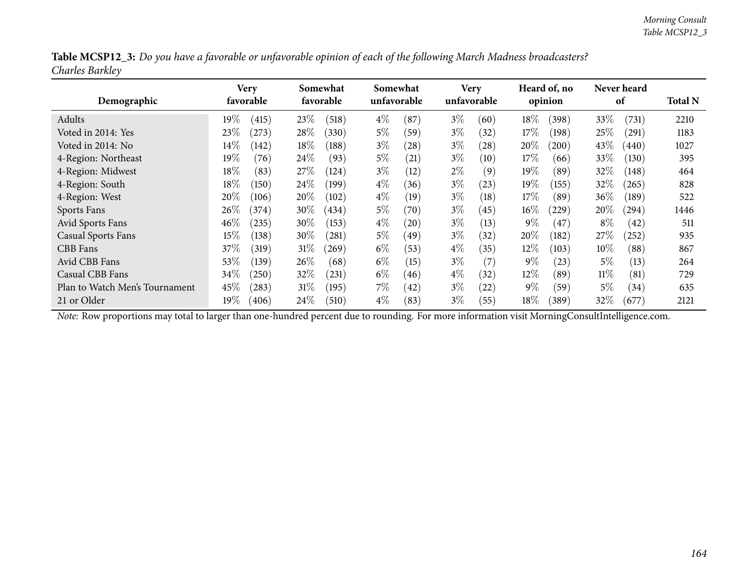**Table MCSP12_3:** *Do you have a favorable or unfavorable opinion of each of the following March Madness broadcasters? Charles Barkley*

| Demographic | Very favorable | | Somewhat favorable | | Somewhat unfavorable | | Very unfavorable | | Heard of, no opinion | | Never heard of | | Total N |
|---|---|---|---|---|---|---|---|---|---|---|---|---|---|
| Adults | 19% | (415) | 23% | (518) | 4% | (87) | 3% | (60) | 18% | (398) | 33% | (731) | 2210 |
| Voted in 2014: Yes | 23% | (273) | 28% | (330) | 5% | (59) | 3% | (32) | 17% | (198) | 25% | (291) | 1183 |
| Voted in 2014: No | 14% | (142) | 18% | (188) | 3% | (28) | 3% | (28) | 20% | (200) | 43% | (440) | 1027 |
| 4-Region: Northeast | 19% | (76) | 24% | (93) | 5% | (21) | 3% | (10) | 17% | (66) | 33% | (130) | 395 |
| 4-Region: Midwest | 18% | (83) | 27% | (124) | 3% | (12) | 2% | (9) | 19% | (89) | 32% | (148) | 464 |
| 4-Region: South | 18% | (150) | 24% | (199) | 4% | (36) | 3% | (23) | 19% | (155) | 32% | (265) | 828 |
| 4-Region: West | 20% | (106) | 20% | (102) | 4% | (19) | 3% | (18) | 17% | (89) | 36% | (189) | 522 |
| Sports Fans | 26% | (374) | 30% | (434) | 5% | (70) | 3% | (45) | 16% | (229) | 20% | (294) | 1446 |
| Avid Sports Fans | 46% | (235) | 30% | (153) | 4% | (20) | 3% | (13) | 9% | (47) | 8% | (42) | 511 |
| Casual Sports Fans | 15% | (138) | 30% | (281) | 5% | (49) | 3% | (32) | 20% | (182) | 27% | (252) | 935 |
| CBB Fans | 37% | (319) | 31% | (269) | 6% | (53) | 4% | (35) | 12% | (103) | 10% | (88) | 867 |
| Avid CBB Fans | 53% | (139) | 26% | (68) | 6% | (15) | 3% | (7) | 9% | (23) | 5% | (13) | 264 |
| Casual CBB Fans | 34% | (250) | 32% | (231) | 6% | (46) | 4% | (32) | 12% | (89) | 11% | (81) | 729 |
| Plan to Watch Men's Tournament | 45% | (283) | 31% | (195) | 7% | (42) | 3% | (22) | 9% | (59) | 5% | (34) | 635 |
| 21 or Older | 19% | (406) | 24% | (510) | 4% | (83) | 3% | (55) | 18% | (389) | 32% | (677) | 2121 |

*Note:* Row proportions may total to larger than one-hundred percent due to rounding. For more information visit MorningConsultIntelligence.com.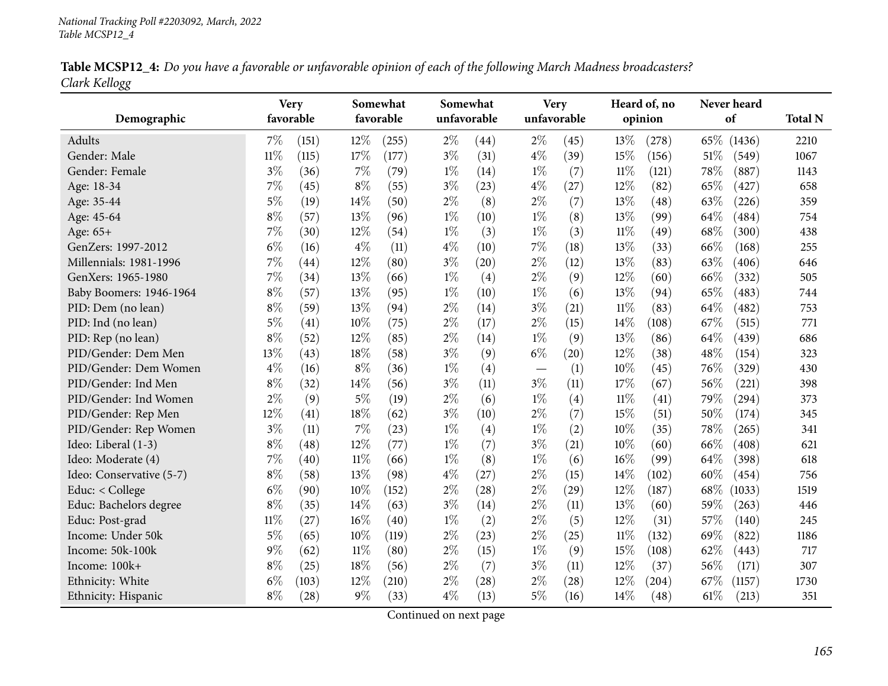**Table MCSP12_4:** *Do you have a favorable or unfavorable opinion of each of the following March Madness broadcasters?*
*Clark Kellogg*

| Demographic | Very favorable | | Somewhat favorable | | Somewhat unfavorable | | Very unfavorable | | Heard of, no opinion | | Never heard of | | Total N |
|---|---|---|---|---|---|---|---|---|---|---|---|---|---|
| Adults | 7% | (151) | 12% | (255) | 2% | (44) | 2% | (45) | 13% | (278) | 65% | (1436) | 2210 |
| Gender: Male | 11% | (115) | 17% | (177) | 3% | (31) | 4% | (39) | 15% | (156) | 51% | (549) | 1067 |
| Gender: Female | 3% | (36) | 7% | (79) | 1% | (14) | 1% | (7) | 11% | (121) | 78% | (887) | 1143 |
| Age: 18-34 | 7% | (45) | 8% | (55) | 3% | (23) | 4% | (27) | 12% | (82) | 65% | (427) | 658 |
| Age: 35-44 | 5% | (19) | 14% | (50) | 2% | (8) | 2% | (7) | 13% | (48) | 63% | (226) | 359 |
| Age: 45-64 | 8% | (57) | 13% | (96) | 1% | (10) | 1% | (8) | 13% | (99) | 64% | (484) | 754 |
| Age: 65+ | 7% | (30) | 12% | (54) | 1% | (3) | 1% | (3) | 11% | (49) | 68% | (300) | 438 |
| GenZers: 1997-2012 | 6% | (16) | 4% | (11) | 4% | (10) | 7% | (18) | 13% | (33) | 66% | (168) | 255 |
| Millennials: 1981-1996 | 7% | (44) | 12% | (80) | 3% | (20) | 2% | (12) | 13% | (83) | 63% | (406) | 646 |
| GenXers: 1965-1980 | 7% | (34) | 13% | (66) | 1% | (4) | 2% | (9) | 12% | (60) | 66% | (332) | 505 |
| Baby Boomers: 1946-1964 | 8% | (57) | 13% | (95) | 1% | (10) | 1% | (6) | 13% | (94) | 65% | (483) | 744 |
| PID: Dem (no lean) | 8% | (59) | 13% | (94) | 2% | (14) | 3% | (21) | 11% | (83) | 64% | (482) | 753 |
| PID: Ind (no lean) | 5% | (41) | 10% | (75) | 2% | (17) | 2% | (15) | 14% | (108) | 67% | (515) | 771 |
| PID: Rep (no lean) | 8% | (52) | 12% | (85) | 2% | (14) | 1% | (9) | 13% | (86) | 64% | (439) | 686 |
| PID/Gender: Dem Men | 13% | (43) | 18% | (58) | 3% | (9) | 6% | (20) | 12% | (38) | 48% | (154) | 323 |
| PID/Gender: Dem Women | 4% | (16) | 8% | (36) | 1% | (4) | — | (1) | 10% | (45) | 76% | (329) | 430 |
| PID/Gender: Ind Men | 8% | (32) | 14% | (56) | 3% | (11) | 3% | (11) | 17% | (67) | 56% | (221) | 398 |
| PID/Gender: Ind Women | 2% | (9) | 5% | (19) | 2% | (6) | 1% | (4) | 11% | (41) | 79% | (294) | 373 |
| PID/Gender: Rep Men | 12% | (41) | 18% | (62) | 3% | (10) | 2% | (7) | 15% | (51) | 50% | (174) | 345 |
| PID/Gender: Rep Women | 3% | (11) | 7% | (23) | 1% | (4) | 1% | (2) | 10% | (35) | 78% | (265) | 341 |
| Ideo: Liberal (1-3) | 8% | (48) | 12% | (77) | 1% | (7) | 3% | (21) | 10% | (60) | 66% | (408) | 621 |
| Ideo: Moderate (4) | 7% | (40) | 11% | (66) | 1% | (8) | 1% | (6) | 16% | (99) | 64% | (398) | 618 |
| Ideo: Conservative (5-7) | 8% | (58) | 13% | (98) | 4% | (27) | 2% | (15) | 14% | (102) | 60% | (454) | 756 |
| Educ: < College | 6% | (90) | 10% | (152) | 2% | (28) | 2% | (29) | 12% | (187) | 68% | (1033) | 1519 |
| Educ: Bachelors degree | 8% | (35) | 14% | (63) | 3% | (14) | 2% | (11) | 13% | (60) | 59% | (263) | 446 |
| Educ: Post-grad | 11% | (27) | 16% | (40) | 1% | (2) | 2% | (5) | 12% | (31) | 57% | (140) | 245 |
| Income: Under 50k | 5% | (65) | 10% | (119) | 2% | (23) | 2% | (25) | 11% | (132) | 69% | (822) | 1186 |
| Income: 50k-100k | 9% | (62) | 11% | (80) | 2% | (15) | 1% | (9) | 15% | (108) | 62% | (443) | 717 |
| Income: 100k+ | 8% | (25) | 18% | (56) | 2% | (7) | 3% | (11) | 12% | (37) | 56% | (171) | 307 |
| Ethnicity: White | 6% | (103) | 12% | (210) | 2% | (28) | 2% | (28) | 12% | (204) | 67% | (1157) | 1730 |
| Ethnicity: Hispanic | 8% | (28) | 9% | (33) | 4% | (13) | 5% | (16) | 14% | (48) | 61% | (213) | 351 |

Continued on next page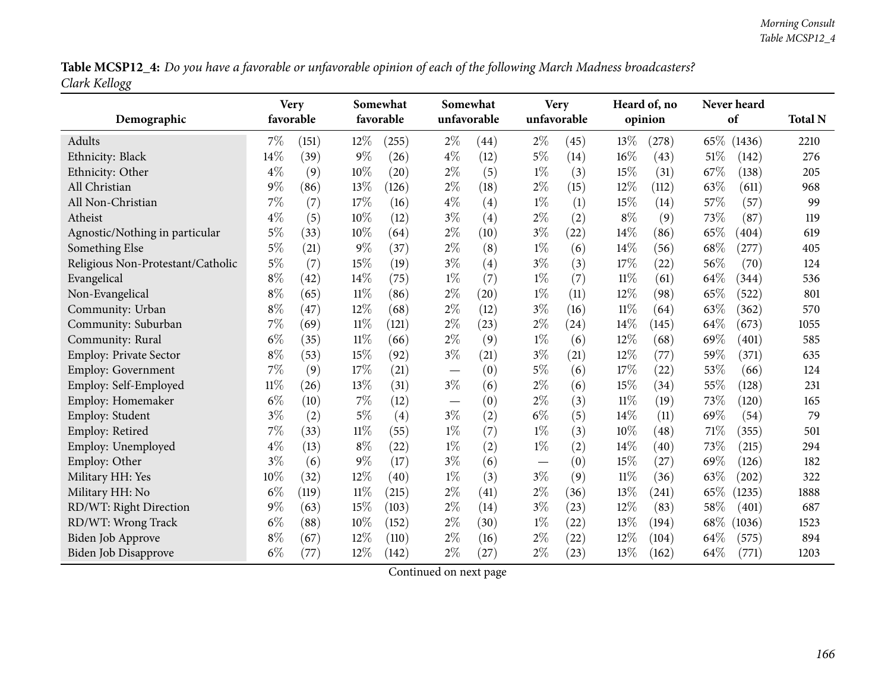**Table MCSP12_4:** *Do you have a favorable or unfavorable opinion of each of the following March Madness broadcasters? Clark Kellogg*

| Demographic | Very favorable | | Somewhat favorable | | Somewhat unfavorable | | Very unfavorable | | Heard of, no opinion | | Never heard of | | Total N |
|---|---|---|---|---|---|---|---|---|---|---|---|---|---|
| Adults | 7% | (151) | 12% | (255) | 2% | (44) | 2% | (45) | 13% | (278) | 65% | (1436) | 2210 |
| Ethnicity: Black | 14% | (39) | 9% | (26) | 4% | (12) | 5% | (14) | 16% | (43) | 51% | (142) | 276 |
| Ethnicity: Other | 4% | (9) | 10% | (20) | 2% | (5) | 1% | (3) | 15% | (31) | 67% | (138) | 205 |
| All Christian | 9% | (86) | 13% | (126) | 2% | (18) | 2% | (15) | 12% | (112) | 63% | (611) | 968 |
| All Non-Christian | 7% | (7) | 17% | (16) | 4% | (4) | 1% | (1) | 15% | (14) | 57% | (57) | 99 |
| Atheist | 4% | (5) | 10% | (12) | 3% | (4) | 2% | (2) | 8% | (9) | 73% | (87) | 119 |
| Agnostic/Nothing in particular | 5% | (33) | 10% | (64) | 2% | (10) | 3% | (22) | 14% | (86) | 65% | (404) | 619 |
| Something Else | 5% | (21) | 9% | (37) | 2% | (8) | 1% | (6) | 14% | (56) | 68% | (277) | 405 |
| Religious Non-Protestant/Catholic | 5% | (7) | 15% | (19) | 3% | (4) | 3% | (3) | 17% | (22) | 56% | (70) | 124 |
| Evangelical | 8% | (42) | 14% | (75) | 1% | (7) | 1% | (7) | 11% | (61) | 64% | (344) | 536 |
| Non-Evangelical | 8% | (65) | 11% | (86) | 2% | (20) | 1% | (11) | 12% | (98) | 65% | (522) | 801 |
| Community: Urban | 8% | (47) | 12% | (68) | 2% | (12) | 3% | (16) | 11% | (64) | 63% | (362) | 570 |
| Community: Suburban | 7% | (69) | 11% | (121) | 2% | (23) | 2% | (24) | 14% | (145) | 64% | (673) | 1055 |
| Community: Rural | 6% | (35) | 11% | (66) | 2% | (9) | 1% | (6) | 12% | (68) | 69% | (401) | 585 |
| Employ: Private Sector | 8% | (53) | 15% | (92) | 3% | (21) | 3% | (21) | 12% | (77) | 59% | (371) | 635 |
| Employ: Government | 7% | (9) | 17% | (21) | — | (0) | 5% | (6) | 17% | (22) | 53% | (66) | 124 |
| Employ: Self-Employed | 11% | (26) | 13% | (31) | 3% | (6) | 2% | (6) | 15% | (34) | 55% | (128) | 231 |
| Employ: Homemaker | 6% | (10) | 7% | (12) | — | (0) | 2% | (3) | 11% | (19) | 73% | (120) | 165 |
| Employ: Student | 3% | (2) | 5% | (4) | 3% | (2) | 6% | (5) | 14% | (11) | 69% | (54) | 79 |
| Employ: Retired | 7% | (33) | 11% | (55) | 1% | (7) | 1% | (3) | 10% | (48) | 71% | (355) | 501 |
| Employ: Unemployed | 4% | (13) | 8% | (22) | 1% | (2) | 1% | (2) | 14% | (40) | 73% | (215) | 294 |
| Employ: Other | 3% | (6) | 9% | (17) | 3% | (6) | — | (0) | 15% | (27) | 69% | (126) | 182 |
| Military HH: Yes | 10% | (32) | 12% | (40) | 1% | (3) | 3% | (9) | 11% | (36) | 63% | (202) | 322 |
| Military HH: No | 6% | (119) | 11% | (215) | 2% | (41) | 2% | (36) | 13% | (241) | 65% | (1235) | 1888 |
| RD/WT: Right Direction | 9% | (63) | 15% | (103) | 2% | (14) | 3% | (23) | 12% | (83) | 58% | (401) | 687 |
| RD/WT: Wrong Track | 6% | (88) | 10% | (152) | 2% | (30) | 1% | (22) | 13% | (194) | 68% | (1036) | 1523 |
| Biden Job Approve | 8% | (67) | 12% | (110) | 2% | (16) | 2% | (22) | 12% | (104) | 64% | (575) | 894 |
| Biden Job Disapprove | 6% | (77) | 12% | (142) | 2% | (27) | 2% | (23) | 13% | (162) | 64% | (771) | 1203 |

Continued on next page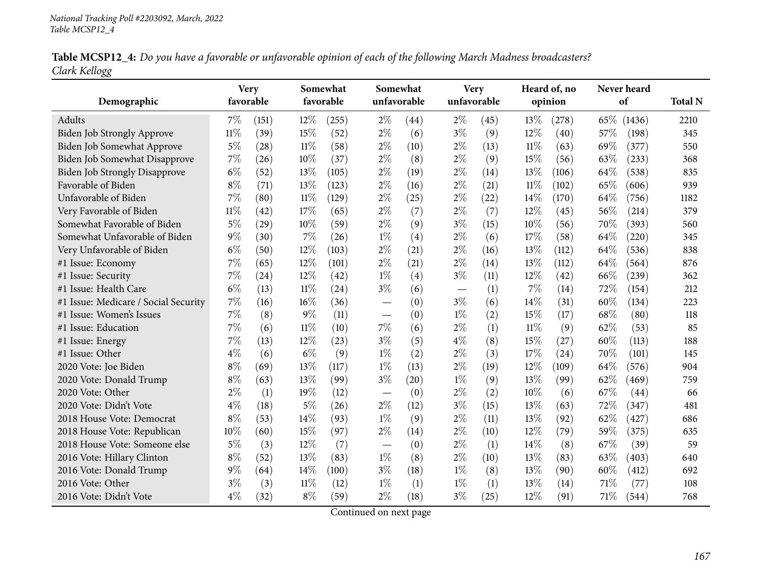*National Tracking Poll #2203092, March, 2022*
*Table MCSP12_4*

**Table MCSP12_4:** *Do you have a favorable or unfavorable opinion of each of the following March Madness broadcasters? Clark Kellogg*

| Demographic | Very favorable | | Somewhat favorable | | Somewhat unfavorable | | Very unfavorable | | Heard of, no opinion | | Never heard of | | Total N |
|---|---|---|---|---|---|---|---|---|---|---|---|---|---|
| Adults | 7% | (151) | 12% | (255) | 2% | (44) | 2% | (45) | 13% | (278) | 65% | (1436) | 2210 |
| Biden Job Strongly Approve | 11% | (39) | 15% | (52) | 2% | (6) | 3% | (9) | 12% | (40) | 57% | (198) | 345 |
| Biden Job Somewhat Approve | 5% | (28) | 11% | (58) | 2% | (10) | 2% | (13) | 11% | (63) | 69% | (377) | 550 |
| Biden Job Somewhat Disapprove | 7% | (26) | 10% | (37) | 2% | (8) | 2% | (9) | 15% | (56) | 63% | (233) | 368 |
| Biden Job Strongly Disapprove | 6% | (52) | 13% | (105) | 2% | (19) | 2% | (14) | 13% | (106) | 64% | (538) | 835 |
| Favorable of Biden | 8% | (71) | 13% | (123) | 2% | (16) | 2% | (21) | 11% | (102) | 65% | (606) | 939 |
| Unfavorable of Biden | 7% | (80) | 11% | (129) | 2% | (25) | 2% | (22) | 14% | (170) | 64% | (756) | 1182 |
| Very Favorable of Biden | 11% | (42) | 17% | (65) | 2% | (7) | 2% | (7) | 12% | (45) | 56% | (214) | 379 |
| Somewhat Favorable of Biden | 5% | (29) | 10% | (59) | 2% | (9) | 3% | (15) | 10% | (56) | 70% | (393) | 560 |
| Somewhat Unfavorable of Biden | 9% | (30) | 7% | (26) | 1% | (4) | 2% | (6) | 17% | (58) | 64% | (220) | 345 |
| Very Unfavorable of Biden | 6% | (50) | 12% | (103) | 2% | (21) | 2% | (16) | 13% | (112) | 64% | (536) | 838 |
| #1 Issue: Economy | 7% | (65) | 12% | (101) | 2% | (21) | 2% | (14) | 13% | (112) | 64% | (564) | 876 |
| #1 Issue: Security | 7% | (24) | 12% | (42) | 1% | (4) | 3% | (11) | 12% | (42) | 66% | (239) | 362 |
| #1 Issue: Health Care | 6% | (13) | 11% | (24) | 3% | (6) | — | (1) | 7% | (14) | 72% | (154) | 212 |
| #1 Issue: Medicare / Social Security | 7% | (16) | 16% | (36) | — | (0) | 3% | (6) | 14% | (31) | 60% | (134) | 223 |
| #1 Issue: Women's Issues | 7% | (8) | 9% | (11) | — | (0) | 1% | (2) | 15% | (17) | 68% | (80) | 118 |
| #1 Issue: Education | 7% | (6) | 11% | (10) | 7% | (6) | 2% | (1) | 11% | (9) | 62% | (53) | 85 |
| #1 Issue: Energy | 7% | (13) | 12% | (23) | 3% | (5) | 4% | (8) | 15% | (27) | 60% | (113) | 188 |
| #1 Issue: Other | 4% | (6) | 6% | (9) | 1% | (2) | 2% | (3) | 17% | (24) | 70% | (101) | 145 |
| 2020 Vote: Joe Biden | 8% | (69) | 13% | (117) | 1% | (13) | 2% | (19) | 12% | (109) | 64% | (576) | 904 |
| 2020 Vote: Donald Trump | 8% | (63) | 13% | (99) | 3% | (20) | 1% | (9) | 13% | (99) | 62% | (469) | 759 |
| 2020 Vote: Other | 2% | (1) | 19% | (12) | — | (0) | 2% | (2) | 10% | (6) | 67% | (44) | 66 |
| 2020 Vote: Didn't Vote | 4% | (18) | 5% | (26) | 2% | (12) | 3% | (15) | 13% | (63) | 72% | (347) | 481 |
| 2018 House Vote: Democrat | 8% | (53) | 14% | (93) | 1% | (9) | 2% | (11) | 13% | (92) | 62% | (427) | 686 |
| 2018 House Vote: Republican | 10% | (60) | 15% | (97) | 2% | (14) | 2% | (10) | 12% | (79) | 59% | (375) | 635 |
| 2018 House Vote: Someone else | 5% | (3) | 12% | (7) | — | (0) | 2% | (1) | 14% | (8) | 67% | (39) | 59 |
| 2016 Vote: Hillary Clinton | 8% | (52) | 13% | (83) | 1% | (8) | 2% | (10) | 13% | (83) | 63% | (403) | 640 |
| 2016 Vote: Donald Trump | 9% | (64) | 14% | (100) | 3% | (18) | 1% | (8) | 13% | (90) | 60% | (412) | 692 |
| 2016 Vote: Other | 3% | (3) | 11% | (12) | 1% | (1) | 1% | (1) | 13% | (14) | 71% | (77) | 108 |
| 2016 Vote: Didn't Vote | 4% | (32) | 8% | (59) | 2% | (18) | 3% | (25) | 12% | (91) | 71% | (544) | 768 |

Continued on next page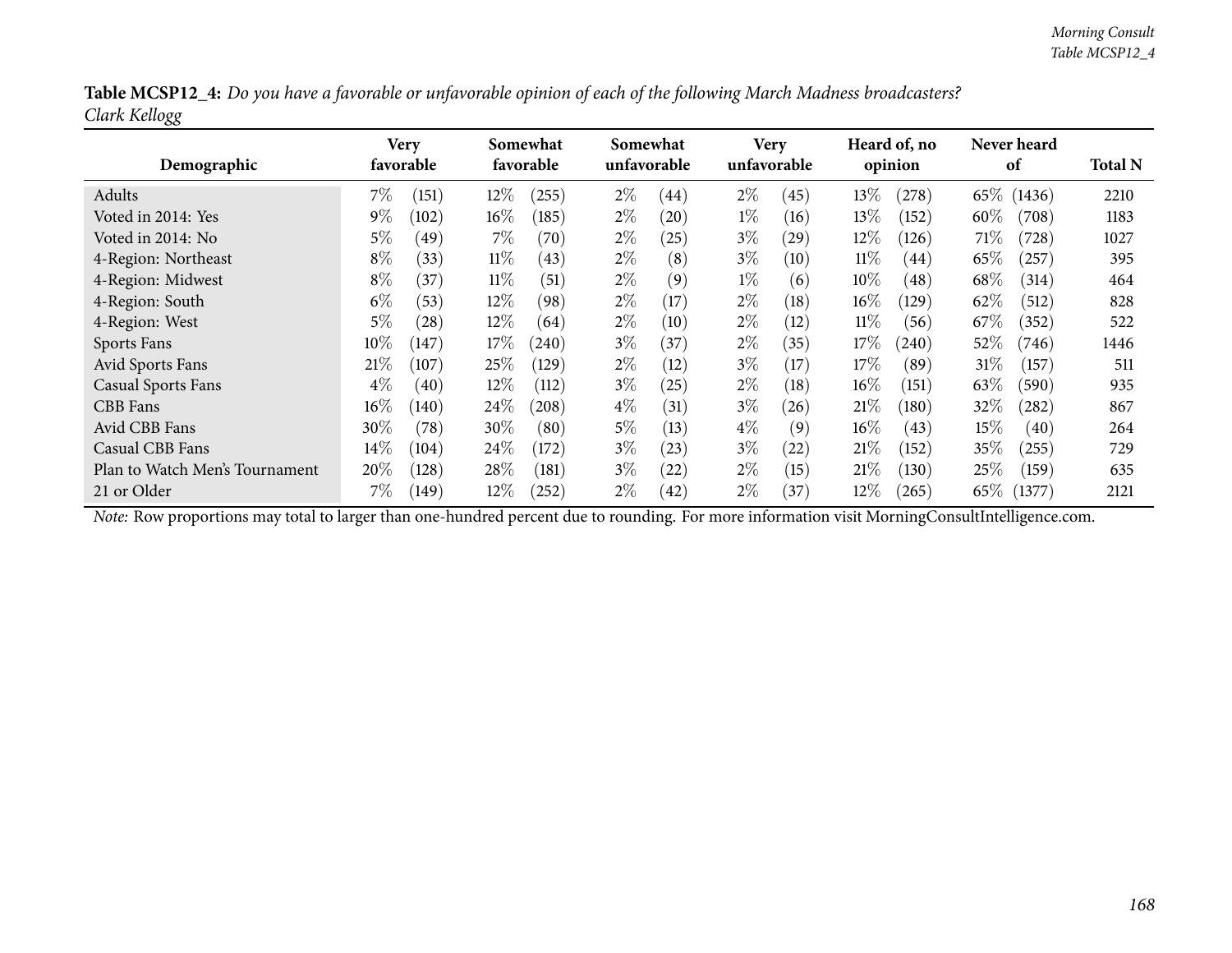**Table MCSP12_4:** *Do you have a favorable or unfavorable opinion of each of the following March Madness broadcasters?*
*Clark Kellogg*

| Demographic | Very favorable | | Somewhat favorable | | Somewhat unfavorable | | Very unfavorable | | Heard of, no opinion | | Never heard of | | Total N |
|---|---|---|---|---|---|---|---|---|---|---|---|---|---|
| Adults | 7% | (151) | 12% | (255) | 2% | (44) | 2% | (45) | 13% | (278) | 65% | (1436) | 2210 |
| Voted in 2014: Yes | 9% | (102) | 16% | (185) | 2% | (20) | 1% | (16) | 13% | (152) | 60% | (708) | 1183 |
| Voted in 2014: No | 5% | (49) | 7% | (70) | 2% | (25) | 3% | (29) | 12% | (126) | 71% | (728) | 1027 |
| 4-Region: Northeast | 8% | (33) | 11% | (43) | 2% | (8) | 3% | (10) | 11% | (44) | 65% | (257) | 395 |
| 4-Region: Midwest | 8% | (37) | 11% | (51) | 2% | (9) | 1% | (6) | 10% | (48) | 68% | (314) | 464 |
| 4-Region: South | 6% | (53) | 12% | (98) | 2% | (17) | 2% | (18) | 16% | (129) | 62% | (512) | 828 |
| 4-Region: West | 5% | (28) | 12% | (64) | 2% | (10) | 2% | (12) | 11% | (56) | 67% | (352) | 522 |
| Sports Fans | 10% | (147) | 17% | (240) | 3% | (37) | 2% | (35) | 17% | (240) | 52% | (746) | 1446 |
| Avid Sports Fans | 21% | (107) | 25% | (129) | 2% | (12) | 3% | (17) | 17% | (89) | 31% | (157) | 511 |
| Casual Sports Fans | 4% | (40) | 12% | (112) | 3% | (25) | 2% | (18) | 16% | (151) | 63% | (590) | 935 |
| CBB Fans | 16% | (140) | 24% | (208) | 4% | (31) | 3% | (26) | 21% | (180) | 32% | (282) | 867 |
| Avid CBB Fans | 30% | (78) | 30% | (80) | 5% | (13) | 4% | (9) | 16% | (43) | 15% | (40) | 264 |
| Casual CBB Fans | 14% | (104) | 24% | (172) | 3% | (23) | 3% | (22) | 21% | (152) | 35% | (255) | 729 |
| Plan to Watch Men's Tournament | 20% | (128) | 28% | (181) | 3% | (22) | 2% | (15) | 21% | (130) | 25% | (159) | 635 |
| 21 or Older | 7% | (149) | 12% | (252) | 2% | (42) | 2% | (37) | 12% | (265) | 65% | (1377) | 2121 |

*Note:* Row proportions may total to larger than one-hundred percent due to rounding. For more information visit MorningConsultIntelligence.com.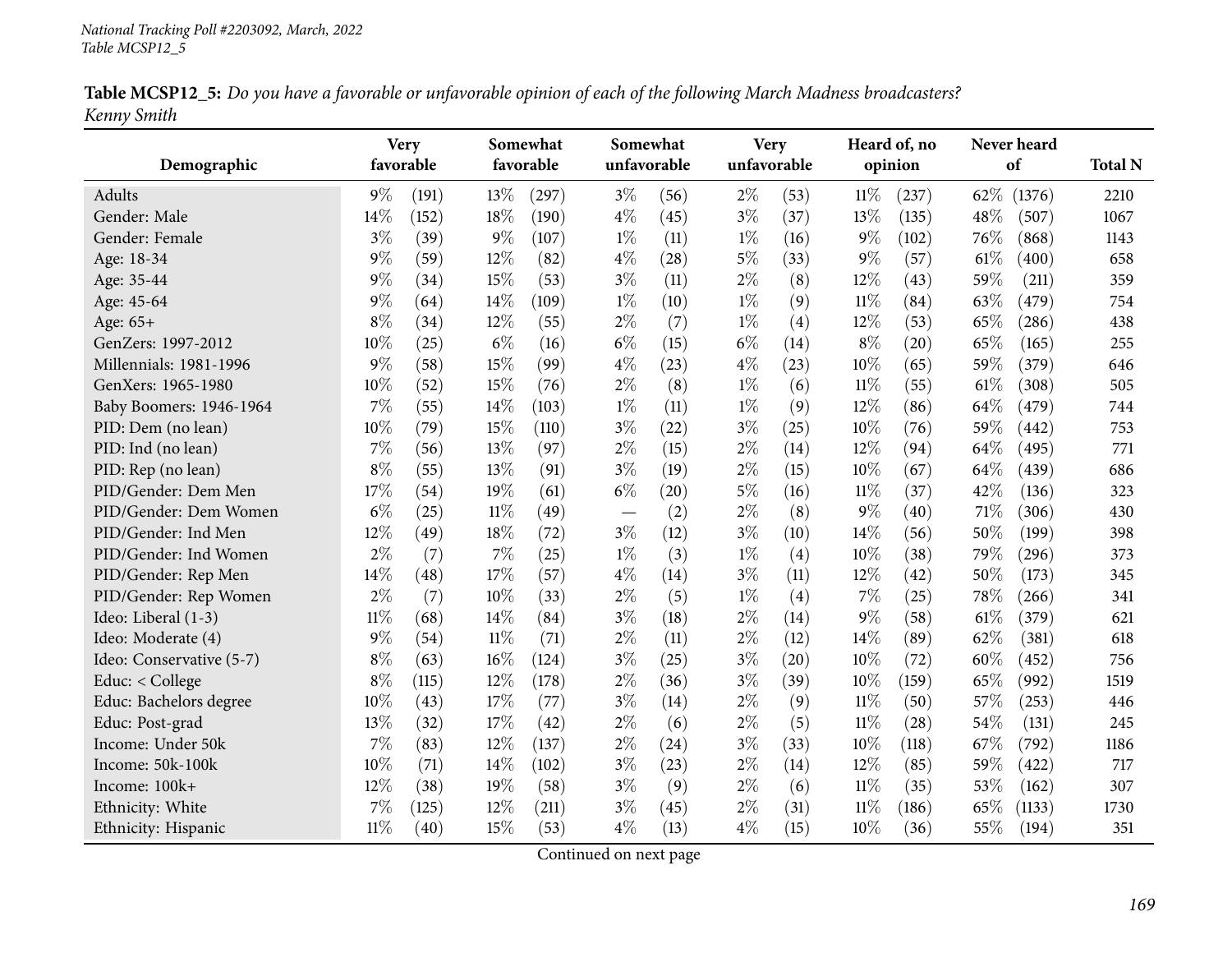National Tracking Poll #2203092, March, 2022
Table MCSP12_5

**Table MCSP12_5:** *Do you have a favorable or unfavorable opinion of each of the following March Madness broadcasters? Kenny Smith*

| Demographic | Very favorable | | Somewhat favorable | | Somewhat unfavorable | | Very unfavorable | | Heard of, no opinion | | Never heard of | | Total N |
|---|---|---|---|---|---|---|---|---|---|---|---|---|---|
| Adults | 9% | (191) | 13% | (297) | 3% | (56) | 2% | (53) | 11% | (237) | 62% | (1376) | 2210 |
| Gender: Male | 14% | (152) | 18% | (190) | 4% | (45) | 3% | (37) | 13% | (135) | 48% | (507) | 1067 |
| Gender: Female | 3% | (39) | 9% | (107) | 1% | (11) | 1% | (16) | 9% | (102) | 76% | (868) | 1143 |
| Age: 18-34 | 9% | (59) | 12% | (82) | 4% | (28) | 5% | (33) | 9% | (57) | 61% | (400) | 658 |
| Age: 35-44 | 9% | (34) | 15% | (53) | 3% | (11) | 2% | (8) | 12% | (43) | 59% | (211) | 359 |
| Age: 45-64 | 9% | (64) | 14% | (109) | 1% | (10) | 1% | (9) | 11% | (84) | 63% | (479) | 754 |
| Age: 65+ | 8% | (34) | 12% | (55) | 2% | (7) | 1% | (4) | 12% | (53) | 65% | (286) | 438 |
| GenZers: 1997-2012 | 10% | (25) | 6% | (16) | 6% | (15) | 6% | (14) | 8% | (20) | 65% | (165) | 255 |
| Millennials: 1981-1996 | 9% | (58) | 15% | (99) | 4% | (23) | 4% | (23) | 10% | (65) | 59% | (379) | 646 |
| GenXers: 1965-1980 | 10% | (52) | 15% | (76) | 2% | (8) | 1% | (6) | 11% | (55) | 61% | (308) | 505 |
| Baby Boomers: 1946-1964 | 7% | (55) | 14% | (103) | 1% | (11) | 1% | (9) | 12% | (86) | 64% | (479) | 744 |
| PID: Dem (no lean) | 10% | (79) | 15% | (110) | 3% | (22) | 3% | (25) | 10% | (76) | 59% | (442) | 753 |
| PID: Ind (no lean) | 7% | (56) | 13% | (97) | 2% | (15) | 2% | (14) | 12% | (94) | 64% | (495) | 771 |
| PID: Rep (no lean) | 8% | (55) | 13% | (91) | 3% | (19) | 2% | (15) | 10% | (67) | 64% | (439) | 686 |
| PID/Gender: Dem Men | 17% | (54) | 19% | (61) | 6% | (20) | 5% | (16) | 11% | (37) | 42% | (136) | 323 |
| PID/Gender: Dem Women | 6% | (25) | 11% | (49) | — | (2) | 2% | (8) | 9% | (40) | 71% | (306) | 430 |
| PID/Gender: Ind Men | 12% | (49) | 18% | (72) | 3% | (12) | 3% | (10) | 14% | (56) | 50% | (199) | 398 |
| PID/Gender: Ind Women | 2% | (7) | 7% | (25) | 1% | (3) | 1% | (4) | 10% | (38) | 79% | (296) | 373 |
| PID/Gender: Rep Men | 14% | (48) | 17% | (57) | 4% | (14) | 3% | (11) | 12% | (42) | 50% | (173) | 345 |
| PID/Gender: Rep Women | 2% | (7) | 10% | (33) | 2% | (5) | 1% | (4) | 7% | (25) | 78% | (266) | 341 |
| Ideo: Liberal (1-3) | 11% | (68) | 14% | (84) | 3% | (18) | 2% | (14) | 9% | (58) | 61% | (379) | 621 |
| Ideo: Moderate (4) | 9% | (54) | 11% | (71) | 2% | (11) | 2% | (12) | 14% | (89) | 62% | (381) | 618 |
| Ideo: Conservative (5-7) | 8% | (63) | 16% | (124) | 3% | (25) | 3% | (20) | 10% | (72) | 60% | (452) | 756 |
| Educ: < College | 8% | (115) | 12% | (178) | 2% | (36) | 3% | (39) | 10% | (159) | 65% | (992) | 1519 |
| Educ: Bachelors degree | 10% | (43) | 17% | (77) | 3% | (14) | 2% | (9) | 11% | (50) | 57% | (253) | 446 |
| Educ: Post-grad | 13% | (32) | 17% | (42) | 2% | (6) | 2% | (5) | 11% | (28) | 54% | (131) | 245 |
| Income: Under 50k | 7% | (83) | 12% | (137) | 2% | (24) | 3% | (33) | 10% | (118) | 67% | (792) | 1186 |
| Income: 50k-100k | 10% | (71) | 14% | (102) | 3% | (23) | 2% | (14) | 12% | (85) | 59% | (422) | 717 |
| Income: 100k+ | 12% | (38) | 19% | (58) | 3% | (9) | 2% | (6) | 11% | (35) | 53% | (162) | 307 |
| Ethnicity: White | 7% | (125) | 12% | (211) | 3% | (45) | 2% | (31) | 11% | (186) | 65% | (1133) | 1730 |
| Ethnicity: Hispanic | 11% | (40) | 15% | (53) | 4% | (13) | 4% | (15) | 10% | (36) | 55% | (194) | 351 |

Continued on next page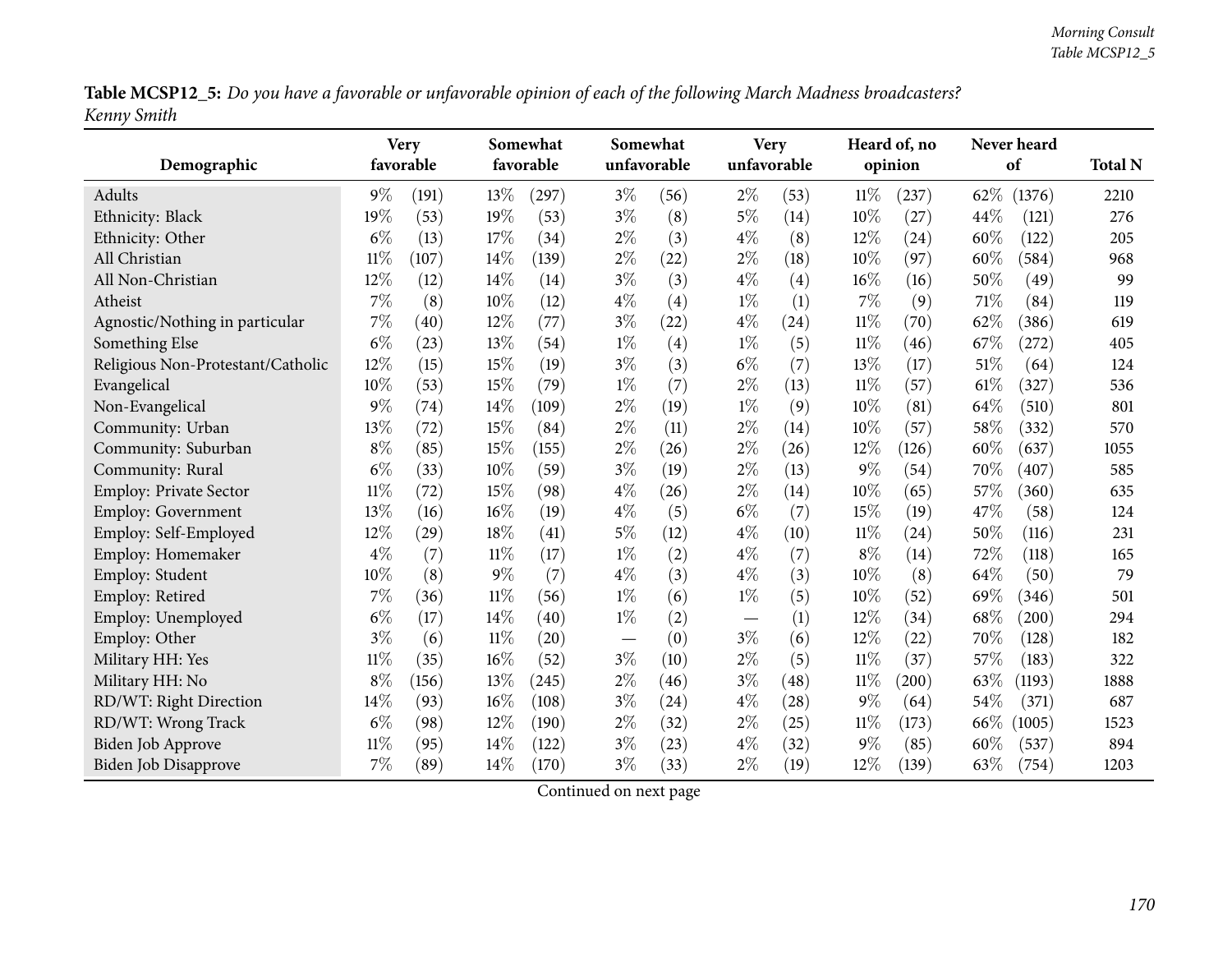**Table MCSP12_5:** *Do you have a favorable or unfavorable opinion of each of the following March Madness broadcasters? Kenny Smith*

| Demographic | Very favorable | | Somewhat favorable | | Somewhat unfavorable | | Very unfavorable | | Heard of, no opinion | | Never heard of | | Total N |
|---|---|---|---|---|---|---|---|---|---|---|---|---|---|
| Adults | 9% | (191) | 13% | (297) | 3% | (56) | 2% | (53) | 11% | (237) | 62% | (1376) | 2210 |
| Ethnicity: Black | 19% | (53) | 19% | (53) | 3% | (8) | 5% | (14) | 10% | (27) | 44% | (121) | 276 |
| Ethnicity: Other | 6% | (13) | 17% | (34) | 2% | (3) | 4% | (8) | 12% | (24) | 60% | (122) | 205 |
| All Christian | 11% | (107) | 14% | (139) | 2% | (22) | 2% | (18) | 10% | (97) | 60% | (584) | 968 |
| All Non-Christian | 12% | (12) | 14% | (14) | 3% | (3) | 4% | (4) | 16% | (16) | 50% | (49) | 99 |
| Atheist | 7% | (8) | 10% | (12) | 4% | (4) | 1% | (1) | 7% | (9) | 71% | (84) | 119 |
| Agnostic/Nothing in particular | 7% | (40) | 12% | (77) | 3% | (22) | 4% | (24) | 11% | (70) | 62% | (386) | 619 |
| Something Else | 6% | (23) | 13% | (54) | 1% | (4) | 1% | (5) | 11% | (46) | 67% | (272) | 405 |
| Religious Non-Protestant/Catholic | 12% | (15) | 15% | (19) | 3% | (3) | 6% | (7) | 13% | (17) | 51% | (64) | 124 |
| Evangelical | 10% | (53) | 15% | (79) | 1% | (7) | 2% | (13) | 11% | (57) | 61% | (327) | 536 |
| Non-Evangelical | 9% | (74) | 14% | (109) | 2% | (19) | 1% | (9) | 10% | (81) | 64% | (510) | 801 |
| Community: Urban | 13% | (72) | 15% | (84) | 2% | (11) | 2% | (14) | 10% | (57) | 58% | (332) | 570 |
| Community: Suburban | 8% | (85) | 15% | (155) | 2% | (26) | 2% | (26) | 12% | (126) | 60% | (637) | 1055 |
| Community: Rural | 6% | (33) | 10% | (59) | 3% | (19) | 2% | (13) | 9% | (54) | 70% | (407) | 585 |
| Employ: Private Sector | 11% | (72) | 15% | (98) | 4% | (26) | 2% | (14) | 10% | (65) | 57% | (360) | 635 |
| Employ: Government | 13% | (16) | 16% | (19) | 4% | (5) | 6% | (7) | 15% | (19) | 47% | (58) | 124 |
| Employ: Self-Employed | 12% | (29) | 18% | (41) | 5% | (12) | 4% | (10) | 11% | (24) | 50% | (116) | 231 |
| Employ: Homemaker | 4% | (7) | 11% | (17) | 1% | (2) | 4% | (7) | 8% | (14) | 72% | (118) | 165 |
| Employ: Student | 10% | (8) | 9% | (7) | 4% | (3) | 4% | (3) | 10% | (8) | 64% | (50) | 79 |
| Employ: Retired | 7% | (36) | 11% | (56) | 1% | (6) | 1% | (5) | 10% | (52) | 69% | (346) | 501 |
| Employ: Unemployed | 6% | (17) | 14% | (40) | 1% | (2) | — | (1) | 12% | (34) | 68% | (200) | 294 |
| Employ: Other | 3% | (6) | 11% | (20) | — | (0) | 3% | (6) | 12% | (22) | 70% | (128) | 182 |
| Military HH: Yes | 11% | (35) | 16% | (52) | 3% | (10) | 2% | (5) | 11% | (37) | 57% | (183) | 322 |
| Military HH: No | 8% | (156) | 13% | (245) | 2% | (46) | 3% | (48) | 11% | (200) | 63% | (1193) | 1888 |
| RD/WT: Right Direction | 14% | (93) | 16% | (108) | 3% | (24) | 4% | (28) | 9% | (64) | 54% | (371) | 687 |
| RD/WT: Wrong Track | 6% | (98) | 12% | (190) | 2% | (32) | 2% | (25) | 11% | (173) | 66% | (1005) | 1523 |
| Biden Job Approve | 11% | (95) | 14% | (122) | 3% | (23) | 4% | (32) | 9% | (85) | 60% | (537) | 894 |
| Biden Job Disapprove | 7% | (89) | 14% | (170) | 3% | (33) | 2% | (19) | 12% | (139) | 63% | (754) | 1203 |

Continued on next page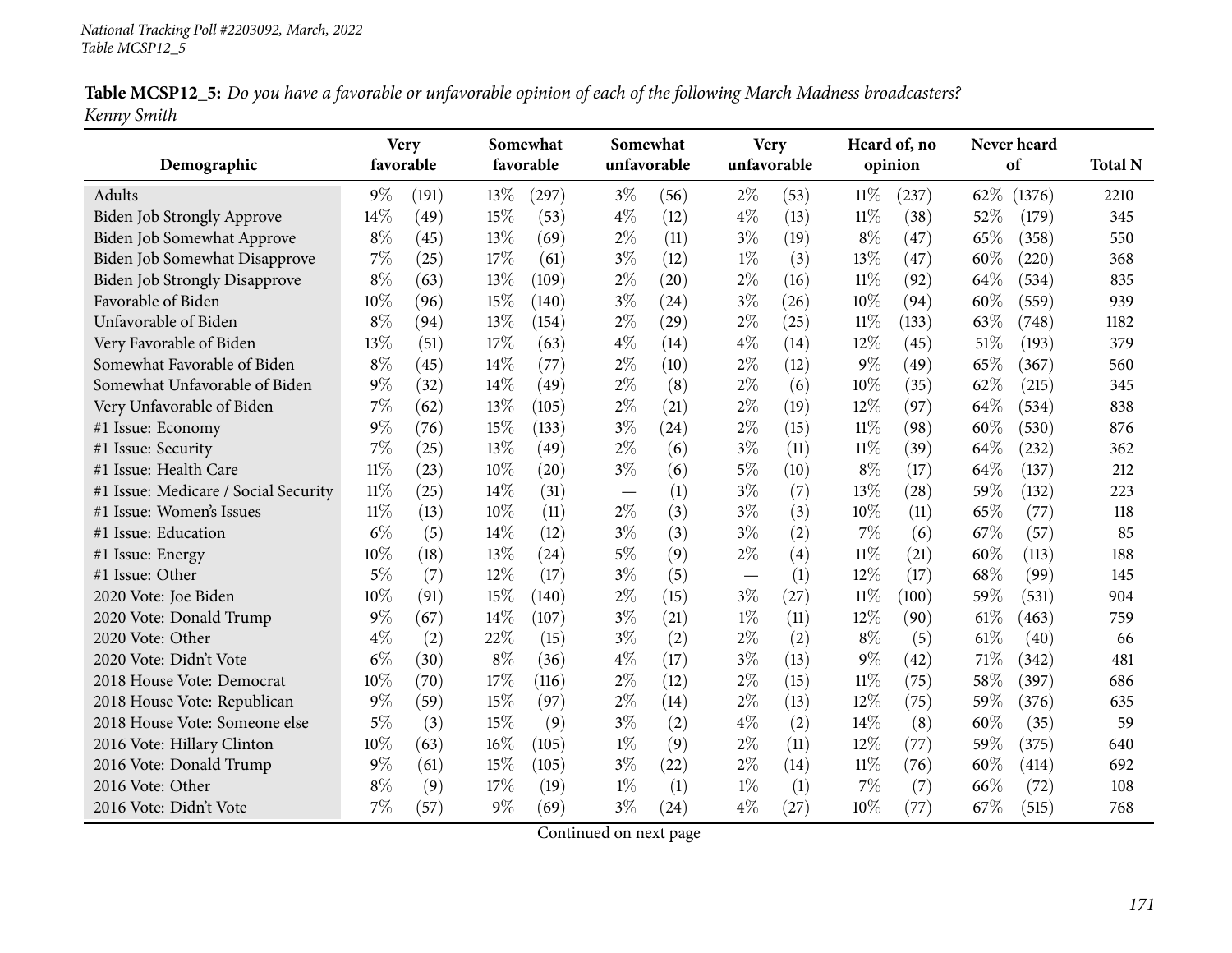*National Tracking Poll #2203092, March, 2022*
*Table MCSP12_5*

**Table MCSP12_5:** *Do you have a favorable or unfavorable opinion of each of the following March Madness broadcasters?*
*Kenny Smith*

| Demographic | Very favorable | | Somewhat favorable | | Somewhat unfavorable | | Very unfavorable | | Heard of, no opinion | | Never heard of | | Total N |
|---|---|---|---|---|---|---|---|---|---|---|---|---|---|
| Adults | 9% | (191) | 13% | (297) | 3% | (56) | 2% | (53) | 11% | (237) | 62% | (1376) | 2210 |
| Biden Job Strongly Approve | 14% | (49) | 15% | (53) | 4% | (12) | 4% | (13) | 11% | (38) | 52% | (179) | 345 |
| Biden Job Somewhat Approve | 8% | (45) | 13% | (69) | 2% | (11) | 3% | (19) | 8% | (47) | 65% | (358) | 550 |
| Biden Job Somewhat Disapprove | 7% | (25) | 17% | (61) | 3% | (12) | 1% | (3) | 13% | (47) | 60% | (220) | 368 |
| Biden Job Strongly Disapprove | 8% | (63) | 13% | (109) | 2% | (20) | 2% | (16) | 11% | (92) | 64% | (534) | 835 |
| Favorable of Biden | 10% | (96) | 15% | (140) | 3% | (24) | 3% | (26) | 10% | (94) | 60% | (559) | 939 |
| Unfavorable of Biden | 8% | (94) | 13% | (154) | 2% | (29) | 2% | (25) | 11% | (133) | 63% | (748) | 1182 |
| Very Favorable of Biden | 13% | (51) | 17% | (63) | 4% | (14) | 4% | (14) | 12% | (45) | 51% | (193) | 379 |
| Somewhat Favorable of Biden | 8% | (45) | 14% | (77) | 2% | (10) | 2% | (12) | 9% | (49) | 65% | (367) | 560 |
| Somewhat Unfavorable of Biden | 9% | (32) | 14% | (49) | 2% | (8) | 2% | (6) | 10% | (35) | 62% | (215) | 345 |
| Very Unfavorable of Biden | 7% | (62) | 13% | (105) | 2% | (21) | 2% | (19) | 12% | (97) | 64% | (534) | 838 |
| #1 Issue: Economy | 9% | (76) | 15% | (133) | 3% | (24) | 2% | (15) | 11% | (98) | 60% | (530) | 876 |
| #1 Issue: Security | 7% | (25) | 13% | (49) | 2% | (6) | 3% | (11) | 11% | (39) | 64% | (232) | 362 |
| #1 Issue: Health Care | 11% | (23) | 10% | (20) | 3% | (6) | 5% | (10) | 8% | (17) | 64% | (137) | 212 |
| #1 Issue: Medicare / Social Security | 11% | (25) | 14% | (31) | — | (1) | 3% | (7) | 13% | (28) | 59% | (132) | 223 |
| #1 Issue: Women's Issues | 11% | (13) | 10% | (11) | 2% | (3) | 3% | (3) | 10% | (11) | 65% | (77) | 118 |
| #1 Issue: Education | 6% | (5) | 14% | (12) | 3% | (3) | 3% | (2) | 7% | (6) | 67% | (57) | 85 |
| #1 Issue: Energy | 10% | (18) | 13% | (24) | 5% | (9) | 2% | (4) | 11% | (21) | 60% | (113) | 188 |
| #1 Issue: Other | 5% | (7) | 12% | (17) | 3% | (5) | — | (1) | 12% | (17) | 68% | (99) | 145 |
| 2020 Vote: Joe Biden | 10% | (91) | 15% | (140) | 2% | (15) | 3% | (27) | 11% | (100) | 59% | (531) | 904 |
| 2020 Vote: Donald Trump | 9% | (67) | 14% | (107) | 3% | (21) | 1% | (11) | 12% | (90) | 61% | (463) | 759 |
| 2020 Vote: Other | 4% | (2) | 22% | (15) | 3% | (2) | 2% | (2) | 8% | (5) | 61% | (40) | 66 |
| 2020 Vote: Didn't Vote | 6% | (30) | 8% | (36) | 4% | (17) | 3% | (13) | 9% | (42) | 71% | (342) | 481 |
| 2018 House Vote: Democrat | 10% | (70) | 17% | (116) | 2% | (12) | 2% | (15) | 11% | (75) | 58% | (397) | 686 |
| 2018 House Vote: Republican | 9% | (59) | 15% | (97) | 2% | (14) | 2% | (13) | 12% | (75) | 59% | (376) | 635 |
| 2018 House Vote: Someone else | 5% | (3) | 15% | (9) | 3% | (2) | 4% | (2) | 14% | (8) | 60% | (35) | 59 |
| 2016 Vote: Hillary Clinton | 10% | (63) | 16% | (105) | 1% | (9) | 2% | (11) | 12% | (77) | 59% | (375) | 640 |
| 2016 Vote: Donald Trump | 9% | (61) | 15% | (105) | 3% | (22) | 2% | (14) | 11% | (76) | 60% | (414) | 692 |
| 2016 Vote: Other | 8% | (9) | 17% | (19) | 1% | (1) | 1% | (1) | 7% | (7) | 66% | (72) | 108 |
| 2016 Vote: Didn't Vote | 7% | (57) | 9% | (69) | 3% | (24) | 4% | (27) | 10% | (77) | 67% | (515) | 768 |

Continued on next page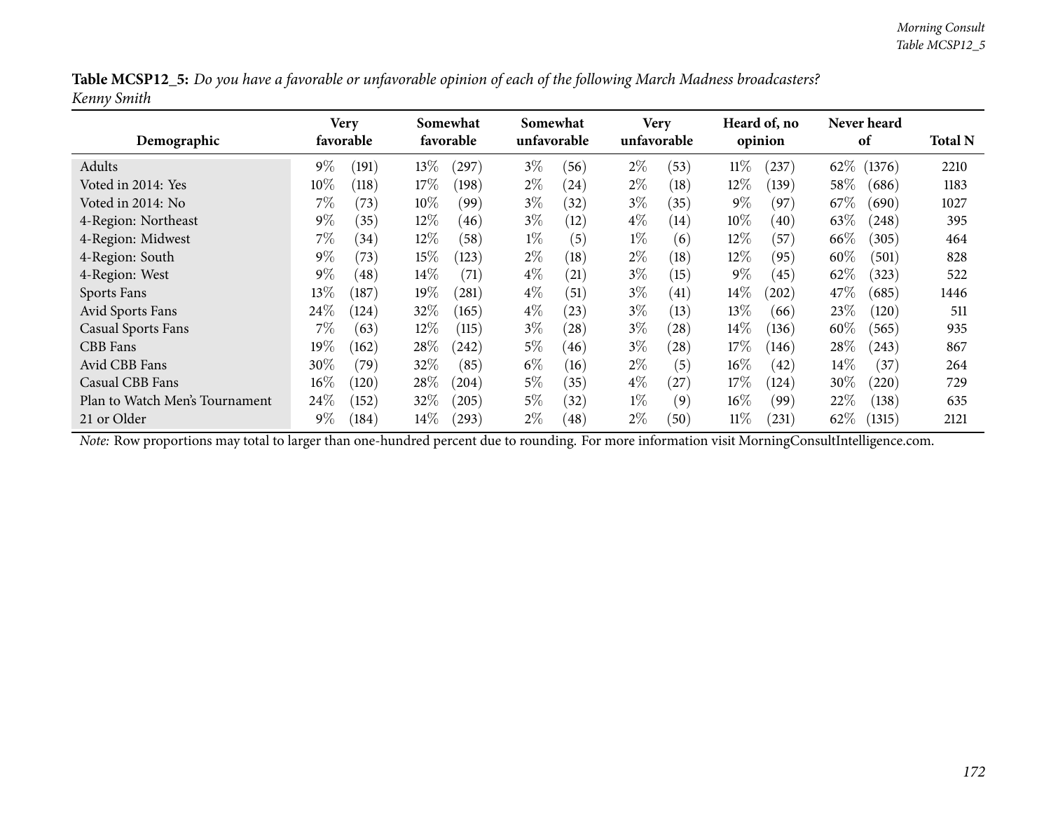**Table MCSP12_5:** *Do you have a favorable or unfavorable opinion of each of the following March Madness broadcasters?*
*Kenny Smith*

| Demographic | Very favorable | | Somewhat favorable | | Somewhat unfavorable | | Very unfavorable | | Heard of, no opinion | | Never heard of | | Total N |
|---|---|---|---|---|---|---|---|---|---|---|---|---|---|
| Adults | 9% | (191) | 13% | (297) | 3% | (56) | 2% | (53) | 11% | (237) | 62% | (1376) | 2210 |
| Voted in 2014: Yes | 10% | (118) | 17% | (198) | 2% | (24) | 2% | (18) | 12% | (139) | 58% | (686) | 1183 |
| Voted in 2014: No | 7% | (73) | 10% | (99) | 3% | (32) | 3% | (35) | 9% | (97) | 67% | (690) | 1027 |
| 4-Region: Northeast | 9% | (35) | 12% | (46) | 3% | (12) | 4% | (14) | 10% | (40) | 63% | (248) | 395 |
| 4-Region: Midwest | 7% | (34) | 12% | (58) | 1% | (5) | 1% | (6) | 12% | (57) | 66% | (305) | 464 |
| 4-Region: South | 9% | (73) | 15% | (123) | 2% | (18) | 2% | (18) | 12% | (95) | 60% | (501) | 828 |
| 4-Region: West | 9% | (48) | 14% | (71) | 4% | (21) | 3% | (15) | 9% | (45) | 62% | (323) | 522 |
| Sports Fans | 13% | (187) | 19% | (281) | 4% | (51) | 3% | (41) | 14% | (202) | 47% | (685) | 1446 |
| Avid Sports Fans | 24% | (124) | 32% | (165) | 4% | (23) | 3% | (13) | 13% | (66) | 23% | (120) | 511 |
| Casual Sports Fans | 7% | (63) | 12% | (115) | 3% | (28) | 3% | (28) | 14% | (136) | 60% | (565) | 935 |
| CBB Fans | 19% | (162) | 28% | (242) | 5% | (46) | 3% | (28) | 17% | (146) | 28% | (243) | 867 |
| Avid CBB Fans | 30% | (79) | 32% | (85) | 6% | (16) | 2% | (5) | 16% | (42) | 14% | (37) | 264 |
| Casual CBB Fans | 16% | (120) | 28% | (204) | 5% | (35) | 4% | (27) | 17% | (124) | 30% | (220) | 729 |
| Plan to Watch Men's Tournament | 24% | (152) | 32% | (205) | 5% | (32) | 1% | (9) | 16% | (99) | 22% | (138) | 635 |
| 21 or Older | 9% | (184) | 14% | (293) | 2% | (48) | 2% | (50) | 11% | (231) | 62% | (1315) | 2121 |

*Note:* Row proportions may total to larger than one-hundred percent due to rounding. For more information visit MorningConsultIntelligence.com.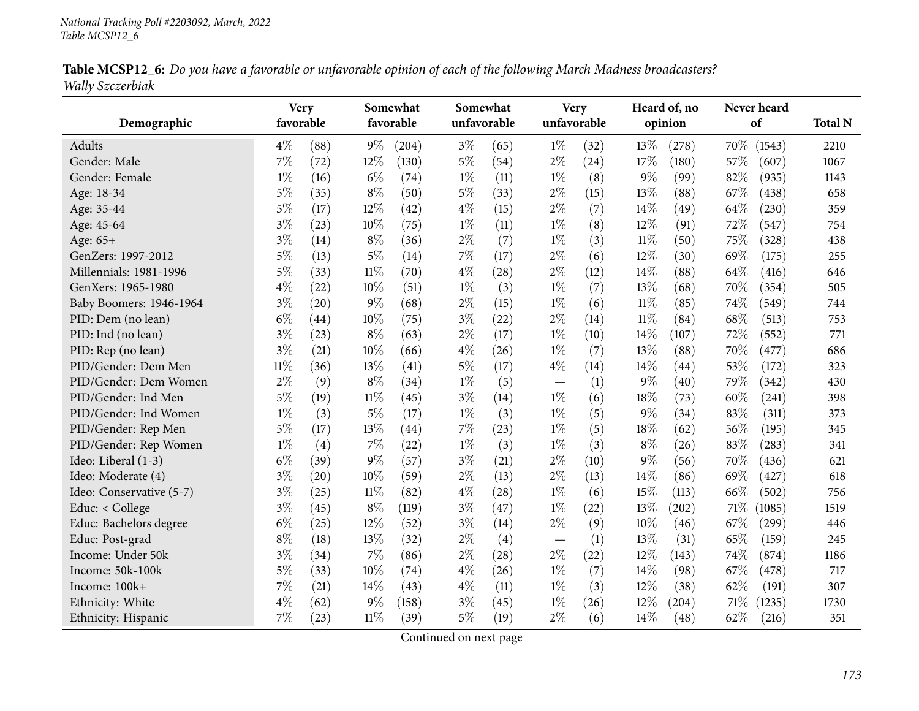National Tracking Poll #2203092, March, 2022
Table MCSP12_6

**Table MCSP12_6:** *Do you have a favorable or unfavorable opinion of each of the following March Madness broadcasters?*
*Wally Szczerbiak*

| Demographic | Very favorable | | Somewhat favorable | | Somewhat unfavorable | | Very unfavorable | | Heard of, no opinion | | Never heard of | | Total N |
|---|---|---|---|---|---|---|---|---|---|---|---|---|---|
| Adults | 4% | (88) | 9% | (204) | 3% | (65) | 1% | (32) | 13% | (278) | 70% | (1543) | 2210 |
| Gender: Male | 7% | (72) | 12% | (130) | 5% | (54) | 2% | (24) | 17% | (180) | 57% | (607) | 1067 |
| Gender: Female | 1% | (16) | 6% | (74) | 1% | (11) | 1% | (8) | 9% | (99) | 82% | (935) | 1143 |
| Age: 18-34 | 5% | (35) | 8% | (50) | 5% | (33) | 2% | (15) | 13% | (88) | 67% | (438) | 658 |
| Age: 35-44 | 5% | (17) | 12% | (42) | 4% | (15) | 2% | (7) | 14% | (49) | 64% | (230) | 359 |
| Age: 45-64 | 3% | (23) | 10% | (75) | 1% | (11) | 1% | (8) | 12% | (91) | 72% | (547) | 754 |
| Age: 65+ | 3% | (14) | 8% | (36) | 2% | (7) | 1% | (3) | 11% | (50) | 75% | (328) | 438 |
| GenZers: 1997-2012 | 5% | (13) | 5% | (14) | 7% | (17) | 2% | (6) | 12% | (30) | 69% | (175) | 255 |
| Millennials: 1981-1996 | 5% | (33) | 11% | (70) | 4% | (28) | 2% | (12) | 14% | (88) | 64% | (416) | 646 |
| GenXers: 1965-1980 | 4% | (22) | 10% | (51) | 1% | (3) | 1% | (7) | 13% | (68) | 70% | (354) | 505 |
| Baby Boomers: 1946-1964 | 3% | (20) | 9% | (68) | 2% | (15) | 1% | (6) | 11% | (85) | 74% | (549) | 744 |
| PID: Dem (no lean) | 6% | (44) | 10% | (75) | 3% | (22) | 2% | (14) | 11% | (84) | 68% | (513) | 753 |
| PID: Ind (no lean) | 3% | (23) | 8% | (63) | 2% | (17) | 1% | (10) | 14% | (107) | 72% | (552) | 771 |
| PID: Rep (no lean) | 3% | (21) | 10% | (66) | 4% | (26) | 1% | (7) | 13% | (88) | 70% | (477) | 686 |
| PID/Gender: Dem Men | 11% | (36) | 13% | (41) | 5% | (17) | 4% | (14) | 14% | (44) | 53% | (172) | 323 |
| PID/Gender: Dem Women | 2% | (9) | 8% | (34) | 1% | (5) | — | (1) | 9% | (40) | 79% | (342) | 430 |
| PID/Gender: Ind Men | 5% | (19) | 11% | (45) | 3% | (14) | 1% | (6) | 18% | (73) | 60% | (241) | 398 |
| PID/Gender: Ind Women | 1% | (3) | 5% | (17) | 1% | (3) | 1% | (5) | 9% | (34) | 83% | (311) | 373 |
| PID/Gender: Rep Men | 5% | (17) | 13% | (44) | 7% | (23) | 1% | (5) | 18% | (62) | 56% | (195) | 345 |
| PID/Gender: Rep Women | 1% | (4) | 7% | (22) | 1% | (3) | 1% | (3) | 8% | (26) | 83% | (283) | 341 |
| Ideo: Liberal (1-3) | 6% | (39) | 9% | (57) | 3% | (21) | 2% | (10) | 9% | (56) | 70% | (436) | 621 |
| Ideo: Moderate (4) | 3% | (20) | 10% | (59) | 2% | (13) | 2% | (13) | 14% | (86) | 69% | (427) | 618 |
| Ideo: Conservative (5-7) | 3% | (25) | 11% | (82) | 4% | (28) | 1% | (6) | 15% | (113) | 66% | (502) | 756 |
| Educ: < College | 3% | (45) | 8% | (119) | 3% | (47) | 1% | (22) | 13% | (202) | 71% | (1085) | 1519 |
| Educ: Bachelors degree | 6% | (25) | 12% | (52) | 3% | (14) | 2% | (9) | 10% | (46) | 67% | (299) | 446 |
| Educ: Post-grad | 8% | (18) | 13% | (32) | 2% | (4) | — | (1) | 13% | (31) | 65% | (159) | 245 |
| Income: Under 50k | 3% | (34) | 7% | (86) | 2% | (28) | 2% | (22) | 12% | (143) | 74% | (874) | 1186 |
| Income: 50k-100k | 5% | (33) | 10% | (74) | 4% | (26) | 1% | (7) | 14% | (98) | 67% | (478) | 717 |
| Income: 100k+ | 7% | (21) | 14% | (43) | 4% | (11) | 1% | (3) | 12% | (38) | 62% | (191) | 307 |
| Ethnicity: White | 4% | (62) | 9% | (158) | 3% | (45) | 1% | (26) | 12% | (204) | 71% | (1235) | 1730 |
| Ethnicity: Hispanic | 7% | (23) | 11% | (39) | 5% | (19) | 2% | (6) | 14% | (48) | 62% | (216) | 351 |

Continued on next page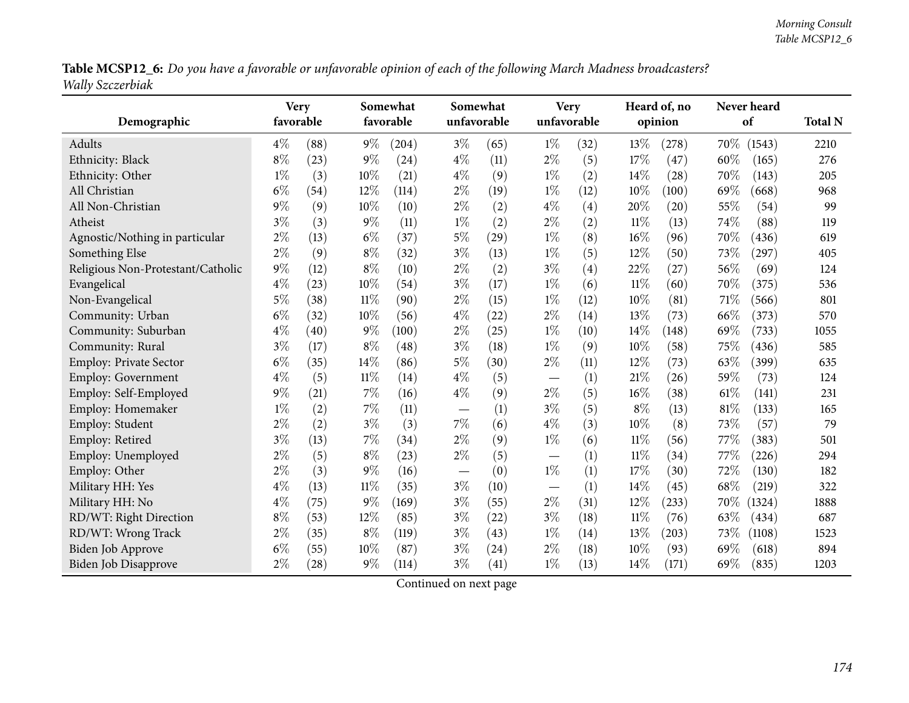**Table MCSP12_6:** *Do you have a favorable or unfavorable opinion of each of the following March Madness broadcasters?*
*Wally Szczerbiak*

| Demographic | Very favorable | | Somewhat favorable | | Somewhat unfavorable | | Very unfavorable | | Heard of, no opinion | | Never heard of | | Total N |
|---|---|---|---|---|---|---|---|---|---|---|---|---|---|
| Adults | 4% | (88) | 9% | (204) | 3% | (65) | 1% | (32) | 13% | (278) | 70% | (1543) | 2210 |
| Ethnicity: Black | 8% | (23) | 9% | (24) | 4% | (11) | 2% | (5) | 17% | (47) | 60% | (165) | 276 |
| Ethnicity: Other | 1% | (3) | 10% | (21) | 4% | (9) | 1% | (2) | 14% | (28) | 70% | (143) | 205 |
| All Christian | 6% | (54) | 12% | (114) | 2% | (19) | 1% | (12) | 10% | (100) | 69% | (668) | 968 |
| All Non-Christian | 9% | (9) | 10% | (10) | 2% | (2) | 4% | (4) | 20% | (20) | 55% | (54) | 99 |
| Atheist | 3% | (3) | 9% | (11) | 1% | (2) | 2% | (2) | 11% | (13) | 74% | (88) | 119 |
| Agnostic/Nothing in particular | 2% | (13) | 6% | (37) | 5% | (29) | 1% | (8) | 16% | (96) | 70% | (436) | 619 |
| Something Else | 2% | (9) | 8% | (32) | 3% | (13) | 1% | (5) | 12% | (50) | 73% | (297) | 405 |
| Religious Non-Protestant/Catholic | 9% | (12) | 8% | (10) | 2% | (2) | 3% | (4) | 22% | (27) | 56% | (69) | 124 |
| Evangelical | 4% | (23) | 10% | (54) | 3% | (17) | 1% | (6) | 11% | (60) | 70% | (375) | 536 |
| Non-Evangelical | 5% | (38) | 11% | (90) | 2% | (15) | 1% | (12) | 10% | (81) | 71% | (566) | 801 |
| Community: Urban | 6% | (32) | 10% | (56) | 4% | (22) | 2% | (14) | 13% | (73) | 66% | (373) | 570 |
| Community: Suburban | 4% | (40) | 9% | (100) | 2% | (25) | 1% | (10) | 14% | (148) | 69% | (733) | 1055 |
| Community: Rural | 3% | (17) | 8% | (48) | 3% | (18) | 1% | (9) | 10% | (58) | 75% | (436) | 585 |
| Employ: Private Sector | 6% | (35) | 14% | (86) | 5% | (30) | 2% | (11) | 12% | (73) | 63% | (399) | 635 |
| Employ: Government | 4% | (5) | 11% | (14) | 4% | (5) | — | (1) | 21% | (26) | 59% | (73) | 124 |
| Employ: Self-Employed | 9% | (21) | 7% | (16) | 4% | (9) | 2% | (5) | 16% | (38) | 61% | (141) | 231 |
| Employ: Homemaker | 1% | (2) | 7% | (11) | — | (1) | 3% | (5) | 8% | (13) | 81% | (133) | 165 |
| Employ: Student | 2% | (2) | 3% | (3) | 7% | (6) | 4% | (3) | 10% | (8) | 73% | (57) | 79 |
| Employ: Retired | 3% | (13) | 7% | (34) | 2% | (9) | 1% | (6) | 11% | (56) | 77% | (383) | 501 |
| Employ: Unemployed | 2% | (5) | 8% | (23) | 2% | (5) | — | (1) | 11% | (34) | 77% | (226) | 294 |
| Employ: Other | 2% | (3) | 9% | (16) | — | (0) | 1% | (1) | 17% | (30) | 72% | (130) | 182 |
| Military HH: Yes | 4% | (13) | 11% | (35) | 3% | (10) | — | (1) | 14% | (45) | 68% | (219) | 322 |
| Military HH: No | 4% | (75) | 9% | (169) | 3% | (55) | 2% | (31) | 12% | (233) | 70% | (1324) | 1888 |
| RD/WT: Right Direction | 8% | (53) | 12% | (85) | 3% | (22) | 3% | (18) | 11% | (76) | 63% | (434) | 687 |
| RD/WT: Wrong Track | 2% | (35) | 8% | (119) | 3% | (43) | 1% | (14) | 13% | (203) | 73% | (1108) | 1523 |
| Biden Job Approve | 6% | (55) | 10% | (87) | 3% | (24) | 2% | (18) | 10% | (93) | 69% | (618) | 894 |
| Biden Job Disapprove | 2% | (28) | 9% | (114) | 3% | (41) | 1% | (13) | 14% | (171) | 69% | (835) | 1203 |

Continued on next page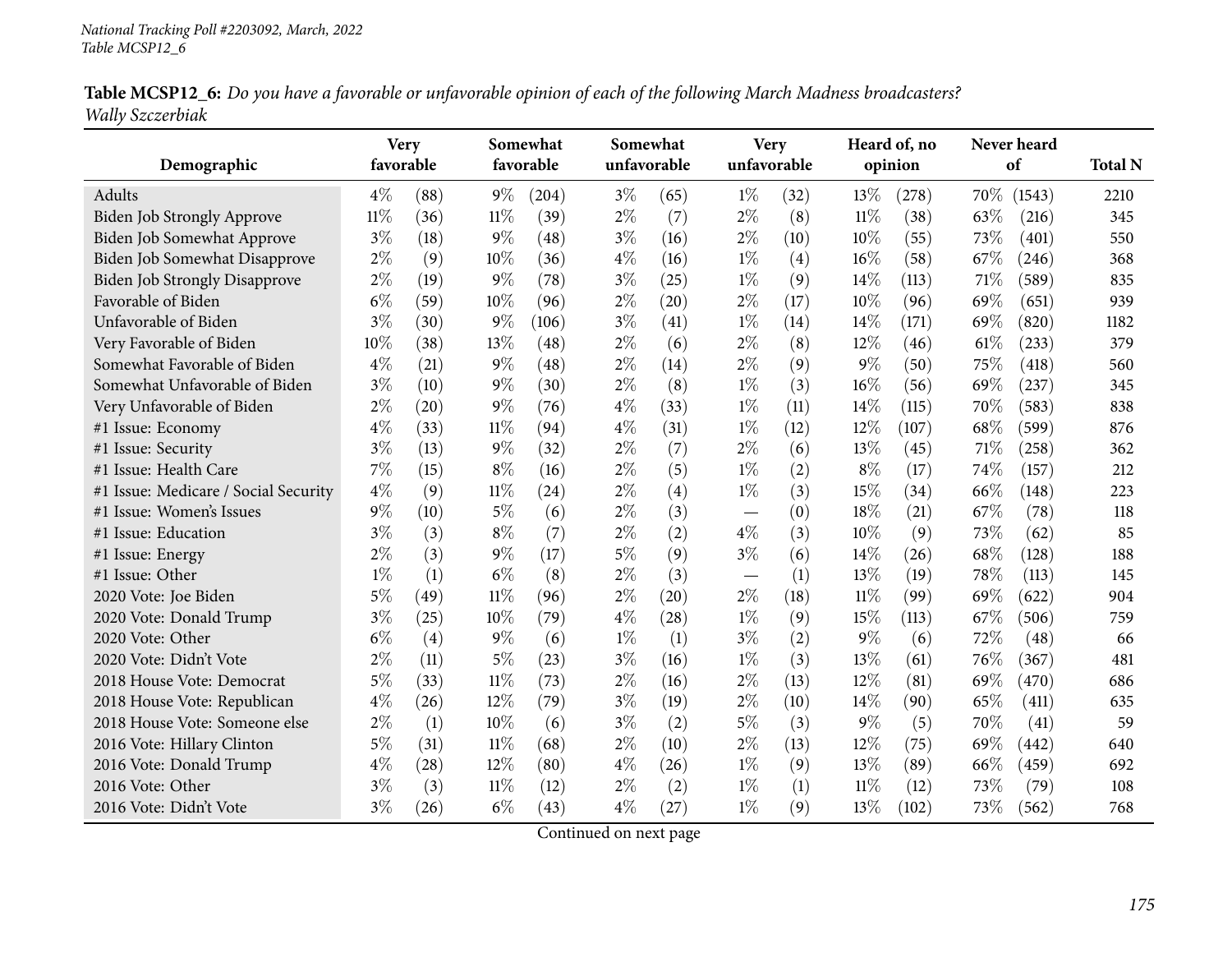*National Tracking Poll #2203092, March, 2022*
*Table MCSP12_6*

**Table MCSP12_6:** *Do you have a favorable or unfavorable opinion of each of the following March Madness broadcasters?*
*Wally Szczerbiak*

| Demographic | Very favorable | | Somewhat favorable | | Somewhat unfavorable | | Very unfavorable | | Heard of, no opinion | | Never heard of | | Total N |
|---|---|---|---|---|---|---|---|---|---|---|---|---|---|
| Adults | 4% | (88) | 9% | (204) | 3% | (65) | 1% | (32) | 13% | (278) | 70% | (1543) | 2210 |
| Biden Job Strongly Approve | 11% | (36) | 11% | (39) | 2% | (7) | 2% | (8) | 11% | (38) | 63% | (216) | 345 |
| Biden Job Somewhat Approve | 3% | (18) | 9% | (48) | 3% | (16) | 2% | (10) | 10% | (55) | 73% | (401) | 550 |
| Biden Job Somewhat Disapprove | 2% | (9) | 10% | (36) | 4% | (16) | 1% | (4) | 16% | (58) | 67% | (246) | 368 |
| Biden Job Strongly Disapprove | 2% | (19) | 9% | (78) | 3% | (25) | 1% | (9) | 14% | (113) | 71% | (589) | 835 |
| Favorable of Biden | 6% | (59) | 10% | (96) | 2% | (20) | 2% | (17) | 10% | (96) | 69% | (651) | 939 |
| Unfavorable of Biden | 3% | (30) | 9% | (106) | 3% | (41) | 1% | (14) | 14% | (171) | 69% | (820) | 1182 |
| Very Favorable of Biden | 10% | (38) | 13% | (48) | 2% | (6) | 2% | (8) | 12% | (46) | 61% | (233) | 379 |
| Somewhat Favorable of Biden | 4% | (21) | 9% | (48) | 2% | (14) | 2% | (9) | 9% | (50) | 75% | (418) | 560 |
| Somewhat Unfavorable of Biden | 3% | (10) | 9% | (30) | 2% | (8) | 1% | (3) | 16% | (56) | 69% | (237) | 345 |
| Very Unfavorable of Biden | 2% | (20) | 9% | (76) | 4% | (33) | 1% | (11) | 14% | (115) | 70% | (583) | 838 |
| #1 Issue: Economy | 4% | (33) | 11% | (94) | 4% | (31) | 1% | (12) | 12% | (107) | 68% | (599) | 876 |
| #1 Issue: Security | 3% | (13) | 9% | (32) | 2% | (7) | 2% | (6) | 13% | (45) | 71% | (258) | 362 |
| #1 Issue: Health Care | 7% | (15) | 8% | (16) | 2% | (5) | 1% | (2) | 8% | (17) | 74% | (157) | 212 |
| #1 Issue: Medicare / Social Security | 4% | (9) | 11% | (24) | 2% | (4) | 1% | (3) | 15% | (34) | 66% | (148) | 223 |
| #1 Issue: Women's Issues | 9% | (10) | 5% | (6) | 2% | (3) | — | (0) | 18% | (21) | 67% | (78) | 118 |
| #1 Issue: Education | 3% | (3) | 8% | (7) | 2% | (2) | 4% | (3) | 10% | (9) | 73% | (62) | 85 |
| #1 Issue: Energy | 2% | (3) | 9% | (17) | 5% | (9) | 3% | (6) | 14% | (26) | 68% | (128) | 188 |
| #1 Issue: Other | 1% | (1) | 6% | (8) | 2% | (3) | — | (1) | 13% | (19) | 78% | (113) | 145 |
| 2020 Vote: Joe Biden | 5% | (49) | 11% | (96) | 2% | (20) | 2% | (18) | 11% | (99) | 69% | (622) | 904 |
| 2020 Vote: Donald Trump | 3% | (25) | 10% | (79) | 4% | (28) | 1% | (9) | 15% | (113) | 67% | (506) | 759 |
| 2020 Vote: Other | 6% | (4) | 9% | (6) | 1% | (1) | 3% | (2) | 9% | (6) | 72% | (48) | 66 |
| 2020 Vote: Didn't Vote | 2% | (11) | 5% | (23) | 3% | (16) | 1% | (3) | 13% | (61) | 76% | (367) | 481 |
| 2018 House Vote: Democrat | 5% | (33) | 11% | (73) | 2% | (16) | 2% | (13) | 12% | (81) | 69% | (470) | 686 |
| 2018 House Vote: Republican | 4% | (26) | 12% | (79) | 3% | (19) | 2% | (10) | 14% | (90) | 65% | (411) | 635 |
| 2018 House Vote: Someone else | 2% | (1) | 10% | (6) | 3% | (2) | 5% | (3) | 9% | (5) | 70% | (41) | 59 |
| 2016 Vote: Hillary Clinton | 5% | (31) | 11% | (68) | 2% | (10) | 2% | (13) | 12% | (75) | 69% | (442) | 640 |
| 2016 Vote: Donald Trump | 4% | (28) | 12% | (80) | 4% | (26) | 1% | (9) | 13% | (89) | 66% | (459) | 692 |
| 2016 Vote: Other | 3% | (3) | 11% | (12) | 2% | (2) | 1% | (1) | 11% | (12) | 73% | (79) | 108 |
| 2016 Vote: Didn't Vote | 3% | (26) | 6% | (43) | 4% | (27) | 1% | (9) | 13% | (102) | 73% | (562) | 768 |

Continued on next page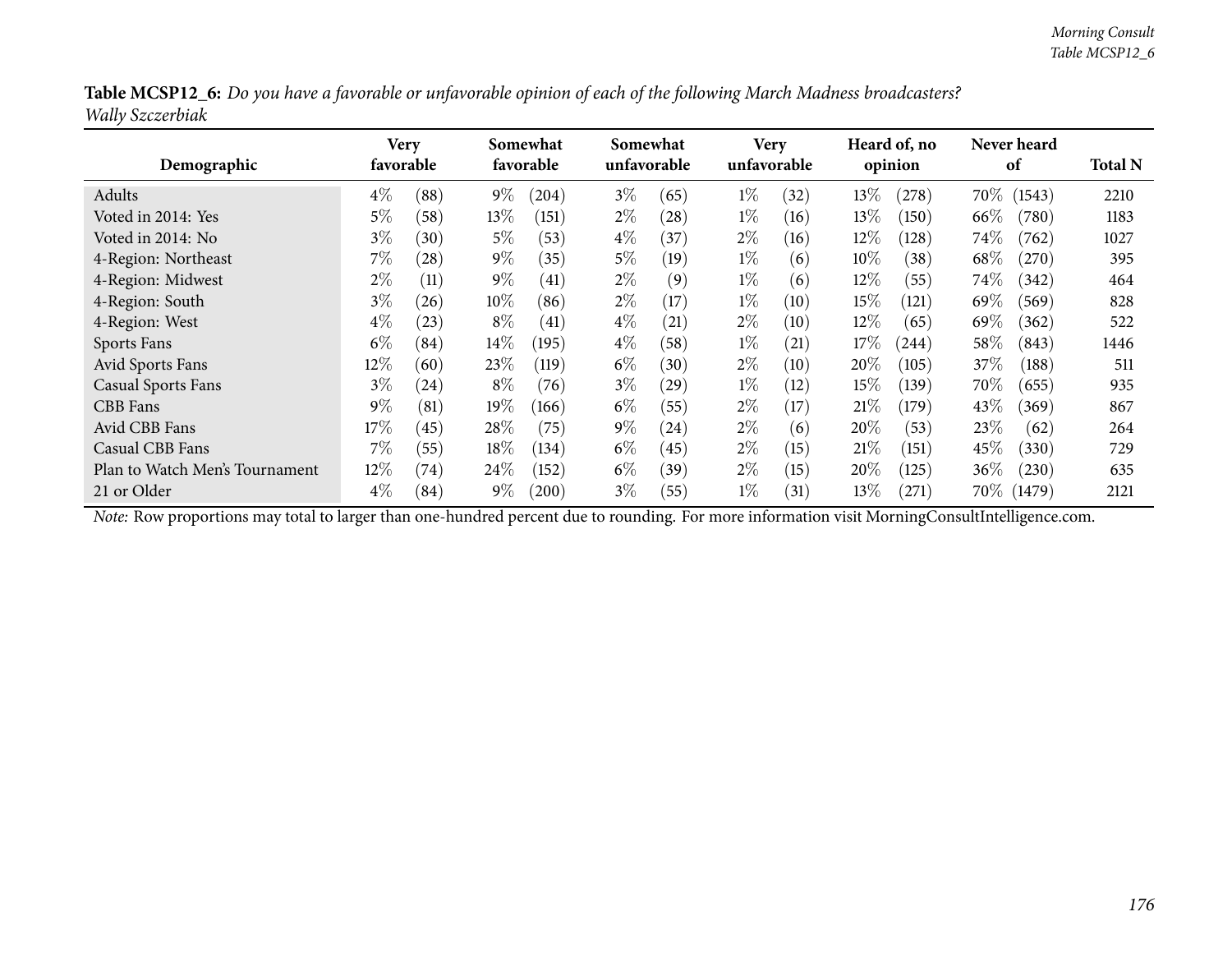**Table MCSP12_6:** *Do you have a favorable or unfavorable opinion of each of the following March Madness broadcasters?*
*Wally Szczerbiak*

| Demographic | Very favorable | | Somewhat favorable | | Somewhat unfavorable | | Very unfavorable | | Heard of, no opinion | | Never heard of | | Total N |
|---|---|---|---|---|---|---|---|---|---|---|---|---|---|
| Adults | 4% | (88) | 9% | (204) | 3% | (65) | 1% | (32) | 13% | (278) | 70% | (1543) | 2210 |
| Voted in 2014: Yes | 5% | (58) | 13% | (151) | 2% | (28) | 1% | (16) | 13% | (150) | 66% | (780) | 1183 |
| Voted in 2014: No | 3% | (30) | 5% | (53) | 4% | (37) | 2% | (16) | 12% | (128) | 74% | (762) | 1027 |
| 4-Region: Northeast | 7% | (28) | 9% | (35) | 5% | (19) | 1% | (6) | 10% | (38) | 68% | (270) | 395 |
| 4-Region: Midwest | 2% | (11) | 9% | (41) | 2% | (9) | 1% | (6) | 12% | (55) | 74% | (342) | 464 |
| 4-Region: South | 3% | (26) | 10% | (86) | 2% | (17) | 1% | (10) | 15% | (121) | 69% | (569) | 828 |
| 4-Region: West | 4% | (23) | 8% | (41) | 4% | (21) | 2% | (10) | 12% | (65) | 69% | (362) | 522 |
| Sports Fans | 6% | (84) | 14% | (195) | 4% | (58) | 1% | (21) | 17% | (244) | 58% | (843) | 1446 |
| Avid Sports Fans | 12% | (60) | 23% | (119) | 6% | (30) | 2% | (10) | 20% | (105) | 37% | (188) | 511 |
| Casual Sports Fans | 3% | (24) | 8% | (76) | 3% | (29) | 1% | (12) | 15% | (139) | 70% | (655) | 935 |
| CBB Fans | 9% | (81) | 19% | (166) | 6% | (55) | 2% | (17) | 21% | (179) | 43% | (369) | 867 |
| Avid CBB Fans | 17% | (45) | 28% | (75) | 9% | (24) | 2% | (6) | 20% | (53) | 23% | (62) | 264 |
| Casual CBB Fans | 7% | (55) | 18% | (134) | 6% | (45) | 2% | (15) | 21% | (151) | 45% | (330) | 729 |
| Plan to Watch Men's Tournament | 12% | (74) | 24% | (152) | 6% | (39) | 2% | (15) | 20% | (125) | 36% | (230) | 635 |
| 21 or Older | 4% | (84) | 9% | (200) | 3% | (55) | 1% | (31) | 13% | (271) | 70% | (1479) | 2121 |

*Note:* Row proportions may total to larger than one-hundred percent due to rounding. For more information visit MorningConsultIntelligence.com.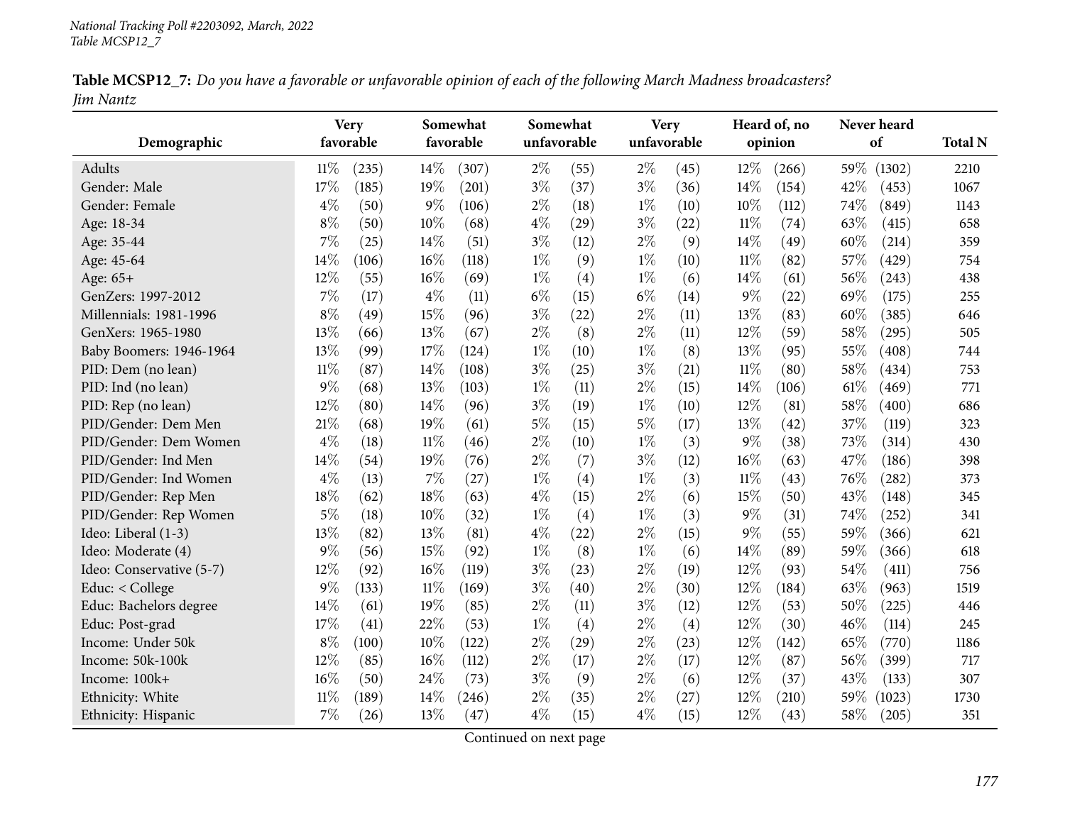National Tracking Poll #2203092, March, 2022
Table MCSP12_7

**Table MCSP12_7:** *Do you have a favorable or unfavorable opinion of each of the following March Madness broadcasters? Jim Nantz*

| Demographic | Very favorable | | Somewhat favorable | | Somewhat unfavorable | | Very unfavorable | | Heard of, no opinion | | Never heard of | | Total N |
|---|---|---|---|---|---|---|---|---|---|---|---|---|---|
| Adults | 11% | (235) | 14% | (307) | 2% | (55) | 2% | (45) | 12% | (266) | 59% | (1302) | 2210 |
| Gender: Male | 17% | (185) | 19% | (201) | 3% | (37) | 3% | (36) | 14% | (154) | 42% | (453) | 1067 |
| Gender: Female | 4% | (50) | 9% | (106) | 2% | (18) | 1% | (10) | 10% | (112) | 74% | (849) | 1143 |
| Age: 18-34 | 8% | (50) | 10% | (68) | 4% | (29) | 3% | (22) | 11% | (74) | 63% | (415) | 658 |
| Age: 35-44 | 7% | (25) | 14% | (51) | 3% | (12) | 2% | (9) | 14% | (49) | 60% | (214) | 359 |
| Age: 45-64 | 14% | (106) | 16% | (118) | 1% | (9) | 1% | (10) | 11% | (82) | 57% | (429) | 754 |
| Age: 65+ | 12% | (55) | 16% | (69) | 1% | (4) | 1% | (6) | 14% | (61) | 56% | (243) | 438 |
| GenZers: 1997-2012 | 7% | (17) | 4% | (11) | 6% | (15) | 6% | (14) | 9% | (22) | 69% | (175) | 255 |
| Millennials: 1981-1996 | 8% | (49) | 15% | (96) | 3% | (22) | 2% | (11) | 13% | (83) | 60% | (385) | 646 |
| GenXers: 1965-1980 | 13% | (66) | 13% | (67) | 2% | (8) | 2% | (11) | 12% | (59) | 58% | (295) | 505 |
| Baby Boomers: 1946-1964 | 13% | (99) | 17% | (124) | 1% | (10) | 1% | (8) | 13% | (95) | 55% | (408) | 744 |
| PID: Dem (no lean) | 11% | (87) | 14% | (108) | 3% | (25) | 3% | (21) | 11% | (80) | 58% | (434) | 753 |
| PID: Ind (no lean) | 9% | (68) | 13% | (103) | 1% | (11) | 2% | (15) | 14% | (106) | 61% | (469) | 771 |
| PID: Rep (no lean) | 12% | (80) | 14% | (96) | 3% | (19) | 1% | (10) | 12% | (81) | 58% | (400) | 686 |
| PID/Gender: Dem Men | 21% | (68) | 19% | (61) | 5% | (15) | 5% | (17) | 13% | (42) | 37% | (119) | 323 |
| PID/Gender: Dem Women | 4% | (18) | 11% | (46) | 2% | (10) | 1% | (3) | 9% | (38) | 73% | (314) | 430 |
| PID/Gender: Ind Men | 14% | (54) | 19% | (76) | 2% | (7) | 3% | (12) | 16% | (63) | 47% | (186) | 398 |
| PID/Gender: Ind Women | 4% | (13) | 7% | (27) | 1% | (4) | 1% | (3) | 11% | (43) | 76% | (282) | 373 |
| PID/Gender: Rep Men | 18% | (62) | 18% | (63) | 4% | (15) | 2% | (6) | 15% | (50) | 43% | (148) | 345 |
| PID/Gender: Rep Women | 5% | (18) | 10% | (32) | 1% | (4) | 1% | (3) | 9% | (31) | 74% | (252) | 341 |
| Ideo: Liberal (1-3) | 13% | (82) | 13% | (81) | 4% | (22) | 2% | (15) | 9% | (55) | 59% | (366) | 621 |
| Ideo: Moderate (4) | 9% | (56) | 15% | (92) | 1% | (8) | 1% | (6) | 14% | (89) | 59% | (366) | 618 |
| Ideo: Conservative (5-7) | 12% | (92) | 16% | (119) | 3% | (23) | 2% | (19) | 12% | (93) | 54% | (411) | 756 |
| Educ: < College | 9% | (133) | 11% | (169) | 3% | (40) | 2% | (30) | 12% | (184) | 63% | (963) | 1519 |
| Educ: Bachelors degree | 14% | (61) | 19% | (85) | 2% | (11) | 3% | (12) | 12% | (53) | 50% | (225) | 446 |
| Educ: Post-grad | 17% | (41) | 22% | (53) | 1% | (4) | 2% | (4) | 12% | (30) | 46% | (114) | 245 |
| Income: Under 50k | 8% | (100) | 10% | (122) | 2% | (29) | 2% | (23) | 12% | (142) | 65% | (770) | 1186 |
| Income: 50k-100k | 12% | (85) | 16% | (112) | 2% | (17) | 2% | (17) | 12% | (87) | 56% | (399) | 717 |
| Income: 100k+ | 16% | (50) | 24% | (73) | 3% | (9) | 2% | (6) | 12% | (37) | 43% | (133) | 307 |
| Ethnicity: White | 11% | (189) | 14% | (246) | 2% | (35) | 2% | (27) | 12% | (210) | 59% | (1023) | 1730 |
| Ethnicity: Hispanic | 7% | (26) | 13% | (47) | 4% | (15) | 4% | (15) | 12% | (43) | 58% | (205) | 351 |

Continued on next page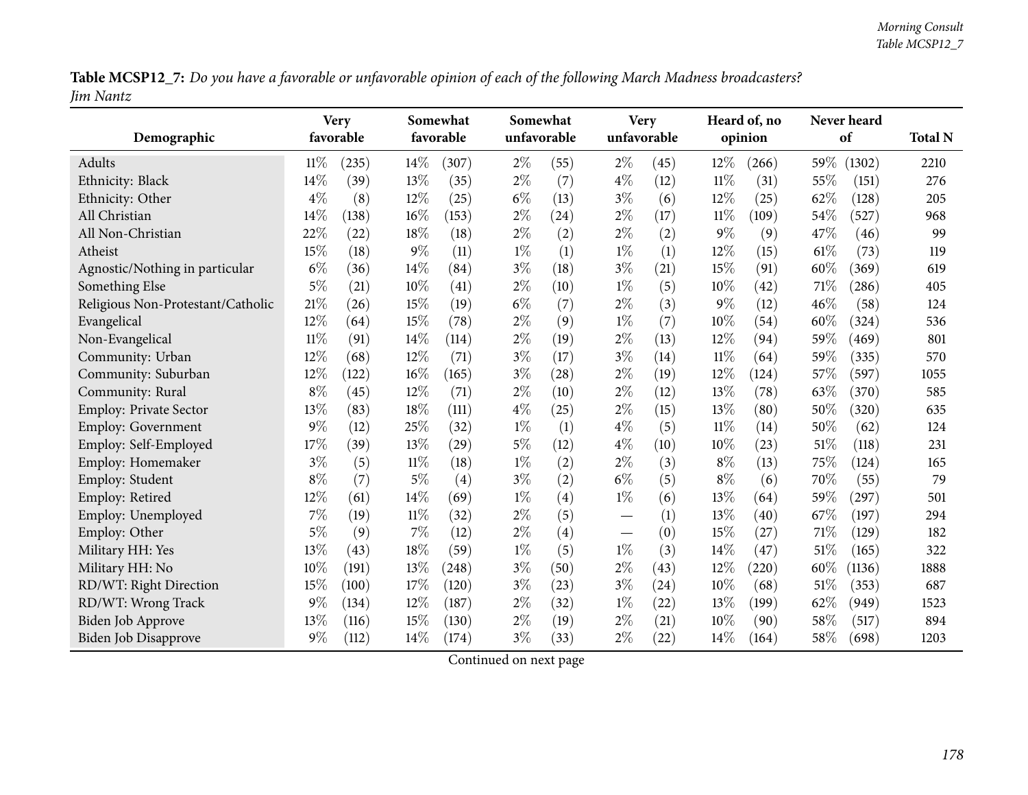**Table MCSP12_7:** *Do you have a favorable or unfavorable opinion of each of the following March Madness broadcasters? Jim Nantz*

| Demographic | Very favorable | | Somewhat favorable | | Somewhat unfavorable | | Very unfavorable | | Heard of, no opinion | | Never heard of | | Total N |
|---|---|---|---|---|---|---|---|---|---|---|---|---|---|
| Adults | 11% | (235) | 14% | (307) | 2% | (55) | 2% | (45) | 12% | (266) | 59% | (1302) | 2210 |
| Ethnicity: Black | 14% | (39) | 13% | (35) | 2% | (7) | 4% | (12) | 11% | (31) | 55% | (151) | 276 |
| Ethnicity: Other | 4% | (8) | 12% | (25) | 6% | (13) | 3% | (6) | 12% | (25) | 62% | (128) | 205 |
| All Christian | 14% | (138) | 16% | (153) | 2% | (24) | 2% | (17) | 11% | (109) | 54% | (527) | 968 |
| All Non-Christian | 22% | (22) | 18% | (18) | 2% | (2) | 2% | (2) | 9% | (9) | 47% | (46) | 99 |
| Atheist | 15% | (18) | 9% | (11) | 1% | (1) | 1% | (1) | 12% | (15) | 61% | (73) | 119 |
| Agnostic/Nothing in particular | 6% | (36) | 14% | (84) | 3% | (18) | 3% | (21) | 15% | (91) | 60% | (369) | 619 |
| Something Else | 5% | (21) | 10% | (41) | 2% | (10) | 1% | (5) | 10% | (42) | 71% | (286) | 405 |
| Religious Non-Protestant/Catholic | 21% | (26) | 15% | (19) | 6% | (7) | 2% | (3) | 9% | (12) | 46% | (58) | 124 |
| Evangelical | 12% | (64) | 15% | (78) | 2% | (9) | 1% | (7) | 10% | (54) | 60% | (324) | 536 |
| Non-Evangelical | 11% | (91) | 14% | (114) | 2% | (19) | 2% | (13) | 12% | (94) | 59% | (469) | 801 |
| Community: Urban | 12% | (68) | 12% | (71) | 3% | (17) | 3% | (14) | 11% | (64) | 59% | (335) | 570 |
| Community: Suburban | 12% | (122) | 16% | (165) | 3% | (28) | 2% | (19) | 12% | (124) | 57% | (597) | 1055 |
| Community: Rural | 8% | (45) | 12% | (71) | 2% | (10) | 2% | (12) | 13% | (78) | 63% | (370) | 585 |
| Employ: Private Sector | 13% | (83) | 18% | (111) | 4% | (25) | 2% | (15) | 13% | (80) | 50% | (320) | 635 |
| Employ: Government | 9% | (12) | 25% | (32) | 1% | (1) | 4% | (5) | 11% | (14) | 50% | (62) | 124 |
| Employ: Self-Employed | 17% | (39) | 13% | (29) | 5% | (12) | 4% | (10) | 10% | (23) | 51% | (118) | 231 |
| Employ: Homemaker | 3% | (5) | 11% | (18) | 1% | (2) | 2% | (3) | 8% | (13) | 75% | (124) | 165 |
| Employ: Student | 8% | (7) | 5% | (4) | 3% | (2) | 6% | (5) | 8% | (6) | 70% | (55) | 79 |
| Employ: Retired | 12% | (61) | 14% | (69) | 1% | (4) | 1% | (6) | 13% | (64) | 59% | (297) | 501 |
| Employ: Unemployed | 7% | (19) | 11% | (32) | 2% | (5) | — | (1) | 13% | (40) | 67% | (197) | 294 |
| Employ: Other | 5% | (9) | 7% | (12) | 2% | (4) | — | (0) | 15% | (27) | 71% | (129) | 182 |
| Military HH: Yes | 13% | (43) | 18% | (59) | 1% | (5) | 1% | (3) | 14% | (47) | 51% | (165) | 322 |
| Military HH: No | 10% | (191) | 13% | (248) | 3% | (50) | 2% | (43) | 12% | (220) | 60% | (1136) | 1888 |
| RD/WT: Right Direction | 15% | (100) | 17% | (120) | 3% | (23) | 3% | (24) | 10% | (68) | 51% | (353) | 687 |
| RD/WT: Wrong Track | 9% | (134) | 12% | (187) | 2% | (32) | 1% | (22) | 13% | (199) | 62% | (949) | 1523 |
| Biden Job Approve | 13% | (116) | 15% | (130) | 2% | (19) | 2% | (21) | 10% | (90) | 58% | (517) | 894 |
| Biden Job Disapprove | 9% | (112) | 14% | (174) | 3% | (33) | 2% | (22) | 14% | (164) | 58% | (698) | 1203 |

Continued on next page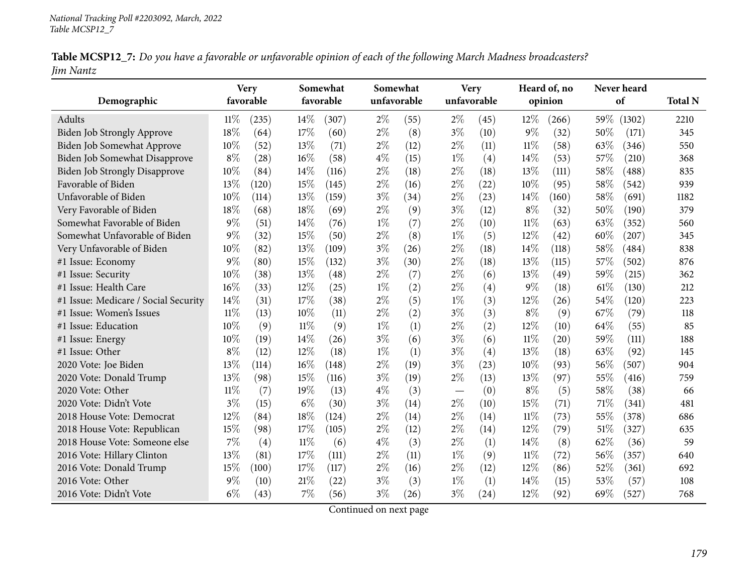**Table MCSP12_7:** *Do you have a favorable or unfavorable opinion of each of the following March Madness broadcasters?*
*Jim Nantz*

| Demographic | Very favorable | | Somewhat favorable | | Somewhat unfavorable | | Very unfavorable | | Heard of, no opinion | | Never heard of | | Total N |
|---|---|---|---|---|---|---|---|---|---|---|---|---|---|
| Adults | 11% | (235) | 14% | (307) | 2% | (55) | 2% | (45) | 12% | (266) | 59% | (1302) | 2210 |
| Biden Job Strongly Approve | 18% | (64) | 17% | (60) | 2% | (8) | 3% | (10) | 9% | (32) | 50% | (171) | 345 |
| Biden Job Somewhat Approve | 10% | (52) | 13% | (71) | 2% | (12) | 2% | (11) | 11% | (58) | 63% | (346) | 550 |
| Biden Job Somewhat Disapprove | 8% | (28) | 16% | (58) | 4% | (15) | 1% | (4) | 14% | (53) | 57% | (210) | 368 |
| Biden Job Strongly Disapprove | 10% | (84) | 14% | (116) | 2% | (18) | 2% | (18) | 13% | (111) | 58% | (488) | 835 |
| Favorable of Biden | 13% | (120) | 15% | (145) | 2% | (16) | 2% | (22) | 10% | (95) | 58% | (542) | 939 |
| Unfavorable of Biden | 10% | (114) | 13% | (159) | 3% | (34) | 2% | (23) | 14% | (160) | 58% | (691) | 1182 |
| Very Favorable of Biden | 18% | (68) | 18% | (69) | 2% | (9) | 3% | (12) | 8% | (32) | 50% | (190) | 379 |
| Somewhat Favorable of Biden | 9% | (51) | 14% | (76) | 1% | (7) | 2% | (10) | 11% | (63) | 63% | (352) | 560 |
| Somewhat Unfavorable of Biden | 9% | (32) | 15% | (50) | 2% | (8) | 1% | (5) | 12% | (42) | 60% | (207) | 345 |
| Very Unfavorable of Biden | 10% | (82) | 13% | (109) | 3% | (26) | 2% | (18) | 14% | (118) | 58% | (484) | 838 |
| #1 Issue: Economy | 9% | (80) | 15% | (132) | 3% | (30) | 2% | (18) | 13% | (115) | 57% | (502) | 876 |
| #1 Issue: Security | 10% | (38) | 13% | (48) | 2% | (7) | 2% | (6) | 13% | (49) | 59% | (215) | 362 |
| #1 Issue: Health Care | 16% | (33) | 12% | (25) | 1% | (2) | 2% | (4) | 9% | (18) | 61% | (130) | 212 |
| #1 Issue: Medicare / Social Security | 14% | (31) | 17% | (38) | 2% | (5) | 1% | (3) | 12% | (26) | 54% | (120) | 223 |
| #1 Issue: Women's Issues | 11% | (13) | 10% | (11) | 2% | (2) | 3% | (3) | 8% | (9) | 67% | (79) | 118 |
| #1 Issue: Education | 10% | (9) | 11% | (9) | 1% | (1) | 2% | (2) | 12% | (10) | 64% | (55) | 85 |
| #1 Issue: Energy | 10% | (19) | 14% | (26) | 3% | (6) | 3% | (6) | 11% | (20) | 59% | (111) | 188 |
| #1 Issue: Other | 8% | (12) | 12% | (18) | 1% | (1) | 3% | (4) | 13% | (18) | 63% | (92) | 145 |
| 2020 Vote: Joe Biden | 13% | (114) | 16% | (148) | 2% | (19) | 3% | (23) | 10% | (93) | 56% | (507) | 904 |
| 2020 Vote: Donald Trump | 13% | (98) | 15% | (116) | 3% | (19) | 2% | (13) | 13% | (97) | 55% | (416) | 759 |
| 2020 Vote: Other | 11% | (7) | 19% | (13) | 4% | (3) | — | (0) | 8% | (5) | 58% | (38) | 66 |
| 2020 Vote: Didn't Vote | 3% | (15) | 6% | (30) | 3% | (14) | 2% | (10) | 15% | (71) | 71% | (341) | 481 |
| 2018 House Vote: Democrat | 12% | (84) | 18% | (124) | 2% | (14) | 2% | (14) | 11% | (73) | 55% | (378) | 686 |
| 2018 House Vote: Republican | 15% | (98) | 17% | (105) | 2% | (12) | 2% | (14) | 12% | (79) | 51% | (327) | 635 |
| 2018 House Vote: Someone else | 7% | (4) | 11% | (6) | 4% | (3) | 2% | (1) | 14% | (8) | 62% | (36) | 59 |
| 2016 Vote: Hillary Clinton | 13% | (81) | 17% | (111) | 2% | (11) | 1% | (9) | 11% | (72) | 56% | (357) | 640 |
| 2016 Vote: Donald Trump | 15% | (100) | 17% | (117) | 2% | (16) | 2% | (12) | 12% | (86) | 52% | (361) | 692 |
| 2016 Vote: Other | 9% | (10) | 21% | (22) | 3% | (3) | 1% | (1) | 14% | (15) | 53% | (57) | 108 |
| 2016 Vote: Didn't Vote | 6% | (43) | 7% | (56) | 3% | (26) | 3% | (24) | 12% | (92) | 69% | (527) | 768 |

Continued on next page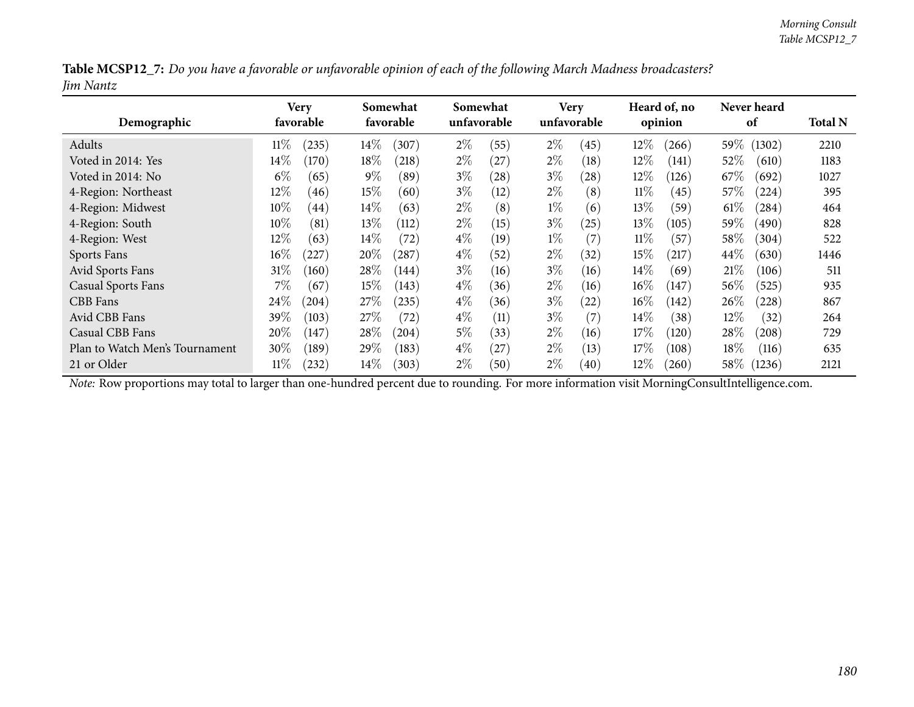**Table MCSP12_7:** *Do you have a favorable or unfavorable opinion of each of the following March Madness broadcasters? Jim Nantz*

| Demographic | Very favorable | | Somewhat favorable | | Somewhat unfavorable | | Very unfavorable | | Heard of, no opinion | | Never heard of | | Total N |
|---|---|---|---|---|---|---|---|---|---|---|---|---|---|
| Adults | 11% | (235) | 14% | (307) | 2% | (55) | 2% | (45) | 12% | (266) | 59% | (1302) | 2210 |
| Voted in 2014: Yes | 14% | (170) | 18% | (218) | 2% | (27) | 2% | (18) | 12% | (141) | 52% | (610) | 1183 |
| Voted in 2014: No | 6% | (65) | 9% | (89) | 3% | (28) | 3% | (28) | 12% | (126) | 67% | (692) | 1027 |
| 4-Region: Northeast | 12% | (46) | 15% | (60) | 3% | (12) | 2% | (8) | 11% | (45) | 57% | (224) | 395 |
| 4-Region: Midwest | 10% | (44) | 14% | (63) | 2% | (8) | 1% | (6) | 13% | (59) | 61% | (284) | 464 |
| 4-Region: South | 10% | (81) | 13% | (112) | 2% | (15) | 3% | (25) | 13% | (105) | 59% | (490) | 828 |
| 4-Region: West | 12% | (63) | 14% | (72) | 4% | (19) | 1% | (7) | 11% | (57) | 58% | (304) | 522 |
| Sports Fans | 16% | (227) | 20% | (287) | 4% | (52) | 2% | (32) | 15% | (217) | 44% | (630) | 1446 |
| Avid Sports Fans | 31% | (160) | 28% | (144) | 3% | (16) | 3% | (16) | 14% | (69) | 21% | (106) | 511 |
| Casual Sports Fans | 7% | (67) | 15% | (143) | 4% | (36) | 2% | (16) | 16% | (147) | 56% | (525) | 935 |
| CBB Fans | 24% | (204) | 27% | (235) | 4% | (36) | 3% | (22) | 16% | (142) | 26% | (228) | 867 |
| Avid CBB Fans | 39% | (103) | 27% | (72) | 4% | (11) | 3% | (7) | 14% | (38) | 12% | (32) | 264 |
| Casual CBB Fans | 20% | (147) | 28% | (204) | 5% | (33) | 2% | (16) | 17% | (120) | 28% | (208) | 729 |
| Plan to Watch Men's Tournament | 30% | (189) | 29% | (183) | 4% | (27) | 2% | (13) | 17% | (108) | 18% | (116) | 635 |
| 21 or Older | 11% | (232) | 14% | (303) | 2% | (50) | 2% | (40) | 12% | (260) | 58% | (1236) | 2121 |

*Note:* Row proportions may total to larger than one-hundred percent due to rounding. For more information visit MorningConsultIntelligence.com.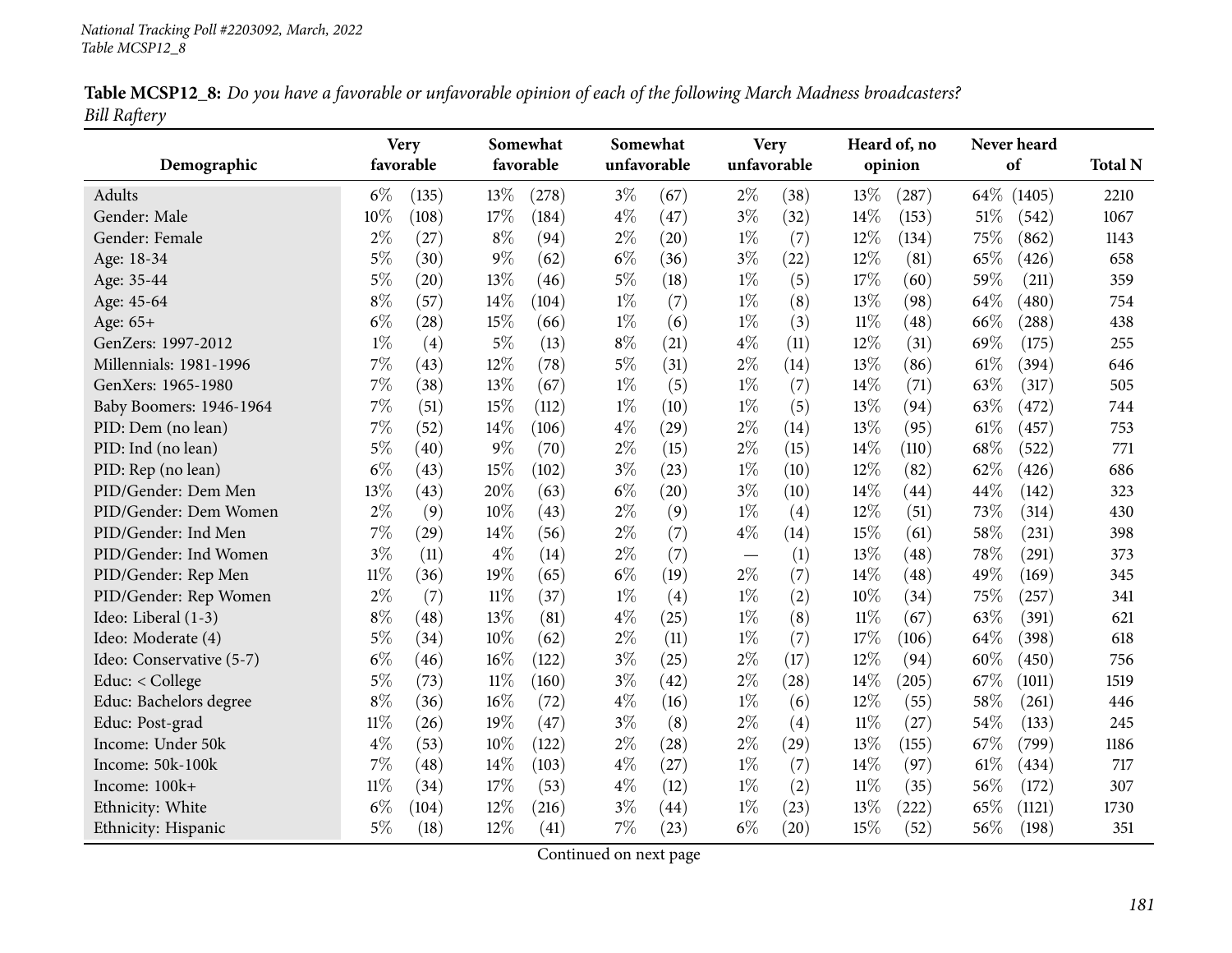**Table MCSP12_8:** *Do you have a favorable or unfavorable opinion of each of the following March Madness broadcasters? Bill Raftery*

| Demographic | Very favorable | | Somewhat favorable | | Somewhat unfavorable | | Very unfavorable | | Heard of, no opinion | | Never heard of | | Total N |
|---|---|---|---|---|---|---|---|---|---|---|---|---|---|
| Adults | 6% | (135) | 13% | (278) | 3% | (67) | 2% | (38) | 13% | (287) | 64% | (1405) | 2210 |
| Gender: Male | 10% | (108) | 17% | (184) | 4% | (47) | 3% | (32) | 14% | (153) | 51% | (542) | 1067 |
| Gender: Female | 2% | (27) | 8% | (94) | 2% | (20) | 1% | (7) | 12% | (134) | 75% | (862) | 1143 |
| Age: 18-34 | 5% | (30) | 9% | (62) | 6% | (36) | 3% | (22) | 12% | (81) | 65% | (426) | 658 |
| Age: 35-44 | 5% | (20) | 13% | (46) | 5% | (18) | 1% | (5) | 17% | (60) | 59% | (211) | 359 |
| Age: 45-64 | 8% | (57) | 14% | (104) | 1% | (7) | 1% | (8) | 13% | (98) | 64% | (480) | 754 |
| Age: 65+ | 6% | (28) | 15% | (66) | 1% | (6) | 1% | (3) | 11% | (48) | 66% | (288) | 438 |
| GenZers: 1997-2012 | 1% | (4) | 5% | (13) | 8% | (21) | 4% | (11) | 12% | (31) | 69% | (175) | 255 |
| Millennials: 1981-1996 | 7% | (43) | 12% | (78) | 5% | (31) | 2% | (14) | 13% | (86) | 61% | (394) | 646 |
| GenXers: 1965-1980 | 7% | (38) | 13% | (67) | 1% | (5) | 1% | (7) | 14% | (71) | 63% | (317) | 505 |
| Baby Boomers: 1946-1964 | 7% | (51) | 15% | (112) | 1% | (10) | 1% | (5) | 13% | (94) | 63% | (472) | 744 |
| PID: Dem (no lean) | 7% | (52) | 14% | (106) | 4% | (29) | 2% | (14) | 13% | (95) | 61% | (457) | 753 |
| PID: Ind (no lean) | 5% | (40) | 9% | (70) | 2% | (15) | 2% | (15) | 14% | (110) | 68% | (522) | 771 |
| PID: Rep (no lean) | 6% | (43) | 15% | (102) | 3% | (23) | 1% | (10) | 12% | (82) | 62% | (426) | 686 |
| PID/Gender: Dem Men | 13% | (43) | 20% | (63) | 6% | (20) | 3% | (10) | 14% | (44) | 44% | (142) | 323 |
| PID/Gender: Dem Women | 2% | (9) | 10% | (43) | 2% | (9) | 1% | (4) | 12% | (51) | 73% | (314) | 430 |
| PID/Gender: Ind Men | 7% | (29) | 14% | (56) | 2% | (7) | 4% | (14) | 15% | (61) | 58% | (231) | 398 |
| PID/Gender: Ind Women | 3% | (11) | 4% | (14) | 2% | (7) | — | (1) | 13% | (48) | 78% | (291) | 373 |
| PID/Gender: Rep Men | 11% | (36) | 19% | (65) | 6% | (19) | 2% | (7) | 14% | (48) | 49% | (169) | 345 |
| PID/Gender: Rep Women | 2% | (7) | 11% | (37) | 1% | (4) | 1% | (2) | 10% | (34) | 75% | (257) | 341 |
| Ideo: Liberal (1-3) | 8% | (48) | 13% | (81) | 4% | (25) | 1% | (8) | 11% | (67) | 63% | (391) | 621 |
| Ideo: Moderate (4) | 5% | (34) | 10% | (62) | 2% | (11) | 1% | (7) | 17% | (106) | 64% | (398) | 618 |
| Ideo: Conservative (5-7) | 6% | (46) | 16% | (122) | 3% | (25) | 2% | (17) | 12% | (94) | 60% | (450) | 756 |
| Educ: < College | 5% | (73) | 11% | (160) | 3% | (42) | 2% | (28) | 14% | (205) | 67% | (1011) | 1519 |
| Educ: Bachelors degree | 8% | (36) | 16% | (72) | 4% | (16) | 1% | (6) | 12% | (55) | 58% | (261) | 446 |
| Educ: Post-grad | 11% | (26) | 19% | (47) | 3% | (8) | 2% | (4) | 11% | (27) | 54% | (133) | 245 |
| Income: Under 50k | 4% | (53) | 10% | (122) | 2% | (28) | 2% | (29) | 13% | (155) | 67% | (799) | 1186 |
| Income: 50k-100k | 7% | (48) | 14% | (103) | 4% | (27) | 1% | (7) | 14% | (97) | 61% | (434) | 717 |
| Income: 100k+ | 11% | (34) | 17% | (53) | 4% | (12) | 1% | (2) | 11% | (35) | 56% | (172) | 307 |
| Ethnicity: White | 6% | (104) | 12% | (216) | 3% | (44) | 1% | (23) | 13% | (222) | 65% | (1121) | 1730 |
| Ethnicity: Hispanic | 5% | (18) | 12% | (41) | 7% | (23) | 6% | (20) | 15% | (52) | 56% | (198) | 351 |

Continued on next page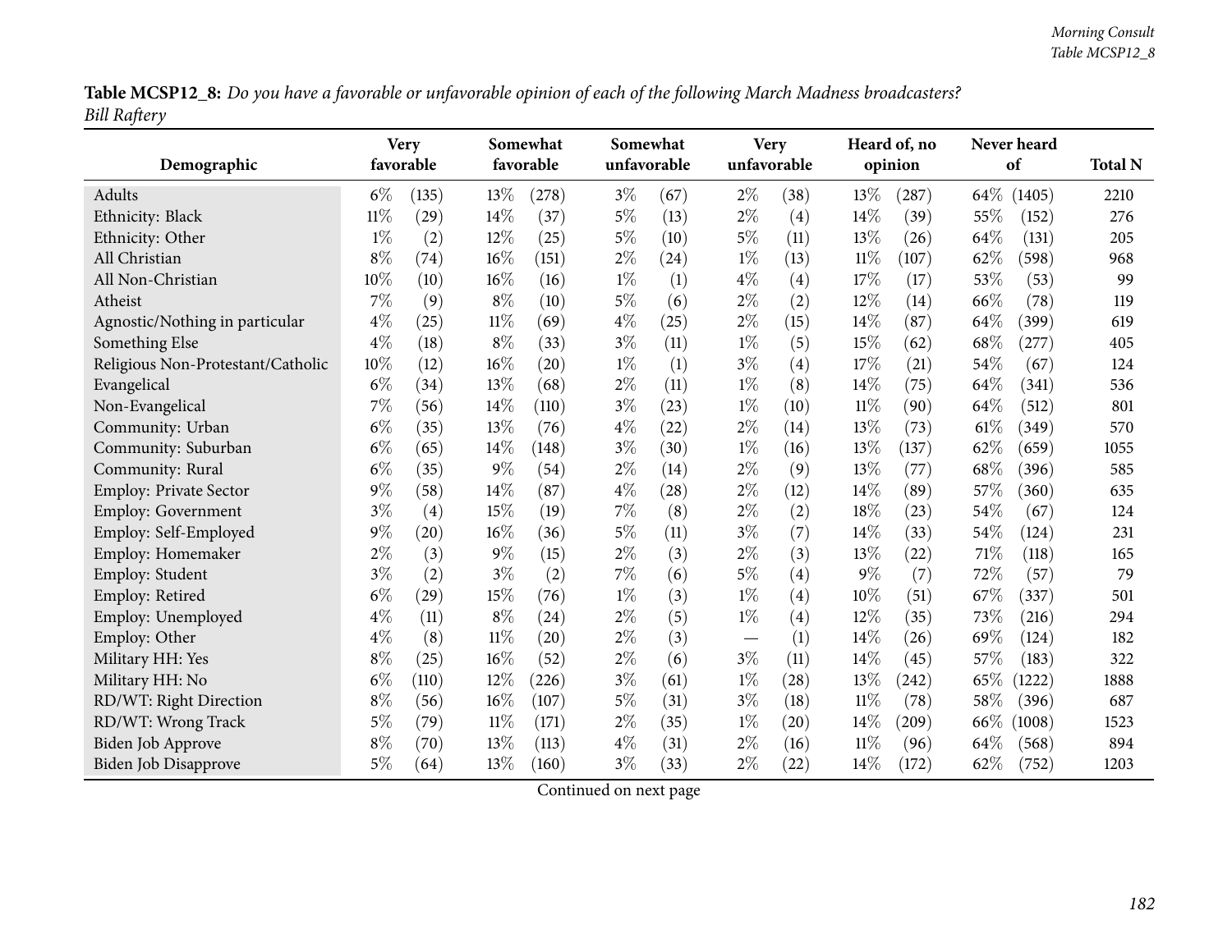**Table MCSP12_8:** *Do you have a favorable or unfavorable opinion of each of the following March Madness broadcasters? Bill Raftery*

| Demographic | Very favorable | | Somewhat favorable | | Somewhat unfavorable | | Very unfavorable | | Heard of, no opinion | | Never heard of | | Total N |
|---|---|---|---|---|---|---|---|---|---|---|---|---|---|
| Adults | 6% | (135) | 13% | (278) | 3% | (67) | 2% | (38) | 13% | (287) | 64% | (1405) | 2210 |
| Ethnicity: Black | 11% | (29) | 14% | (37) | 5% | (13) | 2% | (4) | 14% | (39) | 55% | (152) | 276 |
| Ethnicity: Other | 1% | (2) | 12% | (25) | 5% | (10) | 5% | (11) | 13% | (26) | 64% | (131) | 205 |
| All Christian | 8% | (74) | 16% | (151) | 2% | (24) | 1% | (13) | 11% | (107) | 62% | (598) | 968 |
| All Non-Christian | 10% | (10) | 16% | (16) | 1% | (1) | 4% | (4) | 17% | (17) | 53% | (53) | 99 |
| Atheist | 7% | (9) | 8% | (10) | 5% | (6) | 2% | (2) | 12% | (14) | 66% | (78) | 119 |
| Agnostic/Nothing in particular | 4% | (25) | 11% | (69) | 4% | (25) | 2% | (15) | 14% | (87) | 64% | (399) | 619 |
| Something Else | 4% | (18) | 8% | (33) | 3% | (11) | 1% | (5) | 15% | (62) | 68% | (277) | 405 |
| Religious Non-Protestant/Catholic | 10% | (12) | 16% | (20) | 1% | (1) | 3% | (4) | 17% | (21) | 54% | (67) | 124 |
| Evangelical | 6% | (34) | 13% | (68) | 2% | (11) | 1% | (8) | 14% | (75) | 64% | (341) | 536 |
| Non-Evangelical | 7% | (56) | 14% | (110) | 3% | (23) | 1% | (10) | 11% | (90) | 64% | (512) | 801 |
| Community: Urban | 6% | (35) | 13% | (76) | 4% | (22) | 2% | (14) | 13% | (73) | 61% | (349) | 570 |
| Community: Suburban | 6% | (65) | 14% | (148) | 3% | (30) | 1% | (16) | 13% | (137) | 62% | (659) | 1055 |
| Community: Rural | 6% | (35) | 9% | (54) | 2% | (14) | 2% | (9) | 13% | (77) | 68% | (396) | 585 |
| Employ: Private Sector | 9% | (58) | 14% | (87) | 4% | (28) | 2% | (12) | 14% | (89) | 57% | (360) | 635 |
| Employ: Government | 3% | (4) | 15% | (19) | 7% | (8) | 2% | (2) | 18% | (23) | 54% | (67) | 124 |
| Employ: Self-Employed | 9% | (20) | 16% | (36) | 5% | (11) | 3% | (7) | 14% | (33) | 54% | (124) | 231 |
| Employ: Homemaker | 2% | (3) | 9% | (15) | 2% | (3) | 2% | (3) | 13% | (22) | 71% | (118) | 165 |
| Employ: Student | 3% | (2) | 3% | (2) | 7% | (6) | 5% | (4) | 9% | (7) | 72% | (57) | 79 |
| Employ: Retired | 6% | (29) | 15% | (76) | 1% | (3) | 1% | (4) | 10% | (51) | 67% | (337) | 501 |
| Employ: Unemployed | 4% | (11) | 8% | (24) | 2% | (5) | 1% | (4) | 12% | (35) | 73% | (216) | 294 |
| Employ: Other | 4% | (8) | 11% | (20) | 2% | (3) | — | (1) | 14% | (26) | 69% | (124) | 182 |
| Military HH: Yes | 8% | (25) | 16% | (52) | 2% | (6) | 3% | (11) | 14% | (45) | 57% | (183) | 322 |
| Military HH: No | 6% | (110) | 12% | (226) | 3% | (61) | 1% | (28) | 13% | (242) | 65% | (1222) | 1888 |
| RD/WT: Right Direction | 8% | (56) | 16% | (107) | 5% | (31) | 3% | (18) | 11% | (78) | 58% | (396) | 687 |
| RD/WT: Wrong Track | 5% | (79) | 11% | (171) | 2% | (35) | 1% | (20) | 14% | (209) | 66% | (1008) | 1523 |
| Biden Job Approve | 8% | (70) | 13% | (113) | 4% | (31) | 2% | (16) | 11% | (96) | 64% | (568) | 894 |
| Biden Job Disapprove | 5% | (64) | 13% | (160) | 3% | (33) | 2% | (22) | 14% | (172) | 62% | (752) | 1203 |

Continued on next page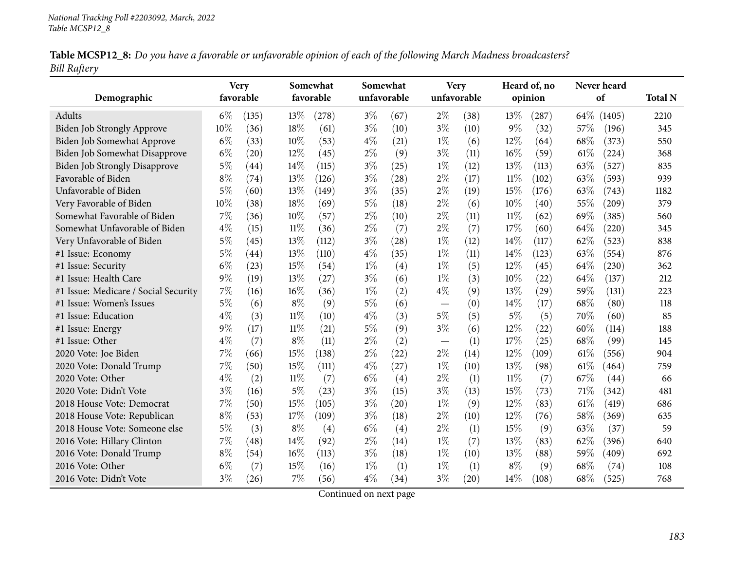**Table MCSP12_8:** *Do you have a favorable or unfavorable opinion of each of the following March Madness broadcasters?*
*Bill Raftery*

| Demographic | Very favorable | | Somewhat favorable | | Somewhat unfavorable | | Very unfavorable | | Heard of, no opinion | | Never heard of | | Total N |
|---|---|---|---|---|---|---|---|---|---|---|---|---|---|
| Adults | 6% | (135) | 13% | (278) | 3% | (67) | 2% | (38) | 13% | (287) | 64% | (1405) | 2210 |
| Biden Job Strongly Approve | 10% | (36) | 18% | (61) | 3% | (10) | 3% | (10) | 9% | (32) | 57% | (196) | 345 |
| Biden Job Somewhat Approve | 6% | (33) | 10% | (53) | 4% | (21) | 1% | (6) | 12% | (64) | 68% | (373) | 550 |
| Biden Job Somewhat Disapprove | 6% | (20) | 12% | (45) | 2% | (9) | 3% | (11) | 16% | (59) | 61% | (224) | 368 |
| Biden Job Strongly Disapprove | 5% | (44) | 14% | (115) | 3% | (25) | 1% | (12) | 13% | (113) | 63% | (527) | 835 |
| Favorable of Biden | 8% | (74) | 13% | (126) | 3% | (28) | 2% | (17) | 11% | (102) | 63% | (593) | 939 |
| Unfavorable of Biden | 5% | (60) | 13% | (149) | 3% | (35) | 2% | (19) | 15% | (176) | 63% | (743) | 1182 |
| Very Favorable of Biden | 10% | (38) | 18% | (69) | 5% | (18) | 2% | (6) | 10% | (40) | 55% | (209) | 379 |
| Somewhat Favorable of Biden | 7% | (36) | 10% | (57) | 2% | (10) | 2% | (11) | 11% | (62) | 69% | (385) | 560 |
| Somewhat Unfavorable of Biden | 4% | (15) | 11% | (36) | 2% | (7) | 2% | (7) | 17% | (60) | 64% | (220) | 345 |
| Very Unfavorable of Biden | 5% | (45) | 13% | (112) | 3% | (28) | 1% | (12) | 14% | (117) | 62% | (523) | 838 |
| #1 Issue: Economy | 5% | (44) | 13% | (110) | 4% | (35) | 1% | (11) | 14% | (123) | 63% | (554) | 876 |
| #1 Issue: Security | 6% | (23) | 15% | (54) | 1% | (4) | 1% | (5) | 12% | (45) | 64% | (230) | 362 |
| #1 Issue: Health Care | 9% | (19) | 13% | (27) | 3% | (6) | 1% | (3) | 10% | (22) | 64% | (137) | 212 |
| #1 Issue: Medicare / Social Security | 7% | (16) | 16% | (36) | 1% | (2) | 4% | (9) | 13% | (29) | 59% | (131) | 223 |
| #1 Issue: Women's Issues | 5% | (6) | 8% | (9) | 5% | (6) | — | (0) | 14% | (17) | 68% | (80) | 118 |
| #1 Issue: Education | 4% | (3) | 11% | (10) | 4% | (3) | 5% | (5) | 5% | (5) | 70% | (60) | 85 |
| #1 Issue: Energy | 9% | (17) | 11% | (21) | 5% | (9) | 3% | (6) | 12% | (22) | 60% | (114) | 188 |
| #1 Issue: Other | 4% | (7) | 8% | (11) | 2% | (2) | — | (1) | 17% | (25) | 68% | (99) | 145 |
| 2020 Vote: Joe Biden | 7% | (66) | 15% | (138) | 2% | (22) | 2% | (14) | 12% | (109) | 61% | (556) | 904 |
| 2020 Vote: Donald Trump | 7% | (50) | 15% | (111) | 4% | (27) | 1% | (10) | 13% | (98) | 61% | (464) | 759 |
| 2020 Vote: Other | 4% | (2) | 11% | (7) | 6% | (4) | 2% | (1) | 11% | (7) | 67% | (44) | 66 |
| 2020 Vote: Didn't Vote | 3% | (16) | 5% | (23) | 3% | (15) | 3% | (13) | 15% | (73) | 71% | (342) | 481 |
| 2018 House Vote: Democrat | 7% | (50) | 15% | (105) | 3% | (20) | 1% | (9) | 12% | (83) | 61% | (419) | 686 |
| 2018 House Vote: Republican | 8% | (53) | 17% | (109) | 3% | (18) | 2% | (10) | 12% | (76) | 58% | (369) | 635 |
| 2018 House Vote: Someone else | 5% | (3) | 8% | (4) | 6% | (4) | 2% | (1) | 15% | (9) | 63% | (37) | 59 |
| 2016 Vote: Hillary Clinton | 7% | (48) | 14% | (92) | 2% | (14) | 1% | (7) | 13% | (83) | 62% | (396) | 640 |
| 2016 Vote: Donald Trump | 8% | (54) | 16% | (113) | 3% | (18) | 1% | (10) | 13% | (88) | 59% | (409) | 692 |
| 2016 Vote: Other | 6% | (7) | 15% | (16) | 1% | (1) | 1% | (1) | 8% | (9) | 68% | (74) | 108 |
| 2016 Vote: Didn't Vote | 3% | (26) | 7% | (56) | 4% | (34) | 3% | (20) | 14% | (108) | 68% | (525) | 768 |

Continued on next page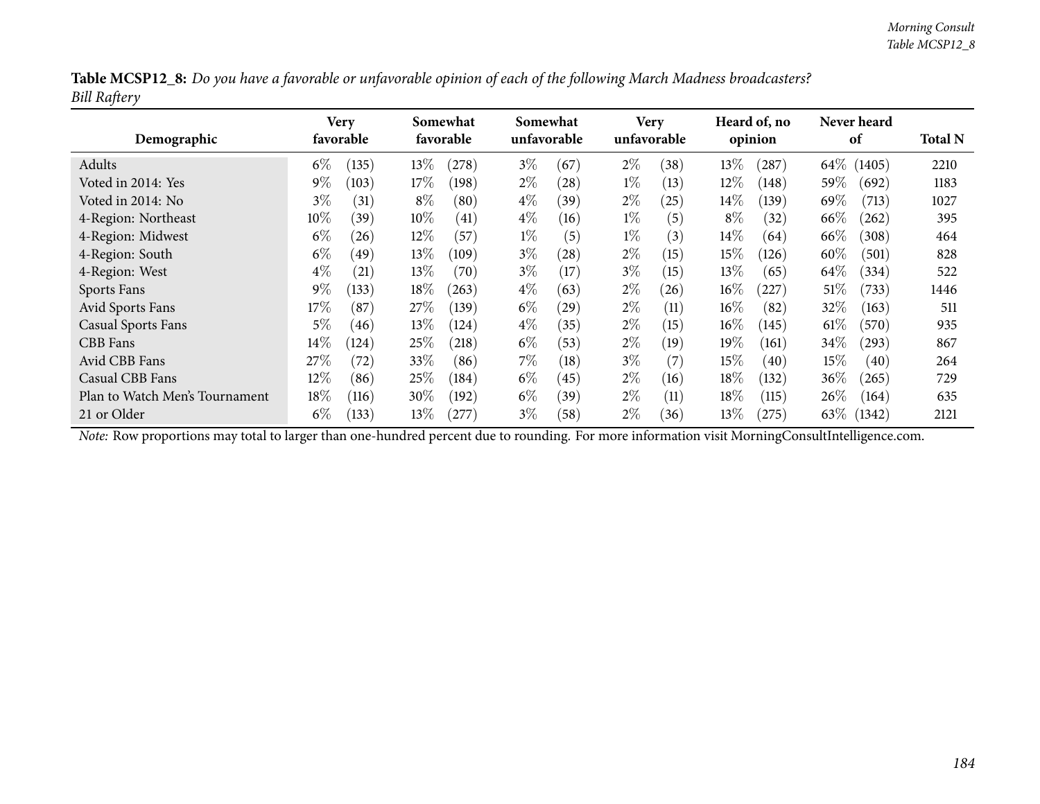**Table MCSP12_8:** *Do you have a favorable or unfavorable opinion of each of the following March Madness broadcasters?*
*Bill Raftery*

| Demographic | Very favorable | | Somewhat favorable | | Somewhat unfavorable | | Very unfavorable | | Heard of, no opinion | | Never heard of | | Total N |
|---|---|---|---|---|---|---|---|---|---|---|---|---|---|
| Adults | 6% | (135) | 13% | (278) | 3% | (67) | 2% | (38) | 13% | (287) | 64% | (1405) | 2210 |
| Voted in 2014: Yes | 9% | (103) | 17% | (198) | 2% | (28) | 1% | (13) | 12% | (148) | 59% | (692) | 1183 |
| Voted in 2014: No | 3% | (31) | 8% | (80) | 4% | (39) | 2% | (25) | 14% | (139) | 69% | (713) | 1027 |
| 4-Region: Northeast | 10% | (39) | 10% | (41) | 4% | (16) | 1% | (5) | 8% | (32) | 66% | (262) | 395 |
| 4-Region: Midwest | 6% | (26) | 12% | (57) | 1% | (5) | 1% | (3) | 14% | (64) | 66% | (308) | 464 |
| 4-Region: South | 6% | (49) | 13% | (109) | 3% | (28) | 2% | (15) | 15% | (126) | 60% | (501) | 828 |
| 4-Region: West | 4% | (21) | 13% | (70) | 3% | (17) | 3% | (15) | 13% | (65) | 64% | (334) | 522 |
| Sports Fans | 9% | (133) | 18% | (263) | 4% | (63) | 2% | (26) | 16% | (227) | 51% | (733) | 1446 |
| Avid Sports Fans | 17% | (87) | 27% | (139) | 6% | (29) | 2% | (11) | 16% | (82) | 32% | (163) | 511 |
| Casual Sports Fans | 5% | (46) | 13% | (124) | 4% | (35) | 2% | (15) | 16% | (145) | 61% | (570) | 935 |
| CBB Fans | 14% | (124) | 25% | (218) | 6% | (53) | 2% | (19) | 19% | (161) | 34% | (293) | 867 |
| Avid CBB Fans | 27% | (72) | 33% | (86) | 7% | (18) | 3% | (7) | 15% | (40) | 15% | (40) | 264 |
| Casual CBB Fans | 12% | (86) | 25% | (184) | 6% | (45) | 2% | (16) | 18% | (132) | 36% | (265) | 729 |
| Plan to Watch Men's Tournament | 18% | (116) | 30% | (192) | 6% | (39) | 2% | (11) | 18% | (115) | 26% | (164) | 635 |
| 21 or Older | 6% | (133) | 13% | (277) | 3% | (58) | 2% | (36) | 13% | (275) | 63% | (1342) | 2121 |

*Note:* Row proportions may total to larger than one-hundred percent due to rounding. For more information visit MorningConsultIntelligence.com.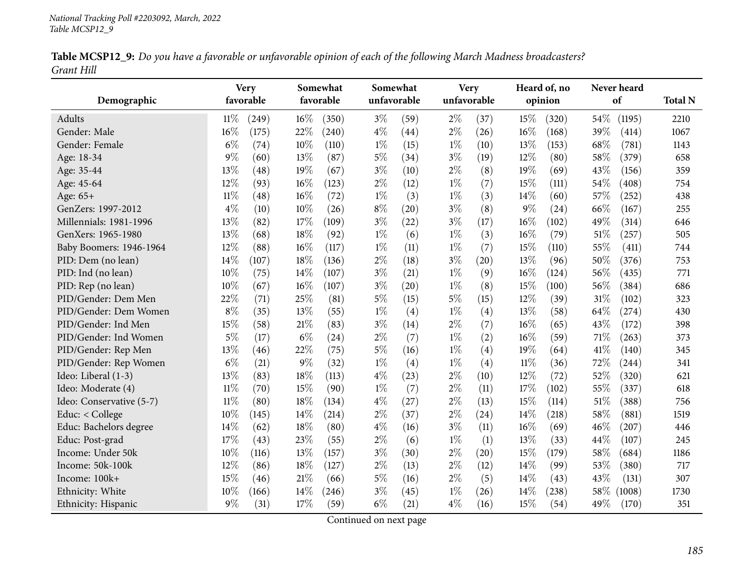National Tracking Poll #2203092, March, 2022
Table MCSP12_9

**Table MCSP12_9:** *Do you have a favorable or unfavorable opinion of each of the following March Madness broadcasters? Grant Hill*

| Demographic | Very favorable | | Somewhat favorable | | Somewhat unfavorable | | Very unfavorable | | Heard of, no opinion | | Never heard of | | Total N |
|---|---|---|---|---|---|---|---|---|---|---|---|---|---|
| Adults | 11% | (249) | 16% | (350) | 3% | (59) | 2% | (37) | 15% | (320) | 54% | (1195) | 2210 |
| Gender: Male | 16% | (175) | 22% | (240) | 4% | (44) | 2% | (26) | 16% | (168) | 39% | (414) | 1067 |
| Gender: Female | 6% | (74) | 10% | (110) | 1% | (15) | 1% | (10) | 13% | (153) | 68% | (781) | 1143 |
| Age: 18-34 | 9% | (60) | 13% | (87) | 5% | (34) | 3% | (19) | 12% | (80) | 58% | (379) | 658 |
| Age: 35-44 | 13% | (48) | 19% | (67) | 3% | (10) | 2% | (8) | 19% | (69) | 43% | (156) | 359 |
| Age: 45-64 | 12% | (93) | 16% | (123) | 2% | (12) | 1% | (7) | 15% | (111) | 54% | (408) | 754 |
| Age: 65+ | 11% | (48) | 16% | (72) | 1% | (3) | 1% | (3) | 14% | (60) | 57% | (252) | 438 |
| GenZers: 1997-2012 | 4% | (10) | 10% | (26) | 8% | (20) | 3% | (8) | 9% | (24) | 66% | (167) | 255 |
| Millennials: 1981-1996 | 13% | (82) | 17% | (109) | 3% | (22) | 3% | (17) | 16% | (102) | 49% | (314) | 646 |
| GenXers: 1965-1980 | 13% | (68) | 18% | (92) | 1% | (6) | 1% | (3) | 16% | (79) | 51% | (257) | 505 |
| Baby Boomers: 1946-1964 | 12% | (88) | 16% | (117) | 1% | (11) | 1% | (7) | 15% | (110) | 55% | (411) | 744 |
| PID: Dem (no lean) | 14% | (107) | 18% | (136) | 2% | (18) | 3% | (20) | 13% | (96) | 50% | (376) | 753 |
| PID: Ind (no lean) | 10% | (75) | 14% | (107) | 3% | (21) | 1% | (9) | 16% | (124) | 56% | (435) | 771 |
| PID: Rep (no lean) | 10% | (67) | 16% | (107) | 3% | (20) | 1% | (8) | 15% | (100) | 56% | (384) | 686 |
| PID/Gender: Dem Men | 22% | (71) | 25% | (81) | 5% | (15) | 5% | (15) | 12% | (39) | 31% | (102) | 323 |
| PID/Gender: Dem Women | 8% | (35) | 13% | (55) | 1% | (4) | 1% | (4) | 13% | (58) | 64% | (274) | 430 |
| PID/Gender: Ind Men | 15% | (58) | 21% | (83) | 3% | (14) | 2% | (7) | 16% | (65) | 43% | (172) | 398 |
| PID/Gender: Ind Women | 5% | (17) | 6% | (24) | 2% | (7) | 1% | (2) | 16% | (59) | 71% | (263) | 373 |
| PID/Gender: Rep Men | 13% | (46) | 22% | (75) | 5% | (16) | 1% | (4) | 19% | (64) | 41% | (140) | 345 |
| PID/Gender: Rep Women | 6% | (21) | 9% | (32) | 1% | (4) | 1% | (4) | 11% | (36) | 72% | (244) | 341 |
| Ideo: Liberal (1-3) | 13% | (83) | 18% | (113) | 4% | (23) | 2% | (10) | 12% | (72) | 52% | (320) | 621 |
| Ideo: Moderate (4) | 11% | (70) | 15% | (90) | 1% | (7) | 2% | (11) | 17% | (102) | 55% | (337) | 618 |
| Ideo: Conservative (5-7) | 11% | (80) | 18% | (134) | 4% | (27) | 2% | (13) | 15% | (114) | 51% | (388) | 756 |
| Educ: < College | 10% | (145) | 14% | (214) | 2% | (37) | 2% | (24) | 14% | (218) | 58% | (881) | 1519 |
| Educ: Bachelors degree | 14% | (62) | 18% | (80) | 4% | (16) | 3% | (11) | 16% | (69) | 46% | (207) | 446 |
| Educ: Post-grad | 17% | (43) | 23% | (55) | 2% | (6) | 1% | (1) | 13% | (33) | 44% | (107) | 245 |
| Income: Under 50k | 10% | (116) | 13% | (157) | 3% | (30) | 2% | (20) | 15% | (179) | 58% | (684) | 1186 |
| Income: 50k-100k | 12% | (86) | 18% | (127) | 2% | (13) | 2% | (12) | 14% | (99) | 53% | (380) | 717 |
| Income: 100k+ | 15% | (46) | 21% | (66) | 5% | (16) | 2% | (5) | 14% | (43) | 43% | (131) | 307 |
| Ethnicity: White | 10% | (166) | 14% | (246) | 3% | (45) | 1% | (26) | 14% | (238) | 58% | (1008) | 1730 |
| Ethnicity: Hispanic | 9% | (31) | 17% | (59) | 6% | (21) | 4% | (16) | 15% | (54) | 49% | (170) | 351 |

Continued on next page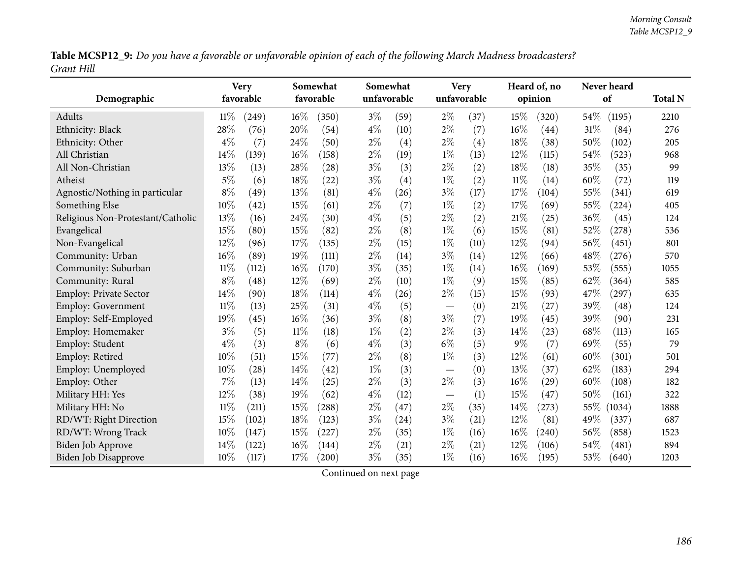**Table MCSP12_9:** *Do you have a favorable or unfavorable opinion of each of the following March Madness broadcasters? Grant Hill*

| Demographic | Very favorable | | Somewhat favorable | | Somewhat unfavorable | | Very unfavorable | | Heard of, no opinion | | Never heard of | | Total N |
|---|---|---|---|---|---|---|---|---|---|---|---|---|---|
| Adults | 11% | (249) | 16% | (350) | 3% | (59) | 2% | (37) | 15% | (320) | 54% | (1195) | 2210 |
| Ethnicity: Black | 28% | (76) | 20% | (54) | 4% | (10) | 2% | (7) | 16% | (44) | 31% | (84) | 276 |
| Ethnicity: Other | 4% | (7) | 24% | (50) | 2% | (4) | 2% | (4) | 18% | (38) | 50% | (102) | 205 |
| All Christian | 14% | (139) | 16% | (158) | 2% | (19) | 1% | (13) | 12% | (115) | 54% | (523) | 968 |
| All Non-Christian | 13% | (13) | 28% | (28) | 3% | (3) | 2% | (2) | 18% | (18) | 35% | (35) | 99 |
| Atheist | 5% | (6) | 18% | (22) | 3% | (4) | 1% | (2) | 11% | (14) | 60% | (72) | 119 |
| Agnostic/Nothing in particular | 8% | (49) | 13% | (81) | 4% | (26) | 3% | (17) | 17% | (104) | 55% | (341) | 619 |
| Something Else | 10% | (42) | 15% | (61) | 2% | (7) | 1% | (2) | 17% | (69) | 55% | (224) | 405 |
| Religious Non-Protestant/Catholic | 13% | (16) | 24% | (30) | 4% | (5) | 2% | (2) | 21% | (25) | 36% | (45) | 124 |
| Evangelical | 15% | (80) | 15% | (82) | 2% | (8) | 1% | (6) | 15% | (81) | 52% | (278) | 536 |
| Non-Evangelical | 12% | (96) | 17% | (135) | 2% | (15) | 1% | (10) | 12% | (94) | 56% | (451) | 801 |
| Community: Urban | 16% | (89) | 19% | (111) | 2% | (14) | 3% | (14) | 12% | (66) | 48% | (276) | 570 |
| Community: Suburban | 11% | (112) | 16% | (170) | 3% | (35) | 1% | (14) | 16% | (169) | 53% | (555) | 1055 |
| Community: Rural | 8% | (48) | 12% | (69) | 2% | (10) | 1% | (9) | 15% | (85) | 62% | (364) | 585 |
| Employ: Private Sector | 14% | (90) | 18% | (114) | 4% | (26) | 2% | (15) | 15% | (93) | 47% | (297) | 635 |
| Employ: Government | 11% | (13) | 25% | (31) | 4% | (5) | — | (0) | 21% | (27) | 39% | (48) | 124 |
| Employ: Self-Employed | 19% | (45) | 16% | (36) | 3% | (8) | 3% | (7) | 19% | (45) | 39% | (90) | 231 |
| Employ: Homemaker | 3% | (5) | 11% | (18) | 1% | (2) | 2% | (3) | 14% | (23) | 68% | (113) | 165 |
| Employ: Student | 4% | (3) | 8% | (6) | 4% | (3) | 6% | (5) | 9% | (7) | 69% | (55) | 79 |
| Employ: Retired | 10% | (51) | 15% | (77) | 2% | (8) | 1% | (3) | 12% | (61) | 60% | (301) | 501 |
| Employ: Unemployed | 10% | (28) | 14% | (42) | 1% | (3) | — | (0) | 13% | (37) | 62% | (183) | 294 |
| Employ: Other | 7% | (13) | 14% | (25) | 2% | (3) | 2% | (3) | 16% | (29) | 60% | (108) | 182 |
| Military HH: Yes | 12% | (38) | 19% | (62) | 4% | (12) | — | (1) | 15% | (47) | 50% | (161) | 322 |
| Military HH: No | 11% | (211) | 15% | (288) | 2% | (47) | 2% | (35) | 14% | (273) | 55% | (1034) | 1888 |
| RD/WT: Right Direction | 15% | (102) | 18% | (123) | 3% | (24) | 3% | (21) | 12% | (81) | 49% | (337) | 687 |
| RD/WT: Wrong Track | 10% | (147) | 15% | (227) | 2% | (35) | 1% | (16) | 16% | (240) | 56% | (858) | 1523 |
| Biden Job Approve | 14% | (122) | 16% | (144) | 2% | (21) | 2% | (21) | 12% | (106) | 54% | (481) | 894 |
| Biden Job Disapprove | 10% | (117) | 17% | (200) | 3% | (35) | 1% | (16) | 16% | (195) | 53% | (640) | 1203 |

Continued on next page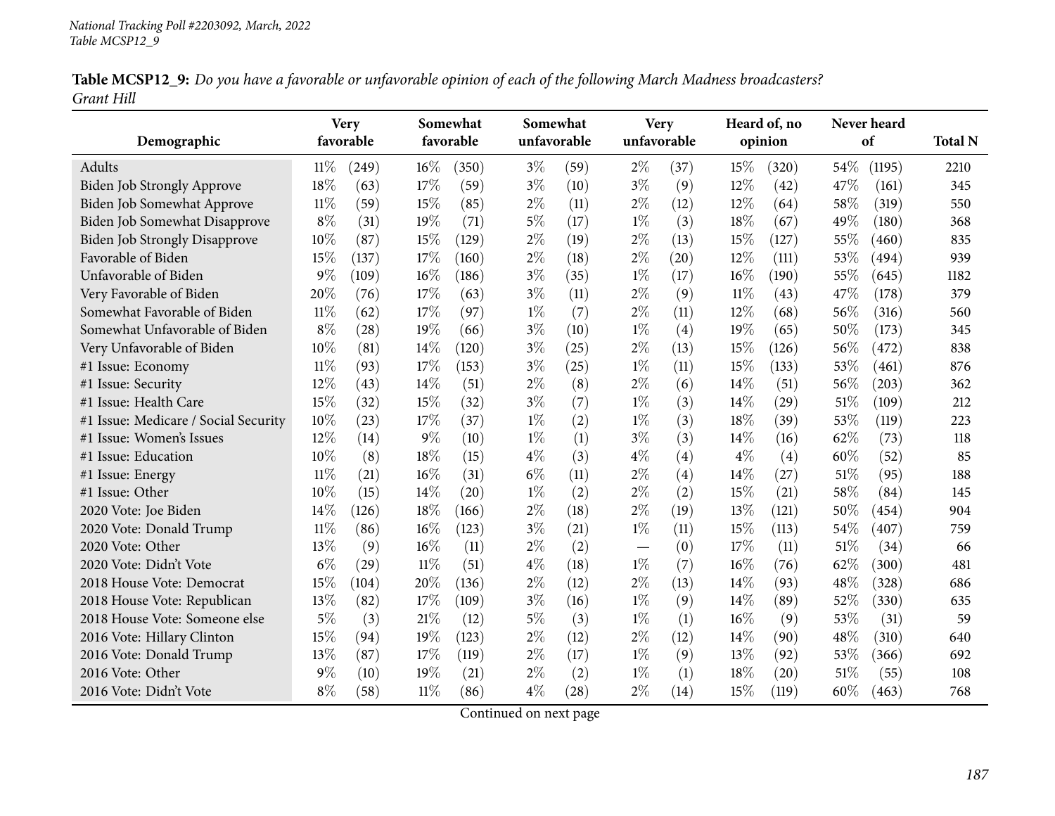**Table MCSP12_9:** *Do you have a favorable or unfavorable opinion of each of the following March Madness broadcasters? Grant Hill*

| Demographic | Very favorable | | Somewhat favorable | | Somewhat unfavorable | | Very unfavorable | | Heard of, no opinion | | Never heard of | | Total N |
|---|---|---|---|---|---|---|---|---|---|---|---|---|---|
| Adults | 11% | (249) | 16% | (350) | 3% | (59) | 2% | (37) | 15% | (320) | 54% | (1195) | 2210 |
| Biden Job Strongly Approve | 18% | (63) | 17% | (59) | 3% | (10) | 3% | (9) | 12% | (42) | 47% | (161) | 345 |
| Biden Job Somewhat Approve | 11% | (59) | 15% | (85) | 2% | (11) | 2% | (12) | 12% | (64) | 58% | (319) | 550 |
| Biden Job Somewhat Disapprove | 8% | (31) | 19% | (71) | 5% | (17) | 1% | (3) | 18% | (67) | 49% | (180) | 368 |
| Biden Job Strongly Disapprove | 10% | (87) | 15% | (129) | 2% | (19) | 2% | (13) | 15% | (127) | 55% | (460) | 835 |
| Favorable of Biden | 15% | (137) | 17% | (160) | 2% | (18) | 2% | (20) | 12% | (111) | 53% | (494) | 939 |
| Unfavorable of Biden | 9% | (109) | 16% | (186) | 3% | (35) | 1% | (17) | 16% | (190) | 55% | (645) | 1182 |
| Very Favorable of Biden | 20% | (76) | 17% | (63) | 3% | (11) | 2% | (9) | 11% | (43) | 47% | (178) | 379 |
| Somewhat Favorable of Biden | 11% | (62) | 17% | (97) | 1% | (7) | 2% | (11) | 12% | (68) | 56% | (316) | 560 |
| Somewhat Unfavorable of Biden | 8% | (28) | 19% | (66) | 3% | (10) | 1% | (4) | 19% | (65) | 50% | (173) | 345 |
| Very Unfavorable of Biden | 10% | (81) | 14% | (120) | 3% | (25) | 2% | (13) | 15% | (126) | 56% | (472) | 838 |
| #1 Issue: Economy | 11% | (93) | 17% | (153) | 3% | (25) | 1% | (11) | 15% | (133) | 53% | (461) | 876 |
| #1 Issue: Security | 12% | (43) | 14% | (51) | 2% | (8) | 2% | (6) | 14% | (51) | 56% | (203) | 362 |
| #1 Issue: Health Care | 15% | (32) | 15% | (32) | 3% | (7) | 1% | (3) | 14% | (29) | 51% | (109) | 212 |
| #1 Issue: Medicare / Social Security | 10% | (23) | 17% | (37) | 1% | (2) | 1% | (3) | 18% | (39) | 53% | (119) | 223 |
| #1 Issue: Women's Issues | 12% | (14) | 9% | (10) | 1% | (1) | 3% | (3) | 14% | (16) | 62% | (73) | 118 |
| #1 Issue: Education | 10% | (8) | 18% | (15) | 4% | (3) | 4% | (4) | 4% | (4) | 60% | (52) | 85 |
| #1 Issue: Energy | 11% | (21) | 16% | (31) | 6% | (11) | 2% | (4) | 14% | (27) | 51% | (95) | 188 |
| #1 Issue: Other | 10% | (15) | 14% | (20) | 1% | (2) | 2% | (2) | 15% | (21) | 58% | (84) | 145 |
| 2020 Vote: Joe Biden | 14% | (126) | 18% | (166) | 2% | (18) | 2% | (19) | 13% | (121) | 50% | (454) | 904 |
| 2020 Vote: Donald Trump | 11% | (86) | 16% | (123) | 3% | (21) | 1% | (11) | 15% | (113) | 54% | (407) | 759 |
| 2020 Vote: Other | 13% | (9) | 16% | (11) | 2% | (2) | — | (0) | 17% | (11) | 51% | (34) | 66 |
| 2020 Vote: Didn't Vote | 6% | (29) | 11% | (51) | 4% | (18) | 1% | (7) | 16% | (76) | 62% | (300) | 481 |
| 2018 House Vote: Democrat | 15% | (104) | 20% | (136) | 2% | (12) | 2% | (13) | 14% | (93) | 48% | (328) | 686 |
| 2018 House Vote: Republican | 13% | (82) | 17% | (109) | 3% | (16) | 1% | (9) | 14% | (89) | 52% | (330) | 635 |
| 2018 House Vote: Someone else | 5% | (3) | 21% | (12) | 5% | (3) | 1% | (1) | 16% | (9) | 53% | (31) | 59 |
| 2016 Vote: Hillary Clinton | 15% | (94) | 19% | (123) | 2% | (12) | 2% | (12) | 14% | (90) | 48% | (310) | 640 |
| 2016 Vote: Donald Trump | 13% | (87) | 17% | (119) | 2% | (17) | 1% | (9) | 13% | (92) | 53% | (366) | 692 |
| 2016 Vote: Other | 9% | (10) | 19% | (21) | 2% | (2) | 1% | (1) | 18% | (20) | 51% | (55) | 108 |
| 2016 Vote: Didn't Vote | 8% | (58) | 11% | (86) | 4% | (28) | 2% | (14) | 15% | (119) | 60% | (463) | 768 |

Continued on next page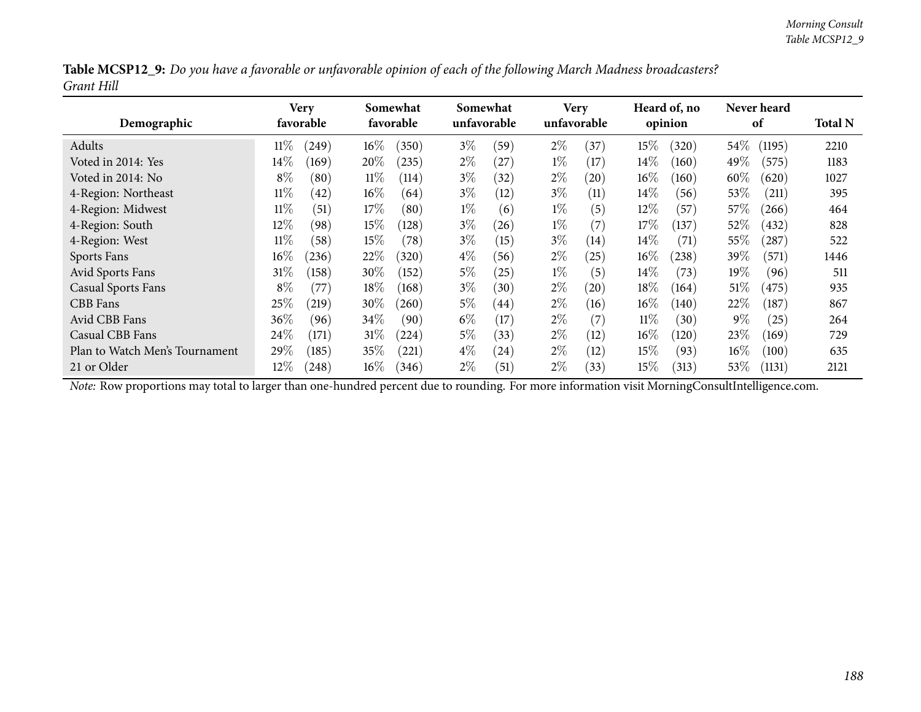**Table MCSP12_9:** *Do you have a favorable or unfavorable opinion of each of the following March Madness broadcasters? Grant Hill*

| Demographic | Very favorable | | Somewhat favorable | | Somewhat unfavorable | | Very unfavorable | | Heard of, no opinion | | Never heard of | | Total N |
|---|---|---|---|---|---|---|---|---|---|---|---|---|---|
| Adults | 11% | (249) | 16% | (350) | 3% | (59) | 2% | (37) | 15% | (320) | 54% | (1195) | 2210 |
| Voted in 2014: Yes | 14% | (169) | 20% | (235) | 2% | (27) | 1% | (17) | 14% | (160) | 49% | (575) | 1183 |
| Voted in 2014: No | 8% | (80) | 11% | (114) | 3% | (32) | 2% | (20) | 16% | (160) | 60% | (620) | 1027 |
| 4-Region: Northeast | 11% | (42) | 16% | (64) | 3% | (12) | 3% | (11) | 14% | (56) | 53% | (211) | 395 |
| 4-Region: Midwest | 11% | (51) | 17% | (80) | 1% | (6) | 1% | (5) | 12% | (57) | 57% | (266) | 464 |
| 4-Region: South | 12% | (98) | 15% | (128) | 3% | (26) | 1% | (7) | 17% | (137) | 52% | (432) | 828 |
| 4-Region: West | 11% | (58) | 15% | (78) | 3% | (15) | 3% | (14) | 14% | (71) | 55% | (287) | 522 |
| Sports Fans | 16% | (236) | 22% | (320) | 4% | (56) | 2% | (25) | 16% | (238) | 39% | (571) | 1446 |
| Avid Sports Fans | 31% | (158) | 30% | (152) | 5% | (25) | 1% | (5) | 14% | (73) | 19% | (96) | 511 |
| Casual Sports Fans | 8% | (77) | 18% | (168) | 3% | (30) | 2% | (20) | 18% | (164) | 51% | (475) | 935 |
| CBB Fans | 25% | (219) | 30% | (260) | 5% | (44) | 2% | (16) | 16% | (140) | 22% | (187) | 867 |
| Avid CBB Fans | 36% | (96) | 34% | (90) | 6% | (17) | 2% | (7) | 11% | (30) | 9% | (25) | 264 |
| Casual CBB Fans | 24% | (171) | 31% | (224) | 5% | (33) | 2% | (12) | 16% | (120) | 23% | (169) | 729 |
| Plan to Watch Men's Tournament | 29% | (185) | 35% | (221) | 4% | (24) | 2% | (12) | 15% | (93) | 16% | (100) | 635 |
| 21 or Older | 12% | (248) | 16% | (346) | 2% | (51) | 2% | (33) | 15% | (313) | 53% | (1131) | 2121 |

*Note:* Row proportions may total to larger than one-hundred percent due to rounding. For more information visit MorningConsultIntelligence.com.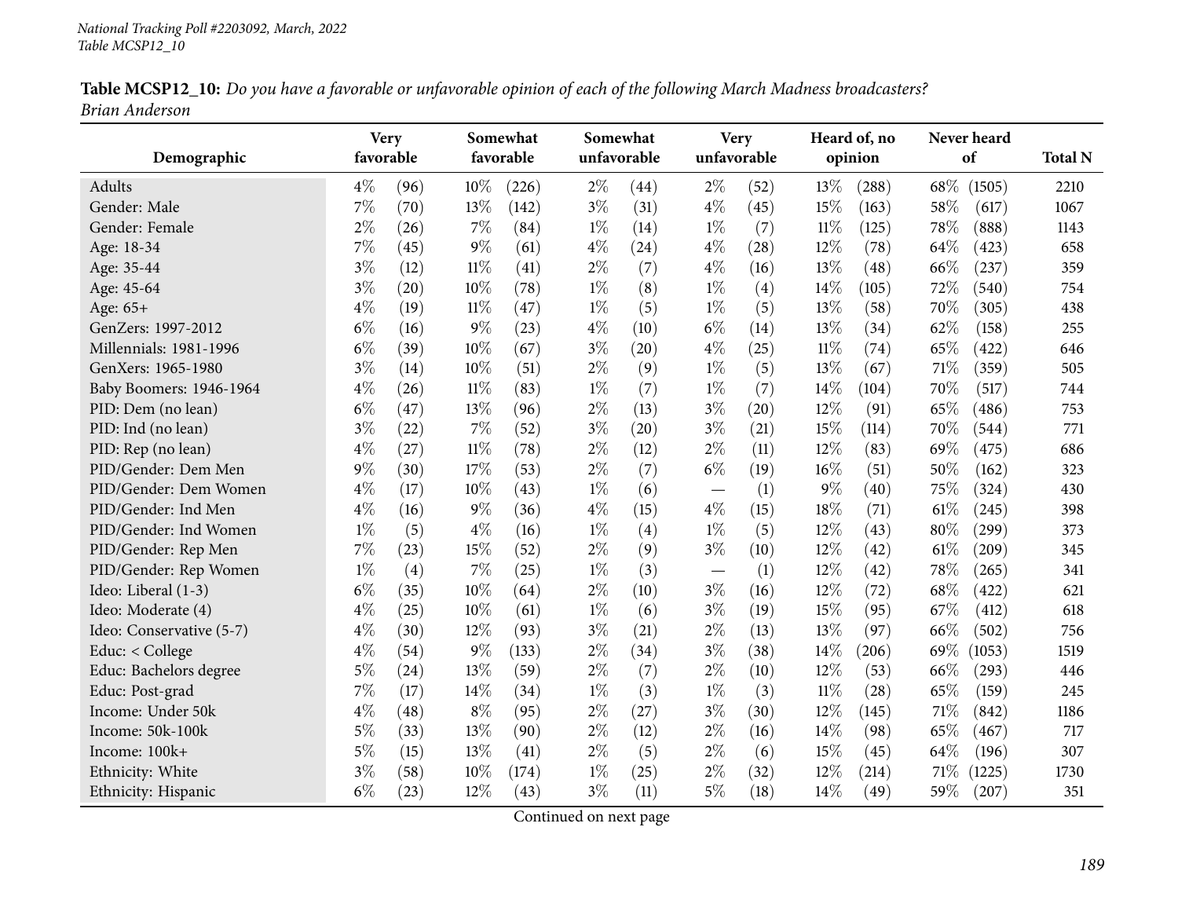**Table MCSP12_10:** *Do you have a favorable or unfavorable opinion of each of the following March Madness broadcasters? Brian Anderson*

| Demographic | Very favorable | | Somewhat favorable | | Somewhat unfavorable | | Very unfavorable | | Heard of, no opinion | | Never heard of | | Total N |
|---|---|---|---|---|---|---|---|---|---|---|---|---|---|
| Adults | 4% | (96) | 10% | (226) | 2% | (44) | 2% | (52) | 13% | (288) | 68% | (1505) | 2210 |
| Gender: Male | 7% | (70) | 13% | (142) | 3% | (31) | 4% | (45) | 15% | (163) | 58% | (617) | 1067 |
| Gender: Female | 2% | (26) | 7% | (84) | 1% | (14) | 1% | (7) | 11% | (125) | 78% | (888) | 1143 |
| Age: 18-34 | 7% | (45) | 9% | (61) | 4% | (24) | 4% | (28) | 12% | (78) | 64% | (423) | 658 |
| Age: 35-44 | 3% | (12) | 11% | (41) | 2% | (7) | 4% | (16) | 13% | (48) | 66% | (237) | 359 |
| Age: 45-64 | 3% | (20) | 10% | (78) | 1% | (8) | 1% | (4) | 14% | (105) | 72% | (540) | 754 |
| Age: 65+ | 4% | (19) | 11% | (47) | 1% | (5) | 1% | (5) | 13% | (58) | 70% | (305) | 438 |
| GenZers: 1997-2012 | 6% | (16) | 9% | (23) | 4% | (10) | 6% | (14) | 13% | (34) | 62% | (158) | 255 |
| Millennials: 1981-1996 | 6% | (39) | 10% | (67) | 3% | (20) | 4% | (25) | 11% | (74) | 65% | (422) | 646 |
| GenXers: 1965-1980 | 3% | (14) | 10% | (51) | 2% | (9) | 1% | (5) | 13% | (67) | 71% | (359) | 505 |
| Baby Boomers: 1946-1964 | 4% | (26) | 11% | (83) | 1% | (7) | 1% | (7) | 14% | (104) | 70% | (517) | 744 |
| PID: Dem (no lean) | 6% | (47) | 13% | (96) | 2% | (13) | 3% | (20) | 12% | (91) | 65% | (486) | 753 |
| PID: Ind (no lean) | 3% | (22) | 7% | (52) | 3% | (20) | 3% | (21) | 15% | (114) | 70% | (544) | 771 |
| PID: Rep (no lean) | 4% | (27) | 11% | (78) | 2% | (12) | 2% | (11) | 12% | (83) | 69% | (475) | 686 |
| PID/Gender: Dem Men | 9% | (30) | 17% | (53) | 2% | (7) | 6% | (19) | 16% | (51) | 50% | (162) | 323 |
| PID/Gender: Dem Women | 4% | (17) | 10% | (43) | 1% | (6) | — | (1) | 9% | (40) | 75% | (324) | 430 |
| PID/Gender: Ind Men | 4% | (16) | 9% | (36) | 4% | (15) | 4% | (15) | 18% | (71) | 61% | (245) | 398 |
| PID/Gender: Ind Women | 1% | (5) | 4% | (16) | 1% | (4) | 1% | (5) | 12% | (43) | 80% | (299) | 373 |
| PID/Gender: Rep Men | 7% | (23) | 15% | (52) | 2% | (9) | 3% | (10) | 12% | (42) | 61% | (209) | 345 |
| PID/Gender: Rep Women | 1% | (4) | 7% | (25) | 1% | (3) | — | (1) | 12% | (42) | 78% | (265) | 341 |
| Ideo: Liberal (1-3) | 6% | (35) | 10% | (64) | 2% | (10) | 3% | (16) | 12% | (72) | 68% | (422) | 621 |
| Ideo: Moderate (4) | 4% | (25) | 10% | (61) | 1% | (6) | 3% | (19) | 15% | (95) | 67% | (412) | 618 |
| Ideo: Conservative (5-7) | 4% | (30) | 12% | (93) | 3% | (21) | 2% | (13) | 13% | (97) | 66% | (502) | 756 |
| Educ: < College | 4% | (54) | 9% | (133) | 2% | (34) | 3% | (38) | 14% | (206) | 69% | (1053) | 1519 |
| Educ: Bachelors degree | 5% | (24) | 13% | (59) | 2% | (7) | 2% | (10) | 12% | (53) | 66% | (293) | 446 |
| Educ: Post-grad | 7% | (17) | 14% | (34) | 1% | (3) | 1% | (3) | 11% | (28) | 65% | (159) | 245 |
| Income: Under 50k | 4% | (48) | 8% | (95) | 2% | (27) | 3% | (30) | 12% | (145) | 71% | (842) | 1186 |
| Income: 50k-100k | 5% | (33) | 13% | (90) | 2% | (12) | 2% | (16) | 14% | (98) | 65% | (467) | 717 |
| Income: 100k+ | 5% | (15) | 13% | (41) | 2% | (5) | 2% | (6) | 15% | (45) | 64% | (196) | 307 |
| Ethnicity: White | 3% | (58) | 10% | (174) | 1% | (25) | 2% | (32) | 12% | (214) | 71% | (1225) | 1730 |
| Ethnicity: Hispanic | 6% | (23) | 12% | (43) | 3% | (11) | 5% | (18) | 14% | (49) | 59% | (207) | 351 |

Continued on next page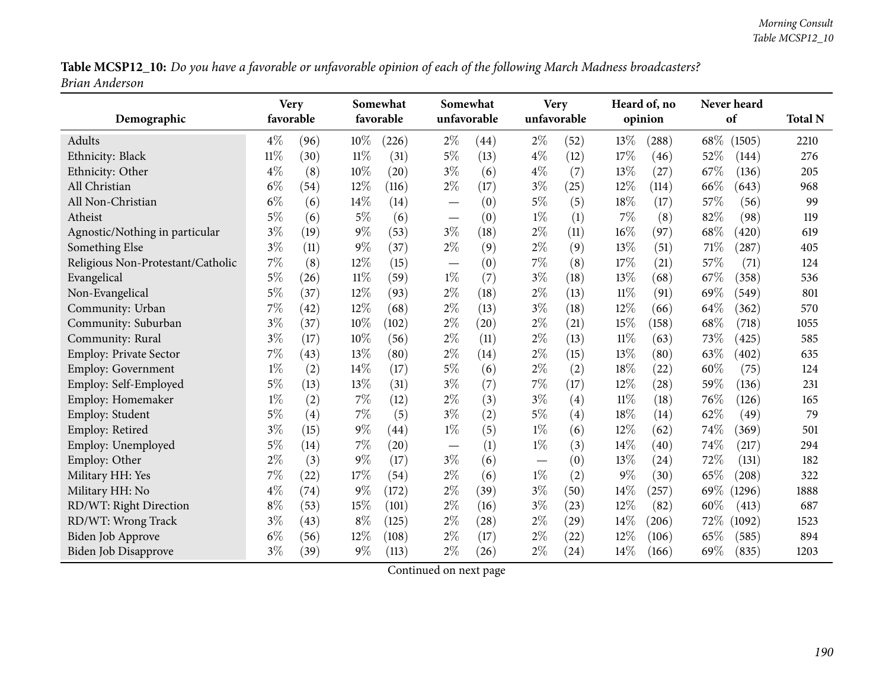**Table MCSP12_10:** *Do you have a favorable or unfavorable opinion of each of the following March Madness broadcasters?*
*Brian Anderson*

| Demographic | Very favorable | | Somewhat favorable | | Somewhat unfavorable | | Very unfavorable | | Heard of, no opinion | | Never heard of | | Total N |
|---|---|---|---|---|---|---|---|---|---|---|---|---|---|
| Adults | 4% | (96) | 10% | (226) | 2% | (44) | 2% | (52) | 13% | (288) | 68% | (1505) | 2210 |
| Ethnicity: Black | 11% | (30) | 11% | (31) | 5% | (13) | 4% | (12) | 17% | (46) | 52% | (144) | 276 |
| Ethnicity: Other | 4% | (8) | 10% | (20) | 3% | (6) | 4% | (7) | 13% | (27) | 67% | (136) | 205 |
| All Christian | 6% | (54) | 12% | (116) | 2% | (17) | 3% | (25) | 12% | (114) | 66% | (643) | 968 |
| All Non-Christian | 6% | (6) | 14% | (14) | — | (0) | 5% | (5) | 18% | (17) | 57% | (56) | 99 |
| Atheist | 5% | (6) | 5% | (6) | — | (0) | 1% | (1) | 7% | (8) | 82% | (98) | 119 |
| Agnostic/Nothing in particular | 3% | (19) | 9% | (53) | 3% | (18) | 2% | (11) | 16% | (97) | 68% | (420) | 619 |
| Something Else | 3% | (11) | 9% | (37) | 2% | (9) | 2% | (9) | 13% | (51) | 71% | (287) | 405 |
| Religious Non-Protestant/Catholic | 7% | (8) | 12% | (15) | — | (0) | 7% | (8) | 17% | (21) | 57% | (71) | 124 |
| Evangelical | 5% | (26) | 11% | (59) | 1% | (7) | 3% | (18) | 13% | (68) | 67% | (358) | 536 |
| Non-Evangelical | 5% | (37) | 12% | (93) | 2% | (18) | 2% | (13) | 11% | (91) | 69% | (549) | 801 |
| Community: Urban | 7% | (42) | 12% | (68) | 2% | (13) | 3% | (18) | 12% | (66) | 64% | (362) | 570 |
| Community: Suburban | 3% | (37) | 10% | (102) | 2% | (20) | 2% | (21) | 15% | (158) | 68% | (718) | 1055 |
| Community: Rural | 3% | (17) | 10% | (56) | 2% | (11) | 2% | (13) | 11% | (63) | 73% | (425) | 585 |
| Employ: Private Sector | 7% | (43) | 13% | (80) | 2% | (14) | 2% | (15) | 13% | (80) | 63% | (402) | 635 |
| Employ: Government | 1% | (2) | 14% | (17) | 5% | (6) | 2% | (2) | 18% | (22) | 60% | (75) | 124 |
| Employ: Self-Employed | 5% | (13) | 13% | (31) | 3% | (7) | 7% | (17) | 12% | (28) | 59% | (136) | 231 |
| Employ: Homemaker | 1% | (2) | 7% | (12) | 2% | (3) | 3% | (4) | 11% | (18) | 76% | (126) | 165 |
| Employ: Student | 5% | (4) | 7% | (5) | 3% | (2) | 5% | (4) | 18% | (14) | 62% | (49) | 79 |
| Employ: Retired | 3% | (15) | 9% | (44) | 1% | (5) | 1% | (6) | 12% | (62) | 74% | (369) | 501 |
| Employ: Unemployed | 5% | (14) | 7% | (20) | — | (1) | 1% | (3) | 14% | (40) | 74% | (217) | 294 |
| Employ: Other | 2% | (3) | 9% | (17) | 3% | (6) | — | (0) | 13% | (24) | 72% | (131) | 182 |
| Military HH: Yes | 7% | (22) | 17% | (54) | 2% | (6) | 1% | (2) | 9% | (30) | 65% | (208) | 322 |
| Military HH: No | 4% | (74) | 9% | (172) | 2% | (39) | 3% | (50) | 14% | (257) | 69% | (1296) | 1888 |
| RD/WT: Right Direction | 8% | (53) | 15% | (101) | 2% | (16) | 3% | (23) | 12% | (82) | 60% | (413) | 687 |
| RD/WT: Wrong Track | 3% | (43) | 8% | (125) | 2% | (28) | 2% | (29) | 14% | (206) | 72% | (1092) | 1523 |
| Biden Job Approve | 6% | (56) | 12% | (108) | 2% | (17) | 2% | (22) | 12% | (106) | 65% | (585) | 894 |
| Biden Job Disapprove | 3% | (39) | 9% | (113) | 2% | (26) | 2% | (24) | 14% | (166) | 69% | (835) | 1203 |

Continued on next page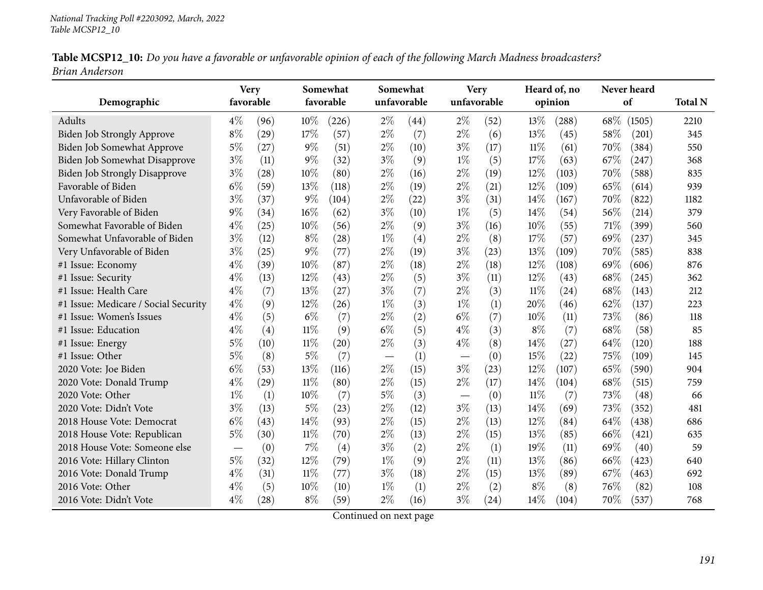**Table MCSP12_10:** *Do you have a favorable or unfavorable opinion of each of the following March Madness broadcasters? Brian Anderson*

| Demographic | Very favorable | | Somewhat favorable | | Somewhat unfavorable | | Very unfavorable | | Heard of, no opinion | | Never heard of | | Total N |
|---|---|---|---|---|---|---|---|---|---|---|---|---|---|
| Adults | 4% | (96) | 10% | (226) | 2% | (44) | 2% | (52) | 13% | (288) | 68% | (1505) | 2210 |
| Biden Job Strongly Approve | 8% | (29) | 17% | (57) | 2% | (7) | 2% | (6) | 13% | (45) | 58% | (201) | 345 |
| Biden Job Somewhat Approve | 5% | (27) | 9% | (51) | 2% | (10) | 3% | (17) | 11% | (61) | 70% | (384) | 550 |
| Biden Job Somewhat Disapprove | 3% | (11) | 9% | (32) | 3% | (9) | 1% | (5) | 17% | (63) | 67% | (247) | 368 |
| Biden Job Strongly Disapprove | 3% | (28) | 10% | (80) | 2% | (16) | 2% | (19) | 12% | (103) | 70% | (588) | 835 |
| Favorable of Biden | 6% | (59) | 13% | (118) | 2% | (19) | 2% | (21) | 12% | (109) | 65% | (614) | 939 |
| Unfavorable of Biden | 3% | (37) | 9% | (104) | 2% | (22) | 3% | (31) | 14% | (167) | 70% | (822) | 1182 |
| Very Favorable of Biden | 9% | (34) | 16% | (62) | 3% | (10) | 1% | (5) | 14% | (54) | 56% | (214) | 379 |
| Somewhat Favorable of Biden | 4% | (25) | 10% | (56) | 2% | (9) | 3% | (16) | 10% | (55) | 71% | (399) | 560 |
| Somewhat Unfavorable of Biden | 3% | (12) | 8% | (28) | 1% | (4) | 2% | (8) | 17% | (57) | 69% | (237) | 345 |
| Very Unfavorable of Biden | 3% | (25) | 9% | (77) | 2% | (19) | 3% | (23) | 13% | (109) | 70% | (585) | 838 |
| #1 Issue: Economy | 4% | (39) | 10% | (87) | 2% | (18) | 2% | (18) | 12% | (108) | 69% | (606) | 876 |
| #1 Issue: Security | 4% | (13) | 12% | (43) | 2% | (5) | 3% | (11) | 12% | (43) | 68% | (245) | 362 |
| #1 Issue: Health Care | 4% | (7) | 13% | (27) | 3% | (7) | 2% | (3) | 11% | (24) | 68% | (143) | 212 |
| #1 Issue: Medicare / Social Security | 4% | (9) | 12% | (26) | 1% | (3) | 1% | (1) | 20% | (46) | 62% | (137) | 223 |
| #1 Issue: Women's Issues | 4% | (5) | 6% | (7) | 2% | (2) | 6% | (7) | 10% | (11) | 73% | (86) | 118 |
| #1 Issue: Education | 4% | (4) | 11% | (9) | 6% | (5) | 4% | (3) | 8% | (7) | 68% | (58) | 85 |
| #1 Issue: Energy | 5% | (10) | 11% | (20) | 2% | (3) | 4% | (8) | 14% | (27) | 64% | (120) | 188 |
| #1 Issue: Other | 5% | (8) | 5% | (7) | — | (1) | — | (0) | 15% | (22) | 75% | (109) | 145 |
| 2020 Vote: Joe Biden | 6% | (53) | 13% | (116) | 2% | (15) | 3% | (23) | 12% | (107) | 65% | (590) | 904 |
| 2020 Vote: Donald Trump | 4% | (29) | 11% | (80) | 2% | (15) | 2% | (17) | 14% | (104) | 68% | (515) | 759 |
| 2020 Vote: Other | 1% | (1) | 10% | (7) | 5% | (3) | — | (0) | 11% | (7) | 73% | (48) | 66 |
| 2020 Vote: Didn't Vote | 3% | (13) | 5% | (23) | 2% | (12) | 3% | (13) | 14% | (69) | 73% | (352) | 481 |
| 2018 House Vote: Democrat | 6% | (43) | 14% | (93) | 2% | (15) | 2% | (13) | 12% | (84) | 64% | (438) | 686 |
| 2018 House Vote: Republican | 5% | (30) | 11% | (70) | 2% | (13) | 2% | (15) | 13% | (85) | 66% | (421) | 635 |
| 2018 House Vote: Someone else | — | (0) | 7% | (4) | 3% | (2) | 2% | (1) | 19% | (11) | 69% | (40) | 59 |
| 2016 Vote: Hillary Clinton | 5% | (32) | 12% | (79) | 1% | (9) | 2% | (11) | 13% | (86) | 66% | (423) | 640 |
| 2016 Vote: Donald Trump | 4% | (31) | 11% | (77) | 3% | (18) | 2% | (15) | 13% | (89) | 67% | (463) | 692 |
| 2016 Vote: Other | 4% | (5) | 10% | (10) | 1% | (1) | 2% | (2) | 8% | (8) | 76% | (82) | 108 |
| 2016 Vote: Didn't Vote | 4% | (28) | 8% | (59) | 2% | (16) | 3% | (24) | 14% | (104) | 70% | (537) | 768 |

Continued on next page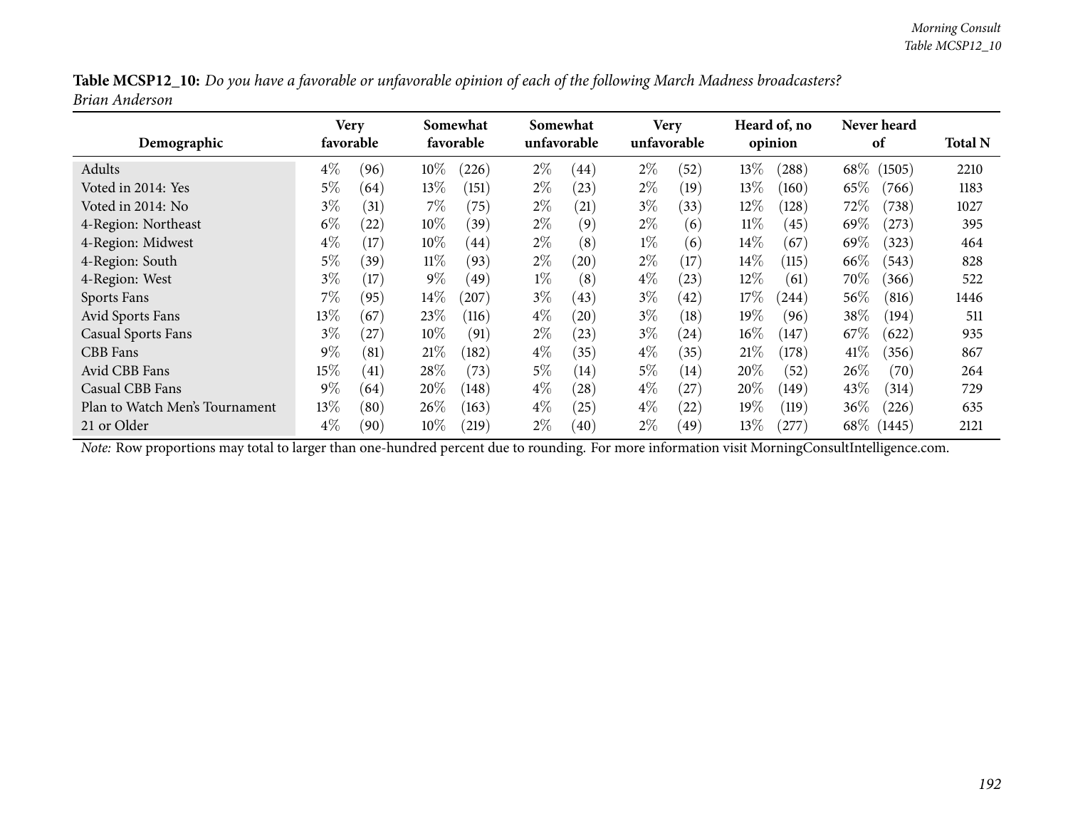**Table MCSP12_10:** *Do you have a favorable or unfavorable opinion of each of the following March Madness broadcasters?*
*Brian Anderson*

| Demographic | Very favorable | | Somewhat favorable | | Somewhat unfavorable | | Very unfavorable | | Heard of, no opinion | | Never heard of | | Total N |
|---|---|---|---|---|---|---|---|---|---|---|---|---|---|
| Adults | 4% | (96) | 10% | (226) | 2% | (44) | 2% | (52) | 13% | (288) | 68% | (1505) | 2210 |
| Voted in 2014: Yes | 5% | (64) | 13% | (151) | 2% | (23) | 2% | (19) | 13% | (160) | 65% | (766) | 1183 |
| Voted in 2014: No | 3% | (31) | 7% | (75) | 2% | (21) | 3% | (33) | 12% | (128) | 72% | (738) | 1027 |
| 4-Region: Northeast | 6% | (22) | 10% | (39) | 2% | (9) | 2% | (6) | 11% | (45) | 69% | (273) | 395 |
| 4-Region: Midwest | 4% | (17) | 10% | (44) | 2% | (8) | 1% | (6) | 14% | (67) | 69% | (323) | 464 |
| 4-Region: South | 5% | (39) | 11% | (93) | 2% | (20) | 2% | (17) | 14% | (115) | 66% | (543) | 828 |
| 4-Region: West | 3% | (17) | 9% | (49) | 1% | (8) | 4% | (23) | 12% | (61) | 70% | (366) | 522 |
| Sports Fans | 7% | (95) | 14% | (207) | 3% | (43) | 3% | (42) | 17% | (244) | 56% | (816) | 1446 |
| Avid Sports Fans | 13% | (67) | 23% | (116) | 4% | (20) | 3% | (18) | 19% | (96) | 38% | (194) | 511 |
| Casual Sports Fans | 3% | (27) | 10% | (91) | 2% | (23) | 3% | (24) | 16% | (147) | 67% | (622) | 935 |
| CBB Fans | 9% | (81) | 21% | (182) | 4% | (35) | 4% | (35) | 21% | (178) | 41% | (356) | 867 |
| Avid CBB Fans | 15% | (41) | 28% | (73) | 5% | (14) | 5% | (14) | 20% | (52) | 26% | (70) | 264 |
| Casual CBB Fans | 9% | (64) | 20% | (148) | 4% | (28) | 4% | (27) | 20% | (149) | 43% | (314) | 729 |
| Plan to Watch Men's Tournament | 13% | (80) | 26% | (163) | 4% | (25) | 4% | (22) | 19% | (119) | 36% | (226) | 635 |
| 21 or Older | 4% | (90) | 10% | (219) | 2% | (40) | 2% | (49) | 13% | (277) | 68% | (1445) | 2121 |

*Note:* Row proportions may total to larger than one-hundred percent due to rounding. For more information visit MorningConsultIntelligence.com.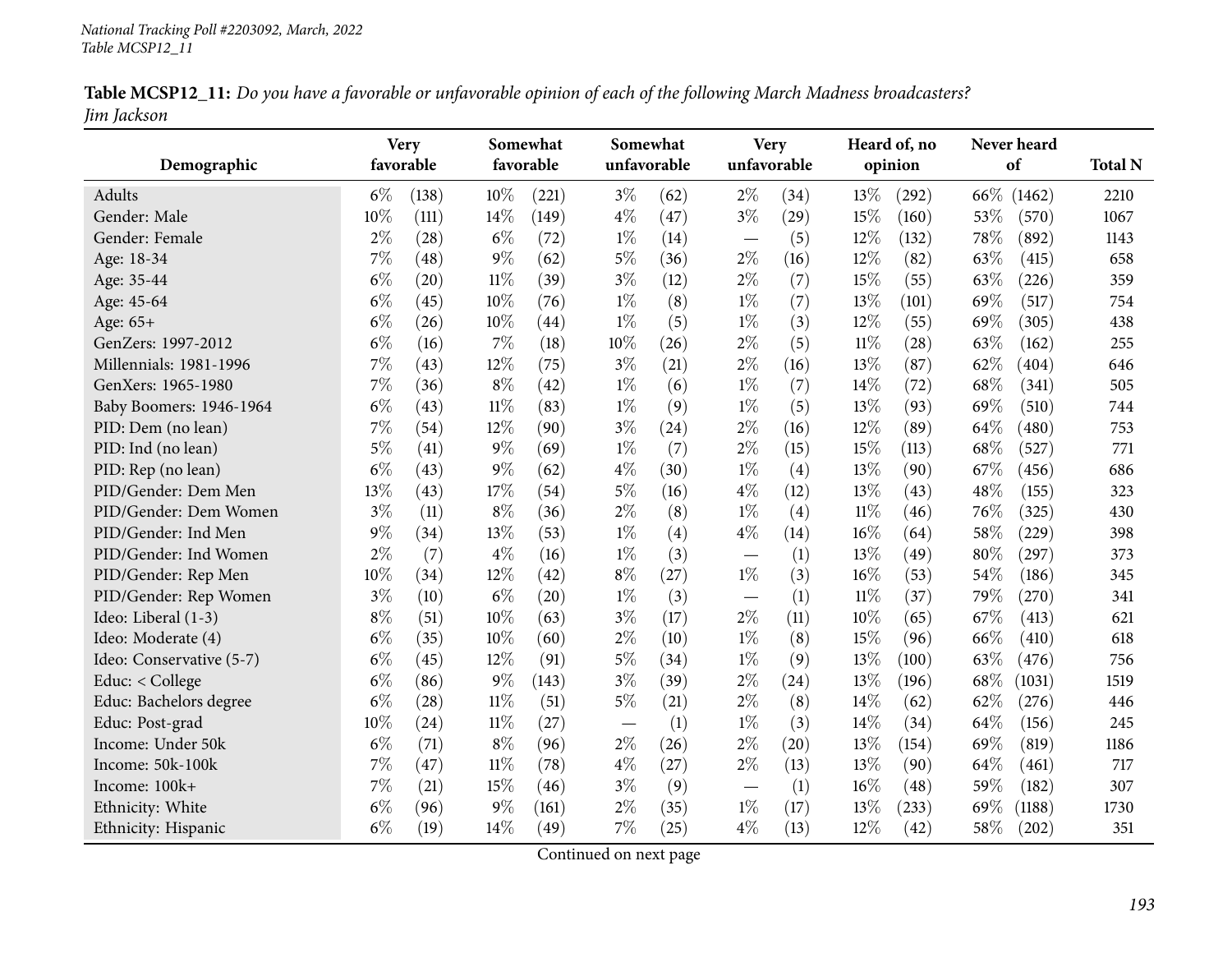**Table MCSP12_11:** *Do you have a favorable or unfavorable opinion of each of the following March Madness broadcasters? Jim Jackson*

| Demographic | Very favorable | | Somewhat favorable | | Somewhat unfavorable | | Very unfavorable | | Heard of, no opinion | | Never heard of | | Total N |
|---|---|---|---|---|---|---|---|---|---|---|---|---|---|
| Adults | 6% | (138) | 10% | (221) | 3% | (62) | 2% | (34) | 13% | (292) | 66% | (1462) | 2210 |
| Gender: Male | 10% | (111) | 14% | (149) | 4% | (47) | 3% | (29) | 15% | (160) | 53% | (570) | 1067 |
| Gender: Female | 2% | (28) | 6% | (72) | 1% | (14) | — | (5) | 12% | (132) | 78% | (892) | 1143 |
| Age: 18-34 | 7% | (48) | 9% | (62) | 5% | (36) | 2% | (16) | 12% | (82) | 63% | (415) | 658 |
| Age: 35-44 | 6% | (20) | 11% | (39) | 3% | (12) | 2% | (7) | 15% | (55) | 63% | (226) | 359 |
| Age: 45-64 | 6% | (45) | 10% | (76) | 1% | (8) | 1% | (7) | 13% | (101) | 69% | (517) | 754 |
| Age: 65+ | 6% | (26) | 10% | (44) | 1% | (5) | 1% | (3) | 12% | (55) | 69% | (305) | 438 |
| GenZers: 1997-2012 | 6% | (16) | 7% | (18) | 10% | (26) | 2% | (5) | 11% | (28) | 63% | (162) | 255 |
| Millennials: 1981-1996 | 7% | (43) | 12% | (75) | 3% | (21) | 2% | (16) | 13% | (87) | 62% | (404) | 646 |
| GenXers: 1965-1980 | 7% | (36) | 8% | (42) | 1% | (6) | 1% | (7) | 14% | (72) | 68% | (341) | 505 |
| Baby Boomers: 1946-1964 | 6% | (43) | 11% | (83) | 1% | (9) | 1% | (5) | 13% | (93) | 69% | (510) | 744 |
| PID: Dem (no lean) | 7% | (54) | 12% | (90) | 3% | (24) | 2% | (16) | 12% | (89) | 64% | (480) | 753 |
| PID: Ind (no lean) | 5% | (41) | 9% | (69) | 1% | (7) | 2% | (15) | 15% | (113) | 68% | (527) | 771 |
| PID: Rep (no lean) | 6% | (43) | 9% | (62) | 4% | (30) | 1% | (4) | 13% | (90) | 67% | (456) | 686 |
| PID/Gender: Dem Men | 13% | (43) | 17% | (54) | 5% | (16) | 4% | (12) | 13% | (43) | 48% | (155) | 323 |
| PID/Gender: Dem Women | 3% | (11) | 8% | (36) | 2% | (8) | 1% | (4) | 11% | (46) | 76% | (325) | 430 |
| PID/Gender: Ind Men | 9% | (34) | 13% | (53) | 1% | (4) | 4% | (14) | 16% | (64) | 58% | (229) | 398 |
| PID/Gender: Ind Women | 2% | (7) | 4% | (16) | 1% | (3) | — | (1) | 13% | (49) | 80% | (297) | 373 |
| PID/Gender: Rep Men | 10% | (34) | 12% | (42) | 8% | (27) | 1% | (3) | 16% | (53) | 54% | (186) | 345 |
| PID/Gender: Rep Women | 3% | (10) | 6% | (20) | 1% | (3) | — | (1) | 11% | (37) | 79% | (270) | 341 |
| Ideo: Liberal (1-3) | 8% | (51) | 10% | (63) | 3% | (17) | 2% | (11) | 10% | (65) | 67% | (413) | 621 |
| Ideo: Moderate (4) | 6% | (35) | 10% | (60) | 2% | (10) | 1% | (8) | 15% | (96) | 66% | (410) | 618 |
| Ideo: Conservative (5-7) | 6% | (45) | 12% | (91) | 5% | (34) | 1% | (9) | 13% | (100) | 63% | (476) | 756 |
| Educ: < College | 6% | (86) | 9% | (143) | 3% | (39) | 2% | (24) | 13% | (196) | 68% | (1031) | 1519 |
| Educ: Bachelors degree | 6% | (28) | 11% | (51) | 5% | (21) | 2% | (8) | 14% | (62) | 62% | (276) | 446 |
| Educ: Post-grad | 10% | (24) | 11% | (27) | — | (1) | 1% | (3) | 14% | (34) | 64% | (156) | 245 |
| Income: Under 50k | 6% | (71) | 8% | (96) | 2% | (26) | 2% | (20) | 13% | (154) | 69% | (819) | 1186 |
| Income: 50k-100k | 7% | (47) | 11% | (78) | 4% | (27) | 2% | (13) | 13% | (90) | 64% | (461) | 717 |
| Income: 100k+ | 7% | (21) | 15% | (46) | 3% | (9) | — | (1) | 16% | (48) | 59% | (182) | 307 |
| Ethnicity: White | 6% | (96) | 9% | (161) | 2% | (35) | 1% | (17) | 13% | (233) | 69% | (1188) | 1730 |
| Ethnicity: Hispanic | 6% | (19) | 14% | (49) | 7% | (25) | 4% | (13) | 12% | (42) | 58% | (202) | 351 |

Continued on next page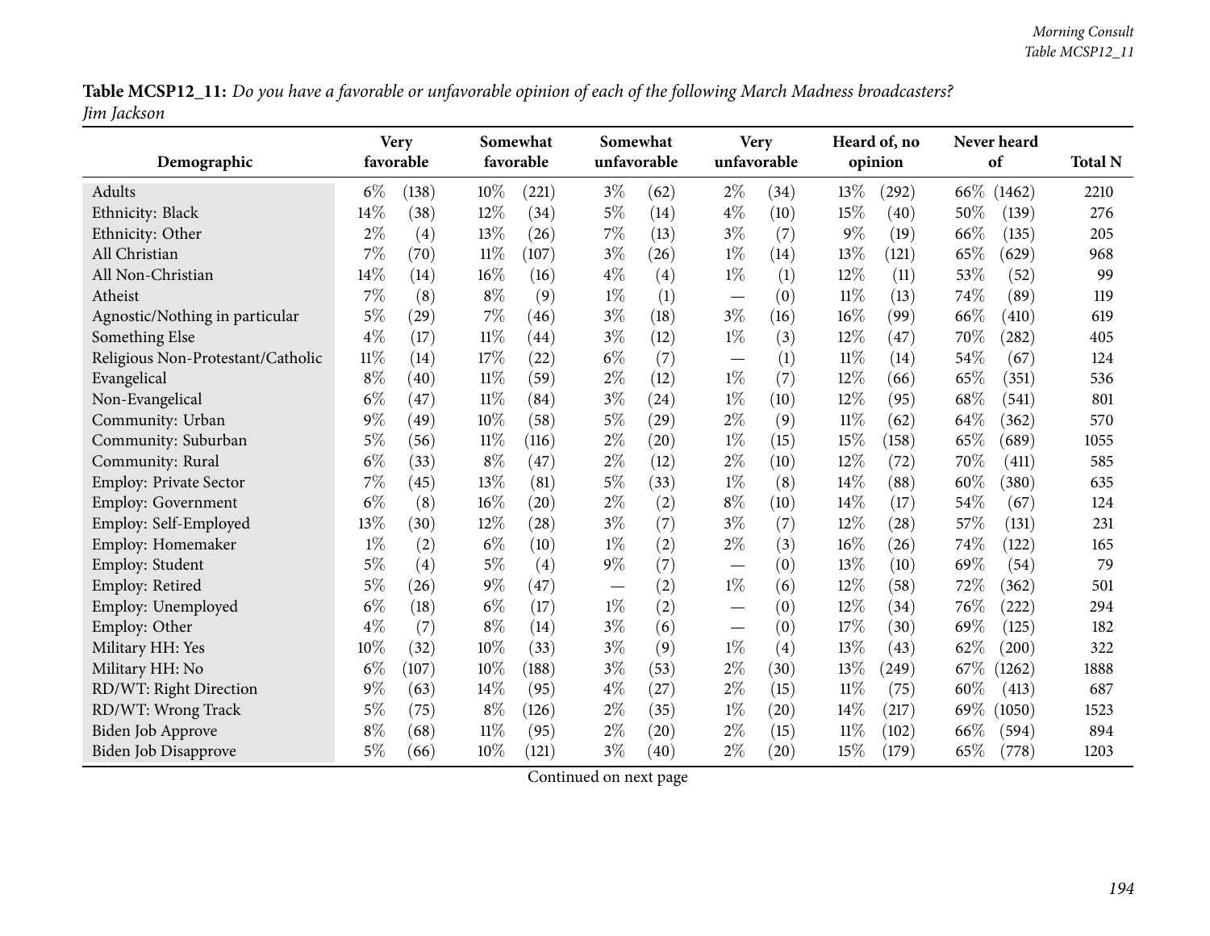**Table MCSP12_11:** *Do you have a favorable or unfavorable opinion of each of the following March Madness broadcasters? Jim Jackson*

| Demographic | Very favorable | | Somewhat favorable | | Somewhat unfavorable | | Very unfavorable | | Heard of, no opinion | | Never heard of | | Total N |
|---|---|---|---|---|---|---|---|---|---|---|---|---|---|
| Adults | 6% | (138) | 10% | (221) | 3% | (62) | 2% | (34) | 13% | (292) | 66% | (1462) | 2210 |
| Ethnicity: Black | 14% | (38) | 12% | (34) | 5% | (14) | 4% | (10) | 15% | (40) | 50% | (139) | 276 |
| Ethnicity: Other | 2% | (4) | 13% | (26) | 7% | (13) | 3% | (7) | 9% | (19) | 66% | (135) | 205 |
| All Christian | 7% | (70) | 11% | (107) | 3% | (26) | 1% | (14) | 13% | (121) | 65% | (629) | 968 |
| All Non-Christian | 14% | (14) | 16% | (16) | 4% | (4) | 1% | (1) | 12% | (11) | 53% | (52) | 99 |
| Atheist | 7% | (8) | 8% | (9) | 1% | (1) | — | (0) | 11% | (13) | 74% | (89) | 119 |
| Agnostic/Nothing in particular | 5% | (29) | 7% | (46) | 3% | (18) | 3% | (16) | 16% | (99) | 66% | (410) | 619 |
| Something Else | 4% | (17) | 11% | (44) | 3% | (12) | 1% | (3) | 12% | (47) | 70% | (282) | 405 |
| Religious Non-Protestant/Catholic | 11% | (14) | 17% | (22) | 6% | (7) | — | (1) | 11% | (14) | 54% | (67) | 124 |
| Evangelical | 8% | (40) | 11% | (59) | 2% | (12) | 1% | (7) | 12% | (66) | 65% | (351) | 536 |
| Non-Evangelical | 6% | (47) | 11% | (84) | 3% | (24) | 1% | (10) | 12% | (95) | 68% | (541) | 801 |
| Community: Urban | 9% | (49) | 10% | (58) | 5% | (29) | 2% | (9) | 11% | (62) | 64% | (362) | 570 |
| Community: Suburban | 5% | (56) | 11% | (116) | 2% | (20) | 1% | (15) | 15% | (158) | 65% | (689) | 1055 |
| Community: Rural | 6% | (33) | 8% | (47) | 2% | (12) | 2% | (10) | 12% | (72) | 70% | (411) | 585 |
| Employ: Private Sector | 7% | (45) | 13% | (81) | 5% | (33) | 1% | (8) | 14% | (88) | 60% | (380) | 635 |
| Employ: Government | 6% | (8) | 16% | (20) | 2% | (2) | 8% | (10) | 14% | (17) | 54% | (67) | 124 |
| Employ: Self-Employed | 13% | (30) | 12% | (28) | 3% | (7) | 3% | (7) | 12% | (28) | 57% | (131) | 231 |
| Employ: Homemaker | 1% | (2) | 6% | (10) | 1% | (2) | 2% | (3) | 16% | (26) | 74% | (122) | 165 |
| Employ: Student | 5% | (4) | 5% | (4) | 9% | (7) | — | (0) | 13% | (10) | 69% | (54) | 79 |
| Employ: Retired | 5% | (26) | 9% | (47) | — | (2) | 1% | (6) | 12% | (58) | 72% | (362) | 501 |
| Employ: Unemployed | 6% | (18) | 6% | (17) | 1% | (2) | — | (0) | 12% | (34) | 76% | (222) | 294 |
| Employ: Other | 4% | (7) | 8% | (14) | 3% | (6) | — | (0) | 17% | (30) | 69% | (125) | 182 |
| Military HH: Yes | 10% | (32) | 10% | (33) | 3% | (9) | 1% | (4) | 13% | (43) | 62% | (200) | 322 |
| Military HH: No | 6% | (107) | 10% | (188) | 3% | (53) | 2% | (30) | 13% | (249) | 67% | (1262) | 1888 |
| RD/WT: Right Direction | 9% | (63) | 14% | (95) | 4% | (27) | 2% | (15) | 11% | (75) | 60% | (413) | 687 |
| RD/WT: Wrong Track | 5% | (75) | 8% | (126) | 2% | (35) | 1% | (20) | 14% | (217) | 69% | (1050) | 1523 |
| Biden Job Approve | 8% | (68) | 11% | (95) | 2% | (20) | 2% | (15) | 11% | (102) | 66% | (594) | 894 |
| Biden Job Disapprove | 5% | (66) | 10% | (121) | 3% | (40) | 2% | (20) | 15% | (179) | 65% | (778) | 1203 |

Continued on next page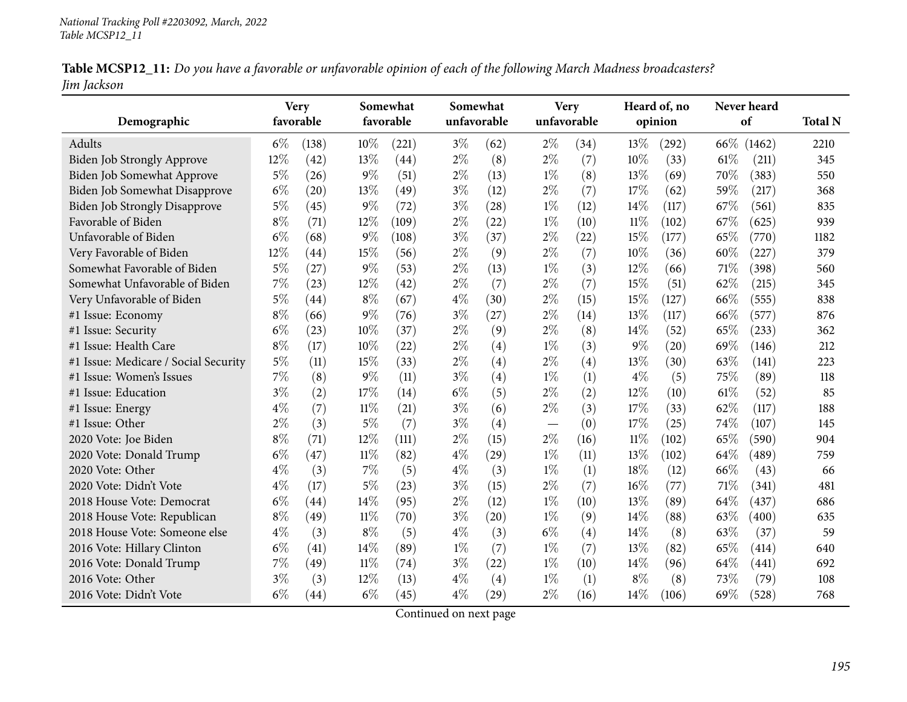**Table MCSP12_11:** *Do you have a favorable or unfavorable opinion of each of the following March Madness broadcasters? Jim Jackson*

| Demographic | Very favorable | | Somewhat favorable | | Somewhat unfavorable | | Very unfavorable | | Heard of, no opinion | | Never heard of | | Total N |
|---|---|---|---|---|---|---|---|---|---|---|---|---|---|
| Adults | 6% | (138) | 10% | (221) | 3% | (62) | 2% | (34) | 13% | (292) | 66% | (1462) | 2210 |
| Biden Job Strongly Approve | 12% | (42) | 13% | (44) | 2% | (8) | 2% | (7) | 10% | (33) | 61% | (211) | 345 |
| Biden Job Somewhat Approve | 5% | (26) | 9% | (51) | 2% | (13) | 1% | (8) | 13% | (69) | 70% | (383) | 550 |
| Biden Job Somewhat Disapprove | 6% | (20) | 13% | (49) | 3% | (12) | 2% | (7) | 17% | (62) | 59% | (217) | 368 |
| Biden Job Strongly Disapprove | 5% | (45) | 9% | (72) | 3% | (28) | 1% | (12) | 14% | (117) | 67% | (561) | 835 |
| Favorable of Biden | 8% | (71) | 12% | (109) | 2% | (22) | 1% | (10) | 11% | (102) | 67% | (625) | 939 |
| Unfavorable of Biden | 6% | (68) | 9% | (108) | 3% | (37) | 2% | (22) | 15% | (177) | 65% | (770) | 1182 |
| Very Favorable of Biden | 12% | (44) | 15% | (56) | 2% | (9) | 2% | (7) | 10% | (36) | 60% | (227) | 379 |
| Somewhat Favorable of Biden | 5% | (27) | 9% | (53) | 2% | (13) | 1% | (3) | 12% | (66) | 71% | (398) | 560 |
| Somewhat Unfavorable of Biden | 7% | (23) | 12% | (42) | 2% | (7) | 2% | (7) | 15% | (51) | 62% | (215) | 345 |
| Very Unfavorable of Biden | 5% | (44) | 8% | (67) | 4% | (30) | 2% | (15) | 15% | (127) | 66% | (555) | 838 |
| #1 Issue: Economy | 8% | (66) | 9% | (76) | 3% | (27) | 2% | (14) | 13% | (117) | 66% | (577) | 876 |
| #1 Issue: Security | 6% | (23) | 10% | (37) | 2% | (9) | 2% | (8) | 14% | (52) | 65% | (233) | 362 |
| #1 Issue: Health Care | 8% | (17) | 10% | (22) | 2% | (4) | 1% | (3) | 9% | (20) | 69% | (146) | 212 |
| #1 Issue: Medicare / Social Security | 5% | (11) | 15% | (33) | 2% | (4) | 2% | (4) | 13% | (30) | 63% | (141) | 223 |
| #1 Issue: Women's Issues | 7% | (8) | 9% | (11) | 3% | (4) | 1% | (1) | 4% | (5) | 75% | (89) | 118 |
| #1 Issue: Education | 3% | (2) | 17% | (14) | 6% | (5) | 2% | (2) | 12% | (10) | 61% | (52) | 85 |
| #1 Issue: Energy | 4% | (7) | 11% | (21) | 3% | (6) | 2% | (3) | 17% | (33) | 62% | (117) | 188 |
| #1 Issue: Other | 2% | (3) | 5% | (7) | 3% | (4) | — | (0) | 17% | (25) | 74% | (107) | 145 |
| 2020 Vote: Joe Biden | 8% | (71) | 12% | (111) | 2% | (15) | 2% | (16) | 11% | (102) | 65% | (590) | 904 |
| 2020 Vote: Donald Trump | 6% | (47) | 11% | (82) | 4% | (29) | 1% | (11) | 13% | (102) | 64% | (489) | 759 |
| 2020 Vote: Other | 4% | (3) | 7% | (5) | 4% | (3) | 1% | (1) | 18% | (12) | 66% | (43) | 66 |
| 2020 Vote: Didn't Vote | 4% | (17) | 5% | (23) | 3% | (15) | 2% | (7) | 16% | (77) | 71% | (341) | 481 |
| 2018 House Vote: Democrat | 6% | (44) | 14% | (95) | 2% | (12) | 1% | (10) | 13% | (89) | 64% | (437) | 686 |
| 2018 House Vote: Republican | 8% | (49) | 11% | (70) | 3% | (20) | 1% | (9) | 14% | (88) | 63% | (400) | 635 |
| 2018 House Vote: Someone else | 4% | (3) | 8% | (5) | 4% | (3) | 6% | (4) | 14% | (8) | 63% | (37) | 59 |
| 2016 Vote: Hillary Clinton | 6% | (41) | 14% | (89) | 1% | (7) | 1% | (7) | 13% | (82) | 65% | (414) | 640 |
| 2016 Vote: Donald Trump | 7% | (49) | 11% | (74) | 3% | (22) | 1% | (10) | 14% | (96) | 64% | (441) | 692 |
| 2016 Vote: Other | 3% | (3) | 12% | (13) | 4% | (4) | 1% | (1) | 8% | (8) | 73% | (79) | 108 |
| 2016 Vote: Didn't Vote | 6% | (44) | 6% | (45) | 4% | (29) | 2% | (16) | 14% | (106) | 69% | (528) | 768 |

Continued on next page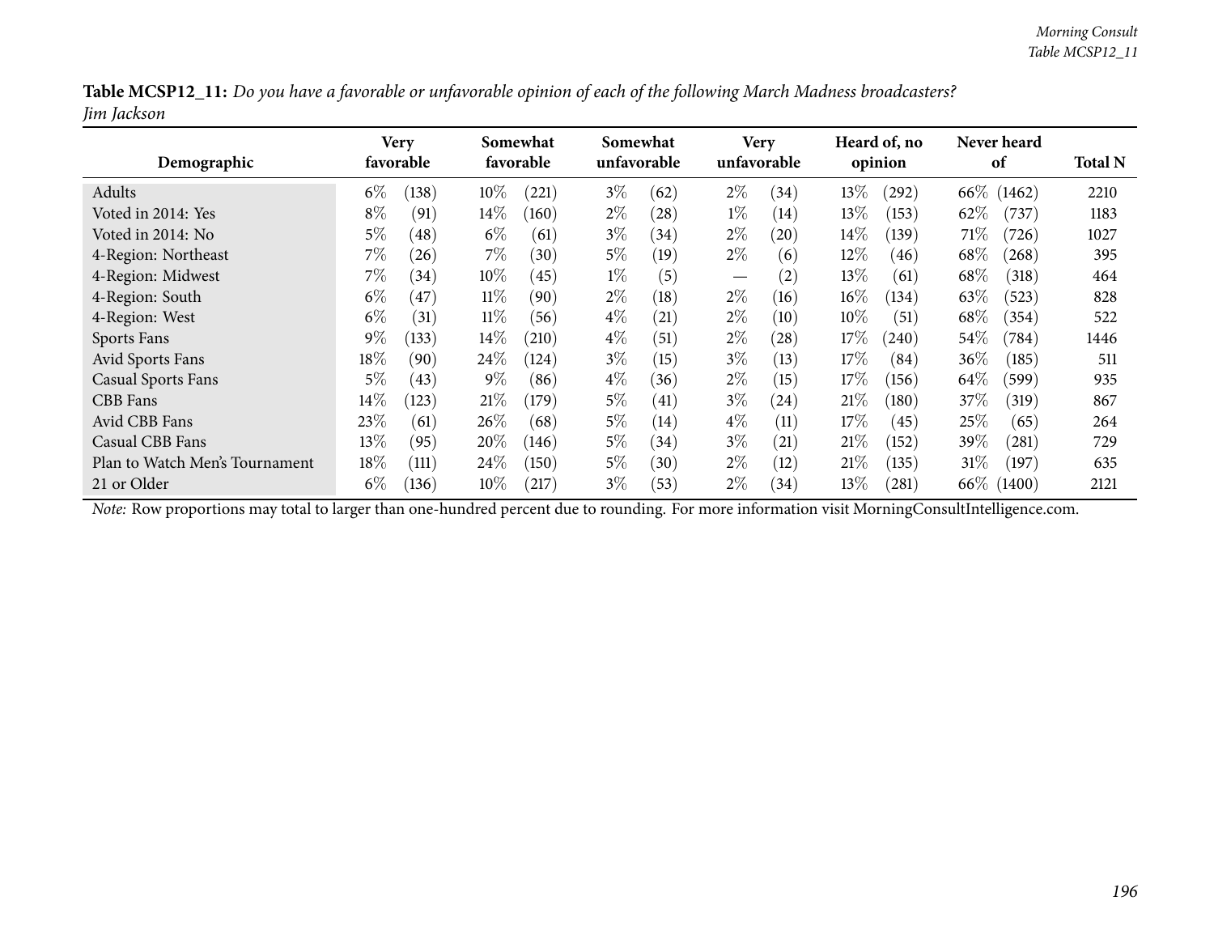**Table MCSP12_11:** *Do you have a favorable or unfavorable opinion of each of the following March Madness broadcasters?*
*Jim Jackson*

| Demographic | Very favorable | | Somewhat favorable | | Somewhat unfavorable | | Very unfavorable | | Heard of, no opinion | | Never heard of | | Total N |
|---|---|---|---|---|---|---|---|---|---|---|---|---|---|
| Adults | 6% | (138) | 10% | (221) | 3% | (62) | 2% | (34) | 13% | (292) | 66% | (1462) | 2210 |
| Voted in 2014: Yes | 8% | (91) | 14% | (160) | 2% | (28) | 1% | (14) | 13% | (153) | 62% | (737) | 1183 |
| Voted in 2014: No | 5% | (48) | 6% | (61) | 3% | (34) | 2% | (20) | 14% | (139) | 71% | (726) | 1027 |
| 4-Region: Northeast | 7% | (26) | 7% | (30) | 5% | (19) | 2% | (6) | 12% | (46) | 68% | (268) | 395 |
| 4-Region: Midwest | 7% | (34) | 10% | (45) | 1% | (5) | — | (2) | 13% | (61) | 68% | (318) | 464 |
| 4-Region: South | 6% | (47) | 11% | (90) | 2% | (18) | 2% | (16) | 16% | (134) | 63% | (523) | 828 |
| 4-Region: West | 6% | (31) | 11% | (56) | 4% | (21) | 2% | (10) | 10% | (51) | 68% | (354) | 522 |
| Sports Fans | 9% | (133) | 14% | (210) | 4% | (51) | 2% | (28) | 17% | (240) | 54% | (784) | 1446 |
| Avid Sports Fans | 18% | (90) | 24% | (124) | 3% | (15) | 3% | (13) | 17% | (84) | 36% | (185) | 511 |
| Casual Sports Fans | 5% | (43) | 9% | (86) | 4% | (36) | 2% | (15) | 17% | (156) | 64% | (599) | 935 |
| CBB Fans | 14% | (123) | 21% | (179) | 5% | (41) | 3% | (24) | 21% | (180) | 37% | (319) | 867 |
| Avid CBB Fans | 23% | (61) | 26% | (68) | 5% | (14) | 4% | (11) | 17% | (45) | 25% | (65) | 264 |
| Casual CBB Fans | 13% | (95) | 20% | (146) | 5% | (34) | 3% | (21) | 21% | (152) | 39% | (281) | 729 |
| Plan to Watch Men's Tournament | 18% | (111) | 24% | (150) | 5% | (30) | 2% | (12) | 21% | (135) | 31% | (197) | 635 |
| 21 or Older | 6% | (136) | 10% | (217) | 3% | (53) | 2% | (34) | 13% | (281) | 66% | (1400) | 2121 |

*Note:* Row proportions may total to larger than one-hundred percent due to rounding. For more information visit MorningConsultIntelligence.com.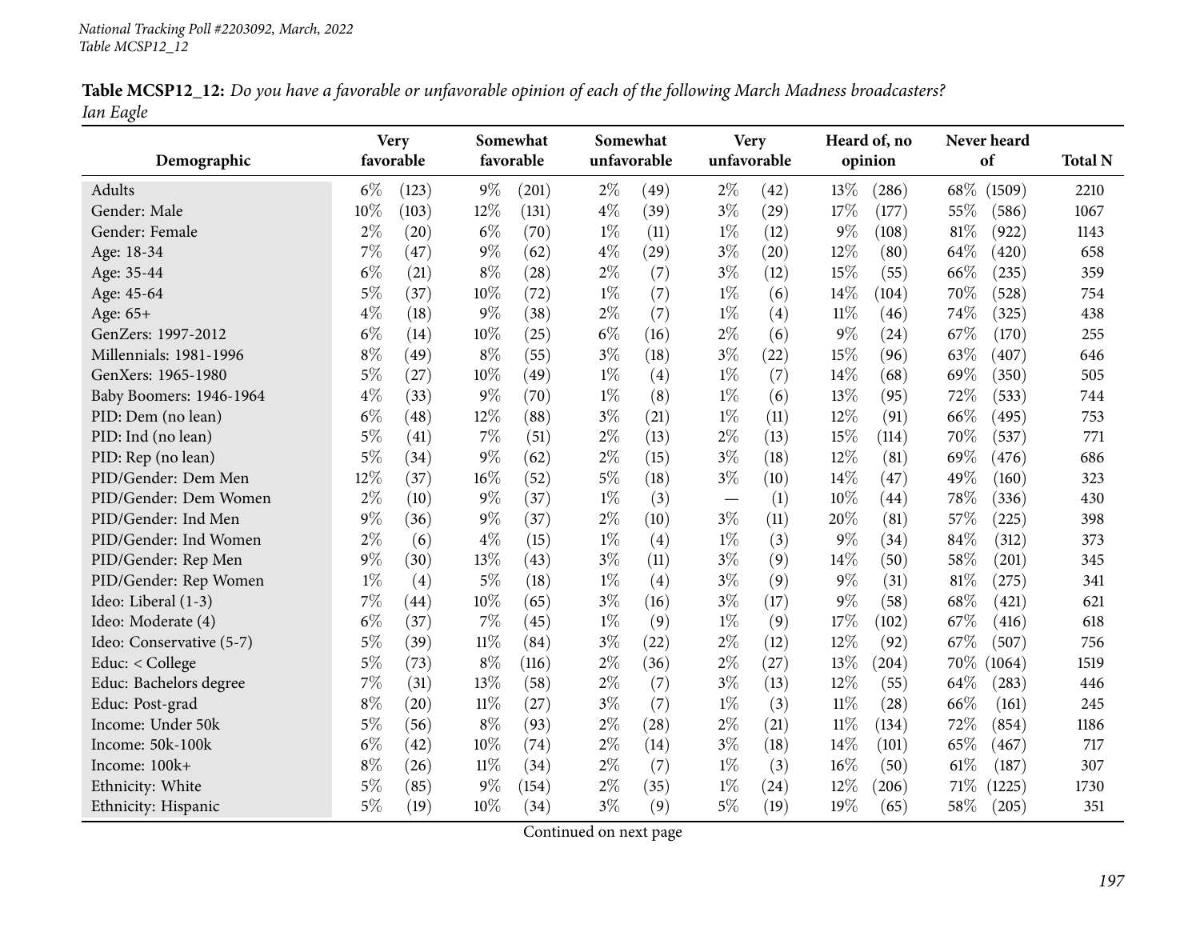**Table MCSP12_12:** *Do you have a favorable or unfavorable opinion of each of the following March Madness broadcasters? Ian Eagle*

| Demographic | Very favorable | | Somewhat favorable | | Somewhat unfavorable | | Very unfavorable | | Heard of, no opinion | | Never heard of | | Total N |
|---|---|---|---|---|---|---|---|---|---|---|---|---|---|
| Adults | 6% | (123) | 9% | (201) | 2% | (49) | 2% | (42) | 13% | (286) | 68% | (1509) | 2210 |
| Gender: Male | 10% | (103) | 12% | (131) | 4% | (39) | 3% | (29) | 17% | (177) | 55% | (586) | 1067 |
| Gender: Female | 2% | (20) | 6% | (70) | 1% | (11) | 1% | (12) | 9% | (108) | 81% | (922) | 1143 |
| Age: 18-34 | 7% | (47) | 9% | (62) | 4% | (29) | 3% | (20) | 12% | (80) | 64% | (420) | 658 |
| Age: 35-44 | 6% | (21) | 8% | (28) | 2% | (7) | 3% | (12) | 15% | (55) | 66% | (235) | 359 |
| Age: 45-64 | 5% | (37) | 10% | (72) | 1% | (7) | 1% | (6) | 14% | (104) | 70% | (528) | 754 |
| Age: 65+ | 4% | (18) | 9% | (38) | 2% | (7) | 1% | (4) | 11% | (46) | 74% | (325) | 438 |
| GenZers: 1997-2012 | 6% | (14) | 10% | (25) | 6% | (16) | 2% | (6) | 9% | (24) | 67% | (170) | 255 |
| Millennials: 1981-1996 | 8% | (49) | 8% | (55) | 3% | (18) | 3% | (22) | 15% | (96) | 63% | (407) | 646 |
| GenXers: 1965-1980 | 5% | (27) | 10% | (49) | 1% | (4) | 1% | (7) | 14% | (68) | 69% | (350) | 505 |
| Baby Boomers: 1946-1964 | 4% | (33) | 9% | (70) | 1% | (8) | 1% | (6) | 13% | (95) | 72% | (533) | 744 |
| PID: Dem (no lean) | 6% | (48) | 12% | (88) | 3% | (21) | 1% | (11) | 12% | (91) | 66% | (495) | 753 |
| PID: Ind (no lean) | 5% | (41) | 7% | (51) | 2% | (13) | 2% | (13) | 15% | (114) | 70% | (537) | 771 |
| PID: Rep (no lean) | 5% | (34) | 9% | (62) | 2% | (15) | 3% | (18) | 12% | (81) | 69% | (476) | 686 |
| PID/Gender: Dem Men | 12% | (37) | 16% | (52) | 5% | (18) | 3% | (10) | 14% | (47) | 49% | (160) | 323 |
| PID/Gender: Dem Women | 2% | (10) | 9% | (37) | 1% | (3) | — | (1) | 10% | (44) | 78% | (336) | 430 |
| PID/Gender: Ind Men | 9% | (36) | 9% | (37) | 2% | (10) | 3% | (11) | 20% | (81) | 57% | (225) | 398 |
| PID/Gender: Ind Women | 2% | (6) | 4% | (15) | 1% | (4) | 1% | (3) | 9% | (34) | 84% | (312) | 373 |
| PID/Gender: Rep Men | 9% | (30) | 13% | (43) | 3% | (11) | 3% | (9) | 14% | (50) | 58% | (201) | 345 |
| PID/Gender: Rep Women | 1% | (4) | 5% | (18) | 1% | (4) | 3% | (9) | 9% | (31) | 81% | (275) | 341 |
| Ideo: Liberal (1-3) | 7% | (44) | 10% | (65) | 3% | (16) | 3% | (17) | 9% | (58) | 68% | (421) | 621 |
| Ideo: Moderate (4) | 6% | (37) | 7% | (45) | 1% | (9) | 1% | (9) | 17% | (102) | 67% | (416) | 618 |
| Ideo: Conservative (5-7) | 5% | (39) | 11% | (84) | 3% | (22) | 2% | (12) | 12% | (92) | 67% | (507) | 756 |
| Educ: < College | 5% | (73) | 8% | (116) | 2% | (36) | 2% | (27) | 13% | (204) | 70% | (1064) | 1519 |
| Educ: Bachelors degree | 7% | (31) | 13% | (58) | 2% | (7) | 3% | (13) | 12% | (55) | 64% | (283) | 446 |
| Educ: Post-grad | 8% | (20) | 11% | (27) | 3% | (7) | 1% | (3) | 11% | (28) | 66% | (161) | 245 |
| Income: Under 50k | 5% | (56) | 8% | (93) | 2% | (28) | 2% | (21) | 11% | (134) | 72% | (854) | 1186 |
| Income: 50k-100k | 6% | (42) | 10% | (74) | 2% | (14) | 3% | (18) | 14% | (101) | 65% | (467) | 717 |
| Income: 100k+ | 8% | (26) | 11% | (34) | 2% | (7) | 1% | (3) | 16% | (50) | 61% | (187) | 307 |
| Ethnicity: White | 5% | (85) | 9% | (154) | 2% | (35) | 1% | (24) | 12% | (206) | 71% | (1225) | 1730 |
| Ethnicity: Hispanic | 5% | (19) | 10% | (34) | 3% | (9) | 5% | (19) | 19% | (65) | 58% | (205) | 351 |

Continued on next page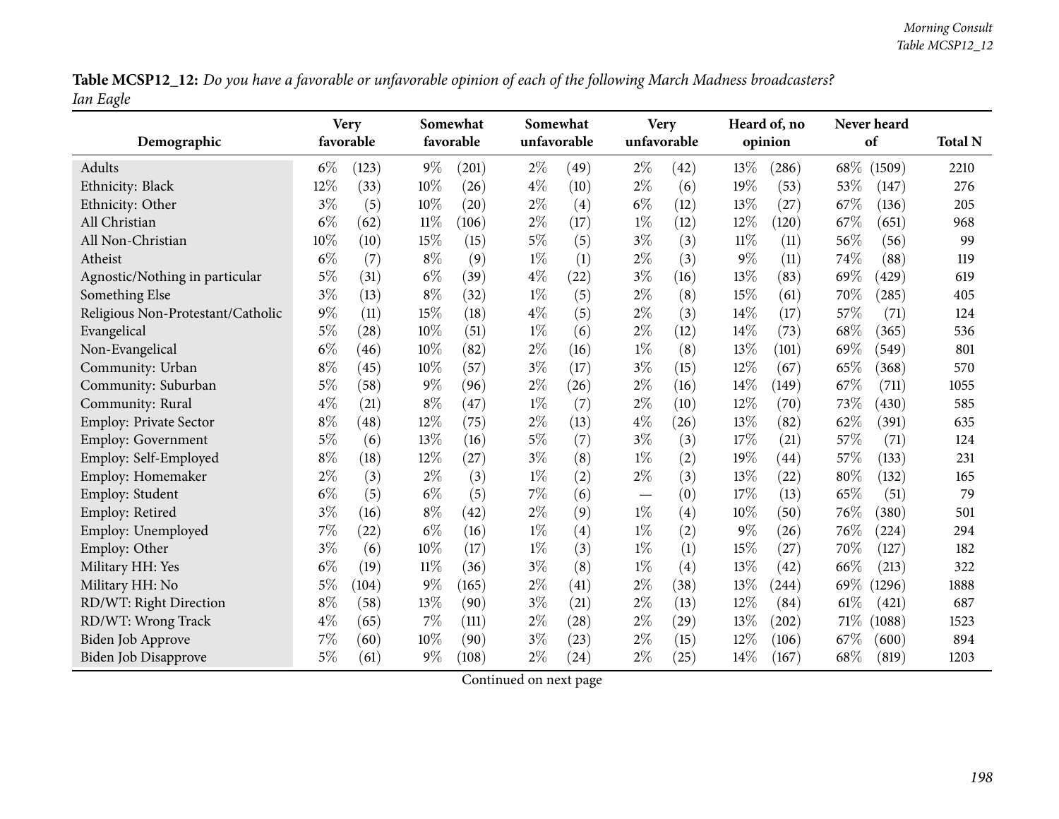**Table MCSP12_12:** *Do you have a favorable or unfavorable opinion of each of the following March Madness broadcasters?*
*Ian Eagle*

| Demographic | Very favorable | | Somewhat favorable | | Somewhat unfavorable | | Very unfavorable | | Heard of, no opinion | | Never heard of | | Total N |
|---|---|---|---|---|---|---|---|---|---|---|---|---|---|
| Adults | 6% | (123) | 9% | (201) | 2% | (49) | 2% | (42) | 13% | (286) | 68% | (1509) | 2210 |
| Ethnicity: Black | 12% | (33) | 10% | (26) | 4% | (10) | 2% | (6) | 19% | (53) | 53% | (147) | 276 |
| Ethnicity: Other | 3% | (5) | 10% | (20) | 2% | (4) | 6% | (12) | 13% | (27) | 67% | (136) | 205 |
| All Christian | 6% | (62) | 11% | (106) | 2% | (17) | 1% | (12) | 12% | (120) | 67% | (651) | 968 |
| All Non-Christian | 10% | (10) | 15% | (15) | 5% | (5) | 3% | (3) | 11% | (11) | 56% | (56) | 99 |
| Atheist | 6% | (7) | 8% | (9) | 1% | (1) | 2% | (3) | 9% | (11) | 74% | (88) | 119 |
| Agnostic/Nothing in particular | 5% | (31) | 6% | (39) | 4% | (22) | 3% | (16) | 13% | (83) | 69% | (429) | 619 |
| Something Else | 3% | (13) | 8% | (32) | 1% | (5) | 2% | (8) | 15% | (61) | 70% | (285) | 405 |
| Religious Non-Protestant/Catholic | 9% | (11) | 15% | (18) | 4% | (5) | 2% | (3) | 14% | (17) | 57% | (71) | 124 |
| Evangelical | 5% | (28) | 10% | (51) | 1% | (6) | 2% | (12) | 14% | (73) | 68% | (365) | 536 |
| Non-Evangelical | 6% | (46) | 10% | (82) | 2% | (16) | 1% | (8) | 13% | (101) | 69% | (549) | 801 |
| Community: Urban | 8% | (45) | 10% | (57) | 3% | (17) | 3% | (15) | 12% | (67) | 65% | (368) | 570 |
| Community: Suburban | 5% | (58) | 9% | (96) | 2% | (26) | 2% | (16) | 14% | (149) | 67% | (711) | 1055 |
| Community: Rural | 4% | (21) | 8% | (47) | 1% | (7) | 2% | (10) | 12% | (70) | 73% | (430) | 585 |
| Employ: Private Sector | 8% | (48) | 12% | (75) | 2% | (13) | 4% | (26) | 13% | (82) | 62% | (391) | 635 |
| Employ: Government | 5% | (6) | 13% | (16) | 5% | (7) | 3% | (3) | 17% | (21) | 57% | (71) | 124 |
| Employ: Self-Employed | 8% | (18) | 12% | (27) | 3% | (8) | 1% | (2) | 19% | (44) | 57% | (133) | 231 |
| Employ: Homemaker | 2% | (3) | 2% | (3) | 1% | (2) | 2% | (3) | 13% | (22) | 80% | (132) | 165 |
| Employ: Student | 6% | (5) | 6% | (5) | 7% | (6) | — | (0) | 17% | (13) | 65% | (51) | 79 |
| Employ: Retired | 3% | (16) | 8% | (42) | 2% | (9) | 1% | (4) | 10% | (50) | 76% | (380) | 501 |
| Employ: Unemployed | 7% | (22) | 6% | (16) | 1% | (4) | 1% | (2) | 9% | (26) | 76% | (224) | 294 |
| Employ: Other | 3% | (6) | 10% | (17) | 1% | (3) | 1% | (1) | 15% | (27) | 70% | (127) | 182 |
| Military HH: Yes | 6% | (19) | 11% | (36) | 3% | (8) | 1% | (4) | 13% | (42) | 66% | (213) | 322 |
| Military HH: No | 5% | (104) | 9% | (165) | 2% | (41) | 2% | (38) | 13% | (244) | 69% | (1296) | 1888 |
| RD/WT: Right Direction | 8% | (58) | 13% | (90) | 3% | (21) | 2% | (13) | 12% | (84) | 61% | (421) | 687 |
| RD/WT: Wrong Track | 4% | (65) | 7% | (111) | 2% | (28) | 2% | (29) | 13% | (202) | 71% | (1088) | 1523 |
| Biden Job Approve | 7% | (60) | 10% | (90) | 3% | (23) | 2% | (15) | 12% | (106) | 67% | (600) | 894 |
| Biden Job Disapprove | 5% | (61) | 9% | (108) | 2% | (24) | 2% | (25) | 14% | (167) | 68% | (819) | 1203 |

Continued on next page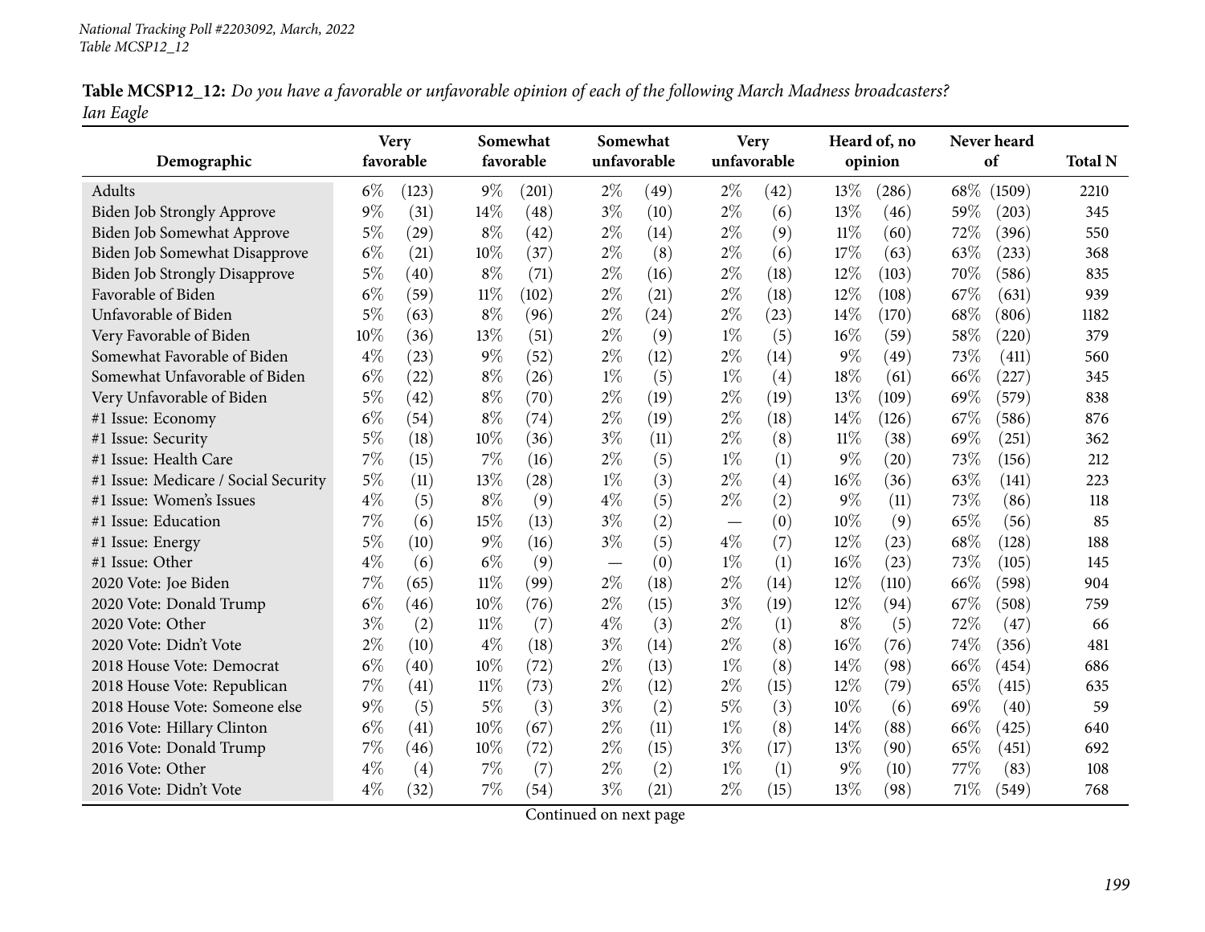**Table MCSP12_12:** *Do you have a favorable or unfavorable opinion of each of the following March Madness broadcasters? Ian Eagle*

| Demographic | Very favorable | | Somewhat favorable | | Somewhat unfavorable | | Very unfavorable | | Heard of, no opinion | | Never heard of | | Total N |
|---|---|---|---|---|---|---|---|---|---|---|---|---|---|
| Adults | 6% | (123) | 9% | (201) | 2% | (49) | 2% | (42) | 13% | (286) | 68% | (1509) | 2210 |
| Biden Job Strongly Approve | 9% | (31) | 14% | (48) | 3% | (10) | 2% | (6) | 13% | (46) | 59% | (203) | 345 |
| Biden Job Somewhat Approve | 5% | (29) | 8% | (42) | 2% | (14) | 2% | (9) | 11% | (60) | 72% | (396) | 550 |
| Biden Job Somewhat Disapprove | 6% | (21) | 10% | (37) | 2% | (8) | 2% | (6) | 17% | (63) | 63% | (233) | 368 |
| Biden Job Strongly Disapprove | 5% | (40) | 8% | (71) | 2% | (16) | 2% | (18) | 12% | (103) | 70% | (586) | 835 |
| Favorable of Biden | 6% | (59) | 11% | (102) | 2% | (21) | 2% | (18) | 12% | (108) | 67% | (631) | 939 |
| Unfavorable of Biden | 5% | (63) | 8% | (96) | 2% | (24) | 2% | (23) | 14% | (170) | 68% | (806) | 1182 |
| Very Favorable of Biden | 10% | (36) | 13% | (51) | 2% | (9) | 1% | (5) | 16% | (59) | 58% | (220) | 379 |
| Somewhat Favorable of Biden | 4% | (23) | 9% | (52) | 2% | (12) | 2% | (14) | 9% | (49) | 73% | (411) | 560 |
| Somewhat Unfavorable of Biden | 6% | (22) | 8% | (26) | 1% | (5) | 1% | (4) | 18% | (61) | 66% | (227) | 345 |
| Very Unfavorable of Biden | 5% | (42) | 8% | (70) | 2% | (19) | 2% | (19) | 13% | (109) | 69% | (579) | 838 |
| #1 Issue: Economy | 6% | (54) | 8% | (74) | 2% | (19) | 2% | (18) | 14% | (126) | 67% | (586) | 876 |
| #1 Issue: Security | 5% | (18) | 10% | (36) | 3% | (11) | 2% | (8) | 11% | (38) | 69% | (251) | 362 |
| #1 Issue: Health Care | 7% | (15) | 7% | (16) | 2% | (5) | 1% | (1) | 9% | (20) | 73% | (156) | 212 |
| #1 Issue: Medicare / Social Security | 5% | (11) | 13% | (28) | 1% | (3) | 2% | (4) | 16% | (36) | 63% | (141) | 223 |
| #1 Issue: Women's Issues | 4% | (5) | 8% | (9) | 4% | (5) | 2% | (2) | 9% | (11) | 73% | (86) | 118 |
| #1 Issue: Education | 7% | (6) | 15% | (13) | 3% | (2) | — | (0) | 10% | (9) | 65% | (56) | 85 |
| #1 Issue: Energy | 5% | (10) | 9% | (16) | 3% | (5) | 4% | (7) | 12% | (23) | 68% | (128) | 188 |
| #1 Issue: Other | 4% | (6) | 6% | (9) | — | (0) | 1% | (1) | 16% | (23) | 73% | (105) | 145 |
| 2020 Vote: Joe Biden | 7% | (65) | 11% | (99) | 2% | (18) | 2% | (14) | 12% | (110) | 66% | (598) | 904 |
| 2020 Vote: Donald Trump | 6% | (46) | 10% | (76) | 2% | (15) | 3% | (19) | 12% | (94) | 67% | (508) | 759 |
| 2020 Vote: Other | 3% | (2) | 11% | (7) | 4% | (3) | 2% | (1) | 8% | (5) | 72% | (47) | 66 |
| 2020 Vote: Didn't Vote | 2% | (10) | 4% | (18) | 3% | (14) | 2% | (8) | 16% | (76) | 74% | (356) | 481 |
| 2018 House Vote: Democrat | 6% | (40) | 10% | (72) | 2% | (13) | 1% | (8) | 14% | (98) | 66% | (454) | 686 |
| 2018 House Vote: Republican | 7% | (41) | 11% | (73) | 2% | (12) | 2% | (15) | 12% | (79) | 65% | (415) | 635 |
| 2018 House Vote: Someone else | 9% | (5) | 5% | (3) | 3% | (2) | 5% | (3) | 10% | (6) | 69% | (40) | 59 |
| 2016 Vote: Hillary Clinton | 6% | (41) | 10% | (67) | 2% | (11) | 1% | (8) | 14% | (88) | 66% | (425) | 640 |
| 2016 Vote: Donald Trump | 7% | (46) | 10% | (72) | 2% | (15) | 3% | (17) | 13% | (90) | 65% | (451) | 692 |
| 2016 Vote: Other | 4% | (4) | 7% | (7) | 2% | (2) | 1% | (1) | 9% | (10) | 77% | (83) | 108 |
| 2016 Vote: Didn't Vote | 4% | (32) | 7% | (54) | 3% | (21) | 2% | (15) | 13% | (98) | 71% | (549) | 768 |

Continued on next page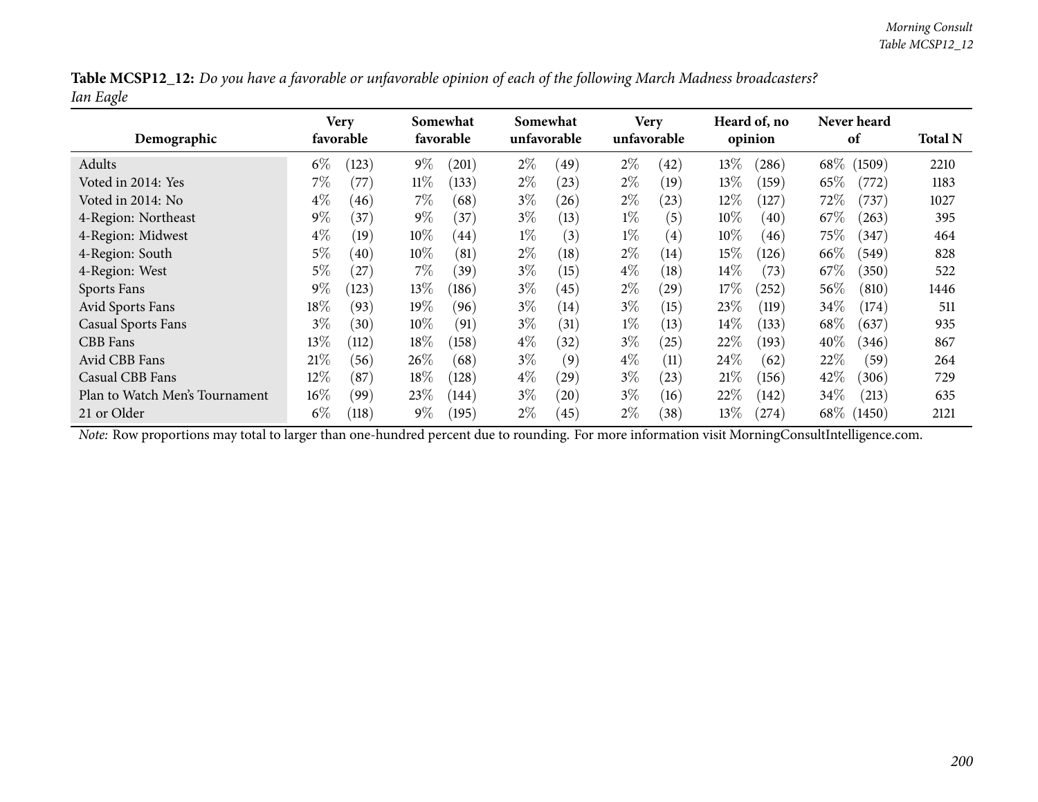**Table MCSP12_12:** *Do you have a favorable or unfavorable opinion of each of the following March Madness broadcasters? Ian Eagle*

| Demographic | Very favorable | | Somewhat favorable | | Somewhat unfavorable | | Very unfavorable | | Heard of, no opinion | | Never heard of | | Total N |
|---|---|---|---|---|---|---|---|---|---|---|---|---|---|
| Adults | 6% | (123) | 9% | (201) | 2% | (49) | 2% | (42) | 13% | (286) | 68% | (1509) | 2210 |
| Voted in 2014: Yes | 7% | (77) | 11% | (133) | 2% | (23) | 2% | (19) | 13% | (159) | 65% | (772) | 1183 |
| Voted in 2014: No | 4% | (46) | 7% | (68) | 3% | (26) | 2% | (23) | 12% | (127) | 72% | (737) | 1027 |
| 4-Region: Northeast | 9% | (37) | 9% | (37) | 3% | (13) | 1% | (5) | 10% | (40) | 67% | (263) | 395 |
| 4-Region: Midwest | 4% | (19) | 10% | (44) | 1% | (3) | 1% | (4) | 10% | (46) | 75% | (347) | 464 |
| 4-Region: South | 5% | (40) | 10% | (81) | 2% | (18) | 2% | (14) | 15% | (126) | 66% | (549) | 828 |
| 4-Region: West | 5% | (27) | 7% | (39) | 3% | (15) | 4% | (18) | 14% | (73) | 67% | (350) | 522 |
| Sports Fans | 9% | (123) | 13% | (186) | 3% | (45) | 2% | (29) | 17% | (252) | 56% | (810) | 1446 |
| Avid Sports Fans | 18% | (93) | 19% | (96) | 3% | (14) | 3% | (15) | 23% | (119) | 34% | (174) | 511 |
| Casual Sports Fans | 3% | (30) | 10% | (91) | 3% | (31) | 1% | (13) | 14% | (133) | 68% | (637) | 935 |
| CBB Fans | 13% | (112) | 18% | (158) | 4% | (32) | 3% | (25) | 22% | (193) | 40% | (346) | 867 |
| Avid CBB Fans | 21% | (56) | 26% | (68) | 3% | (9) | 4% | (11) | 24% | (62) | 22% | (59) | 264 |
| Casual CBB Fans | 12% | (87) | 18% | (128) | 4% | (29) | 3% | (23) | 21% | (156) | 42% | (306) | 729 |
| Plan to Watch Men's Tournament | 16% | (99) | 23% | (144) | 3% | (20) | 3% | (16) | 22% | (142) | 34% | (213) | 635 |
| 21 or Older | 6% | (118) | 9% | (195) | 2% | (45) | 2% | (38) | 13% | (274) | 68% | (1450) | 2121 |

*Note:* Row proportions may total to larger than one-hundred percent due to rounding. For more information visit MorningConsultIntelligence.com.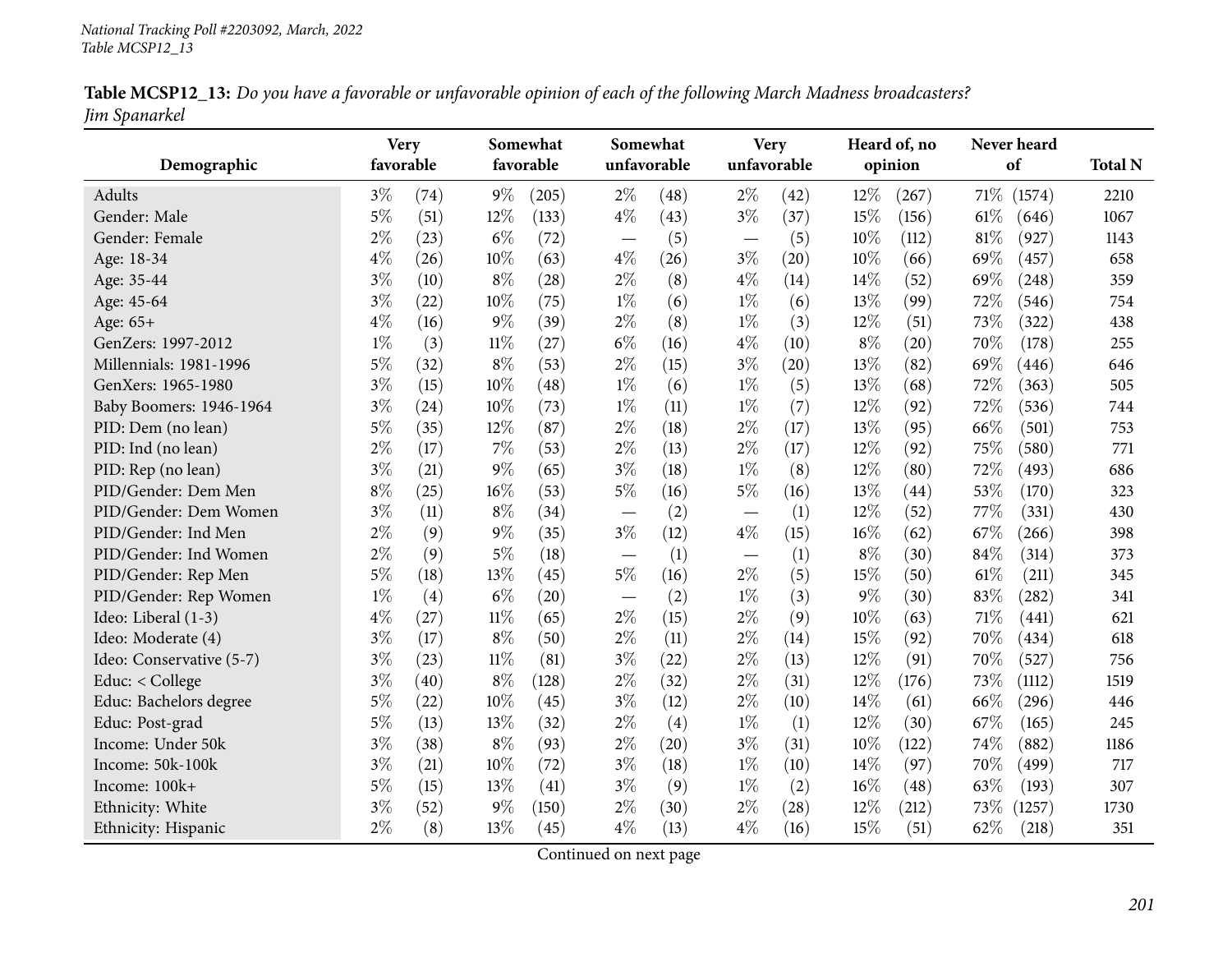**Table MCSP12_13:** *Do you have a favorable or unfavorable opinion of each of the following March Madness broadcasters? Jim Spanarkel*

| Demographic | Very favorable | | Somewhat favorable | | Somewhat unfavorable | | Very unfavorable | | Heard of, no opinion | | Never heard of | | Total N |
|---|---|---|---|---|---|---|---|---|---|---|---|---|---|
| Adults | 3% | (74) | 9% | (205) | 2% | (48) | 2% | (42) | 12% | (267) | 71% | (1574) | 2210 |
| Gender: Male | 5% | (51) | 12% | (133) | 4% | (43) | 3% | (37) | 15% | (156) | 61% | (646) | 1067 |
| Gender: Female | 2% | (23) | 6% | (72) | — | (5) | — | (5) | 10% | (112) | 81% | (927) | 1143 |
| Age: 18-34 | 4% | (26) | 10% | (63) | 4% | (26) | 3% | (20) | 10% | (66) | 69% | (457) | 658 |
| Age: 35-44 | 3% | (10) | 8% | (28) | 2% | (8) | 4% | (14) | 14% | (52) | 69% | (248) | 359 |
| Age: 45-64 | 3% | (22) | 10% | (75) | 1% | (6) | 1% | (6) | 13% | (99) | 72% | (546) | 754 |
| Age: 65+ | 4% | (16) | 9% | (39) | 2% | (8) | 1% | (3) | 12% | (51) | 73% | (322) | 438 |
| GenZers: 1997-2012 | 1% | (3) | 11% | (27) | 6% | (16) | 4% | (10) | 8% | (20) | 70% | (178) | 255 |
| Millennials: 1981-1996 | 5% | (32) | 8% | (53) | 2% | (15) | 3% | (20) | 13% | (82) | 69% | (446) | 646 |
| GenXers: 1965-1980 | 3% | (15) | 10% | (48) | 1% | (6) | 1% | (5) | 13% | (68) | 72% | (363) | 505 |
| Baby Boomers: 1946-1964 | 3% | (24) | 10% | (73) | 1% | (11) | 1% | (7) | 12% | (92) | 72% | (536) | 744 |
| PID: Dem (no lean) | 5% | (35) | 12% | (87) | 2% | (18) | 2% | (17) | 13% | (95) | 66% | (501) | 753 |
| PID: Ind (no lean) | 2% | (17) | 7% | (53) | 2% | (13) | 2% | (17) | 12% | (92) | 75% | (580) | 771 |
| PID: Rep (no lean) | 3% | (21) | 9% | (65) | 3% | (18) | 1% | (8) | 12% | (80) | 72% | (493) | 686 |
| PID/Gender: Dem Men | 8% | (25) | 16% | (53) | 5% | (16) | 5% | (16) | 13% | (44) | 53% | (170) | 323 |
| PID/Gender: Dem Women | 3% | (11) | 8% | (34) | — | (2) | — | (1) | 12% | (52) | 77% | (331) | 430 |
| PID/Gender: Ind Men | 2% | (9) | 9% | (35) | 3% | (12) | 4% | (15) | 16% | (62) | 67% | (266) | 398 |
| PID/Gender: Ind Women | 2% | (9) | 5% | (18) | — | (1) | — | (1) | 8% | (30) | 84% | (314) | 373 |
| PID/Gender: Rep Men | 5% | (18) | 13% | (45) | 5% | (16) | 2% | (5) | 15% | (50) | 61% | (211) | 345 |
| PID/Gender: Rep Women | 1% | (4) | 6% | (20) | — | (2) | 1% | (3) | 9% | (30) | 83% | (282) | 341 |
| Ideo: Liberal (1-3) | 4% | (27) | 11% | (65) | 2% | (15) | 2% | (9) | 10% | (63) | 71% | (441) | 621 |
| Ideo: Moderate (4) | 3% | (17) | 8% | (50) | 2% | (11) | 2% | (14) | 15% | (92) | 70% | (434) | 618 |
| Ideo: Conservative (5-7) | 3% | (23) | 11% | (81) | 3% | (22) | 2% | (13) | 12% | (91) | 70% | (527) | 756 |
| Educ: < College | 3% | (40) | 8% | (128) | 2% | (32) | 2% | (31) | 12% | (176) | 73% | (1112) | 1519 |
| Educ: Bachelors degree | 5% | (22) | 10% | (45) | 3% | (12) | 2% | (10) | 14% | (61) | 66% | (296) | 446 |
| Educ: Post-grad | 5% | (13) | 13% | (32) | 2% | (4) | 1% | (1) | 12% | (30) | 67% | (165) | 245 |
| Income: Under 50k | 3% | (38) | 8% | (93) | 2% | (20) | 3% | (31) | 10% | (122) | 74% | (882) | 1186 |
| Income: 50k-100k | 3% | (21) | 10% | (72) | 3% | (18) | 1% | (10) | 14% | (97) | 70% | (499) | 717 |
| Income: 100k+ | 5% | (15) | 13% | (41) | 3% | (9) | 1% | (2) | 16% | (48) | 63% | (193) | 307 |
| Ethnicity: White | 3% | (52) | 9% | (150) | 2% | (30) | 2% | (28) | 12% | (212) | 73% | (1257) | 1730 |
| Ethnicity: Hispanic | 2% | (8) | 13% | (45) | 4% | (13) | 4% | (16) | 15% | (51) | 62% | (218) | 351 |

Continued on next page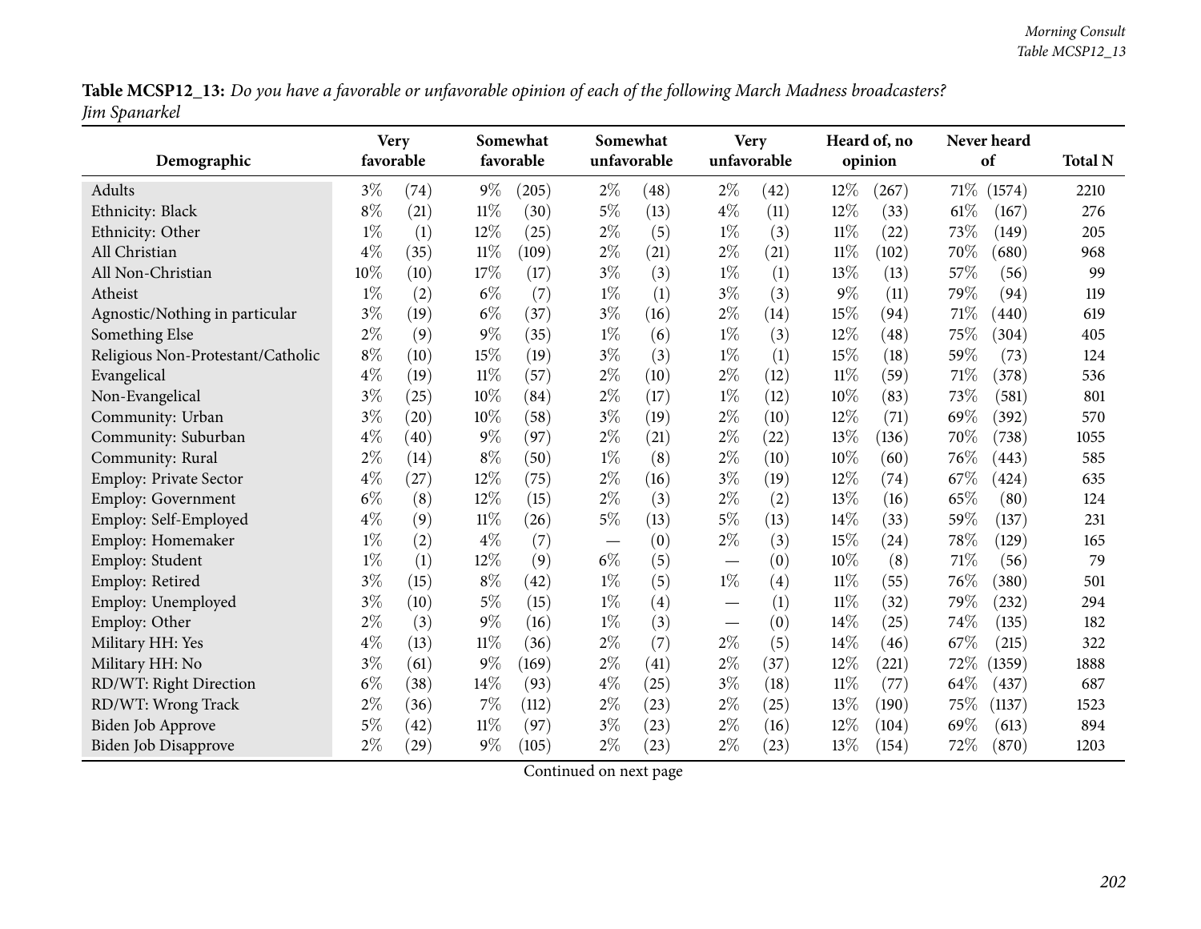**Table MCSP12_13:** *Do you have a favorable or unfavorable opinion of each of the following March Madness broadcasters? Jim Spanarkel*

| Demographic | Very favorable | | Somewhat favorable | | Somewhat unfavorable | | Very unfavorable | | Heard of, no opinion | | Never heard of | | Total N |
|---|---|---|---|---|---|---|---|---|---|---|---|---|---|
| Adults | 3% | (74) | 9% | (205) | 2% | (48) | 2% | (42) | 12% | (267) | 71% | (1574) | 2210 |
| Ethnicity: Black | 8% | (21) | 11% | (30) | 5% | (13) | 4% | (11) | 12% | (33) | 61% | (167) | 276 |
| Ethnicity: Other | 1% | (1) | 12% | (25) | 2% | (5) | 1% | (3) | 11% | (22) | 73% | (149) | 205 |
| All Christian | 4% | (35) | 11% | (109) | 2% | (21) | 2% | (21) | 11% | (102) | 70% | (680) | 968 |
| All Non-Christian | 10% | (10) | 17% | (17) | 3% | (3) | 1% | (1) | 13% | (13) | 57% | (56) | 99 |
| Atheist | 1% | (2) | 6% | (7) | 1% | (1) | 3% | (3) | 9% | (11) | 79% | (94) | 119 |
| Agnostic/Nothing in particular | 3% | (19) | 6% | (37) | 3% | (16) | 2% | (14) | 15% | (94) | 71% | (440) | 619 |
| Something Else | 2% | (9) | 9% | (35) | 1% | (6) | 1% | (3) | 12% | (48) | 75% | (304) | 405 |
| Religious Non-Protestant/Catholic | 8% | (10) | 15% | (19) | 3% | (3) | 1% | (1) | 15% | (18) | 59% | (73) | 124 |
| Evangelical | 4% | (19) | 11% | (57) | 2% | (10) | 2% | (12) | 11% | (59) | 71% | (378) | 536 |
| Non-Evangelical | 3% | (25) | 10% | (84) | 2% | (17) | 1% | (12) | 10% | (83) | 73% | (581) | 801 |
| Community: Urban | 3% | (20) | 10% | (58) | 3% | (19) | 2% | (10) | 12% | (71) | 69% | (392) | 570 |
| Community: Suburban | 4% | (40) | 9% | (97) | 2% | (21) | 2% | (22) | 13% | (136) | 70% | (738) | 1055 |
| Community: Rural | 2% | (14) | 8% | (50) | 1% | (8) | 2% | (10) | 10% | (60) | 76% | (443) | 585 |
| Employ: Private Sector | 4% | (27) | 12% | (75) | 2% | (16) | 3% | (19) | 12% | (74) | 67% | (424) | 635 |
| Employ: Government | 6% | (8) | 12% | (15) | 2% | (3) | 2% | (2) | 13% | (16) | 65% | (80) | 124 |
| Employ: Self-Employed | 4% | (9) | 11% | (26) | 5% | (13) | 5% | (13) | 14% | (33) | 59% | (137) | 231 |
| Employ: Homemaker | 1% | (2) | 4% | (7) | — | (0) | 2% | (3) | 15% | (24) | 78% | (129) | 165 |
| Employ: Student | 1% | (1) | 12% | (9) | 6% | (5) | — | (0) | 10% | (8) | 71% | (56) | 79 |
| Employ: Retired | 3% | (15) | 8% | (42) | 1% | (5) | 1% | (4) | 11% | (55) | 76% | (380) | 501 |
| Employ: Unemployed | 3% | (10) | 5% | (15) | 1% | (4) | — | (1) | 11% | (32) | 79% | (232) | 294 |
| Employ: Other | 2% | (3) | 9% | (16) | 1% | (3) | — | (0) | 14% | (25) | 74% | (135) | 182 |
| Military HH: Yes | 4% | (13) | 11% | (36) | 2% | (7) | 2% | (5) | 14% | (46) | 67% | (215) | 322 |
| Military HH: No | 3% | (61) | 9% | (169) | 2% | (41) | 2% | (37) | 12% | (221) | 72% | (1359) | 1888 |
| RD/WT: Right Direction | 6% | (38) | 14% | (93) | 4% | (25) | 3% | (18) | 11% | (77) | 64% | (437) | 687 |
| RD/WT: Wrong Track | 2% | (36) | 7% | (112) | 2% | (23) | 2% | (25) | 13% | (190) | 75% | (1137) | 1523 |
| Biden Job Approve | 5% | (42) | 11% | (97) | 3% | (23) | 2% | (16) | 12% | (104) | 69% | (613) | 894 |
| Biden Job Disapprove | 2% | (29) | 9% | (105) | 2% | (23) | 2% | (23) | 13% | (154) | 72% | (870) | 1203 |

Continued on next page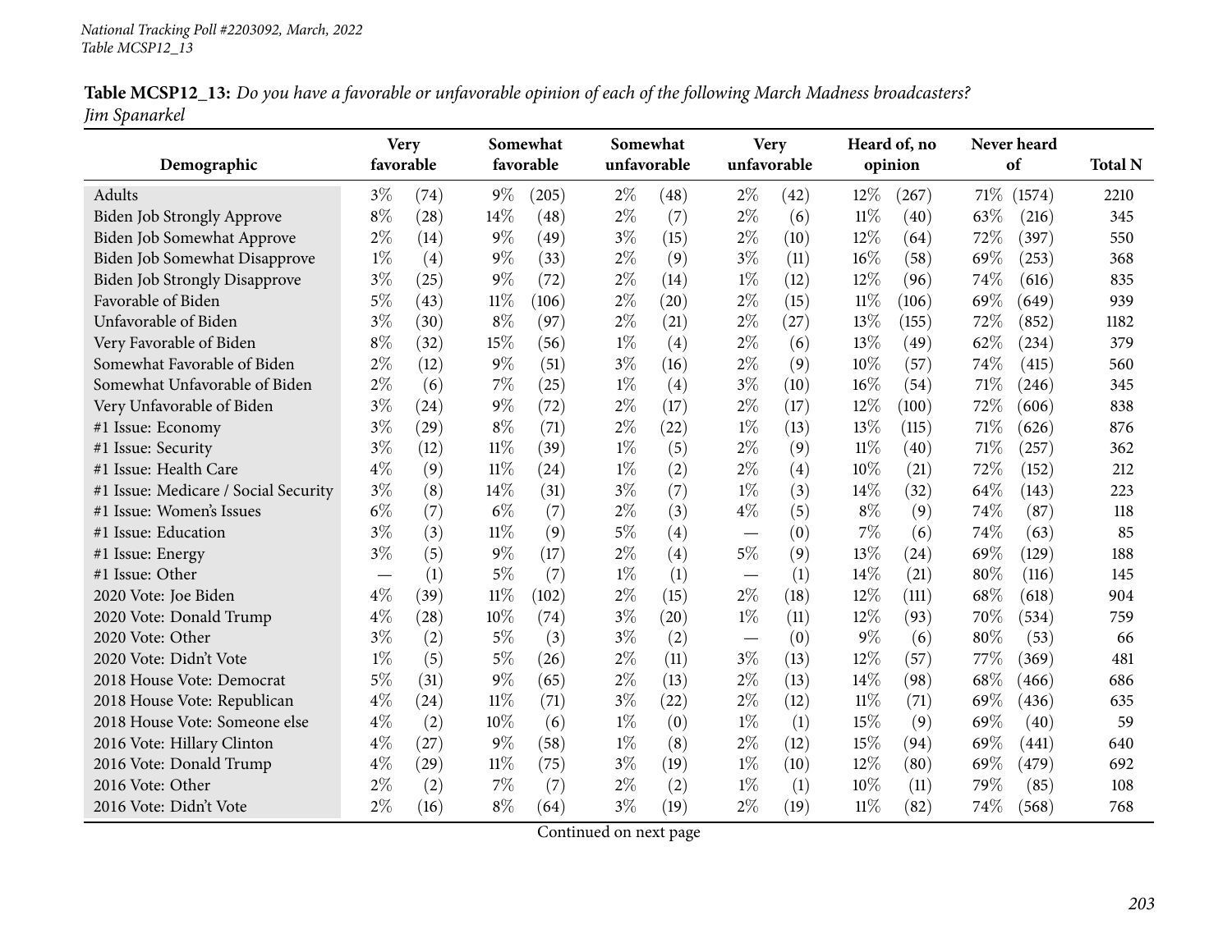**Table MCSP12_13:** *Do you have a favorable or unfavorable opinion of each of the following March Madness broadcasters? Jim Spanarkel*

| Demographic | Very favorable | | Somewhat favorable | | Somewhat unfavorable | | Very unfavorable | | Heard of, no opinion | | Never heard of | | Total N |
|---|---|---|---|---|---|---|---|---|---|---|---|---|---|
| Adults | 3% | (74) | 9% | (205) | 2% | (48) | 2% | (42) | 12% | (267) | 71% | (1574) | 2210 |
| Biden Job Strongly Approve | 8% | (28) | 14% | (48) | 2% | (7) | 2% | (6) | 11% | (40) | 63% | (216) | 345 |
| Biden Job Somewhat Approve | 2% | (14) | 9% | (49) | 3% | (15) | 2% | (10) | 12% | (64) | 72% | (397) | 550 |
| Biden Job Somewhat Disapprove | 1% | (4) | 9% | (33) | 2% | (9) | 3% | (11) | 16% | (58) | 69% | (253) | 368 |
| Biden Job Strongly Disapprove | 3% | (25) | 9% | (72) | 2% | (14) | 1% | (12) | 12% | (96) | 74% | (616) | 835 |
| Favorable of Biden | 5% | (43) | 11% | (106) | 2% | (20) | 2% | (15) | 11% | (106) | 69% | (649) | 939 |
| Unfavorable of Biden | 3% | (30) | 8% | (97) | 2% | (21) | 2% | (27) | 13% | (155) | 72% | (852) | 1182 |
| Very Favorable of Biden | 8% | (32) | 15% | (56) | 1% | (4) | 2% | (6) | 13% | (49) | 62% | (234) | 379 |
| Somewhat Favorable of Biden | 2% | (12) | 9% | (51) | 3% | (16) | 2% | (9) | 10% | (57) | 74% | (415) | 560 |
| Somewhat Unfavorable of Biden | 2% | (6) | 7% | (25) | 1% | (4) | 3% | (10) | 16% | (54) | 71% | (246) | 345 |
| Very Unfavorable of Biden | 3% | (24) | 9% | (72) | 2% | (17) | 2% | (17) | 12% | (100) | 72% | (606) | 838 |
| #1 Issue: Economy | 3% | (29) | 8% | (71) | 2% | (22) | 1% | (13) | 13% | (115) | 71% | (626) | 876 |
| #1 Issue: Security | 3% | (12) | 11% | (39) | 1% | (5) | 2% | (9) | 11% | (40) | 71% | (257) | 362 |
| #1 Issue: Health Care | 4% | (9) | 11% | (24) | 1% | (2) | 2% | (4) | 10% | (21) | 72% | (152) | 212 |
| #1 Issue: Medicare / Social Security | 3% | (8) | 14% | (31) | 3% | (7) | 1% | (3) | 14% | (32) | 64% | (143) | 223 |
| #1 Issue: Women's Issues | 6% | (7) | 6% | (7) | 2% | (3) | 4% | (5) | 8% | (9) | 74% | (87) | 118 |
| #1 Issue: Education | 3% | (3) | 11% | (9) | 5% | (4) | — | (0) | 7% | (6) | 74% | (63) | 85 |
| #1 Issue: Energy | 3% | (5) | 9% | (17) | 2% | (4) | 5% | (9) | 13% | (24) | 69% | (129) | 188 |
| #1 Issue: Other | — | (1) | 5% | (7) | 1% | (1) | — | (1) | 14% | (21) | 80% | (116) | 145 |
| 2020 Vote: Joe Biden | 4% | (39) | 11% | (102) | 2% | (15) | 2% | (18) | 12% | (111) | 68% | (618) | 904 |
| 2020 Vote: Donald Trump | 4% | (28) | 10% | (74) | 3% | (20) | 1% | (11) | 12% | (93) | 70% | (534) | 759 |
| 2020 Vote: Other | 3% | (2) | 5% | (3) | 3% | (2) | — | (0) | 9% | (6) | 80% | (53) | 66 |
| 2020 Vote: Didn't Vote | 1% | (5) | 5% | (26) | 2% | (11) | 3% | (13) | 12% | (57) | 77% | (369) | 481 |
| 2018 House Vote: Democrat | 5% | (31) | 9% | (65) | 2% | (13) | 2% | (13) | 14% | (98) | 68% | (466) | 686 |
| 2018 House Vote: Republican | 4% | (24) | 11% | (71) | 3% | (22) | 2% | (12) | 11% | (71) | 69% | (436) | 635 |
| 2018 House Vote: Someone else | 4% | (2) | 10% | (6) | 1% | (0) | 1% | (1) | 15% | (9) | 69% | (40) | 59 |
| 2016 Vote: Hillary Clinton | 4% | (27) | 9% | (58) | 1% | (8) | 2% | (12) | 15% | (94) | 69% | (441) | 640 |
| 2016 Vote: Donald Trump | 4% | (29) | 11% | (75) | 3% | (19) | 1% | (10) | 12% | (80) | 69% | (479) | 692 |
| 2016 Vote: Other | 2% | (2) | 7% | (7) | 2% | (2) | 1% | (1) | 10% | (11) | 79% | (85) | 108 |
| 2016 Vote: Didn't Vote | 2% | (16) | 8% | (64) | 3% | (19) | 2% | (19) | 11% | (82) | 74% | (568) | 768 |

Continued on next page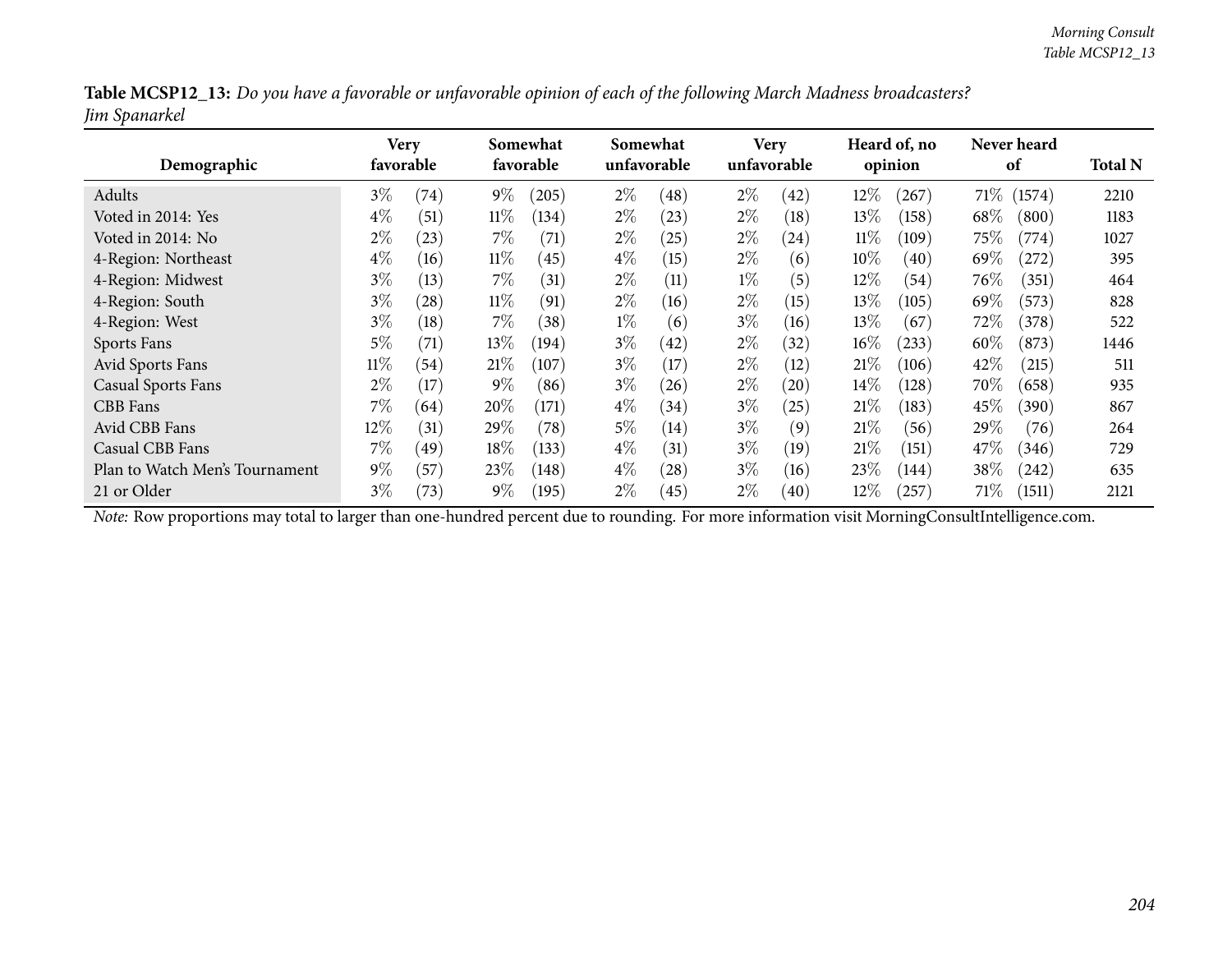**Table MCSP12_13:** *Do you have a favorable or unfavorable opinion of each of the following March Madness broadcasters? Jim Spanarkel*

| Demographic | Very favorable | | Somewhat favorable | | Somewhat unfavorable | | Very unfavorable | | Heard of, no opinion | | Never heard of | | Total N |
|---|---|---|---|---|---|---|---|---|---|---|---|---|---|
| Adults | 3% | (74) | 9% | (205) | 2% | (48) | 2% | (42) | 12% | (267) | 71% | (1574) | 2210 |
| Voted in 2014: Yes | 4% | (51) | 11% | (134) | 2% | (23) | 2% | (18) | 13% | (158) | 68% | (800) | 1183 |
| Voted in 2014: No | 2% | (23) | 7% | (71) | 2% | (25) | 2% | (24) | 11% | (109) | 75% | (774) | 1027 |
| 4-Region: Northeast | 4% | (16) | 11% | (45) | 4% | (15) | 2% | (6) | 10% | (40) | 69% | (272) | 395 |
| 4-Region: Midwest | 3% | (13) | 7% | (31) | 2% | (11) | 1% | (5) | 12% | (54) | 76% | (351) | 464 |
| 4-Region: South | 3% | (28) | 11% | (91) | 2% | (16) | 2% | (15) | 13% | (105) | 69% | (573) | 828 |
| 4-Region: West | 3% | (18) | 7% | (38) | 1% | (6) | 3% | (16) | 13% | (67) | 72% | (378) | 522 |
| Sports Fans | 5% | (71) | 13% | (194) | 3% | (42) | 2% | (32) | 16% | (233) | 60% | (873) | 1446 |
| Avid Sports Fans | 11% | (54) | 21% | (107) | 3% | (17) | 2% | (12) | 21% | (106) | 42% | (215) | 511 |
| Casual Sports Fans | 2% | (17) | 9% | (86) | 3% | (26) | 2% | (20) | 14% | (128) | 70% | (658) | 935 |
| CBB Fans | 7% | (64) | 20% | (171) | 4% | (34) | 3% | (25) | 21% | (183) | 45% | (390) | 867 |
| Avid CBB Fans | 12% | (31) | 29% | (78) | 5% | (14) | 3% | (9) | 21% | (56) | 29% | (76) | 264 |
| Casual CBB Fans | 7% | (49) | 18% | (133) | 4% | (31) | 3% | (19) | 21% | (151) | 47% | (346) | 729 |
| Plan to Watch Men's Tournament | 9% | (57) | 23% | (148) | 4% | (28) | 3% | (16) | 23% | (144) | 38% | (242) | 635 |
| 21 or Older | 3% | (73) | 9% | (195) | 2% | (45) | 2% | (40) | 12% | (257) | 71% | (1511) | 2121 |

*Note:* Row proportions may total to larger than one-hundred percent due to rounding. For more information visit MorningConsultIntelligence.com.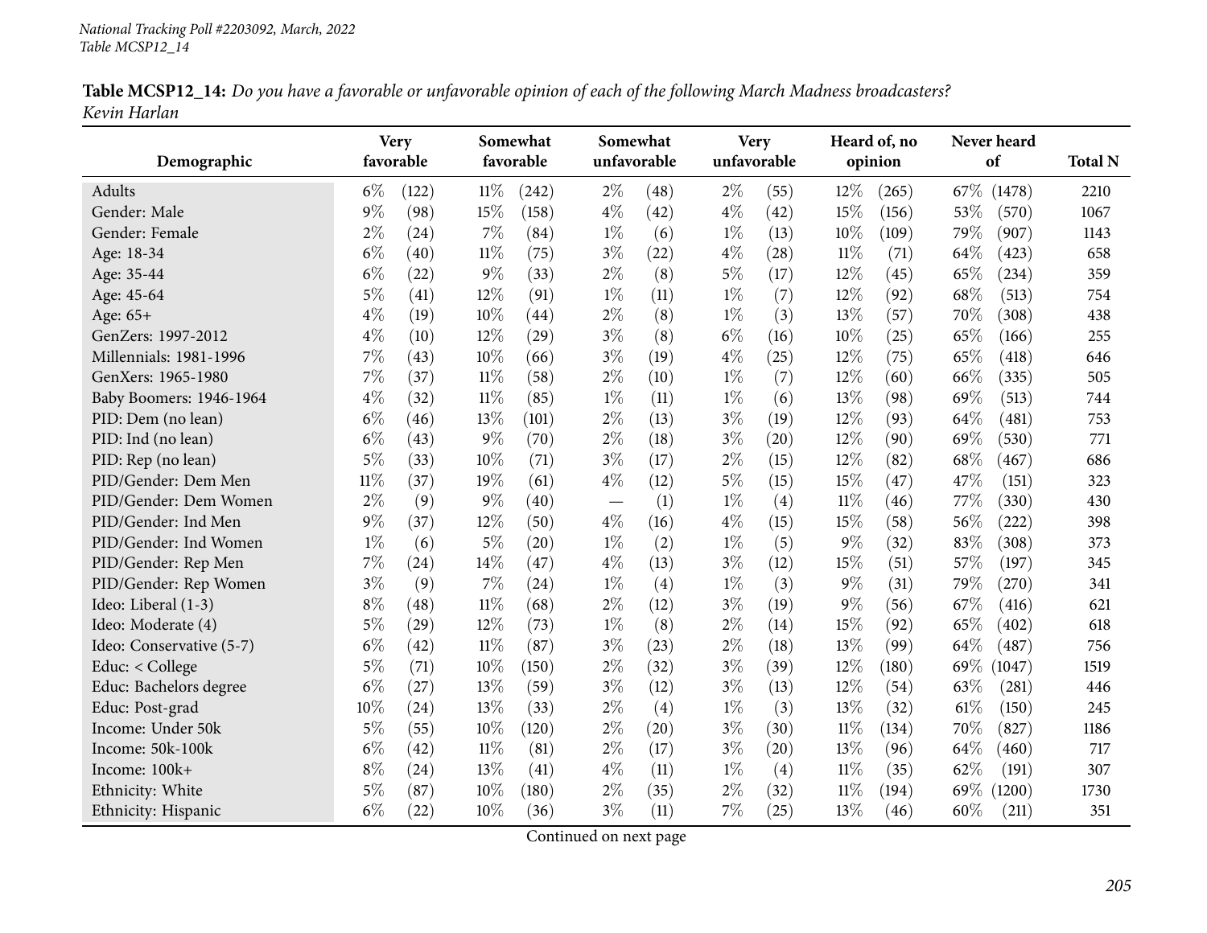**Table MCSP12_14:** *Do you have a favorable or unfavorable opinion of each of the following March Madness broadcasters? Kevin Harlan*

| Demographic | Very favorable | | Somewhat favorable | | Somewhat unfavorable | | Very unfavorable | | Heard of, no opinion | | Never heard of | | Total N |
|---|---|---|---|---|---|---|---|---|---|---|---|---|---|
| Adults | 6% | (122) | 11% | (242) | 2% | (48) | 2% | (55) | 12% | (265) | 67% | (1478) | 2210 |
| Gender: Male | 9% | (98) | 15% | (158) | 4% | (42) | 4% | (42) | 15% | (156) | 53% | (570) | 1067 |
| Gender: Female | 2% | (24) | 7% | (84) | 1% | (6) | 1% | (13) | 10% | (109) | 79% | (907) | 1143 |
| Age: 18-34 | 6% | (40) | 11% | (75) | 3% | (22) | 4% | (28) | 11% | (71) | 64% | (423) | 658 |
| Age: 35-44 | 6% | (22) | 9% | (33) | 2% | (8) | 5% | (17) | 12% | (45) | 65% | (234) | 359 |
| Age: 45-64 | 5% | (41) | 12% | (91) | 1% | (11) | 1% | (7) | 12% | (92) | 68% | (513) | 754 |
| Age: 65+ | 4% | (19) | 10% | (44) | 2% | (8) | 1% | (3) | 13% | (57) | 70% | (308) | 438 |
| GenZers: 1997-2012 | 4% | (10) | 12% | (29) | 3% | (8) | 6% | (16) | 10% | (25) | 65% | (166) | 255 |
| Millennials: 1981-1996 | 7% | (43) | 10% | (66) | 3% | (19) | 4% | (25) | 12% | (75) | 65% | (418) | 646 |
| GenXers: 1965-1980 | 7% | (37) | 11% | (58) | 2% | (10) | 1% | (7) | 12% | (60) | 66% | (335) | 505 |
| Baby Boomers: 1946-1964 | 4% | (32) | 11% | (85) | 1% | (11) | 1% | (6) | 13% | (98) | 69% | (513) | 744 |
| PID: Dem (no lean) | 6% | (46) | 13% | (101) | 2% | (13) | 3% | (19) | 12% | (93) | 64% | (481) | 753 |
| PID: Ind (no lean) | 6% | (43) | 9% | (70) | 2% | (18) | 3% | (20) | 12% | (90) | 69% | (530) | 771 |
| PID: Rep (no lean) | 5% | (33) | 10% | (71) | 3% | (17) | 2% | (15) | 12% | (82) | 68% | (467) | 686 |
| PID/Gender: Dem Men | 11% | (37) | 19% | (61) | 4% | (12) | 5% | (15) | 15% | (47) | 47% | (151) | 323 |
| PID/Gender: Dem Women | 2% | (9) | 9% | (40) | — | (1) | 1% | (4) | 11% | (46) | 77% | (330) | 430 |
| PID/Gender: Ind Men | 9% | (37) | 12% | (50) | 4% | (16) | 4% | (15) | 15% | (58) | 56% | (222) | 398 |
| PID/Gender: Ind Women | 1% | (6) | 5% | (20) | 1% | (2) | 1% | (5) | 9% | (32) | 83% | (308) | 373 |
| PID/Gender: Rep Men | 7% | (24) | 14% | (47) | 4% | (13) | 3% | (12) | 15% | (51) | 57% | (197) | 345 |
| PID/Gender: Rep Women | 3% | (9) | 7% | (24) | 1% | (4) | 1% | (3) | 9% | (31) | 79% | (270) | 341 |
| Ideo: Liberal (1-3) | 8% | (48) | 11% | (68) | 2% | (12) | 3% | (19) | 9% | (56) | 67% | (416) | 621 |
| Ideo: Moderate (4) | 5% | (29) | 12% | (73) | 1% | (8) | 2% | (14) | 15% | (92) | 65% | (402) | 618 |
| Ideo: Conservative (5-7) | 6% | (42) | 11% | (87) | 3% | (23) | 2% | (18) | 13% | (99) | 64% | (487) | 756 |
| Educ: < College | 5% | (71) | 10% | (150) | 2% | (32) | 3% | (39) | 12% | (180) | 69% | (1047) | 1519 |
| Educ: Bachelors degree | 6% | (27) | 13% | (59) | 3% | (12) | 3% | (13) | 12% | (54) | 63% | (281) | 446 |
| Educ: Post-grad | 10% | (24) | 13% | (33) | 2% | (4) | 1% | (3) | 13% | (32) | 61% | (150) | 245 |
| Income: Under 50k | 5% | (55) | 10% | (120) | 2% | (20) | 3% | (30) | 11% | (134) | 70% | (827) | 1186 |
| Income: 50k-100k | 6% | (42) | 11% | (81) | 2% | (17) | 3% | (20) | 13% | (96) | 64% | (460) | 717 |
| Income: 100k+ | 8% | (24) | 13% | (41) | 4% | (11) | 1% | (4) | 11% | (35) | 62% | (191) | 307 |
| Ethnicity: White | 5% | (87) | 10% | (180) | 2% | (35) | 2% | (32) | 11% | (194) | 69% | (1200) | 1730 |
| Ethnicity: Hispanic | 6% | (22) | 10% | (36) | 3% | (11) | 7% | (25) | 13% | (46) | 60% | (211) | 351 |

Continued on next page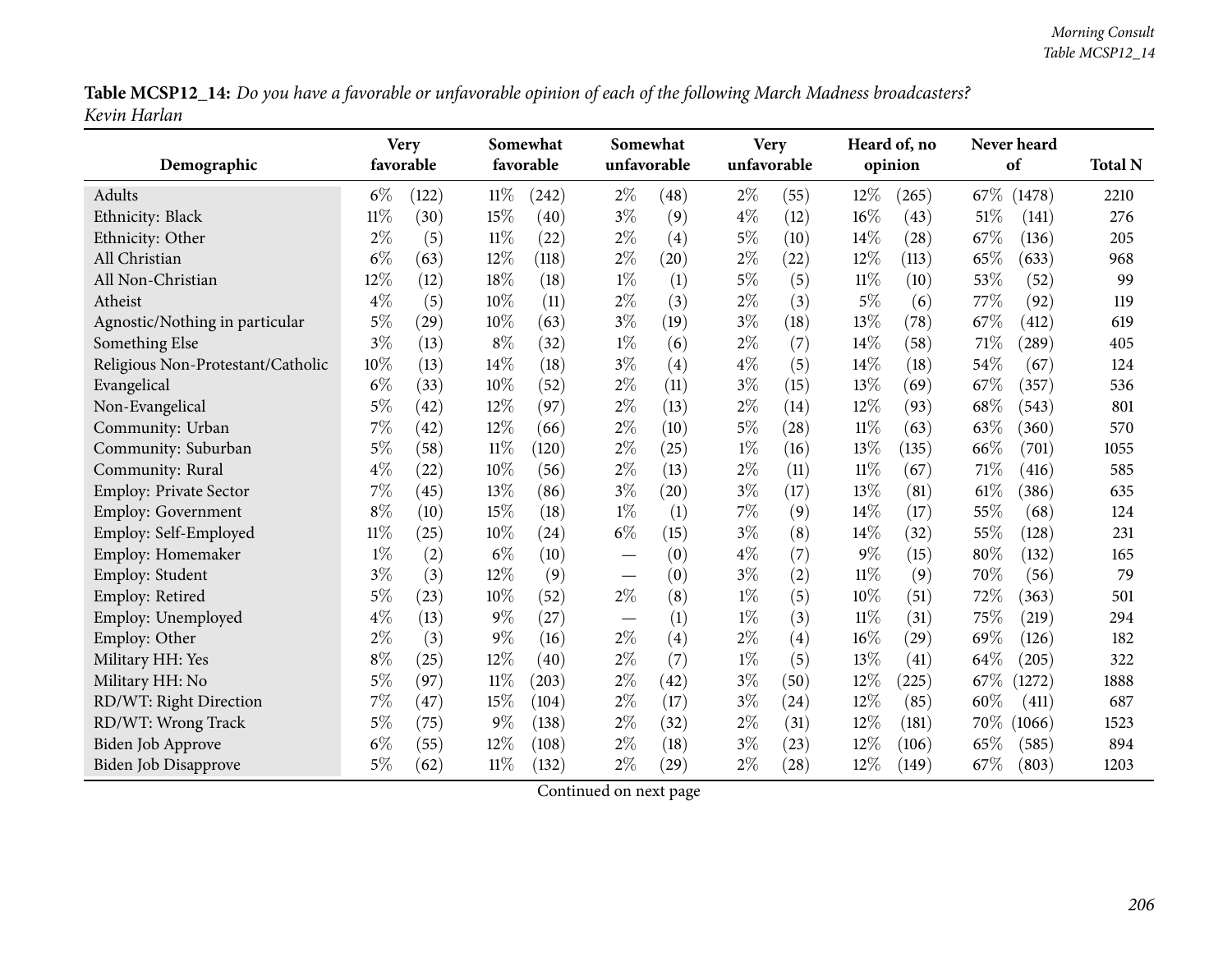**Table MCSP12_14:** *Do you have a favorable or unfavorable opinion of each of the following March Madness broadcasters? Kevin Harlan*

| Demographic | Very favorable | | Somewhat favorable | | Somewhat unfavorable | | Very unfavorable | | Heard of, no opinion | | Never heard of | | Total N |
|---|---|---|---|---|---|---|---|---|---|---|---|---|---|
| Adults | 6% | (122) | 11% | (242) | 2% | (48) | 2% | (55) | 12% | (265) | 67% | (1478) | 2210 |
| Ethnicity: Black | 11% | (30) | 15% | (40) | 3% | (9) | 4% | (12) | 16% | (43) | 51% | (141) | 276 |
| Ethnicity: Other | 2% | (5) | 11% | (22) | 2% | (4) | 5% | (10) | 14% | (28) | 67% | (136) | 205 |
| All Christian | 6% | (63) | 12% | (118) | 2% | (20) | 2% | (22) | 12% | (113) | 65% | (633) | 968 |
| All Non-Christian | 12% | (12) | 18% | (18) | 1% | (1) | 5% | (5) | 11% | (10) | 53% | (52) | 99 |
| Atheist | 4% | (5) | 10% | (11) | 2% | (3) | 2% | (3) | 5% | (6) | 77% | (92) | 119 |
| Agnostic/Nothing in particular | 5% | (29) | 10% | (63) | 3% | (19) | 3% | (18) | 13% | (78) | 67% | (412) | 619 |
| Something Else | 3% | (13) | 8% | (32) | 1% | (6) | 2% | (7) | 14% | (58) | 71% | (289) | 405 |
| Religious Non-Protestant/Catholic | 10% | (13) | 14% | (18) | 3% | (4) | 4% | (5) | 14% | (18) | 54% | (67) | 124 |
| Evangelical | 6% | (33) | 10% | (52) | 2% | (11) | 3% | (15) | 13% | (69) | 67% | (357) | 536 |
| Non-Evangelical | 5% | (42) | 12% | (97) | 2% | (13) | 2% | (14) | 12% | (93) | 68% | (543) | 801 |
| Community: Urban | 7% | (42) | 12% | (66) | 2% | (10) | 5% | (28) | 11% | (63) | 63% | (360) | 570 |
| Community: Suburban | 5% | (58) | 11% | (120) | 2% | (25) | 1% | (16) | 13% | (135) | 66% | (701) | 1055 |
| Community: Rural | 4% | (22) | 10% | (56) | 2% | (13) | 2% | (11) | 11% | (67) | 71% | (416) | 585 |
| Employ: Private Sector | 7% | (45) | 13% | (86) | 3% | (20) | 3% | (17) | 13% | (81) | 61% | (386) | 635 |
| Employ: Government | 8% | (10) | 15% | (18) | 1% | (1) | 7% | (9) | 14% | (17) | 55% | (68) | 124 |
| Employ: Self-Employed | 11% | (25) | 10% | (24) | 6% | (15) | 3% | (8) | 14% | (32) | 55% | (128) | 231 |
| Employ: Homemaker | 1% | (2) | 6% | (10) | — | (0) | 4% | (7) | 9% | (15) | 80% | (132) | 165 |
| Employ: Student | 3% | (3) | 12% | (9) | — | (0) | 3% | (2) | 11% | (9) | 70% | (56) | 79 |
| Employ: Retired | 5% | (23) | 10% | (52) | 2% | (8) | 1% | (5) | 10% | (51) | 72% | (363) | 501 |
| Employ: Unemployed | 4% | (13) | 9% | (27) | — | (1) | 1% | (3) | 11% | (31) | 75% | (219) | 294 |
| Employ: Other | 2% | (3) | 9% | (16) | 2% | (4) | 2% | (4) | 16% | (29) | 69% | (126) | 182 |
| Military HH: Yes | 8% | (25) | 12% | (40) | 2% | (7) | 1% | (5) | 13% | (41) | 64% | (205) | 322 |
| Military HH: No | 5% | (97) | 11% | (203) | 2% | (42) | 3% | (50) | 12% | (225) | 67% | (1272) | 1888 |
| RD/WT: Right Direction | 7% | (47) | 15% | (104) | 2% | (17) | 3% | (24) | 12% | (85) | 60% | (411) | 687 |
| RD/WT: Wrong Track | 5% | (75) | 9% | (138) | 2% | (32) | 2% | (31) | 12% | (181) | 70% | (1066) | 1523 |
| Biden Job Approve | 6% | (55) | 12% | (108) | 2% | (18) | 3% | (23) | 12% | (106) | 65% | (585) | 894 |
| Biden Job Disapprove | 5% | (62) | 11% | (132) | 2% | (29) | 2% | (28) | 12% | (149) | 67% | (803) | 1203 |

Continued on next page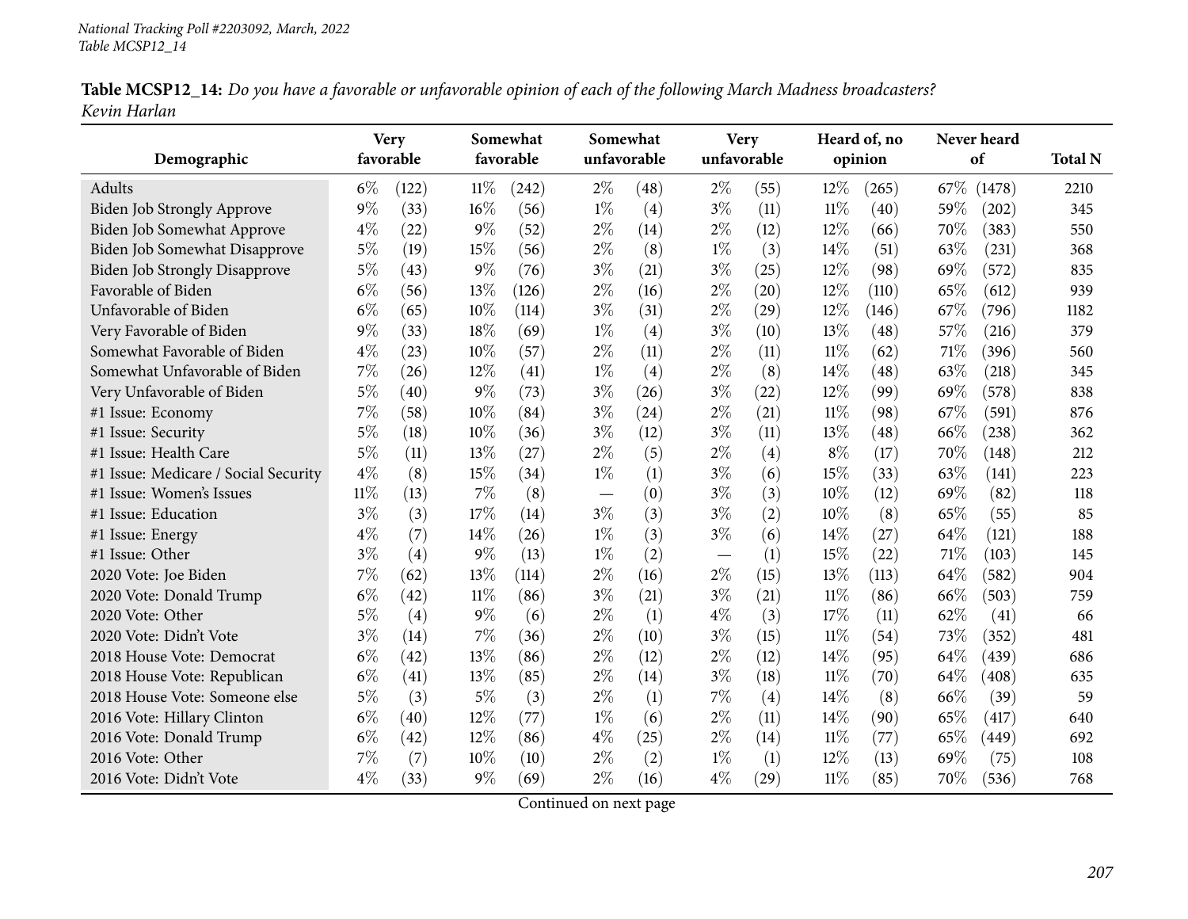**Table MCSP12_14:** *Do you have a favorable or unfavorable opinion of each of the following March Madness broadcasters? Kevin Harlan*

| Demographic | Very favorable | | Somewhat favorable | | Somewhat unfavorable | | Very unfavorable | | Heard of, no opinion | | Never heard of | | Total N |
|---|---|---|---|---|---|---|---|---|---|---|---|---|---|
| Adults | 6% | (122) | 11% | (242) | 2% | (48) | 2% | (55) | 12% | (265) | 67% | (1478) | 2210 |
| Biden Job Strongly Approve | 9% | (33) | 16% | (56) | 1% | (4) | 3% | (11) | 11% | (40) | 59% | (202) | 345 |
| Biden Job Somewhat Approve | 4% | (22) | 9% | (52) | 2% | (14) | 2% | (12) | 12% | (66) | 70% | (383) | 550 |
| Biden Job Somewhat Disapprove | 5% | (19) | 15% | (56) | 2% | (8) | 1% | (3) | 14% | (51) | 63% | (231) | 368 |
| Biden Job Strongly Disapprove | 5% | (43) | 9% | (76) | 3% | (21) | 3% | (25) | 12% | (98) | 69% | (572) | 835 |
| Favorable of Biden | 6% | (56) | 13% | (126) | 2% | (16) | 2% | (20) | 12% | (110) | 65% | (612) | 939 |
| Unfavorable of Biden | 6% | (65) | 10% | (114) | 3% | (31) | 2% | (29) | 12% | (146) | 67% | (796) | 1182 |
| Very Favorable of Biden | 9% | (33) | 18% | (69) | 1% | (4) | 3% | (10) | 13% | (48) | 57% | (216) | 379 |
| Somewhat Favorable of Biden | 4% | (23) | 10% | (57) | 2% | (11) | 2% | (11) | 11% | (62) | 71% | (396) | 560 |
| Somewhat Unfavorable of Biden | 7% | (26) | 12% | (41) | 1% | (4) | 2% | (8) | 14% | (48) | 63% | (218) | 345 |
| Very Unfavorable of Biden | 5% | (40) | 9% | (73) | 3% | (26) | 3% | (22) | 12% | (99) | 69% | (578) | 838 |
| #1 Issue: Economy | 7% | (58) | 10% | (84) | 3% | (24) | 2% | (21) | 11% | (98) | 67% | (591) | 876 |
| #1 Issue: Security | 5% | (18) | 10% | (36) | 3% | (12) | 3% | (11) | 13% | (48) | 66% | (238) | 362 |
| #1 Issue: Health Care | 5% | (11) | 13% | (27) | 2% | (5) | 2% | (4) | 8% | (17) | 70% | (148) | 212 |
| #1 Issue: Medicare / Social Security | 4% | (8) | 15% | (34) | 1% | (1) | 3% | (6) | 15% | (33) | 63% | (141) | 223 |
| #1 Issue: Women's Issues | 11% | (13) | 7% | (8) | — | (0) | 3% | (3) | 10% | (12) | 69% | (82) | 118 |
| #1 Issue: Education | 3% | (3) | 17% | (14) | 3% | (3) | 3% | (2) | 10% | (8) | 65% | (55) | 85 |
| #1 Issue: Energy | 4% | (7) | 14% | (26) | 1% | (3) | 3% | (6) | 14% | (27) | 64% | (121) | 188 |
| #1 Issue: Other | 3% | (4) | 9% | (13) | 1% | (2) | — | (1) | 15% | (22) | 71% | (103) | 145 |
| 2020 Vote: Joe Biden | 7% | (62) | 13% | (114) | 2% | (16) | 2% | (15) | 13% | (113) | 64% | (582) | 904 |
| 2020 Vote: Donald Trump | 6% | (42) | 11% | (86) | 3% | (21) | 3% | (21) | 11% | (86) | 66% | (503) | 759 |
| 2020 Vote: Other | 5% | (4) | 9% | (6) | 2% | (1) | 4% | (3) | 17% | (11) | 62% | (41) | 66 |
| 2020 Vote: Didn't Vote | 3% | (14) | 7% | (36) | 2% | (10) | 3% | (15) | 11% | (54) | 73% | (352) | 481 |
| 2018 House Vote: Democrat | 6% | (42) | 13% | (86) | 2% | (12) | 2% | (12) | 14% | (95) | 64% | (439) | 686 |
| 2018 House Vote: Republican | 6% | (41) | 13% | (85) | 2% | (14) | 3% | (18) | 11% | (70) | 64% | (408) | 635 |
| 2018 House Vote: Someone else | 5% | (3) | 5% | (3) | 2% | (1) | 7% | (4) | 14% | (8) | 66% | (39) | 59 |
| 2016 Vote: Hillary Clinton | 6% | (40) | 12% | (77) | 1% | (6) | 2% | (11) | 14% | (90) | 65% | (417) | 640 |
| 2016 Vote: Donald Trump | 6% | (42) | 12% | (86) | 4% | (25) | 2% | (14) | 11% | (77) | 65% | (449) | 692 |
| 2016 Vote: Other | 7% | (7) | 10% | (10) | 2% | (2) | 1% | (1) | 12% | (13) | 69% | (75) | 108 |
| 2016 Vote: Didn't Vote | 4% | (33) | 9% | (69) | 2% | (16) | 4% | (29) | 11% | (85) | 70% | (536) | 768 |

Continued on next page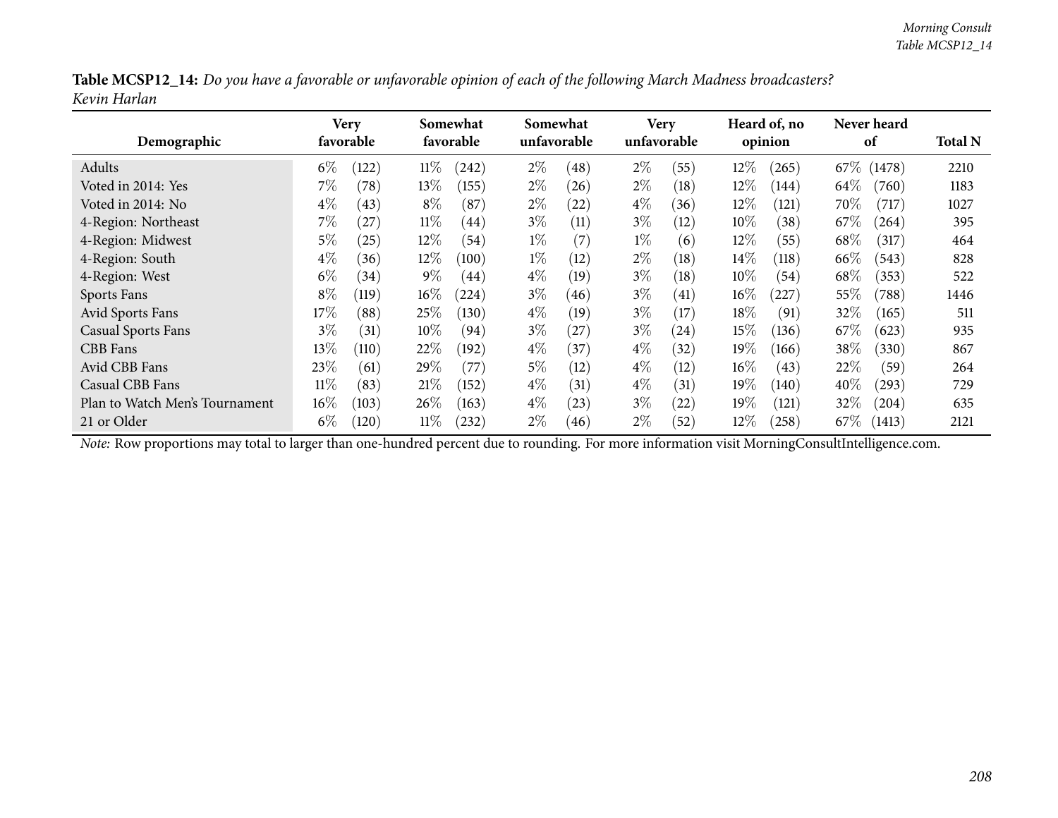**Table MCSP12_14:** *Do you have a favorable or unfavorable opinion of each of the following March Madness broadcasters?*
*Kevin Harlan*

| Demographic | Very favorable | | Somewhat favorable | | Somewhat unfavorable | | Very unfavorable | | Heard of, no opinion | | Never heard of | | Total N |
|---|---|---|---|---|---|---|---|---|---|---|---|---|---|
| Adults | 6% | (122) | 11% | (242) | 2% | (48) | 2% | (55) | 12% | (265) | 67% | (1478) | 2210 |
| Voted in 2014: Yes | 7% | (78) | 13% | (155) | 2% | (26) | 2% | (18) | 12% | (144) | 64% | (760) | 1183 |
| Voted in 2014: No | 4% | (43) | 8% | (87) | 2% | (22) | 4% | (36) | 12% | (121) | 70% | (717) | 1027 |
| 4-Region: Northeast | 7% | (27) | 11% | (44) | 3% | (11) | 3% | (12) | 10% | (38) | 67% | (264) | 395 |
| 4-Region: Midwest | 5% | (25) | 12% | (54) | 1% | (7) | 1% | (6) | 12% | (55) | 68% | (317) | 464 |
| 4-Region: South | 4% | (36) | 12% | (100) | 1% | (12) | 2% | (18) | 14% | (118) | 66% | (543) | 828 |
| 4-Region: West | 6% | (34) | 9% | (44) | 4% | (19) | 3% | (18) | 10% | (54) | 68% | (353) | 522 |
| Sports Fans | 8% | (119) | 16% | (224) | 3% | (46) | 3% | (41) | 16% | (227) | 55% | (788) | 1446 |
| Avid Sports Fans | 17% | (88) | 25% | (130) | 4% | (19) | 3% | (17) | 18% | (91) | 32% | (165) | 511 |
| Casual Sports Fans | 3% | (31) | 10% | (94) | 3% | (27) | 3% | (24) | 15% | (136) | 67% | (623) | 935 |
| CBB Fans | 13% | (110) | 22% | (192) | 4% | (37) | 4% | (32) | 19% | (166) | 38% | (330) | 867 |
| Avid CBB Fans | 23% | (61) | 29% | (77) | 5% | (12) | 4% | (12) | 16% | (43) | 22% | (59) | 264 |
| Casual CBB Fans | 11% | (83) | 21% | (152) | 4% | (31) | 4% | (31) | 19% | (140) | 40% | (293) | 729 |
| Plan to Watch Men's Tournament | 16% | (103) | 26% | (163) | 4% | (23) | 3% | (22) | 19% | (121) | 32% | (204) | 635 |
| 21 or Older | 6% | (120) | 11% | (232) | 2% | (46) | 2% | (52) | 12% | (258) | 67% | (1413) | 2121 |

*Note:* Row proportions may total to larger than one-hundred percent due to rounding. For more information visit MorningConsultIntelligence.com.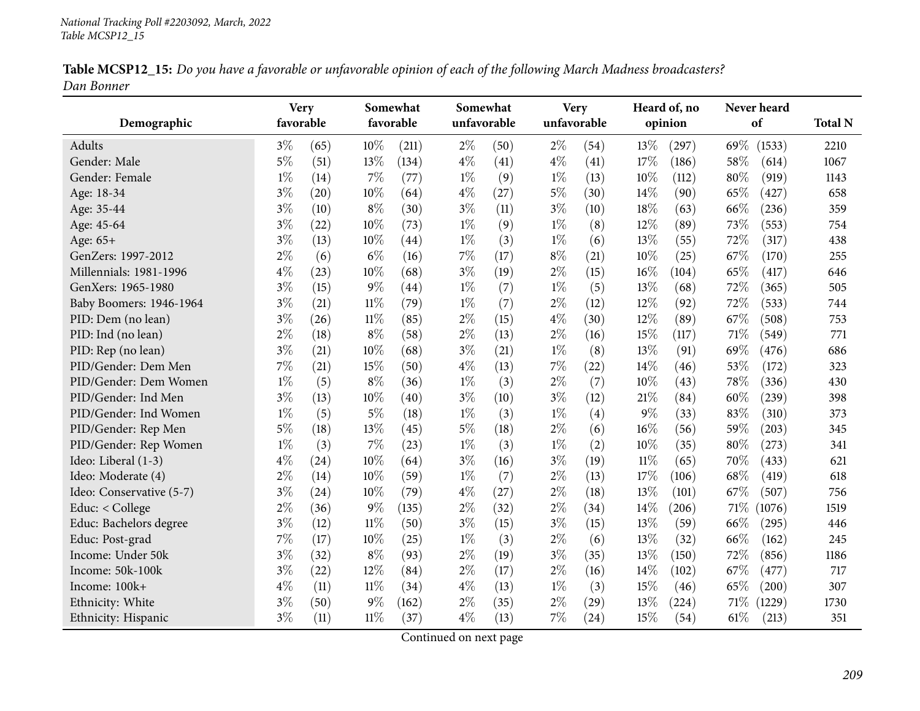**Table MCSP12_15:** *Do you have a favorable or unfavorable opinion of each of the following March Madness broadcasters?*
*Dan Bonner*

| Demographic | Very favorable | | Somewhat favorable | | Somewhat unfavorable | | Very unfavorable | | Heard of, no opinion | | Never heard of | | Total N |
|---|---|---|---|---|---|---|---|---|---|---|---|---|---|
| Adults | 3% | (65) | 10% | (211) | 2% | (50) | 2% | (54) | 13% | (297) | 69% | (1533) | 2210 |
| Gender: Male | 5% | (51) | 13% | (134) | 4% | (41) | 4% | (41) | 17% | (186) | 58% | (614) | 1067 |
| Gender: Female | 1% | (14) | 7% | (77) | 1% | (9) | 1% | (13) | 10% | (112) | 80% | (919) | 1143 |
| Age: 18-34 | 3% | (20) | 10% | (64) | 4% | (27) | 5% | (30) | 14% | (90) | 65% | (427) | 658 |
| Age: 35-44 | 3% | (10) | 8% | (30) | 3% | (11) | 3% | (10) | 18% | (63) | 66% | (236) | 359 |
| Age: 45-64 | 3% | (22) | 10% | (73) | 1% | (9) | 1% | (8) | 12% | (89) | 73% | (553) | 754 |
| Age: 65+ | 3% | (13) | 10% | (44) | 1% | (3) | 1% | (6) | 13% | (55) | 72% | (317) | 438 |
| GenZers: 1997-2012 | 2% | (6) | 6% | (16) | 7% | (17) | 8% | (21) | 10% | (25) | 67% | (170) | 255 |
| Millennials: 1981-1996 | 4% | (23) | 10% | (68) | 3% | (19) | 2% | (15) | 16% | (104) | 65% | (417) | 646 |
| GenXers: 1965-1980 | 3% | (15) | 9% | (44) | 1% | (7) | 1% | (5) | 13% | (68) | 72% | (365) | 505 |
| Baby Boomers: 1946-1964 | 3% | (21) | 11% | (79) | 1% | (7) | 2% | (12) | 12% | (92) | 72% | (533) | 744 |
| PID: Dem (no lean) | 3% | (26) | 11% | (85) | 2% | (15) | 4% | (30) | 12% | (89) | 67% | (508) | 753 |
| PID: Ind (no lean) | 2% | (18) | 8% | (58) | 2% | (13) | 2% | (16) | 15% | (117) | 71% | (549) | 771 |
| PID: Rep (no lean) | 3% | (21) | 10% | (68) | 3% | (21) | 1% | (8) | 13% | (91) | 69% | (476) | 686 |
| PID/Gender: Dem Men | 7% | (21) | 15% | (50) | 4% | (13) | 7% | (22) | 14% | (46) | 53% | (172) | 323 |
| PID/Gender: Dem Women | 1% | (5) | 8% | (36) | 1% | (3) | 2% | (7) | 10% | (43) | 78% | (336) | 430 |
| PID/Gender: Ind Men | 3% | (13) | 10% | (40) | 3% | (10) | 3% | (12) | 21% | (84) | 60% | (239) | 398 |
| PID/Gender: Ind Women | 1% | (5) | 5% | (18) | 1% | (3) | 1% | (4) | 9% | (33) | 83% | (310) | 373 |
| PID/Gender: Rep Men | 5% | (18) | 13% | (45) | 5% | (18) | 2% | (6) | 16% | (56) | 59% | (203) | 345 |
| PID/Gender: Rep Women | 1% | (3) | 7% | (23) | 1% | (3) | 1% | (2) | 10% | (35) | 80% | (273) | 341 |
| Ideo: Liberal (1-3) | 4% | (24) | 10% | (64) | 3% | (16) | 3% | (19) | 11% | (65) | 70% | (433) | 621 |
| Ideo: Moderate (4) | 2% | (14) | 10% | (59) | 1% | (7) | 2% | (13) | 17% | (106) | 68% | (419) | 618 |
| Ideo: Conservative (5-7) | 3% | (24) | 10% | (79) | 4% | (27) | 2% | (18) | 13% | (101) | 67% | (507) | 756 |
| Educ: < College | 2% | (36) | 9% | (135) | 2% | (32) | 2% | (34) | 14% | (206) | 71% | (1076) | 1519 |
| Educ: Bachelors degree | 3% | (12) | 11% | (50) | 3% | (15) | 3% | (15) | 13% | (59) | 66% | (295) | 446 |
| Educ: Post-grad | 7% | (17) | 10% | (25) | 1% | (3) | 2% | (6) | 13% | (32) | 66% | (162) | 245 |
| Income: Under 50k | 3% | (32) | 8% | (93) | 2% | (19) | 3% | (35) | 13% | (150) | 72% | (856) | 1186 |
| Income: 50k-100k | 3% | (22) | 12% | (84) | 2% | (17) | 2% | (16) | 14% | (102) | 67% | (477) | 717 |
| Income: 100k+ | 4% | (11) | 11% | (34) | 4% | (13) | 1% | (3) | 15% | (46) | 65% | (200) | 307 |
| Ethnicity: White | 3% | (50) | 9% | (162) | 2% | (35) | 2% | (29) | 13% | (224) | 71% | (1229) | 1730 |
| Ethnicity: Hispanic | 3% | (11) | 11% | (37) | 4% | (13) | 7% | (24) | 15% | (54) | 61% | (213) | 351 |

Continued on next page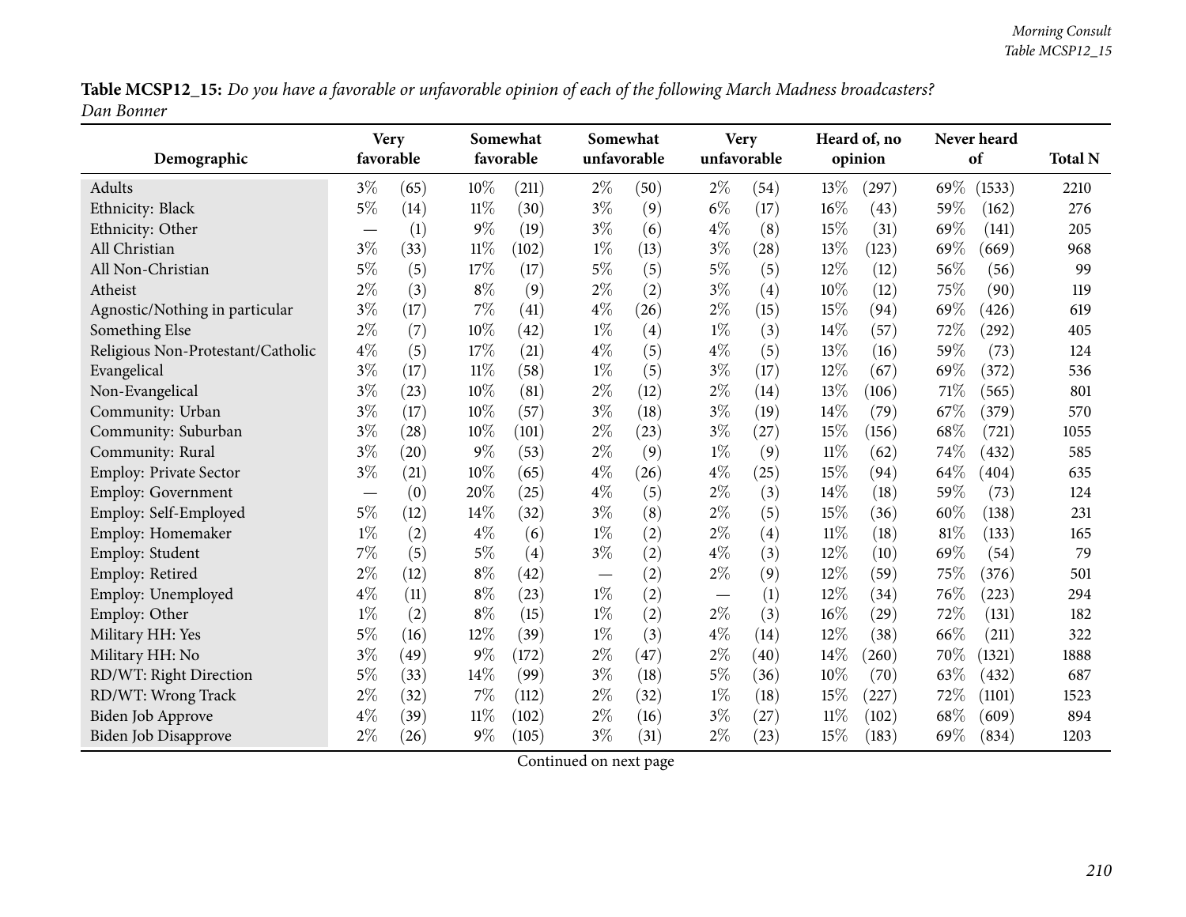**Table MCSP12_15:** *Do you have a favorable or unfavorable opinion of each of the following March Madness broadcasters?*
*Dan Bonner*

| Demographic | Very favorable | | Somewhat favorable | | Somewhat unfavorable | | Very unfavorable | | Heard of, no opinion | | Never heard of | | Total N |
|---|---|---|---|---|---|---|---|---|---|---|---|---|---|
| Adults | 3% | (65) | 10% | (211) | 2% | (50) | 2% | (54) | 13% | (297) | 69% | (1533) | 2210 |
| Ethnicity: Black | 5% | (14) | 11% | (30) | 3% | (9) | 6% | (17) | 16% | (43) | 59% | (162) | 276 |
| Ethnicity: Other | — | (1) | 9% | (19) | 3% | (6) | 4% | (8) | 15% | (31) | 69% | (141) | 205 |
| All Christian | 3% | (33) | 11% | (102) | 1% | (13) | 3% | (28) | 13% | (123) | 69% | (669) | 968 |
| All Non-Christian | 5% | (5) | 17% | (17) | 5% | (5) | 5% | (5) | 12% | (12) | 56% | (56) | 99 |
| Atheist | 2% | (3) | 8% | (9) | 2% | (2) | 3% | (4) | 10% | (12) | 75% | (90) | 119 |
| Agnostic/Nothing in particular | 3% | (17) | 7% | (41) | 4% | (26) | 2% | (15) | 15% | (94) | 69% | (426) | 619 |
| Something Else | 2% | (7) | 10% | (42) | 1% | (4) | 1% | (3) | 14% | (57) | 72% | (292) | 405 |
| Religious Non-Protestant/Catholic | 4% | (5) | 17% | (21) | 4% | (5) | 4% | (5) | 13% | (16) | 59% | (73) | 124 |
| Evangelical | 3% | (17) | 11% | (58) | 1% | (5) | 3% | (17) | 12% | (67) | 69% | (372) | 536 |
| Non-Evangelical | 3% | (23) | 10% | (81) | 2% | (12) | 2% | (14) | 13% | (106) | 71% | (565) | 801 |
| Community: Urban | 3% | (17) | 10% | (57) | 3% | (18) | 3% | (19) | 14% | (79) | 67% | (379) | 570 |
| Community: Suburban | 3% | (28) | 10% | (101) | 2% | (23) | 3% | (27) | 15% | (156) | 68% | (721) | 1055 |
| Community: Rural | 3% | (20) | 9% | (53) | 2% | (9) | 1% | (9) | 11% | (62) | 74% | (432) | 585 |
| Employ: Private Sector | 3% | (21) | 10% | (65) | 4% | (26) | 4% | (25) | 15% | (94) | 64% | (404) | 635 |
| Employ: Government | — | (0) | 20% | (25) | 4% | (5) | 2% | (3) | 14% | (18) | 59% | (73) | 124 |
| Employ: Self-Employed | 5% | (12) | 14% | (32) | 3% | (8) | 2% | (5) | 15% | (36) | 60% | (138) | 231 |
| Employ: Homemaker | 1% | (2) | 4% | (6) | 1% | (2) | 2% | (4) | 11% | (18) | 81% | (133) | 165 |
| Employ: Student | 7% | (5) | 5% | (4) | 3% | (2) | 4% | (3) | 12% | (10) | 69% | (54) | 79 |
| Employ: Retired | 2% | (12) | 8% | (42) | — | (2) | 2% | (9) | 12% | (59) | 75% | (376) | 501 |
| Employ: Unemployed | 4% | (11) | 8% | (23) | 1% | (2) | — | (1) | 12% | (34) | 76% | (223) | 294 |
| Employ: Other | 1% | (2) | 8% | (15) | 1% | (2) | 2% | (3) | 16% | (29) | 72% | (131) | 182 |
| Military HH: Yes | 5% | (16) | 12% | (39) | 1% | (3) | 4% | (14) | 12% | (38) | 66% | (211) | 322 |
| Military HH: No | 3% | (49) | 9% | (172) | 2% | (47) | 2% | (40) | 14% | (260) | 70% | (1321) | 1888 |
| RD/WT: Right Direction | 5% | (33) | 14% | (99) | 3% | (18) | 5% | (36) | 10% | (70) | 63% | (432) | 687 |
| RD/WT: Wrong Track | 2% | (32) | 7% | (112) | 2% | (32) | 1% | (18) | 15% | (227) | 72% | (1101) | 1523 |
| Biden Job Approve | 4% | (39) | 11% | (102) | 2% | (16) | 3% | (27) | 11% | (102) | 68% | (609) | 894 |
| Biden Job Disapprove | 2% | (26) | 9% | (105) | 3% | (31) | 2% | (23) | 15% | (183) | 69% | (834) | 1203 |

Continued on next page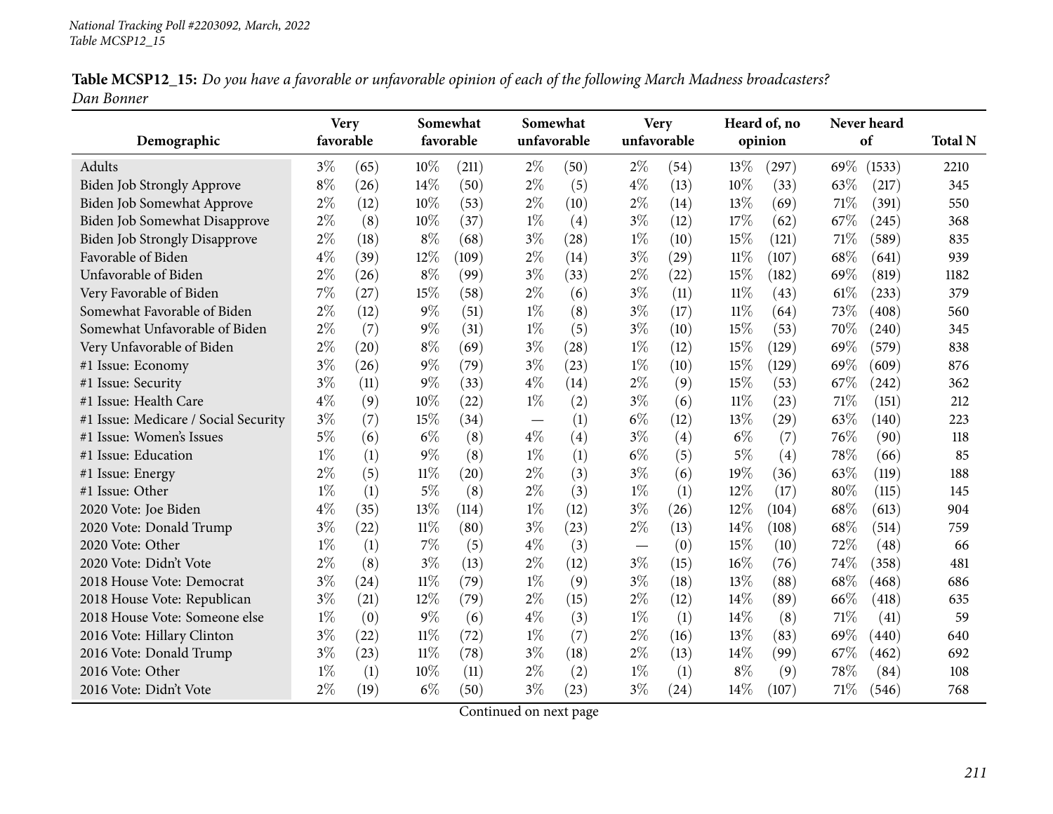**Table MCSP12_15:** *Do you have a favorable or unfavorable opinion of each of the following March Madness broadcasters? Dan Bonner*

| Demographic | Very favorable | | Somewhat favorable | | Somewhat unfavorable | | Very unfavorable | | Heard of, no opinion | | Never heard of | | Total N |
|---|---|---|---|---|---|---|---|---|---|---|---|---|---|
| Adults | 3% | (65) | 10% | (211) | 2% | (50) | 2% | (54) | 13% | (297) | 69% | (1533) | 2210 |
| Biden Job Strongly Approve | 8% | (26) | 14% | (50) | 2% | (5) | 4% | (13) | 10% | (33) | 63% | (217) | 345 |
| Biden Job Somewhat Approve | 2% | (12) | 10% | (53) | 2% | (10) | 2% | (14) | 13% | (69) | 71% | (391) | 550 |
| Biden Job Somewhat Disapprove | 2% | (8) | 10% | (37) | 1% | (4) | 3% | (12) | 17% | (62) | 67% | (245) | 368 |
| Biden Job Strongly Disapprove | 2% | (18) | 8% | (68) | 3% | (28) | 1% | (10) | 15% | (121) | 71% | (589) | 835 |
| Favorable of Biden | 4% | (39) | 12% | (109) | 2% | (14) | 3% | (29) | 11% | (107) | 68% | (641) | 939 |
| Unfavorable of Biden | 2% | (26) | 8% | (99) | 3% | (33) | 2% | (22) | 15% | (182) | 69% | (819) | 1182 |
| Very Favorable of Biden | 7% | (27) | 15% | (58) | 2% | (6) | 3% | (11) | 11% | (43) | 61% | (233) | 379 |
| Somewhat Favorable of Biden | 2% | (12) | 9% | (51) | 1% | (8) | 3% | (17) | 11% | (64) | 73% | (408) | 560 |
| Somewhat Unfavorable of Biden | 2% | (7) | 9% | (31) | 1% | (5) | 3% | (10) | 15% | (53) | 70% | (240) | 345 |
| Very Unfavorable of Biden | 2% | (20) | 8% | (69) | 3% | (28) | 1% | (12) | 15% | (129) | 69% | (579) | 838 |
| #1 Issue: Economy | 3% | (26) | 9% | (79) | 3% | (23) | 1% | (10) | 15% | (129) | 69% | (609) | 876 |
| #1 Issue: Security | 3% | (11) | 9% | (33) | 4% | (14) | 2% | (9) | 15% | (53) | 67% | (242) | 362 |
| #1 Issue: Health Care | 4% | (9) | 10% | (22) | 1% | (2) | 3% | (6) | 11% | (23) | 71% | (151) | 212 |
| #1 Issue: Medicare / Social Security | 3% | (7) | 15% | (34) | — | (1) | 6% | (12) | 13% | (29) | 63% | (140) | 223 |
| #1 Issue: Women's Issues | 5% | (6) | 6% | (8) | 4% | (4) | 3% | (4) | 6% | (7) | 76% | (90) | 118 |
| #1 Issue: Education | 1% | (1) | 9% | (8) | 1% | (1) | 6% | (5) | 5% | (4) | 78% | (66) | 85 |
| #1 Issue: Energy | 2% | (5) | 11% | (20) | 2% | (3) | 3% | (6) | 19% | (36) | 63% | (119) | 188 |
| #1 Issue: Other | 1% | (1) | 5% | (8) | 2% | (3) | 1% | (1) | 12% | (17) | 80% | (115) | 145 |
| 2020 Vote: Joe Biden | 4% | (35) | 13% | (114) | 1% | (12) | 3% | (26) | 12% | (104) | 68% | (613) | 904 |
| 2020 Vote: Donald Trump | 3% | (22) | 11% | (80) | 3% | (23) | 2% | (13) | 14% | (108) | 68% | (514) | 759 |
| 2020 Vote: Other | 1% | (1) | 7% | (5) | 4% | (3) | — | (0) | 15% | (10) | 72% | (48) | 66 |
| 2020 Vote: Didn't Vote | 2% | (8) | 3% | (13) | 2% | (12) | 3% | (15) | 16% | (76) | 74% | (358) | 481 |
| 2018 House Vote: Democrat | 3% | (24) | 11% | (79) | 1% | (9) | 3% | (18) | 13% | (88) | 68% | (468) | 686 |
| 2018 House Vote: Republican | 3% | (21) | 12% | (79) | 2% | (15) | 2% | (12) | 14% | (89) | 66% | (418) | 635 |
| 2018 House Vote: Someone else | 1% | (0) | 9% | (6) | 4% | (3) | 1% | (1) | 14% | (8) | 71% | (41) | 59 |
| 2016 Vote: Hillary Clinton | 3% | (22) | 11% | (72) | 1% | (7) | 2% | (16) | 13% | (83) | 69% | (440) | 640 |
| 2016 Vote: Donald Trump | 3% | (23) | 11% | (78) | 3% | (18) | 2% | (13) | 14% | (99) | 67% | (462) | 692 |
| 2016 Vote: Other | 1% | (1) | 10% | (11) | 2% | (2) | 1% | (1) | 8% | (9) | 78% | (84) | 108 |
| 2016 Vote: Didn't Vote | 2% | (19) | 6% | (50) | 3% | (23) | 3% | (24) | 14% | (107) | 71% | (546) | 768 |

Continued on next page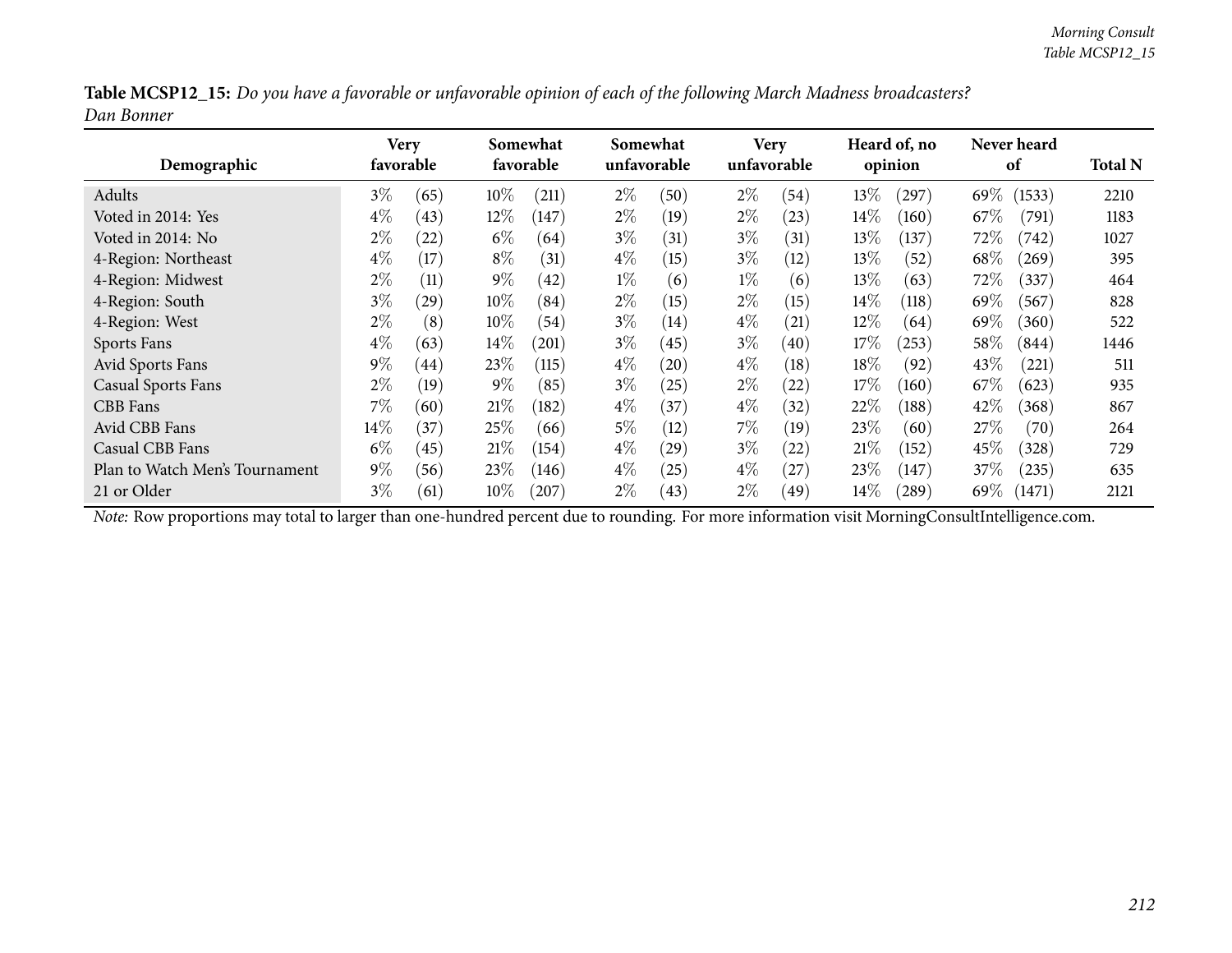**Table MCSP12_15:** *Do you have a favorable or unfavorable opinion of each of the following March Madness broadcasters?*
*Dan Bonner*

| Demographic | Very favorable | | Somewhat favorable | | Somewhat unfavorable | | Very unfavorable | | Heard of, no opinion | | Never heard of | | Total N |
|---|---|---|---|---|---|---|---|---|---|---|---|---|---|
| Adults | 3% | (65) | 10% | (211) | 2% | (50) | 2% | (54) | 13% | (297) | 69% | (1533) | 2210 |
| Voted in 2014: Yes | 4% | (43) | 12% | (147) | 2% | (19) | 2% | (23) | 14% | (160) | 67% | (791) | 1183 |
| Voted in 2014: No | 2% | (22) | 6% | (64) | 3% | (31) | 3% | (31) | 13% | (137) | 72% | (742) | 1027 |
| 4-Region: Northeast | 4% | (17) | 8% | (31) | 4% | (15) | 3% | (12) | 13% | (52) | 68% | (269) | 395 |
| 4-Region: Midwest | 2% | (11) | 9% | (42) | 1% | (6) | 1% | (6) | 13% | (63) | 72% | (337) | 464 |
| 4-Region: South | 3% | (29) | 10% | (84) | 2% | (15) | 2% | (15) | 14% | (118) | 69% | (567) | 828 |
| 4-Region: West | 2% | (8) | 10% | (54) | 3% | (14) | 4% | (21) | 12% | (64) | 69% | (360) | 522 |
| Sports Fans | 4% | (63) | 14% | (201) | 3% | (45) | 3% | (40) | 17% | (253) | 58% | (844) | 1446 |
| Avid Sports Fans | 9% | (44) | 23% | (115) | 4% | (20) | 4% | (18) | 18% | (92) | 43% | (221) | 511 |
| Casual Sports Fans | 2% | (19) | 9% | (85) | 3% | (25) | 2% | (22) | 17% | (160) | 67% | (623) | 935 |
| CBB Fans | 7% | (60) | 21% | (182) | 4% | (37) | 4% | (32) | 22% | (188) | 42% | (368) | 867 |
| Avid CBB Fans | 14% | (37) | 25% | (66) | 5% | (12) | 7% | (19) | 23% | (60) | 27% | (70) | 264 |
| Casual CBB Fans | 6% | (45) | 21% | (154) | 4% | (29) | 3% | (22) | 21% | (152) | 45% | (328) | 729 |
| Plan to Watch Men's Tournament | 9% | (56) | 23% | (146) | 4% | (25) | 4% | (27) | 23% | (147) | 37% | (235) | 635 |
| 21 or Older | 3% | (61) | 10% | (207) | 2% | (43) | 2% | (49) | 14% | (289) | 69% | (1471) | 2121 |

*Note:* Row proportions may total to larger than one-hundred percent due to rounding. For more information visit MorningConsultIntelligence.com.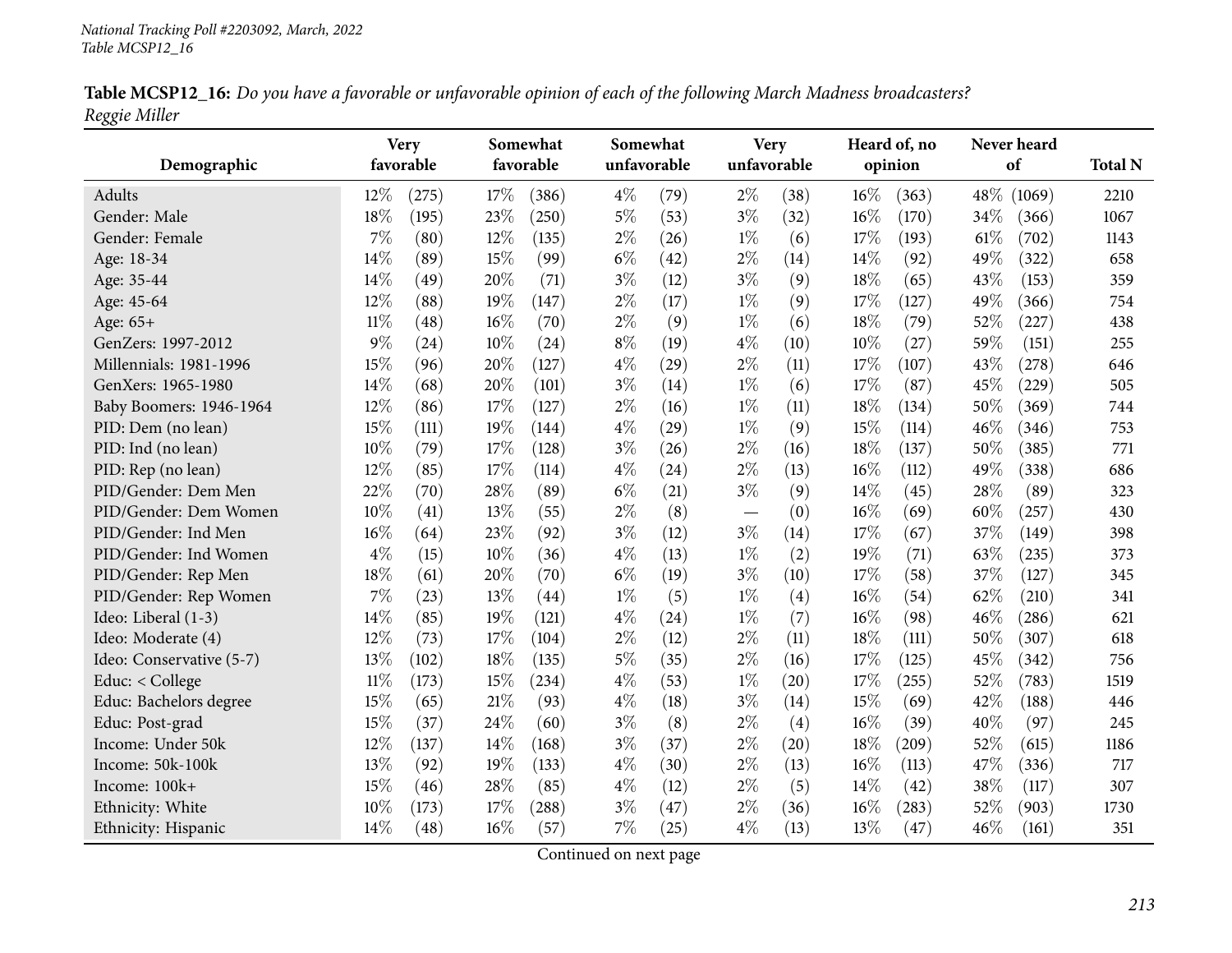*National Tracking Poll #2203092, March, 2022*
*Table MCSP12_16*

**Table MCSP12_16:** *Do you have a favorable or unfavorable opinion of each of the following March Madness broadcasters?*
*Reggie Miller*

| Demographic | Very favorable | | Somewhat favorable | | Somewhat unfavorable | | Very unfavorable | | Heard of, no opinion | | Never heard of | | Total N |
|---|---|---|---|---|---|---|---|---|---|---|---|---|---|
| Adults | 12% | (275) | 17% | (386) | 4% | (79) | 2% | (38) | 16% | (363) | 48% | (1069) | 2210 |
| Gender: Male | 18% | (195) | 23% | (250) | 5% | (53) | 3% | (32) | 16% | (170) | 34% | (366) | 1067 |
| Gender: Female | 7% | (80) | 12% | (135) | 2% | (26) | 1% | (6) | 17% | (193) | 61% | (702) | 1143 |
| Age: 18-34 | 14% | (89) | 15% | (99) | 6% | (42) | 2% | (14) | 14% | (92) | 49% | (322) | 658 |
| Age: 35-44 | 14% | (49) | 20% | (71) | 3% | (12) | 3% | (9) | 18% | (65) | 43% | (153) | 359 |
| Age: 45-64 | 12% | (88) | 19% | (147) | 2% | (17) | 1% | (9) | 17% | (127) | 49% | (366) | 754 |
| Age: 65+ | 11% | (48) | 16% | (70) | 2% | (9) | 1% | (6) | 18% | (79) | 52% | (227) | 438 |
| GenZers: 1997-2012 | 9% | (24) | 10% | (24) | 8% | (19) | 4% | (10) | 10% | (27) | 59% | (151) | 255 |
| Millennials: 1981-1996 | 15% | (96) | 20% | (127) | 4% | (29) | 2% | (11) | 17% | (107) | 43% | (278) | 646 |
| GenXers: 1965-1980 | 14% | (68) | 20% | (101) | 3% | (14) | 1% | (6) | 17% | (87) | 45% | (229) | 505 |
| Baby Boomers: 1946-1964 | 12% | (86) | 17% | (127) | 2% | (16) | 1% | (11) | 18% | (134) | 50% | (369) | 744 |
| PID: Dem (no lean) | 15% | (111) | 19% | (144) | 4% | (29) | 1% | (9) | 15% | (114) | 46% | (346) | 753 |
| PID: Ind (no lean) | 10% | (79) | 17% | (128) | 3% | (26) | 2% | (16) | 18% | (137) | 50% | (385) | 771 |
| PID: Rep (no lean) | 12% | (85) | 17% | (114) | 4% | (24) | 2% | (13) | 16% | (112) | 49% | (338) | 686 |
| PID/Gender: Dem Men | 22% | (70) | 28% | (89) | 6% | (21) | 3% | (9) | 14% | (45) | 28% | (89) | 323 |
| PID/Gender: Dem Women | 10% | (41) | 13% | (55) | 2% | (8) | — | (0) | 16% | (69) | 60% | (257) | 430 |
| PID/Gender: Ind Men | 16% | (64) | 23% | (92) | 3% | (12) | 3% | (14) | 17% | (67) | 37% | (149) | 398 |
| PID/Gender: Ind Women | 4% | (15) | 10% | (36) | 4% | (13) | 1% | (2) | 19% | (71) | 63% | (235) | 373 |
| PID/Gender: Rep Men | 18% | (61) | 20% | (70) | 6% | (19) | 3% | (10) | 17% | (58) | 37% | (127) | 345 |
| PID/Gender: Rep Women | 7% | (23) | 13% | (44) | 1% | (5) | 1% | (4) | 16% | (54) | 62% | (210) | 341 |
| Ideo: Liberal (1-3) | 14% | (85) | 19% | (121) | 4% | (24) | 1% | (7) | 16% | (98) | 46% | (286) | 621 |
| Ideo: Moderate (4) | 12% | (73) | 17% | (104) | 2% | (12) | 2% | (11) | 18% | (111) | 50% | (307) | 618 |
| Ideo: Conservative (5-7) | 13% | (102) | 18% | (135) | 5% | (35) | 2% | (16) | 17% | (125) | 45% | (342) | 756 |
| Educ: < College | 11% | (173) | 15% | (234) | 4% | (53) | 1% | (20) | 17% | (255) | 52% | (783) | 1519 |
| Educ: Bachelors degree | 15% | (65) | 21% | (93) | 4% | (18) | 3% | (14) | 15% | (69) | 42% | (188) | 446 |
| Educ: Post-grad | 15% | (37) | 24% | (60) | 3% | (8) | 2% | (4) | 16% | (39) | 40% | (97) | 245 |
| Income: Under 50k | 12% | (137) | 14% | (168) | 3% | (37) | 2% | (20) | 18% | (209) | 52% | (615) | 1186 |
| Income: 50k-100k | 13% | (92) | 19% | (133) | 4% | (30) | 2% | (13) | 16% | (113) | 47% | (336) | 717 |
| Income: 100k+ | 15% | (46) | 28% | (85) | 4% | (12) | 2% | (5) | 14% | (42) | 38% | (117) | 307 |
| Ethnicity: White | 10% | (173) | 17% | (288) | 3% | (47) | 2% | (36) | 16% | (283) | 52% | (903) | 1730 |
| Ethnicity: Hispanic | 14% | (48) | 16% | (57) | 7% | (25) | 4% | (13) | 13% | (47) | 46% | (161) | 351 |

Continued on next page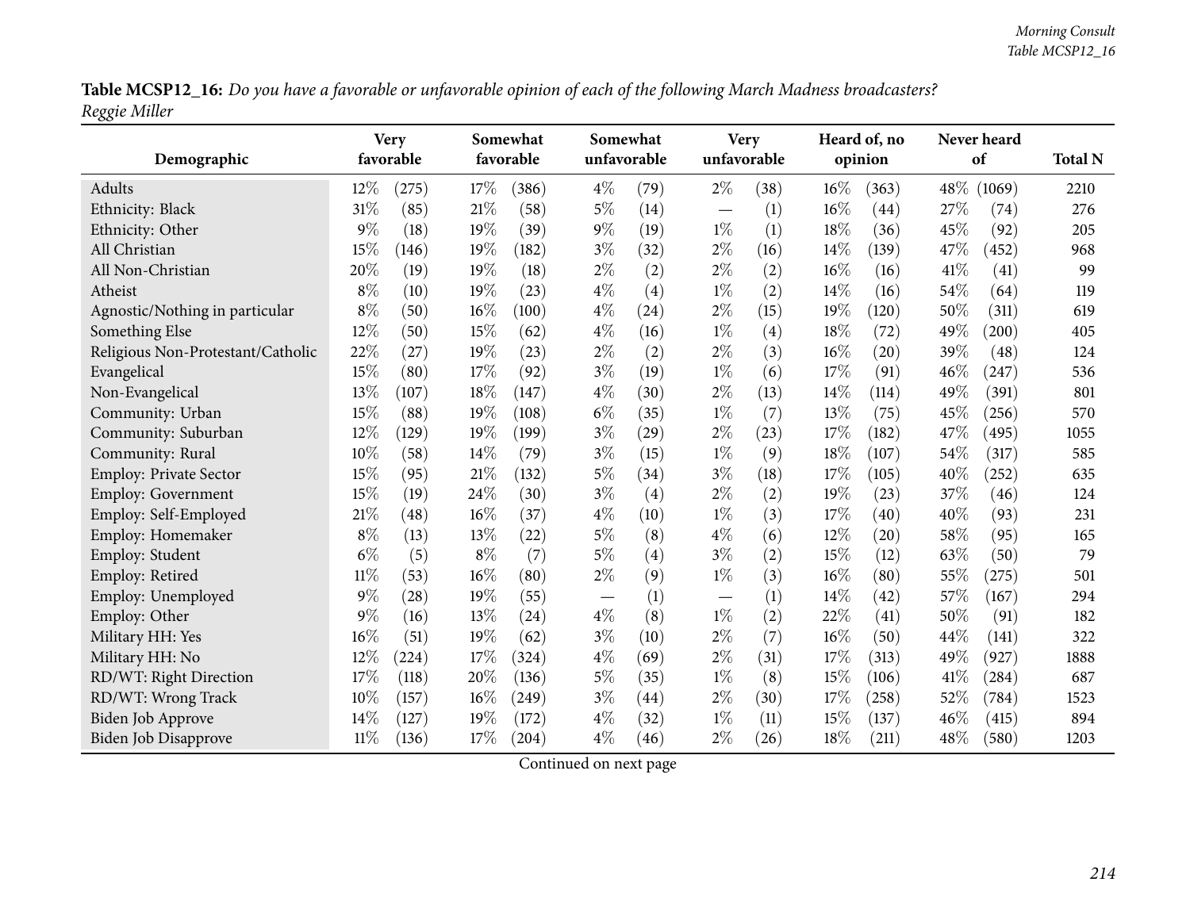**Table MCSP12_16:** *Do you have a favorable or unfavorable opinion of each of the following March Madness broadcasters?*
*Reggie Miller*

| Demographic | Very favorable | | Somewhat favorable | | Somewhat unfavorable | | Very unfavorable | | Heard of, no opinion | | Never heard of | | Total N |
|---|---|---|---|---|---|---|---|---|---|---|---|---|---|
| Adults | 12% | (275) | 17% | (386) | 4% | (79) | 2% | (38) | 16% | (363) | 48% | (1069) | 2210 |
| Ethnicity: Black | 31% | (85) | 21% | (58) | 5% | (14) | — | (1) | 16% | (44) | 27% | (74) | 276 |
| Ethnicity: Other | 9% | (18) | 19% | (39) | 9% | (19) | 1% | (1) | 18% | (36) | 45% | (92) | 205 |
| All Christian | 15% | (146) | 19% | (182) | 3% | (32) | 2% | (16) | 14% | (139) | 47% | (452) | 968 |
| All Non-Christian | 20% | (19) | 19% | (18) | 2% | (2) | 2% | (2) | 16% | (16) | 41% | (41) | 99 |
| Atheist | 8% | (10) | 19% | (23) | 4% | (4) | 1% | (2) | 14% | (16) | 54% | (64) | 119 |
| Agnostic/Nothing in particular | 8% | (50) | 16% | (100) | 4% | (24) | 2% | (15) | 19% | (120) | 50% | (311) | 619 |
| Something Else | 12% | (50) | 15% | (62) | 4% | (16) | 1% | (4) | 18% | (72) | 49% | (200) | 405 |
| Religious Non-Protestant/Catholic | 22% | (27) | 19% | (23) | 2% | (2) | 2% | (3) | 16% | (20) | 39% | (48) | 124 |
| Evangelical | 15% | (80) | 17% | (92) | 3% | (19) | 1% | (6) | 17% | (91) | 46% | (247) | 536 |
| Non-Evangelical | 13% | (107) | 18% | (147) | 4% | (30) | 2% | (13) | 14% | (114) | 49% | (391) | 801 |
| Community: Urban | 15% | (88) | 19% | (108) | 6% | (35) | 1% | (7) | 13% | (75) | 45% | (256) | 570 |
| Community: Suburban | 12% | (129) | 19% | (199) | 3% | (29) | 2% | (23) | 17% | (182) | 47% | (495) | 1055 |
| Community: Rural | 10% | (58) | 14% | (79) | 3% | (15) | 1% | (9) | 18% | (107) | 54% | (317) | 585 |
| Employ: Private Sector | 15% | (95) | 21% | (132) | 5% | (34) | 3% | (18) | 17% | (105) | 40% | (252) | 635 |
| Employ: Government | 15% | (19) | 24% | (30) | 3% | (4) | 2% | (2) | 19% | (23) | 37% | (46) | 124 |
| Employ: Self-Employed | 21% | (48) | 16% | (37) | 4% | (10) | 1% | (3) | 17% | (40) | 40% | (93) | 231 |
| Employ: Homemaker | 8% | (13) | 13% | (22) | 5% | (8) | 4% | (6) | 12% | (20) | 58% | (95) | 165 |
| Employ: Student | 6% | (5) | 8% | (7) | 5% | (4) | 3% | (2) | 15% | (12) | 63% | (50) | 79 |
| Employ: Retired | 11% | (53) | 16% | (80) | 2% | (9) | 1% | (3) | 16% | (80) | 55% | (275) | 501 |
| Employ: Unemployed | 9% | (28) | 19% | (55) | — | (1) | — | (1) | 14% | (42) | 57% | (167) | 294 |
| Employ: Other | 9% | (16) | 13% | (24) | 4% | (8) | 1% | (2) | 22% | (41) | 50% | (91) | 182 |
| Military HH: Yes | 16% | (51) | 19% | (62) | 3% | (10) | 2% | (7) | 16% | (50) | 44% | (141) | 322 |
| Military HH: No | 12% | (224) | 17% | (324) | 4% | (69) | 2% | (31) | 17% | (313) | 49% | (927) | 1888 |
| RD/WT: Right Direction | 17% | (118) | 20% | (136) | 5% | (35) | 1% | (8) | 15% | (106) | 41% | (284) | 687 |
| RD/WT: Wrong Track | 10% | (157) | 16% | (249) | 3% | (44) | 2% | (30) | 17% | (258) | 52% | (784) | 1523 |
| Biden Job Approve | 14% | (127) | 19% | (172) | 4% | (32) | 1% | (11) | 15% | (137) | 46% | (415) | 894 |
| Biden Job Disapprove | 11% | (136) | 17% | (204) | 4% | (46) | 2% | (26) | 18% | (211) | 48% | (580) | 1203 |

Continued on next page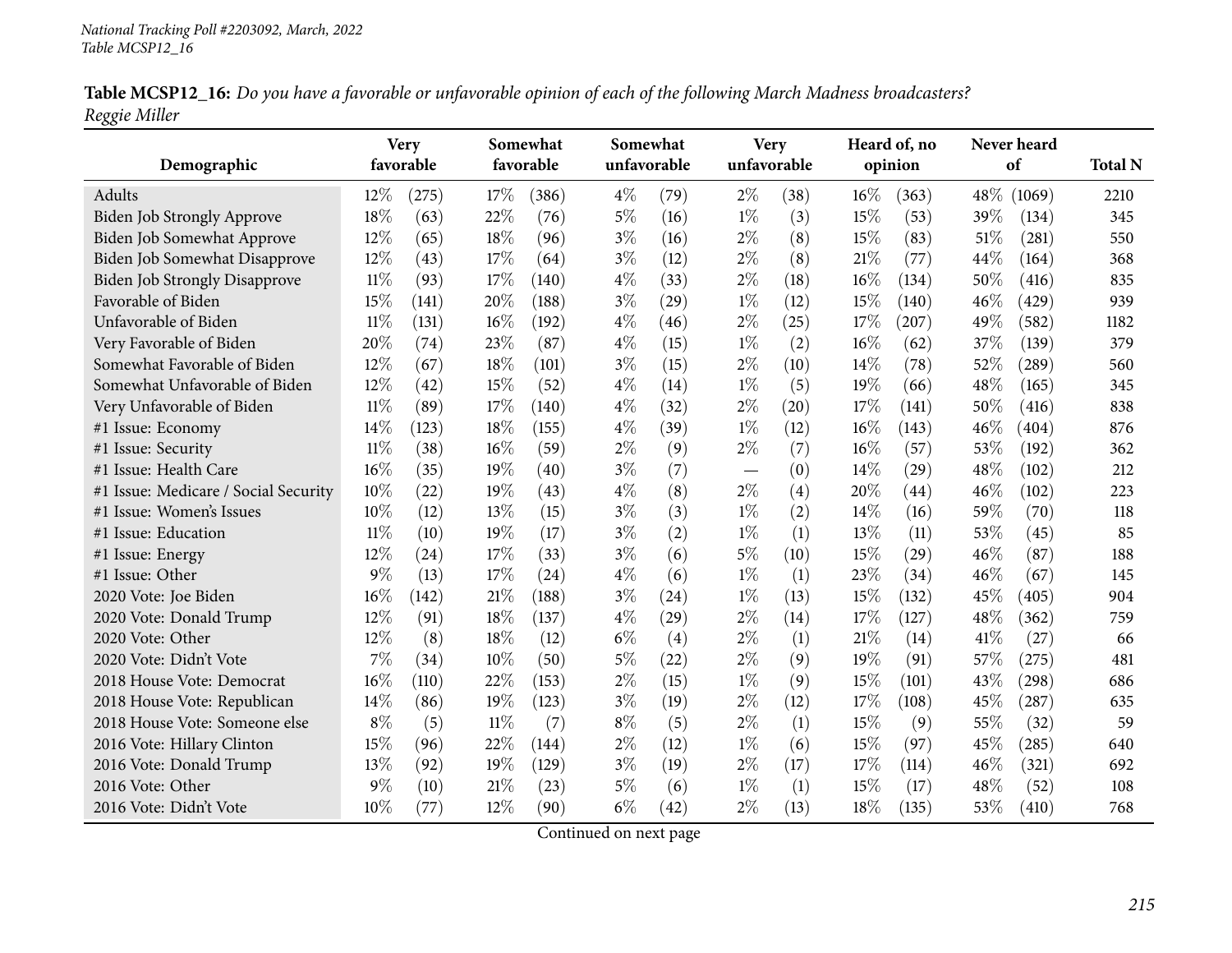*National Tracking Poll #2203092, March, 2022*
*Table MCSP12_16*

**Table MCSP12_16:** *Do you have a favorable or unfavorable opinion of each of the following March Madness broadcasters? Reggie Miller*

| Demographic | Very favorable | | Somewhat favorable | | Somewhat unfavorable | | Very unfavorable | | Heard of, no opinion | | Never heard of | | Total N |
|---|---|---|---|---|---|---|---|---|---|---|---|---|---|
| Adults | 12% | (275) | 17% | (386) | 4% | (79) | 2% | (38) | 16% | (363) | 48% | (1069) | 2210 |
| Biden Job Strongly Approve | 18% | (63) | 22% | (76) | 5% | (16) | 1% | (3) | 15% | (53) | 39% | (134) | 345 |
| Biden Job Somewhat Approve | 12% | (65) | 18% | (96) | 3% | (16) | 2% | (8) | 15% | (83) | 51% | (281) | 550 |
| Biden Job Somewhat Disapprove | 12% | (43) | 17% | (64) | 3% | (12) | 2% | (8) | 21% | (77) | 44% | (164) | 368 |
| Biden Job Strongly Disapprove | 11% | (93) | 17% | (140) | 4% | (33) | 2% | (18) | 16% | (134) | 50% | (416) | 835 |
| Favorable of Biden | 15% | (141) | 20% | (188) | 3% | (29) | 1% | (12) | 15% | (140) | 46% | (429) | 939 |
| Unfavorable of Biden | 11% | (131) | 16% | (192) | 4% | (46) | 2% | (25) | 17% | (207) | 49% | (582) | 1182 |
| Very Favorable of Biden | 20% | (74) | 23% | (87) | 4% | (15) | 1% | (2) | 16% | (62) | 37% | (139) | 379 |
| Somewhat Favorable of Biden | 12% | (67) | 18% | (101) | 3% | (15) | 2% | (10) | 14% | (78) | 52% | (289) | 560 |
| Somewhat Unfavorable of Biden | 12% | (42) | 15% | (52) | 4% | (14) | 1% | (5) | 19% | (66) | 48% | (165) | 345 |
| Very Unfavorable of Biden | 11% | (89) | 17% | (140) | 4% | (32) | 2% | (20) | 17% | (141) | 50% | (416) | 838 |
| #1 Issue: Economy | 14% | (123) | 18% | (155) | 4% | (39) | 1% | (12) | 16% | (143) | 46% | (404) | 876 |
| #1 Issue: Security | 11% | (38) | 16% | (59) | 2% | (9) | 2% | (7) | 16% | (57) | 53% | (192) | 362 |
| #1 Issue: Health Care | 16% | (35) | 19% | (40) | 3% | (7) | — | (0) | 14% | (29) | 48% | (102) | 212 |
| #1 Issue: Medicare / Social Security | 10% | (22) | 19% | (43) | 4% | (8) | 2% | (4) | 20% | (44) | 46% | (102) | 223 |
| #1 Issue: Women's Issues | 10% | (12) | 13% | (15) | 3% | (3) | 1% | (2) | 14% | (16) | 59% | (70) | 118 |
| #1 Issue: Education | 11% | (10) | 19% | (17) | 3% | (2) | 1% | (1) | 13% | (11) | 53% | (45) | 85 |
| #1 Issue: Energy | 12% | (24) | 17% | (33) | 3% | (6) | 5% | (10) | 15% | (29) | 46% | (87) | 188 |
| #1 Issue: Other | 9% | (13) | 17% | (24) | 4% | (6) | 1% | (1) | 23% | (34) | 46% | (67) | 145 |
| 2020 Vote: Joe Biden | 16% | (142) | 21% | (188) | 3% | (24) | 1% | (13) | 15% | (132) | 45% | (405) | 904 |
| 2020 Vote: Donald Trump | 12% | (91) | 18% | (137) | 4% | (29) | 2% | (14) | 17% | (127) | 48% | (362) | 759 |
| 2020 Vote: Other | 12% | (8) | 18% | (12) | 6% | (4) | 2% | (1) | 21% | (14) | 41% | (27) | 66 |
| 2020 Vote: Didn't Vote | 7% | (34) | 10% | (50) | 5% | (22) | 2% | (9) | 19% | (91) | 57% | (275) | 481 |
| 2018 House Vote: Democrat | 16% | (110) | 22% | (153) | 2% | (15) | 1% | (9) | 15% | (101) | 43% | (298) | 686 |
| 2018 House Vote: Republican | 14% | (86) | 19% | (123) | 3% | (19) | 2% | (12) | 17% | (108) | 45% | (287) | 635 |
| 2018 House Vote: Someone else | 8% | (5) | 11% | (7) | 8% | (5) | 2% | (1) | 15% | (9) | 55% | (32) | 59 |
| 2016 Vote: Hillary Clinton | 15% | (96) | 22% | (144) | 2% | (12) | 1% | (6) | 15% | (97) | 45% | (285) | 640 |
| 2016 Vote: Donald Trump | 13% | (92) | 19% | (129) | 3% | (19) | 2% | (17) | 17% | (114) | 46% | (321) | 692 |
| 2016 Vote: Other | 9% | (10) | 21% | (23) | 5% | (6) | 1% | (1) | 15% | (17) | 48% | (52) | 108 |
| 2016 Vote: Didn't Vote | 10% | (77) | 12% | (90) | 6% | (42) | 2% | (13) | 18% | (135) | 53% | (410) | 768 |

Continued on next page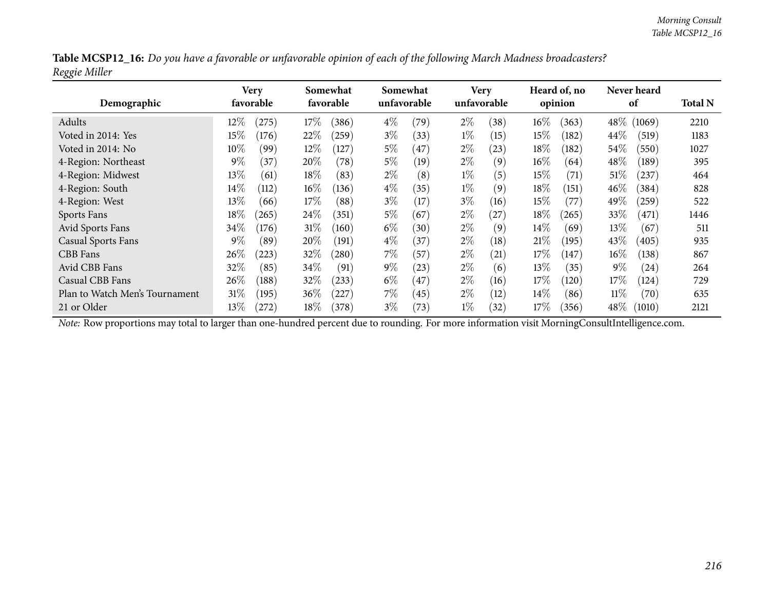**Table MCSP12_16:** *Do you have a favorable or unfavorable opinion of each of the following March Madness broadcasters?*
*Reggie Miller*

| Demographic | Very favorable | | Somewhat favorable | | Somewhat unfavorable | | Very unfavorable | | Heard of, no opinion | | Never heard of | | Total N |
|---|---|---|---|---|---|---|---|---|---|---|---|---|---|
| Adults | 12% | (275) | 17% | (386) | 4% | (79) | 2% | (38) | 16% | (363) | 48% | (1069) | 2210 |
| Voted in 2014: Yes | 15% | (176) | 22% | (259) | 3% | (33) | 1% | (15) | 15% | (182) | 44% | (519) | 1183 |
| Voted in 2014: No | 10% | (99) | 12% | (127) | 5% | (47) | 2% | (23) | 18% | (182) | 54% | (550) | 1027 |
| 4-Region: Northeast | 9% | (37) | 20% | (78) | 5% | (19) | 2% | (9) | 16% | (64) | 48% | (189) | 395 |
| 4-Region: Midwest | 13% | (61) | 18% | (83) | 2% | (8) | 1% | (5) | 15% | (71) | 51% | (237) | 464 |
| 4-Region: South | 14% | (112) | 16% | (136) | 4% | (35) | 1% | (9) | 18% | (151) | 46% | (384) | 828 |
| 4-Region: West | 13% | (66) | 17% | (88) | 3% | (17) | 3% | (16) | 15% | (77) | 49% | (259) | 522 |
| Sports Fans | 18% | (265) | 24% | (351) | 5% | (67) | 2% | (27) | 18% | (265) | 33% | (471) | 1446 |
| Avid Sports Fans | 34% | (176) | 31% | (160) | 6% | (30) | 2% | (9) | 14% | (69) | 13% | (67) | 511 |
| Casual Sports Fans | 9% | (89) | 20% | (191) | 4% | (37) | 2% | (18) | 21% | (195) | 43% | (405) | 935 |
| CBB Fans | 26% | (223) | 32% | (280) | 7% | (57) | 2% | (21) | 17% | (147) | 16% | (138) | 867 |
| Avid CBB Fans | 32% | (85) | 34% | (91) | 9% | (23) | 2% | (6) | 13% | (35) | 9% | (24) | 264 |
| Casual CBB Fans | 26% | (188) | 32% | (233) | 6% | (47) | 2% | (16) | 17% | (120) | 17% | (124) | 729 |
| Plan to Watch Men's Tournament | 31% | (195) | 36% | (227) | 7% | (45) | 2% | (12) | 14% | (86) | 11% | (70) | 635 |
| 21 or Older | 13% | (272) | 18% | (378) | 3% | (73) | 1% | (32) | 17% | (356) | 48% | (1010) | 2121 |

*Note:* Row proportions may total to larger than one-hundred percent due to rounding. For more information visit MorningConsultIntelligence.com.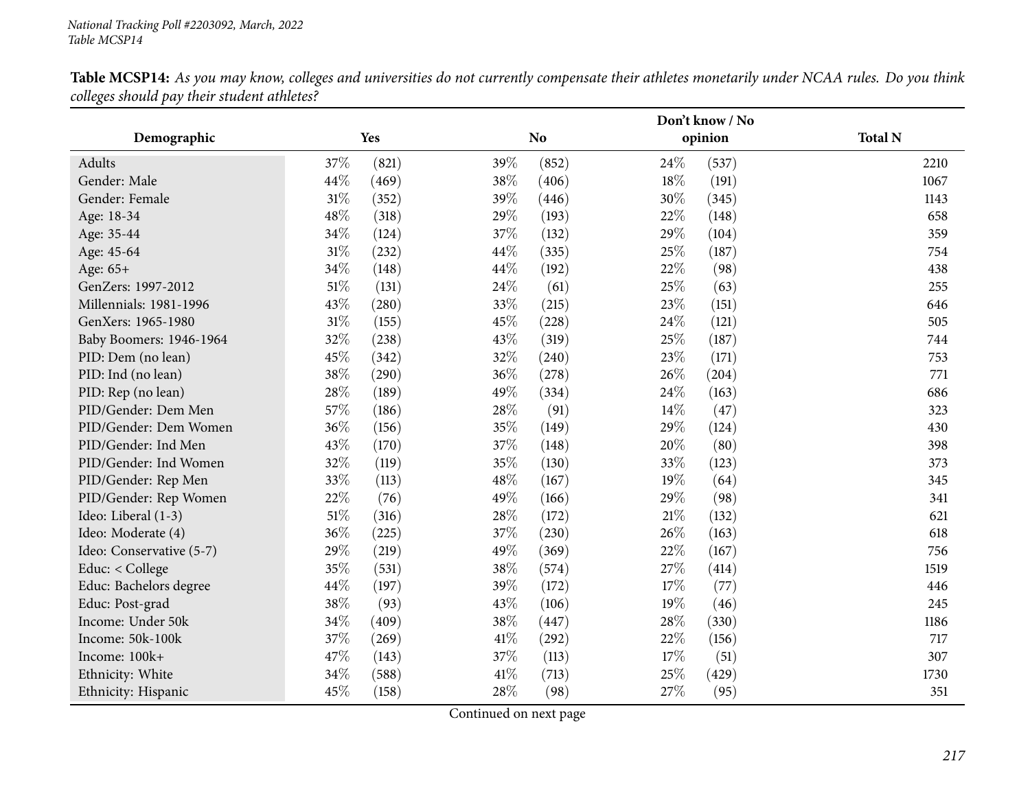**Table MCSP14:** *As you may know, colleges and universities do not currently compensate their athletes monetarily under NCAA rules. Do you think colleges should pay their student athletes?*

| Demographic | Yes | | No | | Don't know / No opinion | | Total N |
|---|---|---|---|---|---|---|---|
| Adults | 37% | (821) | 39% | (852) | 24% | (537) | 2210 |
| Gender: Male | 44% | (469) | 38% | (406) | 18% | (191) | 1067 |
| Gender: Female | 31% | (352) | 39% | (446) | 30% | (345) | 1143 |
| Age: 18-34 | 48% | (318) | 29% | (193) | 22% | (148) | 658 |
| Age: 35-44 | 34% | (124) | 37% | (132) | 29% | (104) | 359 |
| Age: 45-64 | 31% | (232) | 44% | (335) | 25% | (187) | 754 |
| Age: 65+ | 34% | (148) | 44% | (192) | 22% | (98) | 438 |
| GenZers: 1997-2012 | 51% | (131) | 24% | (61) | 25% | (63) | 255 |
| Millennials: 1981-1996 | 43% | (280) | 33% | (215) | 23% | (151) | 646 |
| GenXers: 1965-1980 | 31% | (155) | 45% | (228) | 24% | (121) | 505 |
| Baby Boomers: 1946-1964 | 32% | (238) | 43% | (319) | 25% | (187) | 744 |
| PID: Dem (no lean) | 45% | (342) | 32% | (240) | 23% | (171) | 753 |
| PID: Ind (no lean) | 38% | (290) | 36% | (278) | 26% | (204) | 771 |
| PID: Rep (no lean) | 28% | (189) | 49% | (334) | 24% | (163) | 686 |
| PID/Gender: Dem Men | 57% | (186) | 28% | (91) | 14% | (47) | 323 |
| PID/Gender: Dem Women | 36% | (156) | 35% | (149) | 29% | (124) | 430 |
| PID/Gender: Ind Men | 43% | (170) | 37% | (148) | 20% | (80) | 398 |
| PID/Gender: Ind Women | 32% | (119) | 35% | (130) | 33% | (123) | 373 |
| PID/Gender: Rep Men | 33% | (113) | 48% | (167) | 19% | (64) | 345 |
| PID/Gender: Rep Women | 22% | (76) | 49% | (166) | 29% | (98) | 341 |
| Ideo: Liberal (1-3) | 51% | (316) | 28% | (172) | 21% | (132) | 621 |
| Ideo: Moderate (4) | 36% | (225) | 37% | (230) | 26% | (163) | 618 |
| Ideo: Conservative (5-7) | 29% | (219) | 49% | (369) | 22% | (167) | 756 |
| Educ: < College | 35% | (531) | 38% | (574) | 27% | (414) | 1519 |
| Educ: Bachelors degree | 44% | (197) | 39% | (172) | 17% | (77) | 446 |
| Educ: Post-grad | 38% | (93) | 43% | (106) | 19% | (46) | 245 |
| Income: Under 50k | 34% | (409) | 38% | (447) | 28% | (330) | 1186 |
| Income: 50k-100k | 37% | (269) | 41% | (292) | 22% | (156) | 717 |
| Income: 100k+ | 47% | (143) | 37% | (113) | 17% | (51) | 307 |
| Ethnicity: White | 34% | (588) | 41% | (713) | 25% | (429) | 1730 |
| Ethnicity: Hispanic | 45% | (158) | 28% | (98) | 27% | (95) | 351 |

Continued on next page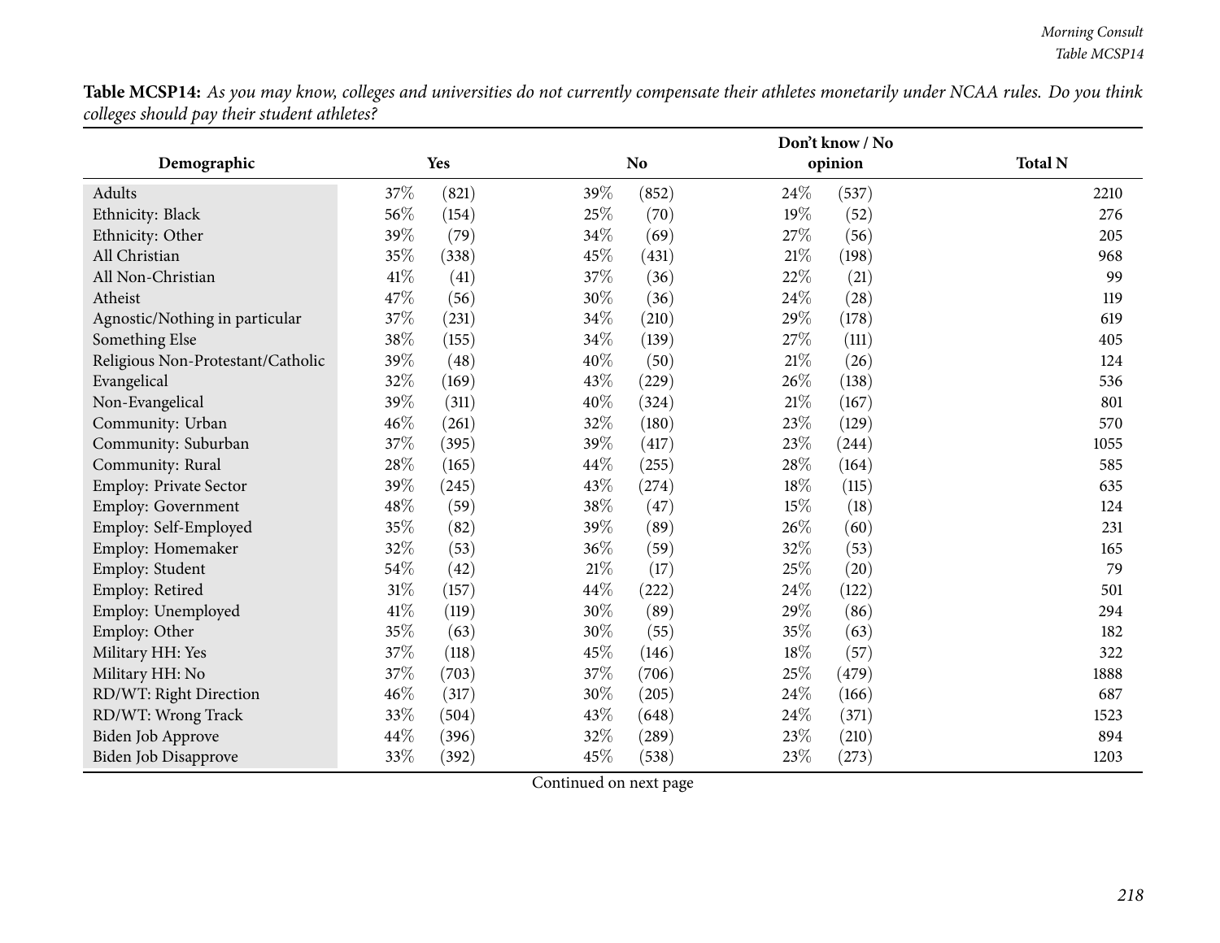**Table MCSP14:** *As you may know, colleges and universities do not currently compensate their athletes monetarily under NCAA rules. Do you think colleges should pay their student athletes?*

| Demographic | Yes | | No | | Don't know / No opinion | | Total N |
|---|---|---|---|---|---|---|---|
| Adults | 37% | (821) | 39% | (852) | 24% | (537) | 2210 |
| Ethnicity: Black | 56% | (154) | 25% | (70) | 19% | (52) | 276 |
| Ethnicity: Other | 39% | (79) | 34% | (69) | 27% | (56) | 205 |
| All Christian | 35% | (338) | 45% | (431) | 21% | (198) | 968 |
| All Non-Christian | 41% | (41) | 37% | (36) | 22% | (21) | 99 |
| Atheist | 47% | (56) | 30% | (36) | 24% | (28) | 119 |
| Agnostic/Nothing in particular | 37% | (231) | 34% | (210) | 29% | (178) | 619 |
| Something Else | 38% | (155) | 34% | (139) | 27% | (111) | 405 |
| Religious Non-Protestant/Catholic | 39% | (48) | 40% | (50) | 21% | (26) | 124 |
| Evangelical | 32% | (169) | 43% | (229) | 26% | (138) | 536 |
| Non-Evangelical | 39% | (311) | 40% | (324) | 21% | (167) | 801 |
| Community: Urban | 46% | (261) | 32% | (180) | 23% | (129) | 570 |
| Community: Suburban | 37% | (395) | 39% | (417) | 23% | (244) | 1055 |
| Community: Rural | 28% | (165) | 44% | (255) | 28% | (164) | 585 |
| Employ: Private Sector | 39% | (245) | 43% | (274) | 18% | (115) | 635 |
| Employ: Government | 48% | (59) | 38% | (47) | 15% | (18) | 124 |
| Employ: Self-Employed | 35% | (82) | 39% | (89) | 26% | (60) | 231 |
| Employ: Homemaker | 32% | (53) | 36% | (59) | 32% | (53) | 165 |
| Employ: Student | 54% | (42) | 21% | (17) | 25% | (20) | 79 |
| Employ: Retired | 31% | (157) | 44% | (222) | 24% | (122) | 501 |
| Employ: Unemployed | 41% | (119) | 30% | (89) | 29% | (86) | 294 |
| Employ: Other | 35% | (63) | 30% | (55) | 35% | (63) | 182 |
| Military HH: Yes | 37% | (118) | 45% | (146) | 18% | (57) | 322 |
| Military HH: No | 37% | (703) | 37% | (706) | 25% | (479) | 1888 |
| RD/WT: Right Direction | 46% | (317) | 30% | (205) | 24% | (166) | 687 |
| RD/WT: Wrong Track | 33% | (504) | 43% | (648) | 24% | (371) | 1523 |
| Biden Job Approve | 44% | (396) | 32% | (289) | 23% | (210) | 894 |
| Biden Job Disapprove | 33% | (392) | 45% | (538) | 23% | (273) | 1203 |

Continued on next page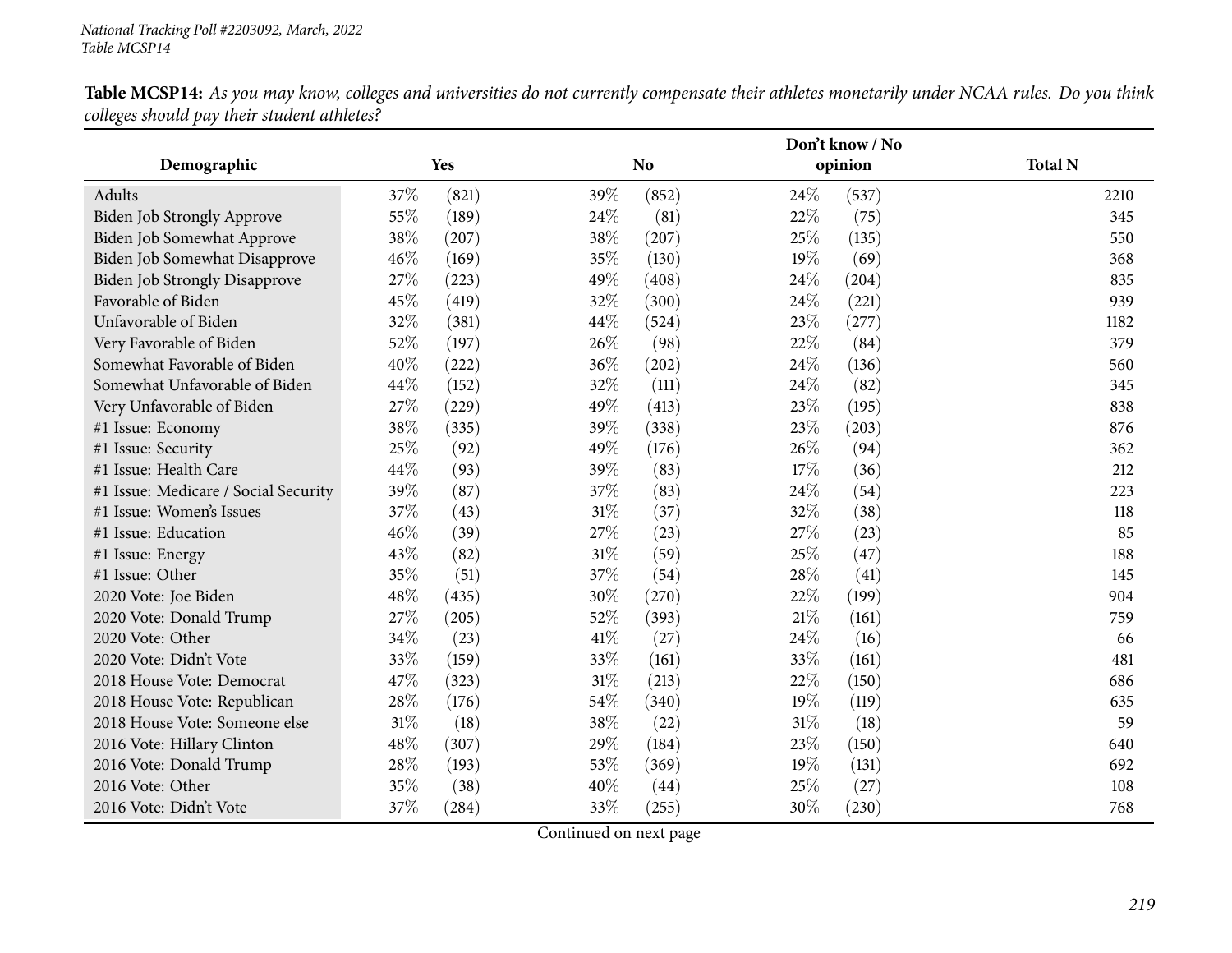**Table MCSP14:** *As you may know, colleges and universities do not currently compensate their athletes monetarily under NCAA rules. Do you think colleges should pay their student athletes?*

| Demographic | Yes | | No | | Don't know / No opinion | | Total N |
|---|---|---|---|---|---|---|---|
| Adults | 37% | (821) | 39% | (852) | 24% | (537) | 2210 |
| Biden Job Strongly Approve | 55% | (189) | 24% | (81) | 22% | (75) | 345 |
| Biden Job Somewhat Approve | 38% | (207) | 38% | (207) | 25% | (135) | 550 |
| Biden Job Somewhat Disapprove | 46% | (169) | 35% | (130) | 19% | (69) | 368 |
| Biden Job Strongly Disapprove | 27% | (223) | 49% | (408) | 24% | (204) | 835 |
| Favorable of Biden | 45% | (419) | 32% | (300) | 24% | (221) | 939 |
| Unfavorable of Biden | 32% | (381) | 44% | (524) | 23% | (277) | 1182 |
| Very Favorable of Biden | 52% | (197) | 26% | (98) | 22% | (84) | 379 |
| Somewhat Favorable of Biden | 40% | (222) | 36% | (202) | 24% | (136) | 560 |
| Somewhat Unfavorable of Biden | 44% | (152) | 32% | (111) | 24% | (82) | 345 |
| Very Unfavorable of Biden | 27% | (229) | 49% | (413) | 23% | (195) | 838 |
| #1 Issue: Economy | 38% | (335) | 39% | (338) | 23% | (203) | 876 |
| #1 Issue: Security | 25% | (92) | 49% | (176) | 26% | (94) | 362 |
| #1 Issue: Health Care | 44% | (93) | 39% | (83) | 17% | (36) | 212 |
| #1 Issue: Medicare / Social Security | 39% | (87) | 37% | (83) | 24% | (54) | 223 |
| #1 Issue: Women's Issues | 37% | (43) | 31% | (37) | 32% | (38) | 118 |
| #1 Issue: Education | 46% | (39) | 27% | (23) | 27% | (23) | 85 |
| #1 Issue: Energy | 43% | (82) | 31% | (59) | 25% | (47) | 188 |
| #1 Issue: Other | 35% | (51) | 37% | (54) | 28% | (41) | 145 |
| 2020 Vote: Joe Biden | 48% | (435) | 30% | (270) | 22% | (199) | 904 |
| 2020 Vote: Donald Trump | 27% | (205) | 52% | (393) | 21% | (161) | 759 |
| 2020 Vote: Other | 34% | (23) | 41% | (27) | 24% | (16) | 66 |
| 2020 Vote: Didn't Vote | 33% | (159) | 33% | (161) | 33% | (161) | 481 |
| 2018 House Vote: Democrat | 47% | (323) | 31% | (213) | 22% | (150) | 686 |
| 2018 House Vote: Republican | 28% | (176) | 54% | (340) | 19% | (119) | 635 |
| 2018 House Vote: Someone else | 31% | (18) | 38% | (22) | 31% | (18) | 59 |
| 2016 Vote: Hillary Clinton | 48% | (307) | 29% | (184) | 23% | (150) | 640 |
| 2016 Vote: Donald Trump | 28% | (193) | 53% | (369) | 19% | (131) | 692 |
| 2016 Vote: Other | 35% | (38) | 40% | (44) | 25% | (27) | 108 |
| 2016 Vote: Didn't Vote | 37% | (284) | 33% | (255) | 30% | (230) | 768 |

Continued on next page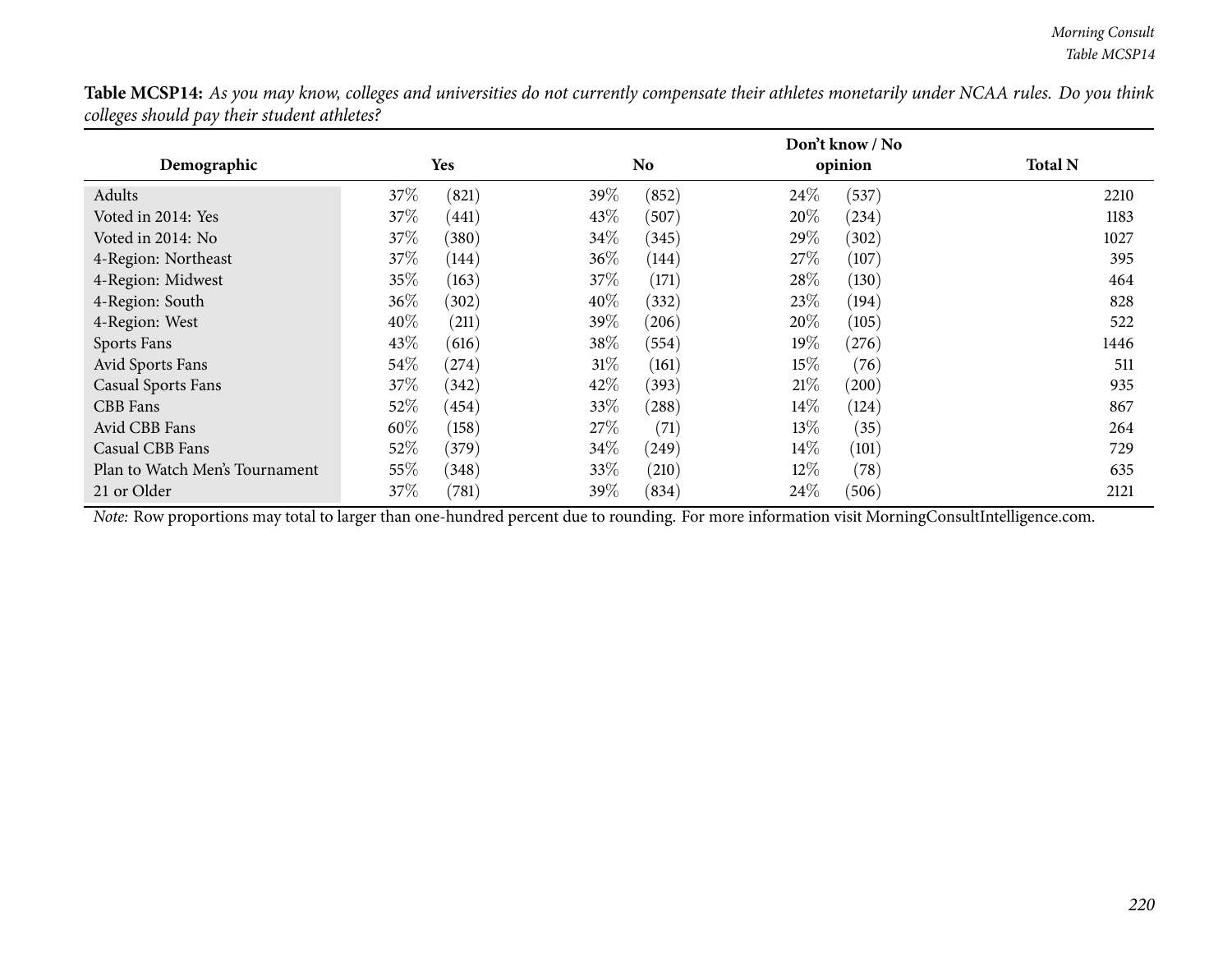**Table MCSP14:** *As you may know, colleges and universities do not currently compensate their athletes monetarily under NCAA rules. Do you think colleges should pay their student athletes?*

| Demographic | Yes | | No | | Don't know / No opinion | | Total N |
|---|---|---|---|---|---|---|---|
| Adults | 37% | (821) | 39% | (852) | 24% | (537) | 2210 |
| Voted in 2014: Yes | 37% | (441) | 43% | (507) | 20% | (234) | 1183 |
| Voted in 2014: No | 37% | (380) | 34% | (345) | 29% | (302) | 1027 |
| 4-Region: Northeast | 37% | (144) | 36% | (144) | 27% | (107) | 395 |
| 4-Region: Midwest | 35% | (163) | 37% | (171) | 28% | (130) | 464 |
| 4-Region: South | 36% | (302) | 40% | (332) | 23% | (194) | 828 |
| 4-Region: West | 40% | (211) | 39% | (206) | 20% | (105) | 522 |
| Sports Fans | 43% | (616) | 38% | (554) | 19% | (276) | 1446 |
| Avid Sports Fans | 54% | (274) | 31% | (161) | 15% | (76) | 511 |
| Casual Sports Fans | 37% | (342) | 42% | (393) | 21% | (200) | 935 |
| CBB Fans | 52% | (454) | 33% | (288) | 14% | (124) | 867 |
| Avid CBB Fans | 60% | (158) | 27% | (71) | 13% | (35) | 264 |
| Casual CBB Fans | 52% | (379) | 34% | (249) | 14% | (101) | 729 |
| Plan to Watch Men's Tournament | 55% | (348) | 33% | (210) | 12% | (78) | 635 |
| 21 or Older | 37% | (781) | 39% | (834) | 24% | (506) | 2121 |

*Note:* Row proportions may total to larger than one-hundred percent due to rounding. For more information visit MorningConsultIntelligence.com.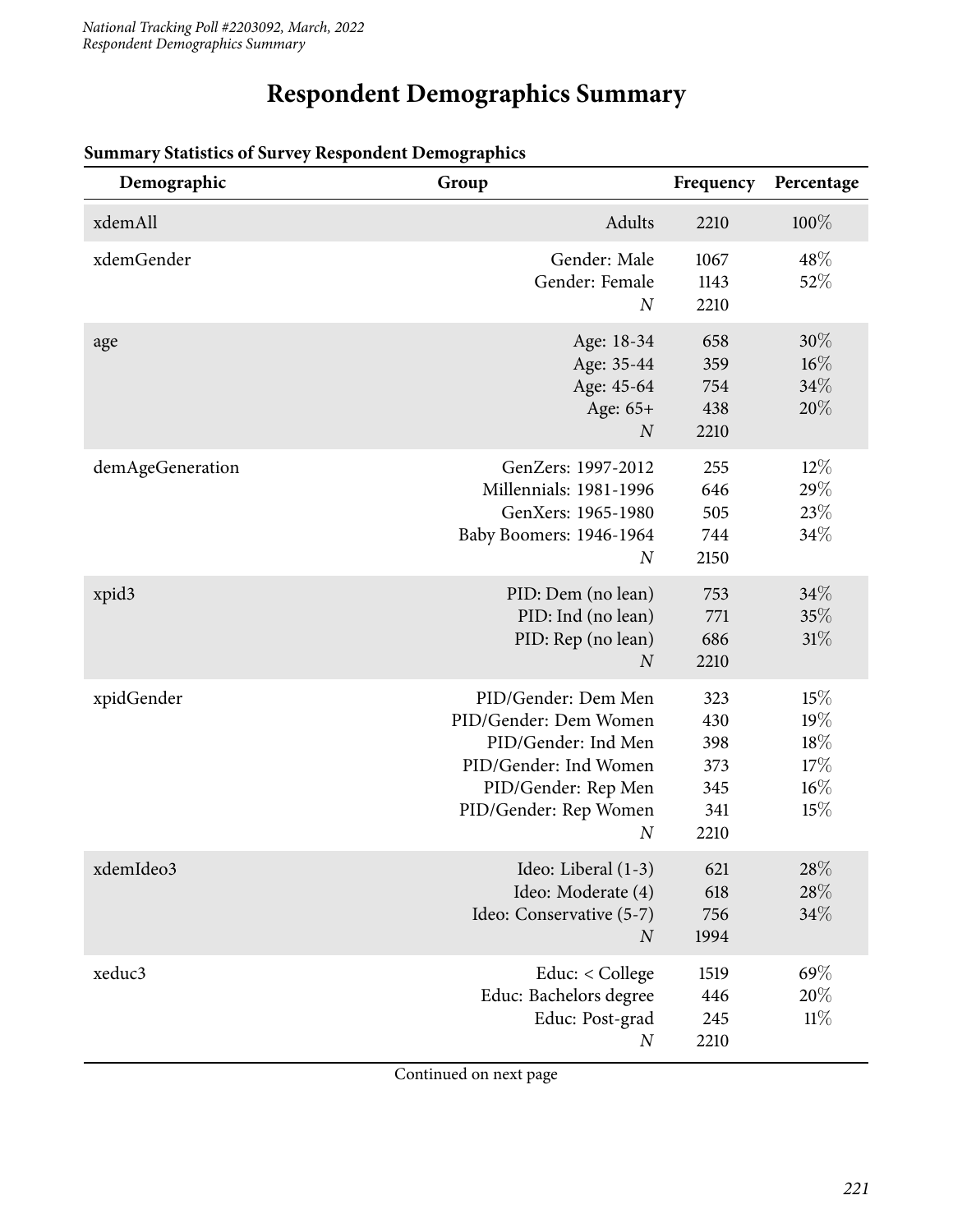# Respondent Demographics Summary

**Summary Statistics of Survey Respondent Demographics**

| Demographic | Group | Frequency | Percentage |
|---|---|---|---|
| xdemAll | Adults | 2210 | 100% |
| xdemGender | Gender: Male | 1067 | 48% |
| | Gender: Female | 1143 | 52% |
| | *N* | 2210 | |
| age | Age: 18-34 | 658 | 30% |
| | Age: 35-44 | 359 | 16% |
| | Age: 45-64 | 754 | 34% |
| | Age: 65+ | 438 | 20% |
| | *N* | 2210 | |
| demAgeGeneration | GenZers: 1997-2012 | 255 | 12% |
| | Millennials: 1981-1996 | 646 | 29% |
| | GenXers: 1965-1980 | 505 | 23% |
| | Baby Boomers: 1946-1964 | 744 | 34% |
| | *N* | 2150 | |
| xpid3 | PID: Dem (no lean) | 753 | 34% |
| | PID: Ind (no lean) | 771 | 35% |
| | PID: Rep (no lean) | 686 | 31% |
| | *N* | 2210 | |
| xpidGender | PID/Gender: Dem Men | 323 | 15% |
| | PID/Gender: Dem Women | 430 | 19% |
| | PID/Gender: Ind Men | 398 | 18% |
| | PID/Gender: Ind Women | 373 | 17% |
| | PID/Gender: Rep Men | 345 | 16% |
| | PID/Gender: Rep Women | 341 | 15% |
| | *N* | 2210 | |
| xdemIdeo3 | Ideo: Liberal (1-3) | 621 | 28% |
| | Ideo: Moderate (4) | 618 | 28% |
| | Ideo: Conservative (5-7) | 756 | 34% |
| | *N* | 1994 | |
| xeduc3 | Educ: < College | 1519 | 69% |
| | Educ: Bachelors degree | 446 | 20% |
| | Educ: Post-grad | 245 | 11% |
| | *N* | 2210 | |

Continued on next page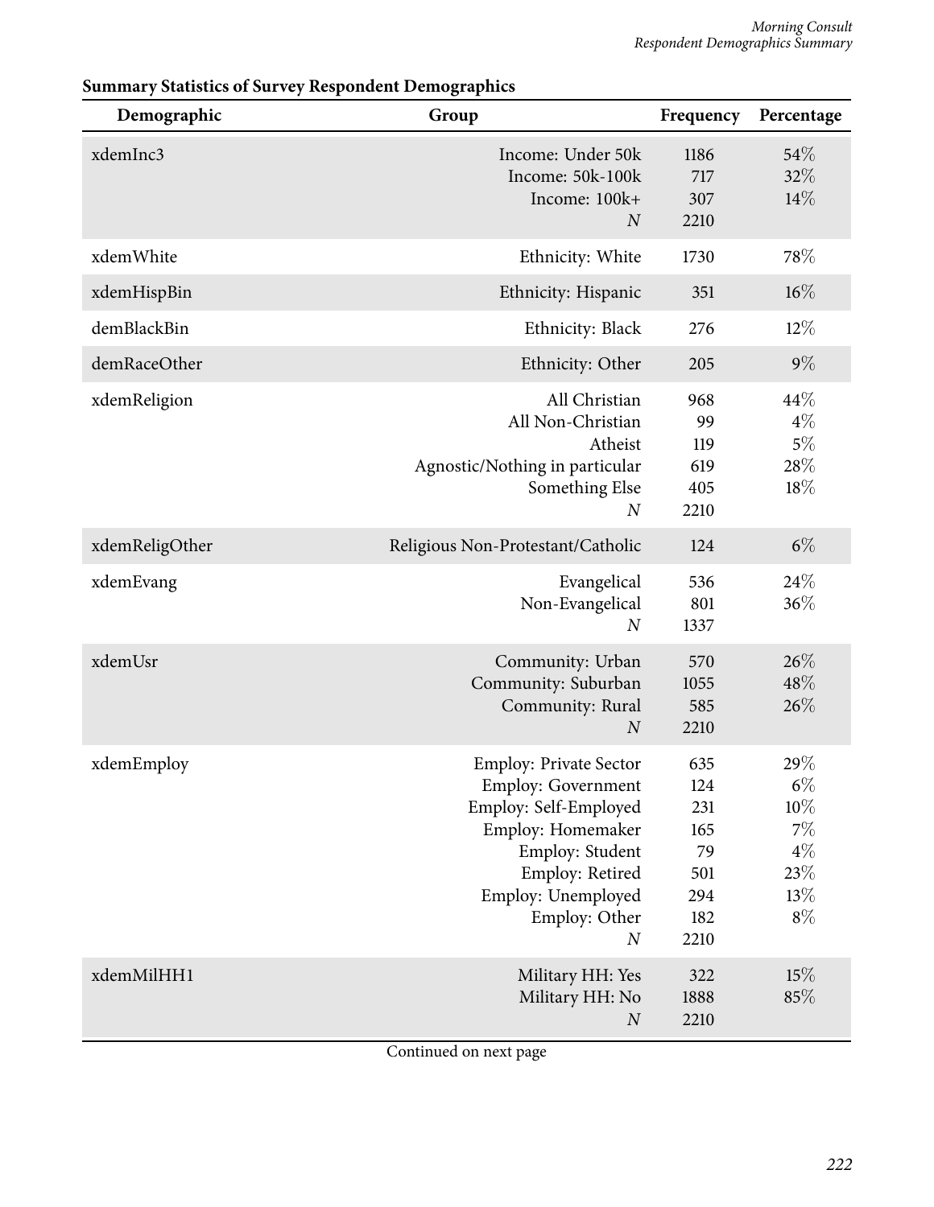**Summary Statistics of Survey Respondent Demographics**

| Demographic | Group | Frequency | Percentage |
|---|---|---|---|
| xdemInc3 | Income: Under 50k | 1186 | 54% |
| | Income: 50k-100k | 717 | 32% |
| | Income: 100k+ | 307 | 14% |
| | *N* | 2210 | |
| xdemWhite | Ethnicity: White | 1730 | 78% |
| xdemHispBin | Ethnicity: Hispanic | 351 | 16% |
| demBlackBin | Ethnicity: Black | 276 | 12% |
| demRaceOther | Ethnicity: Other | 205 | 9% |
| xdemReligion | All Christian | 968 | 44% |
| | All Non-Christian | 99 | 4% |
| | Atheist | 119 | 5% |
| | Agnostic/Nothing in particular | 619 | 28% |
| | Something Else | 405 | 18% |
| | *N* | 2210 | |
| xdemReligOther | Religious Non-Protestant/Catholic | 124 | 6% |
| xdemEvang | Evangelical | 536 | 24% |
| | Non-Evangelical | 801 | 36% |
| | *N* | 1337 | |
| xdemUsr | Community: Urban | 570 | 26% |
| | Community: Suburban | 1055 | 48% |
| | Community: Rural | 585 | 26% |
| | *N* | 2210 | |
| xdemEmploy | Employ: Private Sector | 635 | 29% |
| | Employ: Government | 124 | 6% |
| | Employ: Self-Employed | 231 | 10% |
| | Employ: Homemaker | 165 | 7% |
| | Employ: Student | 79 | 4% |
| | Employ: Retired | 501 | 23% |
| | Employ: Unemployed | 294 | 13% |
| | Employ: Other | 182 | 8% |
| | *N* | 2210 | |
| xdemMilHH1 | Military HH: Yes | 322 | 15% |
| | Military HH: No | 1888 | 85% |
| | *N* | 2210 | |

Continued on next page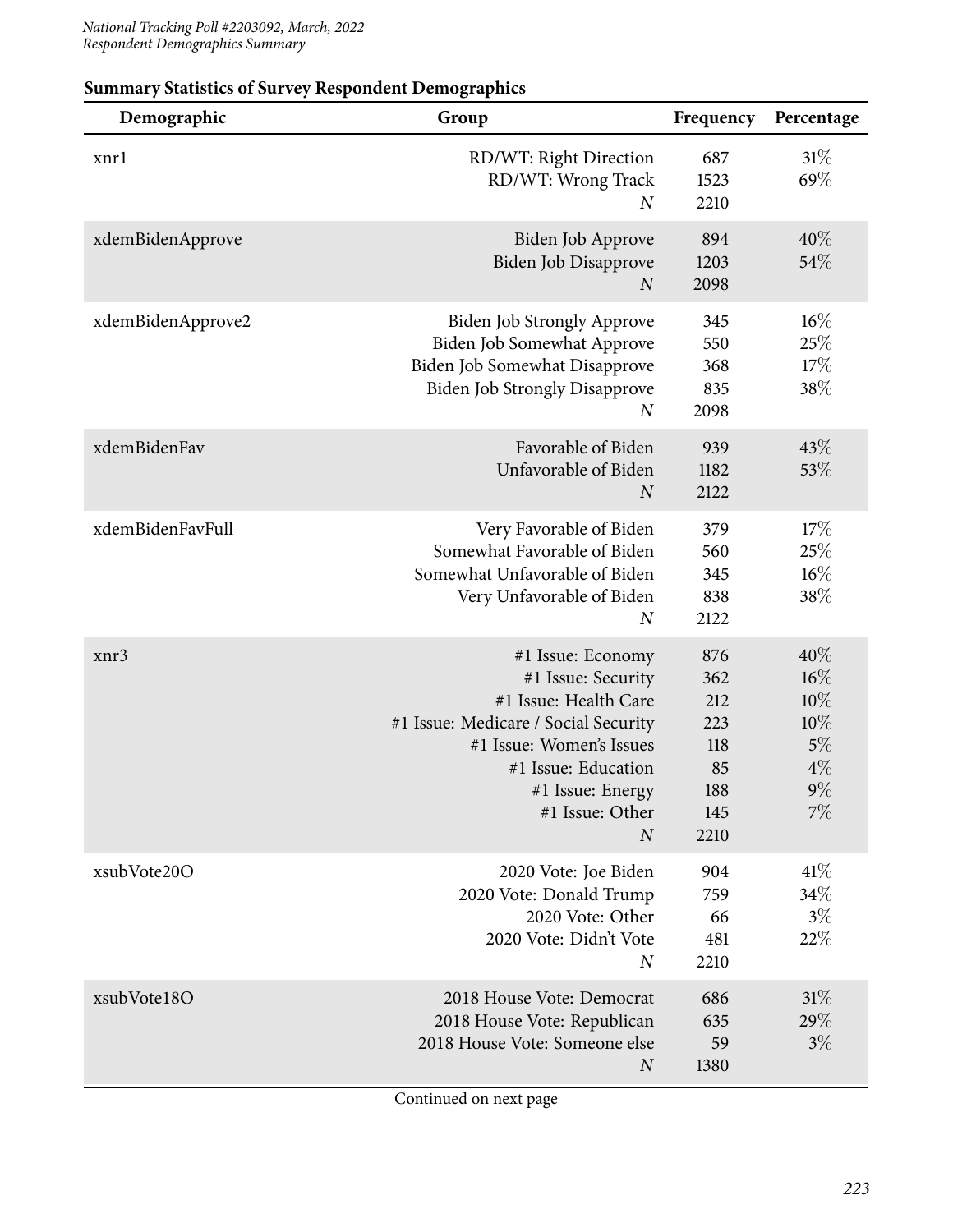## Summary Statistics of Survey Respondent Demographics

| Demographic | Group | Frequency | Percentage |
|---|---|---|---|
| xnr1 | RD/WT: Right Direction | 687 | 31% |
| | RD/WT: Wrong Track | 1523 | 69% |
| | *N* | 2210 | |
| xdemBidenApprove | Biden Job Approve | 894 | 40% |
| | Biden Job Disapprove | 1203 | 54% |
| | *N* | 2098 | |
| xdemBidenApprove2 | Biden Job Strongly Approve | 345 | 16% |
| | Biden Job Somewhat Approve | 550 | 25% |
| | Biden Job Somewhat Disapprove | 368 | 17% |
| | Biden Job Strongly Disapprove | 835 | 38% |
| | *N* | 2098 | |
| xdemBidenFav | Favorable of Biden | 939 | 43% |
| | Unfavorable of Biden | 1182 | 53% |
| | *N* | 2122 | |
| xdemBidenFavFull | Very Favorable of Biden | 379 | 17% |
| | Somewhat Favorable of Biden | 560 | 25% |
| | Somewhat Unfavorable of Biden | 345 | 16% |
| | Very Unfavorable of Biden | 838 | 38% |
| | *N* | 2122 | |
| xnr3 | #1 Issue: Economy | 876 | 40% |
| | #1 Issue: Security | 362 | 16% |
| | #1 Issue: Health Care | 212 | 10% |
| | #1 Issue: Medicare / Social Security | 223 | 10% |
| | #1 Issue: Women's Issues | 118 | 5% |
| | #1 Issue: Education | 85 | 4% |
| | #1 Issue: Energy | 188 | 9% |
| | #1 Issue: Other | 145 | 7% |
| | *N* | 2210 | |
| xsubVote20O | 2020 Vote: Joe Biden | 904 | 41% |
| | 2020 Vote: Donald Trump | 759 | 34% |
| | 2020 Vote: Other | 66 | 3% |
| | 2020 Vote: Didn't Vote | 481 | 22% |
| | *N* | 2210 | |
| xsubVote18O | 2018 House Vote: Democrat | 686 | 31% |
| | 2018 House Vote: Republican | 635 | 29% |
| | 2018 House Vote: Someone else | 59 | 3% |
| | *N* | 1380 | |

Continued on next page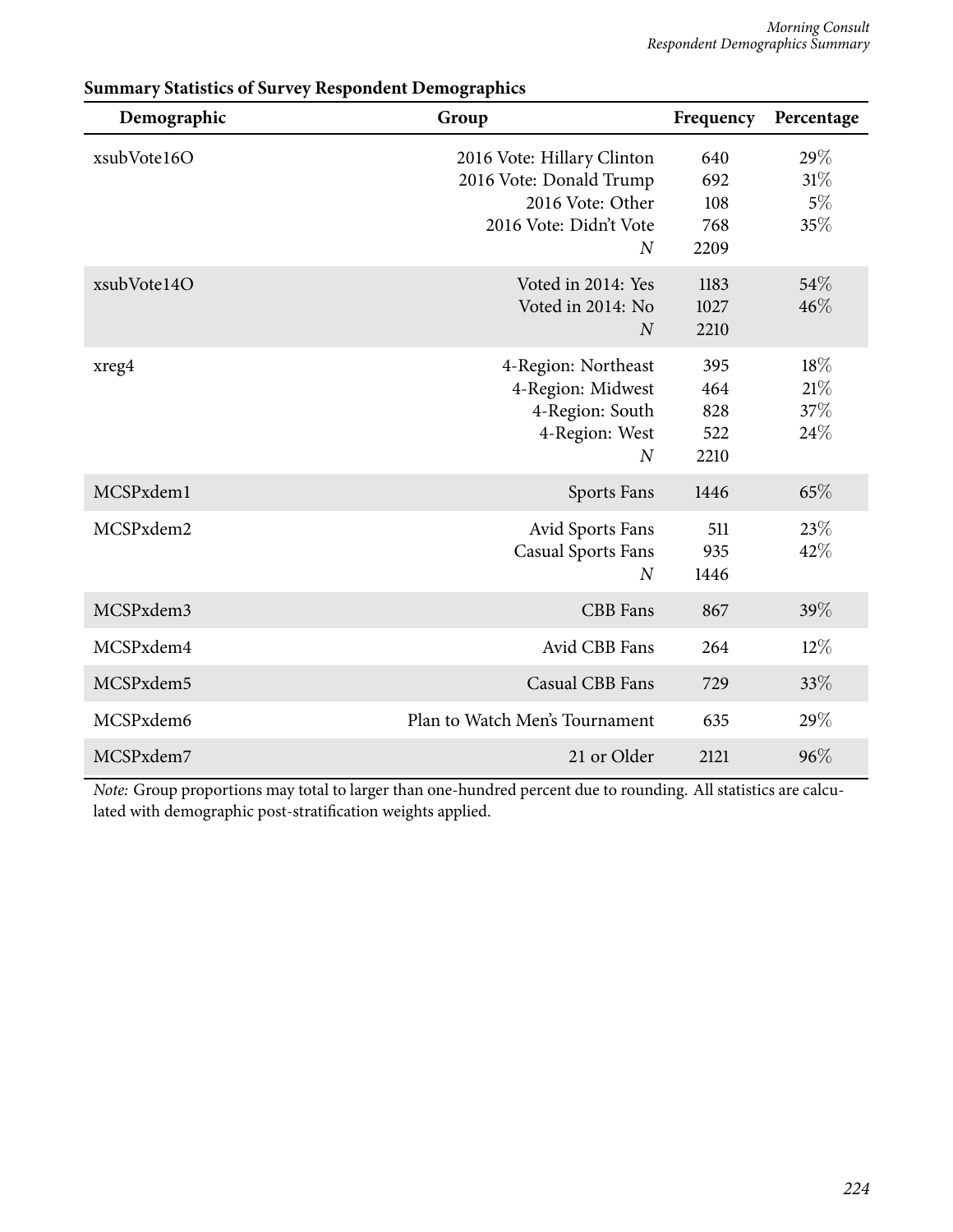**Summary Statistics of Survey Respondent Demographics**

| Demographic | Group | Frequency | Percentage |
|---|---|---|---|
| xsubVote16O | 2016 Vote: Hillary Clinton | 640 | 29% |
| | 2016 Vote: Donald Trump | 692 | 31% |
| | 2016 Vote: Other | 108 | 5% |
| | 2016 Vote: Didn't Vote | 768 | 35% |
| | *N* | 2209 | |
| xsubVote14O | Voted in 2014: Yes | 1183 | 54% |
| | Voted in 2014: No | 1027 | 46% |
| | *N* | 2210 | |
| xreg4 | 4-Region: Northeast | 395 | 18% |
| | 4-Region: Midwest | 464 | 21% |
| | 4-Region: South | 828 | 37% |
| | 4-Region: West | 522 | 24% |
| | *N* | 2210 | |
| MCSPxdem1 | Sports Fans | 1446 | 65% |
| MCSPxdem2 | Avid Sports Fans | 511 | 23% |
| | Casual Sports Fans | 935 | 42% |
| | *N* | 1446 | |
| MCSPxdem3 | CBB Fans | 867 | 39% |
| MCSPxdem4 | Avid CBB Fans | 264 | 12% |
| MCSPxdem5 | Casual CBB Fans | 729 | 33% |
| MCSPxdem6 | Plan to Watch Men's Tournament | 635 | 29% |
| MCSPxdem7 | 21 or Older | 2121 | 96% |

*Note:* Group proportions may total to larger than one-hundred percent due to rounding. All statistics are calculated with demographic post-stratification weights applied.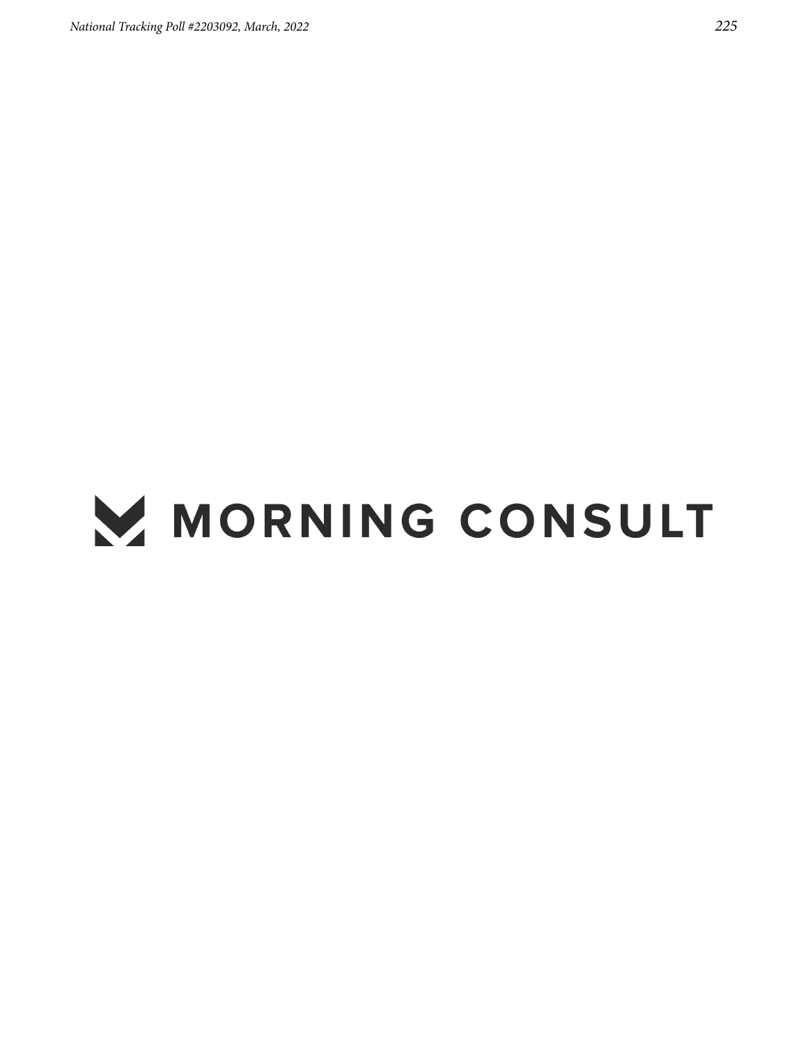MORNING CONSULT